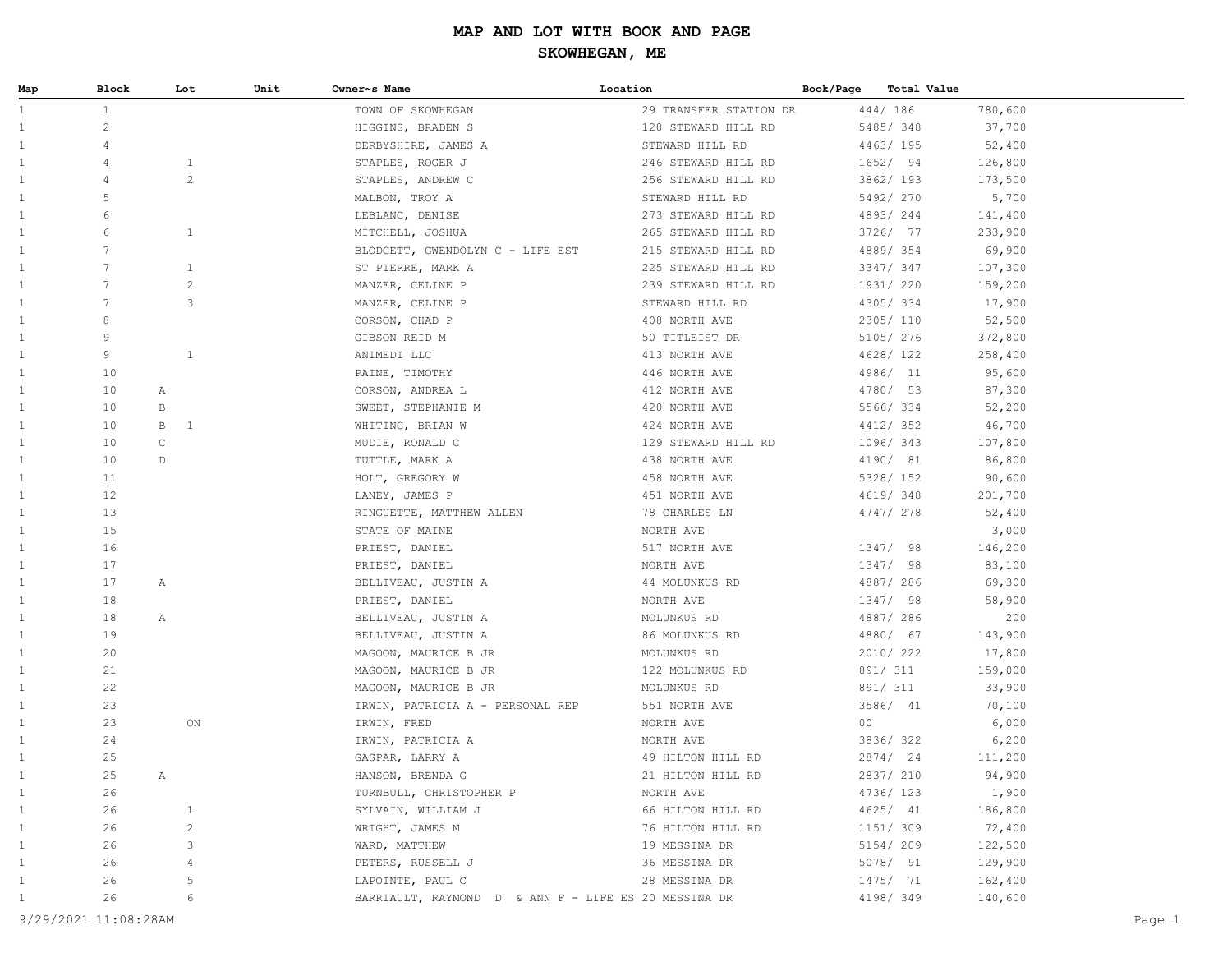# MAP AND LOT WITH BOOK AND PAGE

## SKOWHEGAN, ME

| Map | Block | Lot | Unit | Owner~s Name | Location | Book/Page | Total Value |
|---|---|---|---|---|---|---|---|
| 1 | 1 | | | TOWN OF SKOWHEGAN | 29 TRANSFER STATION DR | 444/ 186 | 780,600 |
| 1 | 2 | | | HIGGINS, BRADEN S | 120 STEWARD HILL RD | 5485/ 348 | 37,700 |
| 1 | 4 | | | DERBYSHIRE, JAMES A | STEWARD HILL RD | 4463/ 195 | 52,400 |
| 1 | 4 | 1 | | STAPLES, ROGER J | 246 STEWARD HILL RD | 1652/ 94 | 126,800 |
| 1 | 4 | 2 | | STAPLES, ANDREW C | 256 STEWARD HILL RD | 3862/ 193 | 173,500 |
| 1 | 5 | | | MALBON, TROY A | STEWARD HILL RD | 5492/ 270 | 5,700 |
| 1 | 6 | | | LEBLANC, DENISE | 273 STEWARD HILL RD | 4893/ 244 | 141,400 |
| 1 | 6 | 1 | | MITCHELL, JOSHUA | 265 STEWARD HILL RD | 3726/ 77 | 233,900 |
| 1 | 7 | | | BLODGETT, GWENDOLYN C - LIFE EST | 215 STEWARD HILL RD | 4889/ 354 | 69,900 |
| 1 | 7 | 1 | | ST PIERRE, MARK A | 225 STEWARD HILL RD | 3347/ 347 | 107,300 |
| 1 | 7 | 2 | | MANZER, CELINE P | 239 STEWARD HILL RD | 1931/ 220 | 159,200 |
| 1 | 7 | 3 | | MANZER, CELINE P | STEWARD HILL RD | 4305/ 334 | 17,900 |
| 1 | 8 | | | CORSON, CHAD P | 408 NORTH AVE | 2305/ 110 | 52,500 |
| 1 | 9 | | | GIBSON REID M | 50 TITLEIST DR | 5105/ 276 | 372,800 |
| 1 | 9 | 1 | | ANIMEDI LLC | 413 NORTH AVE | 4628/ 122 | 258,400 |
| 1 | 10 | | | PAINE, TIMOTHY | 446 NORTH AVE | 4986/ 11 | 95,600 |
| 1 | 10 | A | | CORSON, ANDREA L | 412 NORTH AVE | 4780/ 53 | 87,300 |
| 1 | 10 | B | | SWEET, STEPHANIE M | 420 NORTH AVE | 5566/ 334 | 52,200 |
| 1 | 10 | B 1 | | WHITING, BRIAN W | 424 NORTH AVE | 4412/ 352 | 46,700 |
| 1 | 10 | C | | MUDIE, RONALD C | 129 STEWARD HILL RD | 1096/ 343 | 107,800 |
| 1 | 10 | D | | TUTTLE, MARK A | 438 NORTH AVE | 4190/ 81 | 86,800 |
| 1 | 11 | | | HOLT, GREGORY W | 458 NORTH AVE | 5328/ 152 | 90,600 |
| 1 | 12 | | | LANEY, JAMES P | 451 NORTH AVE | 4619/ 348 | 201,700 |
| 1 | 13 | | | RINGUETTE, MATTHEW ALLEN | 78 CHARLES LN | 4747/ 278 | 52,400 |
| 1 | 15 | | | STATE OF MAINE | NORTH AVE | | 3,000 |
| 1 | 16 | | | PRIEST, DANIEL | 517 NORTH AVE | 1347/ 98 | 146,200 |
| 1 | 17 | | | PRIEST, DANIEL | NORTH AVE | 1347/ 98 | 83,100 |
| 1 | 17 | A | | BELLIVEAU, JUSTIN A | 44 MOLUNKUS RD | 4887/ 286 | 69,300 |
| 1 | 18 | | | PRIEST, DANIEL | NORTH AVE | 1347/ 98 | 58,900 |
| 1 | 18 | A | | BELLIVEAU, JUSTIN A | MOLUNKUS RD | 4887/ 286 | 200 |
| 1 | 19 | | | BELLIVEAU, JUSTIN A | 86 MOLUNKUS RD | 4880/ 67 | 143,900 |
| 1 | 20 | | | MAGOON, MAURICE B JR | MOLUNKUS RD | 2010/ 222 | 17,800 |
| 1 | 21 | | | MAGOON, MAURICE B JR | 122 MOLUNKUS RD | 891/ 311 | 159,000 |
| 1 | 22 | | | MAGOON, MAURICE B JR | MOLUNKUS RD | 891/ 311 | 33,900 |
| 1 | 23 | | | IRWIN, PATRICIA A - PERSONAL REP | 551 NORTH AVE | 3586/ 41 | 70,100 |
| 1 | 23 | ON | | IRWIN, FRED | NORTH AVE | 00 | 6,000 |
| 1 | 24 | | | IRWIN, PATRICIA A | NORTH AVE | 3836/ 322 | 6,200 |
| 1 | 25 | | | GASPAR, LARRY A | 49 HILTON HILL RD | 2874/ 24 | 111,200 |
| 1 | 25 | A | | HANSON, BRENDA G | 21 HILTON HILL RD | 2837/ 210 | 94,900 |
| 1 | 26 | | | TURNBULL, CHRISTOPHER P | NORTH AVE | 4736/ 123 | 1,900 |
| 1 | 26 | 1 | | SYLVAIN, WILLIAM J | 66 HILTON HILL RD | 4625/ 41 | 186,800 |
| 1 | 26 | 2 | | WRIGHT, JAMES M | 76 HILTON HILL RD | 1151/ 309 | 72,400 |
| 1 | 26 | 3 | | WARD, MATTHEW | 19 MESSINA DR | 5154/ 209 | 122,500 |
| 1 | 26 | 4 | | PETERS, RUSSELL J | 36 MESSINA DR | 5078/ 91 | 129,900 |
| 1 | 26 | 5 | | LAPOINTE, PAUL C | 28 MESSINA DR | 1475/ 71 | 162,400 |
| 1 | 26 | 6 | | BARRIAULT, RAYMOND D & ANN F - LIFE ES | 20 MESSINA DR | 4198/ 349 | 140,600 |

9/29/2021 11:08:28AM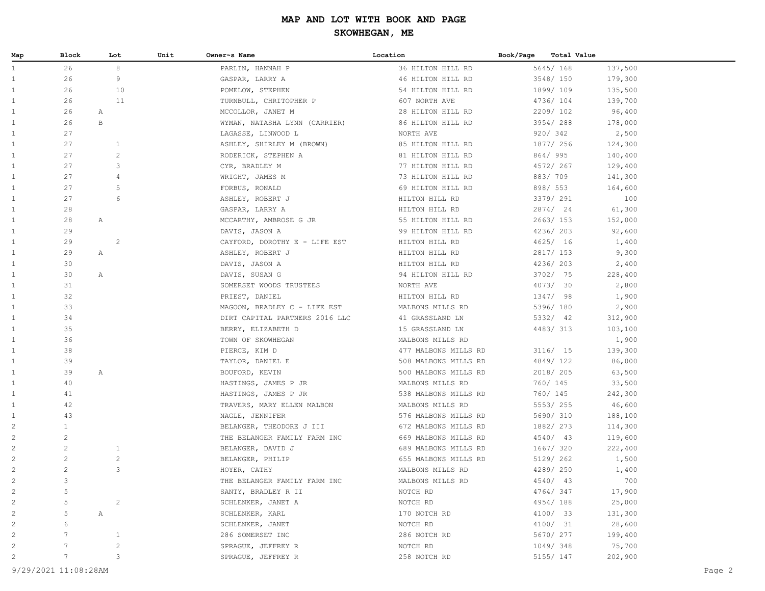# MAP AND LOT WITH BOOK AND PAGE

## SKOWHEGAN, ME

| Map | Block | Lot | Unit | Owner~s Name | Location | Book/Page | Total Value |
|---|---|---|---|---|---|---|---|
| 1 | 26 | 8 | | PARLIN, HANNAH P | 36 HILTON HILL RD | 5645/ 168 | 137,500 |
| 1 | 26 | 9 | | GASPAR, LARRY A | 46 HILTON HILL RD | 3548/ 150 | 179,300 |
| 1 | 26 | 10 | | POMELOW, STEPHEN | 54 HILTON HILL RD | 1899/ 109 | 135,500 |
| 1 | 26 | 11 | | TURNBULL, CHRITOPHER P | 607 NORTH AVE | 4736/ 104 | 139,700 |
| 1 | 26 | A | | MCCOLLOR, JANET M | 28 HILTON HILL RD | 2209/ 102 | 96,400 |
| 1 | 26 | B | | WYMAN, NATASHA LYNN (CARRIER) | 86 HILTON HILL RD | 3954/ 288 | 178,000 |
| 1 | 27 | | | LAGASSE, LINWOOD L | NORTH AVE | 920/ 342 | 2,500 |
| 1 | 27 | 1 | | ASHLEY, SHIRLEY M (BROWN) | 85 HILTON HILL RD | 1877/ 256 | 124,300 |
| 1 | 27 | 2 | | RODERICK, STEPHEN A | 81 HILTON HILL RD | 864/ 995 | 140,400 |
| 1 | 27 | 3 | | CYR, BRADLEY M | 77 HILTON HILL RD | 4572/ 267 | 129,400 |
| 1 | 27 | 4 | | WRIGHT, JAMES M | 73 HILTON HILL RD | 883/ 709 | 141,300 |
| 1 | 27 | 5 | | FORBUS, RONALD | 69 HILTON HILL RD | 898/ 553 | 164,600 |
| 1 | 27 | 6 | | ASHLEY, ROBERT J | HILTON HILL RD | 3379/ 291 | 100 |
| 1 | 28 | | | GASPAR, LARRY A | HILTON HILL RD | 2874/ 24 | 61,300 |
| 1 | 28 | A | | MCCARTHY, AMBROSE G JR | 55 HILTON HILL RD | 2663/ 153 | 152,000 |
| 1 | 29 | | | DAVIS, JASON A | 99 HILTON HILL RD | 4236/ 203 | 92,600 |
| 1 | 29 | 2 | | CAYFORD, DOROTHY E - LIFE EST | HILTON HILL RD | 4625/ 16 | 1,400 |
| 1 | 29 | A | | ASHLEY, ROBERT J | HILTON HILL RD | 2817/ 153 | 9,300 |
| 1 | 30 | | | DAVIS, JASON A | HILTON HILL RD | 4236/ 203 | 2,400 |
| 1 | 30 | A | | DAVIS, SUSAN G | 94 HILTON HILL RD | 3702/ 75 | 228,400 |
| 1 | 31 | | | SOMERSET WOODS TRUSTEES | NORTH AVE | 4073/ 30 | 2,800 |
| 1 | 32 | | | PRIEST, DANIEL | HILTON HILL RD | 1347/ 98 | 1,900 |
| 1 | 33 | | | MAGOON, BRADLEY C - LIFE EST | MALBONS MILLS RD | 5396/ 180 | 2,900 |
| 1 | 34 | | | DIRT CAPITAL PARTNERS 2016 LLC | 41 GRASSLAND LN | 5332/ 42 | 312,900 |
| 1 | 35 | | | BERRY, ELIZABETH D | 15 GRASSLAND LN | 4483/ 313 | 103,100 |
| 1 | 36 | | | TOWN OF SKOWHEGAN | MALBONS MILLS RD | | 1,900 |
| 1 | 38 | | | PIERCE, KIM D | 477 MALBONS MILLS RD | 3116/ 15 | 139,300 |
| 1 | 39 | | | TAYLOR, DANIEL E | 508 MALBONS MILLS RD | 4849/ 122 | 86,000 |
| 1 | 39 | A | | BOUFORD, KEVIN | 500 MALBONS MILLS RD | 2018/ 205 | 63,500 |
| 1 | 40 | | | HASTINGS, JAMES P JR | MALBONS MILLS RD | 760/ 145 | 33,500 |
| 1 | 41 | | | HASTINGS, JAMES P JR | 538 MALBONS MILLS RD | 760/ 145 | 242,300 |
| 1 | 42 | | | TRAVERS, MARY ELLEN MALBON | MALBONS MILLS RD | 5553/ 255 | 46,600 |
| 1 | 43 | | | NAGLE, JENNIFER | 576 MALBONS MILLS RD | 5690/ 310 | 188,100 |
| 2 | 1 | | | BELANGER, THEODORE J III | 672 MALBONS MILLS RD | 1882/ 273 | 114,300 |
| 2 | 2 | | | THE BELANGER FAMILY FARM INC | 669 MALBONS MILLS RD | 4540/ 43 | 119,600 |
| 2 | 2 | 1 | | BELANGER, DAVID J | 689 MALBONS MILLS RD | 1667/ 320 | 222,400 |
| 2 | 2 | 2 | | BELANGER, PHILIP | 655 MALBONS MILLS RD | 5129/ 262 | 1,500 |
| 2 | 2 | 3 | | HOYER, CATHY | MALBONS MILLS RD | 4289/ 250 | 1,400 |
| 2 | 3 | | | THE BELANGER FAMILY FARM INC | MALBONS MILLS RD | 4540/ 43 | 700 |
| 2 | 5 | | | SANTY, BRADLEY R II | NOTCH RD | 4764/ 347 | 17,900 |
| 2 | 5 | 2 | | SCHLENKER, JANET A | NOTCH RD | 4954/ 188 | 25,000 |
| 2 | 5 | A | | SCHLENKER, KARL | 170 NOTCH RD | 4100/ 33 | 131,300 |
| 2 | 6 | | | SCHLENKER, JANET | NOTCH RD | 4100/ 31 | 28,600 |
| 2 | 7 | 1 | | 286 SOMERSET INC | 286 NOTCH RD | 5670/ 277 | 199,400 |
| 2 | 7 | 2 | | SPRAGUE, JEFFREY R | NOTCH RD | 1049/ 348 | 75,700 |
| 2 | 7 | 3 | | SPRAGUE, JEFFREY R | 258 NOTCH RD | 5155/ 147 | 202,900 |

9/29/2021 11:08:28AM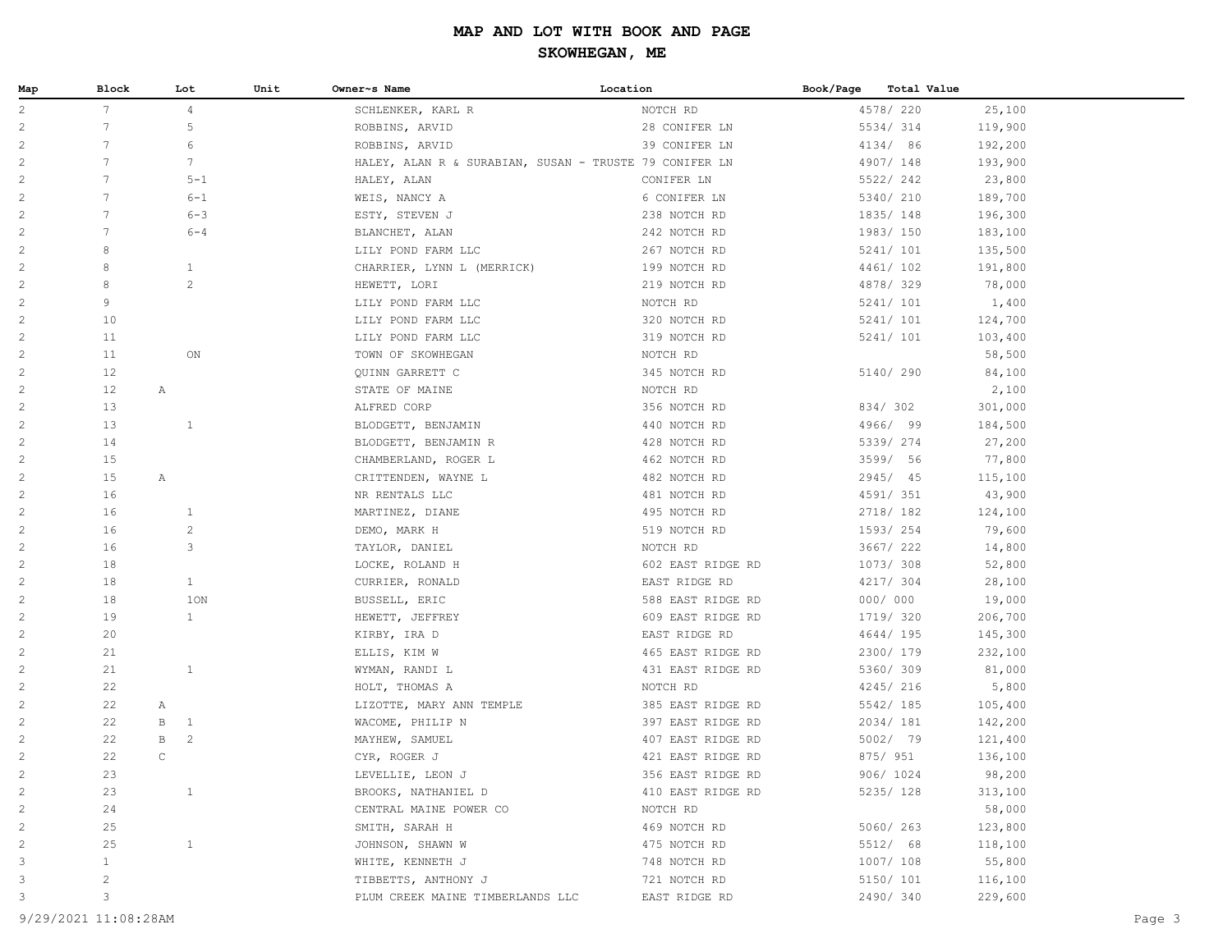# MAP AND LOT WITH BOOK AND PAGE

## SKOWHEGAN, ME

| Map | Block | Lot | Unit | Owner~s Name | Location | Book/Page | Total Value |
|---|---|---|---|---|---|---|---|
| 2 | 7 | 4 | | SCHLENKER, KARL R | NOTCH RD | 4578/ 220 | 25,100 |
| 2 | 7 | 5 | | ROBBINS, ARVID | 28 CONIFER LN | 5534/ 314 | 119,900 |
| 2 | 7 | 6 | | ROBBINS, ARVID | 39 CONIFER LN | 4134/ 86 | 192,200 |
| 2 | 7 | 7 | | HALEY, ALAN R & SURABIAN, SUSAN - TRUSTE | 79 CONIFER LN | 4907/ 148 | 193,900 |
| 2 | 7 | 5-1 | | HALEY, ALAN | CONIFER LN | 5522/ 242 | 23,800 |
| 2 | 7 | 6-1 | | WEIS, NANCY A | 6 CONIFER LN | 5340/ 210 | 189,700 |
| 2 | 7 | 6-3 | | ESTY, STEVEN J | 238 NOTCH RD | 1835/ 148 | 196,300 |
| 2 | 7 | 6-4 | | BLANCHET, ALAN | 242 NOTCH RD | 1983/ 150 | 183,100 |
| 2 | 8 | | | LILY POND FARM LLC | 267 NOTCH RD | 5241/ 101 | 135,500 |
| 2 | 8 | 1 | | CHARRIER, LYNN L (MERRICK) | 199 NOTCH RD | 4461/ 102 | 191,800 |
| 2 | 8 | 2 | | HEWETT, LORI | 219 NOTCH RD | 4878/ 329 | 78,000 |
| 2 | 9 | | | LILY POND FARM LLC | NOTCH RD | 5241/ 101 | 1,400 |
| 2 | 10 | | | LILY POND FARM LLC | 320 NOTCH RD | 5241/ 101 | 124,700 |
| 2 | 11 | | | LILY POND FARM LLC | 319 NOTCH RD | 5241/ 101 | 103,400 |
| 2 | 11 | ON | | TOWN OF SKOWHEGAN | NOTCH RD | | 58,500 |
| 2 | 12 | | | QUINN GARRETT C | 345 NOTCH RD | 5140/ 290 | 84,100 |
| 2 | 12 A | | | STATE OF MAINE | NOTCH RD | | 2,100 |
| 2 | 13 | | | ALFRED CORP | 356 NOTCH RD | 834/ 302 | 301,000 |
| 2 | 13 | 1 | | BLODGETT, BENJAMIN | 440 NOTCH RD | 4966/ 99 | 184,500 |
| 2 | 14 | | | BLODGETT, BENJAMIN R | 428 NOTCH RD | 5339/ 274 | 27,200 |
| 2 | 15 | | | CHAMBERLAND, ROGER L | 462 NOTCH RD | 3599/ 56 | 77,800 |
| 2 | 15 A | | | CRITTENDEN, WAYNE L | 482 NOTCH RD | 2945/ 45 | 115,100 |
| 2 | 16 | | | NR RENTALS LLC | 481 NOTCH RD | 4591/ 351 | 43,900 |
| 2 | 16 | 1 | | MARTINEZ, DIANE | 495 NOTCH RD | 2718/ 182 | 124,100 |
| 2 | 16 | 2 | | DEMO, MARK H | 519 NOTCH RD | 1593/ 254 | 79,600 |
| 2 | 16 | 3 | | TAYLOR, DANIEL | NOTCH RD | 3667/ 222 | 14,800 |
| 2 | 18 | | | LOCKE, ROLAND H | 602 EAST RIDGE RD | 1073/ 308 | 52,800 |
| 2 | 18 | 1 | | CURRIER, RONALD | EAST RIDGE RD | 4217/ 304 | 28,100 |
| 2 | 18 | 1ON | | BUSSELL, ERIC | 588 EAST RIDGE RD | 000/ 000 | 19,000 |
| 2 | 19 | 1 | | HEWETT, JEFFREY | 609 EAST RIDGE RD | 1719/ 320 | 206,700 |
| 2 | 20 | | | KIRBY, IRA D | EAST RIDGE RD | 4644/ 195 | 145,300 |
| 2 | 21 | | | ELLIS, KIM W | 465 EAST RIDGE RD | 2300/ 179 | 232,100 |
| 2 | 21 | 1 | | WYMAN, RANDI L | 431 EAST RIDGE RD | 5360/ 309 | 81,000 |
| 2 | 22 | | | HOLT, THOMAS A | NOTCH RD | 4245/ 216 | 5,800 |
| 2 | 22 A | | | LIZOTTE, MARY ANN TEMPLE | 385 EAST RIDGE RD | 5542/ 185 | 105,400 |
| 2 | 22 B | 1 | | WACOME, PHILIP N | 397 EAST RIDGE RD | 2034/ 181 | 142,200 |
| 2 | 22 B | 2 | | MAYHEW, SAMUEL | 407 EAST RIDGE RD | 5002/ 79 | 121,400 |
| 2 | 22 C | | | CYR, ROGER J | 421 EAST RIDGE RD | 875/ 951 | 136,100 |
| 2 | 23 | | | LEVELLIE, LEON J | 356 EAST RIDGE RD | 906/ 1024 | 98,200 |
| 2 | 23 | 1 | | BROOKS, NATHANIEL D | 410 EAST RIDGE RD | 5235/ 128 | 313,100 |
| 2 | 24 | | | CENTRAL MAINE POWER CO | NOTCH RD | | 58,000 |
| 2 | 25 | | | SMITH, SARAH H | 469 NOTCH RD | 5060/ 263 | 123,800 |
| 2 | 25 | 1 | | JOHNSON, SHAWN W | 475 NOTCH RD | 5512/ 68 | 118,100 |
| 3 | 1 | | | WHITE, KENNETH J | 748 NOTCH RD | 1007/ 108 | 55,800 |
| 3 | 2 | | | TIBBETTS, ANTHONY J | 721 NOTCH RD | 5150/ 101 | 116,100 |
| 3 | 3 | | | PLUM CREEK MAINE TIMBERLANDS LLC | EAST RIDGE RD | 2490/ 340 | 229,600 |

9/29/2021 11:08:28AM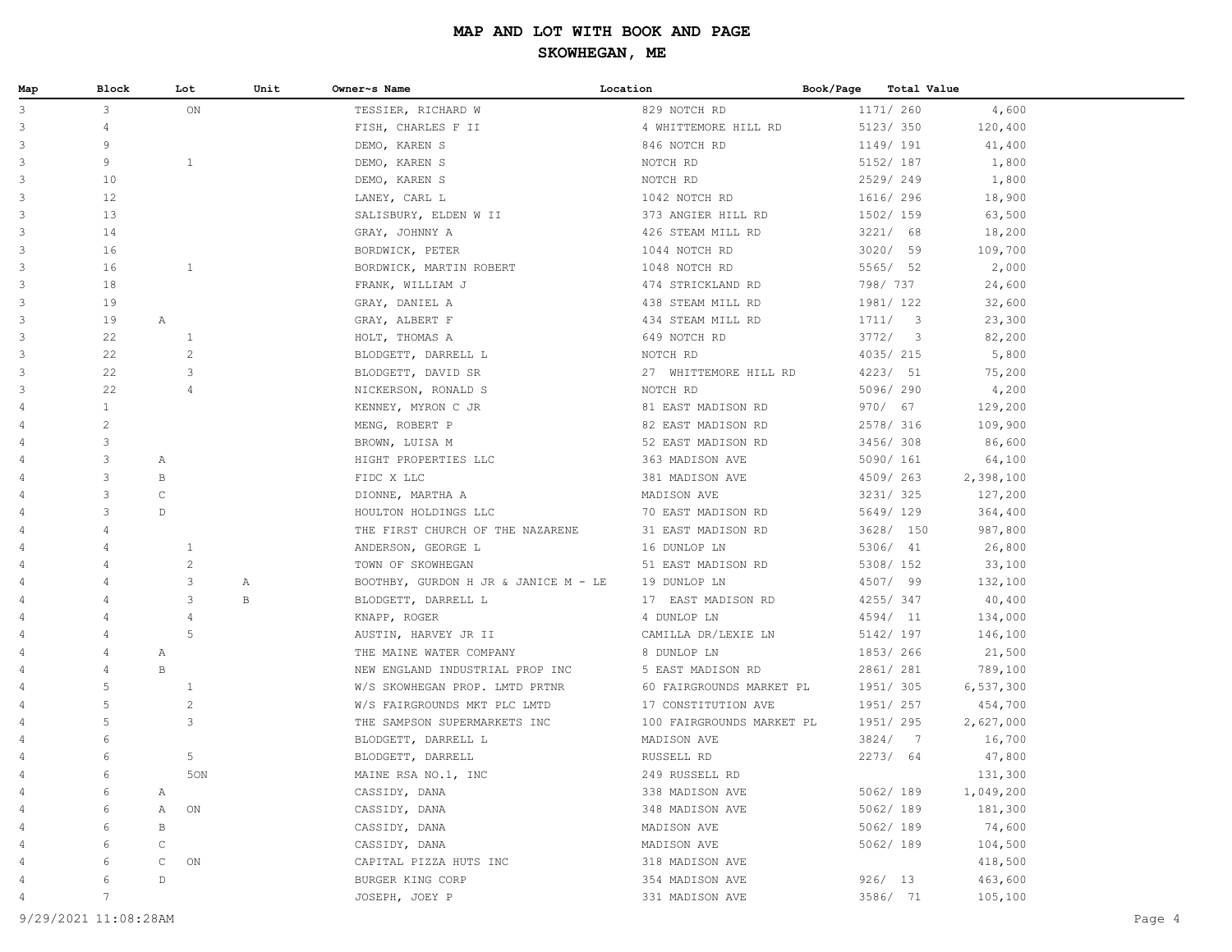# MAP AND LOT WITH BOOK AND PAGE

## SKOWHEGAN, ME

| Map | Block | Lot | Unit | Owner~s Name | Location | Book/Page | Total Value |
|---|---|---|---|---|---|---|---|
| 3 | 3 | ON | | TESSIER, RICHARD W | 829 NOTCH RD | 1171/ 260 | 4,600 |
| 3 | 4 | | | FISH, CHARLES F II | 4 WHITTEMORE HILL RD | 5123/ 350 | 120,400 |
| 3 | 9 | | | DEMO, KAREN S | 846 NOTCH RD | 1149/ 191 | 41,400 |
| 3 | 9 | 1 | | DEMO, KAREN S | NOTCH RD | 5152/ 187 | 1,800 |
| 3 | 10 | | | DEMO, KAREN S | NOTCH RD | 2529/ 249 | 1,800 |
| 3 | 12 | | | LANEY, CARL L | 1042 NOTCH RD | 1616/ 296 | 18,900 |
| 3 | 13 | | | SALISBURY, ELDEN W II | 373 ANGIER HILL RD | 1502/ 159 | 63,500 |
| 3 | 14 | | | GRAY, JOHNNY A | 426 STEAM MILL RD | 3221/ 68 | 18,200 |
| 3 | 16 | | | BORDWICK, PETER | 1044 NOTCH RD | 3020/ 59 | 109,700 |
| 3 | 16 | 1 | | BORDWICK, MARTIN ROBERT | 1048 NOTCH RD | 5565/ 52 | 2,000 |
| 3 | 18 | | | FRANK, WILLIAM J | 474 STRICKLAND RD | 798/ 737 | 24,600 |
| 3 | 19 | | | GRAY, DANIEL A | 438 STEAM MILL RD | 1981/ 122 | 32,600 |
| 3 | 19 | A | | GRAY, ALBERT F | 434 STEAM MILL RD | 1711/ 3 | 23,300 |
| 3 | 22 | 1 | | HOLT, THOMAS A | 649 NOTCH RD | 3772/ 3 | 82,200 |
| 3 | 22 | 2 | | BLODGETT, DARRELL L | NOTCH RD | 4035/ 215 | 5,800 |
| 3 | 22 | 3 | | BLODGETT, DAVID SR | 27 WHITTEMORE HILL RD | 4223/ 51 | 75,200 |
| 3 | 22 | 4 | | NICKERSON, RONALD S | NOTCH RD | 5096/ 290 | 4,200 |
| 4 | 1 | | | KENNEY, MYRON C JR | 81 EAST MADISON RD | 970/ 67 | 129,200 |
| 4 | 2 | | | MENG, ROBERT P | 82 EAST MADISON RD | 2578/ 316 | 109,900 |
| 4 | 3 | | | BROWN, LUISA M | 52 EAST MADISON RD | 3456/ 308 | 86,600 |
| 4 | 3 | A | | HIGHT PROPERTIES LLC | 363 MADISON AVE | 5090/ 161 | 64,100 |
| 4 | 3 | B | | FIDC X LLC | 381 MADISON AVE | 4509/ 263 | 2,398,100 |
| 4 | 3 | C | | DIONNE, MARTHA A | MADISON AVE | 3231/ 325 | 127,200 |
| 4 | 3 | D | | HOULTON HOLDINGS LLC | 70 EAST MADISON RD | 5649/ 129 | 364,400 |
| 4 | 4 | | | THE FIRST CHURCH OF THE NAZARENE | 31 EAST MADISON RD | 3628/ 150 | 987,800 |
| 4 | 4 | 1 | | ANDERSON, GEORGE L | 16 DUNLOP LN | 5306/ 41 | 26,800 |
| 4 | 4 | 2 | | TOWN OF SKOWHEGAN | 51 EAST MADISON RD | 5308/ 152 | 33,100 |
| 4 | 4 | 3 | A | BOOTHBY, GURDON H JR & JANICE M - LE | 19 DUNLOP LN | 4507/ 99 | 132,100 |
| 4 | 4 | 3 | B | BLODGETT, DARRELL L | 17 EAST MADISON RD | 4255/ 347 | 40,400 |
| 4 | 4 | 4 | | KNAPP, ROGER | 4 DUNLOP LN | 4594/ 11 | 134,000 |
| 4 | 4 | 5 | | AUSTIN, HARVEY JR II | CAMILLA DR/LEXIE LN | 5142/ 197 | 146,100 |
| 4 | 4 | A | | THE MAINE WATER COMPANY | 8 DUNLOP LN | 1853/ 266 | 21,500 |
| 4 | 4 | B | | NEW ENGLAND INDUSTRIAL PROP INC | 5 EAST MADISON RD | 2861/ 281 | 789,100 |
| 4 | 5 | 1 | | W/S SKOWHEGAN PROP. LMTD PRTNR | 60 FAIRGROUNDS MARKET PL | 1951/ 305 | 6,537,300 |
| 4 | 5 | 2 | | W/S FAIRGROUNDS MKT PLC LMTD | 17 CONSTITUTION AVE | 1951/ 257 | 454,700 |
| 4 | 5 | 3 | | THE SAMPSON SUPERMARKETS INC | 100 FAIRGROUNDS MARKET PL | 1951/ 295 | 2,627,000 |
| 4 | 6 | | | BLODGETT, DARRELL L | MADISON AVE | 3824/ 7 | 16,700 |
| 4 | 6 | 5 | | BLODGETT, DARRELL | RUSSELL RD | 2273/ 64 | 47,800 |
| 4 | 6 | 5ON | | MAINE RSA NO.1, INC | 249 RUSSELL RD | | 131,300 |
| 4 | 6 | A | | CASSIDY, DANA | 338 MADISON AVE | 5062/ 189 | 1,049,200 |
| 4 | 6 | A ON | | CASSIDY, DANA | 348 MADISON AVE | 5062/ 189 | 181,300 |
| 4 | 6 | B | | CASSIDY, DANA | MADISON AVE | 5062/ 189 | 74,600 |
| 4 | 6 | C | | CASSIDY, DANA | MADISON AVE | 5062/ 189 | 104,500 |
| 4 | 6 | C ON | | CAPITAL PIZZA HUTS INC | 318 MADISON AVE | | 418,500 |
| 4 | 6 | D | | BURGER KING CORP | 354 MADISON AVE | 926/ 13 | 463,600 |
| 4 | 7 | | | JOSEPH, JOEY P | 331 MADISON AVE | 3586/ 71 | 105,100 |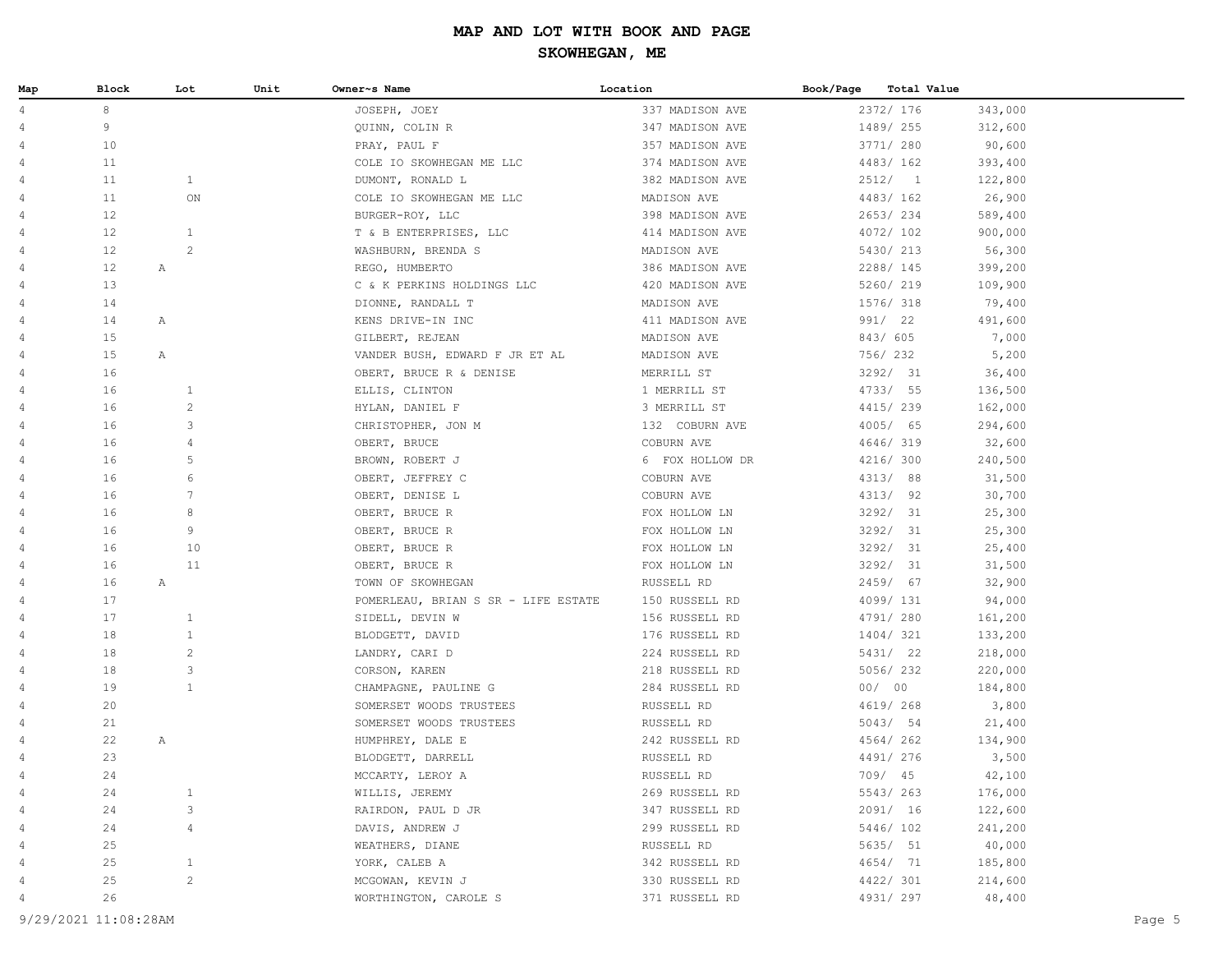# MAP AND LOT WITH BOOK AND PAGE

## SKOWHEGAN, ME

| Map | Block | Lot | Unit | Owner~s Name | Location | Book/Page | Total Value |
|---|---|---|---|---|---|---|---|
| 4 | 8 | | | JOSEPH, JOEY | 337 MADISON AVE | 2372/ 176 | 343,000 |
| 4 | 9 | | | QUINN, COLIN R | 347 MADISON AVE | 1489/ 255 | 312,600 |
| 4 | 10 | | | PRAY, PAUL F | 357 MADISON AVE | 3771/ 280 | 90,600 |
| 4 | 11 | | | COLE IO SKOWHEGAN ME LLC | 374 MADISON AVE | 4483/ 162 | 393,400 |
| 4 | 11 | 1 | | DUMONT, RONALD L | 382 MADISON AVE | 2512/ 1 | 122,800 |
| 4 | 11 | ON | | COLE IO SKOWHEGAN ME LLC | MADISON AVE | 4483/ 162 | 26,900 |
| 4 | 12 | | | BURGER-ROY, LLC | 398 MADISON AVE | 2653/ 234 | 589,400 |
| 4 | 12 | 1 | | T & B ENTERPRISES, LLC | 414 MADISON AVE | 4072/ 102 | 900,000 |
| 4 | 12 | 2 | | WASHBURN, BRENDA S | MADISON AVE | 5430/ 213 | 56,300 |
| 4 | 12 | A | | REGO, HUMBERTO | 386 MADISON AVE | 2288/ 145 | 399,200 |
| 4 | 13 | | | C & K PERKINS HOLDINGS LLC | 420 MADISON AVE | 5260/ 219 | 109,900 |
| 4 | 14 | | | DIONNE, RANDALL T | MADISON AVE | 1576/ 318 | 79,400 |
| 4 | 14 | A | | KENS DRIVE-IN INC | 411 MADISON AVE | 991/ 22 | 491,600 |
| 4 | 15 | | | GILBERT, REJEAN | MADISON AVE | 843/ 605 | 7,000 |
| 4 | 15 | A | | VANDER BUSH, EDWARD F JR ET AL | MADISON AVE | 756/ 232 | 5,200 |
| 4 | 16 | | | OBERT, BRUCE R & DENISE | MERRILL ST | 3292/ 31 | 36,400 |
| 4 | 16 | 1 | | ELLIS, CLINTON | 1 MERRILL ST | 4733/ 55 | 136,500 |
| 4 | 16 | 2 | | HYLAN, DANIEL F | 3 MERRILL ST | 4415/ 239 | 162,000 |
| 4 | 16 | 3 | | CHRISTOPHER, JON M | 132 COBURN AVE | 4005/ 65 | 294,600 |
| 4 | 16 | 4 | | OBERT, BRUCE | COBURN AVE | 4646/ 319 | 32,600 |
| 4 | 16 | 5 | | BROWN, ROBERT J | 6 FOX HOLLOW DR | 4216/ 300 | 240,500 |
| 4 | 16 | 6 | | OBERT, JEFFREY C | COBURN AVE | 4313/ 88 | 31,500 |
| 4 | 16 | 7 | | OBERT, DENISE L | COBURN AVE | 4313/ 92 | 30,700 |
| 4 | 16 | 8 | | OBERT, BRUCE R | FOX HOLLOW LN | 3292/ 31 | 25,300 |
| 4 | 16 | 9 | | OBERT, BRUCE R | FOX HOLLOW LN | 3292/ 31 | 25,300 |
| 4 | 16 | 10 | | OBERT, BRUCE R | FOX HOLLOW LN | 3292/ 31 | 25,400 |
| 4 | 16 | 11 | | OBERT, BRUCE R | FOX HOLLOW LN | 3292/ 31 | 31,500 |
| 4 | 16 | A | | TOWN OF SKOWHEGAN | RUSSELL RD | 2459/ 67 | 32,900 |
| 4 | 17 | | | POMERLEAU, BRIAN S SR - LIFE ESTATE | 150 RUSSELL RD | 4099/ 131 | 94,000 |
| 4 | 17 | 1 | | SIDELL, DEVIN W | 156 RUSSELL RD | 4791/ 280 | 161,200 |
| 4 | 18 | 1 | | BLODGETT, DAVID | 176 RUSSELL RD | 1404/ 321 | 133,200 |
| 4 | 18 | 2 | | LANDRY, CARI D | 224 RUSSELL RD | 5431/ 22 | 218,000 |
| 4 | 18 | 3 | | CORSON, KAREN | 218 RUSSELL RD | 5056/ 232 | 220,000 |
| 4 | 19 | 1 | | CHAMPAGNE, PAULINE G | 284 RUSSELL RD | 00/ 00 | 184,800 |
| 4 | 20 | | | SOMERSET WOODS TRUSTEES | RUSSELL RD | 4619/ 268 | 3,800 |
| 4 | 21 | | | SOMERSET WOODS TRUSTEES | RUSSELL RD | 5043/ 54 | 21,400 |
| 4 | 22 | A | | HUMPHREY, DALE E | 242 RUSSELL RD | 4564/ 262 | 134,900 |
| 4 | 23 | | | BLODGETT, DARRELL | RUSSELL RD | 4491/ 276 | 3,500 |
| 4 | 24 | | | MCCARTY, LEROY A | RUSSELL RD | 709/ 45 | 42,100 |
| 4 | 24 | 1 | | WILLIS, JEREMY | 269 RUSSELL RD | 5543/ 263 | 176,000 |
| 4 | 24 | 3 | | RAIRDON, PAUL D JR | 347 RUSSELL RD | 2091/ 16 | 122,600 |
| 4 | 24 | 4 | | DAVIS, ANDREW J | 299 RUSSELL RD | 5446/ 102 | 241,200 |
| 4 | 25 | | | WEATHERS, DIANE | RUSSELL RD | 5635/ 51 | 40,000 |
| 4 | 25 | 1 | | YORK, CALEB A | 342 RUSSELL RD | 4654/ 71 | 185,800 |
| 4 | 25 | 2 | | MCGOWAN, KEVIN J | 330 RUSSELL RD | 4422/ 301 | 214,600 |
| 4 | 26 | | | WORTHINGTON, CAROLE S | 371 RUSSELL RD | 4931/ 297 | 48,400 |

9/29/2021 11:08:28AM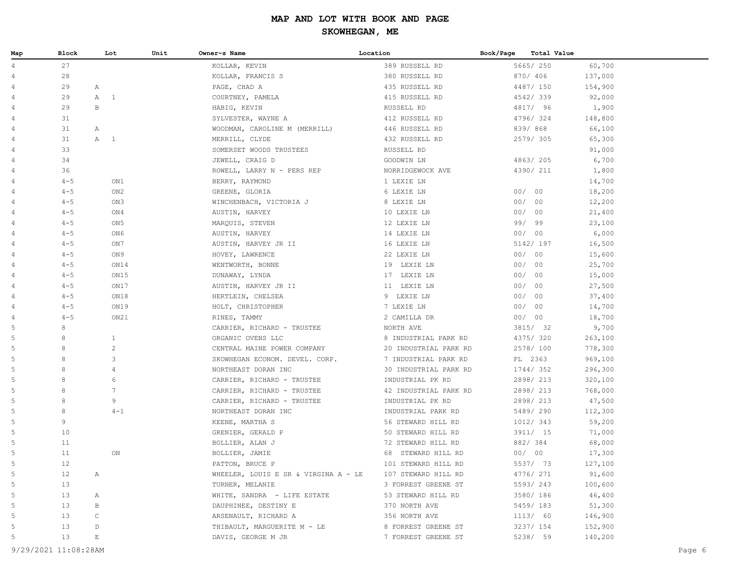# MAP AND LOT WITH BOOK AND PAGE

## SKOWHEGAN, ME

| Map | Block | Lot | Unit | Owner~s Name | Location | Book/Page | Total Value |
|---|---|---|---|---|---|---|---|
| 4 | 27 | | | KOLLAR, KEVIN | 389 RUSSELL RD | 5665/ 250 | 60,700 |
| 4 | 28 | | | KOLLAR, FRANCIS S | 380 RUSSELL RD | 870/ 406 | 137,000 |
| 4 | 29 | A | | PAGE, CHAD A | 435 RUSSELL RD | 4487/ 150 | 154,900 |
| 4 | 29 | A 1 | | COURTNEY, PAMELA | 415 RUSSELL RD | 4542/ 339 | 92,000 |
| 4 | 29 | B | | HABIG, KEVIN | RUSSELL RD | 4817/ 96 | 1,900 |
| 4 | 31 | | | SYLVESTER, WAYNE A | 412 RUSSELL RD | 4796/ 324 | 148,800 |
| 4 | 31 | A | | WOODMAN, CAROLINE M (MERRILL) | 446 RUSSELL RD | 839/ 868 | 66,100 |
| 4 | 31 | A 1 | | MERRILL, CLYDE | 432 RUSSELL RD | 2579/ 305 | 65,300 |
| 4 | 33 | | | SOMERSET WOODS TRUSTEES | RUSSELL RD | | 91,000 |
| 4 | 34 | | | JEWELL, CRAIG D | GOODWIN LN | 4863/ 205 | 6,700 |
| 4 | 36 | | | ROWELL, LARRY N - PERS REP | NORRIDGEWOCK AVE | 4390/ 211 | 1,800 |
| 4 | 4-5 | ON1 | | BERRY, RAYMOND | 1 LEXIE LN | | 14,700 |
| 4 | 4-5 | ON2 | | GREENE, GLORIA | 6 LEXIE LN | 00/ 00 | 18,200 |
| 4 | 4-5 | ON3 | | WINCHENBACH, VICTORIA J | 8 LEXIE LN | 00/ 00 | 12,200 |
| 4 | 4-5 | ON4 | | AUSTIN, HARVEY | 10 LEXIE LN | 00/ 00 | 21,400 |
| 4 | 4-5 | ON5 | | MARQUIS, STEVEN | 12 LEXIE LN | 99/ 99 | 23,100 |
| 4 | 4-5 | ON6 | | AUSTIN, HARVEY | 14 LEXIE LN | 00/ 00 | 6,000 |
| 4 | 4-5 | ON7 | | AUSTIN, HARVEY JR II | 16 LEXIE LN | 5142/ 197 | 16,500 |
| 4 | 4-5 | ON9 | | HOVEY, LAWRENCE | 22 LEXIE LN | 00/ 00 | 15,600 |
| 4 | 4-5 | ON14 | | WENTWORTH, BONNE | 19 LEXIE LN | 00/ 00 | 25,700 |
| 4 | 4-5 | ON15 | | DUNAWAY, LYNDA | 17 LEXIE LN | 00/ 00 | 15,000 |
| 4 | 4-5 | ON17 | | AUSTIN, HARVEY JR II | 11 LEXIE LN | 00/ 00 | 27,500 |
| 4 | 4-5 | ON18 | | HERTLEIN, CHELSEA | 9 LEXIE LN | 00/ 00 | 37,400 |
| 4 | 4-5 | ON19 | | HOLT, CHRISTOPHER | 7 LEXIE LN | 00/ 00 | 14,700 |
| 4 | 4-5 | ON21 | | RINES, TAMMY | 2 CAMILLA DR | 00/ 00 | 18,700 |
| 5 | 8 | | | CARRIER, RICHARD - TRUSTEE | NORTH AVE | 3815/ 32 | 9,700 |
| 5 | 8 | 1 | | ORGANIC OVENS LLC | 8 INDUSTRIAL PARK RD | 4375/ 320 | 263,100 |
| 5 | 8 | 2 | | CENTRAL MAINE POWER COMPANY | 20 INDUSTRIAL PARK RD | 2578/ 100 | 778,300 |
| 5 | 8 | 3 | | SKOWHEGAN ECONOM. DEVEL. CORP. | 7 INDUSTRIAL PARK RD | FL 2363 | 969,100 |
| 5 | 8 | 4 | | NORTHEAST DORAN INC | 30 INDUSTRIAL PARK RD | 1744/ 352 | 296,300 |
| 5 | 8 | 6 | | CARRIER, RICHARD - TRUSTEE | INDUSTRIAL PK RD | 2898/ 213 | 320,100 |
| 5 | 8 | 7 | | CARRIER, RICHARD - TRUSTEE | 42 INDUSTRIAL PARK RD | 2898/ 213 | 768,000 |
| 5 | 8 | 9 | | CARRIER, RICHARD - TRUSTEE | INDUSTRIAL PK RD | 2898/ 213 | 47,500 |
| 5 | 8 | 4-1 | | NORTHEAST DORAN INC | INDUSTRIAL PARK RD | 5489/ 290 | 112,300 |
| 5 | 9 | | | KEENE, MARTHA S | 56 STEWARD HILL RD | 1012/ 343 | 59,200 |
| 5 | 10 | | | GRENIER, GERALD P | 50 STEWARD HILL RD | 3911/ 15 | 71,000 |
| 5 | 11 | | | BOLLIER, ALAN J | 72 STEWARD HILL RD | 882/ 384 | 68,000 |
| 5 | 11 | ON | | BOLLIER, JAMIE | 68 STEWARD HILL RD | 00/ 00 | 17,300 |
| 5 | 12 | | | PATTON, BRUCE P | 101 STEWARD HILL RD | 5537/ 73 | 127,100 |
| 5 | 12 | A | | WHEELER, LOUIS E SR & VIRGINA A - LE | 107 STEWARD HILL RD | 4776/ 271 | 91,600 |
| 5 | 13 | | | TURNER, MELANIE | 3 FORREST GREENE ST | 5593/ 243 | 100,600 |
| 5 | 13 | A | | WHITE, SANDRA - LIFE ESTATE | 53 STEWARD HILL RD | 3580/ 186 | 46,400 |
| 5 | 13 | B | | DAUPHINEE, DESTINY E | 370 NORTH AVE | 5459/ 183 | 51,300 |
| 5 | 13 | C | | ARSENAULT, RICHARD A | 356 NORTH AVE | 1113/ 60 | 146,900 |
| 5 | 13 | D | | THIBAULT, MARGUERITE M - LE | 8 FORREST GREENE ST | 3237/ 154 | 152,900 |
| 5 | 13 | E | | DAVIS, GEORGE M JR | 7 FORREST GREENE ST | 5238/ 59 | 140,200 |

9/29/2021 11:08:28AM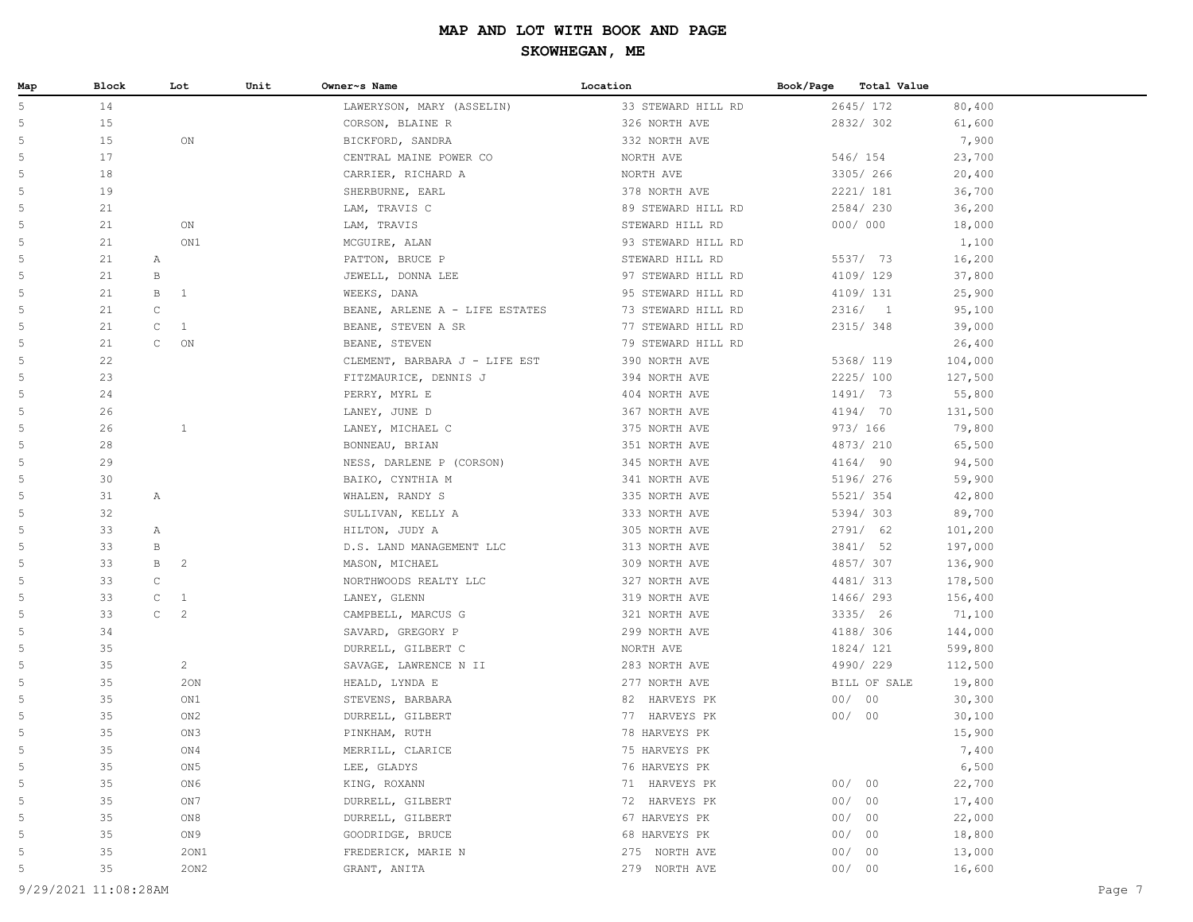# MAP AND LOT WITH BOOK AND PAGE

## SKOWHEGAN, ME

| Map | Block | Lot | Unit | Owner~s Name | Location | Book/Page | Total Value |
|---|---|---|---|---|---|---|---|
| 5 | 14 | | | LAWERYSON, MARY (ASSELIN) | 33 STEWARD HILL RD | 2645/ 172 | 80,400 |
| 5 | 15 | | | CORSON, BLAINE R | 326 NORTH AVE | 2832/ 302 | 61,600 |
| 5 | 15 | ON | | BICKFORD, SANDRA | 332 NORTH AVE | | 7,900 |
| 5 | 17 | | | CENTRAL MAINE POWER CO | NORTH AVE | 546/ 154 | 23,700 |
| 5 | 18 | | | CARRIER, RICHARD A | NORTH AVE | 3305/ 266 | 20,400 |
| 5 | 19 | | | SHERBURNE, EARL | 378 NORTH AVE | 2221/ 181 | 36,700 |
| 5 | 21 | | | LAM, TRAVIS C | 89 STEWARD HILL RD | 2584/ 230 | 36,200 |
| 5 | 21 | ON | | LAM, TRAVIS | STEWARD HILL RD | 000/ 000 | 18,000 |
| 5 | 21 | ON1 | | MCGUIRE, ALAN | 93 STEWARD HILL RD | | 1,100 |
| 5 | 21 | A | | PATTON, BRUCE P | STEWARD HILL RD | 5537/ 73 | 16,200 |
| 5 | 21 | B | | JEWELL, DONNA LEE | 97 STEWARD HILL RD | 4109/ 129 | 37,800 |
| 5 | 21 | B 1 | | WEEKS, DANA | 95 STEWARD HILL RD | 4109/ 131 | 25,900 |
| 5 | 21 | C | | BEANE, ARLENE A - LIFE ESTATES | 73 STEWARD HILL RD | 2316/ 1 | 95,100 |
| 5 | 21 | C 1 | | BEANE, STEVEN A SR | 77 STEWARD HILL RD | 2315/ 348 | 39,000 |
| 5 | 21 | C ON | | BEANE, STEVEN | 79 STEWARD HILL RD | | 26,400 |
| 5 | 22 | | | CLEMENT, BARBARA J - LIFE EST | 390 NORTH AVE | 5368/ 119 | 104,000 |
| 5 | 23 | | | FITZMAURICE, DENNIS J | 394 NORTH AVE | 2225/ 100 | 127,500 |
| 5 | 24 | | | PERRY, MYRL E | 404 NORTH AVE | 1491/ 73 | 55,800 |
| 5 | 26 | | | LANEY, JUNE D | 367 NORTH AVE | 4194/ 70 | 131,500 |
| 5 | 26 | 1 | | LANEY, MICHAEL C | 375 NORTH AVE | 973/ 166 | 79,800 |
| 5 | 28 | | | BONNEAU, BRIAN | 351 NORTH AVE | 4873/ 210 | 65,500 |
| 5 | 29 | | | NESS, DARLENE P (CORSON) | 345 NORTH AVE | 4164/ 90 | 94,500 |
| 5 | 30 | | | BAIKO, CYNTHIA M | 341 NORTH AVE | 5196/ 276 | 59,900 |
| 5 | 31 | A | | WHALEN, RANDY S | 335 NORTH AVE | 5521/ 354 | 42,800 |
| 5 | 32 | | | SULLIVAN, KELLY A | 333 NORTH AVE | 5394/ 303 | 89,700 |
| 5 | 33 | A | | HILTON, JUDY A | 305 NORTH AVE | 2791/ 62 | 101,200 |
| 5 | 33 | B | | D.S. LAND MANAGEMENT LLC | 313 NORTH AVE | 3841/ 52 | 197,000 |
| 5 | 33 | B 2 | | MASON, MICHAEL | 309 NORTH AVE | 4857/ 307 | 136,900 |
| 5 | 33 | C | | NORTHWOODS REALTY LLC | 327 NORTH AVE | 4481/ 313 | 178,500 |
| 5 | 33 | C 1 | | LANEY, GLENN | 319 NORTH AVE | 1466/ 293 | 156,400 |
| 5 | 33 | C 2 | | CAMPBELL, MARCUS G | 321 NORTH AVE | 3335/ 26 | 71,100 |
| 5 | 34 | | | SAVARD, GREGORY P | 299 NORTH AVE | 4188/ 306 | 144,000 |
| 5 | 35 | | | DURRELL, GILBERT C | NORTH AVE | 1824/ 121 | 599,800 |
| 5 | 35 | 2 | | SAVAGE, LAWRENCE N II | 283 NORTH AVE | 4990/ 229 | 112,500 |
| 5 | 35 | 2ON | | HEALD, LYNDA E | 277 NORTH AVE | BILL OF SALE | 19,800 |
| 5 | 35 | ON1 | | STEVENS, BARBARA | 82 HARVEYS PK | 00/ 00 | 30,300 |
| 5 | 35 | ON2 | | DURRELL, GILBERT | 77 HARVEYS PK | 00/ 00 | 30,100 |
| 5 | 35 | ON3 | | PINKHAM, RUTH | 78 HARVEYS PK | | 15,900 |
| 5 | 35 | ON4 | | MERRILL, CLARICE | 75 HARVEYS PK | | 7,400 |
| 5 | 35 | ON5 | | LEE, GLADYS | 76 HARVEYS PK | | 6,500 |
| 5 | 35 | ON6 | | KING, ROXANN | 71 HARVEYS PK | 00/ 00 | 22,700 |
| 5 | 35 | ON7 | | DURRELL, GILBERT | 72 HARVEYS PK | 00/ 00 | 17,400 |
| 5 | 35 | ON8 | | DURRELL, GILBERT | 67 HARVEYS PK | 00/ 00 | 22,000 |
| 5 | 35 | ON9 | | GOODRIDGE, BRUCE | 68 HARVEYS PK | 00/ 00 | 18,800 |
| 5 | 35 | 2ON1 | | FREDERICK, MARIE N | 275 NORTH AVE | 00/ 00 | 13,000 |
| 5 | 35 | 2ON2 | | GRANT, ANITA | 279 NORTH AVE | 00/ 00 | 16,600 |

9/29/2021 11:08:28AM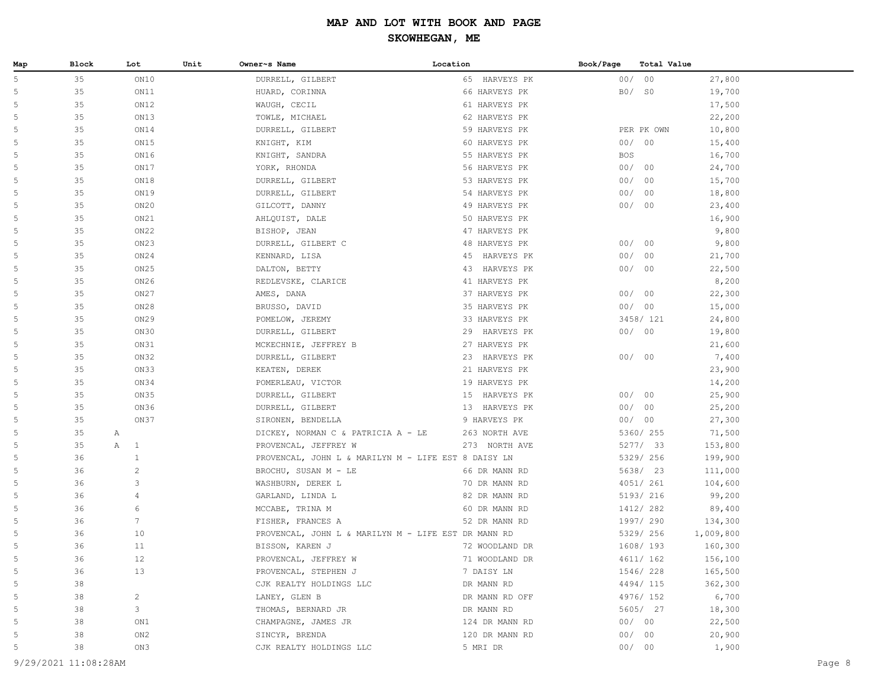# MAP AND LOT WITH BOOK AND PAGE

## SKOWHEGAN, ME

| Map | Block | Lot | Unit | Owner~s Name | Location | Book/Page | Total Value |
|---|---|---|---|---|---|---|---|
| 5 | 35 | ON10 | | DURRELL, GILBERT | 65 HARVEYS PK | 00/ 00 | 27,800 |
| 5 | 35 | ON11 | | HUARD, CORINNA | 66 HARVEYS PK | B0/ S0 | 19,700 |
| 5 | 35 | ON12 | | WAUGH, CECIL | 61 HARVEYS PK | | 17,500 |
| 5 | 35 | ON13 | | TOWLE, MICHAEL | 62 HARVEYS PK | | 22,200 |
| 5 | 35 | ON14 | | DURRELL, GILBERT | 59 HARVEYS PK | PER PK OWN | 10,800 |
| 5 | 35 | ON15 | | KNIGHT, KIM | 60 HARVEYS PK | 00/ 00 | 15,400 |
| 5 | 35 | ON16 | | KNIGHT, SANDRA | 55 HARVEYS PK | BOS | 16,700 |
| 5 | 35 | ON17 | | YORK, RHONDA | 56 HARVEYS PK | 00/ 00 | 24,700 |
| 5 | 35 | ON18 | | DURRELL, GILBERT | 53 HARVEYS PK | 00/ 00 | 15,700 |
| 5 | 35 | ON19 | | DURRELL, GILBERT | 54 HARVEYS PK | 00/ 00 | 18,800 |
| 5 | 35 | ON20 | | GILCOTT, DANNY | 49 HARVEYS PK | 00/ 00 | 23,400 |
| 5 | 35 | ON21 | | AHLQUIST, DALE | 50 HARVEYS PK | | 16,900 |
| 5 | 35 | ON22 | | BISHOP, JEAN | 47 HARVEYS PK | | 9,800 |
| 5 | 35 | ON23 | | DURRELL, GILBERT C | 48 HARVEYS PK | 00/ 00 | 9,800 |
| 5 | 35 | ON24 | | KENNARD, LISA | 45 HARVEYS PK | 00/ 00 | 21,700 |
| 5 | 35 | ON25 | | DALTON, BETTY | 43 HARVEYS PK | 00/ 00 | 22,500 |
| 5 | 35 | ON26 | | REDLEVSKE, CLARICE | 41 HARVEYS PK | | 8,200 |
| 5 | 35 | ON27 | | AMES, DANA | 37 HARVEYS PK | 00/ 00 | 22,300 |
| 5 | 35 | ON28 | | BRUSSO, DAVID | 35 HARVEYS PK | 00/ 00 | 15,000 |
| 5 | 35 | ON29 | | POMELOW, JEREMY | 33 HARVEYS PK | 3458/ 121 | 24,800 |
| 5 | 35 | ON30 | | DURRELL, GILBERT | 29 HARVEYS PK | 00/ 00 | 19,800 |
| 5 | 35 | ON31 | | MCKECHNIE, JEFFREY B | 27 HARVEYS PK | | 21,600 |
| 5 | 35 | ON32 | | DURRELL, GILBERT | 23 HARVEYS PK | 00/ 00 | 7,400 |
| 5 | 35 | ON33 | | KEATEN, DEREK | 21 HARVEYS PK | | 23,900 |
| 5 | 35 | ON34 | | POMERLEAU, VICTOR | 19 HARVEYS PK | | 14,200 |
| 5 | 35 | ON35 | | DURRELL, GILBERT | 15 HARVEYS PK | 00/ 00 | 25,900 |
| 5 | 35 | ON36 | | DURRELL, GILBERT | 13 HARVEYS PK | 00/ 00 | 25,200 |
| 5 | 35 | ON37 | | SIRONEN, BENDELLA | 9 HARVEYS PK | 00/ 00 | 27,300 |
| 5 | 35 | A | | DICKEY, NORMAN C & PATRICIA A - LE | 263 NORTH AVE | 5360/ 255 | 71,500 |
| 5 | 35 | A 1 | | PROVENCAL, JEFFREY W | 273 NORTH AVE | 5277/ 33 | 153,800 |
| 5 | 36 | 1 | | PROVENCAL, JOHN L & MARILYN M - LIFE EST | 8 DAISY LN | 5329/ 256 | 199,900 |
| 5 | 36 | 2 | | BROCHU, SUSAN M - LE | 66 DR MANN RD | 5638/ 23 | 111,000 |
| 5 | 36 | 3 | | WASHBURN, DEREK L | 70 DR MANN RD | 4051/ 261 | 104,600 |
| 5 | 36 | 4 | | GARLAND, LINDA L | 82 DR MANN RD | 5193/ 216 | 99,200 |
| 5 | 36 | 6 | | MCCABE, TRINA M | 60 DR MANN RD | 1412/ 282 | 89,400 |
| 5 | 36 | 7 | | FISHER, FRANCES A | 52 DR MANN RD | 1997/ 290 | 134,300 |
| 5 | 36 | 10 | | PROVENCAL, JOHN L & MARILYN M - LIFE EST | DR MANN RD | 5329/ 256 | 1,009,800 |
| 5 | 36 | 11 | | BISSON, KAREN J | 72 WOODLAND DR | 1608/ 193 | 160,300 |
| 5 | 36 | 12 | | PROVENCAL, JEFFREY W | 71 WOODLAND DR | 4611/ 162 | 156,100 |
| 5 | 36 | 13 | | PROVENCAL, STEPHEN J | 7 DAISY LN | 1546/ 228 | 165,500 |
| 5 | 38 | | | CJK REALTY HOLDINGS LLC | DR MANN RD | 4494/ 115 | 362,300 |
| 5 | 38 | 2 | | LANEY, GLEN B | DR MANN RD OFF | 4976/ 152 | 6,700 |
| 5 | 38 | 3 | | THOMAS, BERNARD JR | DR MANN RD | 5605/ 27 | 18,300 |
| 5 | 38 | ON1 | | CHAMPAGNE, JAMES JR | 124 DR MANN RD | 00/ 00 | 22,500 |
| 5 | 38 | ON2 | | SINCYR, BRENDA | 120 DR MANN RD | 00/ 00 | 20,900 |
| 5 | 38 | ON3 | | CJK REALTY HOLDINGS LLC | 5 MRI DR | 00/ 00 | 1,900 |

9/29/2021 11:08:28AM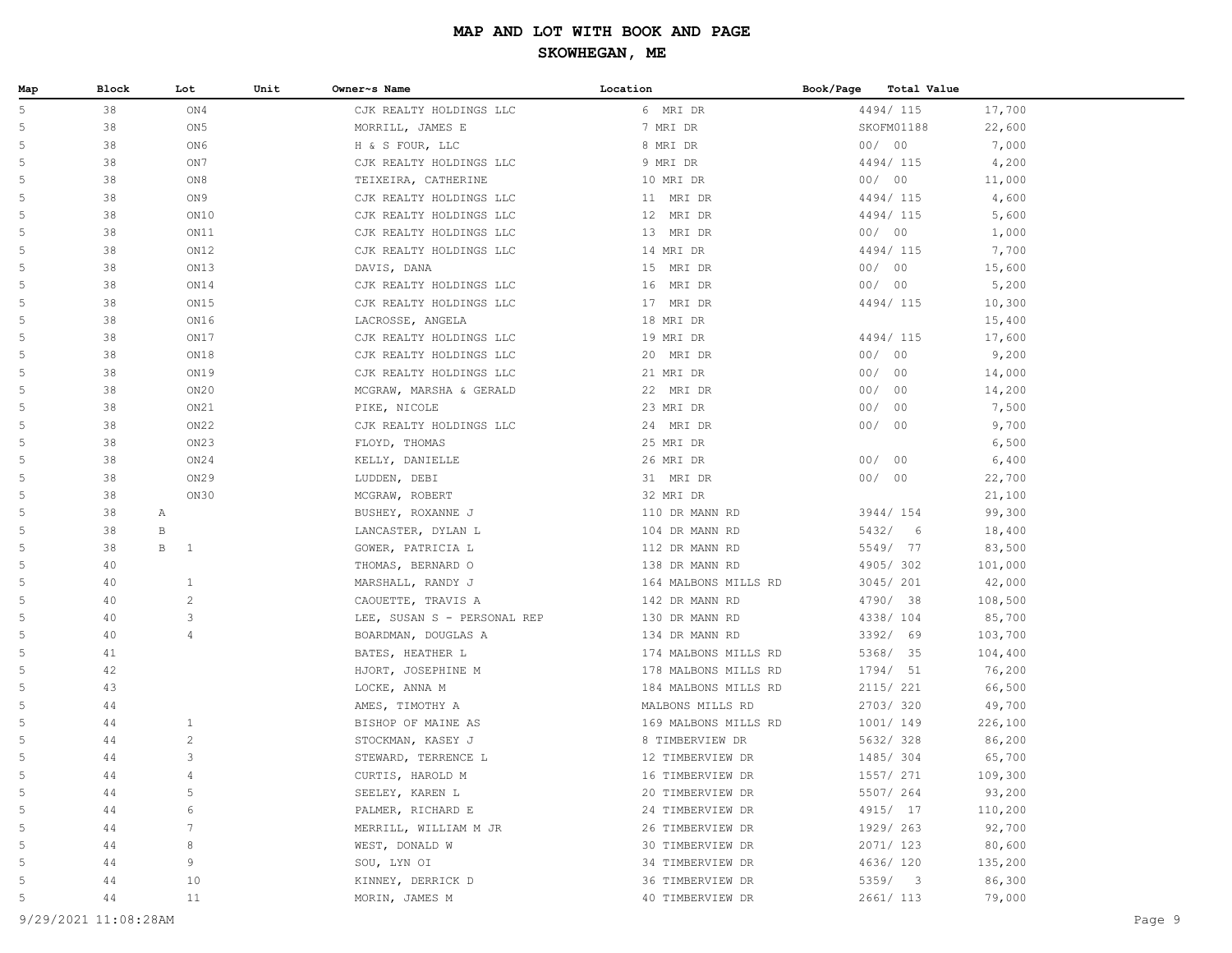# MAP AND LOT WITH BOOK AND PAGE

## SKOWHEGAN, ME

| Map | Block | Lot | Unit | Owner~s Name | Location | Book/Page | Total Value |
|---|---|---|---|---|---|---|---|
| 5 | 38 | ON4 | | CJK REALTY HOLDINGS LLC | 6 MRI DR | 4494/ 115 | 17,700 |
| 5 | 38 | ON5 | | MORRILL, JAMES E | 7 MRI DR | SKOFM01188 | 22,600 |
| 5 | 38 | ON6 | | H & S FOUR, LLC | 8 MRI DR | 00/ 00 | 7,000 |
| 5 | 38 | ON7 | | CJK REALTY HOLDINGS LLC | 9 MRI DR | 4494/ 115 | 4,200 |
| 5 | 38 | ON8 | | TEIXEIRA, CATHERINE | 10 MRI DR | 00/ 00 | 11,000 |
| 5 | 38 | ON9 | | CJK REALTY HOLDINGS LLC | 11 MRI DR | 4494/ 115 | 4,600 |
| 5 | 38 | ON10 | | CJK REALTY HOLDINGS LLC | 12 MRI DR | 4494/ 115 | 5,600 |
| 5 | 38 | ON11 | | CJK REALTY HOLDINGS LLC | 13 MRI DR | 00/ 00 | 1,000 |
| 5 | 38 | ON12 | | CJK REALTY HOLDINGS LLC | 14 MRI DR | 4494/ 115 | 7,700 |
| 5 | 38 | ON13 | | DAVIS, DANA | 15 MRI DR | 00/ 00 | 15,600 |
| 5 | 38 | ON14 | | CJK REALTY HOLDINGS LLC | 16 MRI DR | 00/ 00 | 5,200 |
| 5 | 38 | ON15 | | CJK REALTY HOLDINGS LLC | 17 MRI DR | 4494/ 115 | 10,300 |
| 5 | 38 | ON16 | | LACROSSE, ANGELA | 18 MRI DR | | 15,400 |
| 5 | 38 | ON17 | | CJK REALTY HOLDINGS LLC | 19 MRI DR | 4494/ 115 | 17,600 |
| 5 | 38 | ON18 | | CJK REALTY HOLDINGS LLC | 20 MRI DR | 00/ 00 | 9,200 |
| 5 | 38 | ON19 | | CJK REALTY HOLDINGS LLC | 21 MRI DR | 00/ 00 | 14,000 |
| 5 | 38 | ON20 | | MCGRAW, MARSHA & GERALD | 22 MRI DR | 00/ 00 | 14,200 |
| 5 | 38 | ON21 | | PIKE, NICOLE | 23 MRI DR | 00/ 00 | 7,500 |
| 5 | 38 | ON22 | | CJK REALTY HOLDINGS LLC | 24 MRI DR | 00/ 00 | 9,700 |
| 5 | 38 | ON23 | | FLOYD, THOMAS | 25 MRI DR | | 6,500 |
| 5 | 38 | ON24 | | KELLY, DANIELLE | 26 MRI DR | 00/ 00 | 6,400 |
| 5 | 38 | ON29 | | LUDDEN, DEBI | 31 MRI DR | 00/ 00 | 22,700 |
| 5 | 38 | ON30 | | MCGRAW, ROBERT | 32 MRI DR | | 21,100 |
| 5 | 38 | A | | BUSHEY, ROXANNE J | 110 DR MANN RD | 3944/ 154 | 99,300 |
| 5 | 38 | B | | LANCASTER, DYLAN L | 104 DR MANN RD | 5432/ 6 | 18,400 |
| 5 | 38 | B 1 | | GOWER, PATRICIA L | 112 DR MANN RD | 5549/ 77 | 83,500 |
| 5 | 40 | | | THOMAS, BERNARD O | 138 DR MANN RD | 4905/ 302 | 101,000 |
| 5 | 40 | 1 | | MARSHALL, RANDY J | 164 MALBONS MILLS RD | 3045/ 201 | 42,000 |
| 5 | 40 | 2 | | CAOUETTE, TRAVIS A | 142 DR MANN RD | 4790/ 38 | 108,500 |
| 5 | 40 | 3 | | LEE, SUSAN S - PERSONAL REP | 130 DR MANN RD | 4338/ 104 | 85,700 |
| 5 | 40 | 4 | | BOARDMAN, DOUGLAS A | 134 DR MANN RD | 3392/ 69 | 103,700 |
| 5 | 41 | | | BATES, HEATHER L | 174 MALBONS MILLS RD | 5368/ 35 | 104,400 |
| 5 | 42 | | | HJORT, JOSEPHINE M | 178 MALBONS MILLS RD | 1794/ 51 | 76,200 |
| 5 | 43 | | | LOCKE, ANNA M | 184 MALBONS MILLS RD | 2115/ 221 | 66,500 |
| 5 | 44 | | | AMES, TIMOTHY A | MALBONS MILLS RD | 2703/ 320 | 49,700 |
| 5 | 44 | 1 | | BISHOP OF MAINE AS | 169 MALBONS MILLS RD | 1001/ 149 | 226,100 |
| 5 | 44 | 2 | | STOCKMAN, KASEY J | 8 TIMBERVIEW DR | 5632/ 328 | 86,200 |
| 5 | 44 | 3 | | STEWARD, TERRENCE L | 12 TIMBERVIEW DR | 1485/ 304 | 65,700 |
| 5 | 44 | 4 | | CURTIS, HAROLD M | 16 TIMBERVIEW DR | 1557/ 271 | 109,300 |
| 5 | 44 | 5 | | SEELEY, KAREN L | 20 TIMBERVIEW DR | 5507/ 264 | 93,200 |
| 5 | 44 | 6 | | PALMER, RICHARD E | 24 TIMBERVIEW DR | 4915/ 17 | 110,200 |
| 5 | 44 | 7 | | MERRILL, WILLIAM M JR | 26 TIMBERVIEW DR | 1929/ 263 | 92,700 |
| 5 | 44 | 8 | | WEST, DONALD W | 30 TIMBERVIEW DR | 2071/ 123 | 80,600 |
| 5 | 44 | 9 | | SOU, LYN OI | 34 TIMBERVIEW DR | 4636/ 120 | 135,200 |
| 5 | 44 | 10 | | KINNEY, DERRICK D | 36 TIMBERVIEW DR | 5359/ 3 | 86,300 |
| 5 | 44 | 11 | | MORIN, JAMES M | 40 TIMBERVIEW DR | 2661/ 113 | 79,000 |

9/29/2021 11:08:28AM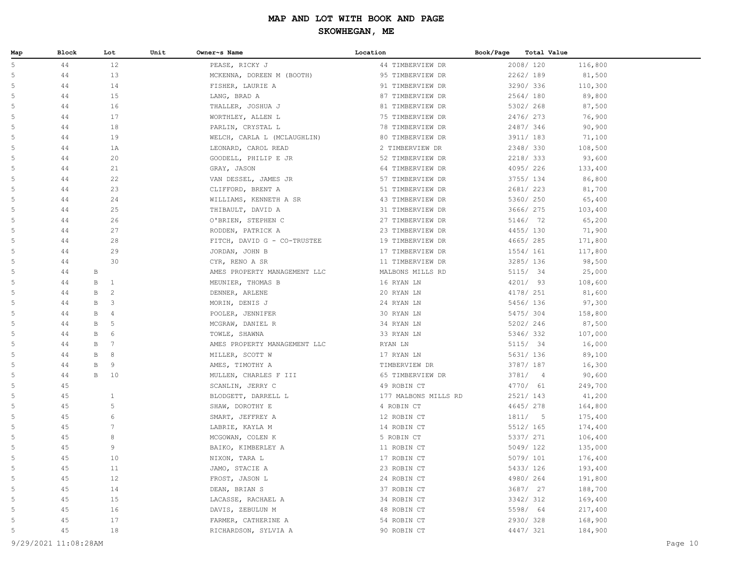# MAP AND LOT WITH BOOK AND PAGE

## SKOWHEGAN, ME

| Map | Block | Lot | Unit | Owner~s Name | Location | Book/Page | Total Value |
|---|---|---|---|---|---|---|---|
| 5 | 44 | 12 | | PEASE, RICKY J | 44 TIMBERVIEW DR | 2008/ 120 | 116,800 |
| 5 | 44 | 13 | | MCKENNA, DOREEN M (BOOTH) | 95 TIMBERVIEW DR | 2262/ 189 | 81,500 |
| 5 | 44 | 14 | | FISHER, LAURIE A | 91 TIMBERVIEW DR | 3290/ 336 | 110,300 |
| 5 | 44 | 15 | | LANG, BRAD A | 87 TIMBERVIEW DR | 2564/ 180 | 89,800 |
| 5 | 44 | 16 | | THALLER, JOSHUA J | 81 TIMBERVIEW DR | 5302/ 268 | 87,500 |
| 5 | 44 | 17 | | WORTHLEY, ALLEN L | 75 TIMBERVIEW DR | 2476/ 273 | 76,900 |
| 5 | 44 | 18 | | PARLIN, CRYSTAL L | 78 TIMBERVIEW DR | 2487/ 346 | 90,900 |
| 5 | 44 | 19 | | WELCH, CARLA L (MCLAUGHLIN) | 80 TIMBERVIEW DR | 3911/ 183 | 71,100 |
| 5 | 44 | 1A | | LEONARD, CAROL READ | 2 TIMBERVIEW DR | 2348/ 330 | 108,500 |
| 5 | 44 | 20 | | GOODELL, PHILIP E JR | 52 TIMBERVIEW DR | 2218/ 333 | 93,600 |
| 5 | 44 | 21 | | GRAY, JASON | 64 TIMBERVIEW DR | 4095/ 226 | 133,400 |
| 5 | 44 | 22 | | VAN DESSEL, JAMES JR | 57 TIMBERVIEW DR | 3755/ 134 | 86,800 |
| 5 | 44 | 23 | | CLIFFORD, BRENT A | 51 TIMBERVIEW DR | 2681/ 223 | 81,700 |
| 5 | 44 | 24 | | WILLIAMS, KENNETH A SR | 43 TIMBERVIEW DR | 5360/ 250 | 65,400 |
| 5 | 44 | 25 | | THIBAULT, DAVID A | 31 TIMBERVIEW DR | 3666/ 275 | 103,400 |
| 5 | 44 | 26 | | O'BRIEN, STEPHEN C | 27 TIMBERVIEW DR | 5146/ 72 | 65,200 |
| 5 | 44 | 27 | | RODDEN, PATRICK A | 23 TIMBERVIEW DR | 4455/ 130 | 71,900 |
| 5 | 44 | 28 | | FITCH, DAVID G - CO-TRUSTEE | 19 TIMBERVIEW DR | 4665/ 285 | 171,800 |
| 5 | 44 | 29 | | JORDAN, JOHN B | 17 TIMBERVIEW DR | 1554/ 161 | 117,800 |
| 5 | 44 | 30 | | CYR, RENO A SR | 11 TIMBERVIEW DR | 3285/ 136 | 98,500 |
| 5 | 44 | B | | AMES PROPERTY MANAGEMENT LLC | MALBONS MILLS RD | 5115/ 34 | 25,000 |
| 5 | 44 | B 1 | | MEUNIER, THOMAS B | 16 RYAN LN | 4201/ 93 | 108,600 |
| 5 | 44 | B 2 | | DENNER, ARLENE | 20 RYAN LN | 4178/ 251 | 81,600 |
| 5 | 44 | B 3 | | MORIN, DENIS J | 24 RYAN LN | 5456/ 136 | 97,300 |
| 5 | 44 | B 4 | | POOLER, JENNIFER | 30 RYAN LN | 5475/ 304 | 158,800 |
| 5 | 44 | B 5 | | MCGRAW, DANIEL R | 34 RYAN LN | 5202/ 246 | 87,500 |
| 5 | 44 | B 6 | | TOWLE, SHAWNA | 33 RYAN LN | 5346/ 332 | 107,000 |
| 5 | 44 | B 7 | | AMES PROPERTY MANAGEMENT LLC | RYAN LN | 5115/ 34 | 16,000 |
| 5 | 44 | B 8 | | MILLER, SCOTT W | 17 RYAN LN | 5631/ 136 | 89,100 |
| 5 | 44 | B 9 | | AMES, TIMOTHY A | TIMBERVIEW DR | 3787/ 187 | 16,300 |
| 5 | 44 | B 10 | | MULLEN, CHARLES F III | 65 TIMBERVIEW DR | 3781/ 4 | 90,600 |
| 5 | 45 | | | SCANLIN, JERRY C | 49 ROBIN CT | 4770/ 61 | 249,700 |
| 5 | 45 | 1 | | BLODGETT, DARRELL L | 177 MALBONS MILLS RD | 2521/ 143 | 41,200 |
| 5 | 45 | 5 | | SHAW, DOROTHY E | 4 ROBIN CT | 4645/ 278 | 164,800 |
| 5 | 45 | 6 | | SMART, JEFFREY A | 12 ROBIN CT | 1811/ 5 | 175,400 |
| 5 | 45 | 7 | | LABRIE, KAYLA M | 14 ROBIN CT | 5512/ 165 | 174,400 |
| 5 | 45 | 8 | | MCGOWAN, COLEN K | 5 ROBIN CT | 5337/ 271 | 106,400 |
| 5 | 45 | 9 | | BAIKO, KIMBERLEY A | 11 ROBIN CT | 5049/ 122 | 135,000 |
| 5 | 45 | 10 | | NIXON, TARA L | 17 ROBIN CT | 5079/ 101 | 176,400 |
| 5 | 45 | 11 | | JAMO, STACIE A | 23 ROBIN CT | 5433/ 126 | 193,400 |
| 5 | 45 | 12 | | FROST, JASON L | 24 ROBIN CT | 4980/ 264 | 191,800 |
| 5 | 45 | 14 | | DEAN, BRIAN S | 37 ROBIN CT | 3687/ 27 | 188,700 |
| 5 | 45 | 15 | | LACASSE, RACHAEL A | 34 ROBIN CT | 3342/ 312 | 169,400 |
| 5 | 45 | 16 | | DAVIS, ZEBULUN M | 48 ROBIN CT | 5598/ 64 | 217,400 |
| 5 | 45 | 17 | | FARMER, CATHERINE A | 54 ROBIN CT | 2930/ 328 | 168,900 |
| 5 | 45 | 18 | | RICHARDSON, SYLVIA A | 90 ROBIN CT | 4447/ 321 | 184,900 |

9/29/2021 11:08:28AM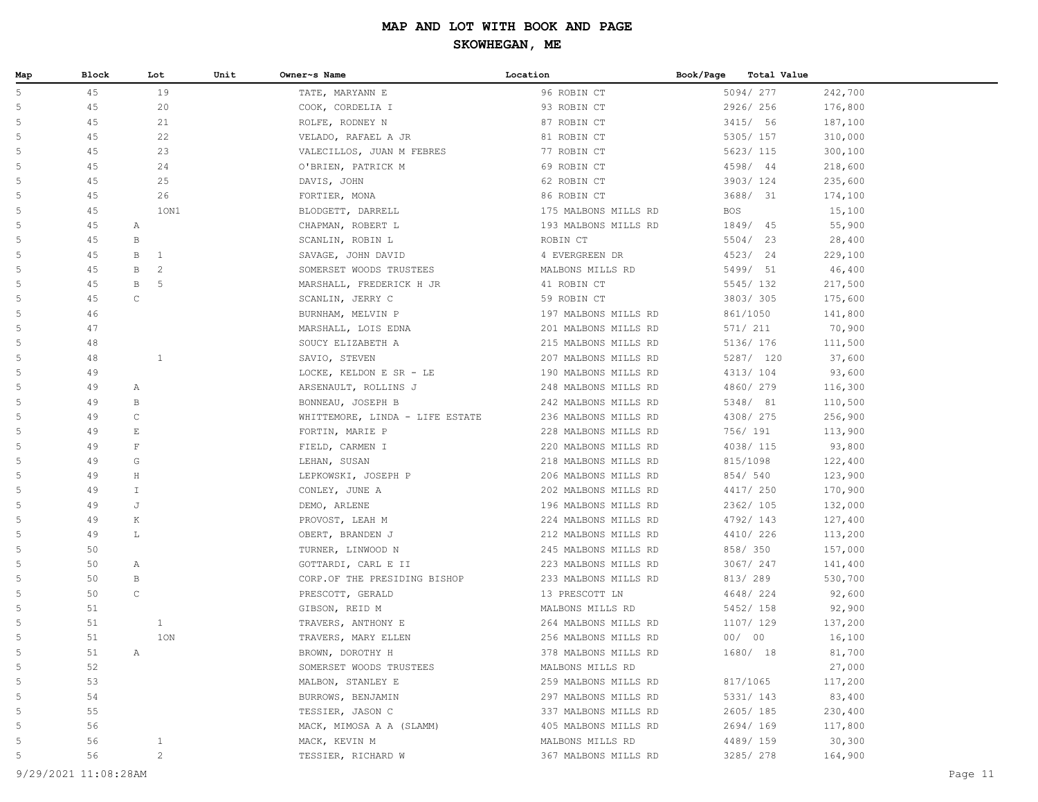# MAP AND LOT WITH BOOK AND PAGE

## SKOWHEGAN, ME

| Map | Block | Lot | Unit | Owner~s Name | Location | Book/Page | Total Value |
|---|---|---|---|---|---|---|---|
| 5 | 45 | 19 | | TATE, MARYANN E | 96 ROBIN CT | 5094/ 277 | 242,700 |
| 5 | 45 | 20 | | COOK, CORDELIA I | 93 ROBIN CT | 2926/ 256 | 176,800 |
| 5 | 45 | 21 | | ROLFE, RODNEY N | 87 ROBIN CT | 3415/ 56 | 187,100 |
| 5 | 45 | 22 | | VELADO, RAFAEL A JR | 81 ROBIN CT | 5305/ 157 | 310,000 |
| 5 | 45 | 23 | | VALECILLOS, JUAN M FEBRES | 77 ROBIN CT | 5623/ 115 | 300,100 |
| 5 | 45 | 24 | | O'BRIEN, PATRICK M | 69 ROBIN CT | 4598/ 44 | 218,600 |
| 5 | 45 | 25 | | DAVIS, JOHN | 62 ROBIN CT | 3903/ 124 | 235,600 |
| 5 | 45 | 26 | | FORTIER, MONA | 86 ROBIN CT | 3688/ 31 | 174,100 |
| 5 | 45 | 1ON1 | | BLODGETT, DARRELL | 175 MALBONS MILLS RD | BOS | 15,100 |
| 5 | 45 | A | | CHAPMAN, ROBERT L | 193 MALBONS MILLS RD | 1849/ 45 | 55,900 |
| 5 | 45 | B | | SCANLIN, ROBIN L | ROBIN CT | 5504/ 23 | 28,400 |
| 5 | 45 | B 1 | | SAVAGE, JOHN DAVID | 4 EVERGREEN DR | 4523/ 24 | 229,100 |
| 5 | 45 | B 2 | | SOMERSET WOODS TRUSTEES | MALBONS MILLS RD | 5499/ 51 | 46,400 |
| 5 | 45 | B 5 | | MARSHALL, FREDERICK H JR | 41 ROBIN CT | 5545/ 132 | 217,500 |
| 5 | 45 | C | | SCANLIN, JERRY C | 59 ROBIN CT | 3803/ 305 | 175,600 |
| 5 | 46 | | | BURNHAM, MELVIN P | 197 MALBONS MILLS RD | 861/1050 | 141,800 |
| 5 | 47 | | | MARSHALL, LOIS EDNA | 201 MALBONS MILLS RD | 571/ 211 | 70,900 |
| 5 | 48 | | | SOUCY ELIZABETH A | 215 MALBONS MILLS RD | 5136/ 176 | 111,500 |
| 5 | 48 | 1 | | SAVIO, STEVEN | 207 MALBONS MILLS RD | 5287/ 120 | 37,600 |
| 5 | 49 | | | LOCKE, KELDON E SR - LE | 190 MALBONS MILLS RD | 4313/ 104 | 93,600 |
| 5 | 49 | A | | ARSENAULT, ROLLINS J | 248 MALBONS MILLS RD | 4860/ 279 | 116,300 |
| 5 | 49 | B | | BONNEAU, JOSEPH B | 242 MALBONS MILLS RD | 5348/ 81 | 110,500 |
| 5 | 49 | C | | WHITTEMORE, LINDA - LIFE ESTATE | 236 MALBONS MILLS RD | 4308/ 275 | 256,900 |
| 5 | 49 | E | | FORTIN, MARIE P | 228 MALBONS MILLS RD | 756/ 191 | 113,900 |
| 5 | 49 | F | | FIELD, CARMEN I | 220 MALBONS MILLS RD | 4038/ 115 | 93,800 |
| 5 | 49 | G | | LEHAN, SUSAN | 218 MALBONS MILLS RD | 815/1098 | 122,400 |
| 5 | 49 | H | | LEPKOWSKI, JOSEPH P | 206 MALBONS MILLS RD | 854/ 540 | 123,900 |
| 5 | 49 | I | | CONLEY, JUNE A | 202 MALBONS MILLS RD | 4417/ 250 | 170,900 |
| 5 | 49 | J | | DEMO, ARLENE | 196 MALBONS MILLS RD | 2362/ 105 | 132,000 |
| 5 | 49 | K | | PROVOST, LEAH M | 224 MALBONS MILLS RD | 4792/ 143 | 127,400 |
| 5 | 49 | L | | OBERT, BRANDEN J | 212 MALBONS MILLS RD | 4410/ 226 | 113,200 |
| 5 | 50 | | | TURNER, LINWOOD N | 245 MALBONS MILLS RD | 858/ 350 | 157,000 |
| 5 | 50 | A | | GOTTARDI, CARL E II | 223 MALBONS MILLS RD | 3067/ 247 | 141,400 |
| 5 | 50 | B | | CORP.OF THE PRESIDING BISHOP | 233 MALBONS MILLS RD | 813/ 289 | 530,700 |
| 5 | 50 | C | | PRESCOTT, GERALD | 13 PRESCOTT LN | 4648/ 224 | 92,600 |
| 5 | 51 | | | GIBSON, REID M | MALBONS MILLS RD | 5452/ 158 | 92,900 |
| 5 | 51 | 1 | | TRAVERS, ANTHONY E | 264 MALBONS MILLS RD | 1107/ 129 | 137,200 |
| 5 | 51 | 1ON | | TRAVERS, MARY ELLEN | 256 MALBONS MILLS RD | 00/ 00 | 16,100 |
| 5 | 51 | A | | BROWN, DOROTHY H | 378 MALBONS MILLS RD | 1680/ 18 | 81,700 |
| 5 | 52 | | | SOMERSET WOODS TRUSTEES | MALBONS MILLS RD | | 27,000 |
| 5 | 53 | | | MALBON, STANLEY E | 259 MALBONS MILLS RD | 817/1065 | 117,200 |
| 5 | 54 | | | BURROWS, BENJAMIN | 297 MALBONS MILLS RD | 5331/ 143 | 83,400 |
| 5 | 55 | | | TESSIER, JASON C | 337 MALBONS MILLS RD | 2605/ 185 | 230,400 |
| 5 | 56 | | | MACK, MIMOSA A A (SLAMM) | 405 MALBONS MILLS RD | 2694/ 169 | 117,800 |
| 5 | 56 | 1 | | MACK, KEVIN M | MALBONS MILLS RD | 4489/ 159 | 30,300 |
| 5 | 56 | 2 | | TESSIER, RICHARD W | 367 MALBONS MILLS RD | 3285/ 278 | 164,900 |

9/29/2021 11:08:28AM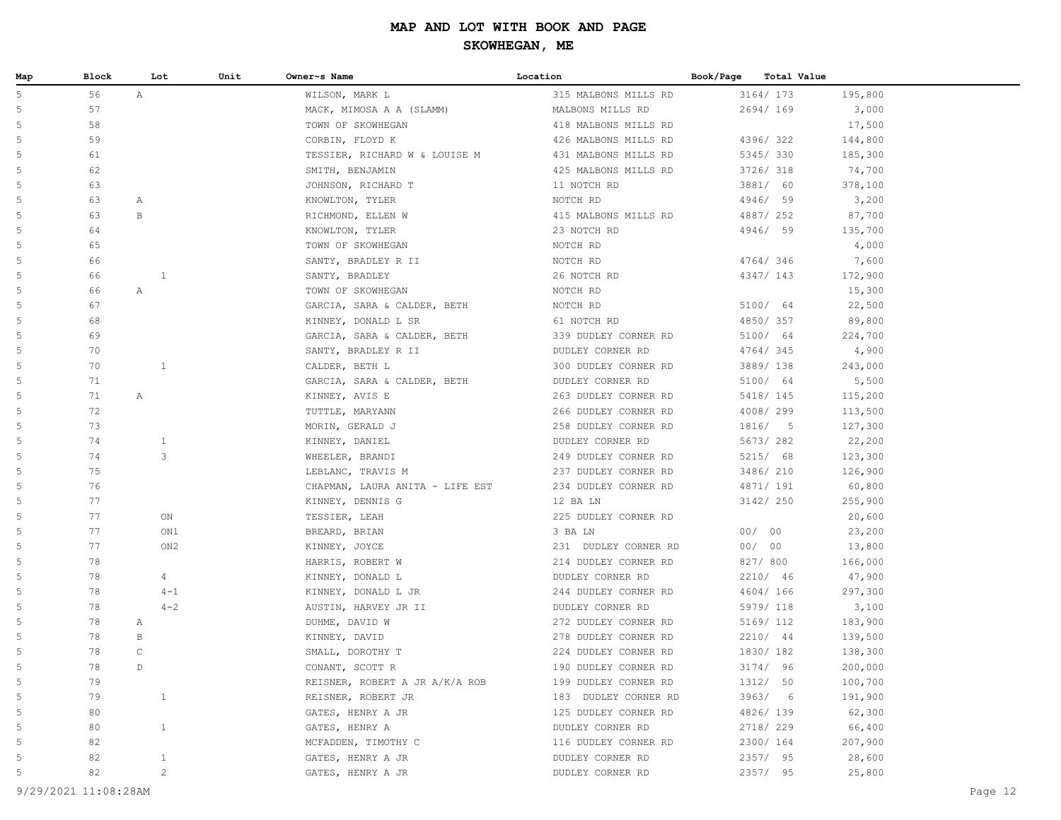# MAP AND LOT WITH BOOK AND PAGE

## SKOWHEGAN, ME

| Map | Block | Lot | Unit | Owner~s Name | Location | Book/Page | Total Value |
|---|---|---|---|---|---|---|---|
| 5 | 56 | A | | WILSON, MARK L | 315 MALBONS MILLS RD | 3164/ 173 | 195,800 |
| 5 | 57 | | | MACK, MIMOSA A A (SLAMM) | MALBONS MILLS RD | 2694/ 169 | 3,000 |
| 5 | 58 | | | TOWN OF SKOWHEGAN | 418 MALBONS MILLS RD | | 17,500 |
| 5 | 59 | | | CORBIN, FLOYD K | 426 MALBONS MILLS RD | 4396/ 322 | 144,800 |
| 5 | 61 | | | TESSIER, RICHARD W & LOUISE M | 431 MALBONS MILLS RD | 5345/ 330 | 185,300 |
| 5 | 62 | | | SMITH, BENJAMIN | 425 MALBONS MILLS RD | 3726/ 318 | 74,700 |
| 5 | 63 | | | JOHNSON, RICHARD T | 11 NOTCH RD | 3881/ 60 | 378,100 |
| 5 | 63 | A | | KNOWLTON, TYLER | NOTCH RD | 4946/ 59 | 3,200 |
| 5 | 63 | B | | RICHMOND, ELLEN W | 415 MALBONS MILLS RD | 4887/ 252 | 87,700 |
| 5 | 64 | | | KNOWLTON, TYLER | 23 NOTCH RD | 4946/ 59 | 135,700 |
| 5 | 65 | | | TOWN OF SKOWHEGAN | NOTCH RD | | 4,000 |
| 5 | 66 | | | SANTY, BRADLEY R II | NOTCH RD | 4764/ 346 | 7,600 |
| 5 | 66 | 1 | | SANTY, BRADLEY | 26 NOTCH RD | 4347/ 143 | 172,900 |
| 5 | 66 | A | | TOWN OF SKOWHEGAN | NOTCH RD | | 15,300 |
| 5 | 67 | | | GARCIA, SARA & CALDER, BETH | NOTCH RD | 5100/ 64 | 22,500 |
| 5 | 68 | | | KINNEY, DONALD L SR | 61 NOTCH RD | 4850/ 357 | 89,800 |
| 5 | 69 | | | GARCIA, SARA & CALDER, BETH | 339 DUDLEY CORNER RD | 5100/ 64 | 224,700 |
| 5 | 70 | | | SANTY, BRADLEY R II | DUDLEY CORNER RD | 4764/ 345 | 4,900 |
| 5 | 70 | 1 | | CALDER, BETH L | 300 DUDLEY CORNER RD | 3889/ 138 | 243,000 |
| 5 | 71 | | | GARCIA, SARA & CALDER, BETH | DUDLEY CORNER RD | 5100/ 64 | 5,500 |
| 5 | 71 | A | | KINNEY, AVIS E | 263 DUDLEY CORNER RD | 5418/ 145 | 115,200 |
| 5 | 72 | | | TUTTLE, MARYANN | 266 DUDLEY CORNER RD | 4008/ 299 | 113,500 |
| 5 | 73 | | | MORIN, GERALD J | 258 DUDLEY CORNER RD | 1816/ 5 | 127,300 |
| 5 | 74 | 1 | | KINNEY, DANIEL | DUDLEY CORNER RD | 5673/ 282 | 22,200 |
| 5 | 74 | 3 | | WHEELER, BRANDI | 249 DUDLEY CORNER RD | 5215/ 68 | 123,300 |
| 5 | 75 | | | LEBLANC, TRAVIS M | 237 DUDLEY CORNER RD | 3486/ 210 | 126,900 |
| 5 | 76 | | | CHAPMAN, LAURA ANITA - LIFE EST | 234 DUDLEY CORNER RD | 4871/ 191 | 60,800 |
| 5 | 77 | | | KINNEY, DENNIS G | 12 BA LN | 3142/ 250 | 255,900 |
| 5 | 77 | ON | | TESSIER, LEAH | 225 DUDLEY CORNER RD | | 20,600 |
| 5 | 77 | ON1 | | BREARD, BRIAN | 3 BA LN | 00/ 00 | 23,200 |
| 5 | 77 | ON2 | | KINNEY, JOYCE | 231 DUDLEY CORNER RD | 00/ 00 | 13,800 |
| 5 | 78 | | | HARRIS, ROBERT W | 214 DUDLEY CORNER RD | 827/ 800 | 166,000 |
| 5 | 78 | 4 | | KINNEY, DONALD L | DUDLEY CORNER RD | 2210/ 46 | 47,900 |
| 5 | 78 | 4-1 | | KINNEY, DONALD L JR | 244 DUDLEY CORNER RD | 4604/ 166 | 297,300 |
| 5 | 78 | 4-2 | | AUSTIN, HARVEY JR II | DUDLEY CORNER RD | 5979/ 118 | 3,100 |
| 5 | 78 | A | | DUHME, DAVID W | 272 DUDLEY CORNER RD | 5169/ 112 | 183,900 |
| 5 | 78 | B | | KINNEY, DAVID | 278 DUDLEY CORNER RD | 2210/ 44 | 139,500 |
| 5 | 78 | C | | SMALL, DOROTHY T | 224 DUDLEY CORNER RD | 1830/ 182 | 138,300 |
| 5 | 78 | D | | CONANT, SCOTT R | 190 DUDLEY CORNER RD | 3174/ 96 | 200,000 |
| 5 | 79 | | | REISNER, ROBERT A JR A/K/A ROB | 199 DUDLEY CORNER RD | 1312/ 50 | 100,700 |
| 5 | 79 | 1 | | REISNER, ROBERT JR | 183 DUDLEY CORNER RD | 3963/ 6 | 191,900 |
| 5 | 80 | | | GATES, HENRY A JR | 125 DUDLEY CORNER RD | 4826/ 139 | 62,300 |
| 5 | 80 | 1 | | GATES, HENRY A | DUDLEY CORNER RD | 2718/ 229 | 66,400 |
| 5 | 82 | | | MCFADDEN, TIMOTHY C | 116 DUDLEY CORNER RD | 2300/ 164 | 207,900 |
| 5 | 82 | 1 | | GATES, HENRY A JR | DUDLEY CORNER RD | 2357/ 95 | 28,600 |
| 5 | 82 | 2 | | GATES, HENRY A JR | DUDLEY CORNER RD | 2357/ 95 | 25,800 |

9/29/2021 11:08:28AM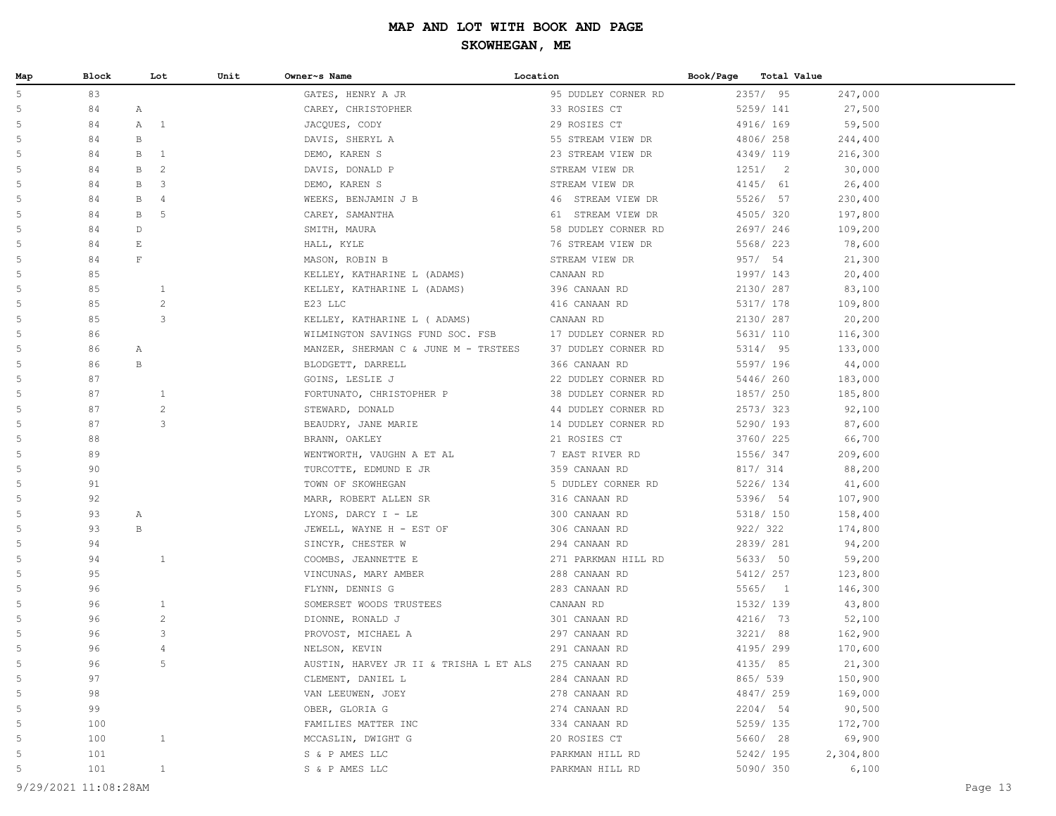# MAP AND LOT WITH BOOK AND PAGE

## SKOWHEGAN, ME

| Map | Block | Lot | Unit | Owner~s Name | Location | Book/Page | Total Value |
|---|---|---|---|---|---|---|---|
| 5 | 83 | | | GATES, HENRY A JR | 95 DUDLEY CORNER RD | 2357/ 95 | 247,000 |
| 5 | 84 | A | | CAREY, CHRISTOPHER | 33 ROSIES CT | 5259/ 141 | 27,500 |
| 5 | 84 | A 1 | | JACQUES, CODY | 29 ROSIES CT | 4916/ 169 | 59,500 |
| 5 | 84 | B | | DAVIS, SHERYL A | 55 STREAM VIEW DR | 4806/ 258 | 244,400 |
| 5 | 84 | B 1 | | DEMO, KAREN S | 23 STREAM VIEW DR | 4349/ 119 | 216,300 |
| 5 | 84 | B 2 | | DAVIS, DONALD P | STREAM VIEW DR | 1251/ 2 | 30,000 |
| 5 | 84 | B 3 | | DEMO, KAREN S | STREAM VIEW DR | 4145/ 61 | 26,400 |
| 5 | 84 | B 4 | | WEEKS, BENJAMIN J B | 46 STREAM VIEW DR | 5526/ 57 | 230,400 |
| 5 | 84 | B 5 | | CAREY, SAMANTHA | 61 STREAM VIEW DR | 4505/ 320 | 197,800 |
| 5 | 84 | D | | SMITH, MAURA | 58 DUDLEY CORNER RD | 2697/ 246 | 109,200 |
| 5 | 84 | E | | HALL, KYLE | 76 STREAM VIEW DR | 5568/ 223 | 78,600 |
| 5 | 84 | F | | MASON, ROBIN B | STREAM VIEW DR | 957/ 54 | 21,300 |
| 5 | 85 | | | KELLEY, KATHARINE L (ADAMS) | CANAAN RD | 1997/ 143 | 20,400 |
| 5 | 85 | 1 | | KELLEY, KATHARINE L (ADAMS) | 396 CANAAN RD | 2130/ 287 | 83,100 |
| 5 | 85 | 2 | | E23 LLC | 416 CANAAN RD | 5317/ 178 | 109,800 |
| 5 | 85 | 3 | | KELLEY, KATHARINE L ( ADAMS) | CANAAN RD | 2130/ 287 | 20,200 |
| 5 | 86 | | | WILMINGTON SAVINGS FUND SOC. FSB | 17 DUDLEY CORNER RD | 5631/ 110 | 116,300 |
| 5 | 86 | A | | MANZER, SHERMAN C & JUNE M - TRSTEES | 37 DUDLEY CORNER RD | 5314/ 95 | 133,000 |
| 5 | 86 | B | | BLODGETT, DARRELL | 366 CANAAN RD | 5597/ 196 | 44,000 |
| 5 | 87 | | | GOINS, LESLIE J | 22 DUDLEY CORNER RD | 5446/ 260 | 183,000 |
| 5 | 87 | 1 | | FORTUNATO, CHRISTOPHER P | 38 DUDLEY CORNER RD | 1857/ 250 | 185,800 |
| 5 | 87 | 2 | | STEWARD, DONALD | 44 DUDLEY CORNER RD | 2573/ 323 | 92,100 |
| 5 | 87 | 3 | | BEAUDRY, JANE MARIE | 14 DUDLEY CORNER RD | 5290/ 193 | 87,600 |
| 5 | 88 | | | BRANN, OAKLEY | 21 ROSIES CT | 3760/ 225 | 66,700 |
| 5 | 89 | | | WENTWORTH, VAUGHN A ET AL | 7 EAST RIVER RD | 1556/ 347 | 209,600 |
| 5 | 90 | | | TURCOTTE, EDMUND E JR | 359 CANAAN RD | 817/ 314 | 88,200 |
| 5 | 91 | | | TOWN OF SKOWHEGAN | 5 DUDLEY CORNER RD | 5226/ 134 | 41,600 |
| 5 | 92 | | | MARR, ROBERT ALLEN SR | 316 CANAAN RD | 5396/ 54 | 107,900 |
| 5 | 93 | A | | LYONS, DARCY I - LE | 300 CANAAN RD | 5318/ 150 | 158,400 |
| 5 | 93 | B | | JEWELL, WAYNE H - EST OF | 306 CANAAN RD | 922/ 322 | 174,800 |
| 5 | 94 | | | SINCYR, CHESTER W | 294 CANAAN RD | 2839/ 281 | 94,200 |
| 5 | 94 | 1 | | COOMBS, JEANNETTE E | 271 PARKMAN HILL RD | 5633/ 50 | 59,200 |
| 5 | 95 | | | VINCUNAS, MARY AMBER | 288 CANAAN RD | 5412/ 257 | 123,800 |
| 5 | 96 | | | FLYNN, DENNIS G | 283 CANAAN RD | 5565/ 1 | 146,300 |
| 5 | 96 | 1 | | SOMERSET WOODS TRUSTEES | CANAAN RD | 1532/ 139 | 43,800 |
| 5 | 96 | 2 | | DIONNE, RONALD J | 301 CANAAN RD | 4216/ 73 | 52,100 |
| 5 | 96 | 3 | | PROVOST, MICHAEL A | 297 CANAAN RD | 3221/ 88 | 162,900 |
| 5 | 96 | 4 | | NELSON, KEVIN | 291 CANAAN RD | 4195/ 299 | 170,600 |
| 5 | 96 | 5 | | AUSTIN, HARVEY JR II & TRISHA L ET ALS | 275 CANAAN RD | 4135/ 85 | 21,300 |
| 5 | 97 | | | CLEMENT, DANIEL L | 284 CANAAN RD | 865/ 539 | 150,900 |
| 5 | 98 | | | VAN LEEUWEN, JOEY | 278 CANAAN RD | 4847/ 259 | 169,000 |
| 5 | 99 | | | OBER, GLORIA G | 274 CANAAN RD | 2204/ 54 | 90,500 |
| 5 | 100 | | | FAMILIES MATTER INC | 334 CANAAN RD | 5259/ 135 | 172,700 |
| 5 | 100 | 1 | | MCCASLIN, DWIGHT G | 20 ROSIES CT | 5660/ 28 | 69,900 |
| 5 | 101 | | | S & P AMES LLC | PARKMAN HILL RD | 5242/ 195 | 2,304,800 |
| 5 | 101 | 1 | | S & P AMES LLC | PARKMAN HILL RD | 5090/ 350 | 6,100 |

9/29/2021 11:08:28AM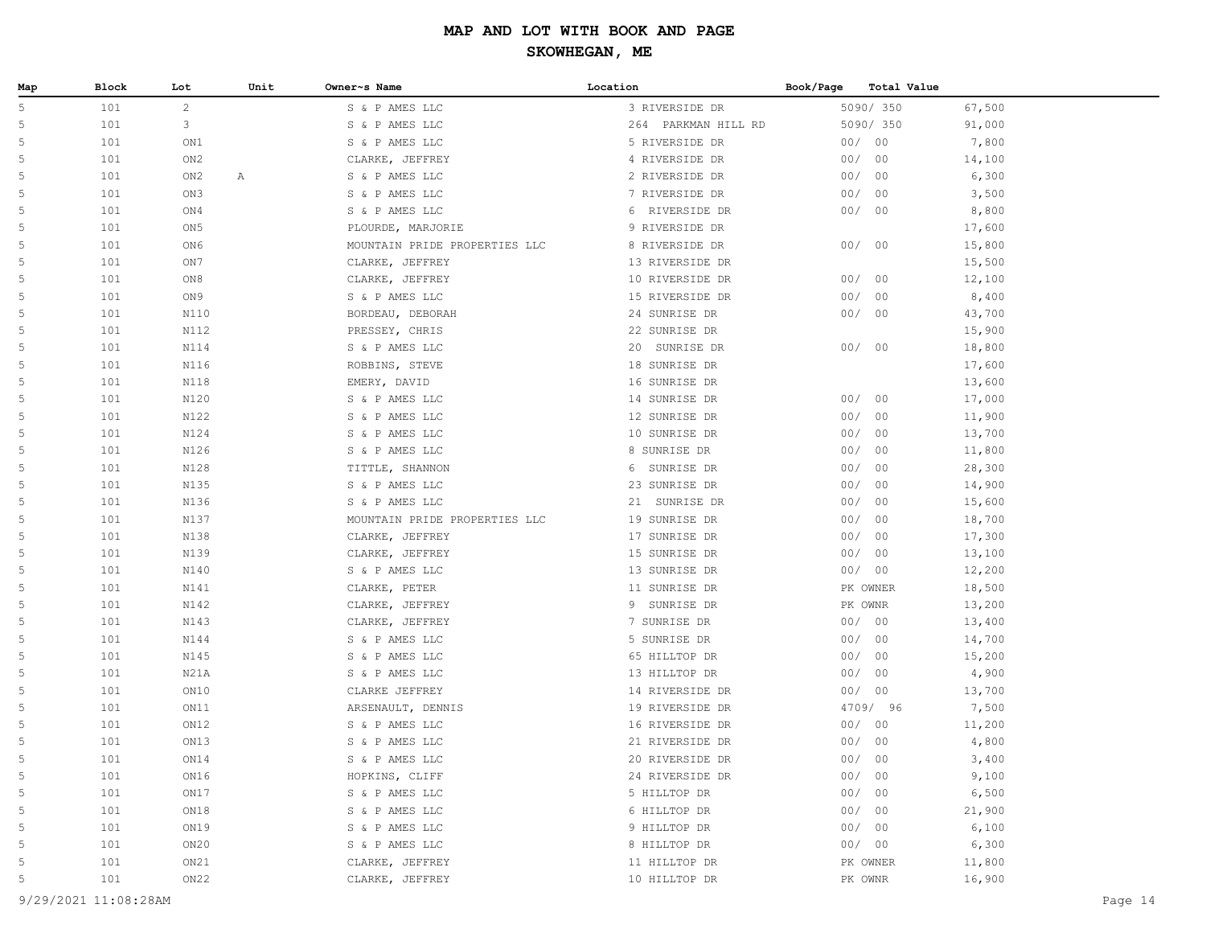# MAP AND LOT WITH BOOK AND PAGE

## SKOWHEGAN, ME

| Map | Block | Lot | Unit | Owner~s Name | Location | Book/Page | Total Value |
|---|---|---|---|---|---|---|---|
| 5 | 101 | 2 | | S & P AMES LLC | 3 RIVERSIDE DR | 5090/ 350 | 67,500 |
| 5 | 101 | 3 | | S & P AMES LLC | 264 PARKMAN HILL RD | 5090/ 350 | 91,000 |
| 5 | 101 | ON1 | | S & P AMES LLC | 5 RIVERSIDE DR | 00/ 00 | 7,800 |
| 5 | 101 | ON2 | | CLARKE, JEFFREY | 4 RIVERSIDE DR | 00/ 00 | 14,100 |
| 5 | 101 | ON2 | A | S & P AMES LLC | 2 RIVERSIDE DR | 00/ 00 | 6,300 |
| 5 | 101 | ON3 | | S & P AMES LLC | 7 RIVERSIDE DR | 00/ 00 | 3,500 |
| 5 | 101 | ON4 | | S & P AMES LLC | 6 RIVERSIDE DR | 00/ 00 | 8,800 |
| 5 | 101 | ON5 | | PLOURDE, MARJORIE | 9 RIVERSIDE DR | | 17,600 |
| 5 | 101 | ON6 | | MOUNTAIN PRIDE PROPERTIES LLC | 8 RIVERSIDE DR | 00/ 00 | 15,800 |
| 5 | 101 | ON7 | | CLARKE, JEFFREY | 13 RIVERSIDE DR | | 15,500 |
| 5 | 101 | ON8 | | CLARKE, JEFFREY | 10 RIVERSIDE DR | 00/ 00 | 12,100 |
| 5 | 101 | ON9 | | S & P AMES LLC | 15 RIVERSIDE DR | 00/ 00 | 8,400 |
| 5 | 101 | N110 | | BORDEAU, DEBORAH | 24 SUNRISE DR | 00/ 00 | 43,700 |
| 5 | 101 | N112 | | PRESSEY, CHRIS | 22 SUNRISE DR | | 15,900 |
| 5 | 101 | N114 | | S & P AMES LLC | 20 SUNRISE DR | 00/ 00 | 18,800 |
| 5 | 101 | N116 | | ROBBINS, STEVE | 18 SUNRISE DR | | 17,600 |
| 5 | 101 | N118 | | EMERY, DAVID | 16 SUNRISE DR | | 13,600 |
| 5 | 101 | N120 | | S & P AMES LLC | 14 SUNRISE DR | 00/ 00 | 17,000 |
| 5 | 101 | N122 | | S & P AMES LLC | 12 SUNRISE DR | 00/ 00 | 11,900 |
| 5 | 101 | N124 | | S & P AMES LLC | 10 SUNRISE DR | 00/ 00 | 13,700 |
| 5 | 101 | N126 | | S & P AMES LLC | 8 SUNRISE DR | 00/ 00 | 11,800 |
| 5 | 101 | N128 | | TITTLE, SHANNON | 6 SUNRISE DR | 00/ 00 | 28,300 |
| 5 | 101 | N135 | | S & P AMES LLC | 23 SUNRISE DR | 00/ 00 | 14,900 |
| 5 | 101 | N136 | | S & P AMES LLC | 21 SUNRISE DR | 00/ 00 | 15,600 |
| 5 | 101 | N137 | | MOUNTAIN PRIDE PROPERTIES LLC | 19 SUNRISE DR | 00/ 00 | 18,700 |
| 5 | 101 | N138 | | CLARKE, JEFFREY | 17 SUNRISE DR | 00/ 00 | 17,300 |
| 5 | 101 | N139 | | CLARKE, JEFFREY | 15 SUNRISE DR | 00/ 00 | 13,100 |
| 5 | 101 | N140 | | S & P AMES LLC | 13 SUNRISE DR | 00/ 00 | 12,200 |
| 5 | 101 | N141 | | CLARKE, PETER | 11 SUNRISE DR | PK OWNER | 18,500 |
| 5 | 101 | N142 | | CLARKE, JEFFREY | 9 SUNRISE DR | PK OWNR | 13,200 |
| 5 | 101 | N143 | | CLARKE, JEFFREY | 7 SUNRISE DR | 00/ 00 | 13,400 |
| 5 | 101 | N144 | | S & P AMES LLC | 5 SUNRISE DR | 00/ 00 | 14,700 |
| 5 | 101 | N145 | | S & P AMES LLC | 65 HILLTOP DR | 00/ 00 | 15,200 |
| 5 | 101 | N21A | | S & P AMES LLC | 13 HILLTOP DR | 00/ 00 | 4,900 |
| 5 | 101 | ON10 | | CLARKE JEFFREY | 14 RIVERSIDE DR | 00/ 00 | 13,700 |
| 5 | 101 | ON11 | | ARSENAULT, DENNIS | 19 RIVERSIDE DR | 4709/ 96 | 7,500 |
| 5 | 101 | ON12 | | S & P AMES LLC | 16 RIVERSIDE DR | 00/ 00 | 11,200 |
| 5 | 101 | ON13 | | S & P AMES LLC | 21 RIVERSIDE DR | 00/ 00 | 4,800 |
| 5 | 101 | ON14 | | S & P AMES LLC | 20 RIVERSIDE DR | 00/ 00 | 3,400 |
| 5 | 101 | ON16 | | HOPKINS, CLIFF | 24 RIVERSIDE DR | 00/ 00 | 9,100 |
| 5 | 101 | ON17 | | S & P AMES LLC | 5 HILLTOP DR | 00/ 00 | 6,500 |
| 5 | 101 | ON18 | | S & P AMES LLC | 6 HILLTOP DR | 00/ 00 | 21,900 |
| 5 | 101 | ON19 | | S & P AMES LLC | 9 HILLTOP DR | 00/ 00 | 6,100 |
| 5 | 101 | ON20 | | S & P AMES LLC | 8 HILLTOP DR | 00/ 00 | 6,300 |
| 5 | 101 | ON21 | | CLARKE, JEFFREY | 11 HILLTOP DR | PK OWNER | 11,800 |
| 5 | 101 | ON22 | | CLARKE, JEFFREY | 10 HILLTOP DR | PK OWNR | 16,900 |

9/29/2021 11:08:28AM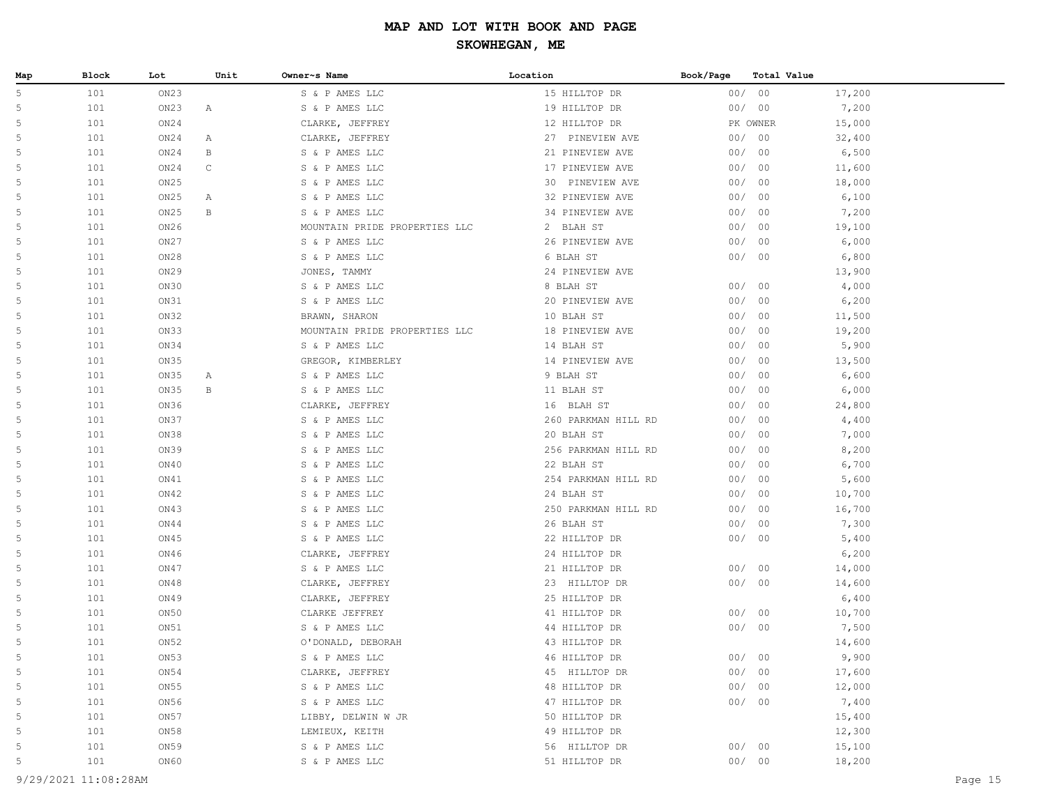# MAP AND LOT WITH BOOK AND PAGE

## SKOWHEGAN, ME

| Map | Block | Lot | Unit | Owner~s Name | Location | Book/Page | Total Value |
|---|---|---|---|---|---|---|---|
| 5 | 101 | ON23 | | S & P AMES LLC | 15 HILLTOP DR | 00/ 00 | 17,200 |
| 5 | 101 | ON23 | A | S & P AMES LLC | 19 HILLTOP DR | 00/ 00 | 7,200 |
| 5 | 101 | ON24 | | CLARKE, JEFFREY | 12 HILLTOP DR | PK OWNER | 15,000 |
| 5 | 101 | ON24 | A | CLARKE, JEFFREY | 27 PINEVIEW AVE | 00/ 00 | 32,400 |
| 5 | 101 | ON24 | B | S & P AMES LLC | 21 PINEVIEW AVE | 00/ 00 | 6,500 |
| 5 | 101 | ON24 | C | S & P AMES LLC | 17 PINEVIEW AVE | 00/ 00 | 11,600 |
| 5 | 101 | ON25 | | S & P AMES LLC | 30 PINEVIEW AVE | 00/ 00 | 18,000 |
| 5 | 101 | ON25 | A | S & P AMES LLC | 32 PINEVIEW AVE | 00/ 00 | 6,100 |
| 5 | 101 | ON25 | B | S & P AMES LLC | 34 PINEVIEW AVE | 00/ 00 | 7,200 |
| 5 | 101 | ON26 | | MOUNTAIN PRIDE PROPERTIES LLC | 2 BLAH ST | 00/ 00 | 19,100 |
| 5 | 101 | ON27 | | S & P AMES LLC | 26 PINEVIEW AVE | 00/ 00 | 6,000 |
| 5 | 101 | ON28 | | S & P AMES LLC | 6 BLAH ST | 00/ 00 | 6,800 |
| 5 | 101 | ON29 | | JONES, TAMMY | 24 PINEVIEW AVE | | 13,900 |
| 5 | 101 | ON30 | | S & P AMES LLC | 8 BLAH ST | 00/ 00 | 4,000 |
| 5 | 101 | ON31 | | S & P AMES LLC | 20 PINEVIEW AVE | 00/ 00 | 6,200 |
| 5 | 101 | ON32 | | BRAWN, SHARON | 10 BLAH ST | 00/ 00 | 11,500 |
| 5 | 101 | ON33 | | MOUNTAIN PRIDE PROPERTIES LLC | 18 PINEVIEW AVE | 00/ 00 | 19,200 |
| 5 | 101 | ON34 | | S & P AMES LLC | 14 BLAH ST | 00/ 00 | 5,900 |
| 5 | 101 | ON35 | | GREGOR, KIMBERLEY | 14 PINEVIEW AVE | 00/ 00 | 13,500 |
| 5 | 101 | ON35 | A | S & P AMES LLC | 9 BLAH ST | 00/ 00 | 6,600 |
| 5 | 101 | ON35 | B | S & P AMES LLC | 11 BLAH ST | 00/ 00 | 6,000 |
| 5 | 101 | ON36 | | CLARKE, JEFFREY | 16 BLAH ST | 00/ 00 | 24,800 |
| 5 | 101 | ON37 | | S & P AMES LLC | 260 PARKMAN HILL RD | 00/ 00 | 4,400 |
| 5 | 101 | ON38 | | S & P AMES LLC | 20 BLAH ST | 00/ 00 | 7,000 |
| 5 | 101 | ON39 | | S & P AMES LLC | 256 PARKMAN HILL RD | 00/ 00 | 8,200 |
| 5 | 101 | ON40 | | S & P AMES LLC | 22 BLAH ST | 00/ 00 | 6,700 |
| 5 | 101 | ON41 | | S & P AMES LLC | 254 PARKMAN HILL RD | 00/ 00 | 5,600 |
| 5 | 101 | ON42 | | S & P AMES LLC | 24 BLAH ST | 00/ 00 | 10,700 |
| 5 | 101 | ON43 | | S & P AMES LLC | 250 PARKMAN HILL RD | 00/ 00 | 16,700 |
| 5 | 101 | ON44 | | S & P AMES LLC | 26 BLAH ST | 00/ 00 | 7,300 |
| 5 | 101 | ON45 | | S & P AMES LLC | 22 HILLTOP DR | 00/ 00 | 5,400 |
| 5 | 101 | ON46 | | CLARKE, JEFFREY | 24 HILLTOP DR | | 6,200 |
| 5 | 101 | ON47 | | S & P AMES LLC | 21 HILLTOP DR | 00/ 00 | 14,000 |
| 5 | 101 | ON48 | | CLARKE, JEFFREY | 23 HILLTOP DR | 00/ 00 | 14,600 |
| 5 | 101 | ON49 | | CLARKE, JEFFREY | 25 HILLTOP DR | | 6,400 |
| 5 | 101 | ON50 | | CLARKE JEFFREY | 41 HILLTOP DR | 00/ 00 | 10,700 |
| 5 | 101 | ON51 | | S & P AMES LLC | 44 HILLTOP DR | 00/ 00 | 7,500 |
| 5 | 101 | ON52 | | O'DONALD, DEBORAH | 43 HILLTOP DR | | 14,600 |
| 5 | 101 | ON53 | | S & P AMES LLC | 46 HILLTOP DR | 00/ 00 | 9,900 |
| 5 | 101 | ON54 | | CLARKE, JEFFREY | 45 HILLTOP DR | 00/ 00 | 17,600 |
| 5 | 101 | ON55 | | S & P AMES LLC | 48 HILLTOP DR | 00/ 00 | 12,000 |
| 5 | 101 | ON56 | | S & P AMES LLC | 47 HILLTOP DR | 00/ 00 | 7,400 |
| 5 | 101 | ON57 | | LIBBY, DELWIN W JR | 50 HILLTOP DR | | 15,400 |
| 5 | 101 | ON58 | | LEMIEUX, KEITH | 49 HILLTOP DR | | 12,300 |
| 5 | 101 | ON59 | | S & P AMES LLC | 56 HILLTOP DR | 00/ 00 | 15,100 |
| 5 | 101 | ON60 | | S & P AMES LLC | 51 HILLTOP DR | 00/ 00 | 18,200 |

9/29/2021 11:08:28AM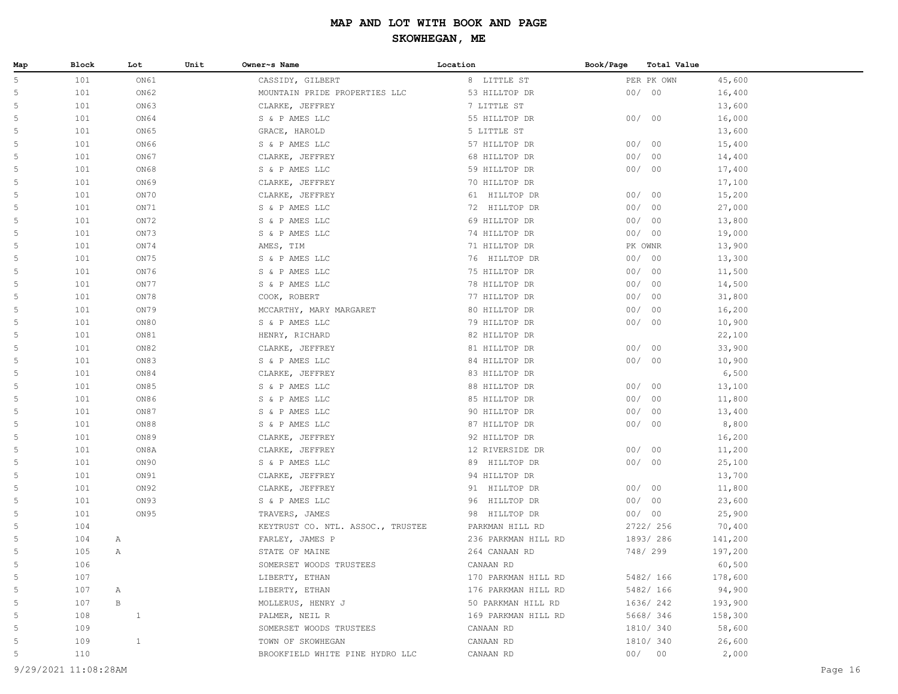# MAP AND LOT WITH BOOK AND PAGE

## SKOWHEGAN, ME

| Map | Block | Lot | Unit | Owner~s Name | Location | Book/Page | Total Value |
|---|---|---|---|---|---|---|---|
| 5 | 101 | ON61 | | CASSIDY, GILBERT | 8 LITTLE ST | PER PK OWN | 45,600 |
| 5 | 101 | ON62 | | MOUNTAIN PRIDE PROPERTIES LLC | 53 HILLTOP DR | 00/ 00 | 16,400 |
| 5 | 101 | ON63 | | CLARKE, JEFFREY | 7 LITTLE ST | | 13,600 |
| 5 | 101 | ON64 | | S & P AMES LLC | 55 HILLTOP DR | 00/ 00 | 16,000 |
| 5 | 101 | ON65 | | GRACE, HAROLD | 5 LITTLE ST | | 13,600 |
| 5 | 101 | ON66 | | S & P AMES LLC | 57 HILLTOP DR | 00/ 00 | 15,400 |
| 5 | 101 | ON67 | | CLARKE, JEFFREY | 68 HILLTOP DR | 00/ 00 | 14,400 |
| 5 | 101 | ON68 | | S & P AMES LLC | 59 HILLTOP DR | 00/ 00 | 17,400 |
| 5 | 101 | ON69 | | CLARKE, JEFFREY | 70 HILLTOP DR | | 17,100 |
| 5 | 101 | ON70 | | CLARKE, JEFFREY | 61 HILLTOP DR | 00/ 00 | 15,200 |
| 5 | 101 | ON71 | | S & P AMES LLC | 72 HILLTOP DR | 00/ 00 | 27,000 |
| 5 | 101 | ON72 | | S & P AMES LLC | 69 HILLTOP DR | 00/ 00 | 13,800 |
| 5 | 101 | ON73 | | S & P AMES LLC | 74 HILLTOP DR | 00/ 00 | 19,000 |
| 5 | 101 | ON74 | | AMES, TIM | 71 HILLTOP DR | PK OWNR | 13,900 |
| 5 | 101 | ON75 | | S & P AMES LLC | 76 HILLTOP DR | 00/ 00 | 13,300 |
| 5 | 101 | ON76 | | S & P AMES LLC | 75 HILLTOP DR | 00/ 00 | 11,500 |
| 5 | 101 | ON77 | | S & P AMES LLC | 78 HILLTOP DR | 00/ 00 | 14,500 |
| 5 | 101 | ON78 | | COOK, ROBERT | 77 HILLTOP DR | 00/ 00 | 31,800 |
| 5 | 101 | ON79 | | MCCARTHY, MARY MARGARET | 80 HILLTOP DR | 00/ 00 | 16,200 |
| 5 | 101 | ON80 | | S & P AMES LLC | 79 HILLTOP DR | 00/ 00 | 10,900 |
| 5 | 101 | ON81 | | HENRY, RICHARD | 82 HILLTOP DR | | 22,100 |
| 5 | 101 | ON82 | | CLARKE, JEFFREY | 81 HILLTOP DR | 00/ 00 | 33,900 |
| 5 | 101 | ON83 | | S & P AMES LLC | 84 HILLTOP DR | 00/ 00 | 10,900 |
| 5 | 101 | ON84 | | CLARKE, JEFFREY | 83 HILLTOP DR | | 6,500 |
| 5 | 101 | ON85 | | S & P AMES LLC | 88 HILLTOP DR | 00/ 00 | 13,100 |
| 5 | 101 | ON86 | | S & P AMES LLC | 85 HILLTOP DR | 00/ 00 | 11,800 |
| 5 | 101 | ON87 | | S & P AMES LLC | 90 HILLTOP DR | 00/ 00 | 13,400 |
| 5 | 101 | ON88 | | S & P AMES LLC | 87 HILLTOP DR | 00/ 00 | 8,800 |
| 5 | 101 | ON89 | | CLARKE, JEFFREY | 92 HILLTOP DR | | 16,200 |
| 5 | 101 | ON8A | | CLARKE, JEFFREY | 12 RIVERSIDE DR | 00/ 00 | 11,200 |
| 5 | 101 | ON90 | | S & P AMES LLC | 89 HILLTOP DR | 00/ 00 | 25,100 |
| 5 | 101 | ON91 | | CLARKE, JEFFREY | 94 HILLTOP DR | | 13,700 |
| 5 | 101 | ON92 | | CLARKE, JEFFREY | 91 HILLTOP DR | 00/ 00 | 11,800 |
| 5 | 101 | ON93 | | S & P AMES LLC | 96 HILLTOP DR | 00/ 00 | 23,600 |
| 5 | 101 | ON95 | | TRAVERS, JAMES | 98 HILLTOP DR | 00/ 00 | 25,900 |
| 5 | 104 | | | KEYTRUST CO. NTL. ASSOC., TRUSTEE | PARKMAN HILL RD | 2722/ 256 | 70,400 |
| 5 | 104 | A | | FARLEY, JAMES P | 236 PARKMAN HILL RD | 1893/ 286 | 141,200 |
| 5 | 105 | A | | STATE OF MAINE | 264 CANAAN RD | 748/ 299 | 197,200 |
| 5 | 106 | | | SOMERSET WOODS TRUSTEES | CANAAN RD | | 60,500 |
| 5 | 107 | | | LIBERTY, ETHAN | 170 PARKMAN HILL RD | 5482/ 166 | 178,600 |
| 5 | 107 | A | | LIBERTY, ETHAN | 176 PARKMAN HILL RD | 5482/ 166 | 94,900 |
| 5 | 107 | B | | MOLLERUS, HENRY J | 50 PARKMAN HILL RD | 1636/ 242 | 193,900 |
| 5 | 108 | 1 | | PALMER, NEIL R | 169 PARKMAN HILL RD | 5668/ 346 | 158,300 |
| 5 | 109 | | | SOMERSET WOODS TRUSTEES | CANAAN RD | 1810/ 340 | 58,600 |
| 5 | 109 | 1 | | TOWN OF SKOWHEGAN | CANAAN RD | 1810/ 340 | 26,600 |
| 5 | 110 | | | BROOKFIELD WHITE PINE HYDRO LLC | CANAAN RD | 00/ 00 | 2,000 |

9/29/2021 11:08:28AM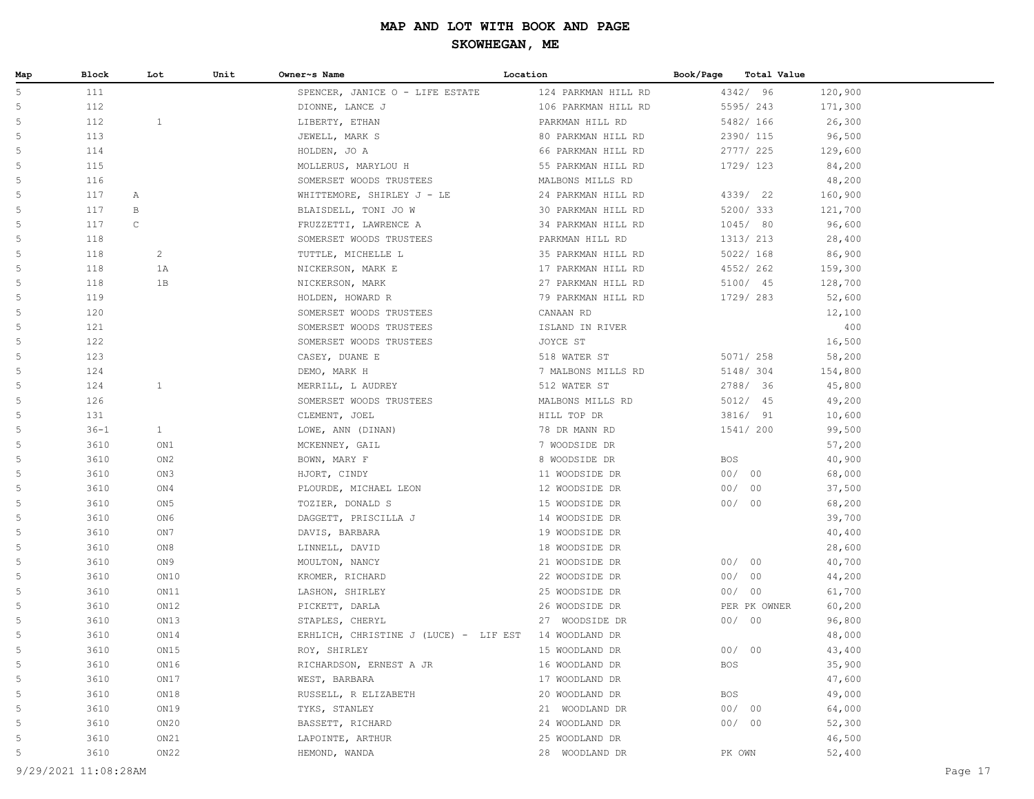# MAP AND LOT WITH BOOK AND PAGE

## SKOWHEGAN, ME

| Map | Block | Lot | Unit | Owner~s Name | Location | Book/Page | Total Value |
|---|---|---|---|---|---|---|---|
| 5 | 111 | | | SPENCER, JANICE O - LIFE ESTATE | 124 PARKMAN HILL RD | 4342/ 96 | 120,900 |
| 5 | 112 | | | DIONNE, LANCE J | 106 PARKMAN HILL RD | 5595/ 243 | 171,300 |
| 5 | 112 | 1 | | LIBERTY, ETHAN | PARKMAN HILL RD | 5482/ 166 | 26,300 |
| 5 | 113 | | | JEWELL, MARK S | 80 PARKMAN HILL RD | 2390/ 115 | 96,500 |
| 5 | 114 | | | HOLDEN, JO A | 66 PARKMAN HILL RD | 2777/ 225 | 129,600 |
| 5 | 115 | | | MOLLERUS, MARYLOU H | 55 PARKMAN HILL RD | 1729/ 123 | 84,200 |
| 5 | 116 | | | SOMERSET WOODS TRUSTEES | MALBONS MILLS RD | | 48,200 |
| 5 | 117 | A | | WHITTEMORE, SHIRLEY J - LE | 24 PARKMAN HILL RD | 4339/ 22 | 160,900 |
| 5 | 117 | B | | BLAISDELL, TONI JO W | 30 PARKMAN HILL RD | 5200/ 333 | 121,700 |
| 5 | 117 | C | | FRUZZETTI, LAWRENCE A | 34 PARKMAN HILL RD | 1045/ 80 | 96,600 |
| 5 | 118 | | | SOMERSET WOODS TRUSTEES | PARKMAN HILL RD | 1313/ 213 | 28,400 |
| 5 | 118 | 2 | | TUTTLE, MICHELLE L | 35 PARKMAN HILL RD | 5022/ 168 | 86,900 |
| 5 | 118 | 1A | | NICKERSON, MARK E | 17 PARKMAN HILL RD | 4552/ 262 | 159,300 |
| 5 | 118 | 1B | | NICKERSON, MARK | 27 PARKMAN HILL RD | 5100/ 45 | 128,700 |
| 5 | 119 | | | HOLDEN, HOWARD R | 79 PARKMAN HILL RD | 1729/ 283 | 52,600 |
| 5 | 120 | | | SOMERSET WOODS TRUSTEES | CANAAN RD | | 12,100 |
| 5 | 121 | | | SOMERSET WOODS TRUSTEES | ISLAND IN RIVER | | 400 |
| 5 | 122 | | | SOMERSET WOODS TRUSTEES | JOYCE ST | | 16,500 |
| 5 | 123 | | | CASEY, DUANE E | 518 WATER ST | 5071/ 258 | 58,200 |
| 5 | 124 | | | DEMO, MARK H | 7 MALBONS MILLS RD | 5148/ 304 | 154,800 |
| 5 | 124 | 1 | | MERRILL, L AUDREY | 512 WATER ST | 2788/ 36 | 45,800 |
| 5 | 126 | | | SOMERSET WOODS TRUSTEES | MALBONS MILLS RD | 5012/ 45 | 49,200 |
| 5 | 131 | | | CLEMENT, JOEL | HILL TOP DR | 3816/ 91 | 10,600 |
| 5 | 36-1 | 1 | | LOWE, ANN (DINAN) | 78 DR MANN RD | 1541/ 200 | 99,500 |
| 5 | 3610 | ON1 | | MCKENNEY, GAIL | 7 WOODSIDE DR | | 57,200 |
| 5 | 3610 | ON2 | | BOWN, MARY F | 8 WOODSIDE DR | BOS | 40,900 |
| 5 | 3610 | ON3 | | HJORT, CINDY | 11 WOODSIDE DR | 00/ 00 | 68,000 |
| 5 | 3610 | ON4 | | PLOURDE, MICHAEL LEON | 12 WOODSIDE DR | 00/ 00 | 37,500 |
| 5 | 3610 | ON5 | | TOZIER, DONALD S | 15 WOODSIDE DR | 00/ 00 | 68,200 |
| 5 | 3610 | ON6 | | DAGGETT, PRISCILLA J | 14 WOODSIDE DR | | 39,700 |
| 5 | 3610 | ON7 | | DAVIS, BARBARA | 19 WOODSIDE DR | | 40,400 |
| 5 | 3610 | ON8 | | LINNELL, DAVID | 18 WOODSIDE DR | | 28,600 |
| 5 | 3610 | ON9 | | MOULTON, NANCY | 21 WOODSIDE DR | 00/ 00 | 40,700 |
| 5 | 3610 | ON10 | | KROMER, RICHARD | 22 WOODSIDE DR | 00/ 00 | 44,200 |
| 5 | 3610 | ON11 | | LASHON, SHIRLEY | 25 WOODSIDE DR | 00/ 00 | 61,700 |
| 5 | 3610 | ON12 | | PICKETT, DARLA | 26 WOODSIDE DR | PER PK OWNER | 60,200 |
| 5 | 3610 | ON13 | | STAPLES, CHERYL | 27 WOODSIDE DR | 00/ 00 | 96,800 |
| 5 | 3610 | ON14 | | ERHLICH, CHRISTINE J (LUCE) - LIF EST | 14 WOODLAND DR | | 48,000 |
| 5 | 3610 | ON15 | | ROY, SHIRLEY | 15 WOODLAND DR | 00/ 00 | 43,400 |
| 5 | 3610 | ON16 | | RICHARDSON, ERNEST A JR | 16 WOODLAND DR | BOS | 35,900 |
| 5 | 3610 | ON17 | | WEST, BARBARA | 17 WOODLAND DR | | 47,600 |
| 5 | 3610 | ON18 | | RUSSELL, R ELIZABETH | 20 WOODLAND DR | BOS | 49,000 |
| 5 | 3610 | ON19 | | TYKS, STANLEY | 21 WOODLAND DR | 00/ 00 | 64,000 |
| 5 | 3610 | ON20 | | BASSETT, RICHARD | 24 WOODLAND DR | 00/ 00 | 52,300 |
| 5 | 3610 | ON21 | | LAPOINTE, ARTHUR | 25 WOODLAND DR | | 46,500 |
| 5 | 3610 | ON22 | | HEMOND, WANDA | 28 WOODLAND DR | PK OWN | 52,400 |

9/29/2021 11:08:28AM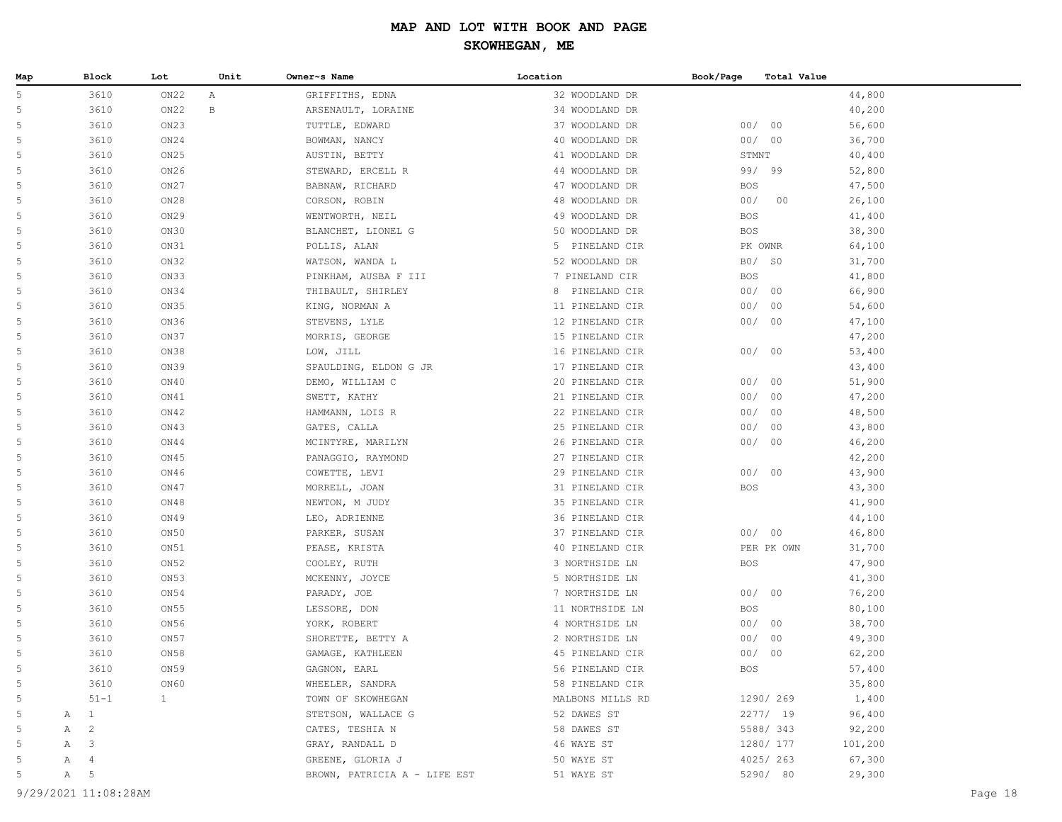# MAP AND LOT WITH BOOK AND PAGE

## SKOWHEGAN, ME

| Map | Block | Lot | Unit | Owner~s Name | Location | Book/Page | Total Value |
|---|---|---|---|---|---|---|---|
| 5 | 3610 | ON22 | A | GRIFFITHS, EDNA | 32 WOODLAND DR | | 44,800 |
| 5 | 3610 | ON22 | B | ARSENAULT, LORAINE | 34 WOODLAND DR | | 40,200 |
| 5 | 3610 | ON23 | | TUTTLE, EDWARD | 37 WOODLAND DR | 00/ 00 | 56,600 |
| 5 | 3610 | ON24 | | BOWMAN, NANCY | 40 WOODLAND DR | 00/ 00 | 36,700 |
| 5 | 3610 | ON25 | | AUSTIN, BETTY | 41 WOODLAND DR | STMNT | 40,400 |
| 5 | 3610 | ON26 | | STEWARD, ERCELL R | 44 WOODLAND DR | 99/ 99 | 52,800 |
| 5 | 3610 | ON27 | | BABNAW, RICHARD | 47 WOODLAND DR | BOS | 47,500 |
| 5 | 3610 | ON28 | | CORSON, ROBIN | 48 WOODLAND DR | 00/ 00 | 26,100 |
| 5 | 3610 | ON29 | | WENTWORTH, NEIL | 49 WOODLAND DR | BOS | 41,400 |
| 5 | 3610 | ON30 | | BLANCHET, LIONEL G | 50 WOODLAND DR | BOS | 38,300 |
| 5 | 3610 | ON31 | | POLLIS, ALAN | 5 PINELAND CIR | PK OWNR | 64,100 |
| 5 | 3610 | ON32 | | WATSON, WANDA L | 52 WOODLAND DR | B0/ S0 | 31,700 |
| 5 | 3610 | ON33 | | PINKHAM, AUSBA F III | 7 PINELAND CIR | BOS | 41,800 |
| 5 | 3610 | ON34 | | THIBAULT, SHIRLEY | 8 PINELAND CIR | 00/ 00 | 66,900 |
| 5 | 3610 | ON35 | | KING, NORMAN A | 11 PINELAND CIR | 00/ 00 | 54,600 |
| 5 | 3610 | ON36 | | STEVENS, LYLE | 12 PINELAND CIR | 00/ 00 | 47,100 |
| 5 | 3610 | ON37 | | MORRIS, GEORGE | 15 PINELAND CIR | | 47,200 |
| 5 | 3610 | ON38 | | LOW, JILL | 16 PINELAND CIR | 00/ 00 | 53,400 |
| 5 | 3610 | ON39 | | SPAULDING, ELDON G JR | 17 PINELAND CIR | | 43,400 |
| 5 | 3610 | ON40 | | DEMO, WILLIAM C | 20 PINELAND CIR | 00/ 00 | 51,900 |
| 5 | 3610 | ON41 | | SWETT, KATHY | 21 PINELAND CIR | 00/ 00 | 47,200 |
| 5 | 3610 | ON42 | | HAMMANN, LOIS R | 22 PINELAND CIR | 00/ 00 | 48,500 |
| 5 | 3610 | ON43 | | GATES, CALLA | 25 PINELAND CIR | 00/ 00 | 43,800 |
| 5 | 3610 | ON44 | | MCINTYRE, MARILYN | 26 PINELAND CIR | 00/ 00 | 46,200 |
| 5 | 3610 | ON45 | | PANAGGIO, RAYMOND | 27 PINELAND CIR | | 42,200 |
| 5 | 3610 | ON46 | | COWETTE, LEVI | 29 PINELAND CIR | 00/ 00 | 43,900 |
| 5 | 3610 | ON47 | | MORRELL, JOAN | 31 PINELAND CIR | BOS | 43,300 |
| 5 | 3610 | ON48 | | NEWTON, M JUDY | 35 PINELAND CIR | | 41,900 |
| 5 | 3610 | ON49 | | LEO, ADRIENNE | 36 PINELAND CIR | | 44,100 |
| 5 | 3610 | ON50 | | PARKER, SUSAN | 37 PINELAND CIR | 00/ 00 | 46,800 |
| 5 | 3610 | ON51 | | PEASE, KRISTA | 40 PINELAND CIR | PER PK OWN | 31,700 |
| 5 | 3610 | ON52 | | COOLEY, RUTH | 3 NORTHSIDE LN | BOS | 47,900 |
| 5 | 3610 | ON53 | | MCKENNY, JOYCE | 5 NORTHSIDE LN | | 41,300 |
| 5 | 3610 | ON54 | | PARADY, JOE | 7 NORTHSIDE LN | 00/ 00 | 76,200 |
| 5 | 3610 | ON55 | | LESSORE, DON | 11 NORTHSIDE LN | BOS | 80,100 |
| 5 | 3610 | ON56 | | YORK, ROBERT | 4 NORTHSIDE LN | 00/ 00 | 38,700 |
| 5 | 3610 | ON57 | | SHORETTE, BETTY A | 2 NORTHSIDE LN | 00/ 00 | 49,300 |
| 5 | 3610 | ON58 | | GAMAGE, KATHLEEN | 45 PINELAND CIR | 00/ 00 | 62,200 |
| 5 | 3610 | ON59 | | GAGNON, EARL | 56 PINELAND CIR | BOS | 57,400 |
| 5 | 3610 | ON60 | | WHEELER, SANDRA | 58 PINELAND CIR | | 35,800 |
| 5 | 51-1 | 1 | | TOWN OF SKOWHEGAN | MALBONS MILLS RD | 1290/ 269 | 1,400 |
| 5 | A 1 | | | STETSON, WALLACE G | 52 DAWES ST | 2277/ 19 | 96,400 |
| 5 | A 2 | | | CATES, TESHIA N | 58 DAWES ST | 5588/ 343 | 92,200 |
| 5 | A 3 | | | GRAY, RANDALL D | 46 WAYE ST | 1280/ 177 | 101,200 |
| 5 | A 4 | | | GREENE, GLORIA J | 50 WAYE ST | 4025/ 263 | 67,300 |
| 5 | A 5 | | | BROWN, PATRICIA A - LIFE EST | 51 WAYE ST | 5290/ 80 | 29,300 |

9/29/2021 11:08:28AM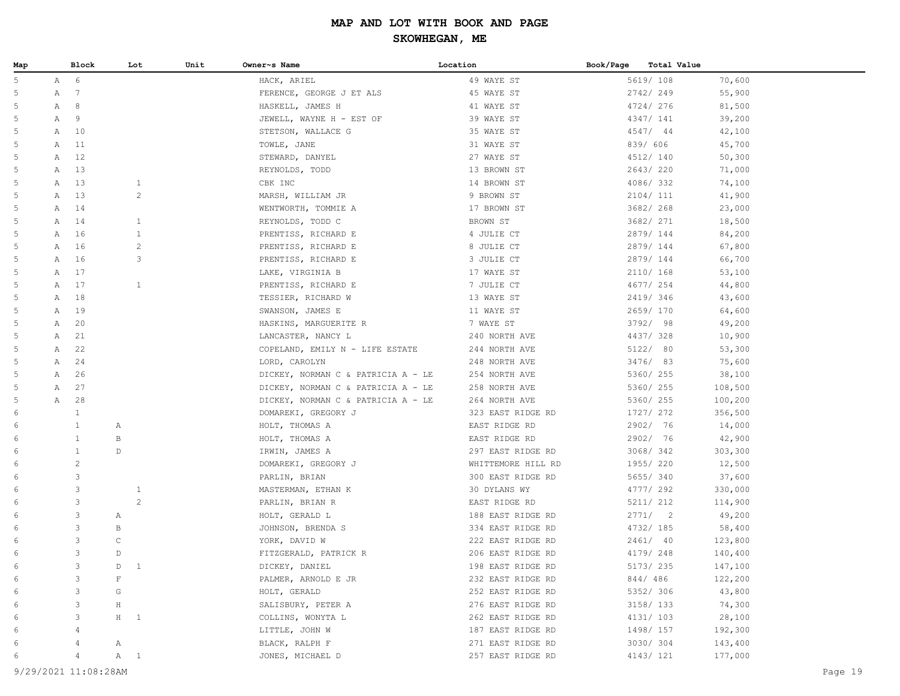# MAP AND LOT WITH BOOK AND PAGE

## SKOWHEGAN, ME

| Map | Block | Lot | Unit | Owner~s Name | Location | Book/Page | Total Value |
|---|---|---|---|---|---|---|---|
| 5 | A 6 | | | HACK, ARIEL | 49 WAYE ST | 5619/ 108 | 70,600 |
| 5 | A 7 | | | FERENCE, GEORGE J ET ALS | 45 WAYE ST | 2742/ 249 | 55,900 |
| 5 | A 8 | | | HASKELL, JAMES H | 41 WAYE ST | 4724/ 276 | 81,500 |
| 5 | A 9 | | | JEWELL, WAYNE H - EST OF | 39 WAYE ST | 4347/ 141 | 39,200 |
| 5 | A 10 | | | STETSON, WALLACE G | 35 WAYE ST | 4547/ 44 | 42,100 |
| 5 | A 11 | | | TOWLE, JANE | 31 WAYE ST | 839/ 606 | 45,700 |
| 5 | A 12 | | | STEWARD, DANYEL | 27 WAYE ST | 4512/ 140 | 50,300 |
| 5 | A 13 | | | REYNOLDS, TODD | 13 BROWN ST | 2643/ 220 | 71,000 |
| 5 | A 13 | 1 | | CBK INC | 14 BROWN ST | 4086/ 332 | 74,100 |
| 5 | A 13 | 2 | | MARSH, WILLIAM JR | 9 BROWN ST | 2104/ 111 | 41,900 |
| 5 | A 14 | | | WENTWORTH, TOMMIE A | 17 BROWN ST | 3682/ 268 | 23,000 |
| 5 | A 14 | 1 | | REYNOLDS, TODD C | BROWN ST | 3682/ 271 | 18,500 |
| 5 | A 16 | 1 | | PRENTISS, RICHARD E | 4 JULIE CT | 2879/ 144 | 84,200 |
| 5 | A 16 | 2 | | PRENTISS, RICHARD E | 8 JULIE CT | 2879/ 144 | 67,800 |
| 5 | A 16 | 3 | | PRENTISS, RICHARD E | 3 JULIE CT | 2879/ 144 | 66,700 |
| 5 | A 17 | | | LAKE, VIRGINIA B | 17 WAYE ST | 2110/ 168 | 53,100 |
| 5 | A 17 | 1 | | PRENTISS, RICHARD E | 7 JULIE CT | 4677/ 254 | 44,800 |
| 5 | A 18 | | | TESSIER, RICHARD W | 13 WAYE ST | 2419/ 346 | 43,600 |
| 5 | A 19 | | | SWANSON, JAMES E | 11 WAYE ST | 2659/ 170 | 64,600 |
| 5 | A 20 | | | HASKINS, MARGUERITE R | 7 WAYE ST | 3792/ 98 | 49,200 |
| 5 | A 21 | | | LANCASTER, NANCY L | 240 NORTH AVE | 4437/ 328 | 10,900 |
| 5 | A 22 | | | COPELAND, EMILY N - LIFE ESTATE | 244 NORTH AVE | 5122/ 80 | 53,300 |
| 5 | A 24 | | | LORD, CAROLYN | 248 NORTH AVE | 3476/ 83 | 75,600 |
| 5 | A 26 | | | DICKEY, NORMAN C & PATRICIA A - LE | 254 NORTH AVE | 5360/ 255 | 38,100 |
| 5 | A 27 | | | DICKEY, NORMAN C & PATRICIA A - LE | 258 NORTH AVE | 5360/ 255 | 108,500 |
| 5 | A 28 | | | DICKEY, NORMAN C & PATRICIA A - LE | 264 NORTH AVE | 5360/ 255 | 100,200 |
| 6 | 1 | | | DOMAREKI, GREGORY J | 323 EAST RIDGE RD | 1727/ 272 | 356,500 |
| 6 | 1 | A | | HOLT, THOMAS A | EAST RIDGE RD | 2902/ 76 | 14,000 |
| 6 | 1 | B | | HOLT, THOMAS A | EAST RIDGE RD | 2902/ 76 | 42,900 |
| 6 | 1 | D | | IRWIN, JAMES A | 297 EAST RIDGE RD | 3068/ 342 | 303,300 |
| 6 | 2 | | | DOMAREKI, GREGORY J | WHITTEMORE HILL RD | 1955/ 220 | 12,500 |
| 6 | 3 | | | PARLIN, BRIAN | 300 EAST RIDGE RD | 5655/ 340 | 37,600 |
| 6 | 3 | 1 | | MASTERMAN, ETHAN K | 30 DYLANS WY | 4777/ 292 | 330,000 |
| 6 | 3 | 2 | | PARLIN, BRIAN R | EAST RIDGE RD | 5211/ 212 | 114,900 |
| 6 | 3 | A | | HOLT, GERALD L | 188 EAST RIDGE RD | 2771/ 2 | 49,200 |
| 6 | 3 | B | | JOHNSON, BRENDA S | 334 EAST RIDGE RD | 4732/ 185 | 58,400 |
| 6 | 3 | C | | YORK, DAVID W | 222 EAST RIDGE RD | 2461/ 40 | 123,800 |
| 6 | 3 | D | | FITZGERALD, PATRICK R | 206 EAST RIDGE RD | 4179/ 248 | 140,400 |
| 6 | 3 | D 1 | | DICKEY, DANIEL | 198 EAST RIDGE RD | 5173/ 235 | 147,100 |
| 6 | 3 | F | | PALMER, ARNOLD E JR | 232 EAST RIDGE RD | 844/ 486 | 122,200 |
| 6 | 3 | G | | HOLT, GERALD | 252 EAST RIDGE RD | 5352/ 306 | 43,800 |
| 6 | 3 | H | | SALISBURY, PETER A | 276 EAST RIDGE RD | 3158/ 133 | 74,300 |
| 6 | 3 | H 1 | | COLLINS, WONYTA L | 262 EAST RIDGE RD | 4131/ 103 | 28,100 |
| 6 | 4 | | | LITTLE, JOHN W | 187 EAST RIDGE RD | 1498/ 157 | 192,300 |
| 6 | 4 | A | | BLACK, RALPH F | 271 EAST RIDGE RD | 3030/ 304 | 143,400 |
| 6 | 4 | A 1 | | JONES, MICHAEL D | 257 EAST RIDGE RD | 4143/ 121 | 177,000 |

9/29/2021 11:08:28AM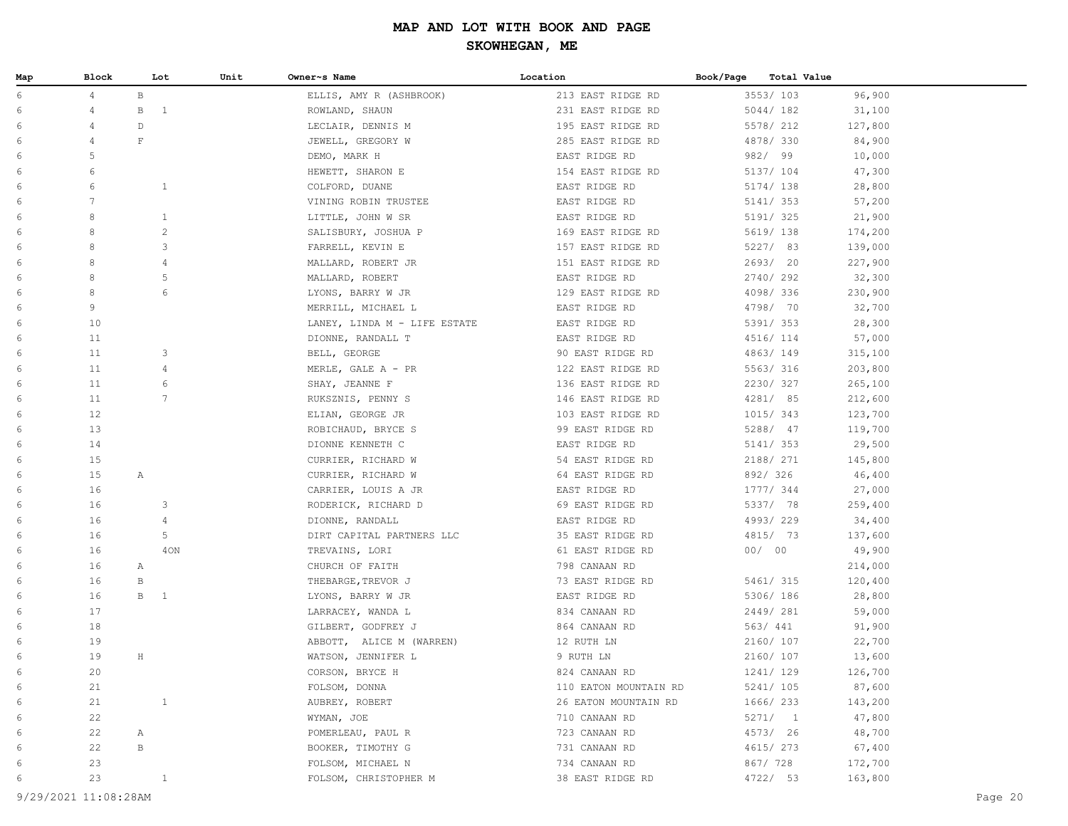# MAP AND LOT WITH BOOK AND PAGE

## SKOWHEGAN, ME

| Map | Block | Lot | Unit | Owner~s Name | Location | Book/Page | Total Value |
|---|---|---|---|---|---|---|---|
| 6 | 4 | B | | ELLIS, AMY R (ASHBROOK) | 213 EAST RIDGE RD | 3553/ 103 | 96,900 |
| 6 | 4 | B 1 | | ROWLAND, SHAUN | 231 EAST RIDGE RD | 5044/ 182 | 31,100 |
| 6 | 4 | D | | LECLAIR, DENNIS M | 195 EAST RIDGE RD | 5578/ 212 | 127,800 |
| 6 | 4 | F | | JEWELL, GREGORY W | 285 EAST RIDGE RD | 4878/ 330 | 84,900 |
| 6 | 5 | | | DEMO, MARK H | EAST RIDGE RD | 982/ 99 | 10,000 |
| 6 | 6 | | | HEWETT, SHARON E | 154 EAST RIDGE RD | 5137/ 104 | 47,300 |
| 6 | 6 | 1 | | COLFORD, DUANE | EAST RIDGE RD | 5174/ 138 | 28,800 |
| 6 | 7 | | | VINING ROBIN TRUSTEE | EAST RIDGE RD | 5141/ 353 | 57,200 |
| 6 | 8 | 1 | | LITTLE, JOHN W SR | EAST RIDGE RD | 5191/ 325 | 21,900 |
| 6 | 8 | 2 | | SALISBURY, JOSHUA P | 169 EAST RIDGE RD | 5619/ 138 | 174,200 |
| 6 | 8 | 3 | | FARRELL, KEVIN E | 157 EAST RIDGE RD | 5227/ 83 | 139,000 |
| 6 | 8 | 4 | | MALLARD, ROBERT JR | 151 EAST RIDGE RD | 2693/ 20 | 227,900 |
| 6 | 8 | 5 | | MALLARD, ROBERT | EAST RIDGE RD | 2740/ 292 | 32,300 |
| 6 | 8 | 6 | | LYONS, BARRY W JR | 129 EAST RIDGE RD | 4098/ 336 | 230,900 |
| 6 | 9 | | | MERRILL, MICHAEL L | EAST RIDGE RD | 4798/ 70 | 32,700 |
| 6 | 10 | | | LANEY, LINDA M - LIFE ESTATE | EAST RIDGE RD | 5391/ 353 | 28,300 |
| 6 | 11 | | | DIONNE, RANDALL T | EAST RIDGE RD | 4516/ 114 | 57,000 |
| 6 | 11 | 3 | | BELL, GEORGE | 90 EAST RIDGE RD | 4863/ 149 | 315,100 |
| 6 | 11 | 4 | | MERLE, GALE A - PR | 122 EAST RIDGE RD | 5563/ 316 | 203,800 |
| 6 | 11 | 6 | | SHAY, JEANNE F | 136 EAST RIDGE RD | 2230/ 327 | 265,100 |
| 6 | 11 | 7 | | RUKSZNIS, PENNY S | 146 EAST RIDGE RD | 4281/ 85 | 212,600 |
| 6 | 12 | | | ELIAN, GEORGE JR | 103 EAST RIDGE RD | 1015/ 343 | 123,700 |
| 6 | 13 | | | ROBICHAUD, BRYCE S | 99 EAST RIDGE RD | 5288/ 47 | 119,700 |
| 6 | 14 | | | DIONNE KENNETH C | EAST RIDGE RD | 5141/ 353 | 29,500 |
| 6 | 15 | | | CURRIER, RICHARD W | 54 EAST RIDGE RD | 2188/ 271 | 145,800 |
| 6 | 15 | A | | CURRIER, RICHARD W | 64 EAST RIDGE RD | 892/ 326 | 46,400 |
| 6 | 16 | | | CARRIER, LOUIS A JR | EAST RIDGE RD | 1777/ 344 | 27,000 |
| 6 | 16 | 3 | | RODERICK, RICHARD D | 69 EAST RIDGE RD | 5337/ 78 | 259,400 |
| 6 | 16 | 4 | | DIONNE, RANDALL | EAST RIDGE RD | 4993/ 229 | 34,400 |
| 6 | 16 | 5 | | DIRT CAPITAL PARTNERS LLC | 35 EAST RIDGE RD | 4815/ 73 | 137,600 |
| 6 | 16 | 4ON | | TREVAINS, LORI | 61 EAST RIDGE RD | 00/ 00 | 49,900 |
| 6 | 16 | A | | CHURCH OF FAITH | 798 CANAAN RD | | 214,000 |
| 6 | 16 | B | | THEBARGE,TREVOR J | 73 EAST RIDGE RD | 5461/ 315 | 120,400 |
| 6 | 16 | B 1 | | LYONS, BARRY W JR | EAST RIDGE RD | 5306/ 186 | 28,800 |
| 6 | 17 | | | LARRACEY, WANDA L | 834 CANAAN RD | 2449/ 281 | 59,000 |
| 6 | 18 | | | GILBERT, GODFREY J | 864 CANAAN RD | 563/ 441 | 91,900 |
| 6 | 19 | | | ABBOTT, ALICE M (WARREN) | 12 RUTH LN | 2160/ 107 | 22,700 |
| 6 | 19 | H | | WATSON, JENNIFER L | 9 RUTH LN | 2160/ 107 | 13,600 |
| 6 | 20 | | | CORSON, BRYCE H | 824 CANAAN RD | 1241/ 129 | 126,700 |
| 6 | 21 | | | FOLSOM, DONNA | 110 EATON MOUNTAIN RD | 5241/ 105 | 87,600 |
| 6 | 21 | 1 | | AUBREY, ROBERT | 26 EATON MOUNTAIN RD | 1666/ 233 | 143,200 |
| 6 | 22 | | | WYMAN, JOE | 710 CANAAN RD | 5271/ 1 | 47,800 |
| 6 | 22 | A | | POMERLEAU, PAUL R | 723 CANAAN RD | 4573/ 26 | 48,700 |
| 6 | 22 | B | | BOOKER, TIMOTHY G | 731 CANAAN RD | 4615/ 273 | 67,400 |
| 6 | 23 | | | FOLSOM, MICHAEL N | 734 CANAAN RD | 867/ 728 | 172,700 |
| 6 | 23 | 1 | | FOLSOM, CHRISTOPHER M | 38 EAST RIDGE RD | 4722/ 53 | 163,800 |

9/29/2021 11:08:28AM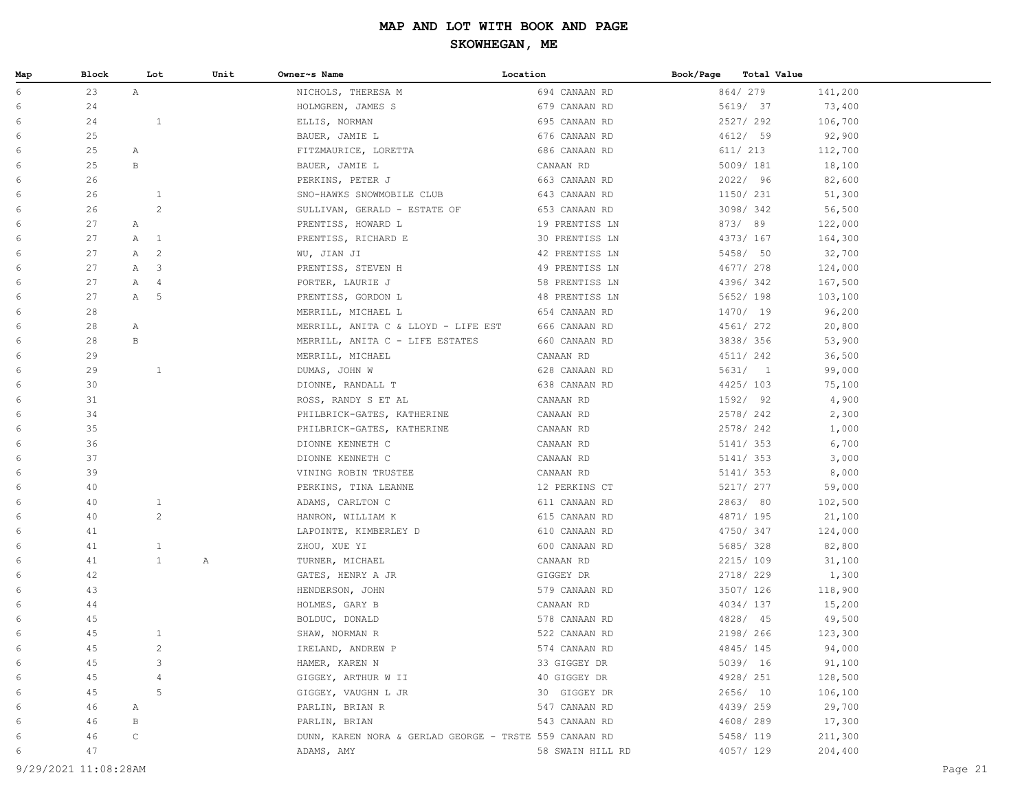# MAP AND LOT WITH BOOK AND PAGE

## SKOWHEGAN, ME

| Map | Block | Lot | Unit | Owner~s Name | Location | Book/Page | Total Value |
|---|---|---|---|---|---|---|---|
| 6 | 23 | A | | NICHOLS, THERESA M | 694 CANAAN RD | 864/ 279 | 141,200 |
| 6 | 24 | | | HOLMGREN, JAMES S | 679 CANAAN RD | 5619/ 37 | 73,400 |
| 6 | 24 | 1 | | ELLIS, NORMAN | 695 CANAAN RD | 2527/ 292 | 106,700 |
| 6 | 25 | | | BAUER, JAMIE L | 676 CANAAN RD | 4612/ 59 | 92,900 |
| 6 | 25 | A | | FITZMAURICE, LORETTA | 686 CANAAN RD | 611/ 213 | 112,700 |
| 6 | 25 | B | | BAUER, JAMIE L | CANAAN RD | 5009/ 181 | 18,100 |
| 6 | 26 | | | PERKINS, PETER J | 663 CANAAN RD | 2022/ 96 | 82,600 |
| 6 | 26 | 1 | | SNO-HAWKS SNOWMOBILE CLUB | 643 CANAAN RD | 1150/ 231 | 51,300 |
| 6 | 26 | 2 | | SULLIVAN, GERALD - ESTATE OF | 653 CANAAN RD | 3098/ 342 | 56,500 |
| 6 | 27 | A | | PRENTISS, HOWARD L | 19 PRENTISS LN | 873/ 89 | 122,000 |
| 6 | 27 | A 1 | | PRENTISS, RICHARD E | 30 PRENTISS LN | 4373/ 167 | 164,300 |
| 6 | 27 | A 2 | | WU, JIAN JI | 42 PRENTISS LN | 5458/ 50 | 32,700 |
| 6 | 27 | A 3 | | PRENTISS, STEVEN H | 49 PRENTISS LN | 4677/ 278 | 124,000 |
| 6 | 27 | A 4 | | PORTER, LAURIE J | 58 PRENTISS LN | 4396/ 342 | 167,500 |
| 6 | 27 | A 5 | | PRENTISS, GORDON L | 48 PRENTISS LN | 5652/ 198 | 103,100 |
| 6 | 28 | | | MERRILL, MICHAEL L | 654 CANAAN RD | 1470/ 19 | 96,200 |
| 6 | 28 | A | | MERRILL, ANITA C & LLOYD - LIFE EST | 666 CANAAN RD | 4561/ 272 | 20,800 |
| 6 | 28 | B | | MERRILL, ANITA C - LIFE ESTATES | 660 CANAAN RD | 3838/ 356 | 53,900 |
| 6 | 29 | | | MERRILL, MICHAEL | CANAAN RD | 4511/ 242 | 36,500 |
| 6 | 29 | 1 | | DUMAS, JOHN W | 628 CANAAN RD | 5631/ 1 | 99,000 |
| 6 | 30 | | | DIONNE, RANDALL T | 638 CANAAN RD | 4425/ 103 | 75,100 |
| 6 | 31 | | | ROSS, RANDY S ET AL | CANAAN RD | 1592/ 92 | 4,900 |
| 6 | 34 | | | PHILBRICK-GATES, KATHERINE | CANAAN RD | 2578/ 242 | 2,300 |
| 6 | 35 | | | PHILBRICK-GATES, KATHERINE | CANAAN RD | 2578/ 242 | 1,000 |
| 6 | 36 | | | DIONNE KENNETH C | CANAAN RD | 5141/ 353 | 6,700 |
| 6 | 37 | | | DIONNE KENNETH C | CANAAN RD | 5141/ 353 | 3,000 |
| 6 | 39 | | | VINING ROBIN TRUSTEE | CANAAN RD | 5141/ 353 | 8,000 |
| 6 | 40 | | | PERKINS, TINA LEANNE | 12 PERKINS CT | 5217/ 277 | 59,000 |
| 6 | 40 | 1 | | ADAMS, CARLTON C | 611 CANAAN RD | 2863/ 80 | 102,500 |
| 6 | 40 | 2 | | HANRON, WILLIAM K | 615 CANAAN RD | 4871/ 195 | 21,100 |
| 6 | 41 | | | LAPOINTE, KIMBERLEY D | 610 CANAAN RD | 4750/ 347 | 124,000 |
| 6 | 41 | 1 | | ZHOU, XUE YI | 600 CANAAN RD | 5685/ 328 | 82,800 |
| 6 | 41 | 1 | A | TURNER, MICHAEL | CANAAN RD | 2215/ 109 | 31,100 |
| 6 | 42 | | | GATES, HENRY A JR | GIGGEY DR | 2718/ 229 | 1,300 |
| 6 | 43 | | | HENDERSON, JOHN | 579 CANAAN RD | 3507/ 126 | 118,900 |
| 6 | 44 | | | HOLMES, GARY B | CANAAN RD | 4034/ 137 | 15,200 |
| 6 | 45 | | | BOLDUC, DONALD | 578 CANAAN RD | 4828/ 45 | 49,500 |
| 6 | 45 | 1 | | SHAW, NORMAN R | 522 CANAAN RD | 2198/ 266 | 123,300 |
| 6 | 45 | 2 | | IRELAND, ANDREW P | 574 CANAAN RD | 4845/ 145 | 94,000 |
| 6 | 45 | 3 | | HAMER, KAREN N | 33 GIGGEY DR | 5039/ 16 | 91,100 |
| 6 | 45 | 4 | | GIGGEY, ARTHUR W II | 40 GIGGEY DR | 4928/ 251 | 128,500 |
| 6 | 45 | 5 | | GIGGEY, VAUGHN L JR | 30 GIGGEY DR | 2656/ 10 | 106,100 |
| 6 | 46 | A | | PARLIN, BRIAN R | 547 CANAAN RD | 4439/ 259 | 29,700 |
| 6 | 46 | B | | PARLIN, BRIAN | 543 CANAAN RD | 4608/ 289 | 17,300 |
| 6 | 46 | C | | DUNN, KAREN NORA & GERLAD GEORGE - TRSTE | 559 CANAAN RD | 5458/ 119 | 211,300 |
| 6 | 47 | | | ADAMS, AMY | 58 SWAIN HILL RD | 4057/ 129 | 204,400 |

9/29/2021 11:08:28AM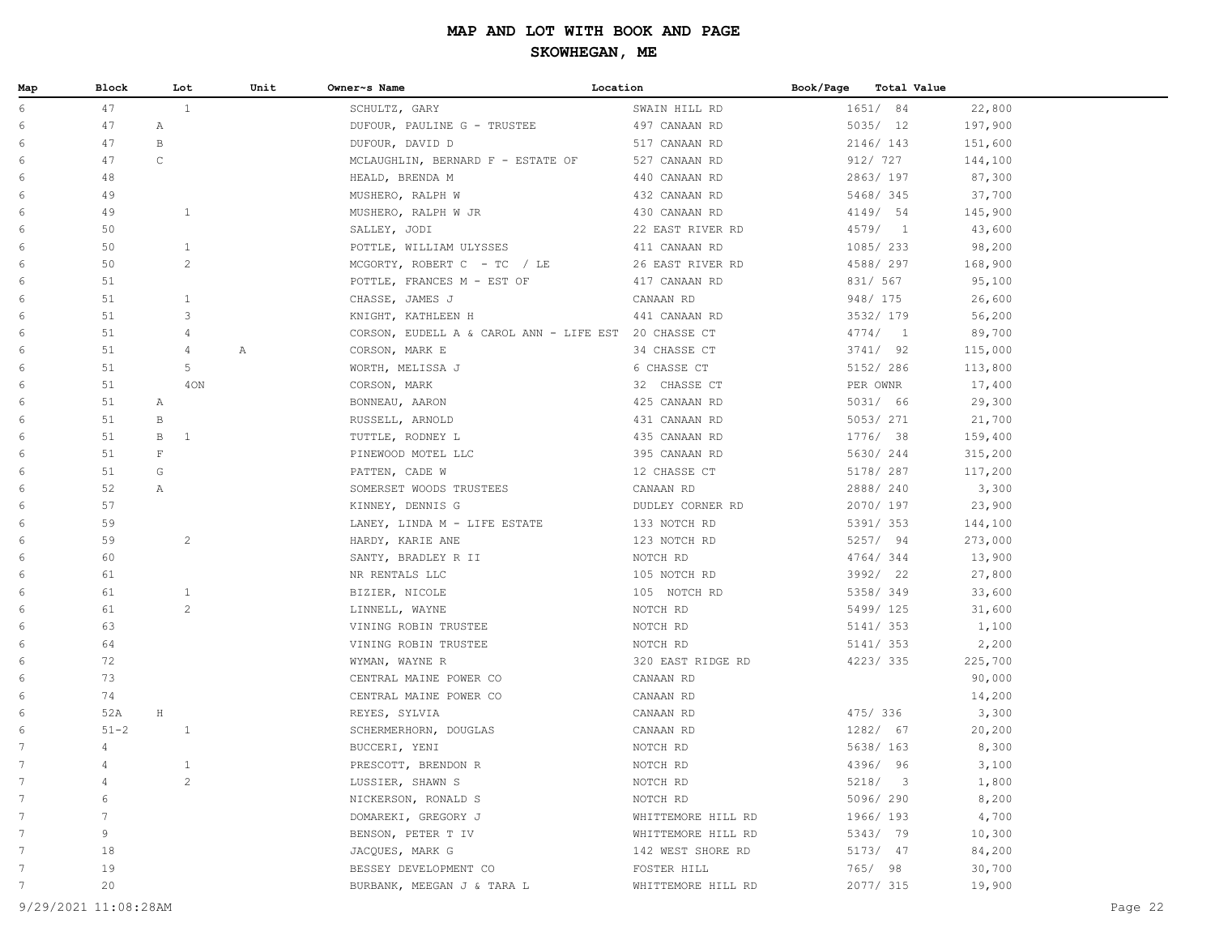# MAP AND LOT WITH BOOK AND PAGE

## SKOWHEGAN, ME

| Map | Block | Lot | Unit | Owner~s Name | Location | Book/Page | Total Value |
|---|---|---|---|---|---|---|---|
| 6 | 47 | 1 | | SCHULTZ, GARY | SWAIN HILL RD | 1651/ 84 | 22,800 |
| 6 | 47 | A | | DUFOUR, PAULINE G - TRUSTEE | 497 CANAAN RD | 5035/ 12 | 197,900 |
| 6 | 47 | B | | DUFOUR, DAVID D | 517 CANAAN RD | 2146/ 143 | 151,600 |
| 6 | 47 | C | | MCLAUGHLIN, BERNARD F - ESTATE OF | 527 CANAAN RD | 912/ 727 | 144,100 |
| 6 | 48 | | | HEALD, BRENDA M | 440 CANAAN RD | 2863/ 197 | 87,300 |
| 6 | 49 | | | MUSHERO, RALPH W | 432 CANAAN RD | 5468/ 345 | 37,700 |
| 6 | 49 | 1 | | MUSHERO, RALPH W JR | 430 CANAAN RD | 4149/ 54 | 145,900 |
| 6 | 50 | | | SALLEY, JODI | 22 EAST RIVER RD | 4579/ 1 | 43,600 |
| 6 | 50 | 1 | | POTTLE, WILLIAM ULYSSES | 411 CANAAN RD | 1085/ 233 | 98,200 |
| 6 | 50 | 2 | | MCGORTY, ROBERT C - TC / LE | 26 EAST RIVER RD | 4588/ 297 | 168,900 |
| 6 | 51 | | | POTTLE, FRANCES M - EST OF | 417 CANAAN RD | 831/ 567 | 95,100 |
| 6 | 51 | 1 | | CHASSE, JAMES J | CANAAN RD | 948/ 175 | 26,600 |
| 6 | 51 | 3 | | KNIGHT, KATHLEEN H | 441 CANAAN RD | 3532/ 179 | 56,200 |
| 6 | 51 | 4 | | CORSON, EUDELL A & CAROL ANN - LIFE EST | 20 CHASSE CT | 4774/ 1 | 89,700 |
| 6 | 51 | 4 | A | CORSON, MARK E | 34 CHASSE CT | 3741/ 92 | 115,000 |
| 6 | 51 | 5 | | WORTH, MELISSA J | 6 CHASSE CT | 5152/ 286 | 113,800 |
| 6 | 51 | 4ON | | CORSON, MARK | 32 CHASSE CT | PER OWNR | 17,400 |
| 6 | 51 | A | | BONNEAU, AARON | 425 CANAAN RD | 5031/ 66 | 29,300 |
| 6 | 51 | B | | RUSSELL, ARNOLD | 431 CANAAN RD | 5053/ 271 | 21,700 |
| 6 | 51 | B 1 | | TUTTLE, RODNEY L | 435 CANAAN RD | 1776/ 38 | 159,400 |
| 6 | 51 | F | | PINEWOOD MOTEL LLC | 395 CANAAN RD | 5630/ 244 | 315,200 |
| 6 | 51 | G | | PATTEN, CADE W | 12 CHASSE CT | 5178/ 287 | 117,200 |
| 6 | 52 | A | | SOMERSET WOODS TRUSTEES | CANAAN RD | 2888/ 240 | 3,300 |
| 6 | 57 | | | KINNEY, DENNIS G | DUDLEY CORNER RD | 2070/ 197 | 23,900 |
| 6 | 59 | | | LANEY, LINDA M - LIFE ESTATE | 133 NOTCH RD | 5391/ 353 | 144,100 |
| 6 | 59 | 2 | | HARDY, KARIE ANE | 123 NOTCH RD | 5257/ 94 | 273,000 |
| 6 | 60 | | | SANTY, BRADLEY R II | NOTCH RD | 4764/ 344 | 13,900 |
| 6 | 61 | | | NR RENTALS LLC | 105 NOTCH RD | 3992/ 22 | 27,800 |
| 6 | 61 | 1 | | BIZIER, NICOLE | 105 NOTCH RD | 5358/ 349 | 33,600 |
| 6 | 61 | 2 | | LINNELL, WAYNE | NOTCH RD | 5499/ 125 | 31,600 |
| 6 | 63 | | | VINING ROBIN TRUSTEE | NOTCH RD | 5141/ 353 | 1,100 |
| 6 | 64 | | | VINING ROBIN TRUSTEE | NOTCH RD | 5141/ 353 | 2,200 |
| 6 | 72 | | | WYMAN, WAYNE R | 320 EAST RIDGE RD | 4223/ 335 | 225,700 |
| 6 | 73 | | | CENTRAL MAINE POWER CO | CANAAN RD | | 90,000 |
| 6 | 74 | | | CENTRAL MAINE POWER CO | CANAAN RD | | 14,200 |
| 6 | 52A | H | | REYES, SYLVIA | CANAAN RD | 475/ 336 | 3,300 |
| 6 | 51-2 | 1 | | SCHERMERHORN, DOUGLAS | CANAAN RD | 1282/ 67 | 20,200 |
| 7 | 4 | | | BUCCERI, YENI | NOTCH RD | 5638/ 163 | 8,300 |
| 7 | 4 | 1 | | PRESCOTT, BRENDON R | NOTCH RD | 4396/ 96 | 3,100 |
| 7 | 4 | 2 | | LUSSIER, SHAWN S | NOTCH RD | 5218/ 3 | 1,800 |
| 7 | 6 | | | NICKERSON, RONALD S | NOTCH RD | 5096/ 290 | 8,200 |
| 7 | 7 | | | DOMAREKI, GREGORY J | WHITTEMORE HILL RD | 1966/ 193 | 4,700 |
| 7 | 9 | | | BENSON, PETER T IV | WHITTEMORE HILL RD | 5343/ 79 | 10,300 |
| 7 | 18 | | | JACQUES, MARK G | 142 WEST SHORE RD | 5173/ 47 | 84,200 |
| 7 | 19 | | | BESSEY DEVELOPMENT CO | FOSTER HILL | 765/ 98 | 30,700 |
| 7 | 20 | | | BURBANK, MEEGAN J & TARA L | WHITTEMORE HILL RD | 2077/ 315 | 19,900 |

9/29/2021 11:08:28AM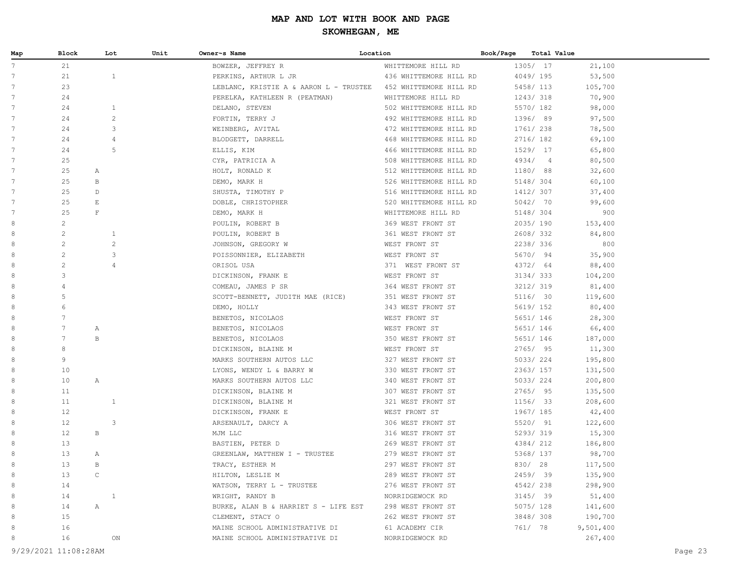# MAP AND LOT WITH BOOK AND PAGE

## SKOWHEGAN, ME

| Map | Block | Lot | Unit | Owner~s Name | Location | Book/Page | Total Value |
|---|---|---|---|---|---|---|---|
| 7 | 21 | | | BOWZER, JEFFREY R | WHITTEMORE HILL RD | 1305/ 17 | 21,100 |
| 7 | 21 | 1 | | PERKINS, ARTHUR L JR | 436 WHITTEMORE HILL RD | 4049/ 195 | 53,500 |
| 7 | 23 | | | LEBLANC, KRISTIE A & AARON L - TRUSTEE | 452 WHITTEMORE HILL RD | 5458/ 113 | 105,700 |
| 7 | 24 | | | PERELKA, KATHLEEN R (PEATMAN) | WHITTEMORE HILL RD | 1243/ 318 | 70,900 |
| 7 | 24 | 1 | | DELANO, STEVEN | 502 WHITTEMORE HILL RD | 5570/ 182 | 98,000 |
| 7 | 24 | 2 | | FORTIN, TERRY J | 492 WHITTEMORE HILL RD | 1396/ 89 | 97,500 |
| 7 | 24 | 3 | | WEINBERG, AVITAL | 472 WHITTEMORE HILL RD | 1761/ 238 | 78,500 |
| 7 | 24 | 4 | | BLODGETT, DARRELL | 468 WHITTEMORE HILL RD | 2716/ 182 | 69,100 |
| 7 | 24 | 5 | | ELLIS, KIM | 466 WHITTEMORE HILL RD | 1529/ 17 | 65,800 |
| 7 | 25 | | | CYR, PATRICIA A | 508 WHITTEMORE HILL RD | 4934/ 4 | 80,500 |
| 7 | 25 | A | | HOLT, RONALD K | 512 WHITTEMORE HILL RD | 1180/ 88 | 32,600 |
| 7 | 25 | B | | DEMO, MARK H | 526 WHITTEMORE HILL RD | 5148/ 304 | 60,100 |
| 7 | 25 | D | | SHUSTA, TIMOTHY P | 516 WHITTEMORE HILL RD | 1412/ 307 | 37,400 |
| 7 | 25 | E | | DOBLE, CHRISTOPHER | 520 WHITTEMORE HILL RD | 5042/ 70 | 99,600 |
| 7 | 25 | F | | DEMO, MARK H | WHITTEMORE HILL RD | 5148/ 304 | 900 |
| 8 | 2 | | | POULIN, ROBERT B | 369 WEST FRONT ST | 2035/ 190 | 153,400 |
| 8 | 2 | 1 | | POULIN, ROBERT B | 361 WEST FRONT ST | 2608/ 332 | 84,800 |
| 8 | 2 | 2 | | JOHNSON, GREGORY W | WEST FRONT ST | 2238/ 336 | 800 |
| 8 | 2 | 3 | | POISSONNIER, ELIZABETH | WEST FRONT ST | 5670/ 94 | 35,900 |
| 8 | 2 | 4 | | ORISOL USA | 371 WEST FRONT ST | 4372/ 64 | 88,400 |
| 8 | 3 | | | DICKINSON, FRANK E | WEST FRONT ST | 3134/ 333 | 104,200 |
| 8 | 4 | | | COMEAU, JAMES P SR | 364 WEST FRONT ST | 3212/ 319 | 81,400 |
| 8 | 5 | | | SCOTT-BENNETT, JUDITH MAE (RICE) | 351 WEST FRONT ST | 5116/ 30 | 119,600 |
| 8 | 6 | | | DEMO, HOLLY | 343 WEST FRONT ST | 5619/ 152 | 80,400 |
| 8 | 7 | | | BENETOS, NICOLAOS | WEST FRONT ST | 5651/ 146 | 28,300 |
| 8 | 7 | A | | BENETOS, NICOLAOS | WEST FRONT ST | 5651/ 146 | 66,400 |
| 8 | 7 | B | | BENETOS, NICOLAOS | 350 WEST FRONT ST | 5651/ 146 | 187,000 |
| 8 | 8 | | | DICKINSON, BLAINE M | WEST FRONT ST | 2765/ 95 | 11,300 |
| 8 | 9 | | | MARKS SOUTHERN AUTOS LLC | 327 WEST FRONT ST | 5033/ 224 | 195,800 |
| 8 | 10 | | | LYONS, WENDY L & BARRY W | 330 WEST FRONT ST | 2363/ 157 | 131,500 |
| 8 | 10 | A | | MARKS SOUTHERN AUTOS LLC | 340 WEST FRONT ST | 5033/ 224 | 200,800 |
| 8 | 11 | | | DICKINSON, BLAINE M | 307 WEST FRONT ST | 2765/ 95 | 135,500 |
| 8 | 11 | 1 | | DICKINSON, BLAINE M | 321 WEST FRONT ST | 1156/ 33 | 208,600 |
| 8 | 12 | | | DICKINSON, FRANK E | WEST FRONT ST | 1967/ 185 | 42,400 |
| 8 | 12 | 3 | | ARSENAULT, DARCY A | 306 WEST FRONT ST | 5520/ 91 | 122,600 |
| 8 | 12 | B | | MJM LLC | 316 WEST FRONT ST | 5293/ 319 | 15,300 |
| 8 | 13 | | | BASTIEN, PETER D | 269 WEST FRONT ST | 4384/ 212 | 186,800 |
| 8 | 13 | A | | GREENLAW, MATTHEW I - TRUSTEE | 279 WEST FRONT ST | 5368/ 137 | 98,700 |
| 8 | 13 | B | | TRACY, ESTHER M | 297 WEST FRONT ST | 830/ 28 | 117,500 |
| 8 | 13 | C | | HILTON, LESLIE M | 289 WEST FRONT ST | 2459/ 39 | 135,900 |
| 8 | 14 | | | WATSON, TERRY L - TRUSTEE | 276 WEST FRONT ST | 4542/ 238 | 298,900 |
| 8 | 14 | 1 | | WRIGHT, RANDY B | NORRIDGEWOCK RD | 3145/ 39 | 51,400 |
| 8 | 14 | A | | BURKE, ALAN B & HARRIET S - LIFE EST | 298 WEST FRONT ST | 5075/ 128 | 141,600 |
| 8 | 15 | | | CLEMENT, STACY O | 262 WEST FRONT ST | 3848/ 308 | 190,700 |
| 8 | 16 | | | MAINE SCHOOL ADMINISTRATIVE DI | 61 ACADEMY CIR | 761/ 78 | 9,501,400 |
| 8 | 16 | ON | | MAINE SCHOOL ADMINISTRATIVE DI | NORRIDGEWOCK RD | | 267,400 |

9/29/2021 11:08:28AM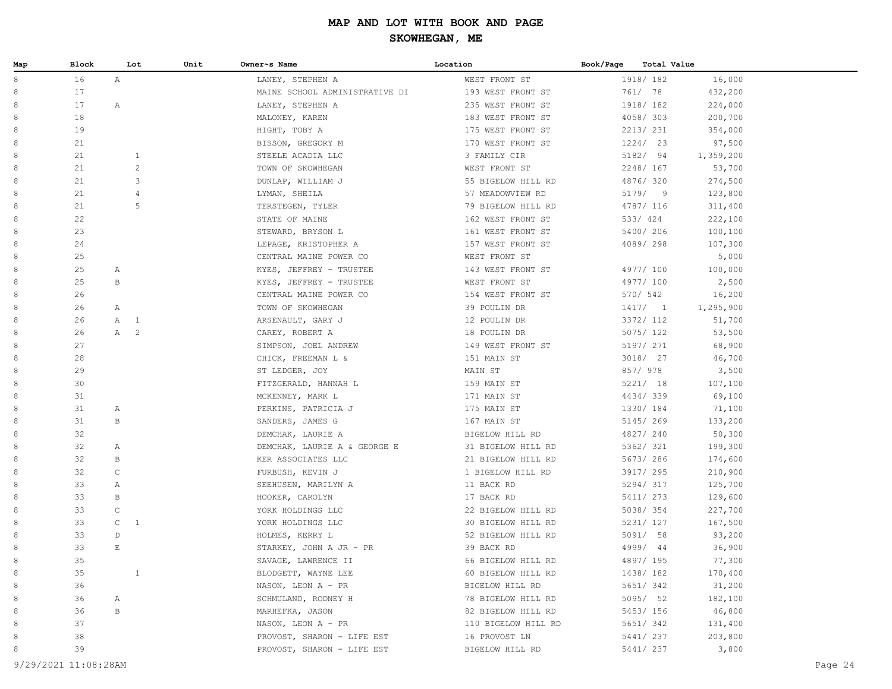# MAP AND LOT WITH BOOK AND PAGE

## SKOWHEGAN, ME

| Map | Block | Lot | Unit | Owner~s Name | Location | Book/Page | Total Value |
|---|---|---|---|---|---|---|---|
| 8 | 16 | A | | LANEY, STEPHEN A | WEST FRONT ST | 1918/ 182 | 16,000 |
| 8 | 17 | | | MAINE SCHOOL ADMINISTRATIVE DI | 193 WEST FRONT ST | 761/ 78 | 432,200 |
| 8 | 17 | A | | LANEY, STEPHEN A | 235 WEST FRONT ST | 1918/ 182 | 224,000 |
| 8 | 18 | | | MALONEY, KAREN | 183 WEST FRONT ST | 4058/ 303 | 200,700 |
| 8 | 19 | | | HIGHT, TOBY A | 175 WEST FRONT ST | 2213/ 231 | 354,000 |
| 8 | 21 | | | BISSON, GREGORY M | 170 WEST FRONT ST | 1224/ 23 | 97,500 |
| 8 | 21 | 1 | | STEELE ACADIA LLC | 3 FAMILY CIR | 5182/ 94 | 1,359,200 |
| 8 | 21 | 2 | | TOWN OF SKOWHEGAN | WEST FRONT ST | 2248/ 167 | 53,700 |
| 8 | 21 | 3 | | DUNLAP, WILLIAM J | 55 BIGELOW HILL RD | 4876/ 320 | 274,500 |
| 8 | 21 | 4 | | LYMAN, SHEILA | 57 MEADOWVIEW RD | 5179/ 9 | 123,800 |
| 8 | 21 | 5 | | TERSTEGEN, TYLER | 79 BIGELOW HILL RD | 4787/ 116 | 311,400 |
| 8 | 22 | | | STATE OF MAINE | 162 WEST FRONT ST | 533/ 424 | 222,100 |
| 8 | 23 | | | STEWARD, BRYSON L | 161 WEST FRONT ST | 5400/ 206 | 100,100 |
| 8 | 24 | | | LEPAGE, KRISTOPHER A | 157 WEST FRONT ST | 4089/ 298 | 107,300 |
| 8 | 25 | | | CENTRAL MAINE POWER CO | WEST FRONT ST | | 5,000 |
| 8 | 25 | A | | KYES, JEFFREY - TRUSTEE | 143 WEST FRONT ST | 4977/ 100 | 100,000 |
| 8 | 25 | B | | KYES, JEFFREY - TRUSTEE | WEST FRONT ST | 4977/ 100 | 2,500 |
| 8 | 26 | | | CENTRAL MAINE POWER CO | 154 WEST FRONT ST | 570/ 542 | 16,200 |
| 8 | 26 | A | | TOWN OF SKOWHEGAN | 39 POULIN DR | 1417/ 1 | 1,295,900 |
| 8 | 26 | A 1 | | ARSENAULT, GARY J | 12 POULIN DR | 3372/ 112 | 51,700 |
| 8 | 26 | A 2 | | CAREY, ROBERT A | 18 POULIN DR | 5075/ 122 | 53,500 |
| 8 | 27 | | | SIMPSON, JOEL ANDREW | 149 WEST FRONT ST | 5197/ 271 | 68,900 |
| 8 | 28 | | | CHICK, FREEMAN L & | 151 MAIN ST | 3018/ 27 | 46,700 |
| 8 | 29 | | | ST LEDGER, JOY | MAIN ST | 857/ 978 | 3,500 |
| 8 | 30 | | | FITZGERALD, HANNAH L | 159 MAIN ST | 5221/ 18 | 107,100 |
| 8 | 31 | | | MCKENNEY, MARK L | 171 MAIN ST | 4434/ 339 | 69,100 |
| 8 | 31 | A | | PERKINS, PATRICIA J | 175 MAIN ST | 1330/ 184 | 71,100 |
| 8 | 31 | B | | SANDERS, JAMES G | 167 MAIN ST | 5145/ 269 | 133,200 |
| 8 | 32 | | | DEMCHAK, LAURIE A | BIGELOW HILL RD | 4827/ 240 | 50,300 |
| 8 | 32 | A | | DEMCHAK, LAURIE A & GEORGE E | 31 BIGELOW HILL RD | 5362/ 321 | 199,300 |
| 8 | 32 | B | | KER ASSOCIATES LLC | 21 BIGELOW HILL RD | 5673/ 286 | 174,600 |
| 8 | 32 | C | | FURBUSH, KEVIN J | 1 BIGELOW HILL RD | 3917/ 295 | 210,900 |
| 8 | 33 | A | | SEEHUSEN, MARILYN A | 11 BACK RD | 5294/ 317 | 125,700 |
| 8 | 33 | B | | HOOKER, CAROLYN | 17 BACK RD | 5411/ 273 | 129,600 |
| 8 | 33 | C | | YORK HOLDINGS LLC | 22 BIGELOW HILL RD | 5038/ 354 | 227,700 |
| 8 | 33 | C 1 | | YORK HOLDINGS LLC | 30 BIGELOW HILL RD | 5231/ 127 | 167,500 |
| 8 | 33 | D | | HOLMES, KERRY L | 52 BIGELOW HILL RD | 5091/ 58 | 93,200 |
| 8 | 33 | E | | STARKEY, JOHN A JR - PR | 39 BACK RD | 4999/ 44 | 36,900 |
| 8 | 35 | | | SAVAGE, LAWRENCE II | 66 BIGELOW HILL RD | 4897/ 195 | 77,300 |
| 8 | 35 | 1 | | BLODGETT, WAYNE LEE | 60 BIGELOW HILL RD | 1438/ 182 | 170,400 |
| 8 | 36 | | | NASON, LEON A - PR | BIGELOW HILL RD | 5651/ 342 | 31,200 |
| 8 | 36 | A | | SCHMULAND, RODNEY H | 78 BIGELOW HILL RD | 5095/ 52 | 182,100 |
| 8 | 36 | B | | MARHEFKA, JASON | 82 BIGELOW HILL RD | 5453/ 156 | 46,800 |
| 8 | 37 | | | NASON, LEON A - PR | 110 BIGELOW HILL RD | 5651/ 342 | 131,400 |
| 8 | 38 | | | PROVOST, SHARON - LIFE EST | 16 PROVOST LN | 5441/ 237 | 203,800 |
| 8 | 39 | | | PROVOST, SHARON - LIFE EST | BIGELOW HILL RD | 5441/ 237 | 3,800 |

9/29/2021 11:08:28AM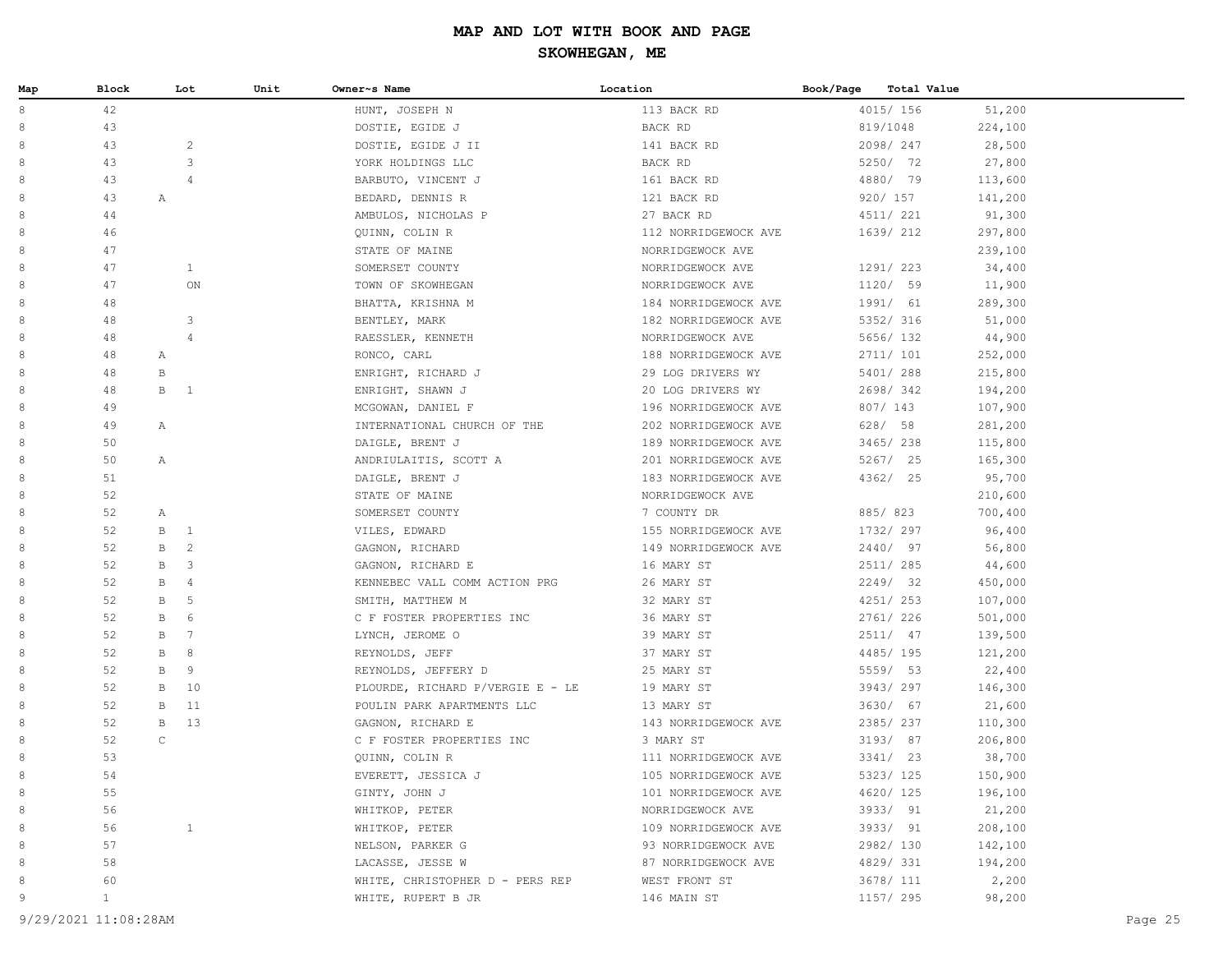# MAP AND LOT WITH BOOK AND PAGE

## SKOWHEGAN, ME

| Map | Block | Lot | Unit | Owner~s Name | Location | Book/Page | Total Value |
|---|---|---|---|---|---|---|---|
| 8 | 42 | | | HUNT, JOSEPH N | 113 BACK RD | 4015/ 156 | 51,200 |
| 8 | 43 | | | DOSTIE, EGIDE J | BACK RD | 819/1048 | 224,100 |
| 8 | 43 | 2 | | DOSTIE, EGIDE J II | 141 BACK RD | 2098/ 247 | 28,500 |
| 8 | 43 | 3 | | YORK HOLDINGS LLC | BACK RD | 5250/ 72 | 27,800 |
| 8 | 43 | 4 | | BARBUTO, VINCENT J | 161 BACK RD | 4880/ 79 | 113,600 |
| 8 | 43 | A | | BEDARD, DENNIS R | 121 BACK RD | 920/ 157 | 141,200 |
| 8 | 44 | | | AMBULOS, NICHOLAS P | 27 BACK RD | 4511/ 221 | 91,300 |
| 8 | 46 | | | QUINN, COLIN R | 112 NORRIDGEWOCK AVE | 1639/ 212 | 297,800 |
| 8 | 47 | | | STATE OF MAINE | NORRIDGEWOCK AVE | | 239,100 |
| 8 | 47 | 1 | | SOMERSET COUNTY | NORRIDGEWOCK AVE | 1291/ 223 | 34,400 |
| 8 | 47 | ON | | TOWN OF SKOWHEGAN | NORRIDGEWOCK AVE | 1120/ 59 | 11,900 |
| 8 | 48 | | | BHATTA, KRISHNA M | 184 NORRIDGEWOCK AVE | 1991/ 61 | 289,300 |
| 8 | 48 | 3 | | BENTLEY, MARK | 182 NORRIDGEWOCK AVE | 5352/ 316 | 51,000 |
| 8 | 48 | 4 | | RAESSLER, KENNETH | NORRIDGEWOCK AVE | 5656/ 132 | 44,900 |
| 8 | 48 | A | | RONCO, CARL | 188 NORRIDGEWOCK AVE | 2711/ 101 | 252,000 |
| 8 | 48 | B | | ENRIGHT, RICHARD J | 29 LOG DRIVERS WY | 5401/ 288 | 215,800 |
| 8 | 48 | B 1 | | ENRIGHT, SHAWN J | 20 LOG DRIVERS WY | 2698/ 342 | 194,200 |
| 8 | 49 | | | MCGOWAN, DANIEL F | 196 NORRIDGEWOCK AVE | 807/ 143 | 107,900 |
| 8 | 49 | A | | INTERNATIONAL CHURCH OF THE | 202 NORRIDGEWOCK AVE | 628/ 58 | 281,200 |
| 8 | 50 | | | DAIGLE, BRENT J | 189 NORRIDGEWOCK AVE | 3465/ 238 | 115,800 |
| 8 | 50 | A | | ANDRIULAITIS, SCOTT A | 201 NORRIDGEWOCK AVE | 5267/ 25 | 165,300 |
| 8 | 51 | | | DAIGLE, BRENT J | 183 NORRIDGEWOCK AVE | 4362/ 25 | 95,700 |
| 8 | 52 | | | STATE OF MAINE | NORRIDGEWOCK AVE | | 210,600 |
| 8 | 52 | A | | SOMERSET COUNTY | 7 COUNTY DR | 885/ 823 | 700,400 |
| 8 | 52 | B 1 | | VILES, EDWARD | 155 NORRIDGEWOCK AVE | 1732/ 297 | 96,400 |
| 8 | 52 | B 2 | | GAGNON, RICHARD | 149 NORRIDGEWOCK AVE | 2440/ 97 | 56,800 |
| 8 | 52 | B 3 | | GAGNON, RICHARD E | 16 MARY ST | 2511/ 285 | 44,600 |
| 8 | 52 | B 4 | | KENNEBEC VALL COMM ACTION PRG | 26 MARY ST | 2249/ 32 | 450,000 |
| 8 | 52 | B 5 | | SMITH, MATTHEW M | 32 MARY ST | 4251/ 253 | 107,000 |
| 8 | 52 | B 6 | | C F FOSTER PROPERTIES INC | 36 MARY ST | 2761/ 226 | 501,000 |
| 8 | 52 | B 7 | | LYNCH, JEROME O | 39 MARY ST | 2511/ 47 | 139,500 |
| 8 | 52 | B 8 | | REYNOLDS, JEFF | 37 MARY ST | 4485/ 195 | 121,200 |
| 8 | 52 | B 9 | | REYNOLDS, JEFFERY D | 25 MARY ST | 5559/ 53 | 22,400 |
| 8 | 52 | B 10 | | PLOURDE, RICHARD P/VERGIE E - LE | 19 MARY ST | 3943/ 297 | 146,300 |
| 8 | 52 | B 11 | | POULIN PARK APARTMENTS LLC | 13 MARY ST | 3630/ 67 | 21,600 |
| 8 | 52 | B 13 | | GAGNON, RICHARD E | 143 NORRIDGEWOCK AVE | 2385/ 237 | 110,300 |
| 8 | 52 | C | | C F FOSTER PROPERTIES INC | 3 MARY ST | 3193/ 87 | 206,800 |
| 8 | 53 | | | QUINN, COLIN R | 111 NORRIDGEWOCK AVE | 3341/ 23 | 38,700 |
| 8 | 54 | | | EVERETT, JESSICA J | 105 NORRIDGEWOCK AVE | 5323/ 125 | 150,900 |
| 8 | 55 | | | GINTY, JOHN J | 101 NORRIDGEWOCK AVE | 4620/ 125 | 196,100 |
| 8 | 56 | | | WHITKOP, PETER | NORRIDGEWOCK AVE | 3933/ 91 | 21,200 |
| 8 | 56 | 1 | | WHITKOP, PETER | 109 NORRIDGEWOCK AVE | 3933/ 91 | 208,100 |
| 8 | 57 | | | NELSON, PARKER G | 93 NORRIDGEWOCK AVE | 2982/ 130 | 142,100 |
| 8 | 58 | | | LACASSE, JESSE W | 87 NORRIDGEWOCK AVE | 4829/ 331 | 194,200 |
| 8 | 60 | | | WHITE, CHRISTOPHER D - PERS REP | WEST FRONT ST | 3678/ 111 | 2,200 |
| 9 | 1 | | | WHITE, RUPERT B JR | 146 MAIN ST | 1157/ 295 | 98,200 |

9/29/2021 11:08:28AM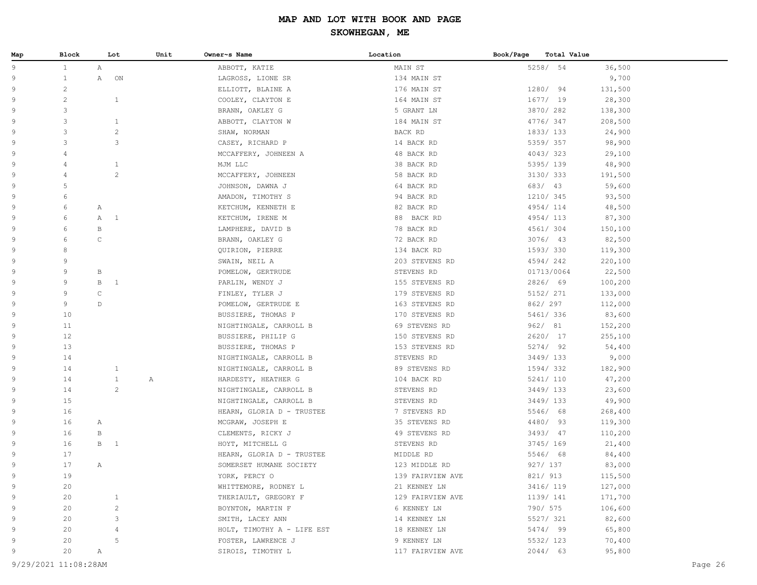# MAP AND LOT WITH BOOK AND PAGE

## SKOWHEGAN, ME

| Map | Block | Lot | Unit | Owner~s Name | Location | Book/Page | Total Value |
|---|---|---|---|---|---|---|---|
| 9 | 1 | A | | ABBOTT, KATIE | MAIN ST | 5258/ 54 | 36,500 |
| 9 | 1 | A ON | | LAGROSS, LIONE SR | 134 MAIN ST | | 9,700 |
| 9 | 2 | | | ELLIOTT, BLAINE A | 176 MAIN ST | 1280/ 94 | 131,500 |
| 9 | 2 | 1 | | COOLEY, CLAYTON E | 164 MAIN ST | 1677/ 19 | 28,300 |
| 9 | 3 | | | BRANN, OAKLEY G | 5 GRANT LN | 3870/ 282 | 138,300 |
| 9 | 3 | 1 | | ABBOTT, CLAYTON W | 184 MAIN ST | 4776/ 347 | 208,500 |
| 9 | 3 | 2 | | SHAW, NORMAN | BACK RD | 1833/ 133 | 24,900 |
| 9 | 3 | 3 | | CASEY, RICHARD P | 14 BACK RD | 5359/ 357 | 98,900 |
| 9 | 4 | | | MCCAFFERY, JOHNEEN A | 48 BACK RD | 4043/ 323 | 29,100 |
| 9 | 4 | 1 | | MJM LLC | 38 BACK RD | 5395/ 139 | 48,900 |
| 9 | 4 | 2 | | MCCAFFERY, JOHNEEN | 58 BACK RD | 3130/ 333 | 191,500 |
| 9 | 5 | | | JOHNSON, DAWNA J | 64 BACK RD | 683/ 43 | 59,600 |
| 9 | 6 | | | AMADON, TIMOTHY S | 94 BACK RD | 1210/ 345 | 93,500 |
| 9 | 6 | A | | KETCHUM, KENNETH E | 82 BACK RD | 4954/ 114 | 48,500 |
| 9 | 6 | A 1 | | KETCHUM, IRENE M | 88 BACK RD | 4954/ 113 | 87,300 |
| 9 | 6 | B | | LAMPHERE, DAVID B | 78 BACK RD | 4561/ 304 | 150,100 |
| 9 | 6 | C | | BRANN, OAKLEY G | 72 BACK RD | 3076/ 43 | 82,500 |
| 9 | 8 | | | QUIRION, PIERRE | 134 BACK RD | 1593/ 330 | 119,300 |
| 9 | 9 | | | SWAIN, NEIL A | 203 STEVENS RD | 4594/ 242 | 220,100 |
| 9 | 9 | B | | POMELOW, GERTRUDE | STEVENS RD | 01713/0064 | 22,500 |
| 9 | 9 | B 1 | | PARLIN, WENDY J | 155 STEVENS RD | 2826/ 69 | 100,200 |
| 9 | 9 | C | | FINLEY, TYLER J | 179 STEVENS RD | 5152/ 271 | 133,000 |
| 9 | 9 | D | | POMELOW, GERTRUDE E | 163 STEVENS RD | 862/ 297 | 112,000 |
| 9 | 10 | | | BUSSIERE, THOMAS P | 170 STEVENS RD | 5461/ 336 | 83,600 |
| 9 | 11 | | | NIGHTINGALE, CARROLL B | 69 STEVENS RD | 962/ 81 | 152,200 |
| 9 | 12 | | | BUSSIERE, PHILIP G | 150 STEVENS RD | 2620/ 17 | 255,100 |
| 9 | 13 | | | BUSSIERE, THOMAS P | 153 STEVENS RD | 5274/ 92 | 54,400 |
| 9 | 14 | | | NIGHTINGALE, CARROLL B | STEVENS RD | 3449/ 133 | 9,000 |
| 9 | 14 | 1 | | NIGHTINGALE, CARROLL B | 89 STEVENS RD | 1594/ 332 | 182,900 |
| 9 | 14 | 1 | A | HARDESTY, HEATHER G | 104 BACK RD | 5241/ 110 | 47,200 |
| 9 | 14 | 2 | | NIGHTINGALE, CARROLL B | STEVENS RD | 3449/ 133 | 23,600 |
| 9 | 15 | | | NIGHTINGALE, CARROLL B | STEVENS RD | 3449/ 133 | 49,900 |
| 9 | 16 | | | HEARN, GLORIA D - TRUSTEE | 7 STEVENS RD | 5546/ 68 | 268,400 |
| 9 | 16 | A | | MCGRAW, JOSEPH E | 35 STEVENS RD | 4480/ 93 | 119,300 |
| 9 | 16 | B | | CLEMENTS, RICKY J | 49 STEVENS RD | 3493/ 47 | 110,200 |
| 9 | 16 | B 1 | | HOYT, MITCHELL G | STEVENS RD | 3745/ 169 | 21,400 |
| 9 | 17 | | | HEARN, GLORIA D - TRUSTEE | MIDDLE RD | 5546/ 68 | 84,400 |
| 9 | 17 | A | | SOMERSET HUMANE SOCIETY | 123 MIDDLE RD | 927/ 137 | 83,000 |
| 9 | 19 | | | YORK, PERCY O | 139 FAIRVIEW AVE | 821/ 913 | 115,500 |
| 9 | 20 | | | WHITTEMORE, RODNEY L | 21 KENNEY LN | 3416/ 119 | 127,000 |
| 9 | 20 | 1 | | THERIAULT, GREGORY F | 129 FAIRVIEW AVE | 1139/ 141 | 171,700 |
| 9 | 20 | 2 | | BOYNTON, MARTIN F | 6 KENNEY LN | 790/ 575 | 106,600 |
| 9 | 20 | 3 | | SMITH, LACEY ANN | 14 KENNEY LN | 5527/ 321 | 82,600 |
| 9 | 20 | 4 | | HOLT, TIMOTHY A - LIFE EST | 18 KENNEY LN | 5474/ 99 | 65,800 |
| 9 | 20 | 5 | | FOSTER, LAWRENCE J | 9 KENNEY LN | 5532/ 123 | 70,400 |
| 9 | 20 | A | | SIROIS, TIMOTHY L | 117 FAIRVIEW AVE | 2044/ 63 | 95,800 |

9/29/2021 11:08:28AM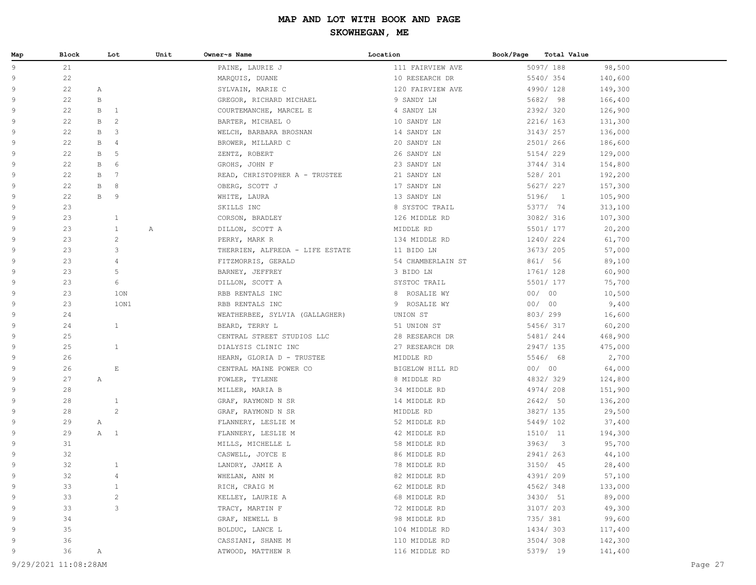# MAP AND LOT WITH BOOK AND PAGE

## SKOWHEGAN, ME

| Map | Block | Lot | | Unit | Owner~s Name | Location | Book/Page | Total Value |
|---|---|---|---|---|---|---|---|---|
| 9 | 21 | | | | PAINE, LAURIE J | 111 FAIRVIEW AVE | 5097/ 188 | 98,500 |
| 9 | 22 | | | | MARQUIS, DUANE | 10 RESEARCH DR | 5540/ 354 | 140,600 |
| 9 | 22 | A | | | SYLVAIN, MARIE C | 120 FAIRVIEW AVE | 4990/ 128 | 149,300 |
| 9 | 22 | B | | | GREGOR, RICHARD MICHAEL | 9 SANDY LN | 5682/ 98 | 166,400 |
| 9 | 22 | B | 1 | | COURTEMANCHE, MARCEL E | 4 SANDY LN | 2392/ 320 | 126,900 |
| 9 | 22 | B | 2 | | BARTER, MICHAEL O | 10 SANDY LN | 2216/ 163 | 131,300 |
| 9 | 22 | B | 3 | | WELCH, BARBARA BROSNAN | 14 SANDY LN | 3143/ 257 | 136,000 |
| 9 | 22 | B | 4 | | BROWER, MILLARD C | 20 SANDY LN | 2501/ 266 | 186,600 |
| 9 | 22 | B | 5 | | ZENTZ, ROBERT | 26 SANDY LN | 5154/ 229 | 129,000 |
| 9 | 22 | B | 6 | | GROHS, JOHN F | 23 SANDY LN | 3744/ 314 | 154,800 |
| 9 | 22 | B | 7 | | READ, CHRISTOPHER A - TRUSTEE | 21 SANDY LN | 528/ 201 | 192,200 |
| 9 | 22 | B | 8 | | OBERG, SCOTT J | 17 SANDY LN | 5627/ 227 | 157,300 |
| 9 | 22 | B | 9 | | WHITE, LAURA | 13 SANDY LN | 5196/ 1 | 105,900 |
| 9 | 23 | | | | SKILLS INC | 8 SYSTOC TRAIL | 5377/ 74 | 313,100 |
| 9 | 23 | | 1 | | CORSON, BRADLEY | 126 MIDDLE RD | 3082/ 316 | 107,300 |
| 9 | 23 | | 1 | A | DILLON, SCOTT A | MIDDLE RD | 5501/ 177 | 20,200 |
| 9 | 23 | | 2 | | PERRY, MARK R | 134 MIDDLE RD | 1240/ 224 | 61,700 |
| 9 | 23 | | 3 | | THERRIEN, ALFREDA - LIFE ESTATE | 11 BIDO LN | 3673/ 205 | 57,000 |
| 9 | 23 | | 4 | | FITZMORRIS, GERALD | 54 CHAMBERLAIN ST | 861/ 56 | 89,100 |
| 9 | 23 | | 5 | | BARNEY, JEFFREY | 3 BIDO LN | 1761/ 128 | 60,900 |
| 9 | 23 | | 6 | | DILLON, SCOTT A | SYSTOC TRAIL | 5501/ 177 | 75,700 |
| 9 | 23 | | 1ON | | RBB RENTALS INC | 8 ROSALIE WY | 00/ 00 | 10,500 |
| 9 | 23 | | 1ON1 | | RBB RENTALS INC | 9 ROSALIE WY | 00/ 00 | 9,400 |
| 9 | 24 | | | | WEATHERBEE, SYLVIA (GALLAGHER) | UNION ST | 803/ 299 | 16,600 |
| 9 | 24 | | 1 | | BEARD, TERRY L | 51 UNION ST | 5456/ 317 | 60,200 |
| 9 | 25 | | | | CENTRAL STREET STUDIOS LLC | 28 RESEARCH DR | 5481/ 244 | 468,900 |
| 9 | 25 | | 1 | | DIALYSIS CLINIC INC | 27 RESEARCH DR | 2947/ 135 | 475,000 |
| 9 | 26 | | | | HEARN, GLORIA D - TRUSTEE | MIDDLE RD | 5546/ 68 | 2,700 |
| 9 | 26 | | E | | CENTRAL MAINE POWER CO | BIGELOW HILL RD | 00/ 00 | 64,000 |
| 9 | 27 | A | | | FOWLER, TYLENE | 8 MIDDLE RD | 4832/ 329 | 124,800 |
| 9 | 28 | | | | MILLER, MARIA B | 34 MIDDLE RD | 4974/ 208 | 151,900 |
| 9 | 28 | | 1 | | GRAF, RAYMOND N SR | 14 MIDDLE RD | 2642/ 50 | 136,200 |
| 9 | 28 | | 2 | | GRAF, RAYMOND N SR | MIDDLE RD | 3827/ 135 | 29,500 |
| 9 | 29 | A | | | FLANNERY, LESLIE M | 52 MIDDLE RD | 5449/ 102 | 37,400 |
| 9 | 29 | A | 1 | | FLANNERY, LESLIE M | 42 MIDDLE RD | 1510/ 11 | 194,300 |
| 9 | 31 | | | | MILLS, MICHELLE L | 58 MIDDLE RD | 3963/ 3 | 95,700 |
| 9 | 32 | | | | CASWELL, JOYCE E | 86 MIDDLE RD | 2941/ 263 | 44,100 |
| 9 | 32 | | 1 | | LANDRY, JAMIE A | 78 MIDDLE RD | 3150/ 45 | 28,400 |
| 9 | 32 | | 4 | | WHELAN, ANN M | 82 MIDDLE RD | 4391/ 209 | 57,100 |
| 9 | 33 | | 1 | | RICH, CRAIG M | 62 MIDDLE RD | 4562/ 348 | 133,000 |
| 9 | 33 | | 2 | | KELLEY, LAURIE A | 68 MIDDLE RD | 3430/ 51 | 89,000 |
| 9 | 33 | | 3 | | TRACY, MARTIN F | 72 MIDDLE RD | 3107/ 203 | 49,300 |
| 9 | 34 | | | | GRAF, NEWELL B | 98 MIDDLE RD | 735/ 381 | 99,600 |
| 9 | 35 | | | | BOLDUC, LANCE L | 104 MIDDLE RD | 1434/ 303 | 117,400 |
| 9 | 36 | | | | CASSIANI, SHANE M | 110 MIDDLE RD | 3504/ 308 | 142,300 |
| 9 | 36 | A | | | ATWOOD, MATTHEW R | 116 MIDDLE RD | 5379/ 19 | 141,400 |

9/29/2021 11:08:28AM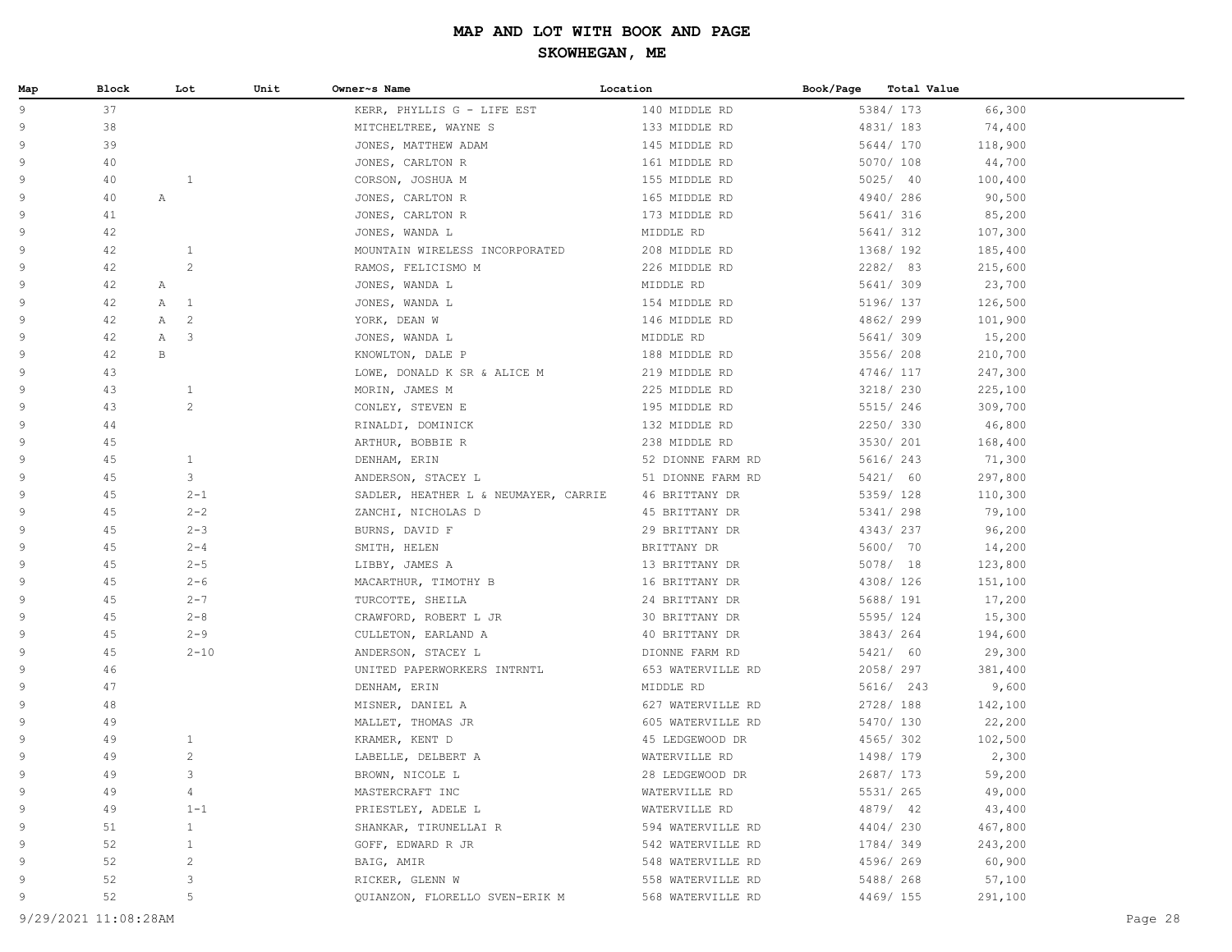# MAP AND LOT WITH BOOK AND PAGE

## SKOWHEGAN, ME

| Map | Block | Lot | Unit | Owner~s Name | Location | Book/Page | Total Value |
|---|---|---|---|---|---|---|---|
| 9 | 37 | | | KERR, PHYLLIS G - LIFE EST | 140 MIDDLE RD | 5384/ 173 | 66,300 |
| 9 | 38 | | | MITCHELTREE, WAYNE S | 133 MIDDLE RD | 4831/ 183 | 74,400 |
| 9 | 39 | | | JONES, MATTHEW ADAM | 145 MIDDLE RD | 5644/ 170 | 118,900 |
| 9 | 40 | | | JONES, CARLTON R | 161 MIDDLE RD | 5070/ 108 | 44,700 |
| 9 | 40 | 1 | | CORSON, JOSHUA M | 155 MIDDLE RD | 5025/ 40 | 100,400 |
| 9 | 40 | A | | JONES, CARLTON R | 165 MIDDLE RD | 4940/ 286 | 90,500 |
| 9 | 41 | | | JONES, CARLTON R | 173 MIDDLE RD | 5641/ 316 | 85,200 |
| 9 | 42 | | | JONES, WANDA L | MIDDLE RD | 5641/ 312 | 107,300 |
| 9 | 42 | 1 | | MOUNTAIN WIRELESS INCORPORATED | 208 MIDDLE RD | 1368/ 192 | 185,400 |
| 9 | 42 | 2 | | RAMOS, FELICISMO M | 226 MIDDLE RD | 2282/ 83 | 215,600 |
| 9 | 42 | A | | JONES, WANDA L | MIDDLE RD | 5641/ 309 | 23,700 |
| 9 | 42 | A 1 | | JONES, WANDA L | 154 MIDDLE RD | 5196/ 137 | 126,500 |
| 9 | 42 | A 2 | | YORK, DEAN W | 146 MIDDLE RD | 4862/ 299 | 101,900 |
| 9 | 42 | A 3 | | JONES, WANDA L | MIDDLE RD | 5641/ 309 | 15,200 |
| 9 | 42 | B | | KNOWLTON, DALE P | 188 MIDDLE RD | 3556/ 208 | 210,700 |
| 9 | 43 | | | LOWE, DONALD K SR & ALICE M | 219 MIDDLE RD | 4746/ 117 | 247,300 |
| 9 | 43 | 1 | | MORIN, JAMES M | 225 MIDDLE RD | 3218/ 230 | 225,100 |
| 9 | 43 | 2 | | CONLEY, STEVEN E | 195 MIDDLE RD | 5515/ 246 | 309,700 |
| 9 | 44 | | | RINALDI, DOMINICK | 132 MIDDLE RD | 2250/ 330 | 46,800 |
| 9 | 45 | | | ARTHUR, BOBBIE R | 238 MIDDLE RD | 3530/ 201 | 168,400 |
| 9 | 45 | 1 | | DENHAM, ERIN | 52 DIONNE FARM RD | 5616/ 243 | 71,300 |
| 9 | 45 | 3 | | ANDERSON, STACEY L | 51 DIONNE FARM RD | 5421/ 60 | 297,800 |
| 9 | 45 | 2-1 | | SADLER, HEATHER L & NEUMAYER, CARRIE | 46 BRITTANY DR | 5359/ 128 | 110,300 |
| 9 | 45 | 2-2 | | ZANCHI, NICHOLAS D | 45 BRITTANY DR | 5341/ 298 | 79,100 |
| 9 | 45 | 2-3 | | BURNS, DAVID F | 29 BRITTANY DR | 4343/ 237 | 96,200 |
| 9 | 45 | 2-4 | | SMITH, HELEN | BRITTANY DR | 5600/ 70 | 14,200 |
| 9 | 45 | 2-5 | | LIBBY, JAMES A | 13 BRITTANY DR | 5078/ 18 | 123,800 |
| 9 | 45 | 2-6 | | MACARTHUR, TIMOTHY B | 16 BRITTANY DR | 4308/ 126 | 151,100 |
| 9 | 45 | 2-7 | | TURCOTTE, SHEILA | 24 BRITTANY DR | 5688/ 191 | 17,200 |
| 9 | 45 | 2-8 | | CRAWFORD, ROBERT L JR | 30 BRITTANY DR | 5595/ 124 | 15,300 |
| 9 | 45 | 2-9 | | CULLETON, EARLAND A | 40 BRITTANY DR | 3843/ 264 | 194,600 |
| 9 | 45 | 2-10 | | ANDERSON, STACEY L | DIONNE FARM RD | 5421/ 60 | 29,300 |
| 9 | 46 | | | UNITED PAPERWORKERS INTRNTL | 653 WATERVILLE RD | 2058/ 297 | 381,400 |
| 9 | 47 | | | DENHAM, ERIN | MIDDLE RD | 5616/ 243 | 9,600 |
| 9 | 48 | | | MISNER, DANIEL A | 627 WATERVILLE RD | 2728/ 188 | 142,100 |
| 9 | 49 | | | MALLET, THOMAS JR | 605 WATERVILLE RD | 5470/ 130 | 22,200 |
| 9 | 49 | 1 | | KRAMER, KENT D | 45 LEDGEWOOD DR | 4565/ 302 | 102,500 |
| 9 | 49 | 2 | | LABELLE, DELBERT A | WATERVILLE RD | 1498/ 179 | 2,300 |
| 9 | 49 | 3 | | BROWN, NICOLE L | 28 LEDGEWOOD DR | 2687/ 173 | 59,200 |
| 9 | 49 | 4 | | MASTERCRAFT INC | WATERVILLE RD | 5531/ 265 | 49,000 |
| 9 | 49 | 1-1 | | PRIESTLEY, ADELE L | WATERVILLE RD | 4879/ 42 | 43,400 |
| 9 | 51 | 1 | | SHANKAR, TIRUNELLAI R | 594 WATERVILLE RD | 4404/ 230 | 467,800 |
| 9 | 52 | 1 | | GOFF, EDWARD R JR | 542 WATERVILLE RD | 1784/ 349 | 243,200 |
| 9 | 52 | 2 | | BAIG, AMIR | 548 WATERVILLE RD | 4596/ 269 | 60,900 |
| 9 | 52 | 3 | | RICKER, GLENN W | 558 WATERVILLE RD | 5488/ 268 | 57,100 |
| 9 | 52 | 5 | | QUIANZON, FLORELLO SVEN-ERIK M | 568 WATERVILLE RD | 4469/ 155 | 291,100 |

9/29/2021 11:08:28AM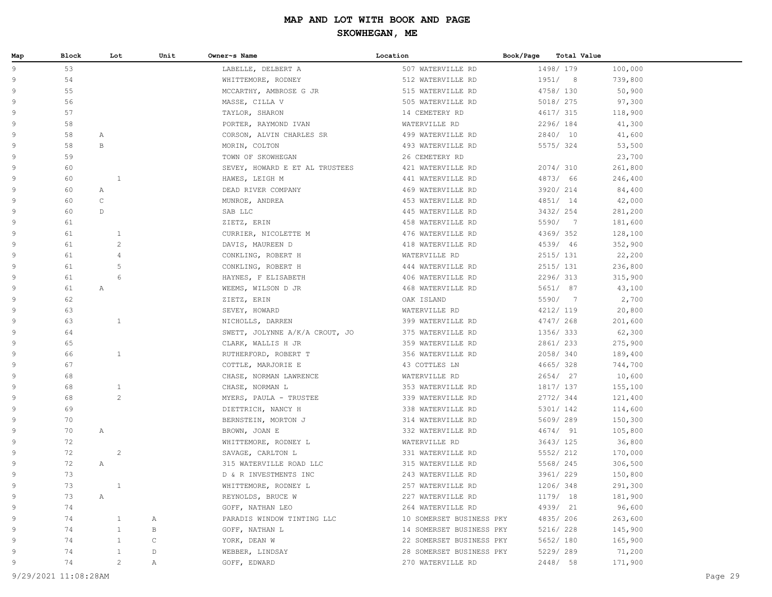# MAP AND LOT WITH BOOK AND PAGE

## SKOWHEGAN, ME

| Map | Block | Lot | Unit | Owner~s Name | Location | Book/Page | Total Value |
|---|---|---|---|---|---|---|---|
| 9 | 53 | | | LABELLE, DELBERT A | 507 WATERVILLE RD | 1498/ 179 | 100,000 |
| 9 | 54 | | | WHITTEMORE, RODNEY | 512 WATERVILLE RD | 1951/ 8 | 739,800 |
| 9 | 55 | | | MCCARTHY, AMBROSE G JR | 515 WATERVILLE RD | 4758/ 130 | 50,900 |
| 9 | 56 | | | MASSE, CILLA V | 505 WATERVILLE RD | 5018/ 275 | 97,300 |
| 9 | 57 | | | TAYLOR, SHARON | 14 CEMETERY RD | 4617/ 315 | 118,900 |
| 9 | 58 | | | PORTER, RAYMOND IVAN | WATERVILLE RD | 2296/ 184 | 41,300 |
| 9 | 58 | A | | CORSON, ALVIN CHARLES SR | 499 WATERVILLE RD | 2840/ 10 | 41,600 |
| 9 | 58 | B | | MORIN, COLTON | 493 WATERVILLE RD | 5575/ 324 | 53,500 |
| 9 | 59 | | | TOWN OF SKOWHEGAN | 26 CEMETERY RD | | 23,700 |
| 9 | 60 | | | SEVEY, HOWARD E ET AL TRUSTEES | 421 WATERVILLE RD | 2074/ 310 | 261,800 |
| 9 | 60 | 1 | | HAWES, LEIGH M | 441 WATERVILLE RD | 4873/ 66 | 246,400 |
| 9 | 60 | A | | DEAD RIVER COMPANY | 469 WATERVILLE RD | 3920/ 214 | 84,400 |
| 9 | 60 | C | | MUNROE, ANDREA | 453 WATERVILLE RD | 4851/ 14 | 42,000 |
| 9 | 60 | D | | SAB LLC | 445 WATERVILLE RD | 3432/ 254 | 281,200 |
| 9 | 61 | | | ZIETZ, ERIN | 458 WATERVILLE RD | 5590/ 7 | 181,600 |
| 9 | 61 | 1 | | CURRIER, NICOLETTE M | 476 WATERVILLE RD | 4369/ 352 | 128,100 |
| 9 | 61 | 2 | | DAVIS, MAUREEN D | 418 WATERVILLE RD | 4539/ 46 | 352,900 |
| 9 | 61 | 4 | | CONKLING, ROBERT H | WATERVILLE RD | 2515/ 131 | 22,200 |
| 9 | 61 | 5 | | CONKLING, ROBERT H | 444 WATERVILLE RD | 2515/ 131 | 236,800 |
| 9 | 61 | 6 | | HAYNES, F ELISABETH | 406 WATERVILLE RD | 2296/ 313 | 315,900 |
| 9 | 61 | A | | WEEMS, WILSON D JR | 468 WATERVILLE RD | 5651/ 87 | 43,100 |
| 9 | 62 | | | ZIETZ, ERIN | OAK ISLAND | 5590/ 7 | 2,700 |
| 9 | 63 | | | SEVEY, HOWARD | WATERVILLE RD | 4212/ 119 | 20,800 |
| 9 | 63 | 1 | | NICHOLLS, DARREN | 399 WATERVILLE RD | 4747/ 268 | 201,600 |
| 9 | 64 | | | SWETT, JOLYNNE A/K/A CROUT, JO | 375 WATERVILLE RD | 1356/ 333 | 62,300 |
| 9 | 65 | | | CLARK, WALLIS H JR | 359 WATERVILLE RD | 2861/ 233 | 275,900 |
| 9 | 66 | 1 | | RUTHERFORD, ROBERT T | 356 WATERVILLE RD | 2058/ 340 | 189,400 |
| 9 | 67 | | | COTTLE, MARJORIE E | 43 COTTLES LN | 4665/ 328 | 744,700 |
| 9 | 68 | | | CHASE, NORMAN LAWRENCE | WATERVILLE RD | 2654/ 27 | 10,600 |
| 9 | 68 | 1 | | CHASE, NORMAN L | 353 WATERVILLE RD | 1817/ 137 | 155,100 |
| 9 | 68 | 2 | | MYERS, PAULA - TRUSTEE | 339 WATERVILLE RD | 2772/ 344 | 121,400 |
| 9 | 69 | | | DIETTRICH, NANCY H | 338 WATERVILLE RD | 5301/ 142 | 114,600 |
| 9 | 70 | | | BERNSTEIN, MORTON J | 314 WATERVILLE RD | 5609/ 289 | 150,300 |
| 9 | 70 | A | | BROWN, JOAN E | 332 WATERVILLE RD | 4674/ 91 | 105,800 |
| 9 | 72 | | | WHITTEMORE, RODNEY L | WATERVILLE RD | 3643/ 125 | 36,800 |
| 9 | 72 | 2 | | SAVAGE, CARLTON L | 331 WATERVILLE RD | 5552/ 212 | 170,000 |
| 9 | 72 | A | | 315 WATERVILLE ROAD LLC | 315 WATERVILLE RD | 5568/ 245 | 306,500 |
| 9 | 73 | | | D & R INVESTMENTS INC | 243 WATERVILLE RD | 3961/ 229 | 150,800 |
| 9 | 73 | 1 | | WHITTEMORE, RODNEY L | 257 WATERVILLE RD | 1206/ 348 | 291,300 |
| 9 | 73 | A | | REYNOLDS, BRUCE W | 227 WATERVILLE RD | 1179/ 18 | 181,900 |
| 9 | 74 | | | GOFF, NATHAN LEO | 264 WATERVILLE RD | 4939/ 21 | 96,600 |
| 9 | 74 | 1 | A | PARADIS WINDOW TINTING LLC | 10 SOMERSET BUSINESS PKY | 4835/ 206 | 263,600 |
| 9 | 74 | 1 | B | GOFF, NATHAN L | 14 SOMERSET BUSINESS PKY | 5216/ 228 | 145,900 |
| 9 | 74 | 1 | C | YORK, DEAN W | 22 SOMERSET BUSINESS PKY | 5652/ 180 | 165,900 |
| 9 | 74 | 1 | D | WEBBER, LINDSAY | 28 SOMERSET BUSINESS PKY | 5229/ 289 | 71,200 |
| 9 | 74 | 2 | A | GOFF, EDWARD | 270 WATERVILLE RD | 2448/ 58 | 171,900 |

9/29/2021 11:08:28AM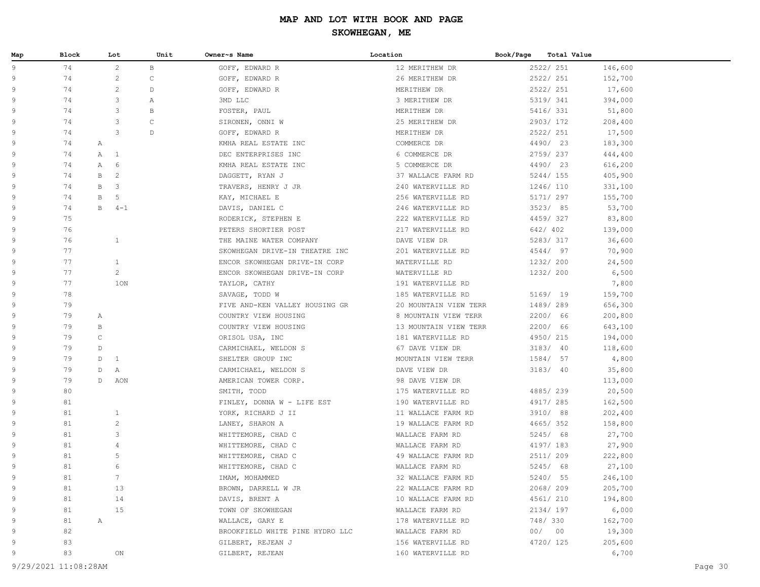# MAP AND LOT WITH BOOK AND PAGE

## SKOWHEGAN, ME

| Map | Block | Lot | Unit | Owner~s Name | Location | Book/Page | Total Value |
|---|---|---|---|---|---|---|---|
| 9 | 74 | 2 | B | GOFF, EDWARD R | 12 MERITHEW DR | 2522/ 251 | 146,600 |
| 9 | 74 | 2 | C | GOFF, EDWARD R | 26 MERITHEW DR | 2522/ 251 | 152,700 |
| 9 | 74 | 2 | D | GOFF, EDWARD R | MERITHEW DR | 2522/ 251 | 17,600 |
| 9 | 74 | 3 | A | 3MD LLC | 3 MERITHEW DR | 5319/ 341 | 394,000 |
| 9 | 74 | 3 | B | FOSTER, PAUL | MERITHEW DR | 5416/ 331 | 51,800 |
| 9 | 74 | 3 | C | SIRONEN, ONNI W | 25 MERITHEW DR | 2903/ 172 | 208,400 |
| 9 | 74 | 3 | D | GOFF, EDWARD R | MERITHEW DR | 2522/ 251 | 17,500 |
| 9 | 74 | A | | KMHA REAL ESTATE INC | COMMERCE DR | 4490/ 23 | 183,300 |
| 9 | 74 | A 1 | | DEC ENTERPRISES INC | 6 COMMERCE DR | 2759/ 237 | 444,400 |
| 9 | 74 | A 6 | | KMHA REAL ESTATE INC | 5 COMMERCE DR | 4490/ 23 | 616,200 |
| 9 | 74 | B 2 | | DAGGETT, RYAN J | 37 WALLACE FARM RD | 5244/ 155 | 405,900 |
| 9 | 74 | B 3 | | TRAVERS, HENRY J JR | 240 WATERVILLE RD | 1246/ 110 | 331,100 |
| 9 | 74 | B 5 | | KAY, MICHAEL E | 256 WATERVILLE RD | 5171/ 297 | 155,700 |
| 9 | 74 | B 4-1 | | DAVIS, DANIEL C | 246 WATERVILLE RD | 3523/ 85 | 53,700 |
| 9 | 75 | | | RODERICK, STEPHEN E | 222 WATERVILLE RD | 4459/ 327 | 83,800 |
| 9 | 76 | | | PETERS SHORTIER POST | 217 WATERVILLE RD | 642/ 402 | 139,000 |
| 9 | 76 | 1 | | THE MAINE WATER COMPANY | DAVE VIEW DR | 5283/ 317 | 36,600 |
| 9 | 77 | | | SKOWHEGAN DRIVE-IN THEATRE INC | 201 WATERVILLE RD | 4544/ 97 | 70,900 |
| 9 | 77 | 1 | | ENCOR SKOWHEGAN DRIVE-IN CORP | WATERVILLE RD | 1232/ 200 | 24,500 |
| 9 | 77 | 2 | | ENCOR SKOWHEGAN DRIVE-IN CORP | WATERVILLE RD | 1232/ 200 | 6,500 |
| 9 | 77 | 1ON | | TAYLOR, CATHY | 191 WATERVILLE RD | | 7,800 |
| 9 | 78 | | | SAVAGE, TODD W | 185 WATERVILLE RD | 5169/ 19 | 159,700 |
| 9 | 79 | | | FIVE AND-KEN VALLEY HOUSING GR | 20 MOUNTAIN VIEW TERR | 1489/ 289 | 656,300 |
| 9 | 79 | A | | COUNTRY VIEW HOUSING | 8 MOUNTAIN VIEW TERR | 2200/ 66 | 200,800 |
| 9 | 79 | B | | COUNTRY VIEW HOUSING | 13 MOUNTAIN VIEW TERR | 2200/ 66 | 643,100 |
| 9 | 79 | C | | ORISOL USA, INC | 181 WATERVILLE RD | 4950/ 215 | 194,000 |
| 9 | 79 | D | | CARMICHAEL, WELDON S | 67 DAVE VIEW DR | 3183/ 40 | 118,600 |
| 9 | 79 | D 1 | | SHELTER GROUP INC | MOUNTAIN VIEW TERR | 1584/ 57 | 4,800 |
| 9 | 79 | D A | | CARMICHAEL, WELDON S | DAVE VIEW DR | 3183/ 40 | 35,800 |
| 9 | 79 | D AON | | AMERICAN TOWER CORP. | 98 DAVE VIEW DR | | 113,000 |
| 9 | 80 | | | SMITH, TODD | 175 WATERVILLE RD | 4885/ 239 | 20,500 |
| 9 | 81 | | | FINLEY, DONNA W - LIFE EST | 190 WATERVILLE RD | 4917/ 285 | 162,500 |
| 9 | 81 | 1 | | YORK, RICHARD J II | 11 WALLACE FARM RD | 3910/ 88 | 202,400 |
| 9 | 81 | 2 | | LANEY, SHARON A | 19 WALLACE FARM RD | 4665/ 352 | 158,800 |
| 9 | 81 | 3 | | WHITTEMORE, CHAD C | WALLACE FARM RD | 5245/ 68 | 27,700 |
| 9 | 81 | 4 | | WHITTEMORE, CHAD C | WALLACE FARM RD | 4197/ 183 | 27,900 |
| 9 | 81 | 5 | | WHITTEMORE, CHAD C | 49 WALLACE FARM RD | 2511/ 209 | 222,800 |
| 9 | 81 | 6 | | WHITTEMORE, CHAD C | WALLACE FARM RD | 5245/ 68 | 27,100 |
| 9 | 81 | 7 | | IMAM, MOHAMMED | 32 WALLACE FARM RD | 5240/ 55 | 246,100 |
| 9 | 81 | 13 | | BROWN, DARRELL W JR | 22 WALLACE FARM RD | 2068/ 209 | 205,700 |
| 9 | 81 | 14 | | DAVIS, BRENT A | 10 WALLACE FARM RD | 4561/ 210 | 194,800 |
| 9 | 81 | 15 | | TOWN OF SKOWHEGAN | WALLACE FARM RD | 2134/ 197 | 6,000 |
| 9 | 81 | A | | WALLACE, GARY E | 178 WATERVILLE RD | 748/ 330 | 162,700 |
| 9 | 82 | | | BROOKFIELD WHITE PINE HYDRO LLC | WALLACE FARM RD | 00/ 00 | 19,300 |
| 9 | 83 | | | GILBERT, REJEAN J | 156 WATERVILLE RD | 4720/ 125 | 205,600 |
| 9 | 83 | ON | | GILBERT, REJEAN | 160 WATERVILLE RD | | 6,700 |

9/29/2021 11:08:28AM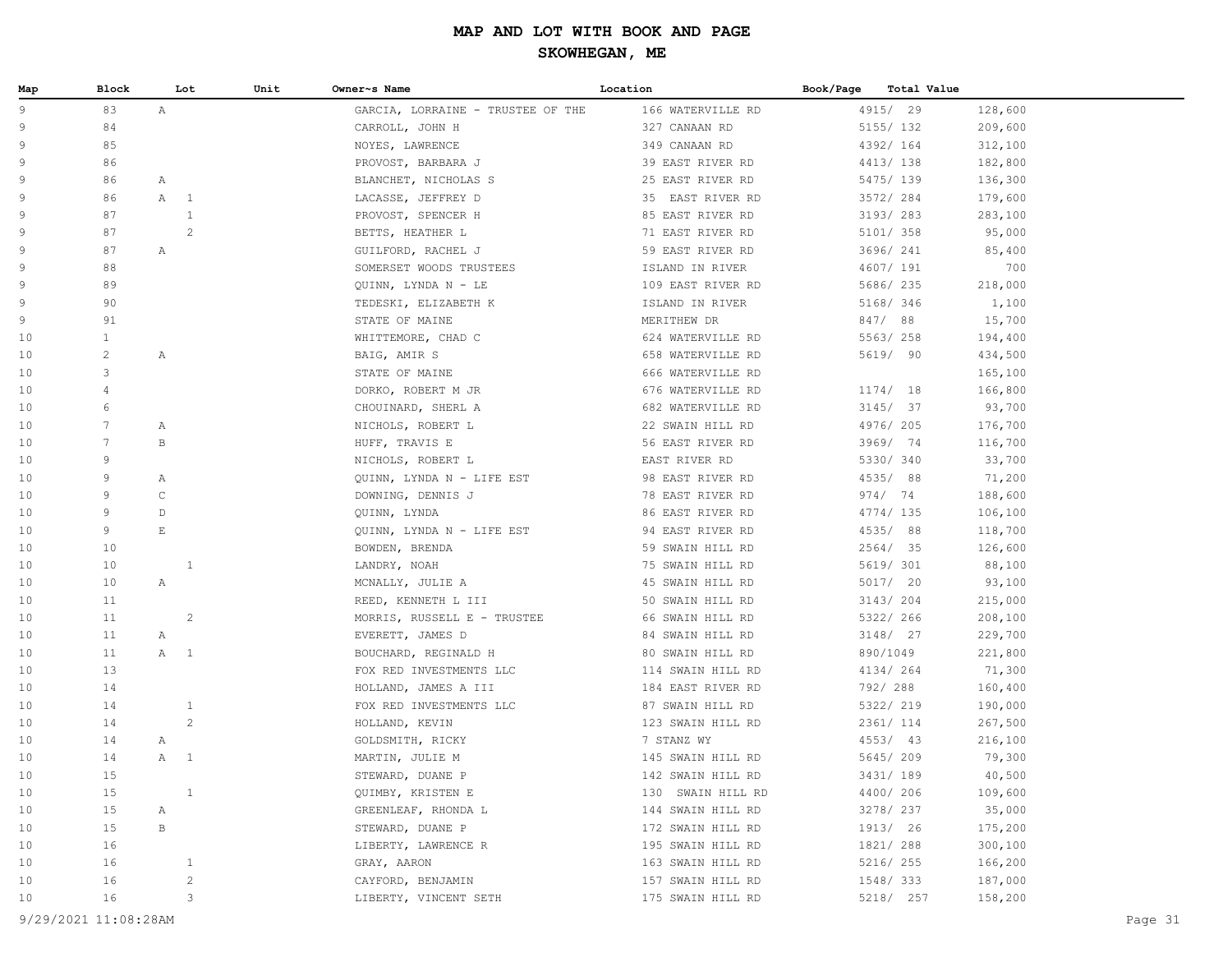# MAP AND LOT WITH BOOK AND PAGE

## SKOWHEGAN, ME

| Map | Block | Lot | Unit | Owner~s Name | Location | Book/Page | Total Value |
|---|---|---|---|---|---|---|---|
| 9 | 83 | A | | GARCIA, LORRAINE - TRUSTEE OF THE | 166 WATERVILLE RD | 4915/ 29 | 128,600 |
| 9 | 84 | | | CARROLL, JOHN H | 327 CANAAN RD | 5155/ 132 | 209,600 |
| 9 | 85 | | | NOYES, LAWRENCE | 349 CANAAN RD | 4392/ 164 | 312,100 |
| 9 | 86 | | | PROVOST, BARBARA J | 39 EAST RIVER RD | 4413/ 138 | 182,800 |
| 9 | 86 | A | | BLANCHET, NICHOLAS S | 25 EAST RIVER RD | 5475/ 139 | 136,300 |
| 9 | 86 | A 1 | | LACASSE, JEFFREY D | 35 EAST RIVER RD | 3572/ 284 | 179,600 |
| 9 | 87 | 1 | | PROVOST, SPENCER H | 85 EAST RIVER RD | 3193/ 283 | 283,100 |
| 9 | 87 | 2 | | BETTS, HEATHER L | 71 EAST RIVER RD | 5101/ 358 | 95,000 |
| 9 | 87 | A | | GUILFORD, RACHEL J | 59 EAST RIVER RD | 3696/ 241 | 85,400 |
| 9 | 88 | | | SOMERSET WOODS TRUSTEES | ISLAND IN RIVER | 4607/ 191 | 700 |
| 9 | 89 | | | QUINN, LYNDA N - LE | 109 EAST RIVER RD | 5686/ 235 | 218,000 |
| 9 | 90 | | | TEDESKI, ELIZABETH K | ISLAND IN RIVER | 5168/ 346 | 1,100 |
| 9 | 91 | | | STATE OF MAINE | MERITHEW DR | 847/ 88 | 15,700 |
| 10 | 1 | | | WHITTEMORE, CHAD C | 624 WATERVILLE RD | 5563/ 258 | 194,400 |
| 10 | 2 | A | | BAIG, AMIR S | 658 WATERVILLE RD | 5619/ 90 | 434,500 |
| 10 | 3 | | | STATE OF MAINE | 666 WATERVILLE RD | | 165,100 |
| 10 | 4 | | | DORKO, ROBERT M JR | 676 WATERVILLE RD | 1174/ 18 | 166,800 |
| 10 | 6 | | | CHOUINARD, SHERL A | 682 WATERVILLE RD | 3145/ 37 | 93,700 |
| 10 | 7 | A | | NICHOLS, ROBERT L | 22 SWAIN HILL RD | 4976/ 205 | 176,700 |
| 10 | 7 | B | | HUFF, TRAVIS E | 56 EAST RIVER RD | 3969/ 74 | 116,700 |
| 10 | 9 | | | NICHOLS, ROBERT L | EAST RIVER RD | 5330/ 340 | 33,700 |
| 10 | 9 | A | | QUINN, LYNDA N - LIFE EST | 98 EAST RIVER RD | 4535/ 88 | 71,200 |
| 10 | 9 | C | | DOWNING, DENNIS J | 78 EAST RIVER RD | 974/ 74 | 188,600 |
| 10 | 9 | D | | QUINN, LYNDA | 86 EAST RIVER RD | 4774/ 135 | 106,100 |
| 10 | 9 | E | | QUINN, LYNDA N - LIFE EST | 94 EAST RIVER RD | 4535/ 88 | 118,700 |
| 10 | 10 | | | BOWDEN, BRENDA | 59 SWAIN HILL RD | 2564/ 35 | 126,600 |
| 10 | 10 | 1 | | LANDRY, NOAH | 75 SWAIN HILL RD | 5619/ 301 | 88,100 |
| 10 | 10 | A | | MCNALLY, JULIE A | 45 SWAIN HILL RD | 5017/ 20 | 93,100 |
| 10 | 11 | | | REED, KENNETH L III | 50 SWAIN HILL RD | 3143/ 204 | 215,000 |
| 10 | 11 | 2 | | MORRIS, RUSSELL E - TRUSTEE | 66 SWAIN HILL RD | 5322/ 266 | 208,100 |
| 10 | 11 | A | | EVERETT, JAMES D | 84 SWAIN HILL RD | 3148/ 27 | 229,700 |
| 10 | 11 | A 1 | | BOUCHARD, REGINALD H | 80 SWAIN HILL RD | 890/1049 | 221,800 |
| 10 | 13 | | | FOX RED INVESTMENTS LLC | 114 SWAIN HILL RD | 4134/ 264 | 71,300 |
| 10 | 14 | | | HOLLAND, JAMES A III | 184 EAST RIVER RD | 792/ 288 | 160,400 |
| 10 | 14 | 1 | | FOX RED INVESTMENTS LLC | 87 SWAIN HILL RD | 5322/ 219 | 190,000 |
| 10 | 14 | 2 | | HOLLAND, KEVIN | 123 SWAIN HILL RD | 2361/ 114 | 267,500 |
| 10 | 14 | A | | GOLDSMITH, RICKY | 7 STANZ WY | 4553/ 43 | 216,100 |
| 10 | 14 | A 1 | | MARTIN, JULIE M | 145 SWAIN HILL RD | 5645/ 209 | 79,300 |
| 10 | 15 | | | STEWARD, DUANE P | 142 SWAIN HILL RD | 3431/ 189 | 40,500 |
| 10 | 15 | 1 | | QUIMBY, KRISTEN E | 130 SWAIN HILL RD | 4400/ 206 | 109,600 |
| 10 | 15 | A | | GREENLEAF, RHONDA L | 144 SWAIN HILL RD | 3278/ 237 | 35,000 |
| 10 | 15 | B | | STEWARD, DUANE P | 172 SWAIN HILL RD | 1913/ 26 | 175,200 |
| 10 | 16 | | | LIBERTY, LAWRENCE R | 195 SWAIN HILL RD | 1821/ 288 | 300,100 |
| 10 | 16 | 1 | | GRAY, AARON | 163 SWAIN HILL RD | 5216/ 255 | 166,200 |
| 10 | 16 | 2 | | CAYFORD, BENJAMIN | 157 SWAIN HILL RD | 1548/ 333 | 187,000 |
| 10 | 16 | 3 | | LIBERTY, VINCENT SETH | 175 SWAIN HILL RD | 5218/ 257 | 158,200 |

9/29/2021 11:08:28AM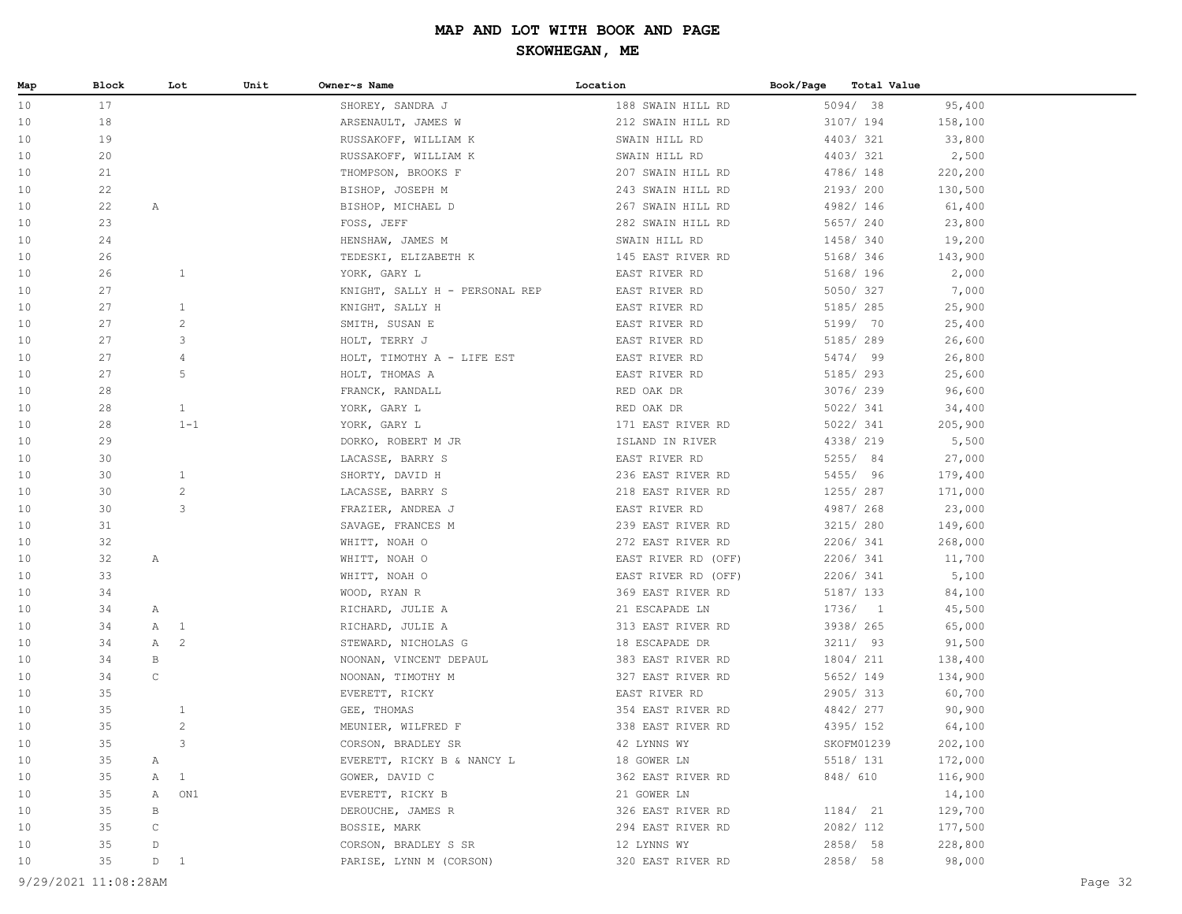# MAP AND LOT WITH BOOK AND PAGE

## SKOWHEGAN, ME

| Map | Block | Lot | Unit | Owner~s Name | Location | Book/Page | Total Value |
|---|---|---|---|---|---|---|---|
| 10 | 17 | | | SHOREY, SANDRA J | 188 SWAIN HILL RD | 5094/ 38 | 95,400 |
| 10 | 18 | | | ARSENAULT, JAMES W | 212 SWAIN HILL RD | 3107/ 194 | 158,100 |
| 10 | 19 | | | RUSSAKOFF, WILLIAM K | SWAIN HILL RD | 4403/ 321 | 33,800 |
| 10 | 20 | | | RUSSAKOFF, WILLIAM K | SWAIN HILL RD | 4403/ 321 | 2,500 |
| 10 | 21 | | | THOMPSON, BROOKS F | 207 SWAIN HILL RD | 4786/ 148 | 220,200 |
| 10 | 22 | | | BISHOP, JOSEPH M | 243 SWAIN HILL RD | 2193/ 200 | 130,500 |
| 10 | 22 | A | | BISHOP, MICHAEL D | 267 SWAIN HILL RD | 4982/ 146 | 61,400 |
| 10 | 23 | | | FOSS, JEFF | 282 SWAIN HILL RD | 5657/ 240 | 23,800 |
| 10 | 24 | | | HENSHAW, JAMES M | SWAIN HILL RD | 1458/ 340 | 19,200 |
| 10 | 26 | | | TEDESKI, ELIZABETH K | 145 EAST RIVER RD | 5168/ 346 | 143,900 |
| 10 | 26 | 1 | | YORK, GARY L | EAST RIVER RD | 5168/ 196 | 2,000 |
| 10 | 27 | | | KNIGHT, SALLY H - PERSONAL REP | EAST RIVER RD | 5050/ 327 | 7,000 |
| 10 | 27 | 1 | | KNIGHT, SALLY H | EAST RIVER RD | 5185/ 285 | 25,900 |
| 10 | 27 | 2 | | SMITH, SUSAN E | EAST RIVER RD | 5199/ 70 | 25,400 |
| 10 | 27 | 3 | | HOLT, TERRY J | EAST RIVER RD | 5185/ 289 | 26,600 |
| 10 | 27 | 4 | | HOLT, TIMOTHY A - LIFE EST | EAST RIVER RD | 5474/ 99 | 26,800 |
| 10 | 27 | 5 | | HOLT, THOMAS A | EAST RIVER RD | 5185/ 293 | 25,600 |
| 10 | 28 | | | FRANCK, RANDALL | RED OAK DR | 3076/ 239 | 96,600 |
| 10 | 28 | 1 | | YORK, GARY L | RED OAK DR | 5022/ 341 | 34,400 |
| 10 | 28 | 1-1 | | YORK, GARY L | 171 EAST RIVER RD | 5022/ 341 | 205,900 |
| 10 | 29 | | | DORKO, ROBERT M JR | ISLAND IN RIVER | 4338/ 219 | 5,500 |
| 10 | 30 | | | LACASSE, BARRY S | EAST RIVER RD | 5255/ 84 | 27,000 |
| 10 | 30 | 1 | | SHORTY, DAVID H | 236 EAST RIVER RD | 5455/ 96 | 179,400 |
| 10 | 30 | 2 | | LACASSE, BARRY S | 218 EAST RIVER RD | 1255/ 287 | 171,000 |
| 10 | 30 | 3 | | FRAZIER, ANDREA J | EAST RIVER RD | 4987/ 268 | 23,000 |
| 10 | 31 | | | SAVAGE, FRANCES M | 239 EAST RIVER RD | 3215/ 280 | 149,600 |
| 10 | 32 | | | WHITT, NOAH O | 272 EAST RIVER RD | 2206/ 341 | 268,000 |
| 10 | 32 | A | | WHITT, NOAH O | EAST RIVER RD (OFF) | 2206/ 341 | 11,700 |
| 10 | 33 | | | WHITT, NOAH O | EAST RIVER RD (OFF) | 2206/ 341 | 5,100 |
| 10 | 34 | | | WOOD, RYAN R | 369 EAST RIVER RD | 5187/ 133 | 84,100 |
| 10 | 34 | A | | RICHARD, JULIE A | 21 ESCAPADE LN | 1736/ 1 | 45,500 |
| 10 | 34 | A 1 | | RICHARD, JULIE A | 313 EAST RIVER RD | 3938/ 265 | 65,000 |
| 10 | 34 | A 2 | | STEWARD, NICHOLAS G | 18 ESCAPADE DR | 3211/ 93 | 91,500 |
| 10 | 34 | B | | NOONAN, VINCENT DEPAUL | 383 EAST RIVER RD | 1804/ 211 | 138,400 |
| 10 | 34 | C | | NOONAN, TIMOTHY M | 327 EAST RIVER RD | 5652/ 149 | 134,900 |
| 10 | 35 | | | EVERETT, RICKY | EAST RIVER RD | 2905/ 313 | 60,700 |
| 10 | 35 | 1 | | GEE, THOMAS | 354 EAST RIVER RD | 4842/ 277 | 90,900 |
| 10 | 35 | 2 | | MEUNIER, WILFRED F | 338 EAST RIVER RD | 4395/ 152 | 64,100 |
| 10 | 35 | 3 | | CORSON, BRADLEY SR | 42 LYNNS WY | SKOFM01239 | 202,100 |
| 10 | 35 | A | | EVERETT, RICKY B & NANCY L | 18 GOWER LN | 5518/ 131 | 172,000 |
| 10 | 35 | A 1 | | GOWER, DAVID C | 362 EAST RIVER RD | 848/ 610 | 116,900 |
| 10 | 35 | A ON1 | | EVERETT, RICKY B | 21 GOWER LN | | 14,100 |
| 10 | 35 | B | | DEROUCHE, JAMES R | 326 EAST RIVER RD | 1184/ 21 | 129,700 |
| 10 | 35 | C | | BOSSIE, MARK | 294 EAST RIVER RD | 2082/ 112 | 177,500 |
| 10 | 35 | D | | CORSON, BRADLEY S SR | 12 LYNNS WY | 2858/ 58 | 228,800 |
| 10 | 35 | D 1 | | PARISE, LYNN M (CORSON) | 320 EAST RIVER RD | 2858/ 58 | 98,000 |

9/29/2021 11:08:28AM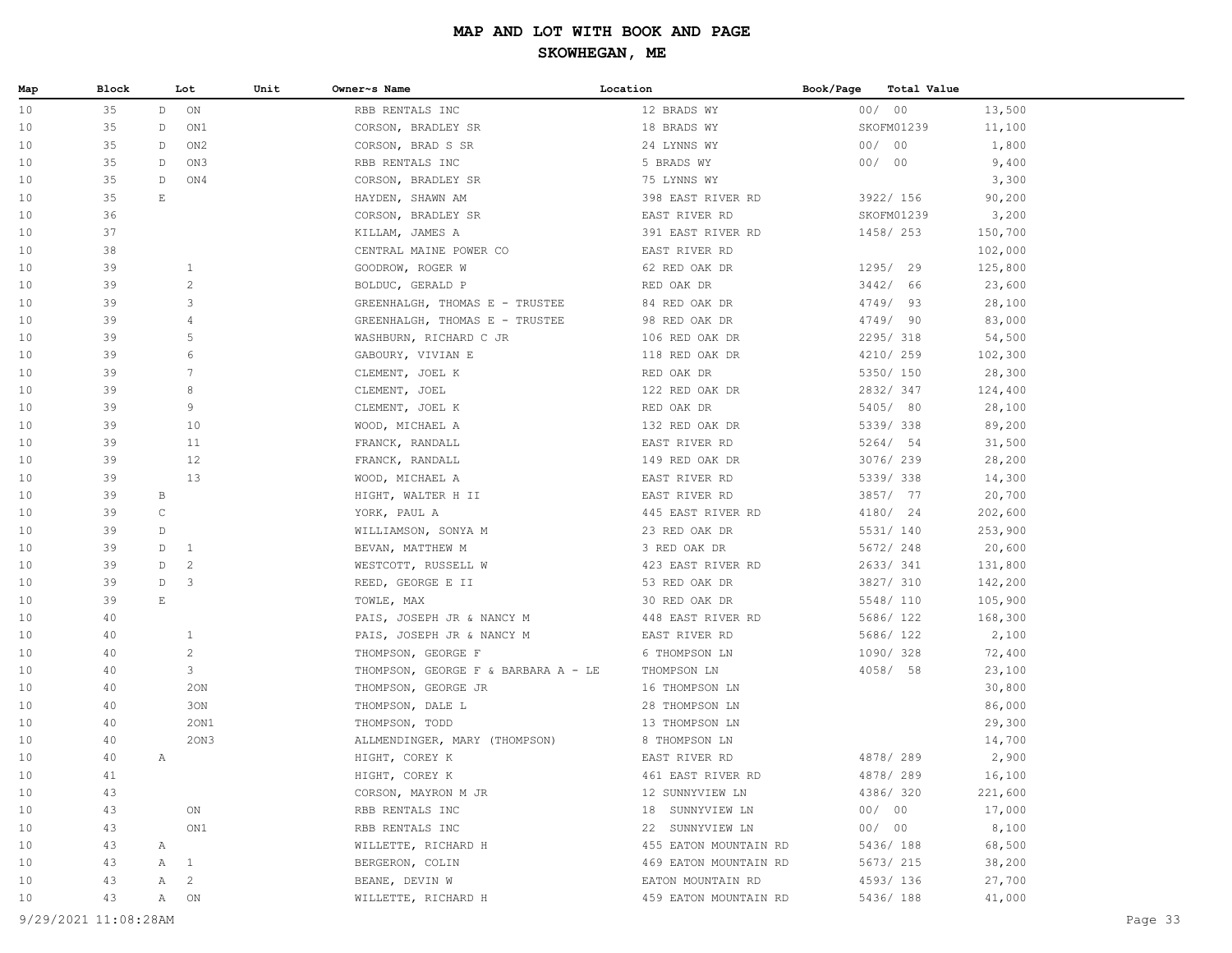# MAP AND LOT WITH BOOK AND PAGE

## SKOWHEGAN, ME

| Map | Block | Lot | Unit | Owner~s Name | Location | Book/Page | Total Value |
|---|---|---|---|---|---|---|---|
| 10 | 35 | D ON | | RBB RENTALS INC | 12 BRADS WY | 00/ 00 | 13,500 |
| 10 | 35 | D ON1 | | CORSON, BRADLEY SR | 18 BRADS WY | SKOFM01239 | 11,100 |
| 10 | 35 | D ON2 | | CORSON, BRAD S SR | 24 LYNNS WY | 00/ 00 | 1,800 |
| 10 | 35 | D ON3 | | RBB RENTALS INC | 5 BRADS WY | 00/ 00 | 9,400 |
| 10 | 35 | D ON4 | | CORSON, BRADLEY SR | 75 LYNNS WY | | 3,300 |
| 10 | 35 | E | | HAYDEN, SHAWN AM | 398 EAST RIVER RD | 3922/ 156 | 90,200 |
| 10 | 36 | | | CORSON, BRADLEY SR | EAST RIVER RD | SKOFM01239 | 3,200 |
| 10 | 37 | | | KILLAM, JAMES A | 391 EAST RIVER RD | 1458/ 253 | 150,700 |
| 10 | 38 | | | CENTRAL MAINE POWER CO | EAST RIVER RD | | 102,000 |
| 10 | 39 | 1 | | GOODROW, ROGER W | 62 RED OAK DR | 1295/ 29 | 125,800 |
| 10 | 39 | 2 | | BOLDUC, GERALD P | RED OAK DR | 3442/ 66 | 23,600 |
| 10 | 39 | 3 | | GREENHALGH, THOMAS E - TRUSTEE | 84 RED OAK DR | 4749/ 93 | 28,100 |
| 10 | 39 | 4 | | GREENHALGH, THOMAS E - TRUSTEE | 98 RED OAK DR | 4749/ 90 | 83,000 |
| 10 | 39 | 5 | | WASHBURN, RICHARD C JR | 106 RED OAK DR | 2295/ 318 | 54,500 |
| 10 | 39 | 6 | | GABOURY, VIVIAN E | 118 RED OAK DR | 4210/ 259 | 102,300 |
| 10 | 39 | 7 | | CLEMENT, JOEL K | RED OAK DR | 5350/ 150 | 28,300 |
| 10 | 39 | 8 | | CLEMENT, JOEL | 122 RED OAK DR | 2832/ 347 | 124,400 |
| 10 | 39 | 9 | | CLEMENT, JOEL K | RED OAK DR | 5405/ 80 | 28,100 |
| 10 | 39 | 10 | | WOOD, MICHAEL A | 132 RED OAK DR | 5339/ 338 | 89,200 |
| 10 | 39 | 11 | | FRANCK, RANDALL | EAST RIVER RD | 5264/ 54 | 31,500 |
| 10 | 39 | 12 | | FRANCK, RANDALL | 149 RED OAK DR | 3076/ 239 | 28,200 |
| 10 | 39 | 13 | | WOOD, MICHAEL A | EAST RIVER RD | 5339/ 338 | 14,300 |
| 10 | 39 | B | | HIGHT, WALTER H II | EAST RIVER RD | 3857/ 77 | 20,700 |
| 10 | 39 | C | | YORK, PAUL A | 445 EAST RIVER RD | 4180/ 24 | 202,600 |
| 10 | 39 | D | | WILLIAMSON, SONYA M | 23 RED OAK DR | 5531/ 140 | 253,900 |
| 10 | 39 | D 1 | | BEVAN, MATTHEW M | 3 RED OAK DR | 5672/ 248 | 20,600 |
| 10 | 39 | D 2 | | WESTCOTT, RUSSELL W | 423 EAST RIVER RD | 2633/ 341 | 131,800 |
| 10 | 39 | D 3 | | REED, GEORGE E II | 53 RED OAK DR | 3827/ 310 | 142,200 |
| 10 | 39 | E | | TOWLE, MAX | 30 RED OAK DR | 5548/ 110 | 105,900 |
| 10 | 40 | | | PAIS, JOSEPH JR & NANCY M | 448 EAST RIVER RD | 5686/ 122 | 168,300 |
| 10 | 40 | 1 | | PAIS, JOSEPH JR & NANCY M | EAST RIVER RD | 5686/ 122 | 2,100 |
| 10 | 40 | 2 | | THOMPSON, GEORGE F | 6 THOMPSON LN | 1090/ 328 | 72,400 |
| 10 | 40 | 3 | | THOMPSON, GEORGE F & BARBARA A - LE | THOMPSON LN | 4058/ 58 | 23,100 |
| 10 | 40 | 2ON | | THOMPSON, GEORGE JR | 16 THOMPSON LN | | 30,800 |
| 10 | 40 | 3ON | | THOMPSON, DALE L | 28 THOMPSON LN | | 86,000 |
| 10 | 40 | 2ON1 | | THOMPSON, TODD | 13 THOMPSON LN | | 29,300 |
| 10 | 40 | 2ON3 | | ALLMENDINGER, MARY (THOMPSON) | 8 THOMPSON LN | | 14,700 |
| 10 | 40 | A | | HIGHT, COREY K | EAST RIVER RD | 4878/ 289 | 2,900 |
| 10 | 41 | | | HIGHT, COREY K | 461 EAST RIVER RD | 4878/ 289 | 16,100 |
| 10 | 43 | | | CORSON, MAYRON M JR | 12 SUNNYVIEW LN | 4386/ 320 | 221,600 |
| 10 | 43 | ON | | RBB RENTALS INC | 18 SUNNYVIEW LN | 00/ 00 | 17,000 |
| 10 | 43 | ON1 | | RBB RENTALS INC | 22 SUNNYVIEW LN | 00/ 00 | 8,100 |
| 10 | 43 | A | | WILLETTE, RICHARD H | 455 EATON MOUNTAIN RD | 5436/ 188 | 68,500 |
| 10 | 43 | A 1 | | BERGERON, COLIN | 469 EATON MOUNTAIN RD | 5673/ 215 | 38,200 |
| 10 | 43 | A 2 | | BEANE, DEVIN W | EATON MOUNTAIN RD | 4593/ 136 | 27,700 |
| 10 | 43 | A ON | | WILLETTE, RICHARD H | 459 EATON MOUNTAIN RD | 5436/ 188 | 41,000 |

9/29/2021 11:08:28AM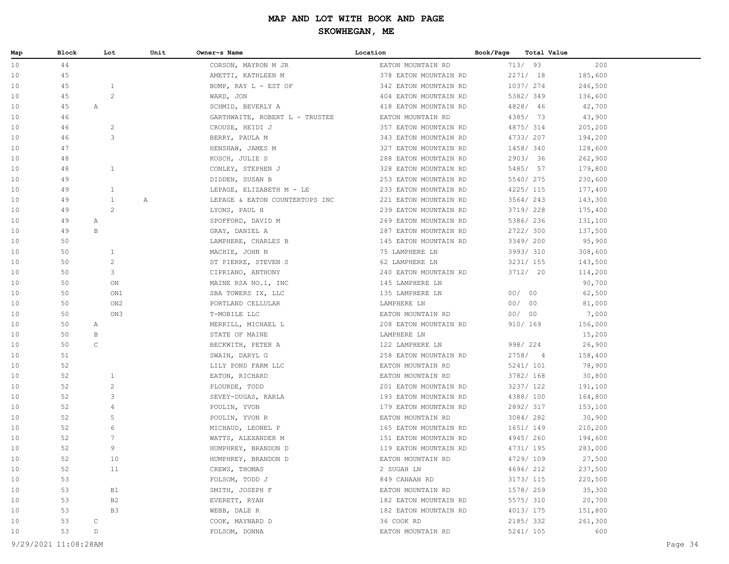# MAP AND LOT WITH BOOK AND PAGE

## SKOWHEGAN, ME

| Map | Block | Lot | Unit | Owner~s Name | Location | Book/Page | Total Value |
|---|---|---|---|---|---|---|---|
| 10 | 44 | | | CORSON, MAYRON M JR | EATON MOUNTAIN RD | 713/ 93 | 200 |
| 10 | 45 | | | AMETTI, KATHLEEN M | 378 EATON MOUNTAIN RD | 2271/ 18 | 185,600 |
| 10 | 45 | 1 | | BUMP, RAY L - EST OF | 342 EATON MOUNTAIN RD | 1037/ 274 | 246,500 |
| 10 | 45 | 2 | | WARD, JON | 404 EATON MOUNTAIN RD | 5382/ 349 | 136,600 |
| 10 | 45 | A | | SCHMID, BEVERLY A | 418 EATON MOUNTAIN RD | 4828/ 46 | 42,700 |
| 10 | 46 | | | GARTHWAITE, ROBERT L - TRUSTEE | EATON MOUNTAIN RD | 4385/ 73 | 43,900 |
| 10 | 46 | 2 | | CROUSE, HEIDI J | 357 EATON MOUNTAIN RD | 4875/ 314 | 205,200 |
| 10 | 46 | 3 | | BERRY, PAULA M | 343 EATON MOUNTAIN RD | 4733/ 207 | 194,200 |
| 10 | 47 | | | HENSHAW, JAMES M | 327 EATON MOUNTAIN RD | 1458/ 340 | 128,600 |
| 10 | 48 | | | KOSCH, JULIE S | 288 EATON MOUNTAIN RD | 2903/ 36 | 262,900 |
| 10 | 48 | 1 | | CONLEY, STEPHEN J | 328 EATON MOUNTAIN RD | 5485/ 57 | 179,800 |
| 10 | 49 | | | DIDDEN, SUSAN B | 253 EATON MOUNTAIN RD | 5540/ 275 | 230,600 |
| 10 | 49 | 1 | | LEPAGE, ELIZABETH M - LE | 233 EATON MOUNTAIN RD | 4225/ 115 | 177,400 |
| 10 | 49 | 1 | A | LEPAGE & EATON COUNTERTOPS INC | 221 EATON MOUNTAIN RD | 3564/ 243 | 143,300 |
| 10 | 49 | 2 | | LYONS, PAUL H | 239 EATON MOUNTAIN RD | 3719/ 228 | 175,400 |
| 10 | 49 | A | | SPOFFORD, DAVID M | 269 EATON MOUNTAIN RD | 5386/ 236 | 131,100 |
| 10 | 49 | B | | GRAY, DANIEL A | 287 EATON MOUNTAIN RD | 2722/ 300 | 137,500 |
| 10 | 50 | | | LAMPHERE, CHARLES B | 145 EATON MOUNTAIN RD | 3349/ 200 | 95,900 |
| 10 | 50 | 1 | | MACHIE, JOHN N | 75 LAMPHERE LN | 3993/ 310 | 308,600 |
| 10 | 50 | 2 | | ST PIERRE, STEVEN S | 62 LAMPHERE LN | 3231/ 155 | 143,500 |
| 10 | 50 | 3 | | CIPRIANO, ANTHONY | 240 EATON MOUNTAIN RD | 3712/ 20 | 114,200 |
| 10 | 50 | ON | | MAINE RSA NO.1, INC | 145 LAMPHERE LN | | 90,700 |
| 10 | 50 | ON1 | | SBA TOWERS IX, LLC | 135 LAMPHERE LN | 00/ 00 | 62,500 |
| 10 | 50 | ON2 | | PORTLAND CELLULAR | LAMPHERE LN | 00/ 00 | 81,000 |
| 10 | 50 | ON3 | | T-MOBILE LLC | EATON MOUNTAIN RD | 00/ 00 | 7,000 |
| 10 | 50 | A | | MERRILL, MICHAEL L | 208 EATON MOUNTAIN RD | 910/ 169 | 156,000 |
| 10 | 50 | B | | STATE OF MAINE | LAMPHERE LN | | 15,200 |
| 10 | 50 | C | | BECKWITH, PETER A | 122 LAMPHERE LN | 998/ 224 | 26,900 |
| 10 | 51 | | | SWAIN, DARYL G | 258 EATON MOUNTAIN RD | 2758/ 4 | 158,400 |
| 10 | 52 | | | LILY POND FARM LLC | EATON MOUNTAIN RD | 5241/ 101 | 78,900 |
| 10 | 52 | 1 | | EATON, RICHARD | EATON MOUNTAIN RD | 3782/ 168 | 30,800 |
| 10 | 52 | 2 | | PLOURDE, TODD | 201 EATON MOUNTAIN RD | 3237/ 122 | 191,100 |
| 10 | 52 | 3 | | SEVEY-DUGAS, KARLA | 193 EATON MOUNTAIN RD | 4388/ 100 | 164,800 |
| 10 | 52 | 4 | | POULIN, YVON | 179 EATON MOUNTAIN RD | 2892/ 317 | 153,100 |
| 10 | 52 | 5 | | POULIN, YVON R | EATON MOUNTAIN RD | 3084/ 282 | 30,900 |
| 10 | 52 | 6 | | MICHAUD, LEONEL P | 165 EATON MOUNTAIN RD | 1651/ 149 | 210,200 |
| 10 | 52 | 7 | | WATTS, ALEXANDER M | 151 EATON MOUNTAIN RD | 4945/ 260 | 194,600 |
| 10 | 52 | 9 | | HUMPHREY, BRANDON D | 119 EATON MOUNTAIN RD | 4731/ 195 | 283,000 |
| 10 | 52 | 10 | | HUMPHREY, BRANDON D | EATON MOUNTAIN RD | 4729/ 109 | 27,500 |
| 10 | 52 | 11 | | CREWS, THOMAS | 2 SUGAH LN | 4696/ 212 | 237,500 |
| 10 | 53 | | | FOLSOM, TODD J | 849 CANAAN RD | 3173/ 115 | 220,500 |
| 10 | 53 | B1 | | SMITH, JOSEPH F | EATON MOUNTAIN RD | 1578/ 259 | 35,300 |
| 10 | 53 | B2 | | EVERETT, RYAN | 182 EATON MOUNTAIN RD | 5575/ 310 | 20,700 |
| 10 | 53 | B3 | | WEBB, DALE R | 182 EATON MOUNTAIN RD | 4013/ 175 | 151,800 |
| 10 | 53 | C | | COOK, MAYNARD D | 36 COOK RD | 2185/ 332 | 261,300 |
| 10 | 53 | D | | FOLSOM, DONNA | EATON MOUNTAIN RD | 5241/ 105 | 600 |

9/29/2021 11:08:28AM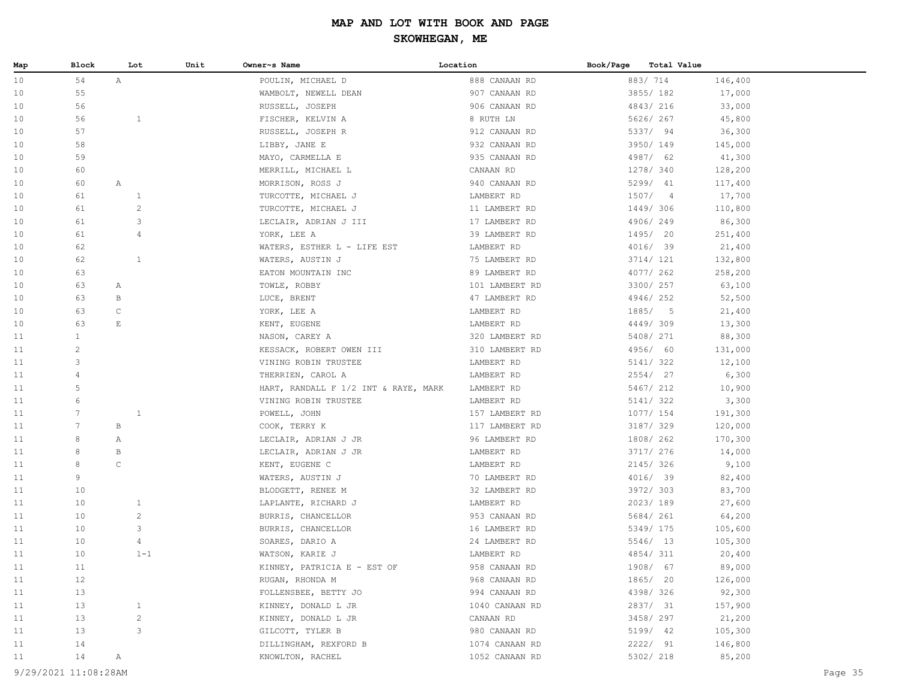# MAP AND LOT WITH BOOK AND PAGE

## SKOWHEGAN, ME

| Map | Block | Lot | Unit | Owner~s Name | Location | Book/Page | Total Value |
|---|---|---|---|---|---|---|---|
| 10 | 54 | A | | POULIN, MICHAEL D | 888 CANAAN RD | 883/ 714 | 146,400 |
| 10 | 55 | | | WAMBOLT, NEWELL DEAN | 907 CANAAN RD | 3855/ 182 | 17,000 |
| 10 | 56 | | | RUSSELL, JOSEPH | 906 CANAAN RD | 4843/ 216 | 33,000 |
| 10 | 56 | 1 | | FISCHER, KELVIN A | 8 RUTH LN | 5626/ 267 | 45,800 |
| 10 | 57 | | | RUSSELL, JOSEPH R | 912 CANAAN RD | 5337/ 94 | 36,300 |
| 10 | 58 | | | LIBBY, JANE E | 932 CANAAN RD | 3950/ 149 | 145,000 |
| 10 | 59 | | | MAYO, CARMELLA E | 935 CANAAN RD | 4987/ 62 | 41,300 |
| 10 | 60 | | | MERRILL, MICHAEL L | CANAAN RD | 1278/ 340 | 128,200 |
| 10 | 60 | A | | MORRISON, ROSS J | 940 CANAAN RD | 5299/ 41 | 117,400 |
| 10 | 61 | 1 | | TURCOTTE, MICHAEL J | LAMBERT RD | 1507/ 4 | 17,700 |
| 10 | 61 | 2 | | TURCOTTE, MICHAEL J | 11 LAMBERT RD | 1449/ 306 | 110,800 |
| 10 | 61 | 3 | | LECLAIR, ADRIAN J III | 17 LAMBERT RD | 4906/ 249 | 86,300 |
| 10 | 61 | 4 | | YORK, LEE A | 39 LAMBERT RD | 1495/ 20 | 251,400 |
| 10 | 62 | | | WATERS, ESTHER L - LIFE EST | LAMBERT RD | 4016/ 39 | 21,400 |
| 10 | 62 | 1 | | WATERS, AUSTIN J | 75 LAMBERT RD | 3714/ 121 | 132,800 |
| 10 | 63 | | | EATON MOUNTAIN INC | 89 LAMBERT RD | 4077/ 262 | 258,200 |
| 10 | 63 | A | | TOWLE, ROBBY | 101 LAMBERT RD | 3300/ 257 | 63,100 |
| 10 | 63 | B | | LUCE, BRENT | 47 LAMBERT RD | 4946/ 252 | 52,500 |
| 10 | 63 | C | | YORK, LEE A | LAMBERT RD | 1885/ 5 | 21,400 |
| 10 | 63 | E | | KENT, EUGENE | LAMBERT RD | 4449/ 309 | 13,300 |
| 11 | 1 | | | NASON, CAREY A | 320 LAMBERT RD | 5408/ 271 | 88,300 |
| 11 | 2 | | | KESSACK, ROBERT OWEN III | 310 LAMBERT RD | 4956/ 60 | 131,000 |
| 11 | 3 | | | VINING ROBIN TRUSTEE | LAMBERT RD | 5141/ 322 | 12,100 |
| 11 | 4 | | | THERRIEN, CAROL A | LAMBERT RD | 2554/ 27 | 6,300 |
| 11 | 5 | | | HART, RANDALL F 1/2 INT & RAYE, MARK | LAMBERT RD | 5467/ 212 | 10,900 |
| 11 | 6 | | | VINING ROBIN TRUSTEE | LAMBERT RD | 5141/ 322 | 3,300 |
| 11 | 7 | 1 | | POWELL, JOHN | 157 LAMBERT RD | 1077/ 154 | 191,300 |
| 11 | 7 | B | | COOK, TERRY K | 117 LAMBERT RD | 3187/ 329 | 120,000 |
| 11 | 8 | A | | LECLAIR, ADRIAN J JR | 96 LAMBERT RD | 1808/ 262 | 170,300 |
| 11 | 8 | B | | LECLAIR, ADRIAN J JR | LAMBERT RD | 3717/ 276 | 14,000 |
| 11 | 8 | C | | KENT, EUGENE C | LAMBERT RD | 2145/ 326 | 9,100 |
| 11 | 9 | | | WATERS, AUSTIN J | 70 LAMBERT RD | 4016/ 39 | 82,400 |
| 11 | 10 | | | BLODGETT, RENEE M | 32 LAMBERT RD | 3972/ 303 | 83,700 |
| 11 | 10 | 1 | | LAPLANTE, RICHARD J | LAMBERT RD | 2023/ 189 | 27,600 |
| 11 | 10 | 2 | | BURRIS, CHANCELLOR | 953 CANAAN RD | 5684/ 261 | 64,200 |
| 11 | 10 | 3 | | BURRIS, CHANCELLOR | 16 LAMBERT RD | 5349/ 175 | 105,600 |
| 11 | 10 | 4 | | SOARES, DARIO A | 24 LAMBERT RD | 5546/ 13 | 105,300 |
| 11 | 10 | 1-1 | | WATSON, KARIE J | LAMBERT RD | 4854/ 311 | 20,400 |
| 11 | 11 | | | KINNEY, PATRICIA E - EST OF | 958 CANAAN RD | 1908/ 67 | 89,000 |
| 11 | 12 | | | RUGAN, RHONDA M | 968 CANAAN RD | 1865/ 20 | 126,000 |
| 11 | 13 | | | FOLLENSBEE, BETTY JO | 994 CANAAN RD | 4398/ 326 | 92,300 |
| 11 | 13 | 1 | | KINNEY, DONALD L JR | 1040 CANAAN RD | 2837/ 31 | 157,900 |
| 11 | 13 | 2 | | KINNEY, DONALD L JR | CANAAN RD | 3458/ 297 | 21,200 |
| 11 | 13 | 3 | | GILCOTT, TYLER B | 980 CANAAN RD | 5199/ 42 | 105,300 |
| 11 | 14 | | | DILLINGHAM, REXFORD B | 1074 CANAAN RD | 2222/ 91 | 146,800 |
| 11 | 14 | A | | KNOWLTON, RACHEL | 1052 CANAAN RD | 5302/ 218 | 85,200 |

9/29/2021 11:08:28AM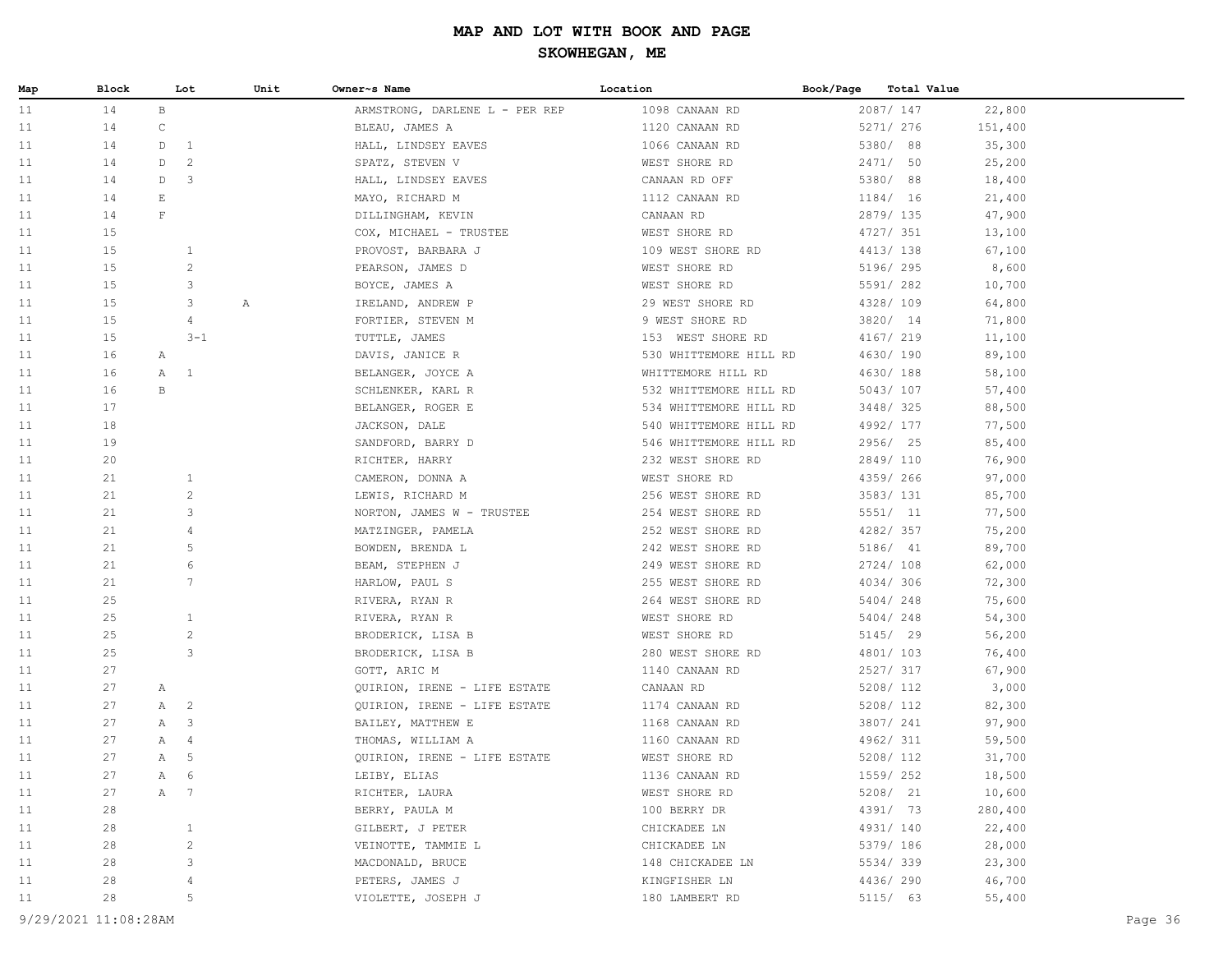# MAP AND LOT WITH BOOK AND PAGE

## SKOWHEGAN, ME

| Map | Block | Lot | Unit | Owner~s Name | Location | Book/Page | Total Value |
|---|---|---|---|---|---|---|---|
| 11 | 14 | B | | ARMSTRONG, DARLENE L - PER REP | 1098 CANAAN RD | 2087/ 147 | 22,800 |
| 11 | 14 | C | | BLEAU, JAMES A | 1120 CANAAN RD | 5271/ 276 | 151,400 |
| 11 | 14 | D 1 | | HALL, LINDSEY EAVES | 1066 CANAAN RD | 5380/ 88 | 35,300 |
| 11 | 14 | D 2 | | SPATZ, STEVEN V | WEST SHORE RD | 2471/ 50 | 25,200 |
| 11 | 14 | D 3 | | HALL, LINDSEY EAVES | CANAAN RD OFF | 5380/ 88 | 18,400 |
| 11 | 14 | E | | MAYO, RICHARD M | 1112 CANAAN RD | 1184/ 16 | 21,400 |
| 11 | 14 | F | | DILLINGHAM, KEVIN | CANAAN RD | 2879/ 135 | 47,900 |
| 11 | 15 | | | COX, MICHAEL - TRUSTEE | WEST SHORE RD | 4727/ 351 | 13,100 |
| 11 | 15 | 1 | | PROVOST, BARBARA J | 109 WEST SHORE RD | 4413/ 138 | 67,100 |
| 11 | 15 | 2 | | PEARSON, JAMES D | WEST SHORE RD | 5196/ 295 | 8,600 |
| 11 | 15 | 3 | | BOYCE, JAMES A | WEST SHORE RD | 5591/ 282 | 10,700 |
| 11 | 15 | 3 | A | IRELAND, ANDREW P | 29 WEST SHORE RD | 4328/ 109 | 64,800 |
| 11 | 15 | 4 | | FORTIER, STEVEN M | 9 WEST SHORE RD | 3820/ 14 | 71,800 |
| 11 | 15 | 3-1 | | TUTTLE, JAMES | 153 WEST SHORE RD | 4167/ 219 | 11,100 |
| 11 | 16 | A | | DAVIS, JANICE R | 530 WHITTEMORE HILL RD | 4630/ 190 | 89,100 |
| 11 | 16 | A 1 | | BELANGER, JOYCE A | WHITTEMORE HILL RD | 4630/ 188 | 58,100 |
| 11 | 16 | B | | SCHLENKER, KARL R | 532 WHITTEMORE HILL RD | 5043/ 107 | 57,400 |
| 11 | 17 | | | BELANGER, ROGER E | 534 WHITTEMORE HILL RD | 3448/ 325 | 88,500 |
| 11 | 18 | | | JACKSON, DALE | 540 WHITTEMORE HILL RD | 4992/ 177 | 77,500 |
| 11 | 19 | | | SANDFORD, BARRY D | 546 WHITTEMORE HILL RD | 2956/ 25 | 85,400 |
| 11 | 20 | | | RICHTER, HARRY | 232 WEST SHORE RD | 2849/ 110 | 76,900 |
| 11 | 21 | 1 | | CAMERON, DONNA A | WEST SHORE RD | 4359/ 266 | 97,000 |
| 11 | 21 | 2 | | LEWIS, RICHARD M | 256 WEST SHORE RD | 3583/ 131 | 85,700 |
| 11 | 21 | 3 | | NORTON, JAMES W - TRUSTEE | 254 WEST SHORE RD | 5551/ 11 | 77,500 |
| 11 | 21 | 4 | | MATZINGER, PAMELA | 252 WEST SHORE RD | 4282/ 357 | 75,200 |
| 11 | 21 | 5 | | BOWDEN, BRENDA L | 242 WEST SHORE RD | 5186/ 41 | 89,700 |
| 11 | 21 | 6 | | BEAM, STEPHEN J | 249 WEST SHORE RD | 2724/ 108 | 62,000 |
| 11 | 21 | 7 | | HARLOW, PAUL S | 255 WEST SHORE RD | 4034/ 306 | 72,300 |
| 11 | 25 | | | RIVERA, RYAN R | 264 WEST SHORE RD | 5404/ 248 | 75,600 |
| 11 | 25 | 1 | | RIVERA, RYAN R | WEST SHORE RD | 5404/ 248 | 54,300 |
| 11 | 25 | 2 | | BRODERICK, LISA B | WEST SHORE RD | 5145/ 29 | 56,200 |
| 11 | 25 | 3 | | BRODERICK, LISA B | 280 WEST SHORE RD | 4801/ 103 | 76,400 |
| 11 | 27 | | | GOTT, ARIC M | 1140 CANAAN RD | 2527/ 317 | 67,900 |
| 11 | 27 | A | | QUIRION, IRENE - LIFE ESTATE | CANAAN RD | 5208/ 112 | 3,000 |
| 11 | 27 | A 2 | | QUIRION, IRENE - LIFE ESTATE | 1174 CANAAN RD | 5208/ 112 | 82,300 |
| 11 | 27 | A 3 | | BAILEY, MATTHEW E | 1168 CANAAN RD | 3807/ 241 | 97,900 |
| 11 | 27 | A 4 | | THOMAS, WILLIAM A | 1160 CANAAN RD | 4962/ 311 | 59,500 |
| 11 | 27 | A 5 | | QUIRION, IRENE - LIFE ESTATE | WEST SHORE RD | 5208/ 112 | 31,700 |
| 11 | 27 | A 6 | | LEIBY, ELIAS | 1136 CANAAN RD | 1559/ 252 | 18,500 |
| 11 | 27 | A 7 | | RICHTER, LAURA | WEST SHORE RD | 5208/ 21 | 10,600 |
| 11 | 28 | | | BERRY, PAULA M | 100 BERRY DR | 4391/ 73 | 280,400 |
| 11 | 28 | 1 | | GILBERT, J PETER | CHICKADEE LN | 4931/ 140 | 22,400 |
| 11 | 28 | 2 | | VEINOTTE, TAMMIE L | CHICKADEE LN | 5379/ 186 | 28,000 |
| 11 | 28 | 3 | | MACDONALD, BRUCE | 148 CHICKADEE LN | 5534/ 339 | 23,300 |
| 11 | 28 | 4 | | PETERS, JAMES J | KINGFISHER LN | 4436/ 290 | 46,700 |
| 11 | 28 | 5 | | VIOLETTE, JOSEPH J | 180 LAMBERT RD | 5115/ 63 | 55,400 |

9/29/2021 11:08:28AM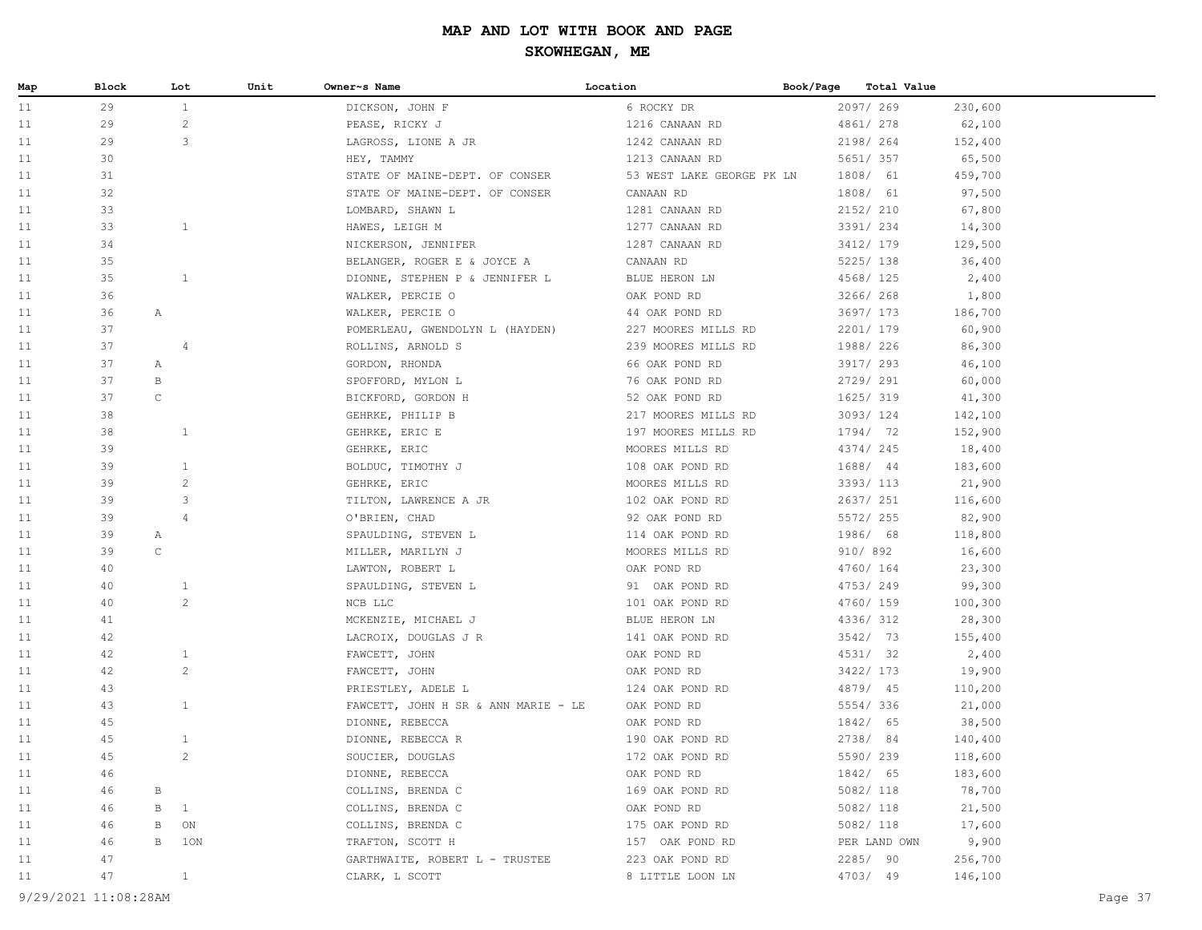# MAP AND LOT WITH BOOK AND PAGE

## SKOWHEGAN, ME

| Map | Block | Lot | Unit | Owner~s Name | Location | Book/Page | Total Value |
|---|---|---|---|---|---|---|---|
| 11 | 29 | 1 | | DICKSON, JOHN F | 6 ROCKY DR | 2097/ 269 | 230,600 |
| 11 | 29 | 2 | | PEASE, RICKY J | 1216 CANAAN RD | 4861/ 278 | 62,100 |
| 11 | 29 | 3 | | LAGROSS, LIONE A JR | 1242 CANAAN RD | 2198/ 264 | 152,400 |
| 11 | 30 | | | HEY, TAMMY | 1213 CANAAN RD | 5651/ 357 | 65,500 |
| 11 | 31 | | | STATE OF MAINE-DEPT. OF CONSER | 53 WEST LAKE GEORGE PK LN | 1808/ 61 | 459,700 |
| 11 | 32 | | | STATE OF MAINE-DEPT. OF CONSER | CANAAN RD | 1808/ 61 | 97,500 |
| 11 | 33 | | | LOMBARD, SHAWN L | 1281 CANAAN RD | 2152/ 210 | 67,800 |
| 11 | 33 | 1 | | HAWES, LEIGH M | 1277 CANAAN RD | 3391/ 234 | 14,300 |
| 11 | 34 | | | NICKERSON, JENNIFER | 1287 CANAAN RD | 3412/ 179 | 129,500 |
| 11 | 35 | | | BELANGER, ROGER E & JOYCE A | CANAAN RD | 5225/ 138 | 36,400 |
| 11 | 35 | 1 | | DIONNE, STEPHEN P & JENNIFER L | BLUE HERON LN | 4568/ 125 | 2,400 |
| 11 | 36 | | | WALKER, PERCIE O | OAK POND RD | 3266/ 268 | 1,800 |
| 11 | 36 | A | | WALKER, PERCIE O | 44 OAK POND RD | 3697/ 173 | 186,700 |
| 11 | 37 | | | POMERLEAU, GWENDOLYN L (HAYDEN) | 227 MOORES MILLS RD | 2201/ 179 | 60,900 |
| 11 | 37 | 4 | | ROLLINS, ARNOLD S | 239 MOORES MILLS RD | 1988/ 226 | 86,300 |
| 11 | 37 | A | | GORDON, RHONDA | 66 OAK POND RD | 3917/ 293 | 46,100 |
| 11 | 37 | B | | SPOFFORD, MYLON L | 76 OAK POND RD | 2729/ 291 | 60,000 |
| 11 | 37 | C | | BICKFORD, GORDON H | 52 OAK POND RD | 1625/ 319 | 41,300 |
| 11 | 38 | | | GEHRKE, PHILIP B | 217 MOORES MILLS RD | 3093/ 124 | 142,100 |
| 11 | 38 | 1 | | GEHRKE, ERIC E | 197 MOORES MILLS RD | 1794/ 72 | 152,900 |
| 11 | 39 | | | GEHRKE, ERIC | MOORES MILLS RD | 4374/ 245 | 18,400 |
| 11 | 39 | 1 | | BOLDUC, TIMOTHY J | 108 OAK POND RD | 1688/ 44 | 183,600 |
| 11 | 39 | 2 | | GEHRKE, ERIC | MOORES MILLS RD | 3393/ 113 | 21,900 |
| 11 | 39 | 3 | | TILTON, LAWRENCE A JR | 102 OAK POND RD | 2637/ 251 | 116,600 |
| 11 | 39 | 4 | | O'BRIEN, CHAD | 92 OAK POND RD | 5572/ 255 | 82,900 |
| 11 | 39 | A | | SPAULDING, STEVEN L | 114 OAK POND RD | 1986/ 68 | 118,800 |
| 11 | 39 | C | | MILLER, MARILYN J | MOORES MILLS RD | 910/ 892 | 16,600 |
| 11 | 40 | | | LAWTON, ROBERT L | OAK POND RD | 4760/ 164 | 23,300 |
| 11 | 40 | 1 | | SPAULDING, STEVEN L | 91 OAK POND RD | 4753/ 249 | 99,300 |
| 11 | 40 | 2 | | NCB LLC | 101 OAK POND RD | 4760/ 159 | 100,300 |
| 11 | 41 | | | MCKENZIE, MICHAEL J | BLUE HERON LN | 4336/ 312 | 28,300 |
| 11 | 42 | | | LACROIX, DOUGLAS J R | 141 OAK POND RD | 3542/ 73 | 155,400 |
| 11 | 42 | 1 | | FAWCETT, JOHN | OAK POND RD | 4531/ 32 | 2,400 |
| 11 | 42 | 2 | | FAWCETT, JOHN | OAK POND RD | 3422/ 173 | 19,900 |
| 11 | 43 | | | PRIESTLEY, ADELE L | 124 OAK POND RD | 4879/ 45 | 110,200 |
| 11 | 43 | 1 | | FAWCETT, JOHN H SR & ANN MARIE - LE | OAK POND RD | 5554/ 336 | 21,000 |
| 11 | 45 | | | DIONNE, REBECCA | OAK POND RD | 1842/ 65 | 38,500 |
| 11 | 45 | 1 | | DIONNE, REBECCA R | 190 OAK POND RD | 2738/ 84 | 140,400 |
| 11 | 45 | 2 | | SOUCIER, DOUGLAS | 172 OAK POND RD | 5590/ 239 | 118,600 |
| 11 | 46 | | | DIONNE, REBECCA | OAK POND RD | 1842/ 65 | 183,600 |
| 11 | 46 | B | | COLLINS, BRENDA C | 169 OAK POND RD | 5082/ 118 | 78,700 |
| 11 | 46 | B 1 | | COLLINS, BRENDA C | OAK POND RD | 5082/ 118 | 21,500 |
| 11 | 46 | B ON | | COLLINS, BRENDA C | 175 OAK POND RD | 5082/ 118 | 17,600 |
| 11 | 46 | B 1ON | | TRAFTON, SCOTT H | 157 OAK POND RD | PER LAND OWN | 9,900 |
| 11 | 47 | | | GARTHWAITE, ROBERT L - TRUSTEE | 223 OAK POND RD | 2285/ 90 | 256,700 |
| 11 | 47 | 1 | | CLARK, L SCOTT | 8 LITTLE LOON LN | 4703/ 49 | 146,100 |

9/29/2021 11:08:28AM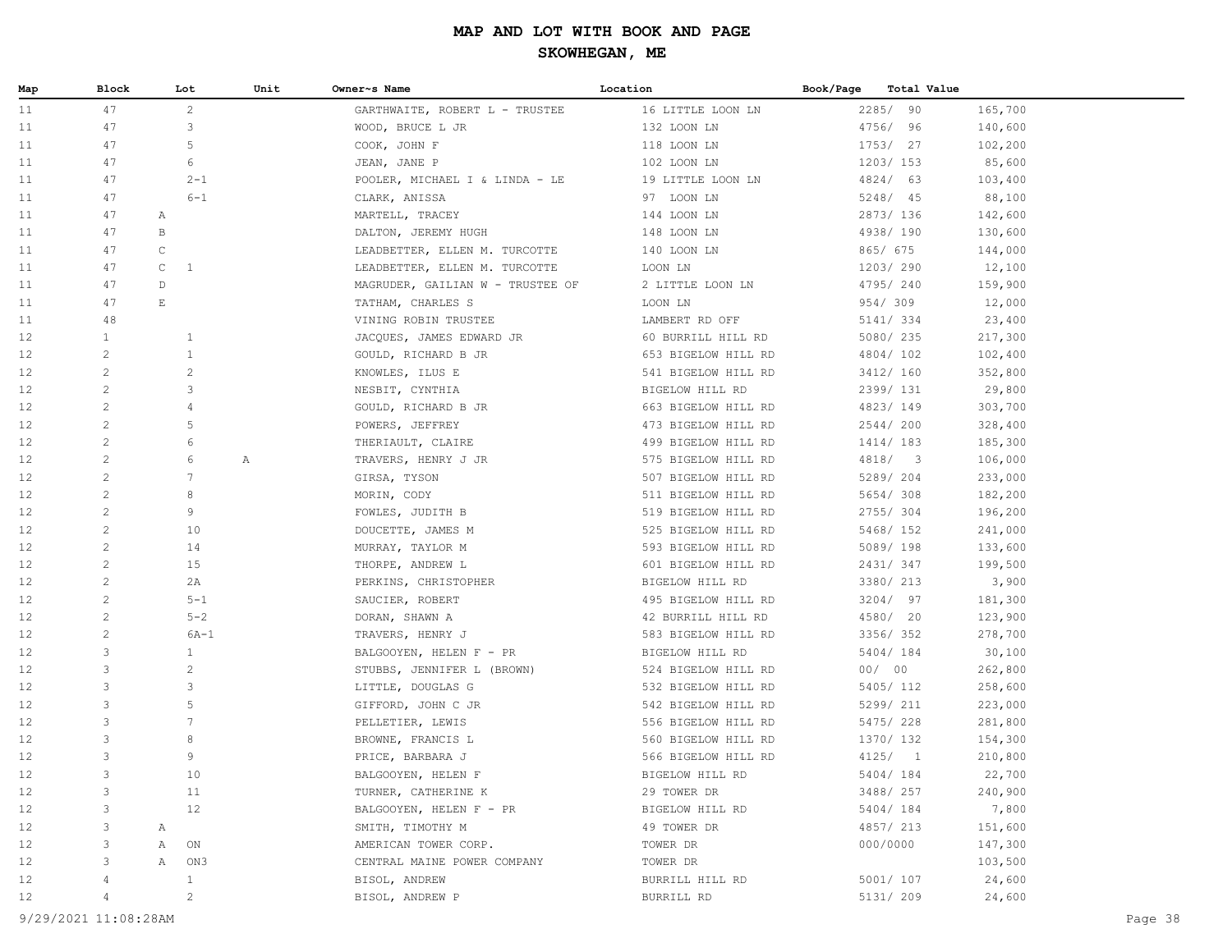# MAP AND LOT WITH BOOK AND PAGE

## SKOWHEGAN, ME

| Map | Block | Lot | Unit | Owner~s Name | Location | Book/Page | Total Value |
|---|---|---|---|---|---|---|---|
| 11 | 47 | 2 | | GARTHWAITE, ROBERT L - TRUSTEE | 16 LITTLE LOON LN | 2285/ 90 | 165,700 |
| 11 | 47 | 3 | | WOOD, BRUCE L JR | 132 LOON LN | 4756/ 96 | 140,600 |
| 11 | 47 | 5 | | COOK, JOHN F | 118 LOON LN | 1753/ 27 | 102,200 |
| 11 | 47 | 6 | | JEAN, JANE P | 102 LOON LN | 1203/ 153 | 85,600 |
| 11 | 47 | 2-1 | | POOLER, MICHAEL I & LINDA - LE | 19 LITTLE LOON LN | 4824/ 63 | 103,400 |
| 11 | 47 | 6-1 | | CLARK, ANISSA | 97 LOON LN | 5248/ 45 | 88,100 |
| 11 | 47 | A | | MARTELL, TRACEY | 144 LOON LN | 2873/ 136 | 142,600 |
| 11 | 47 | B | | DALTON, JEREMY HUGH | 148 LOON LN | 4938/ 190 | 130,600 |
| 11 | 47 | C | | LEADBETTER, ELLEN M. TURCOTTE | 140 LOON LN | 865/ 675 | 144,000 |
| 11 | 47 | C 1 | | LEADBETTER, ELLEN M. TURCOTTE | LOON LN | 1203/ 290 | 12,100 |
| 11 | 47 | D | | MAGRUDER, GAILIAN W - TRUSTEE OF | 2 LITTLE LOON LN | 4795/ 240 | 159,900 |
| 11 | 47 | E | | TATHAM, CHARLES S | LOON LN | 954/ 309 | 12,000 |
| 11 | 48 | | | VINING ROBIN TRUSTEE | LAMBERT RD OFF | 5141/ 334 | 23,400 |
| 12 | 1 | 1 | | JACQUES, JAMES EDWARD JR | 60 BURRILL HILL RD | 5080/ 235 | 217,300 |
| 12 | 2 | 1 | | GOULD, RICHARD B JR | 653 BIGELOW HILL RD | 4804/ 102 | 102,400 |
| 12 | 2 | 2 | | KNOWLES, ILUS E | 541 BIGELOW HILL RD | 3412/ 160 | 352,800 |
| 12 | 2 | 3 | | NESBIT, CYNTHIA | BIGELOW HILL RD | 2399/ 131 | 29,800 |
| 12 | 2 | 4 | | GOULD, RICHARD B JR | 663 BIGELOW HILL RD | 4823/ 149 | 303,700 |
| 12 | 2 | 5 | | POWERS, JEFFREY | 473 BIGELOW HILL RD | 2544/ 200 | 328,400 |
| 12 | 2 | 6 | | THERIAULT, CLAIRE | 499 BIGELOW HILL RD | 1414/ 183 | 185,300 |
| 12 | 2 | 6 | A | TRAVERS, HENRY J JR | 575 BIGELOW HILL RD | 4818/ 3 | 106,000 |
| 12 | 2 | 7 | | GIRSA, TYSON | 507 BIGELOW HILL RD | 5289/ 204 | 233,000 |
| 12 | 2 | 8 | | MORIN, CODY | 511 BIGELOW HILL RD | 5654/ 308 | 182,200 |
| 12 | 2 | 9 | | FOWLES, JUDITH B | 519 BIGELOW HILL RD | 2755/ 304 | 196,200 |
| 12 | 2 | 10 | | DOUCETTE, JAMES M | 525 BIGELOW HILL RD | 5468/ 152 | 241,000 |
| 12 | 2 | 14 | | MURRAY, TAYLOR M | 593 BIGELOW HILL RD | 5089/ 198 | 133,600 |
| 12 | 2 | 15 | | THORPE, ANDREW L | 601 BIGELOW HILL RD | 2431/ 347 | 199,500 |
| 12 | 2 | 2A | | PERKINS, CHRISTOPHER | BIGELOW HILL RD | 3380/ 213 | 3,900 |
| 12 | 2 | 5-1 | | SAUCIER, ROBERT | 495 BIGELOW HILL RD | 3204/ 97 | 181,300 |
| 12 | 2 | 5-2 | | DORAN, SHAWN A | 42 BURRILL HILL RD | 4580/ 20 | 123,900 |
| 12 | 2 | 6A-1 | | TRAVERS, HENRY J | 583 BIGELOW HILL RD | 3356/ 352 | 278,700 |
| 12 | 3 | 1 | | BALGOOYEN, HELEN F - PR | BIGELOW HILL RD | 5404/ 184 | 30,100 |
| 12 | 3 | 2 | | STUBBS, JENNIFER L (BROWN) | 524 BIGELOW HILL RD | 00/ 00 | 262,800 |
| 12 | 3 | 3 | | LITTLE, DOUGLAS G | 532 BIGELOW HILL RD | 5405/ 112 | 258,600 |
| 12 | 3 | 5 | | GIFFORD, JOHN C JR | 542 BIGELOW HILL RD | 5299/ 211 | 223,000 |
| 12 | 3 | 7 | | PELLETIER, LEWIS | 556 BIGELOW HILL RD | 5475/ 228 | 281,800 |
| 12 | 3 | 8 | | BROWNE, FRANCIS L | 560 BIGELOW HILL RD | 1370/ 132 | 154,300 |
| 12 | 3 | 9 | | PRICE, BARBARA J | 566 BIGELOW HILL RD | 4125/ 1 | 210,800 |
| 12 | 3 | 10 | | BALGOOYEN, HELEN F | BIGELOW HILL RD | 5404/ 184 | 22,700 |
| 12 | 3 | 11 | | TURNER, CATHERINE K | 29 TOWER DR | 3488/ 257 | 240,900 |
| 12 | 3 | 12 | | BALGOOYEN, HELEN F - PR | BIGELOW HILL RD | 5404/ 184 | 7,800 |
| 12 | 3 | A | | SMITH, TIMOTHY M | 49 TOWER DR | 4857/ 213 | 151,600 |
| 12 | 3 | A ON | | AMERICAN TOWER CORP. | TOWER DR | 000/0000 | 147,300 |
| 12 | 3 | A ON3 | | CENTRAL MAINE POWER COMPANY | TOWER DR | | 103,500 |
| 12 | 4 | 1 | | BISOL, ANDREW | BURRILL HILL RD | 5001/ 107 | 24,600 |
| 12 | 4 | 2 | | BISOL, ANDREW P | BURRILL RD | 5131/ 209 | 24,600 |

9/29/2021 11:08:28AM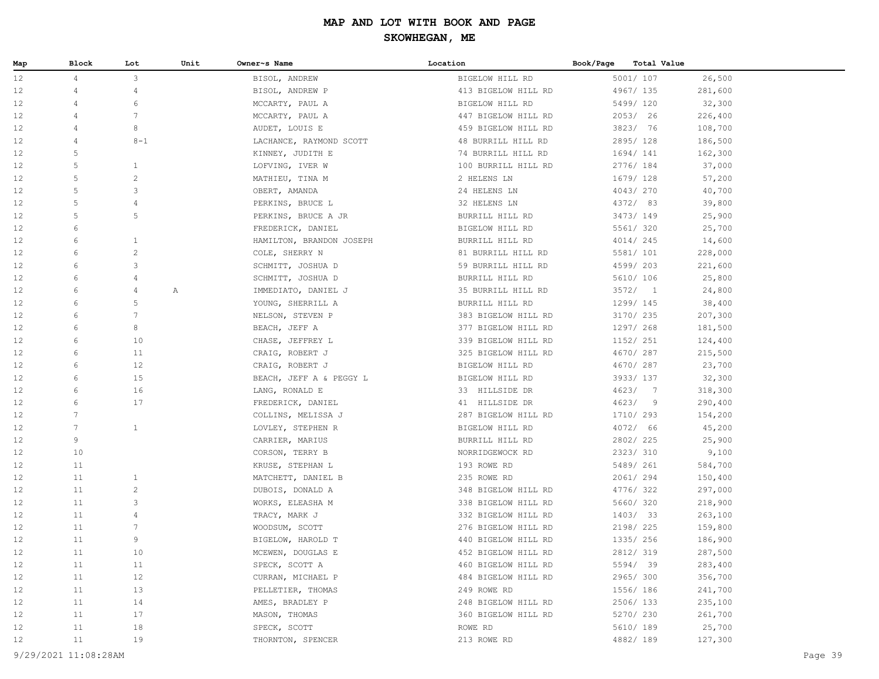# MAP AND LOT WITH BOOK AND PAGE

## SKOWHEGAN, ME

| Map | Block | Lot | Unit | Owner~s Name | Location | Book/Page | Total Value |
|---|---|---|---|---|---|---|---|
| 12 | 4 | 3 | | BISOL, ANDREW | BIGELOW HILL RD | 5001/ 107 | 26,500 |
| 12 | 4 | 4 | | BISOL, ANDREW P | 413 BIGELOW HILL RD | 4967/ 135 | 281,600 |
| 12 | 4 | 6 | | MCCARTY, PAUL A | BIGELOW HILL RD | 5499/ 120 | 32,300 |
| 12 | 4 | 7 | | MCCARTY, PAUL A | 447 BIGELOW HILL RD | 2053/ 26 | 226,400 |
| 12 | 4 | 8 | | AUDET, LOUIS E | 459 BIGELOW HILL RD | 3823/ 76 | 108,700 |
| 12 | 4 | 8-1 | | LACHANCE, RAYMOND SCOTT | 48 BURRILL HILL RD | 2895/ 128 | 186,500 |
| 12 | 5 | | | KINNEY, JUDITH E | 74 BURRILL HILL RD | 1694/ 141 | 162,300 |
| 12 | 5 | 1 | | LOFVING, IVER W | 100 BURRILL HILL RD | 2776/ 184 | 37,000 |
| 12 | 5 | 2 | | MATHIEU, TINA M | 2 HELENS LN | 1679/ 128 | 57,200 |
| 12 | 5 | 3 | | OBERT, AMANDA | 24 HELENS LN | 4043/ 270 | 40,700 |
| 12 | 5 | 4 | | PERKINS, BRUCE L | 32 HELENS LN | 4372/ 83 | 39,800 |
| 12 | 5 | 5 | | PERKINS, BRUCE A JR | BURRILL HILL RD | 3473/ 149 | 25,900 |
| 12 | 6 | | | FREDERICK, DANIEL | BIGELOW HILL RD | 5561/ 320 | 25,700 |
| 12 | 6 | 1 | | HAMILTON, BRANDON JOSEPH | BURRILL HILL RD | 4014/ 245 | 14,600 |
| 12 | 6 | 2 | | COLE, SHERRY N | 81 BURRILL HILL RD | 5581/ 101 | 228,000 |
| 12 | 6 | 3 | | SCHMITT, JOSHUA D | 59 BURRILL HILL RD | 4599/ 203 | 221,600 |
| 12 | 6 | 4 | | SCHMITT, JOSHUA D | BURRILL HILL RD | 5610/ 106 | 25,800 |
| 12 | 6 | 4 | A | IMMEDIATO, DANIEL J | 35 BURRILL HILL RD | 3572/ 1 | 24,800 |
| 12 | 6 | 5 | | YOUNG, SHERRILL A | BURRILL HILL RD | 1299/ 145 | 38,400 |
| 12 | 6 | 7 | | NELSON, STEVEN P | 383 BIGELOW HILL RD | 3170/ 235 | 207,300 |
| 12 | 6 | 8 | | BEACH, JEFF A | 377 BIGELOW HILL RD | 1297/ 268 | 181,500 |
| 12 | 6 | 10 | | CHASE, JEFFREY L | 339 BIGELOW HILL RD | 1152/ 251 | 124,400 |
| 12 | 6 | 11 | | CRAIG, ROBERT J | 325 BIGELOW HILL RD | 4670/ 287 | 215,500 |
| 12 | 6 | 12 | | CRAIG, ROBERT J | BIGELOW HILL RD | 4670/ 287 | 23,700 |
| 12 | 6 | 15 | | BEACH, JEFF A & PEGGY L | BIGELOW HILL RD | 3933/ 137 | 32,300 |
| 12 | 6 | 16 | | LANG, RONALD E | 33 HILLSIDE DR | 4623/ 7 | 318,300 |
| 12 | 6 | 17 | | FREDERICK, DANIEL | 41 HILLSIDE DR | 4623/ 9 | 290,400 |
| 12 | 7 | | | COLLINS, MELISSA J | 287 BIGELOW HILL RD | 1710/ 293 | 154,200 |
| 12 | 7 | 1 | | LOVLEY, STEPHEN R | BIGELOW HILL RD | 4072/ 66 | 45,200 |
| 12 | 9 | | | CARRIER, MARIUS | BURRILL HILL RD | 2802/ 225 | 25,900 |
| 12 | 10 | | | CORSON, TERRY B | NORRIDGEWOCK RD | 2323/ 310 | 9,100 |
| 12 | 11 | | | KRUSE, STEPHAN L | 193 ROWE RD | 5489/ 261 | 584,700 |
| 12 | 11 | 1 | | MATCHETT, DANIEL B | 235 ROWE RD | 2061/ 294 | 150,400 |
| 12 | 11 | 2 | | DUBOIS, DONALD A | 348 BIGELOW HILL RD | 4776/ 322 | 297,000 |
| 12 | 11 | 3 | | WORKS, ELEASHA M | 338 BIGELOW HILL RD | 5660/ 320 | 218,900 |
| 12 | 11 | 4 | | TRACY, MARK J | 332 BIGELOW HILL RD | 1403/ 33 | 263,100 |
| 12 | 11 | 7 | | WOODSUM, SCOTT | 276 BIGELOW HILL RD | 2198/ 225 | 159,800 |
| 12 | 11 | 9 | | BIGELOW, HAROLD T | 440 BIGELOW HILL RD | 1335/ 256 | 186,900 |
| 12 | 11 | 10 | | MCEWEN, DOUGLAS E | 452 BIGELOW HILL RD | 2812/ 319 | 287,500 |
| 12 | 11 | 11 | | SPECK, SCOTT A | 460 BIGELOW HILL RD | 5594/ 39 | 283,400 |
| 12 | 11 | 12 | | CURRAN, MICHAEL P | 484 BIGELOW HILL RD | 2965/ 300 | 356,700 |
| 12 | 11 | 13 | | PELLETIER, THOMAS | 249 ROWE RD | 1556/ 186 | 241,700 |
| 12 | 11 | 14 | | AMES, BRADLEY P | 248 BIGELOW HILL RD | 2506/ 133 | 235,100 |
| 12 | 11 | 17 | | MASON, THOMAS | 360 BIGELOW HILL RD | 5270/ 230 | 261,700 |
| 12 | 11 | 18 | | SPECK, SCOTT | ROWE RD | 5610/ 189 | 25,700 |
| 12 | 11 | 19 | | THORNTON, SPENCER | 213 ROWE RD | 4882/ 189 | 127,300 |

9/29/2021 11:08:28AM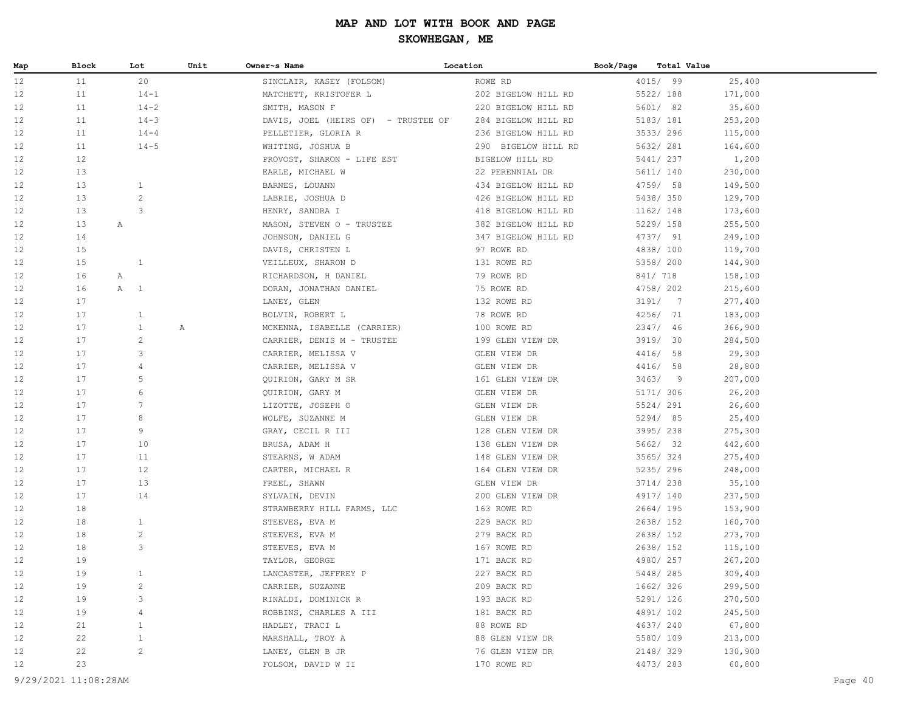# MAP AND LOT WITH BOOK AND PAGE

## SKOWHEGAN, ME

| Map | Block | Lot | Unit | Owner~s Name | Location | Book/Page | Total Value |
|---|---|---|---|---|---|---|---|
| 12 | 11 | 20 | | SINCLAIR, KASEY (FOLSOM) | ROWE RD | 4015/ 99 | 25,400 |
| 12 | 11 | 14-1 | | MATCHETT, KRISTOFER L | 202 BIGELOW HILL RD | 5522/ 188 | 171,000 |
| 12 | 11 | 14-2 | | SMITH, MASON F | 220 BIGELOW HILL RD | 5601/ 82 | 35,600 |
| 12 | 11 | 14-3 | | DAVIS, JOEL (HEIRS OF) - TRUSTEE OF | 284 BIGELOW HILL RD | 5183/ 181 | 253,200 |
| 12 | 11 | 14-4 | | PELLETIER, GLORIA R | 236 BIGELOW HILL RD | 3533/ 296 | 115,000 |
| 12 | 11 | 14-5 | | WHITING, JOSHUA B | 290 BIGELOW HILL RD | 5632/ 281 | 164,600 |
| 12 | 12 | | | PROVOST, SHARON - LIFE EST | BIGELOW HILL RD | 5441/ 237 | 1,200 |
| 12 | 13 | | | EARLE, MICHAEL W | 22 PERENNIAL DR | 5611/ 140 | 230,000 |
| 12 | 13 | 1 | | BARNES, LOUANN | 434 BIGELOW HILL RD | 4759/ 58 | 149,500 |
| 12 | 13 | 2 | | LABRIE, JOSHUA D | 426 BIGELOW HILL RD | 5438/ 350 | 129,700 |
| 12 | 13 | 3 | | HENRY, SANDRA I | 418 BIGELOW HILL RD | 1162/ 148 | 173,600 |
| 12 | 13 | A | | MASON, STEVEN O - TRUSTEE | 382 BIGELOW HILL RD | 5229/ 158 | 255,500 |
| 12 | 14 | | | JOHNSON, DANIEL G | 347 BIGELOW HILL RD | 4737/ 91 | 249,100 |
| 12 | 15 | | | DAVIS, CHRISTEN L | 97 ROWE RD | 4838/ 100 | 119,700 |
| 12 | 15 | 1 | | VEILLEUX, SHARON D | 131 ROWE RD | 5358/ 200 | 144,900 |
| 12 | 16 | A | | RICHARDSON, H DANIEL | 79 ROWE RD | 841/ 718 | 158,100 |
| 12 | 16 | A 1 | | DORAN, JONATHAN DANIEL | 75 ROWE RD | 4758/ 202 | 215,600 |
| 12 | 17 | | | LANEY, GLEN | 132 ROWE RD | 3191/ 7 | 277,400 |
| 12 | 17 | 1 | | BOLVIN, ROBERT L | 78 ROWE RD | 4256/ 71 | 183,000 |
| 12 | 17 | 1 | A | MCKENNA, ISABELLE (CARRIER) | 100 ROWE RD | 2347/ 46 | 366,900 |
| 12 | 17 | 2 | | CARRIER, DENIS M - TRUSTEE | 199 GLEN VIEW DR | 3919/ 30 | 284,500 |
| 12 | 17 | 3 | | CARRIER, MELISSA V | GLEN VIEW DR | 4416/ 58 | 29,300 |
| 12 | 17 | 4 | | CARRIER, MELISSA V | GLEN VIEW DR | 4416/ 58 | 28,800 |
| 12 | 17 | 5 | | QUIRION, GARY M SR | 161 GLEN VIEW DR | 3463/ 9 | 207,000 |
| 12 | 17 | 6 | | QUIRION, GARY M | GLEN VIEW DR | 5171/ 306 | 26,200 |
| 12 | 17 | 7 | | LIZOTTE, JOSEPH O | GLEN VIEW DR | 5524/ 291 | 26,600 |
| 12 | 17 | 8 | | WOLFE, SUZANNE M | GLEN VIEW DR | 5294/ 85 | 25,400 |
| 12 | 17 | 9 | | GRAY, CECIL R III | 128 GLEN VIEW DR | 3995/ 238 | 275,300 |
| 12 | 17 | 10 | | BRUSA, ADAM H | 138 GLEN VIEW DR | 5662/ 32 | 442,600 |
| 12 | 17 | 11 | | STEARNS, W ADAM | 148 GLEN VIEW DR | 3565/ 324 | 275,400 |
| 12 | 17 | 12 | | CARTER, MICHAEL R | 164 GLEN VIEW DR | 5235/ 296 | 248,000 |
| 12 | 17 | 13 | | FREEL, SHAWN | GLEN VIEW DR | 3714/ 238 | 35,100 |
| 12 | 17 | 14 | | SYLVAIN, DEVIN | 200 GLEN VIEW DR | 4917/ 140 | 237,500 |
| 12 | 18 | | | STRAWBERRY HILL FARMS, LLC | 163 ROWE RD | 2664/ 195 | 153,900 |
| 12 | 18 | 1 | | STEEVES, EVA M | 229 BACK RD | 2638/ 152 | 160,700 |
| 12 | 18 | 2 | | STEEVES, EVA M | 279 BACK RD | 2638/ 152 | 273,700 |
| 12 | 18 | 3 | | STEEVES, EVA M | 167 ROWE RD | 2638/ 152 | 115,100 |
| 12 | 19 | | | TAYLOR, GEORGE | 171 BACK RD | 4980/ 257 | 267,200 |
| 12 | 19 | 1 | | LANCASTER, JEFFREY P | 227 BACK RD | 5448/ 285 | 309,400 |
| 12 | 19 | 2 | | CARRIER, SUZANNE | 209 BACK RD | 1662/ 326 | 299,500 |
| 12 | 19 | 3 | | RINALDI, DOMINICK R | 193 BACK RD | 5291/ 126 | 270,500 |
| 12 | 19 | 4 | | ROBBINS, CHARLES A III | 181 BACK RD | 4891/ 102 | 245,500 |
| 12 | 21 | 1 | | HADLEY, TRACI L | 88 ROWE RD | 4637/ 240 | 67,800 |
| 12 | 22 | 1 | | MARSHALL, TROY A | 88 GLEN VIEW DR | 5580/ 109 | 213,000 |
| 12 | 22 | 2 | | LANEY, GLEN B JR | 76 GLEN VIEW DR | 2148/ 329 | 130,900 |
| 12 | 23 | | | FOLSOM, DAVID W II | 170 ROWE RD | 4473/ 283 | 60,800 |

9/29/2021 11:08:28AM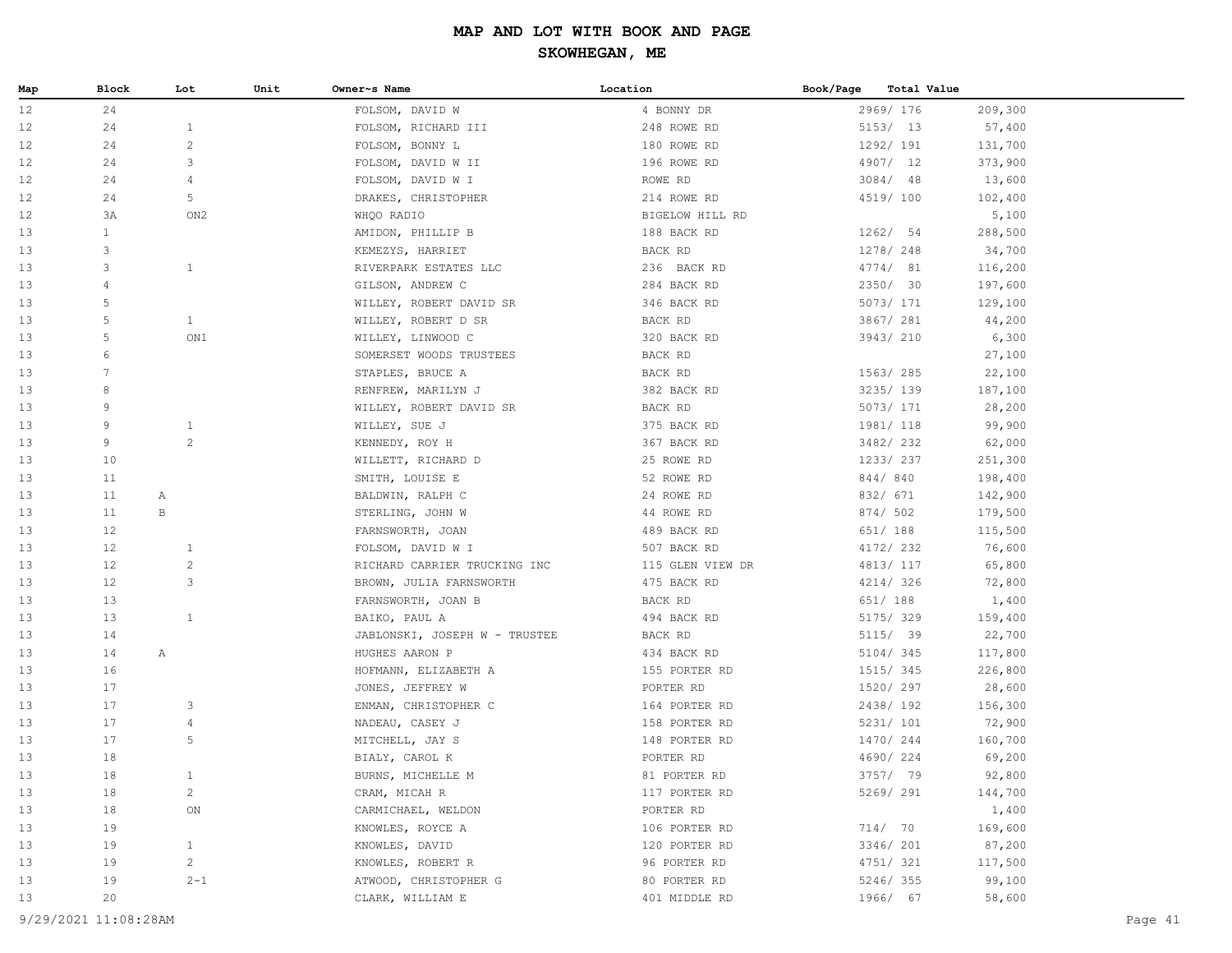# MAP AND LOT WITH BOOK AND PAGE

## SKOWHEGAN, ME

| Map | Block | Lot | Unit | Owner~s Name | Location | Book/Page | Total Value |
|---|---|---|---|---|---|---|---|
| 12 | 24 | | | FOLSOM, DAVID W | 4 BONNY DR | 2969/ 176 | 209,300 |
| 12 | 24 | 1 | | FOLSOM, RICHARD III | 248 ROWE RD | 5153/ 13 | 57,400 |
| 12 | 24 | 2 | | FOLSOM, BONNY L | 180 ROWE RD | 1292/ 191 | 131,700 |
| 12 | 24 | 3 | | FOLSOM, DAVID W II | 196 ROWE RD | 4907/ 12 | 373,900 |
| 12 | 24 | 4 | | FOLSOM, DAVID W I | ROWE RD | 3084/ 48 | 13,600 |
| 12 | 24 | 5 | | DRAKES, CHRISTOPHER | 214 ROWE RD | 4519/ 100 | 102,400 |
| 12 | 3A | ON2 | | WHQO RADIO | BIGELOW HILL RD | | 5,100 |
| 13 | 1 | | | AMIDON, PHILLIP B | 188 BACK RD | 1262/ 54 | 288,500 |
| 13 | 3 | | | KEMEZYS, HARRIET | BACK RD | 1278/ 248 | 34,700 |
| 13 | 3 | 1 | | RIVERPARK ESTATES LLC | 236 BACK RD | 4774/ 81 | 116,200 |
| 13 | 4 | | | GILSON, ANDREW C | 284 BACK RD | 2350/ 30 | 197,600 |
| 13 | 5 | | | WILLEY, ROBERT DAVID SR | 346 BACK RD | 5073/ 171 | 129,100 |
| 13 | 5 | 1 | | WILLEY, ROBERT D SR | BACK RD | 3867/ 281 | 44,200 |
| 13 | 5 | ON1 | | WILLEY, LINWOOD C | 320 BACK RD | 3943/ 210 | 6,300 |
| 13 | 6 | | | SOMERSET WOODS TRUSTEES | BACK RD | | 27,100 |
| 13 | 7 | | | STAPLES, BRUCE A | BACK RD | 1563/ 285 | 22,100 |
| 13 | 8 | | | RENFREW, MARILYN J | 382 BACK RD | 3235/ 139 | 187,100 |
| 13 | 9 | | | WILLEY, ROBERT DAVID SR | BACK RD | 5073/ 171 | 28,200 |
| 13 | 9 | 1 | | WILLEY, SUE J | 375 BACK RD | 1981/ 118 | 99,900 |
| 13 | 9 | 2 | | KENNEDY, ROY H | 367 BACK RD | 3482/ 232 | 62,000 |
| 13 | 10 | | | WILLETT, RICHARD D | 25 ROWE RD | 1233/ 237 | 251,300 |
| 13 | 11 | | | SMITH, LOUISE E | 52 ROWE RD | 844/ 840 | 198,400 |
| 13 | 11 | A | | BALDWIN, RALPH C | 24 ROWE RD | 832/ 671 | 142,900 |
| 13 | 11 | B | | STERLING, JOHN W | 44 ROWE RD | 874/ 502 | 179,500 |
| 13 | 12 | | | FARNSWORTH, JOAN | 489 BACK RD | 651/ 188 | 115,500 |
| 13 | 12 | 1 | | FOLSOM, DAVID W I | 507 BACK RD | 4172/ 232 | 76,600 |
| 13 | 12 | 2 | | RICHARD CARRIER TRUCKING INC | 115 GLEN VIEW DR | 4813/ 117 | 65,800 |
| 13 | 12 | 3 | | BROWN, JULIA FARNSWORTH | 475 BACK RD | 4214/ 326 | 72,800 |
| 13 | 13 | | | FARNSWORTH, JOAN B | BACK RD | 651/ 188 | 1,400 |
| 13 | 13 | 1 | | BAIKO, PAUL A | 494 BACK RD | 5175/ 329 | 159,400 |
| 13 | 14 | | | JABLONSKI, JOSEPH W - TRUSTEE | BACK RD | 5115/ 39 | 22,700 |
| 13 | 14 | A | | HUGHES AARON P | 434 BACK RD | 5104/ 345 | 117,800 |
| 13 | 16 | | | HOFMANN, ELIZABETH A | 155 PORTER RD | 1515/ 345 | 226,800 |
| 13 | 17 | | | JONES, JEFFREY W | PORTER RD | 1520/ 297 | 28,600 |
| 13 | 17 | 3 | | ENMAN, CHRISTOPHER C | 164 PORTER RD | 2438/ 192 | 156,300 |
| 13 | 17 | 4 | | NADEAU, CASEY J | 158 PORTER RD | 5231/ 101 | 72,900 |
| 13 | 17 | 5 | | MITCHELL, JAY S | 148 PORTER RD | 1470/ 244 | 160,700 |
| 13 | 18 | | | BIALY, CAROL K | PORTER RD | 4690/ 224 | 69,200 |
| 13 | 18 | 1 | | BURNS, MICHELLE M | 81 PORTER RD | 3757/ 79 | 92,800 |
| 13 | 18 | 2 | | CRAM, MICAH R | 117 PORTER RD | 5269/ 291 | 144,700 |
| 13 | 18 | ON | | CARMICHAEL, WELDON | PORTER RD | | 1,400 |
| 13 | 19 | | | KNOWLES, ROYCE A | 106 PORTER RD | 714/ 70 | 169,600 |
| 13 | 19 | 1 | | KNOWLES, DAVID | 120 PORTER RD | 3346/ 201 | 87,200 |
| 13 | 19 | 2 | | KNOWLES, ROBERT R | 96 PORTER RD | 4751/ 321 | 117,500 |
| 13 | 19 | 2-1 | | ATWOOD, CHRISTOPHER G | 80 PORTER RD | 5246/ 355 | 99,100 |
| 13 | 20 | | | CLARK, WILLIAM E | 401 MIDDLE RD | 1966/ 67 | 58,600 |

9/29/2021 11:08:28AM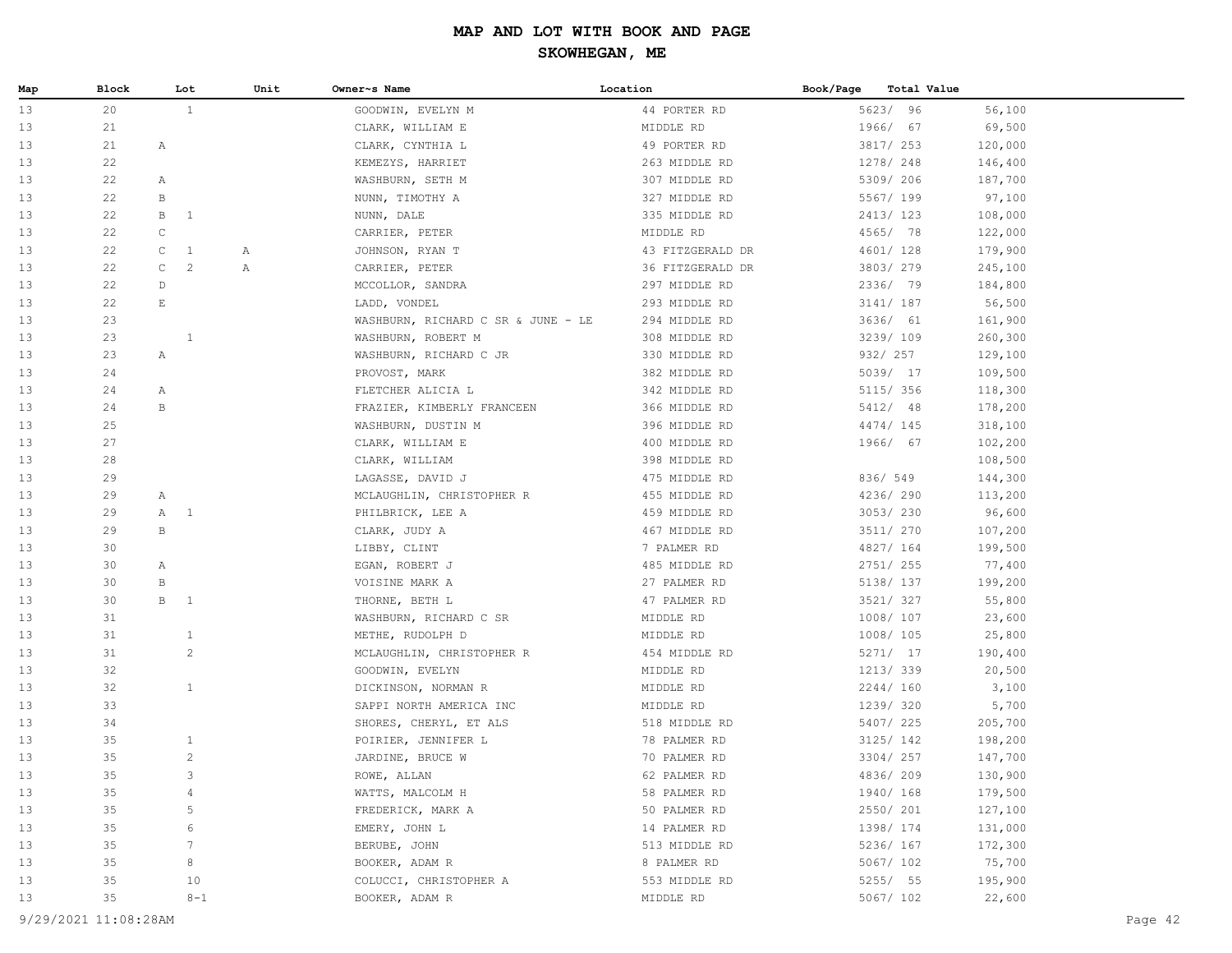# MAP AND LOT WITH BOOK AND PAGE

## SKOWHEGAN, ME

| Map | Block | Lot | Unit | Owner~s Name | Location | Book/Page | Total Value |
|---|---|---|---|---|---|---|---|
| 13 | 20 | 1 | | GOODWIN, EVELYN M | 44 PORTER RD | 5623/ 96 | 56,100 |
| 13 | 21 | | | CLARK, WILLIAM E | MIDDLE RD | 1966/ 67 | 69,500 |
| 13 | 21 | A | | CLARK, CYNTHIA L | 49 PORTER RD | 3817/ 253 | 120,000 |
| 13 | 22 | | | KEMEZYS, HARRIET | 263 MIDDLE RD | 1278/ 248 | 146,400 |
| 13 | 22 | A | | WASHBURN, SETH M | 307 MIDDLE RD | 5309/ 206 | 187,700 |
| 13 | 22 | B | | NUNN, TIMOTHY A | 327 MIDDLE RD | 5567/ 199 | 97,100 |
| 13 | 22 | B 1 | | NUNN, DALE | 335 MIDDLE RD | 2413/ 123 | 108,000 |
| 13 | 22 | C | | CARRIER, PETER | MIDDLE RD | 4565/ 78 | 122,000 |
| 13 | 22 | C 1 | A | JOHNSON, RYAN T | 43 FITZGERALD DR | 4601/ 128 | 179,900 |
| 13 | 22 | C 2 | A | CARRIER, PETER | 36 FITZGERALD DR | 3803/ 279 | 245,100 |
| 13 | 22 | D | | MCCOLLOR, SANDRA | 297 MIDDLE RD | 2336/ 79 | 184,800 |
| 13 | 22 | E | | LADD, VONDEL | 293 MIDDLE RD | 3141/ 187 | 56,500 |
| 13 | 23 | | | WASHBURN, RICHARD C SR & JUNE - LE | 294 MIDDLE RD | 3636/ 61 | 161,900 |
| 13 | 23 | 1 | | WASHBURN, ROBERT M | 308 MIDDLE RD | 3239/ 109 | 260,300 |
| 13 | 23 | A | | WASHBURN, RICHARD C JR | 330 MIDDLE RD | 932/ 257 | 129,100 |
| 13 | 24 | | | PROVOST, MARK | 382 MIDDLE RD | 5039/ 17 | 109,500 |
| 13 | 24 | A | | FLETCHER ALICIA L | 342 MIDDLE RD | 5115/ 356 | 118,300 |
| 13 | 24 | B | | FRAZIER, KIMBERLY FRANCEEN | 366 MIDDLE RD | 5412/ 48 | 178,200 |
| 13 | 25 | | | WASHBURN, DUSTIN M | 396 MIDDLE RD | 4474/ 145 | 318,100 |
| 13 | 27 | | | CLARK, WILLIAM E | 400 MIDDLE RD | 1966/ 67 | 102,200 |
| 13 | 28 | | | CLARK, WILLIAM | 398 MIDDLE RD | | 108,500 |
| 13 | 29 | | | LAGASSE, DAVID J | 475 MIDDLE RD | 836/ 549 | 144,300 |
| 13 | 29 | A | | MCLAUGHLIN, CHRISTOPHER R | 455 MIDDLE RD | 4236/ 290 | 113,200 |
| 13 | 29 | A 1 | | PHILBRICK, LEE A | 459 MIDDLE RD | 3053/ 230 | 96,600 |
| 13 | 29 | B | | CLARK, JUDY A | 467 MIDDLE RD | 3511/ 270 | 107,200 |
| 13 | 30 | | | LIBBY, CLINT | 7 PALMER RD | 4827/ 164 | 199,500 |
| 13 | 30 | A | | EGAN, ROBERT J | 485 MIDDLE RD | 2751/ 255 | 77,400 |
| 13 | 30 | B | | VOISINE MARK A | 27 PALMER RD | 5138/ 137 | 199,200 |
| 13 | 30 | B 1 | | THORNE, BETH L | 47 PALMER RD | 3521/ 327 | 55,800 |
| 13 | 31 | | | WASHBURN, RICHARD C SR | MIDDLE RD | 1008/ 107 | 23,600 |
| 13 | 31 | 1 | | METHE, RUDOLPH D | MIDDLE RD | 1008/ 105 | 25,800 |
| 13 | 31 | 2 | | MCLAUGHLIN, CHRISTOPHER R | 454 MIDDLE RD | 5271/ 17 | 190,400 |
| 13 | 32 | | | GOODWIN, EVELYN | MIDDLE RD | 1213/ 339 | 20,500 |
| 13 | 32 | 1 | | DICKINSON, NORMAN R | MIDDLE RD | 2244/ 160 | 3,100 |
| 13 | 33 | | | SAPPI NORTH AMERICA INC | MIDDLE RD | 1239/ 320 | 5,700 |
| 13 | 34 | | | SHORES, CHERYL, ET ALS | 518 MIDDLE RD | 5407/ 225 | 205,700 |
| 13 | 35 | 1 | | POIRIER, JENNIFER L | 78 PALMER RD | 3125/ 142 | 198,200 |
| 13 | 35 | 2 | | JARDINE, BRUCE W | 70 PALMER RD | 3304/ 257 | 147,700 |
| 13 | 35 | 3 | | ROWE, ALLAN | 62 PALMER RD | 4836/ 209 | 130,900 |
| 13 | 35 | 4 | | WATTS, MALCOLM H | 58 PALMER RD | 1940/ 168 | 179,500 |
| 13 | 35 | 5 | | FREDERICK, MARK A | 50 PALMER RD | 2550/ 201 | 127,100 |
| 13 | 35 | 6 | | EMERY, JOHN L | 14 PALMER RD | 1398/ 174 | 131,000 |
| 13 | 35 | 7 | | BERUBE, JOHN | 513 MIDDLE RD | 5236/ 167 | 172,300 |
| 13 | 35 | 8 | | BOOKER, ADAM R | 8 PALMER RD | 5067/ 102 | 75,700 |
| 13 | 35 | 10 | | COLUCCI, CHRISTOPHER A | 553 MIDDLE RD | 5255/ 55 | 195,900 |
| 13 | 35 | 8-1 | | BOOKER, ADAM R | MIDDLE RD | 5067/ 102 | 22,600 |

9/29/2021 11:08:28AM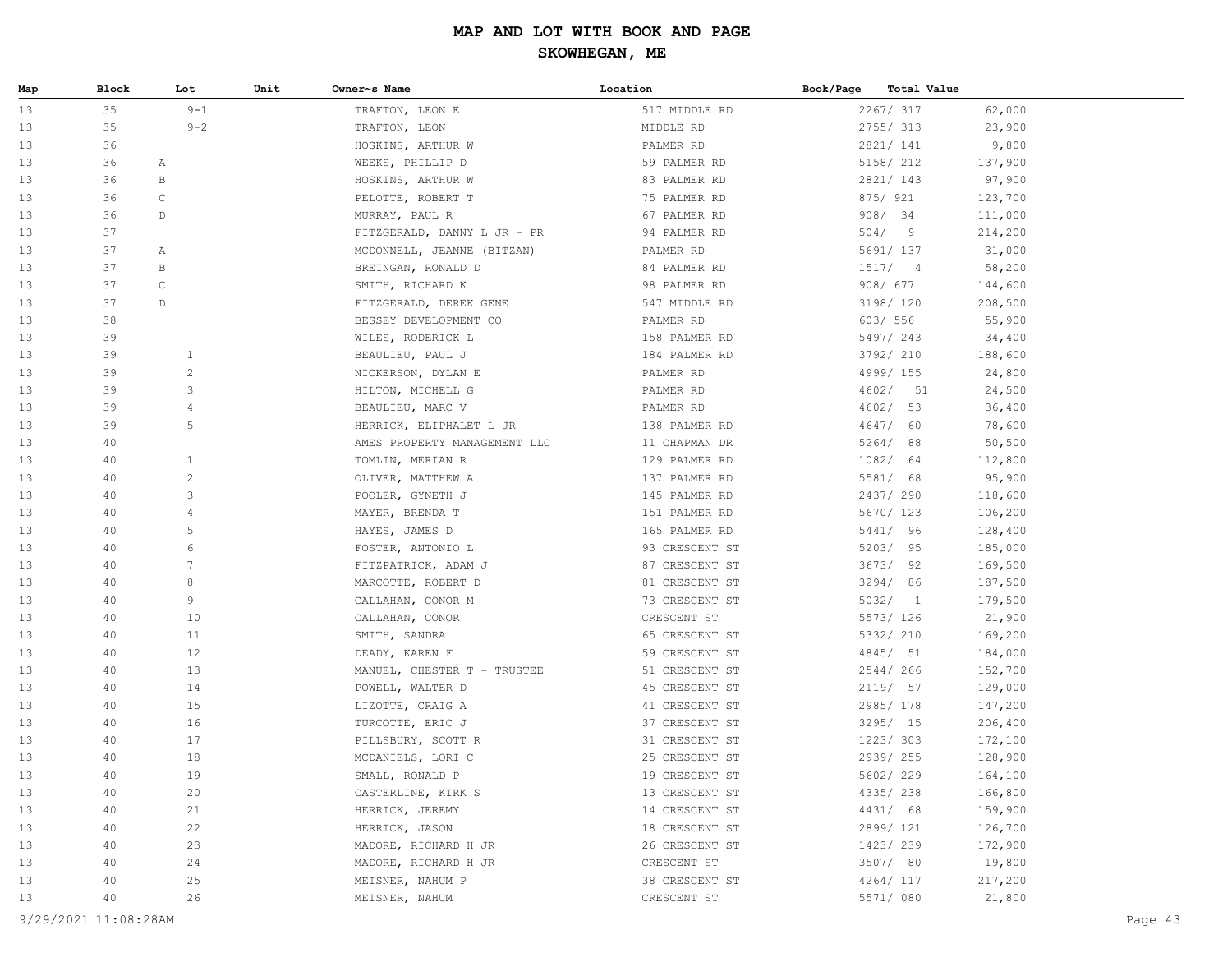# MAP AND LOT WITH BOOK AND PAGE

## SKOWHEGAN, ME

| Map | Block | Lot | Unit | Owner~s Name | Location | Book/Page | Total Value |
|---|---|---|---|---|---|---|---|
| 13 | 35 | 9-1 | | TRAFTON, LEON E | 517 MIDDLE RD | 2267/ 317 | 62,000 |
| 13 | 35 | 9-2 | | TRAFTON, LEON | MIDDLE RD | 2755/ 313 | 23,900 |
| 13 | 36 | | | HOSKINS, ARTHUR W | PALMER RD | 2821/ 141 | 9,800 |
| 13 | 36 | A | | WEEKS, PHILLIP D | 59 PALMER RD | 5158/ 212 | 137,900 |
| 13 | 36 | B | | HOSKINS, ARTHUR W | 83 PALMER RD | 2821/ 143 | 97,900 |
| 13 | 36 | C | | PELOTTE, ROBERT T | 75 PALMER RD | 875/ 921 | 123,700 |
| 13 | 36 | D | | MURRAY, PAUL R | 67 PALMER RD | 908/ 34 | 111,000 |
| 13 | 37 | | | FITZGERALD, DANNY L JR - PR | 94 PALMER RD | 504/ 9 | 214,200 |
| 13 | 37 | A | | MCDONNELL, JEANNE (BITZAN) | PALMER RD | 5691/ 137 | 31,000 |
| 13 | 37 | B | | BREINGAN, RONALD D | 84 PALMER RD | 1517/ 4 | 58,200 |
| 13 | 37 | C | | SMITH, RICHARD K | 98 PALMER RD | 908/ 677 | 144,600 |
| 13 | 37 | D | | FITZGERALD, DEREK GENE | 547 MIDDLE RD | 3198/ 120 | 208,500 |
| 13 | 38 | | | BESSEY DEVELOPMENT CO | PALMER RD | 603/ 556 | 55,900 |
| 13 | 39 | | | WILES, RODERICK L | 158 PALMER RD | 5497/ 243 | 34,400 |
| 13 | 39 | 1 | | BEAULIEU, PAUL J | 184 PALMER RD | 3792/ 210 | 188,600 |
| 13 | 39 | 2 | | NICKERSON, DYLAN E | PALMER RD | 4999/ 155 | 24,800 |
| 13 | 39 | 3 | | HILTON, MICHELL G | PALMER RD | 4602/ 51 | 24,500 |
| 13 | 39 | 4 | | BEAULIEU, MARC V | PALMER RD | 4602/ 53 | 36,400 |
| 13 | 39 | 5 | | HERRICK, ELIPHALET L JR | 138 PALMER RD | 4647/ 60 | 78,600 |
| 13 | 40 | | | AMES PROPERTY MANAGEMENT LLC | 11 CHAPMAN DR | 5264/ 88 | 50,500 |
| 13 | 40 | 1 | | TOMLIN, MERIAN R | 129 PALMER RD | 1082/ 64 | 112,800 |
| 13 | 40 | 2 | | OLIVER, MATTHEW A | 137 PALMER RD | 5581/ 68 | 95,900 |
| 13 | 40 | 3 | | POOLER, GYNETH J | 145 PALMER RD | 2437/ 290 | 118,600 |
| 13 | 40 | 4 | | MAYER, BRENDA T | 151 PALMER RD | 5670/ 123 | 106,200 |
| 13 | 40 | 5 | | HAYES, JAMES D | 165 PALMER RD | 5441/ 96 | 128,400 |
| 13 | 40 | 6 | | FOSTER, ANTONIO L | 93 CRESCENT ST | 5203/ 95 | 185,000 |
| 13 | 40 | 7 | | FITZPATRICK, ADAM J | 87 CRESCENT ST | 3673/ 92 | 169,500 |
| 13 | 40 | 8 | | MARCOTTE, ROBERT D | 81 CRESCENT ST | 3294/ 86 | 187,500 |
| 13 | 40 | 9 | | CALLAHAN, CONOR M | 73 CRESCENT ST | 5032/ 1 | 179,500 |
| 13 | 40 | 10 | | CALLAHAN, CONOR | CRESCENT ST | 5573/ 126 | 21,900 |
| 13 | 40 | 11 | | SMITH, SANDRA | 65 CRESCENT ST | 5332/ 210 | 169,200 |
| 13 | 40 | 12 | | DEADY, KAREN F | 59 CRESCENT ST | 4845/ 51 | 184,000 |
| 13 | 40 | 13 | | MANUEL, CHESTER T - TRUSTEE | 51 CRESCENT ST | 2544/ 266 | 152,700 |
| 13 | 40 | 14 | | POWELL, WALTER D | 45 CRESCENT ST | 2119/ 57 | 129,000 |
| 13 | 40 | 15 | | LIZOTTE, CRAIG A | 41 CRESCENT ST | 2985/ 178 | 147,200 |
| 13 | 40 | 16 | | TURCOTTE, ERIC J | 37 CRESCENT ST | 3295/ 15 | 206,400 |
| 13 | 40 | 17 | | PILLSBURY, SCOTT R | 31 CRESCENT ST | 1223/ 303 | 172,100 |
| 13 | 40 | 18 | | MCDANIELS, LORI C | 25 CRESCENT ST | 2939/ 255 | 128,900 |
| 13 | 40 | 19 | | SMALL, RONALD P | 19 CRESCENT ST | 5602/ 229 | 164,100 |
| 13 | 40 | 20 | | CASTERLINE, KIRK S | 13 CRESCENT ST | 4335/ 238 | 166,800 |
| 13 | 40 | 21 | | HERRICK, JEREMY | 14 CRESCENT ST | 4431/ 68 | 159,900 |
| 13 | 40 | 22 | | HERRICK, JASON | 18 CRESCENT ST | 2899/ 121 | 126,700 |
| 13 | 40 | 23 | | MADORE, RICHARD H JR | 26 CRESCENT ST | 1423/ 239 | 172,900 |
| 13 | 40 | 24 | | MADORE, RICHARD H JR | CRESCENT ST | 3507/ 80 | 19,800 |
| 13 | 40 | 25 | | MEISNER, NAHUM P | 38 CRESCENT ST | 4264/ 117 | 217,200 |
| 13 | 40 | 26 | | MEISNER, NAHUM | CRESCENT ST | 5571/ 080 | 21,800 |

9/29/2021 11:08:28AM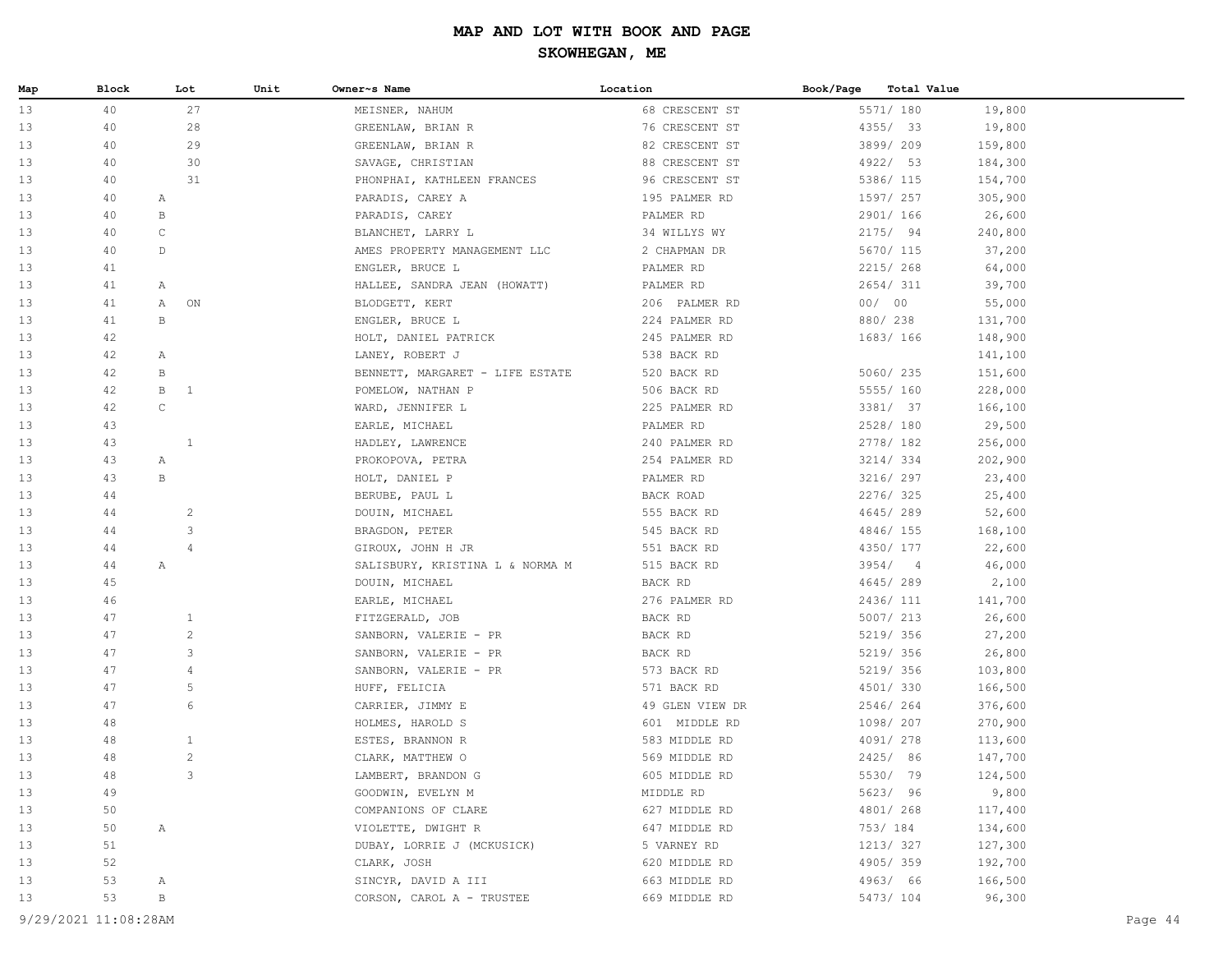# MAP AND LOT WITH BOOK AND PAGE

## SKOWHEGAN, ME

| Map | Block | Lot | Unit | Owner~s Name | Location | Book/Page | Total Value |
|---|---|---|---|---|---|---|---|
| 13 | 40 | 27 | | MEISNER, NAHUM | 68 CRESCENT ST | 5571/ 180 | 19,800 |
| 13 | 40 | 28 | | GREENLAW, BRIAN R | 76 CRESCENT ST | 4355/ 33 | 19,800 |
| 13 | 40 | 29 | | GREENLAW, BRIAN R | 82 CRESCENT ST | 3899/ 209 | 159,800 |
| 13 | 40 | 30 | | SAVAGE, CHRISTIAN | 88 CRESCENT ST | 4922/ 53 | 184,300 |
| 13 | 40 | 31 | | PHONPHAI, KATHLEEN FRANCES | 96 CRESCENT ST | 5386/ 115 | 154,700 |
| 13 | 40 | A | | PARADIS, CAREY A | 195 PALMER RD | 1597/ 257 | 305,900 |
| 13 | 40 | B | | PARADIS, CAREY | PALMER RD | 2901/ 166 | 26,600 |
| 13 | 40 | C | | BLANCHET, LARRY L | 34 WILLYS WY | 2175/ 94 | 240,800 |
| 13 | 40 | D | | AMES PROPERTY MANAGEMENT LLC | 2 CHAPMAN DR | 5670/ 115 | 37,200 |
| 13 | 41 | | | ENGLER, BRUCE L | PALMER RD | 2215/ 268 | 64,000 |
| 13 | 41 | A | | HALLEE, SANDRA JEAN (HOWATT) | PALMER RD | 2654/ 311 | 39,700 |
| 13 | 41 | A ON | | BLODGETT, KERT | 206 PALMER RD | 00/ 00 | 55,000 |
| 13 | 41 | B | | ENGLER, BRUCE L | 224 PALMER RD | 880/ 238 | 131,700 |
| 13 | 42 | | | HOLT, DANIEL PATRICK | 245 PALMER RD | 1683/ 166 | 148,900 |
| 13 | 42 | A | | LANEY, ROBERT J | 538 BACK RD | | 141,100 |
| 13 | 42 | B | | BENNETT, MARGARET - LIFE ESTATE | 520 BACK RD | 5060/ 235 | 151,600 |
| 13 | 42 | B 1 | | POMELOW, NATHAN P | 506 BACK RD | 5555/ 160 | 228,000 |
| 13 | 42 | C | | WARD, JENNIFER L | 225 PALMER RD | 3381/ 37 | 166,100 |
| 13 | 43 | | | EARLE, MICHAEL | PALMER RD | 2528/ 180 | 29,500 |
| 13 | 43 | 1 | | HADLEY, LAWRENCE | 240 PALMER RD | 2778/ 182 | 256,000 |
| 13 | 43 | A | | PROKOPOVA, PETRA | 254 PALMER RD | 3214/ 334 | 202,900 |
| 13 | 43 | B | | HOLT, DANIEL P | PALMER RD | 3216/ 297 | 23,400 |
| 13 | 44 | | | BERUBE, PAUL L | BACK ROAD | 2276/ 325 | 25,400 |
| 13 | 44 | 2 | | DOUIN, MICHAEL | 555 BACK RD | 4645/ 289 | 52,600 |
| 13 | 44 | 3 | | BRAGDON, PETER | 545 BACK RD | 4846/ 155 | 168,100 |
| 13 | 44 | 4 | | GIROUX, JOHN H JR | 551 BACK RD | 4350/ 177 | 22,600 |
| 13 | 44 | A | | SALISBURY, KRISTINA L & NORMA M | 515 BACK RD | 3954/ 4 | 46,000 |
| 13 | 45 | | | DOUIN, MICHAEL | BACK RD | 4645/ 289 | 2,100 |
| 13 | 46 | | | EARLE, MICHAEL | 276 PALMER RD | 2436/ 111 | 141,700 |
| 13 | 47 | 1 | | FITZGERALD, JOB | BACK RD | 5007/ 213 | 26,600 |
| 13 | 47 | 2 | | SANBORN, VALERIE - PR | BACK RD | 5219/ 356 | 27,200 |
| 13 | 47 | 3 | | SANBORN, VALERIE - PR | BACK RD | 5219/ 356 | 26,800 |
| 13 | 47 | 4 | | SANBORN, VALERIE - PR | 573 BACK RD | 5219/ 356 | 103,800 |
| 13 | 47 | 5 | | HUFF, FELICIA | 571 BACK RD | 4501/ 330 | 166,500 |
| 13 | 47 | 6 | | CARRIER, JIMMY E | 49 GLEN VIEW DR | 2546/ 264 | 376,600 |
| 13 | 48 | | | HOLMES, HAROLD S | 601 MIDDLE RD | 1098/ 207 | 270,900 |
| 13 | 48 | 1 | | ESTES, BRANNON R | 583 MIDDLE RD | 4091/ 278 | 113,600 |
| 13 | 48 | 2 | | CLARK, MATTHEW O | 569 MIDDLE RD | 2425/ 86 | 147,700 |
| 13 | 48 | 3 | | LAMBERT, BRANDON G | 605 MIDDLE RD | 5530/ 79 | 124,500 |
| 13 | 49 | | | GOODWIN, EVELYN M | MIDDLE RD | 5623/ 96 | 9,800 |
| 13 | 50 | | | COMPANIONS OF CLARE | 627 MIDDLE RD | 4801/ 268 | 117,400 |
| 13 | 50 | A | | VIOLETTE, DWIGHT R | 647 MIDDLE RD | 753/ 184 | 134,600 |
| 13 | 51 | | | DUBAY, LORRIE J (MCKUSICK) | 5 VARNEY RD | 1213/ 327 | 127,300 |
| 13 | 52 | | | CLARK, JOSH | 620 MIDDLE RD | 4905/ 359 | 192,700 |
| 13 | 53 | A | | SINCYR, DAVID A III | 663 MIDDLE RD | 4963/ 66 | 166,500 |
| 13 | 53 | B | | CORSON, CAROL A - TRUSTEE | 669 MIDDLE RD | 5473/ 104 | 96,300 |

9/29/2021 11:08:28AM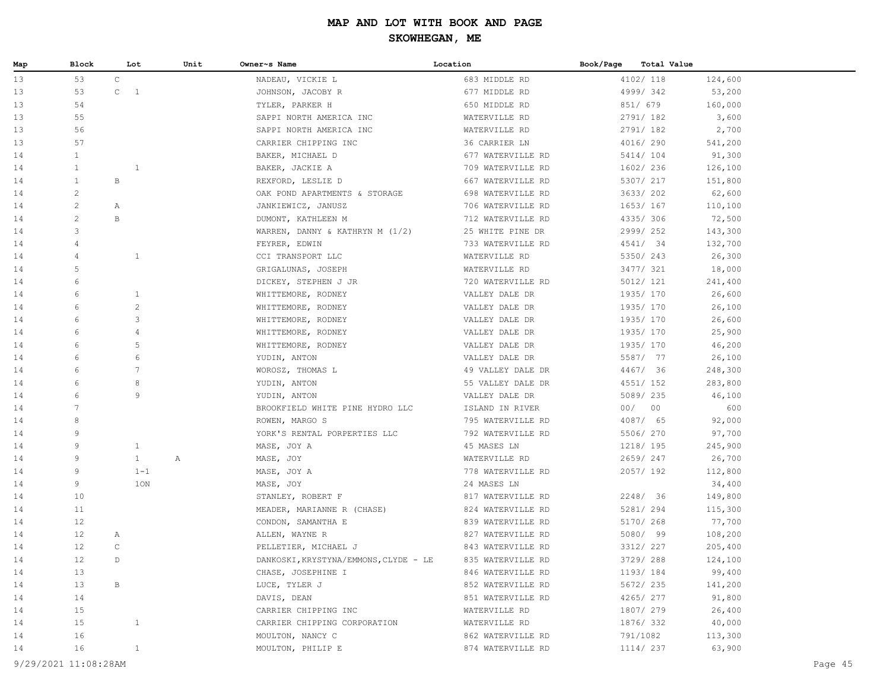# MAP AND LOT WITH BOOK AND PAGE

## SKOWHEGAN, ME

| Map | Block | Lot | Unit | Owner~s Name | Location | Book/Page | Total Value |
|---|---|---|---|---|---|---|---|
| 13 | 53 | C | | NADEAU, VICKIE L | 683 MIDDLE RD | 4102/ 118 | 124,600 |
| 13 | 53 | C 1 | | JOHNSON, JACOBY R | 677 MIDDLE RD | 4999/ 342 | 53,200 |
| 13 | 54 | | | TYLER, PARKER H | 650 MIDDLE RD | 851/ 679 | 160,000 |
| 13 | 55 | | | SAPPI NORTH AMERICA INC | WATERVILLE RD | 2791/ 182 | 3,600 |
| 13 | 56 | | | SAPPI NORTH AMERICA INC | WATERVILLE RD | 2791/ 182 | 2,700 |
| 13 | 57 | | | CARRIER CHIPPING INC | 36 CARRIER LN | 4016/ 290 | 541,200 |
| 14 | 1 | | | BAKER, MICHAEL D | 677 WATERVILLE RD | 5414/ 104 | 91,300 |
| 14 | 1 | 1 | | BAKER, JACKIE A | 709 WATERVILLE RD | 1602/ 236 | 126,100 |
| 14 | 1 | B | | REXFORD, LESLIE D | 667 WATERVILLE RD | 5307/ 217 | 151,800 |
| 14 | 2 | | | OAK POND APARTMENTS & STORAGE | 698 WATERVILLE RD | 3633/ 202 | 62,600 |
| 14 | 2 | A | | JANKIEWICZ, JANUSZ | 706 WATERVILLE RD | 1653/ 167 | 110,100 |
| 14 | 2 | B | | DUMONT, KATHLEEN M | 712 WATERVILLE RD | 4335/ 306 | 72,500 |
| 14 | 3 | | | WARREN, DANNY & KATHRYN M (1/2) | 25 WHITE PINE DR | 2999/ 252 | 143,300 |
| 14 | 4 | | | FEYRER, EDWIN | 733 WATERVILLE RD | 4541/ 34 | 132,700 |
| 14 | 4 | 1 | | CCI TRANSPORT LLC | WATERVILLE RD | 5350/ 243 | 26,300 |
| 14 | 5 | | | GRIGALUNAS, JOSEPH | WATERVILLE RD | 3477/ 321 | 18,000 |
| 14 | 6 | | | DICKEY, STEPHEN J JR | 720 WATERVILLE RD | 5012/ 121 | 241,400 |
| 14 | 6 | 1 | | WHITTEMORE, RODNEY | VALLEY DALE DR | 1935/ 170 | 26,600 |
| 14 | 6 | 2 | | WHITTEMORE, RODNEY | VALLEY DALE DR | 1935/ 170 | 26,100 |
| 14 | 6 | 3 | | WHITTEMORE, RODNEY | VALLEY DALE DR | 1935/ 170 | 26,600 |
| 14 | 6 | 4 | | WHITTEMORE, RODNEY | VALLEY DALE DR | 1935/ 170 | 25,900 |
| 14 | 6 | 5 | | WHITTEMORE, RODNEY | VALLEY DALE DR | 1935/ 170 | 46,200 |
| 14 | 6 | 6 | | YUDIN, ANTON | VALLEY DALE DR | 5587/ 77 | 26,100 |
| 14 | 6 | 7 | | WOROSZ, THOMAS L | 49 VALLEY DALE DR | 4467/ 36 | 248,300 |
| 14 | 6 | 8 | | YUDIN, ANTON | 55 VALLEY DALE DR | 4551/ 152 | 283,800 |
| 14 | 6 | 9 | | YUDIN, ANTON | VALLEY DALE DR | 5089/ 235 | 46,100 |
| 14 | 7 | | | BROOKFIELD WHITE PINE HYDRO LLC | ISLAND IN RIVER | 00/ 00 | 600 |
| 14 | 8 | | | ROWEN, MARGO S | 795 WATERVILLE RD | 4087/ 65 | 92,000 |
| 14 | 9 | | | YORK'S RENTAL PORPERTIES LLC | 792 WATERVILLE RD | 5506/ 270 | 97,700 |
| 14 | 9 | 1 | | MASE, JOY A | 45 MASES LN | 1218/ 195 | 245,900 |
| 14 | 9 | 1 | A | MASE, JOY | WATERVILLE RD | 2659/ 247 | 26,700 |
| 14 | 9 | 1-1 | | MASE, JOY A | 778 WATERVILLE RD | 2057/ 192 | 112,800 |
| 14 | 9 | 1ON | | MASE, JOY | 24 MASES LN | | 34,400 |
| 14 | 10 | | | STANLEY, ROBERT F | 817 WATERVILLE RD | 2248/ 36 | 149,800 |
| 14 | 11 | | | MEADER, MARIANNE R (CHASE) | 824 WATERVILLE RD | 5281/ 294 | 115,300 |
| 14 | 12 | | | CONDON, SAMANTHA E | 839 WATERVILLE RD | 5170/ 268 | 77,700 |
| 14 | 12 | A | | ALLEN, WAYNE R | 827 WATERVILLE RD | 5080/ 99 | 108,200 |
| 14 | 12 | C | | PELLETIER, MICHAEL J | 843 WATERVILLE RD | 3312/ 227 | 205,400 |
| 14 | 12 | D | | DANKOSKI,KRYSTYNA/EMMONS,CLYDE - LE | 835 WATERVILLE RD | 3729/ 288 | 124,100 |
| 14 | 13 | | | CHASE, JOSEPHINE I | 846 WATERVILLE RD | 1193/ 184 | 99,400 |
| 14 | 13 | B | | LUCE, TYLER J | 852 WATERVILLE RD | 5672/ 235 | 141,200 |
| 14 | 14 | | | DAVIS, DEAN | 851 WATERVILLE RD | 4265/ 277 | 91,800 |
| 14 | 15 | | | CARRIER CHIPPING INC | WATERVILLE RD | 1807/ 279 | 26,400 |
| 14 | 15 | 1 | | CARRIER CHIPPING CORPORATION | WATERVILLE RD | 1876/ 332 | 40,000 |
| 14 | 16 | | | MOULTON, NANCY C | 862 WATERVILLE RD | 791/1082 | 113,300 |
| 14 | 16 | 1 | | MOULTON, PHILIP E | 874 WATERVILLE RD | 1114/ 237 | 63,900 |

9/29/2021 11:08:28AM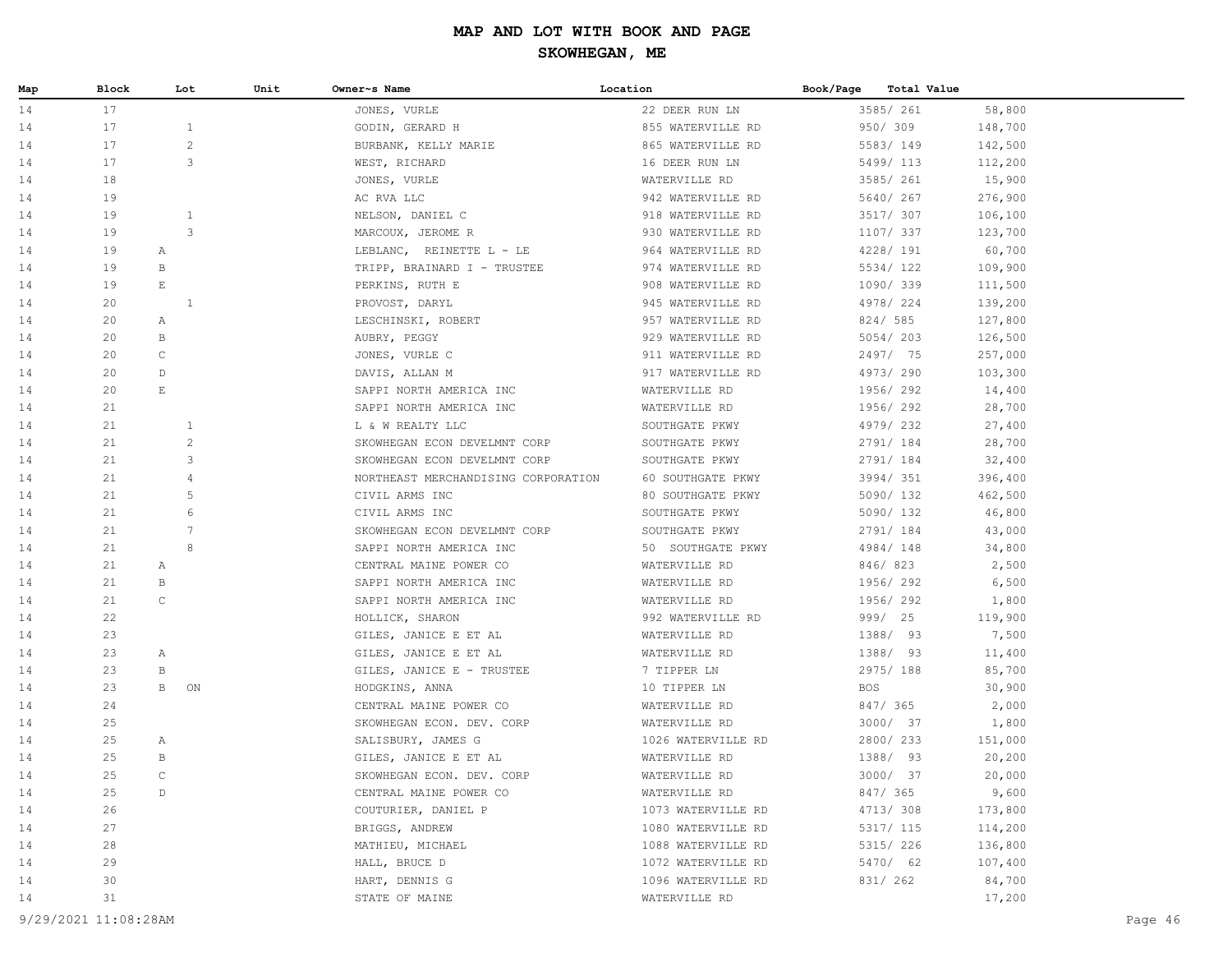# MAP AND LOT WITH BOOK AND PAGE

## SKOWHEGAN, ME

| Map | Block | Lot | Unit | Owner~s Name | Location | Book/Page | Total Value |
|---|---|---|---|---|---|---|---|
| 14 | 17 | | | JONES, VURLE | 22 DEER RUN LN | 3585/ 261 | 58,800 |
| 14 | 17 | 1 | | GODIN, GERARD H | 855 WATERVILLE RD | 950/ 309 | 148,700 |
| 14 | 17 | 2 | | BURBANK, KELLY MARIE | 865 WATERVILLE RD | 5583/ 149 | 142,500 |
| 14 | 17 | 3 | | WEST, RICHARD | 16 DEER RUN LN | 5499/ 113 | 112,200 |
| 14 | 18 | | | JONES, VURLE | WATERVILLE RD | 3585/ 261 | 15,900 |
| 14 | 19 | | | AC RVA LLC | 942 WATERVILLE RD | 5640/ 267 | 276,900 |
| 14 | 19 | 1 | | NELSON, DANIEL C | 918 WATERVILLE RD | 3517/ 307 | 106,100 |
| 14 | 19 | 3 | | MARCOUX, JEROME R | 930 WATERVILLE RD | 1107/ 337 | 123,700 |
| 14 | 19 | A | | LEBLANC, REINETTE L - LE | 964 WATERVILLE RD | 4228/ 191 | 60,700 |
| 14 | 19 | B | | TRIPP, BRAINARD I - TRUSTEE | 974 WATERVILLE RD | 5534/ 122 | 109,900 |
| 14 | 19 | E | | PERKINS, RUTH E | 908 WATERVILLE RD | 1090/ 339 | 111,500 |
| 14 | 20 | 1 | | PROVOST, DARYL | 945 WATERVILLE RD | 4978/ 224 | 139,200 |
| 14 | 20 | A | | LESCHINSKI, ROBERT | 957 WATERVILLE RD | 824/ 585 | 127,800 |
| 14 | 20 | B | | AUBRY, PEGGY | 929 WATERVILLE RD | 5054/ 203 | 126,500 |
| 14 | 20 | C | | JONES, VURLE C | 911 WATERVILLE RD | 2497/ 75 | 257,000 |
| 14 | 20 | D | | DAVIS, ALLAN M | 917 WATERVILLE RD | 4973/ 290 | 103,300 |
| 14 | 20 | E | | SAPPI NORTH AMERICA INC | WATERVILLE RD | 1956/ 292 | 14,400 |
| 14 | 21 | | | SAPPI NORTH AMERICA INC | WATERVILLE RD | 1956/ 292 | 28,700 |
| 14 | 21 | 1 | | L & W REALTY LLC | SOUTHGATE PKWY | 4979/ 232 | 27,400 |
| 14 | 21 | 2 | | SKOWHEGAN ECON DEVELMNT CORP | SOUTHGATE PKWY | 2791/ 184 | 28,700 |
| 14 | 21 | 3 | | SKOWHEGAN ECON DEVELMNT CORP | SOUTHGATE PKWY | 2791/ 184 | 32,400 |
| 14 | 21 | 4 | | NORTHEAST MERCHANDISING CORPORATION | 60 SOUTHGATE PKWY | 3994/ 351 | 396,400 |
| 14 | 21 | 5 | | CIVIL ARMS INC | 80 SOUTHGATE PKWY | 5090/ 132 | 462,500 |
| 14 | 21 | 6 | | CIVIL ARMS INC | SOUTHGATE PKWY | 5090/ 132 | 46,800 |
| 14 | 21 | 7 | | SKOWHEGAN ECON DEVELMNT CORP | SOUTHGATE PKWY | 2791/ 184 | 43,000 |
| 14 | 21 | 8 | | SAPPI NORTH AMERICA INC | 50 SOUTHGATE PKWY | 4984/ 148 | 34,800 |
| 14 | 21 | A | | CENTRAL MAINE POWER CO | WATERVILLE RD | 846/ 823 | 2,500 |
| 14 | 21 | B | | SAPPI NORTH AMERICA INC | WATERVILLE RD | 1956/ 292 | 6,500 |
| 14 | 21 | C | | SAPPI NORTH AMERICA INC | WATERVILLE RD | 1956/ 292 | 1,800 |
| 14 | 22 | | | HOLLICK, SHARON | 992 WATERVILLE RD | 999/ 25 | 119,900 |
| 14 | 23 | | | GILES, JANICE E ET AL | WATERVILLE RD | 1388/ 93 | 7,500 |
| 14 | 23 | A | | GILES, JANICE E ET AL | WATERVILLE RD | 1388/ 93 | 11,400 |
| 14 | 23 | B | | GILES, JANICE E - TRUSTEE | 7 TIPPER LN | 2975/ 188 | 85,700 |
| 14 | 23 | B | ON | HODGKINS, ANNA | 10 TIPPER LN | BOS | 30,900 |
| 14 | 24 | | | CENTRAL MAINE POWER CO | WATERVILLE RD | 847/ 365 | 2,000 |
| 14 | 25 | | | SKOWHEGAN ECON. DEV. CORP | WATERVILLE RD | 3000/ 37 | 1,800 |
| 14 | 25 | A | | SALISBURY, JAMES G | 1026 WATERVILLE RD | 2800/ 233 | 151,000 |
| 14 | 25 | B | | GILES, JANICE E ET AL | WATERVILLE RD | 1388/ 93 | 20,200 |
| 14 | 25 | C | | SKOWHEGAN ECON. DEV. CORP | WATERVILLE RD | 3000/ 37 | 20,000 |
| 14 | 25 | D | | CENTRAL MAINE POWER CO | WATERVILLE RD | 847/ 365 | 9,600 |
| 14 | 26 | | | COUTURIER, DANIEL P | 1073 WATERVILLE RD | 4713/ 308 | 173,800 |
| 14 | 27 | | | BRIGGS, ANDREW | 1080 WATERVILLE RD | 5317/ 115 | 114,200 |
| 14 | 28 | | | MATHIEU, MICHAEL | 1088 WATERVILLE RD | 5315/ 226 | 136,800 |
| 14 | 29 | | | HALL, BRUCE D | 1072 WATERVILLE RD | 5470/ 62 | 107,400 |
| 14 | 30 | | | HART, DENNIS G | 1096 WATERVILLE RD | 831/ 262 | 84,700 |
| 14 | 31 | | | STATE OF MAINE | WATERVILLE RD | | 17,200 |

9/29/2021 11:08:28AM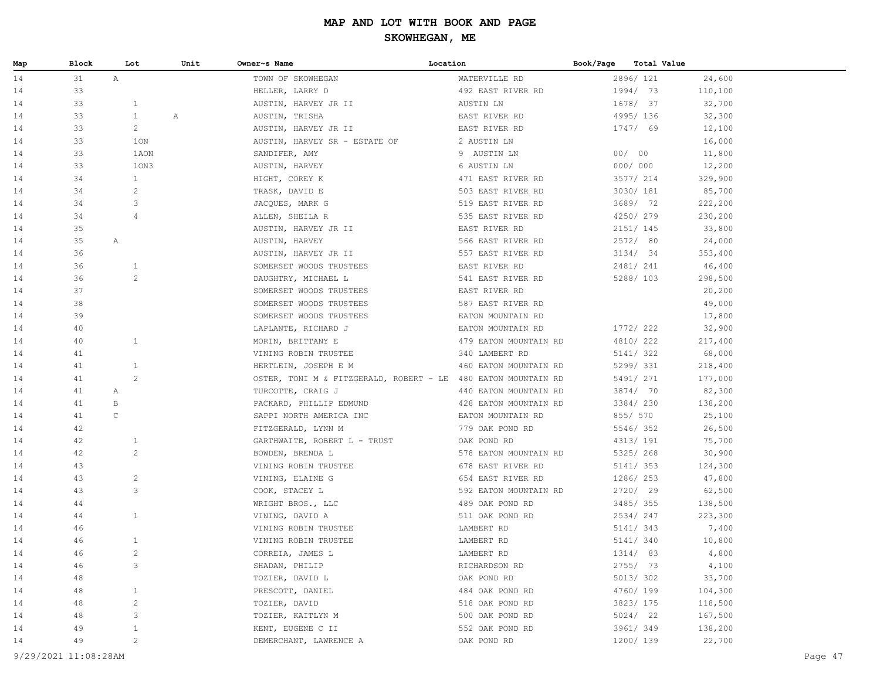# MAP AND LOT WITH BOOK AND PAGE

## SKOWHEGAN, ME

| Map | Block | Lot | Unit | Owner~s Name | Location | Book/Page | Total Value |
|---|---|---|---|---|---|---|---|
| 14 | 31 | A | | TOWN OF SKOWHEGAN | WATERVILLE RD | 2896/ 121 | 24,600 |
| 14 | 33 | | | HELLER, LARRY D | 492 EAST RIVER RD | 1994/ 73 | 110,100 |
| 14 | 33 | 1 | | AUSTIN, HARVEY JR II | AUSTIN LN | 1678/ 37 | 32,700 |
| 14 | 33 | 1 | A | AUSTIN, TRISHA | EAST RIVER RD | 4995/ 136 | 32,300 |
| 14 | 33 | 2 | | AUSTIN, HARVEY JR II | EAST RIVER RD | 1747/ 69 | 12,100 |
| 14 | 33 | 1ON | | AUSTIN, HARVEY SR - ESTATE OF | 2 AUSTIN LN | | 16,000 |
| 14 | 33 | 1AON | | SANDIFER, AMY | 9 AUSTIN LN | 00/ 00 | 11,800 |
| 14 | 33 | 1ON3 | | AUSTIN, HARVEY | 6 AUSTIN LN | 000/ 000 | 12,200 |
| 14 | 34 | 1 | | HIGHT, COREY K | 471 EAST RIVER RD | 3577/ 214 | 329,900 |
| 14 | 34 | 2 | | TRASK, DAVID E | 503 EAST RIVER RD | 3030/ 181 | 85,700 |
| 14 | 34 | 3 | | JACQUES, MARK G | 519 EAST RIVER RD | 3689/ 72 | 222,200 |
| 14 | 34 | 4 | | ALLEN, SHEILA R | 535 EAST RIVER RD | 4250/ 279 | 230,200 |
| 14 | 35 | | | AUSTIN, HARVEY JR II | EAST RIVER RD | 2151/ 145 | 33,800 |
| 14 | 35 | A | | AUSTIN, HARVEY | 566 EAST RIVER RD | 2572/ 80 | 24,000 |
| 14 | 36 | | | AUSTIN, HARVEY JR II | 557 EAST RIVER RD | 3134/ 34 | 353,400 |
| 14 | 36 | 1 | | SOMERSET WOODS TRUSTEES | EAST RIVER RD | 2481/ 241 | 46,400 |
| 14 | 36 | 2 | | DAUGHTRY, MICHAEL L | 541 EAST RIVER RD | 5288/ 103 | 298,500 |
| 14 | 37 | | | SOMERSET WOODS TRUSTEES | EAST RIVER RD | | 20,200 |
| 14 | 38 | | | SOMERSET WOODS TRUSTEES | 587 EAST RIVER RD | | 49,000 |
| 14 | 39 | | | SOMERSET WOODS TRUSTEES | EATON MOUNTAIN RD | | 17,800 |
| 14 | 40 | | | LAPLANTE, RICHARD J | EATON MOUNTAIN RD | 1772/ 222 | 32,900 |
| 14 | 40 | 1 | | MORIN, BRITTANY E | 479 EATON MOUNTAIN RD | 4810/ 222 | 217,400 |
| 14 | 41 | | | VINING ROBIN TRUSTEE | 340 LAMBERT RD | 5141/ 322 | 68,000 |
| 14 | 41 | 1 | | HERTLEIN, JOSEPH E M | 460 EATON MOUNTAIN RD | 5299/ 331 | 218,400 |
| 14 | 41 | 2 | | OSTER, TONI M & FITZGERALD, ROBERT - LE | 480 EATON MOUNTAIN RD | 5491/ 271 | 177,000 |
| 14 | 41 | A | | TURCOTTE, CRAIG J | 440 EATON MOUNTAIN RD | 3874/ 70 | 82,300 |
| 14 | 41 | B | | PACKARD, PHILLIP EDMUND | 428 EATON MOUNTAIN RD | 3384/ 230 | 138,200 |
| 14 | 41 | C | | SAPPI NORTH AMERICA INC | EATON MOUNTAIN RD | 855/ 570 | 25,100 |
| 14 | 42 | | | FITZGERALD, LYNN M | 779 OAK POND RD | 5546/ 352 | 26,500 |
| 14 | 42 | 1 | | GARTHWAITE, ROBERT L - TRUST | OAK POND RD | 4313/ 191 | 75,700 |
| 14 | 42 | 2 | | BOWDEN, BRENDA L | 578 EATON MOUNTAIN RD | 5325/ 268 | 30,900 |
| 14 | 43 | | | VINING ROBIN TRUSTEE | 678 EAST RIVER RD | 5141/ 353 | 124,300 |
| 14 | 43 | 2 | | VINING, ELAINE G | 654 EAST RIVER RD | 1286/ 253 | 47,800 |
| 14 | 43 | 3 | | COOK, STACEY L | 592 EATON MOUNTAIN RD | 2720/ 29 | 62,500 |
| 14 | 44 | | | WRIGHT BROS., LLC | 489 OAK POND RD | 3485/ 355 | 138,500 |
| 14 | 44 | 1 | | VINING, DAVID A | 511 OAK POND RD | 2534/ 247 | 223,300 |
| 14 | 46 | | | VINING ROBIN TRUSTEE | LAMBERT RD | 5141/ 343 | 7,400 |
| 14 | 46 | 1 | | VINING ROBIN TRUSTEE | LAMBERT RD | 5141/ 340 | 10,800 |
| 14 | 46 | 2 | | CORREIA, JAMES L | LAMBERT RD | 1314/ 83 | 4,800 |
| 14 | 46 | 3 | | SHADAN, PHILIP | RICHARDSON RD | 2755/ 73 | 4,100 |
| 14 | 48 | | | TOZIER, DAVID L | OAK POND RD | 5013/ 302 | 33,700 |
| 14 | 48 | 1 | | PRESCOTT, DANIEL | 484 OAK POND RD | 4760/ 199 | 104,300 |
| 14 | 48 | 2 | | TOZIER, DAVID | 518 OAK POND RD | 3823/ 175 | 118,500 |
| 14 | 48 | 3 | | TOZIER, KAITLYN M | 500 OAK POND RD | 5024/ 22 | 167,500 |
| 14 | 49 | 1 | | KENT, EUGENE C II | 552 OAK POND RD | 3961/ 349 | 138,200 |
| 14 | 49 | 2 | | DEMERCHANT, LAWRENCE A | OAK POND RD | 1200/ 139 | 22,700 |

9/29/2021 11:08:28AM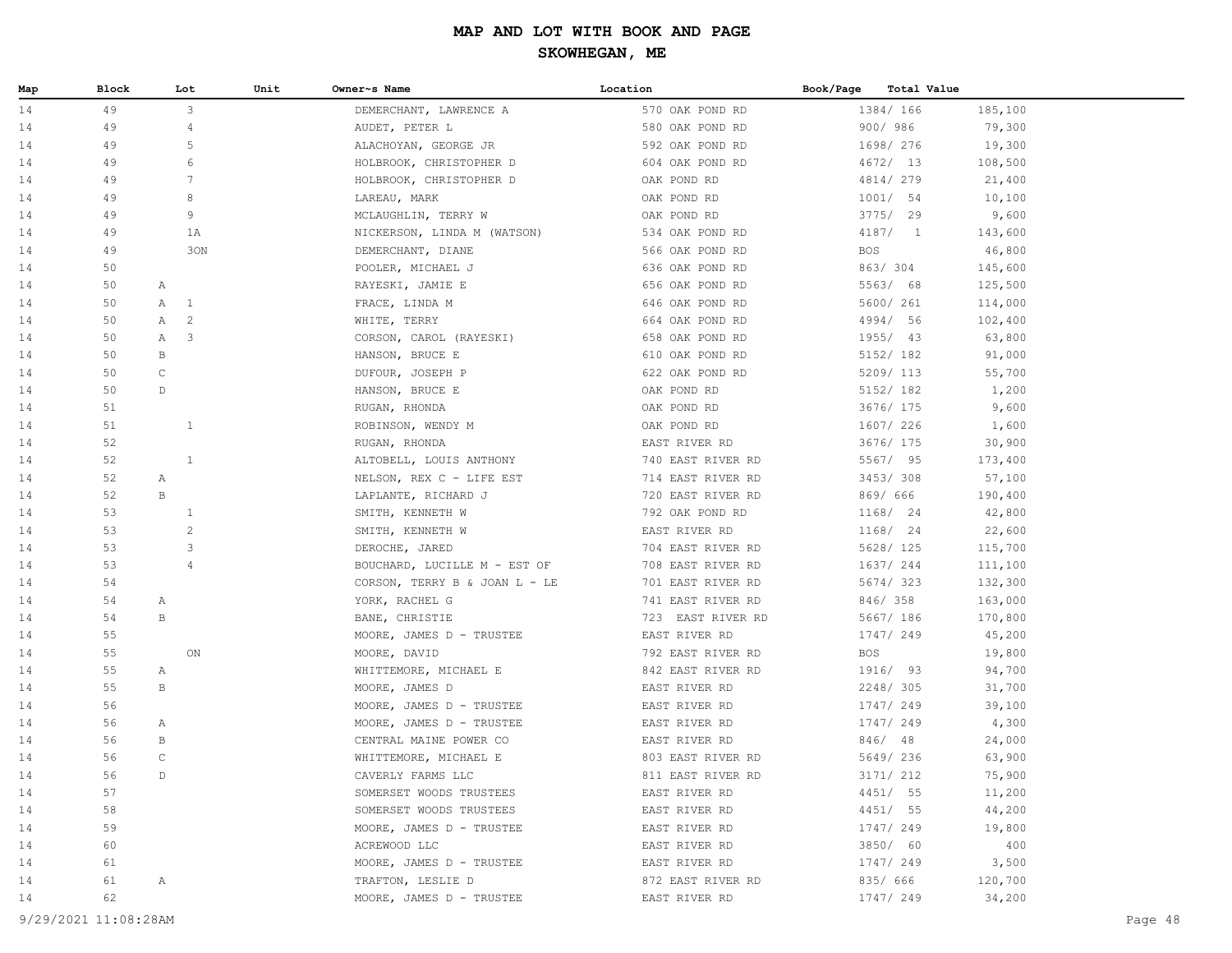# MAP AND LOT WITH BOOK AND PAGE

## SKOWHEGAN, ME

| Map | Block | Lot | Unit | Owner~s Name | Location | Book/Page | Total Value |
|---|---|---|---|---|---|---|---|
| 14 | 49 | 3 | | DEMERCHANT, LAWRENCE A | 570 OAK POND RD | 1384/ 166 | 185,100 |
| 14 | 49 | 4 | | AUDET, PETER L | 580 OAK POND RD | 900/ 986 | 79,300 |
| 14 | 49 | 5 | | ALACHOYAN, GEORGE JR | 592 OAK POND RD | 1698/ 276 | 19,300 |
| 14 | 49 | 6 | | HOLBROOK, CHRISTOPHER D | 604 OAK POND RD | 4672/ 13 | 108,500 |
| 14 | 49 | 7 | | HOLBROOK, CHRISTOPHER D | OAK POND RD | 4814/ 279 | 21,400 |
| 14 | 49 | 8 | | LAREAU, MARK | OAK POND RD | 1001/ 54 | 10,100 |
| 14 | 49 | 9 | | MCLAUGHLIN, TERRY W | OAK POND RD | 3775/ 29 | 9,600 |
| 14 | 49 | 1A | | NICKERSON, LINDA M (WATSON) | 534 OAK POND RD | 4187/ 1 | 143,600 |
| 14 | 49 | 3ON | | DEMERCHANT, DIANE | 566 OAK POND RD | BOS | 46,800 |
| 14 | 50 | | | POOLER, MICHAEL J | 636 OAK POND RD | 863/ 304 | 145,600 |
| 14 | 50 | A | | RAYESKI, JAMIE E | 656 OAK POND RD | 5563/ 68 | 125,500 |
| 14 | 50 | A 1 | | FRACE, LINDA M | 646 OAK POND RD | 5600/ 261 | 114,000 |
| 14 | 50 | A 2 | | WHITE, TERRY | 664 OAK POND RD | 4994/ 56 | 102,400 |
| 14 | 50 | A 3 | | CORSON, CAROL (RAYESKI) | 658 OAK POND RD | 1955/ 43 | 63,800 |
| 14 | 50 | B | | HANSON, BRUCE E | 610 OAK POND RD | 5152/ 182 | 91,000 |
| 14 | 50 | C | | DUFOUR, JOSEPH P | 622 OAK POND RD | 5209/ 113 | 55,700 |
| 14 | 50 | D | | HANSON, BRUCE E | OAK POND RD | 5152/ 182 | 1,200 |
| 14 | 51 | | | RUGAN, RHONDA | OAK POND RD | 3676/ 175 | 9,600 |
| 14 | 51 | 1 | | ROBINSON, WENDY M | OAK POND RD | 1607/ 226 | 1,600 |
| 14 | 52 | | | RUGAN, RHONDA | EAST RIVER RD | 3676/ 175 | 30,900 |
| 14 | 52 | 1 | | ALTOBELL, LOUIS ANTHONY | 740 EAST RIVER RD | 5567/ 95 | 173,400 |
| 14 | 52 | A | | NELSON, REX C - LIFE EST | 714 EAST RIVER RD | 3453/ 308 | 57,100 |
| 14 | 52 | B | | LAPLANTE, RICHARD J | 720 EAST RIVER RD | 869/ 666 | 190,400 |
| 14 | 53 | 1 | | SMITH, KENNETH W | 792 OAK POND RD | 1168/ 24 | 42,800 |
| 14 | 53 | 2 | | SMITH, KENNETH W | EAST RIVER RD | 1168/ 24 | 22,600 |
| 14 | 53 | 3 | | DEROCHE, JARED | 704 EAST RIVER RD | 5628/ 125 | 115,700 |
| 14 | 53 | 4 | | BOUCHARD, LUCILLE M - EST OF | 708 EAST RIVER RD | 1637/ 244 | 111,100 |
| 14 | 54 | | | CORSON, TERRY B & JOAN L - LE | 701 EAST RIVER RD | 5674/ 323 | 132,300 |
| 14 | 54 | A | | YORK, RACHEL G | 741 EAST RIVER RD | 846/ 358 | 163,000 |
| 14 | 54 | B | | BANE, CHRISTIE | 723 EAST RIVER RD | 5667/ 186 | 170,800 |
| 14 | 55 | | | MOORE, JAMES D - TRUSTEE | EAST RIVER RD | 1747/ 249 | 45,200 |
| 14 | 55 | ON | | MOORE, DAVID | 792 EAST RIVER RD | BOS | 19,800 |
| 14 | 55 | A | | WHITTEMORE, MICHAEL E | 842 EAST RIVER RD | 1916/ 93 | 94,700 |
| 14 | 55 | B | | MOORE, JAMES D | EAST RIVER RD | 2248/ 305 | 31,700 |
| 14 | 56 | | | MOORE, JAMES D - TRUSTEE | EAST RIVER RD | 1747/ 249 | 39,100 |
| 14 | 56 | A | | MOORE, JAMES D - TRUSTEE | EAST RIVER RD | 1747/ 249 | 4,300 |
| 14 | 56 | B | | CENTRAL MAINE POWER CO | EAST RIVER RD | 846/ 48 | 24,000 |
| 14 | 56 | C | | WHITTEMORE, MICHAEL E | 803 EAST RIVER RD | 5649/ 236 | 63,900 |
| 14 | 56 | D | | CAVERLY FARMS LLC | 811 EAST RIVER RD | 3171/ 212 | 75,900 |
| 14 | 57 | | | SOMERSET WOODS TRUSTEES | EAST RIVER RD | 4451/ 55 | 11,200 |
| 14 | 58 | | | SOMERSET WOODS TRUSTEES | EAST RIVER RD | 4451/ 55 | 44,200 |
| 14 | 59 | | | MOORE, JAMES D - TRUSTEE | EAST RIVER RD | 1747/ 249 | 19,800 |
| 14 | 60 | | | ACREWOOD LLC | EAST RIVER RD | 3850/ 60 | 400 |
| 14 | 61 | | | MOORE, JAMES D - TRUSTEE | EAST RIVER RD | 1747/ 249 | 3,500 |
| 14 | 61 | A | | TRAFTON, LESLIE D | 872 EAST RIVER RD | 835/ 666 | 120,700 |
| 14 | 62 | | | MOORE, JAMES D - TRUSTEE | EAST RIVER RD | 1747/ 249 | 34,200 |

9/29/2021 11:08:28AM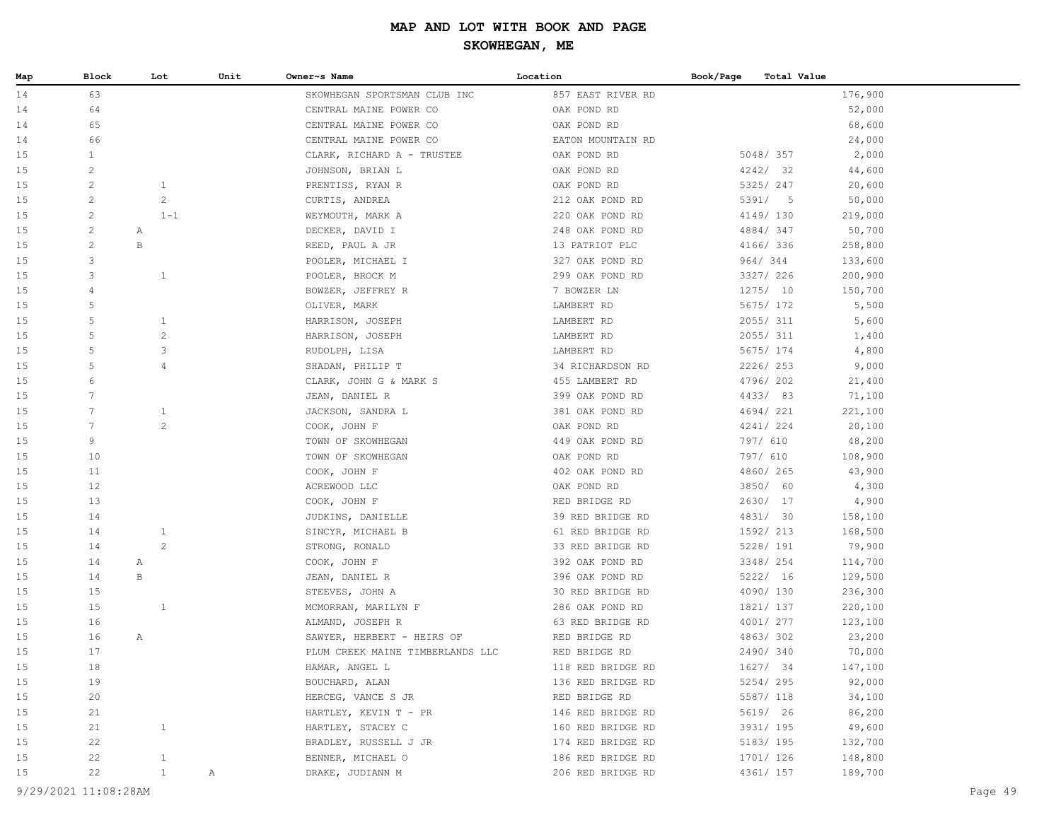# MAP AND LOT WITH BOOK AND PAGE

## SKOWHEGAN, ME

| Map | Block | Lot | Unit | Owner~s Name | Location | Book/Page | Total Value |
|---|---|---|---|---|---|---|---|
| 14 | 63 | | | SKOWHEGAN SPORTSMAN CLUB INC | 857 EAST RIVER RD | | 176,900 |
| 14 | 64 | | | CENTRAL MAINE POWER CO | OAK POND RD | | 52,000 |
| 14 | 65 | | | CENTRAL MAINE POWER CO | OAK POND RD | | 68,600 |
| 14 | 66 | | | CENTRAL MAINE POWER CO | EATON MOUNTAIN RD | | 24,000 |
| 15 | 1 | | | CLARK, RICHARD A - TRUSTEE | OAK POND RD | 5048/ 357 | 2,000 |
| 15 | 2 | | | JOHNSON, BRIAN L | OAK POND RD | 4242/ 32 | 44,600 |
| 15 | 2 | 1 | | PRENTISS, RYAN R | OAK POND RD | 5325/ 247 | 20,600 |
| 15 | 2 | 2 | | CURTIS, ANDREA | 212 OAK POND RD | 5391/ 5 | 50,000 |
| 15 | 2 | 1-1 | | WEYMOUTH, MARK A | 220 OAK POND RD | 4149/ 130 | 219,000 |
| 15 | 2 | A | | DECKER, DAVID I | 248 OAK POND RD | 4884/ 347 | 50,700 |
| 15 | 2 | B | | REED, PAUL A JR | 13 PATRIOT PLC | 4166/ 336 | 258,800 |
| 15 | 3 | | | POOLER, MICHAEL I | 327 OAK POND RD | 964/ 344 | 133,600 |
| 15 | 3 | 1 | | POOLER, BROCK M | 299 OAK POND RD | 3327/ 226 | 200,900 |
| 15 | 4 | | | BOWZER, JEFFREY R | 7 BOWZER LN | 1275/ 10 | 150,700 |
| 15 | 5 | | | OLIVER, MARK | LAMBERT RD | 5675/ 172 | 5,500 |
| 15 | 5 | 1 | | HARRISON, JOSEPH | LAMBERT RD | 2055/ 311 | 5,600 |
| 15 | 5 | 2 | | HARRISON, JOSEPH | LAMBERT RD | 2055/ 311 | 1,400 |
| 15 | 5 | 3 | | RUDOLPH, LISA | LAMBERT RD | 5675/ 174 | 4,800 |
| 15 | 5 | 4 | | SHADAN, PHILIP T | 34 RICHARDSON RD | 2226/ 253 | 9,000 |
| 15 | 6 | | | CLARK, JOHN G & MARK S | 455 LAMBERT RD | 4796/ 202 | 21,400 |
| 15 | 7 | | | JEAN, DANIEL R | 399 OAK POND RD | 4433/ 83 | 71,100 |
| 15 | 7 | 1 | | JACKSON, SANDRA L | 381 OAK POND RD | 4694/ 221 | 221,100 |
| 15 | 7 | 2 | | COOK, JOHN F | OAK POND RD | 4241/ 224 | 20,100 |
| 15 | 9 | | | TOWN OF SKOWHEGAN | 449 OAK POND RD | 797/ 610 | 48,200 |
| 15 | 10 | | | TOWN OF SKOWHEGAN | OAK POND RD | 797/ 610 | 108,900 |
| 15 | 11 | | | COOK, JOHN F | 402 OAK POND RD | 4860/ 265 | 43,900 |
| 15 | 12 | | | ACREWOOD LLC | OAK POND RD | 3850/ 60 | 4,300 |
| 15 | 13 | | | COOK, JOHN F | RED BRIDGE RD | 2630/ 17 | 4,900 |
| 15 | 14 | | | JUDKINS, DANIELLE | 39 RED BRIDGE RD | 4831/ 30 | 158,100 |
| 15 | 14 | 1 | | SINCYR, MICHAEL B | 61 RED BRIDGE RD | 1592/ 213 | 168,500 |
| 15 | 14 | 2 | | STRONG, RONALD | 33 RED BRIDGE RD | 5228/ 191 | 79,900 |
| 15 | 14 | A | | COOK, JOHN F | 392 OAK POND RD | 3348/ 254 | 114,700 |
| 15 | 14 | B | | JEAN, DANIEL R | 396 OAK POND RD | 5222/ 16 | 129,500 |
| 15 | 15 | | | STEEVES, JOHN A | 30 RED BRIDGE RD | 4090/ 130 | 236,300 |
| 15 | 15 | 1 | | MCMORRAN, MARILYN F | 286 OAK POND RD | 1821/ 137 | 220,100 |
| 15 | 16 | | | ALMAND, JOSEPH R | 63 RED BRIDGE RD | 4001/ 277 | 123,100 |
| 15 | 16 | A | | SAWYER, HERBERT - HEIRS OF | RED BRIDGE RD | 4863/ 302 | 23,200 |
| 15 | 17 | | | PLUM CREEK MAINE TIMBERLANDS LLC | RED BRIDGE RD | 2490/ 340 | 70,000 |
| 15 | 18 | | | HAMAR, ANGEL L | 118 RED BRIDGE RD | 1627/ 34 | 147,100 |
| 15 | 19 | | | BOUCHARD, ALAN | 136 RED BRIDGE RD | 5254/ 295 | 92,000 |
| 15 | 20 | | | HERCEG, VANCE S JR | RED BRIDGE RD | 5587/ 118 | 34,100 |
| 15 | 21 | | | HARTLEY, KEVIN T - PR | 146 RED BRIDGE RD | 5619/ 26 | 86,200 |
| 15 | 21 | 1 | | HARTLEY, STACEY C | 160 RED BRIDGE RD | 3931/ 195 | 49,600 |
| 15 | 22 | | | BRADLEY, RUSSELL J JR | 174 RED BRIDGE RD | 5183/ 195 | 132,700 |
| 15 | 22 | 1 | | BENNER, MICHAEL O | 186 RED BRIDGE RD | 1701/ 126 | 148,800 |
| 15 | 22 | 1 | A | DRAKE, JUDIANN M | 206 RED BRIDGE RD | 4361/ 157 | 189,700 |

9/29/2021 11:08:28AM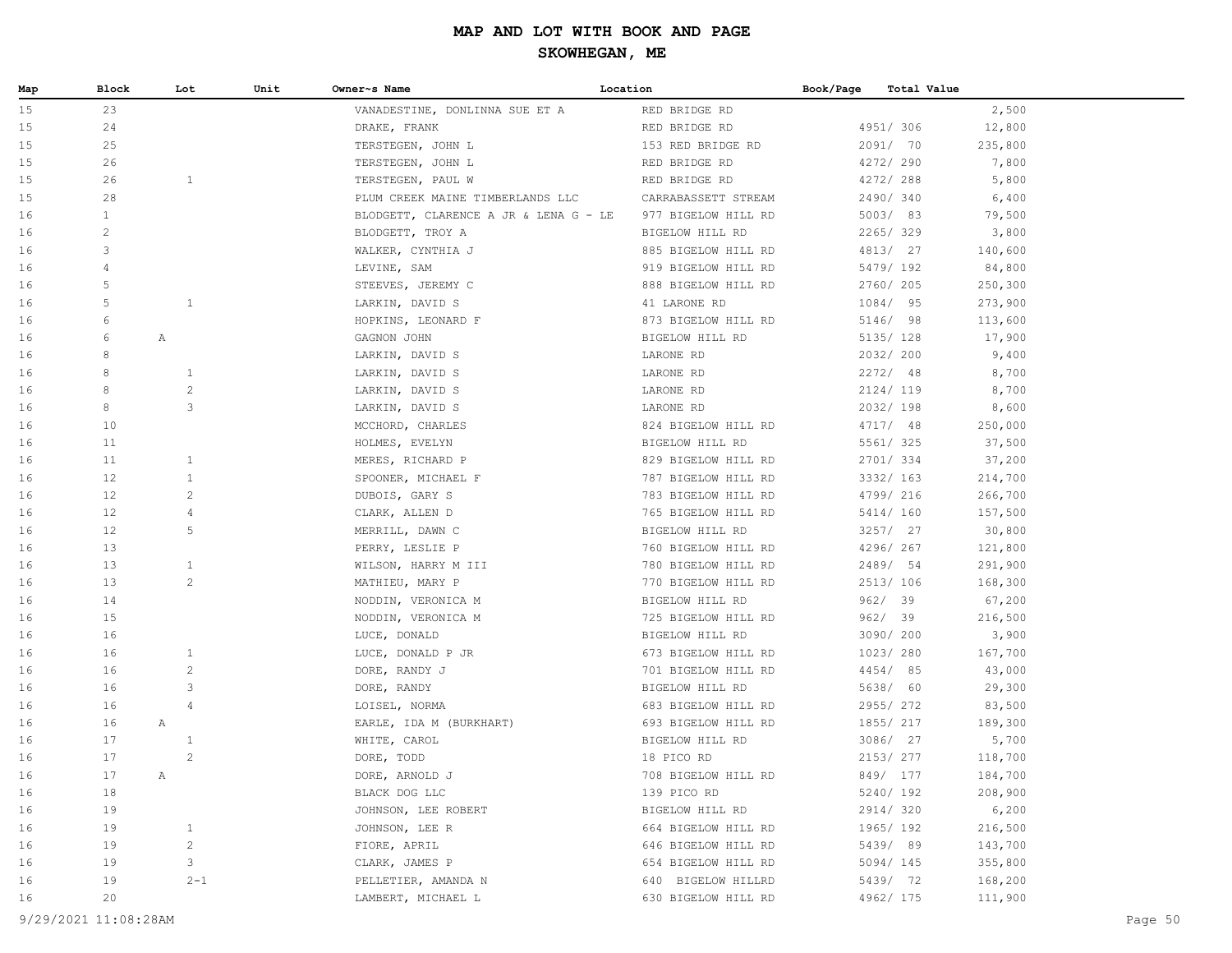# MAP AND LOT WITH BOOK AND PAGE

## SKOWHEGAN, ME

| Map | Block | Lot | Unit | Owner~s Name | Location | Book/Page | Total Value |
|---|---|---|---|---|---|---|---|
| 15 | 23 | | | VANADESTINE, DONLINNA SUE ET A | RED BRIDGE RD | | 2,500 |
| 15 | 24 | | | DRAKE, FRANK | RED BRIDGE RD | 4951/ 306 | 12,800 |
| 15 | 25 | | | TERSTEGEN, JOHN L | 153 RED BRIDGE RD | 2091/ 70 | 235,800 |
| 15 | 26 | | | TERSTEGEN, JOHN L | RED BRIDGE RD | 4272/ 290 | 7,800 |
| 15 | 26 | 1 | | TERSTEGEN, PAUL W | RED BRIDGE RD | 4272/ 288 | 5,800 |
| 15 | 28 | | | PLUM CREEK MAINE TIMBERLANDS LLC | CARRABASSETT STREAM | 2490/ 340 | 6,400 |
| 16 | 1 | | | BLODGETT, CLARENCE A JR & LENA G - LE | 977 BIGELOW HILL RD | 5003/ 83 | 79,500 |
| 16 | 2 | | | BLODGETT, TROY A | BIGELOW HILL RD | 2265/ 329 | 3,800 |
| 16 | 3 | | | WALKER, CYNTHIA J | 885 BIGELOW HILL RD | 4813/ 27 | 140,600 |
| 16 | 4 | | | LEVINE, SAM | 919 BIGELOW HILL RD | 5479/ 192 | 84,800 |
| 16 | 5 | | | STEEVES, JEREMY C | 888 BIGELOW HILL RD | 2760/ 205 | 250,300 |
| 16 | 5 | 1 | | LARKIN, DAVID S | 41 LARONE RD | 1084/ 95 | 273,900 |
| 16 | 6 | | | HOPKINS, LEONARD F | 873 BIGELOW HILL RD | 5146/ 98 | 113,600 |
| 16 | 6 | A | | GAGNON JOHN | BIGELOW HILL RD | 5135/ 128 | 17,900 |
| 16 | 8 | | | LARKIN, DAVID S | LARONE RD | 2032/ 200 | 9,400 |
| 16 | 8 | 1 | | LARKIN, DAVID S | LARONE RD | 2272/ 48 | 8,700 |
| 16 | 8 | 2 | | LARKIN, DAVID S | LARONE RD | 2124/ 119 | 8,700 |
| 16 | 8 | 3 | | LARKIN, DAVID S | LARONE RD | 2032/ 198 | 8,600 |
| 16 | 10 | | | MCCHORD, CHARLES | 824 BIGELOW HILL RD | 4717/ 48 | 250,000 |
| 16 | 11 | | | HOLMES, EVELYN | BIGELOW HILL RD | 5561/ 325 | 37,500 |
| 16 | 11 | 1 | | MERES, RICHARD P | 829 BIGELOW HILL RD | 2701/ 334 | 37,200 |
| 16 | 12 | 1 | | SPOONER, MICHAEL F | 787 BIGELOW HILL RD | 3332/ 163 | 214,700 |
| 16 | 12 | 2 | | DUBOIS, GARY S | 783 BIGELOW HILL RD | 4799/ 216 | 266,700 |
| 16 | 12 | 4 | | CLARK, ALLEN D | 765 BIGELOW HILL RD | 5414/ 160 | 157,500 |
| 16 | 12 | 5 | | MERRILL, DAWN C | BIGELOW HILL RD | 3257/ 27 | 30,800 |
| 16 | 13 | | | PERRY, LESLIE P | 760 BIGELOW HILL RD | 4296/ 267 | 121,800 |
| 16 | 13 | 1 | | WILSON, HARRY M III | 780 BIGELOW HILL RD | 2489/ 54 | 291,900 |
| 16 | 13 | 2 | | MATHIEU, MARY P | 770 BIGELOW HILL RD | 2513/ 106 | 168,300 |
| 16 | 14 | | | NODDIN, VERONICA M | BIGELOW HILL RD | 962/ 39 | 67,200 |
| 16 | 15 | | | NODDIN, VERONICA M | 725 BIGELOW HILL RD | 962/ 39 | 216,500 |
| 16 | 16 | | | LUCE, DONALD | BIGELOW HILL RD | 3090/ 200 | 3,900 |
| 16 | 16 | 1 | | LUCE, DONALD P JR | 673 BIGELOW HILL RD | 1023/ 280 | 167,700 |
| 16 | 16 | 2 | | DORE, RANDY J | 701 BIGELOW HILL RD | 4454/ 85 | 43,000 |
| 16 | 16 | 3 | | DORE, RANDY | BIGELOW HILL RD | 5638/ 60 | 29,300 |
| 16 | 16 | 4 | | LOISEL, NORMA | 683 BIGELOW HILL RD | 2955/ 272 | 83,500 |
| 16 | 16 | A | | EARLE, IDA M (BURKHART) | 693 BIGELOW HILL RD | 1855/ 217 | 189,300 |
| 16 | 17 | 1 | | WHITE, CAROL | BIGELOW HILL RD | 3086/ 27 | 5,700 |
| 16 | 17 | 2 | | DORE, TODD | 18 PICO RD | 2153/ 277 | 118,700 |
| 16 | 17 | A | | DORE, ARNOLD J | 708 BIGELOW HILL RD | 849/ 177 | 184,700 |
| 16 | 18 | | | BLACK DOG LLC | 139 PICO RD | 5240/ 192 | 208,900 |
| 16 | 19 | | | JOHNSON, LEE ROBERT | BIGELOW HILL RD | 2914/ 320 | 6,200 |
| 16 | 19 | 1 | | JOHNSON, LEE R | 664 BIGELOW HILL RD | 1965/ 192 | 216,500 |
| 16 | 19 | 2 | | FIORE, APRIL | 646 BIGELOW HILL RD | 5439/ 89 | 143,700 |
| 16 | 19 | 3 | | CLARK, JAMES P | 654 BIGELOW HILL RD | 5094/ 145 | 355,800 |
| 16 | 19 | 2-1 | | PELLETIER, AMANDA N | 640 BIGELOW HILLRD | 5439/ 72 | 168,200 |
| 16 | 20 | | | LAMBERT, MICHAEL L | 630 BIGELOW HILL RD | 4962/ 175 | 111,900 |

9/29/2021 11:08:28AM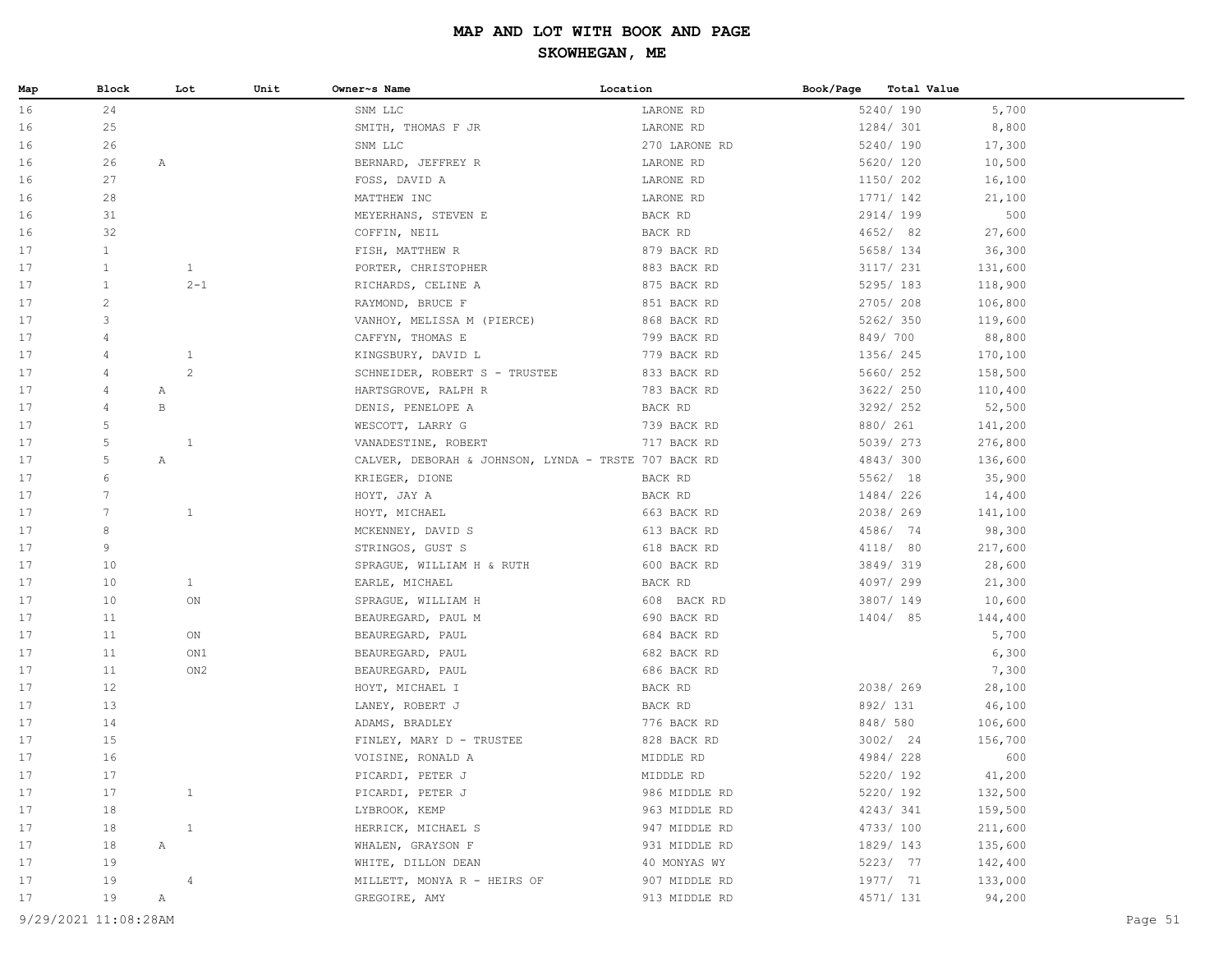# MAP AND LOT WITH BOOK AND PAGE

## SKOWHEGAN, ME

| Map | Block | Lot | Unit | Owner~s Name | Location | Book/Page | Total Value |
|---|---|---|---|---|---|---|---|
| 16 | 24 | | | SNM LLC | LARONE RD | 5240/ 190 | 5,700 |
| 16 | 25 | | | SMITH, THOMAS F JR | LARONE RD | 1284/ 301 | 8,800 |
| 16 | 26 | | | SNM LLC | 270 LARONE RD | 5240/ 190 | 17,300 |
| 16 | 26 | A | | BERNARD, JEFFREY R | LARONE RD | 5620/ 120 | 10,500 |
| 16 | 27 | | | FOSS, DAVID A | LARONE RD | 1150/ 202 | 16,100 |
| 16 | 28 | | | MATTHEW INC | LARONE RD | 1771/ 142 | 21,100 |
| 16 | 31 | | | MEYERHANS, STEVEN E | BACK RD | 2914/ 199 | 500 |
| 16 | 32 | | | COFFIN, NEIL | BACK RD | 4652/ 82 | 27,600 |
| 17 | 1 | | | FISH, MATTHEW R | 879 BACK RD | 5658/ 134 | 36,300 |
| 17 | 1 | 1 | | PORTER, CHRISTOPHER | 883 BACK RD | 3117/ 231 | 131,600 |
| 17 | 1 | 2-1 | | RICHARDS, CELINE A | 875 BACK RD | 5295/ 183 | 118,900 |
| 17 | 2 | | | RAYMOND, BRUCE F | 851 BACK RD | 2705/ 208 | 106,800 |
| 17 | 3 | | | VANHOY, MELISSA M (PIERCE) | 868 BACK RD | 5262/ 350 | 119,600 |
| 17 | 4 | | | CAFFYN, THOMAS E | 799 BACK RD | 849/ 700 | 88,800 |
| 17 | 4 | 1 | | KINGSBURY, DAVID L | 779 BACK RD | 1356/ 245 | 170,100 |
| 17 | 4 | 2 | | SCHNEIDER, ROBERT S - TRUSTEE | 833 BACK RD | 5660/ 252 | 158,500 |
| 17 | 4 | A | | HARTSGROVE, RALPH R | 783 BACK RD | 3622/ 250 | 110,400 |
| 17 | 4 | B | | DENIS, PENELOPE A | BACK RD | 3292/ 252 | 52,500 |
| 17 | 5 | | | WESCOTT, LARRY G | 739 BACK RD | 880/ 261 | 141,200 |
| 17 | 5 | 1 | | VANADESTINE, ROBERT | 717 BACK RD | 5039/ 273 | 276,800 |
| 17 | 5 | A | | CALVER, DEBORAH & JOHNSON, LYNDA - TRSTE | 707 BACK RD | 4843/ 300 | 136,600 |
| 17 | 6 | | | KRIEGER, DIONE | BACK RD | 5562/ 18 | 35,900 |
| 17 | 7 | | | HOYT, JAY A | BACK RD | 1484/ 226 | 14,400 |
| 17 | 7 | 1 | | HOYT, MICHAEL | 663 BACK RD | 2038/ 269 | 141,100 |
| 17 | 8 | | | MCKENNEY, DAVID S | 613 BACK RD | 4586/ 74 | 98,300 |
| 17 | 9 | | | STRINGOS, GUST S | 618 BACK RD | 4118/ 80 | 217,600 |
| 17 | 10 | | | SPRAGUE, WILLIAM H & RUTH | 600 BACK RD | 3849/ 319 | 28,600 |
| 17 | 10 | 1 | | EARLE, MICHAEL | BACK RD | 4097/ 299 | 21,300 |
| 17 | 10 | ON | | SPRAGUE, WILLIAM H | 608 BACK RD | 3807/ 149 | 10,600 |
| 17 | 11 | | | BEAUREGARD, PAUL M | 690 BACK RD | 1404/ 85 | 144,400 |
| 17 | 11 | ON | | BEAUREGARD, PAUL | 684 BACK RD | | 5,700 |
| 17 | 11 | ON1 | | BEAUREGARD, PAUL | 682 BACK RD | | 6,300 |
| 17 | 11 | ON2 | | BEAUREGARD, PAUL | 686 BACK RD | | 7,300 |
| 17 | 12 | | | HOYT, MICHAEL I | BACK RD | 2038/ 269 | 28,100 |
| 17 | 13 | | | LANEY, ROBERT J | BACK RD | 892/ 131 | 46,100 |
| 17 | 14 | | | ADAMS, BRADLEY | 776 BACK RD | 848/ 580 | 106,600 |
| 17 | 15 | | | FINLEY, MARY D - TRUSTEE | 828 BACK RD | 3002/ 24 | 156,700 |
| 17 | 16 | | | VOISINE, RONALD A | MIDDLE RD | 4984/ 228 | 600 |
| 17 | 17 | | | PICARDI, PETER J | MIDDLE RD | 5220/ 192 | 41,200 |
| 17 | 17 | 1 | | PICARDI, PETER J | 986 MIDDLE RD | 5220/ 192 | 132,500 |
| 17 | 18 | | | LYBROOK, KEMP | 963 MIDDLE RD | 4243/ 341 | 159,500 |
| 17 | 18 | 1 | | HERRICK, MICHAEL S | 947 MIDDLE RD | 4733/ 100 | 211,600 |
| 17 | 18 | A | | WHALEN, GRAYSON F | 931 MIDDLE RD | 1829/ 143 | 135,600 |
| 17 | 19 | | | WHITE, DILLON DEAN | 40 MONYAS WY | 5223/ 77 | 142,400 |
| 17 | 19 | 4 | | MILLETT, MONYA R - HEIRS OF | 907 MIDDLE RD | 1977/ 71 | 133,000 |
| 17 | 19 | A | | GREGOIRE, AMY | 913 MIDDLE RD | 4571/ 131 | 94,200 |

9/29/2021 11:08:28AM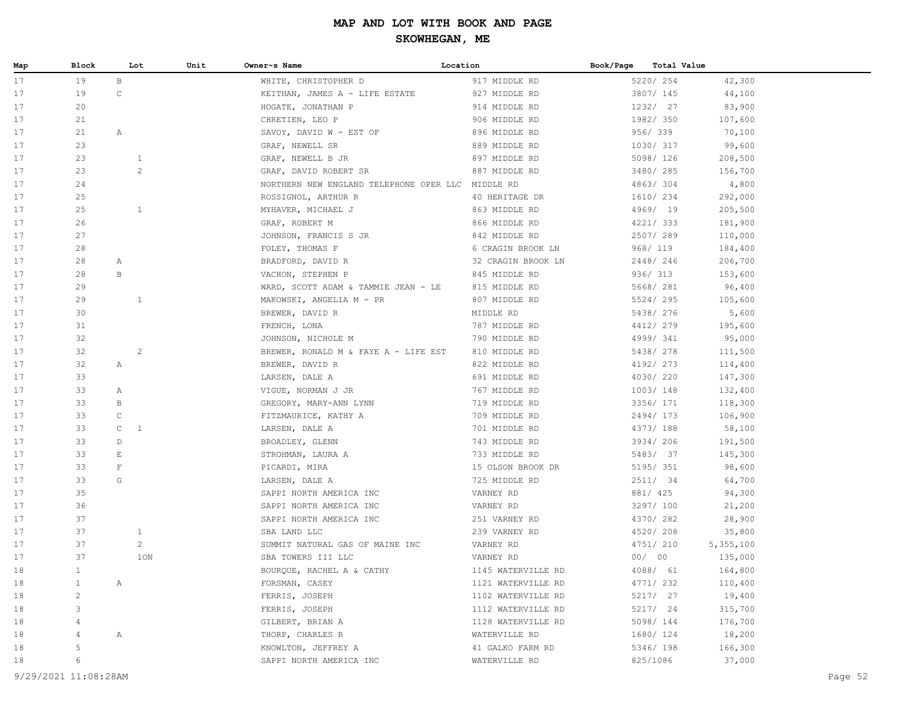# MAP AND LOT WITH BOOK AND PAGE

## SKOWHEGAN, ME

| Map | Block | Lot | Unit | Owner~s Name | Location | Book/Page | Total Value |
|---|---|---|---|---|---|---|---|
| 17 | 19 | B | | WHITE, CHRISTOPHER D | 917 MIDDLE RD | 5220/ 254 | 42,300 |
| 17 | 19 | C | | KEITHAN, JAMES A - LIFE ESTATE | 927 MIDDLE RD | 3807/ 145 | 44,100 |
| 17 | 20 | | | HOGATE, JONATHAN P | 914 MIDDLE RD | 1232/ 27 | 83,900 |
| 17 | 21 | | | CHRETIEN, LEO P | 906 MIDDLE RD | 1982/ 350 | 107,600 |
| 17 | 21 | A | | SAVOY, DAVID W - EST OF | 896 MIDDLE RD | 956/ 339 | 70,100 |
| 17 | 23 | | | GRAF, NEWELL SR | 889 MIDDLE RD | 1030/ 317 | 99,600 |
| 17 | 23 | 1 | | GRAF, NEWELL B JR | 897 MIDDLE RD | 5098/ 126 | 208,500 |
| 17 | 23 | 2 | | GRAF, DAVID ROBERT SR | 887 MIDDLE RD | 3480/ 285 | 156,700 |
| 17 | 24 | | | NORTHERN NEW ENGLAND TELEPHONE OPER LLC | MIDDLE RD | 4863/ 304 | 4,800 |
| 17 | 25 | | | ROSSIGNOL, ARTHUR R | 40 HERITAGE DR | 1610/ 234 | 292,000 |
| 17 | 25 | 1 | | MYHAVER, MICHAEL J | 863 MIDDLE RD | 4969/ 19 | 205,500 |
| 17 | 26 | | | GRAF, ROBERT M | 866 MIDDLE RD | 4221/ 333 | 181,900 |
| 17 | 27 | | | JOHNSON, FRANCIS S JR | 842 MIDDLE RD | 2507/ 289 | 110,000 |
| 17 | 28 | | | FOLEY, THOMAS F | 6 CRAGIN BROOK LN | 968/ 119 | 184,400 |
| 17 | 28 | A | | BRADFORD, DAVID R | 32 CRAGIN BROOK LN | 2448/ 246 | 206,700 |
| 17 | 28 | B | | VACHON, STEPHEN P | 845 MIDDLE RD | 936/ 313 | 153,600 |
| 17 | 29 | | | WARD, SCOTT ADAM & TAMMIE JEAN - LE | 815 MIDDLE RD | 5668/ 281 | 96,400 |
| 17 | 29 | 1 | | MAKOWSKI, ANGELIA M - PR | 807 MIDDLE RD | 5524/ 295 | 105,600 |
| 17 | 30 | | | BREWER, DAVID R | MIDDLE RD | 5438/ 276 | 5,600 |
| 17 | 31 | | | FRENCH, LONA | 787 MIDDLE RD | 4412/ 279 | 195,600 |
| 17 | 32 | | | JOHNSON, NICHOLE M | 790 MIDDLE RD | 4999/ 341 | 95,000 |
| 17 | 32 | 2 | | BREWER, RONALD M & FAYE A - LIFE EST | 810 MIDDLE RD | 5438/ 278 | 111,500 |
| 17 | 32 | A | | BREWER, DAVID R | 822 MIDDLE RD | 4192/ 273 | 114,400 |
| 17 | 33 | | | LARSEN, DALE A | 691 MIDDLE RD | 4030/ 220 | 147,300 |
| 17 | 33 | A | | VIGUE, NORMAN J JR | 767 MIDDLE RD | 1003/ 148 | 132,400 |
| 17 | 33 | B | | GREGORY, MARY-ANN LYNN | 719 MIDDLE RD | 3356/ 171 | 118,300 |
| 17 | 33 | C | | FITZMAURICE, KATHY A | 709 MIDDLE RD | 2494/ 173 | 106,900 |
| 17 | 33 | C 1 | | LARSEN, DALE A | 701 MIDDLE RD | 4373/ 188 | 58,100 |
| 17 | 33 | D | | BROADLEY, GLENN | 743 MIDDLE RD | 3934/ 206 | 191,500 |
| 17 | 33 | E | | STROHMAN, LAURA A | 733 MIDDLE RD | 5483/ 37 | 145,300 |
| 17 | 33 | F | | PICARDI, MIRA | 15 OLSON BROOK DR | 5195/ 351 | 98,600 |
| 17 | 33 | G | | LARSEN, DALE A | 725 MIDDLE RD | 2511/ 34 | 64,700 |
| 17 | 35 | | | SAPPI NORTH AMERICA INC | VARNEY RD | 881/ 425 | 94,300 |
| 17 | 36 | | | SAPPI NORTH AMERICA INC | VARNEY RD | 3297/ 100 | 21,200 |
| 17 | 37 | | | SAPPI NORTH AMERICA INC | 251 VARNEY RD | 4370/ 282 | 28,900 |
| 17 | 37 | 1 | | SBA LAND LLC | 239 VARNEY RD | 4520/ 208 | 35,800 |
| 17 | 37 | 2 | | SUMMIT NATURAL GAS OF MAINE INC | VARNEY RD | 4751/ 210 | 5,355,100 |
| 17 | 37 | 1ON | | SBA TOWERS III LLC | VARNEY RD | 00/ 00 | 135,000 |
| 18 | 1 | | | BOURQUE, RACHEL A & CATHY | 1145 WATERVILLE RD | 4088/ 61 | 164,800 |
| 18 | 1 | A | | FORSMAN, CASEY | 1121 WATERVILLE RD | 4771/ 232 | 110,400 |
| 18 | 2 | | | FERRIS, JOSEPH | 1102 WATERVILLE RD | 5217/ 27 | 19,400 |
| 18 | 3 | | | FERRIS, JOSEPH | 1112 WATERVILLE RD | 5217/ 24 | 315,700 |
| 18 | 4 | | | GILBERT, BRIAN A | 1128 WATERVILLE RD | 5098/ 144 | 176,700 |
| 18 | 4 | A | | THORP, CHARLES R | WATERVILLE RD | 1680/ 124 | 18,200 |
| 18 | 5 | | | KNOWLTON, JEFFREY A | 41 GALKO FARM RD | 5346/ 198 | 166,300 |
| 18 | 6 | | | SAPPI NORTH AMERICA INC | WATERVILLE RD | 825/1086 | 37,000 |

9/29/2021 11:08:28AM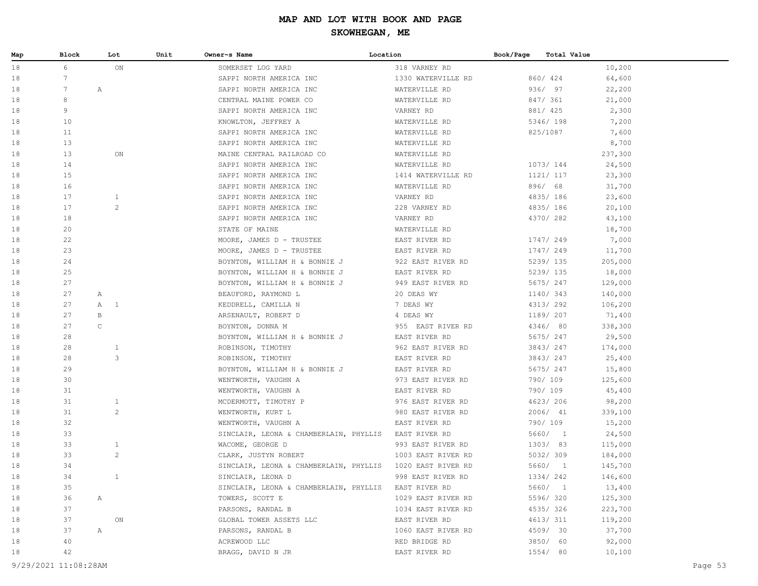# MAP AND LOT WITH BOOK AND PAGE

## SKOWHEGAN, ME

| Map | Block | Lot | Unit | Owner~s Name | Location | Book/Page | Total Value |
|---|---|---|---|---|---|---|---|
| 18 | 6 | ON | | SOMERSET LOG YARD | 318 VARNEY RD | | 10,200 |
| 18 | 7 | | | SAPPI NORTH AMERICA INC | 1330 WATERVILLE RD | 860/ 424 | 64,600 |
| 18 | 7 | A | | SAPPI NORTH AMERICA INC | WATERVILLE RD | 936/ 97 | 22,200 |
| 18 | 8 | | | CENTRAL MAINE POWER CO | WATERVILLE RD | 847/ 361 | 21,000 |
| 18 | 9 | | | SAPPI NORTH AMERICA INC | VARNEY RD | 881/ 425 | 2,300 |
| 18 | 10 | | | KNOWLTON, JEFFREY A | WATERVILLE RD | 5346/ 198 | 7,200 |
| 18 | 11 | | | SAPPI NORTH AMERICA INC | WATERVILLE RD | 825/1087 | 7,600 |
| 18 | 13 | | | SAPPI NORTH AMERICA INC | WATERVILLE RD | | 8,700 |
| 18 | 13 | ON | | MAINE CENTRAL RAILROAD CO | WATERVILLE RD | | 237,300 |
| 18 | 14 | | | SAPPI NORTH AMERICA INC | WATERVILLE RD | 1073/ 144 | 24,500 |
| 18 | 15 | | | SAPPI NORTH AMERICA INC | 1414 WATERVILLE RD | 1121/ 117 | 23,300 |
| 18 | 16 | | | SAPPI NORTH AMERICA INC | WATERVILLE RD | 896/ 68 | 31,700 |
| 18 | 17 | 1 | | SAPPI NORTH AMERICA INC | VARNEY RD | 4835/ 186 | 23,600 |
| 18 | 17 | 2 | | SAPPI NORTH AMERICA INC | 228 VARNEY RD | 4835/ 186 | 20,100 |
| 18 | 18 | | | SAPPI NORTH AMERICA INC | VARNEY RD | 4370/ 282 | 43,100 |
| 18 | 20 | | | STATE OF MAINE | WATERVILLE RD | | 18,700 |
| 18 | 22 | | | MOORE, JAMES D - TRUSTEE | EAST RIVER RD | 1747/ 249 | 7,000 |
| 18 | 23 | | | MOORE, JAMES D - TRUSTEE | EAST RIVER RD | 1747/ 249 | 11,700 |
| 18 | 24 | | | BOYNTON, WILLIAM H & BONNIE J | 922 EAST RIVER RD | 5239/ 135 | 205,000 |
| 18 | 25 | | | BOYNTON, WILLIAM H & BONNIE J | EAST RIVER RD | 5239/ 135 | 18,000 |
| 18 | 27 | | | BOYNTON, WILLIAM H & BONNIE J | 949 EAST RIVER RD | 5675/ 247 | 129,000 |
| 18 | 27 | A | | BEAUFORD, RAYMOND L | 20 DEAS WY | 1140/ 343 | 140,000 |
| 18 | 27 | A 1 | | KEDDRELL, CAMILLA N | 7 DEAS WY | 4313/ 292 | 106,200 |
| 18 | 27 | B | | ARSENAULT, ROBERT D | 4 DEAS WY | 1189/ 207 | 71,400 |
| 18 | 27 | C | | BOYNTON, DONNA M | 955 EAST RIVER RD | 4346/ 80 | 338,300 |
| 18 | 28 | | | BOYNTON, WILLIAM H & BONNIE J | EAST RIVER RD | 5675/ 247 | 29,500 |
| 18 | 28 | 1 | | ROBINSON, TIMOTHY | 962 EAST RIVER RD | 3843/ 247 | 174,000 |
| 18 | 28 | 3 | | ROBINSON, TIMOTHY | EAST RIVER RD | 3843/ 247 | 25,400 |
| 18 | 29 | | | BOYNTON, WILLIAM H & BONNIE J | EAST RIVER RD | 5675/ 247 | 15,800 |
| 18 | 30 | | | WENTWORTH, VAUGHN A | 973 EAST RIVER RD | 790/ 109 | 125,600 |
| 18 | 31 | | | WENTWORTH, VAUGHN A | EAST RIVER RD | 790/ 109 | 45,400 |
| 18 | 31 | 1 | | MCDERMOTT, TIMOTHY P | 976 EAST RIVER RD | 4623/ 206 | 98,200 |
| 18 | 31 | 2 | | WENTWORTH, KURT L | 980 EAST RIVER RD | 2006/ 41 | 339,100 |
| 18 | 32 | | | WENTWORTH, VAUGHN A | EAST RIVER RD | 790/ 109 | 15,200 |
| 18 | 33 | | | SINCLAIR, LEONA & CHAMBERLAIN, PHYLLIS | EAST RIVER RD | 5660/ 1 | 24,500 |
| 18 | 33 | 1 | | WACOME, GEORGE D | 993 EAST RIVER RD | 1303/ 83 | 115,000 |
| 18 | 33 | 2 | | CLARK, JUSTYN ROBERT | 1003 EAST RIVER RD | 5032/ 309 | 184,000 |
| 18 | 34 | | | SINCLAIR, LEONA & CHAMBERLAIN, PHYLLIS | 1020 EAST RIVER RD | 5660/ 1 | 145,700 |
| 18 | 34 | 1 | | SINCLAIR, LEONA D | 998 EAST RIVER RD | 1334/ 242 | 146,600 |
| 18 | 35 | | | SINCLAIR, LEONA & CHAMBERLAIN, PHYLLIS | EAST RIVER RD | 5660/ 1 | 13,400 |
| 18 | 36 | A | | TOWERS, SCOTT E | 1029 EAST RIVER RD | 5596/ 320 | 125,300 |
| 18 | 37 | | | PARSONS, RANDAL B | 1034 EAST RIVER RD | 4535/ 326 | 223,700 |
| 18 | 37 | ON | | GLOBAL TOWER ASSETS LLC | EAST RIVER RD | 4613/ 311 | 119,200 |
| 18 | 37 | A | | PARSONS, RANDAL B | 1060 EAST RIVER RD | 4509/ 30 | 37,700 |
| 18 | 40 | | | ACREWOOD LLC | RED BRIDGE RD | 3850/ 60 | 92,000 |
| 18 | 42 | | | BRAGG, DAVID N JR | EAST RIVER RD | 1554/ 80 | 10,100 |

9/29/2021 11:08:28AM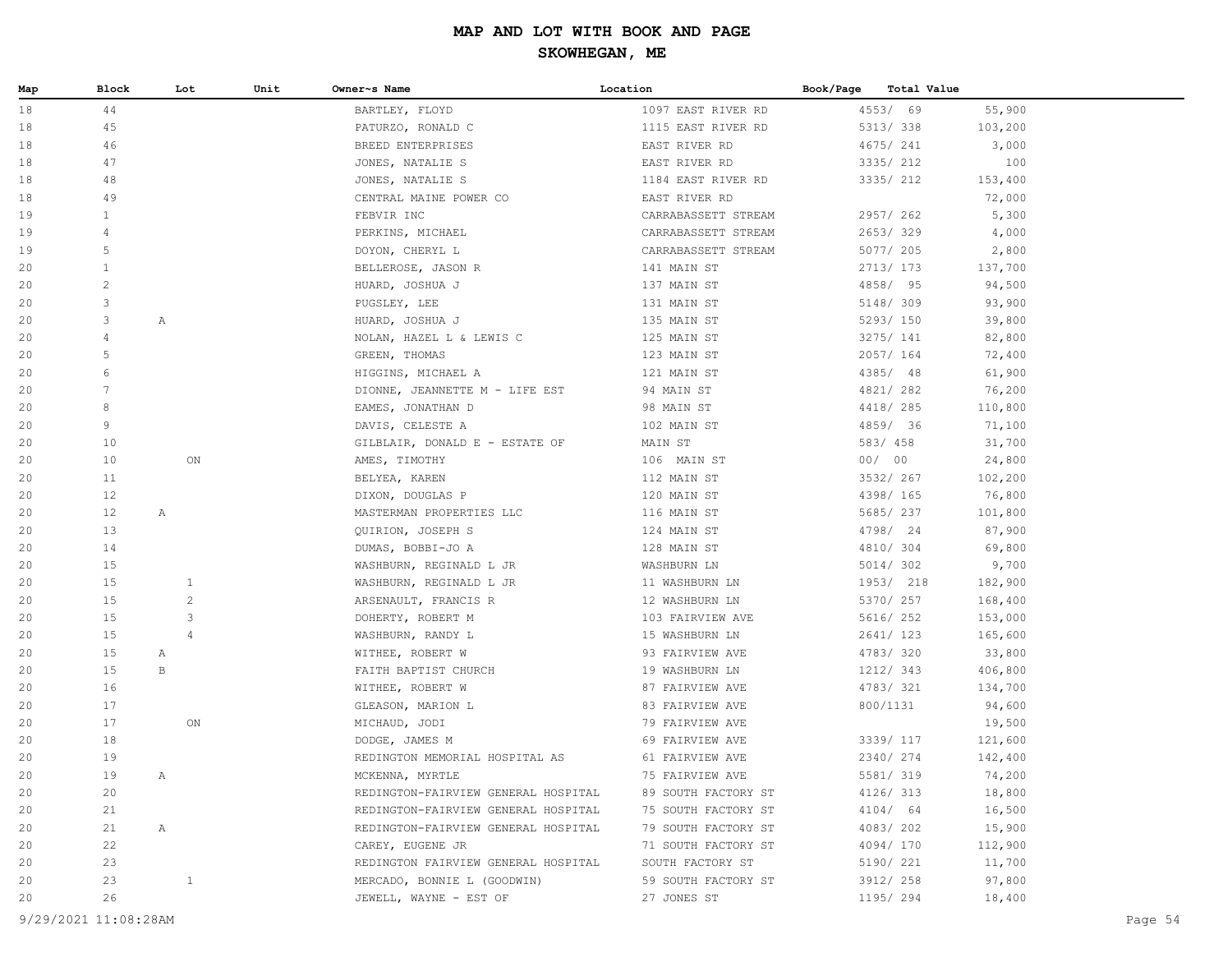# MAP AND LOT WITH BOOK AND PAGE

## SKOWHEGAN, ME

| Map | Block | Lot | Unit | Owner~s Name | Location | Book/Page | Total Value |
|---|---|---|---|---|---|---|---|
| 18 | 44 | | | BARTLEY, FLOYD | 1097 EAST RIVER RD | 4553/ 69 | 55,900 |
| 18 | 45 | | | PATURZO, RONALD C | 1115 EAST RIVER RD | 5313/ 338 | 103,200 |
| 18 | 46 | | | BREED ENTERPRISES | EAST RIVER RD | 4675/ 241 | 3,000 |
| 18 | 47 | | | JONES, NATALIE S | EAST RIVER RD | 3335/ 212 | 100 |
| 18 | 48 | | | JONES, NATALIE S | 1184 EAST RIVER RD | 3335/ 212 | 153,400 |
| 18 | 49 | | | CENTRAL MAINE POWER CO | EAST RIVER RD | | 72,000 |
| 19 | 1 | | | FEBVIR INC | CARRABASSETT STREAM | 2957/ 262 | 5,300 |
| 19 | 4 | | | PERKINS, MICHAEL | CARRABASSETT STREAM | 2653/ 329 | 4,000 |
| 19 | 5 | | | DOYON, CHERYL L | CARRABASSETT STREAM | 5077/ 205 | 2,800 |
| 20 | 1 | | | BELLEROSE, JASON R | 141 MAIN ST | 2713/ 173 | 137,700 |
| 20 | 2 | | | HUARD, JOSHUA J | 137 MAIN ST | 4858/ 95 | 94,500 |
| 20 | 3 | | | PUGSLEY, LEE | 131 MAIN ST | 5148/ 309 | 93,900 |
| 20 | 3 | A | | HUARD, JOSHUA J | 135 MAIN ST | 5293/ 150 | 39,800 |
| 20 | 4 | | | NOLAN, HAZEL L & LEWIS C | 125 MAIN ST | 3275/ 141 | 82,800 |
| 20 | 5 | | | GREEN, THOMAS | 123 MAIN ST | 2057/ 164 | 72,400 |
| 20 | 6 | | | HIGGINS, MICHAEL A | 121 MAIN ST | 4385/ 48 | 61,900 |
| 20 | 7 | | | DIONNE, JEANNETTE M - LIFE EST | 94 MAIN ST | 4821/ 282 | 76,200 |
| 20 | 8 | | | EAMES, JONATHAN D | 98 MAIN ST | 4418/ 285 | 110,800 |
| 20 | 9 | | | DAVIS, CELESTE A | 102 MAIN ST | 4859/ 36 | 71,100 |
| 20 | 10 | | | GILBLAIR, DONALD E - ESTATE OF | MAIN ST | 583/ 458 | 31,700 |
| 20 | 10 | | ON | AMES, TIMOTHY | 106 MAIN ST | 00/ 00 | 24,800 |
| 20 | 11 | | | BELYEA, KAREN | 112 MAIN ST | 3532/ 267 | 102,200 |
| 20 | 12 | | | DIXON, DOUGLAS P | 120 MAIN ST | 4398/ 165 | 76,800 |
| 20 | 12 | A | | MASTERMAN PROPERTIES LLC | 116 MAIN ST | 5685/ 237 | 101,800 |
| 20 | 13 | | | QUIRION, JOSEPH S | 124 MAIN ST | 4798/ 24 | 87,900 |
| 20 | 14 | | | DUMAS, BOBBI-JO A | 128 MAIN ST | 4810/ 304 | 69,800 |
| 20 | 15 | | | WASHBURN, REGINALD L JR | WASHBURN LN | 5014/ 302 | 9,700 |
| 20 | 15 | | 1 | WASHBURN, REGINALD L JR | 11 WASHBURN LN | 1953/ 218 | 182,900 |
| 20 | 15 | | 2 | ARSENAULT, FRANCIS R | 12 WASHBURN LN | 5370/ 257 | 168,400 |
| 20 | 15 | | 3 | DOHERTY, ROBERT M | 103 FAIRVIEW AVE | 5616/ 252 | 153,000 |
| 20 | 15 | | 4 | WASHBURN, RANDY L | 15 WASHBURN LN | 2641/ 123 | 165,600 |
| 20 | 15 | A | | WITHEE, ROBERT W | 93 FAIRVIEW AVE | 4783/ 320 | 33,800 |
| 20 | 15 | B | | FAITH BAPTIST CHURCH | 19 WASHBURN LN | 1212/ 343 | 406,800 |
| 20 | 16 | | | WITHEE, ROBERT W | 87 FAIRVIEW AVE | 4783/ 321 | 134,700 |
| 20 | 17 | | | GLEASON, MARION L | 83 FAIRVIEW AVE | 800/1131 | 94,600 |
| 20 | 17 | | ON | MICHAUD, JODI | 79 FAIRVIEW AVE | | 19,500 |
| 20 | 18 | | | DODGE, JAMES M | 69 FAIRVIEW AVE | 3339/ 117 | 121,600 |
| 20 | 19 | | | REDINGTON MEMORIAL HOSPITAL AS | 61 FAIRVIEW AVE | 2340/ 274 | 142,400 |
| 20 | 19 | A | | MCKENNA, MYRTLE | 75 FAIRVIEW AVE | 5581/ 319 | 74,200 |
| 20 | 20 | | | REDINGTON-FAIRVIEW GENERAL HOSPITAL | 89 SOUTH FACTORY ST | 4126/ 313 | 18,800 |
| 20 | 21 | | | REDINGTON-FAIRVIEW GENERAL HOSPITAL | 75 SOUTH FACTORY ST | 4104/ 64 | 16,500 |
| 20 | 21 | A | | REDINGTON-FAIRVIEW GENERAL HOSPITAL | 79 SOUTH FACTORY ST | 4083/ 202 | 15,900 |
| 20 | 22 | | | CAREY, EUGENE JR | 71 SOUTH FACTORY ST | 4094/ 170 | 112,900 |
| 20 | 23 | | | REDINGTON FAIRVIEW GENERAL HOSPITAL | SOUTH FACTORY ST | 5190/ 221 | 11,700 |
| 20 | 23 | | 1 | MERCADO, BONNIE L (GOODWIN) | 59 SOUTH FACTORY ST | 3912/ 258 | 97,800 |
| 20 | 26 | | | JEWELL, WAYNE - EST OF | 27 JONES ST | 1195/ 294 | 18,400 |

9/29/2021 11:08:28AM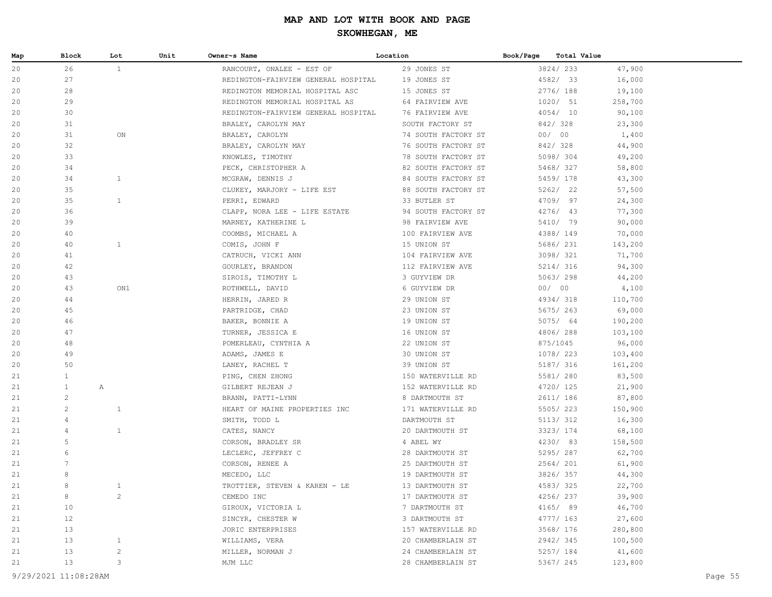# MAP AND LOT WITH BOOK AND PAGE

## SKOWHEGAN, ME

| Map | Block | Lot | Unit | Owner~s Name | Location | Book/Page | Total Value |
|---|---|---|---|---|---|---|---|
| 20 | 26 | 1 | | RANCOURT, ONALEE - EST OF | 29 JONES ST | 3824/ 233 | 47,900 |
| 20 | 27 | | | REDINGTON-FAIRVIEW GENERAL HOSPITAL | 19 JONES ST | 4582/ 33 | 16,000 |
| 20 | 28 | | | REDINGTON MEMORIAL HOSPITAL ASC | 15 JONES ST | 2776/ 188 | 19,100 |
| 20 | 29 | | | REDINGTON MEMORIAL HOSPITAL AS | 64 FAIRVIEW AVE | 1020/ 51 | 258,700 |
| 20 | 30 | | | REDINGTON-FAIRVIEW GENERAL HOSPITAL | 76 FAIRVIEW AVE | 4054/ 10 | 90,100 |
| 20 | 31 | | | BRALEY, CAROLYN MAY | SOUTH FACTORY ST | 842/ 328 | 23,300 |
| 20 | 31 | ON | | BRALEY, CAROLYN | 74 SOUTH FACTORY ST | 00/ 00 | 1,400 |
| 20 | 32 | | | BRALEY, CAROLYN MAY | 76 SOUTH FACTORY ST | 842/ 328 | 44,900 |
| 20 | 33 | | | KNOWLES, TIMOTHY | 78 SOUTH FACTORY ST | 5098/ 304 | 49,200 |
| 20 | 34 | | | PECK, CHRISTOPHER A | 82 SOUTH FACTORY ST | 5468/ 327 | 58,800 |
| 20 | 34 | 1 | | MCGRAW, DENNIS J | 84 SOUTH FACTORY ST | 5459/ 178 | 43,300 |
| 20 | 35 | | | CLUKEY, MARJORY - LIFE EST | 88 SOUTH FACTORY ST | 5262/ 22 | 57,500 |
| 20 | 35 | 1 | | PERRI, EDWARD | 33 BUTLER ST | 4709/ 97 | 24,300 |
| 20 | 36 | | | CLAPP, NORA LEE - LIFE ESTATE | 94 SOUTH FACTORY ST | 4276/ 43 | 77,300 |
| 20 | 39 | | | MARNEY, KATHERINE L | 98 FAIRVIEW AVE | 5410/ 79 | 90,000 |
| 20 | 40 | | | COOMBS, MICHAEL A | 100 FAIRVIEW AVE | 4388/ 149 | 70,000 |
| 20 | 40 | 1 | | COMIS, JOHN F | 15 UNION ST | 5686/ 231 | 143,200 |
| 20 | 41 | | | CATRUCH, VICKI ANN | 104 FAIRVIEW AVE | 3098/ 321 | 71,700 |
| 20 | 42 | | | GOURLEY, BRANDON | 112 FAIRVIEW AVE | 5214/ 316 | 94,300 |
| 20 | 43 | | | SIROIS, TIMOTHY L | 3 GUYVIEW DR | 5063/ 298 | 44,200 |
| 20 | 43 | ON1 | | ROTHWELL, DAVID | 6 GUYVIEW DR | 00/ 00 | 4,100 |
| 20 | 44 | | | HERRIN, JARED R | 29 UNION ST | 4934/ 318 | 110,700 |
| 20 | 45 | | | PARTRIDGE, CHAD | 23 UNION ST | 5675/ 263 | 69,000 |
| 20 | 46 | | | BAKER, BONNIE A | 19 UNION ST | 5075/ 64 | 190,200 |
| 20 | 47 | | | TURNER, JESSICA E | 16 UNION ST | 4806/ 288 | 103,100 |
| 20 | 48 | | | POMERLEAU, CYNTHIA A | 22 UNION ST | 875/1045 | 96,000 |
| 20 | 49 | | | ADAMS, JAMES E | 30 UNION ST | 1078/ 223 | 103,400 |
| 20 | 50 | | | LANEY, RACHEL T | 39 UNION ST | 5187/ 316 | 161,200 |
| 21 | 1 | | | PING, CHEN ZHONG | 150 WATERVILLE RD | 5581/ 280 | 83,500 |
| 21 | 1 | A | | GILBERT REJEAN J | 152 WATERVILLE RD | 4720/ 125 | 21,900 |
| 21 | 2 | | | BRANN, PATTI-LYNN | 8 DARTMOUTH ST | 2611/ 186 | 87,800 |
| 21 | 2 | 1 | | HEART OF MAINE PROPERTIES INC | 171 WATERVILLE RD | 5505/ 223 | 150,900 |
| 21 | 4 | | | SMITH, TODD L | DARTMOUTH ST | 5113/ 312 | 16,300 |
| 21 | 4 | 1 | | CATES, NANCY | 20 DARTMOUTH ST | 3323/ 174 | 68,100 |
| 21 | 5 | | | CORSON, BRADLEY SR | 4 ABEL WY | 4230/ 83 | 158,500 |
| 21 | 6 | | | LECLERC, JEFFREY C | 28 DARTMOUTH ST | 5295/ 287 | 62,700 |
| 21 | 7 | | | CORSON, RENEE A | 25 DARTMOUTH ST | 2564/ 201 | 61,900 |
| 21 | 8 | | | MECEDO, LLC | 19 DARTMOUTH ST | 3826/ 357 | 44,300 |
| 21 | 8 | 1 | | TROTTIER, STEVEN & KAREN - LE | 13 DARTMOUTH ST | 4583/ 325 | 22,700 |
| 21 | 8 | 2 | | CEMEDO INC | 17 DARTMOUTH ST | 4256/ 237 | 39,900 |
| 21 | 10 | | | GIROUX, VICTORIA L | 7 DARTMOUTH ST | 4165/ 89 | 46,700 |
| 21 | 12 | | | SINCYR, CHESTER W | 3 DARTMOUTH ST | 4777/ 163 | 27,600 |
| 21 | 13 | | | JORIC ENTERPRISES | 157 WATERVILLE RD | 3568/ 176 | 280,800 |
| 21 | 13 | 1 | | WILLIAMS, VERA | 20 CHAMBERLAIN ST | 2942/ 345 | 100,500 |
| 21 | 13 | 2 | | MILLER, NORMAN J | 24 CHAMBERLAIN ST | 5257/ 184 | 41,600 |
| 21 | 13 | 3 | | MJM LLC | 28 CHAMBERLAIN ST | 5367/ 245 | 123,800 |

9/29/2021 11:08:28AM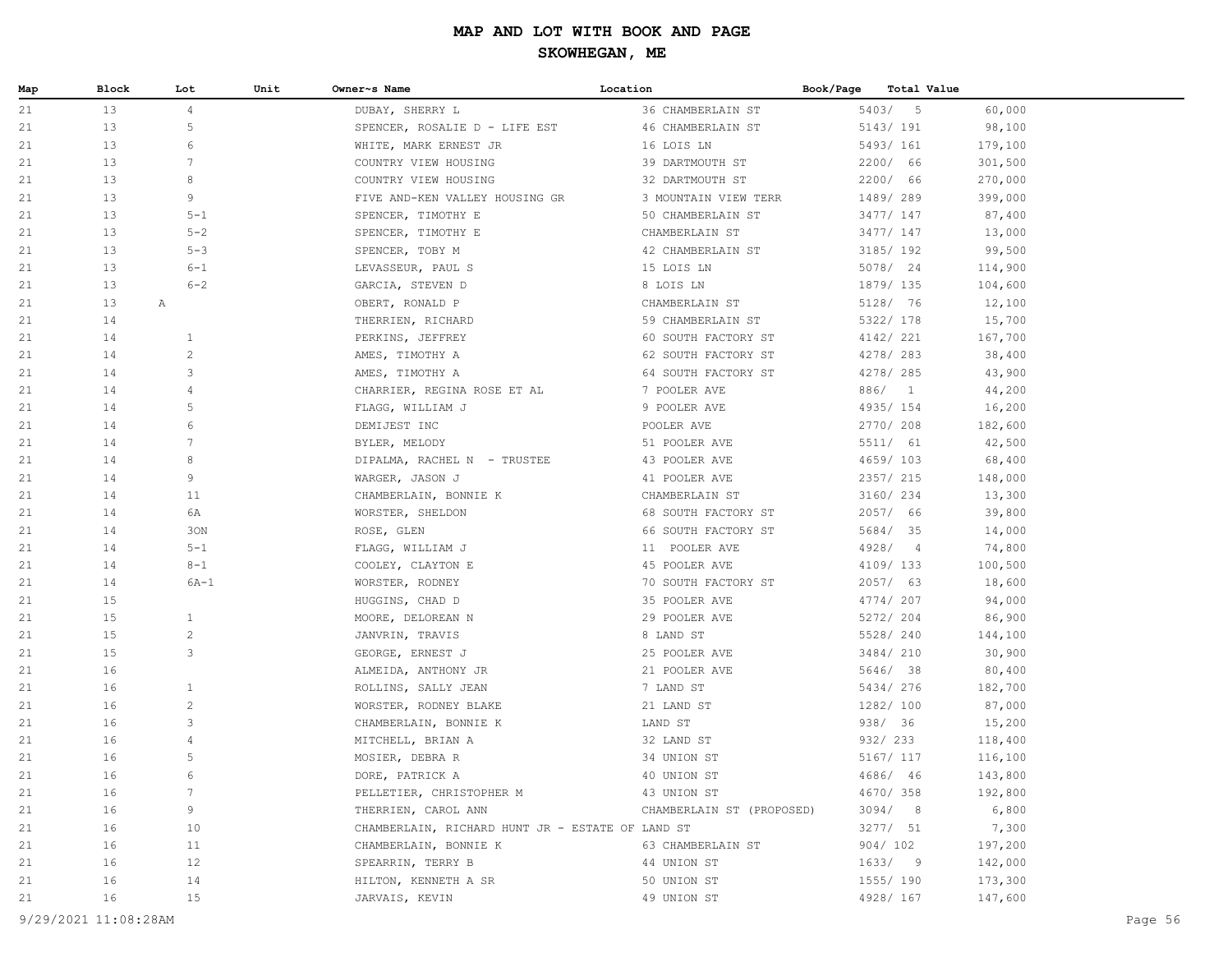# MAP AND LOT WITH BOOK AND PAGE

## SKOWHEGAN, ME

| Map | Block | Lot | Unit | Owner~s Name | Location | Book/Page | Total Value |
|---|---|---|---|---|---|---|---|
| 21 | 13 | 4 | | DUBAY, SHERRY L | 36 CHAMBERLAIN ST | 5403/ 5 | 60,000 |
| 21 | 13 | 5 | | SPENCER, ROSALIE D - LIFE EST | 46 CHAMBERLAIN ST | 5143/ 191 | 98,100 |
| 21 | 13 | 6 | | WHITE, MARK ERNEST JR | 16 LOIS LN | 5493/ 161 | 179,100 |
| 21 | 13 | 7 | | COUNTRY VIEW HOUSING | 39 DARTMOUTH ST | 2200/ 66 | 301,500 |
| 21 | 13 | 8 | | COUNTRY VIEW HOUSING | 32 DARTMOUTH ST | 2200/ 66 | 270,000 |
| 21 | 13 | 9 | | FIVE AND-KEN VALLEY HOUSING GR | 3 MOUNTAIN VIEW TERR | 1489/ 289 | 399,000 |
| 21 | 13 | 5-1 | | SPENCER, TIMOTHY E | 50 CHAMBERLAIN ST | 3477/ 147 | 87,400 |
| 21 | 13 | 5-2 | | SPENCER, TIMOTHY E | CHAMBERLAIN ST | 3477/ 147 | 13,000 |
| 21 | 13 | 5-3 | | SPENCER, TOBY M | 42 CHAMBERLAIN ST | 3185/ 192 | 99,500 |
| 21 | 13 | 6-1 | | LEVASSEUR, PAUL S | 15 LOIS LN | 5078/ 24 | 114,900 |
| 21 | 13 | 6-2 | | GARCIA, STEVEN D | 8 LOIS LN | 1879/ 135 | 104,600 |
| 21 | 13 | A | | OBERT, RONALD P | CHAMBERLAIN ST | 5128/ 76 | 12,100 |
| 21 | 14 | | | THERRIEN, RICHARD | 59 CHAMBERLAIN ST | 5322/ 178 | 15,700 |
| 21 | 14 | 1 | | PERKINS, JEFFREY | 60 SOUTH FACTORY ST | 4142/ 221 | 167,700 |
| 21 | 14 | 2 | | AMES, TIMOTHY A | 62 SOUTH FACTORY ST | 4278/ 283 | 38,400 |
| 21 | 14 | 3 | | AMES, TIMOTHY A | 64 SOUTH FACTORY ST | 4278/ 285 | 43,900 |
| 21 | 14 | 4 | | CHARRIER, REGINA ROSE ET AL | 7 POOLER AVE | 886/ 1 | 44,200 |
| 21 | 14 | 5 | | FLAGG, WILLIAM J | 9 POOLER AVE | 4935/ 154 | 16,200 |
| 21 | 14 | 6 | | DEMIJEST INC | POOLER AVE | 2770/ 208 | 182,600 |
| 21 | 14 | 7 | | BYLER, MELODY | 51 POOLER AVE | 5511/ 61 | 42,500 |
| 21 | 14 | 8 | | DIPALMA, RACHEL N - TRUSTEE | 43 POOLER AVE | 4659/ 103 | 68,400 |
| 21 | 14 | 9 | | WARGER, JASON J | 41 POOLER AVE | 2357/ 215 | 148,000 |
| 21 | 14 | 11 | | CHAMBERLAIN, BONNIE K | CHAMBERLAIN ST | 3160/ 234 | 13,300 |
| 21 | 14 | 6A | | WORSTER, SHELDON | 68 SOUTH FACTORY ST | 2057/ 66 | 39,800 |
| 21 | 14 | 3ON | | ROSE, GLEN | 66 SOUTH FACTORY ST | 5684/ 35 | 14,000 |
| 21 | 14 | 5-1 | | FLAGG, WILLIAM J | 11 POOLER AVE | 4928/ 4 | 74,800 |
| 21 | 14 | 8-1 | | COOLEY, CLAYTON E | 45 POOLER AVE | 4109/ 133 | 100,500 |
| 21 | 14 | 6A-1 | | WORSTER, RODNEY | 70 SOUTH FACTORY ST | 2057/ 63 | 18,600 |
| 21 | 15 | | | HUGGINS, CHAD D | 35 POOLER AVE | 4774/ 207 | 94,000 |
| 21 | 15 | 1 | | MOORE, DELOREAN N | 29 POOLER AVE | 5272/ 204 | 86,900 |
| 21 | 15 | 2 | | JANVRIN, TRAVIS | 8 LAND ST | 5528/ 240 | 144,100 |
| 21 | 15 | 3 | | GEORGE, ERNEST J | 25 POOLER AVE | 3484/ 210 | 30,900 |
| 21 | 16 | | | ALMEIDA, ANTHONY JR | 21 POOLER AVE | 5646/ 38 | 80,400 |
| 21 | 16 | 1 | | ROLLINS, SALLY JEAN | 7 LAND ST | 5434/ 276 | 182,700 |
| 21 | 16 | 2 | | WORSTER, RODNEY BLAKE | 21 LAND ST | 1282/ 100 | 87,000 |
| 21 | 16 | 3 | | CHAMBERLAIN, BONNIE K | LAND ST | 938/ 36 | 15,200 |
| 21 | 16 | 4 | | MITCHELL, BRIAN A | 32 LAND ST | 932/ 233 | 118,400 |
| 21 | 16 | 5 | | MOSIER, DEBRA R | 34 UNION ST | 5167/ 117 | 116,100 |
| 21 | 16 | 6 | | DORE, PATRICK A | 40 UNION ST | 4686/ 46 | 143,800 |
| 21 | 16 | 7 | | PELLETIER, CHRISTOPHER M | 43 UNION ST | 4670/ 358 | 192,800 |
| 21 | 16 | 9 | | THERRIEN, CAROL ANN | CHAMBERLAIN ST (PROPOSED) | 3094/ 8 | 6,800 |
| 21 | 16 | 10 | | CHAMBERLAIN, RICHARD HUNT JR - ESTATE OF | LAND ST | 3277/ 51 | 7,300 |
| 21 | 16 | 11 | | CHAMBERLAIN, BONNIE K | 63 CHAMBERLAIN ST | 904/ 102 | 197,200 |
| 21 | 16 | 12 | | SPEARRIN, TERRY B | 44 UNION ST | 1633/ 9 | 142,000 |
| 21 | 16 | 14 | | HILTON, KENNETH A SR | 50 UNION ST | 1555/ 190 | 173,300 |
| 21 | 16 | 15 | | JARVAIS, KEVIN | 49 UNION ST | 4928/ 167 | 147,600 |

9/29/2021 11:08:28AM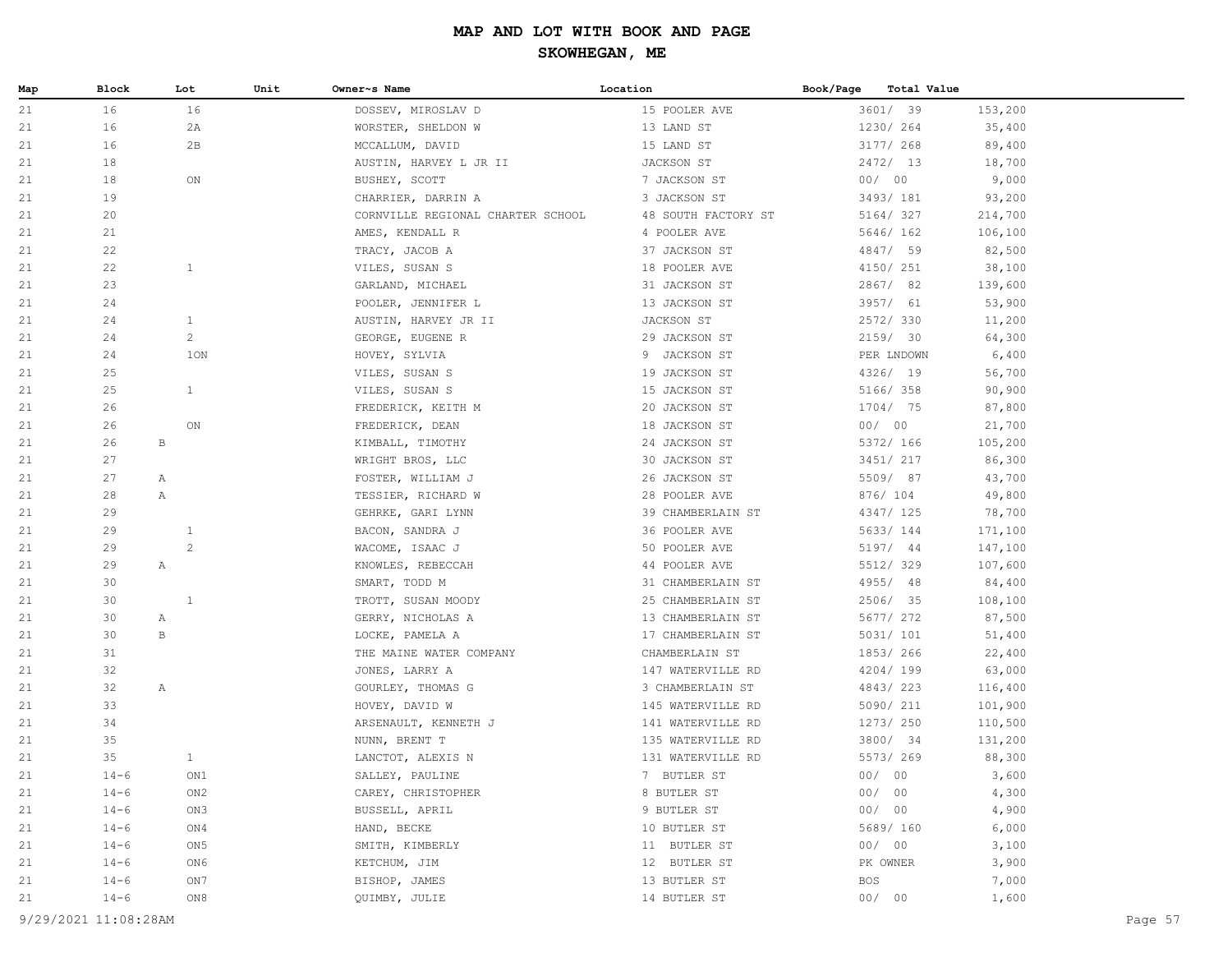# MAP AND LOT WITH BOOK AND PAGE

## SKOWHEGAN, ME

| Map | Block | Lot | Unit | Owner~s Name | Location | Book/Page | Total Value |
|---|---|---|---|---|---|---|---|
| 21 | 16 | 16 | | DOSSEV, MIROSLAV D | 15 POOLER AVE | 3601/ 39 | 153,200 |
| 21 | 16 | 2A | | WORSTER, SHELDON W | 13 LAND ST | 1230/ 264 | 35,400 |
| 21 | 16 | 2B | | MCCALLUM, DAVID | 15 LAND ST | 3177/ 268 | 89,400 |
| 21 | 18 | | | AUSTIN, HARVEY L JR II | JACKSON ST | 2472/ 13 | 18,700 |
| 21 | 18 | ON | | BUSHEY, SCOTT | 7 JACKSON ST | 00/ 00 | 9,000 |
| 21 | 19 | | | CHARRIER, DARRIN A | 3 JACKSON ST | 3493/ 181 | 93,200 |
| 21 | 20 | | | CORNVILLE REGIONAL CHARTER SCHOOL | 48 SOUTH FACTORY ST | 5164/ 327 | 214,700 |
| 21 | 21 | | | AMES, KENDALL R | 4 POOLER AVE | 5646/ 162 | 106,100 |
| 21 | 22 | | | TRACY, JACOB A | 37 JACKSON ST | 4847/ 59 | 82,500 |
| 21 | 22 | 1 | | VILES, SUSAN S | 18 POOLER AVE | 4150/ 251 | 38,100 |
| 21 | 23 | | | GARLAND, MICHAEL | 31 JACKSON ST | 2867/ 82 | 139,600 |
| 21 | 24 | | | POOLER, JENNIFER L | 13 JACKSON ST | 3957/ 61 | 53,900 |
| 21 | 24 | 1 | | AUSTIN, HARVEY JR II | JACKSON ST | 2572/ 330 | 11,200 |
| 21 | 24 | 2 | | GEORGE, EUGENE R | 29 JACKSON ST | 2159/ 30 | 64,300 |
| 21 | 24 | 1ON | | HOVEY, SYLVIA | 9 JACKSON ST | PER LNDOWN | 6,400 |
| 21 | 25 | | | VILES, SUSAN S | 19 JACKSON ST | 4326/ 19 | 56,700 |
| 21 | 25 | 1 | | VILES, SUSAN S | 15 JACKSON ST | 5166/ 358 | 90,900 |
| 21 | 26 | | | FREDERICK, KEITH M | 20 JACKSON ST | 1704/ 75 | 87,800 |
| 21 | 26 | ON | | FREDERICK, DEAN | 18 JACKSON ST | 00/ 00 | 21,700 |
| 21 | 26 | B | | KIMBALL, TIMOTHY | 24 JACKSON ST | 5372/ 166 | 105,200 |
| 21 | 27 | | | WRIGHT BROS, LLC | 30 JACKSON ST | 3451/ 217 | 86,300 |
| 21 | 27 | A | | FOSTER, WILLIAM J | 26 JACKSON ST | 5509/ 87 | 43,700 |
| 21 | 28 | A | | TESSIER, RICHARD W | 28 POOLER AVE | 876/ 104 | 49,800 |
| 21 | 29 | | | GEHRKE, GARI LYNN | 39 CHAMBERLAIN ST | 4347/ 125 | 78,700 |
| 21 | 29 | 1 | | BACON, SANDRA J | 36 POOLER AVE | 5633/ 144 | 171,100 |
| 21 | 29 | 2 | | WACOME, ISAAC J | 50 POOLER AVE | 5197/ 44 | 147,100 |
| 21 | 29 | A | | KNOWLES, REBECCAH | 44 POOLER AVE | 5512/ 329 | 107,600 |
| 21 | 30 | | | SMART, TODD M | 31 CHAMBERLAIN ST | 4955/ 48 | 84,400 |
| 21 | 30 | 1 | | TROTT, SUSAN MOODY | 25 CHAMBERLAIN ST | 2506/ 35 | 108,100 |
| 21 | 30 | A | | GERRY, NICHOLAS A | 13 CHAMBERLAIN ST | 5677/ 272 | 87,500 |
| 21 | 30 | B | | LOCKE, PAMELA A | 17 CHAMBERLAIN ST | 5031/ 101 | 51,400 |
| 21 | 31 | | | THE MAINE WATER COMPANY | CHAMBERLAIN ST | 1853/ 266 | 22,400 |
| 21 | 32 | | | JONES, LARRY A | 147 WATERVILLE RD | 4204/ 199 | 63,000 |
| 21 | 32 | A | | GOURLEY, THOMAS G | 3 CHAMBERLAIN ST | 4843/ 223 | 116,400 |
| 21 | 33 | | | HOVEY, DAVID W | 145 WATERVILLE RD | 5090/ 211 | 101,900 |
| 21 | 34 | | | ARSENAULT, KENNETH J | 141 WATERVILLE RD | 1273/ 250 | 110,500 |
| 21 | 35 | | | NUNN, BRENT T | 135 WATERVILLE RD | 3800/ 34 | 131,200 |
| 21 | 35 | 1 | | LANCTOT, ALEXIS N | 131 WATERVILLE RD | 5573/ 269 | 88,300 |
| 21 | 14-6 | ON1 | | SALLEY, PAULINE | 7 BUTLER ST | 00/ 00 | 3,600 |
| 21 | 14-6 | ON2 | | CAREY, CHRISTOPHER | 8 BUTLER ST | 00/ 00 | 4,300 |
| 21 | 14-6 | ON3 | | BUSSELL, APRIL | 9 BUTLER ST | 00/ 00 | 4,900 |
| 21 | 14-6 | ON4 | | HAND, BECKE | 10 BUTLER ST | 5689/ 160 | 6,000 |
| 21 | 14-6 | ON5 | | SMITH, KIMBERLY | 11 BUTLER ST | 00/ 00 | 3,100 |
| 21 | 14-6 | ON6 | | KETCHUM, JIM | 12 BUTLER ST | PK OWNER | 3,900 |
| 21 | 14-6 | ON7 | | BISHOP, JAMES | 13 BUTLER ST | BOS | 7,000 |
| 21 | 14-6 | ON8 | | QUIMBY, JULIE | 14 BUTLER ST | 00/ 00 | 1,600 |

9/29/2021 11:08:28AM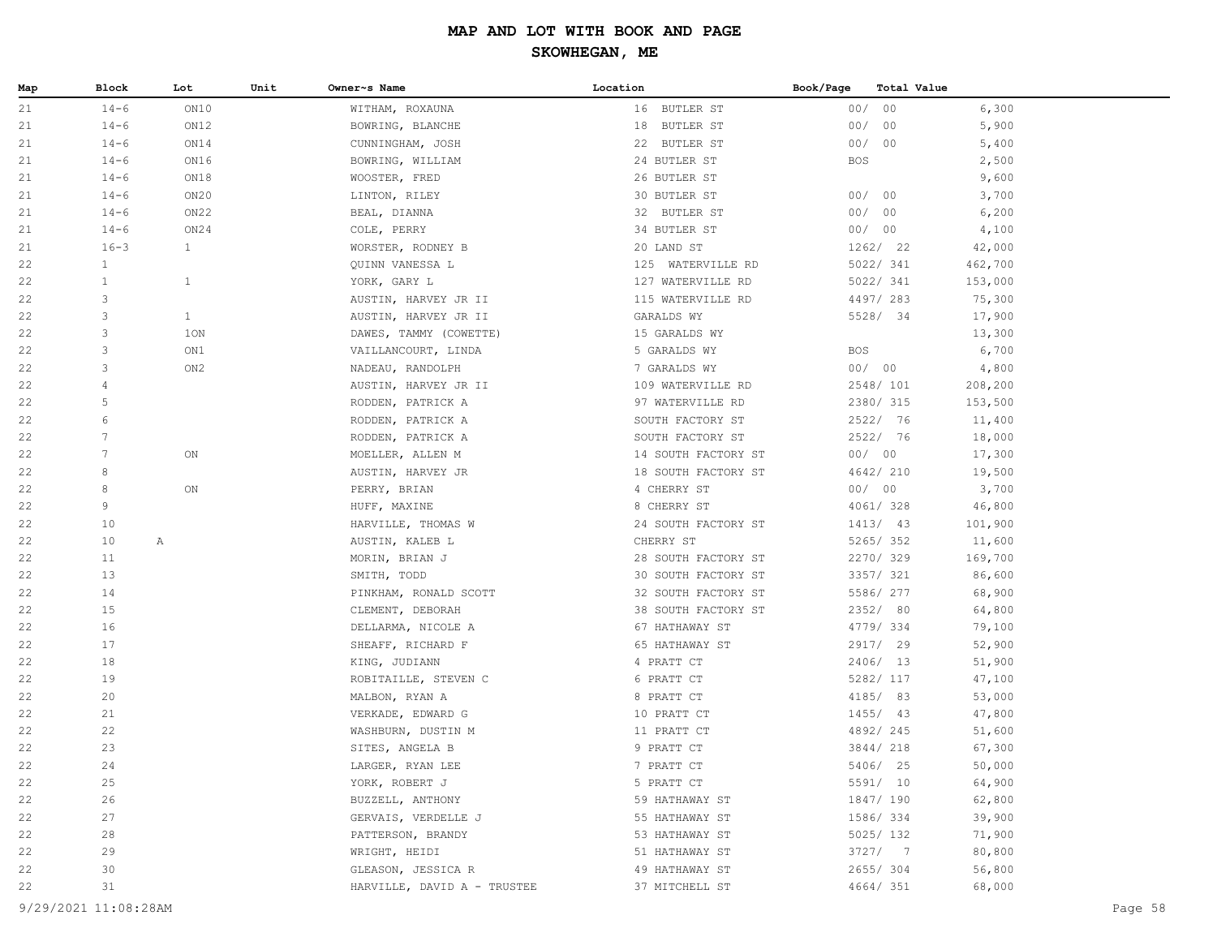# MAP AND LOT WITH BOOK AND PAGE

## SKOWHEGAN, ME

| Map | Block | Lot | Unit | Owner~s Name | Location | Book/Page | Total Value |
|---|---|---|---|---|---|---|---|
| 21 | 14-6 | ON10 | | WITHAM, ROXAUNA | 16 BUTLER ST | 00/ 00 | 6,300 |
| 21 | 14-6 | ON12 | | BOWRING, BLANCHE | 18 BUTLER ST | 00/ 00 | 5,900 |
| 21 | 14-6 | ON14 | | CUNNINGHAM, JOSH | 22 BUTLER ST | 00/ 00 | 5,400 |
| 21 | 14-6 | ON16 | | BOWRING, WILLIAM | 24 BUTLER ST | BOS | 2,500 |
| 21 | 14-6 | ON18 | | WOOSTER, FRED | 26 BUTLER ST | | 9,600 |
| 21 | 14-6 | ON20 | | LINTON, RILEY | 30 BUTLER ST | 00/ 00 | 3,700 |
| 21 | 14-6 | ON22 | | BEAL, DIANNA | 32 BUTLER ST | 00/ 00 | 6,200 |
| 21 | 14-6 | ON24 | | COLE, PERRY | 34 BUTLER ST | 00/ 00 | 4,100 |
| 21 | 16-3 | 1 | | WORSTER, RODNEY B | 20 LAND ST | 1262/ 22 | 42,000 |
| 22 | 1 | | | QUINN VANESSA L | 125 WATERVILLE RD | 5022/ 341 | 462,700 |
| 22 | 1 | 1 | | YORK, GARY L | 127 WATERVILLE RD | 5022/ 341 | 153,000 |
| 22 | 3 | | | AUSTIN, HARVEY JR II | 115 WATERVILLE RD | 4497/ 283 | 75,300 |
| 22 | 3 | 1 | | AUSTIN, HARVEY JR II | GARALDS WY | 5528/ 34 | 17,900 |
| 22 | 3 | 1ON | | DAWES, TAMMY (COWETTE) | 15 GARALDS WY | | 13,300 |
| 22 | 3 | ON1 | | VAILLANCOURT, LINDA | 5 GARALDS WY | BOS | 6,700 |
| 22 | 3 | ON2 | | NADEAU, RANDOLPH | 7 GARALDS WY | 00/ 00 | 4,800 |
| 22 | 4 | | | AUSTIN, HARVEY JR II | 109 WATERVILLE RD | 2548/ 101 | 208,200 |
| 22 | 5 | | | RODDEN, PATRICK A | 97 WATERVILLE RD | 2380/ 315 | 153,500 |
| 22 | 6 | | | RODDEN, PATRICK A | SOUTH FACTORY ST | 2522/ 76 | 11,400 |
| 22 | 7 | | | RODDEN, PATRICK A | SOUTH FACTORY ST | 2522/ 76 | 18,000 |
| 22 | 7 | ON | | MOELLER, ALLEN M | 14 SOUTH FACTORY ST | 00/ 00 | 17,300 |
| 22 | 8 | | | AUSTIN, HARVEY JR | 18 SOUTH FACTORY ST | 4642/ 210 | 19,500 |
| 22 | 8 | ON | | PERRY, BRIAN | 4 CHERRY ST | 00/ 00 | 3,700 |
| 22 | 9 | | | HUFF, MAXINE | 8 CHERRY ST | 4061/ 328 | 46,800 |
| 22 | 10 | | | HARVILLE, THOMAS W | 24 SOUTH FACTORY ST | 1413/ 43 | 101,900 |
| 22 | 10 A | | | AUSTIN, KALEB L | CHERRY ST | 5265/ 352 | 11,600 |
| 22 | 11 | | | MORIN, BRIAN J | 28 SOUTH FACTORY ST | 2270/ 329 | 169,700 |
| 22 | 13 | | | SMITH, TODD | 30 SOUTH FACTORY ST | 3357/ 321 | 86,600 |
| 22 | 14 | | | PINKHAM, RONALD SCOTT | 32 SOUTH FACTORY ST | 5586/ 277 | 68,900 |
| 22 | 15 | | | CLEMENT, DEBORAH | 38 SOUTH FACTORY ST | 2352/ 80 | 64,800 |
| 22 | 16 | | | DELLARMA, NICOLE A | 67 HATHAWAY ST | 4779/ 334 | 79,100 |
| 22 | 17 | | | SHEAFF, RICHARD F | 65 HATHAWAY ST | 2917/ 29 | 52,900 |
| 22 | 18 | | | KING, JUDIANN | 4 PRATT CT | 2406/ 13 | 51,900 |
| 22 | 19 | | | ROBITAILLE, STEVEN C | 6 PRATT CT | 5282/ 117 | 47,100 |
| 22 | 20 | | | MALBON, RYAN A | 8 PRATT CT | 4185/ 83 | 53,000 |
| 22 | 21 | | | VERKADE, EDWARD G | 10 PRATT CT | 1455/ 43 | 47,800 |
| 22 | 22 | | | WASHBURN, DUSTIN M | 11 PRATT CT | 4892/ 245 | 51,600 |
| 22 | 23 | | | SITES, ANGELA B | 9 PRATT CT | 3844/ 218 | 67,300 |
| 22 | 24 | | | LARGER, RYAN LEE | 7 PRATT CT | 5406/ 25 | 50,000 |
| 22 | 25 | | | YORK, ROBERT J | 5 PRATT CT | 5591/ 10 | 64,900 |
| 22 | 26 | | | BUZZELL, ANTHONY | 59 HATHAWAY ST | 1847/ 190 | 62,800 |
| 22 | 27 | | | GERVAIS, VERDELLE J | 55 HATHAWAY ST | 1586/ 334 | 39,900 |
| 22 | 28 | | | PATTERSON, BRANDY | 53 HATHAWAY ST | 5025/ 132 | 71,900 |
| 22 | 29 | | | WRIGHT, HEIDI | 51 HATHAWAY ST | 3727/ 7 | 80,800 |
| 22 | 30 | | | GLEASON, JESSICA R | 49 HATHAWAY ST | 2655/ 304 | 56,800 |
| 22 | 31 | | | HARVILLE, DAVID A - TRUSTEE | 37 MITCHELL ST | 4664/ 351 | 68,000 |

9/29/2021 11:08:28AM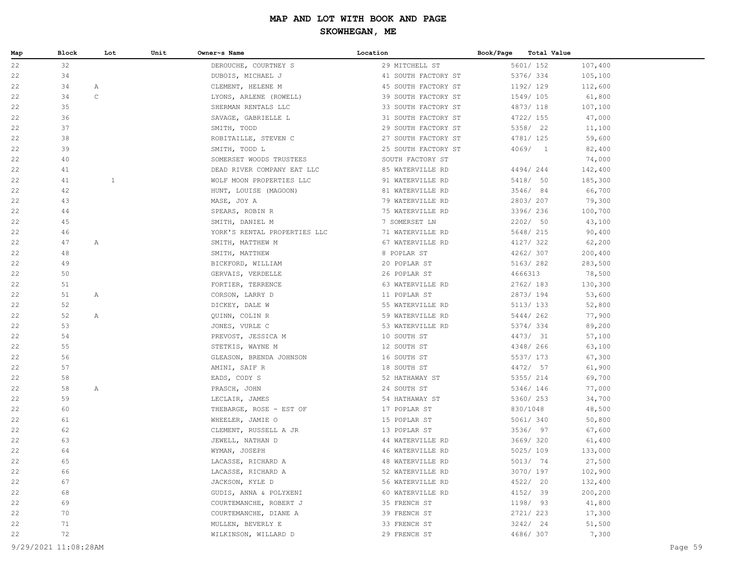# MAP AND LOT WITH BOOK AND PAGE

## SKOWHEGAN, ME

| Map | Block | Lot | Unit | Owner~s Name | Location | Book/Page | Total Value |
|---|---|---|---|---|---|---|---|
| 22 | 32 | | | DEROUCHE, COURTNEY S | 29 MITCHELL ST | 5601/ 152 | 107,400 |
| 22 | 34 | | | DUBOIS, MICHAEL J | 41 SOUTH FACTORY ST | 5376/ 334 | 105,100 |
| 22 | 34 | A | | CLEMENT, HELENE M | 45 SOUTH FACTORY ST | 1192/ 129 | 112,600 |
| 22 | 34 | C | | LYONS, ARLENE (ROWELL) | 39 SOUTH FACTORY ST | 1549/ 105 | 61,800 |
| 22 | 35 | | | SHERMAN RENTALS LLC | 33 SOUTH FACTORY ST | 4873/ 118 | 107,100 |
| 22 | 36 | | | SAVAGE, GABRIELLE L | 31 SOUTH FACTORY ST | 4722/ 155 | 47,000 |
| 22 | 37 | | | SMITH, TODD | 29 SOUTH FACTORY ST | 5358/ 22 | 11,100 |
| 22 | 38 | | | ROBITAILLE, STEVEN C | 27 SOUTH FACTORY ST | 4781/ 125 | 59,600 |
| 22 | 39 | | | SMITH, TODD L | 25 SOUTH FACTORY ST | 4069/ 1 | 82,400 |
| 22 | 40 | | | SOMERSET WOODS TRUSTEES | SOUTH FACTORY ST | | 74,000 |
| 22 | 41 | | | DEAD RIVER COMPANY EAT LLC | 85 WATERVILLE RD | 4494/ 244 | 142,400 |
| 22 | 41 | 1 | | WOLF MOON PROPERTIES LLC | 91 WATERVILLE RD | 5418/ 50 | 185,300 |
| 22 | 42 | | | HUNT, LOUISE (MAGOON) | 81 WATERVILLE RD | 3546/ 84 | 66,700 |
| 22 | 43 | | | MASE, JOY A | 79 WATERVILLE RD | 2803/ 207 | 79,300 |
| 22 | 44 | | | SPEARS, ROBIN R | 75 WATERVILLE RD | 3396/ 236 | 100,700 |
| 22 | 45 | | | SMITH, DANIEL M | 7 SOMERSET LN | 2202/ 50 | 43,100 |
| 22 | 46 | | | YORK'S RENTAL PROPERTIES LLC | 71 WATERVILLE RD | 5648/ 215 | 90,400 |
| 22 | 47 | A | | SMITH, MATTHEW M | 67 WATERVILLE RD | 4127/ 322 | 62,200 |
| 22 | 48 | | | SMITH, MATTHEW | 8 POPLAR ST | 4262/ 307 | 200,400 |
| 22 | 49 | | | BICKFORD, WILLIAM | 20 POPLAR ST | 5163/ 282 | 283,500 |
| 22 | 50 | | | GERVAIS, VERDELLE | 26 POPLAR ST | 4666313 | 78,500 |
| 22 | 51 | | | FORTIER, TERRENCE | 63 WATERVILLE RD | 2762/ 183 | 130,300 |
| 22 | 51 | A | | CORSON, LARRY D | 11 POPLAR ST | 2873/ 194 | 53,600 |
| 22 | 52 | | | DICKEY, DALE W | 55 WATERVILLE RD | 5113/ 133 | 52,800 |
| 22 | 52 | A | | QUINN, COLIN R | 59 WATERVILLE RD | 5444/ 262 | 77,900 |
| 22 | 53 | | | JONES, VURLE C | 53 WATERVILLE RD | 5374/ 334 | 89,200 |
| 22 | 54 | | | PREVOST, JESSICA M | 10 SOUTH ST | 4473/ 31 | 57,100 |
| 22 | 55 | | | STETKIS, WAYNE M | 12 SOUTH ST | 4348/ 266 | 63,100 |
| 22 | 56 | | | GLEASON, BRENDA JOHNSON | 16 SOUTH ST | 5537/ 173 | 67,300 |
| 22 | 57 | | | AMINI, SAIF R | 18 SOUTH ST | 4472/ 57 | 61,900 |
| 22 | 58 | | | EADS, CODY S | 52 HATHAWAY ST | 5355/ 214 | 69,700 |
| 22 | 58 | A | | PRASCH, JOHN | 24 SOUTH ST | 5346/ 146 | 77,000 |
| 22 | 59 | | | LECLAIR, JAMES | 54 HATHAWAY ST | 5360/ 253 | 34,700 |
| 22 | 60 | | | THEBARGE, ROSE - EST OF | 17 POPLAR ST | 830/1048 | 48,500 |
| 22 | 61 | | | WHEELER, JAMIE O | 15 POPLAR ST | 5061/ 340 | 50,800 |
| 22 | 62 | | | CLEMENT, RUSSELL A JR | 13 POPLAR ST | 3536/ 97 | 67,600 |
| 22 | 63 | | | JEWELL, NATHAN D | 44 WATERVILLE RD | 3669/ 320 | 61,400 |
| 22 | 64 | | | WYMAN, JOSEPH | 46 WATERVILLE RD | 5025/ 109 | 133,000 |
| 22 | 65 | | | LACASSE, RICHARD A | 48 WATERVILLE RD | 5013/ 74 | 27,500 |
| 22 | 66 | | | LACASSE, RICHARD A | 52 WATERVILLE RD | 3070/ 197 | 102,900 |
| 22 | 67 | | | JACKSON, KYLE D | 56 WATERVILLE RD | 4522/ 20 | 132,400 |
| 22 | 68 | | | GUDIS, ANNA & POLYXENI | 60 WATERVILLE RD | 4152/ 39 | 200,200 |
| 22 | 69 | | | COURTEMANCHE, ROBERT J | 35 FRENCH ST | 1198/ 93 | 41,800 |
| 22 | 70 | | | COURTEMANCHE, DIANE A | 39 FRENCH ST | 2721/ 223 | 17,300 |
| 22 | 71 | | | MULLEN, BEVERLY E | 33 FRENCH ST | 3242/ 24 | 51,500 |
| 22 | 72 | | | WILKINSON, WILLARD D | 29 FRENCH ST | 4686/ 307 | 7,300 |

9/29/2021 11:08:28AM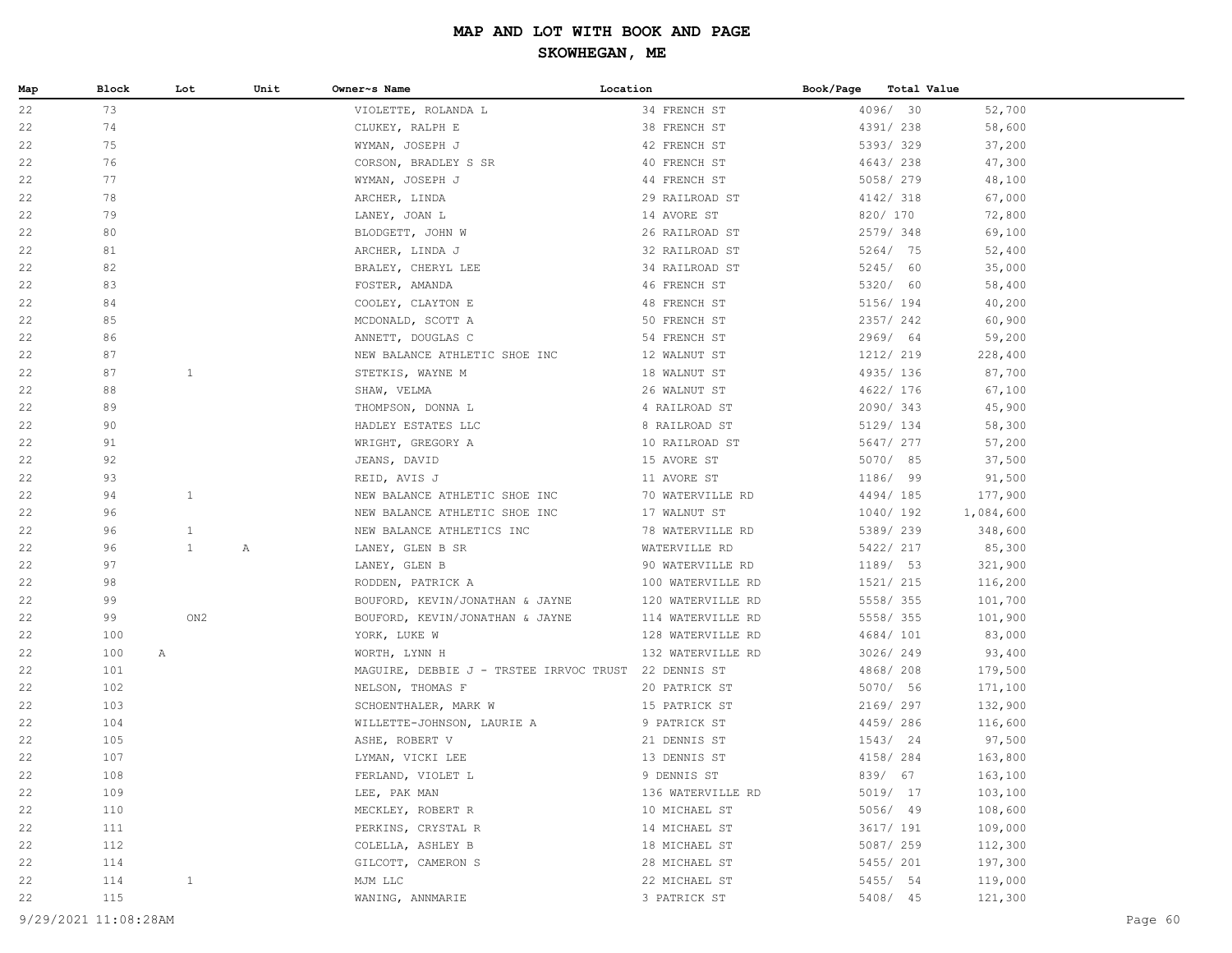# MAP AND LOT WITH BOOK AND PAGE

## SKOWHEGAN, ME

| Map | Block | Lot | Unit | Owner~s Name | Location | Book/Page | Total Value |
|---|---|---|---|---|---|---|---|
| 22 | 73 | | | VIOLETTE, ROLANDA L | 34 FRENCH ST | 4096/ 30 | 52,700 |
| 22 | 74 | | | CLUKEY, RALPH E | 38 FRENCH ST | 4391/ 238 | 58,600 |
| 22 | 75 | | | WYMAN, JOSEPH J | 42 FRENCH ST | 5393/ 329 | 37,200 |
| 22 | 76 | | | CORSON, BRADLEY S SR | 40 FRENCH ST | 4643/ 238 | 47,300 |
| 22 | 77 | | | WYMAN, JOSEPH J | 44 FRENCH ST | 5058/ 279 | 48,100 |
| 22 | 78 | | | ARCHER, LINDA | 29 RAILROAD ST | 4142/ 318 | 67,000 |
| 22 | 79 | | | LANEY, JOAN L | 14 AVORE ST | 820/ 170 | 72,800 |
| 22 | 80 | | | BLODGETT, JOHN W | 26 RAILROAD ST | 2579/ 348 | 69,100 |
| 22 | 81 | | | ARCHER, LINDA J | 32 RAILROAD ST | 5264/ 75 | 52,400 |
| 22 | 82 | | | BRALEY, CHERYL LEE | 34 RAILROAD ST | 5245/ 60 | 35,000 |
| 22 | 83 | | | FOSTER, AMANDA | 46 FRENCH ST | 5320/ 60 | 58,400 |
| 22 | 84 | | | COOLEY, CLAYTON E | 48 FRENCH ST | 5156/ 194 | 40,200 |
| 22 | 85 | | | MCDONALD, SCOTT A | 50 FRENCH ST | 2357/ 242 | 60,900 |
| 22 | 86 | | | ANNETT, DOUGLAS C | 54 FRENCH ST | 2969/ 64 | 59,200 |
| 22 | 87 | | | NEW BALANCE ATHLETIC SHOE INC | 12 WALNUT ST | 1212/ 219 | 228,400 |
| 22 | 87 | 1 | | STETKIS, WAYNE M | 18 WALNUT ST | 4935/ 136 | 87,700 |
| 22 | 88 | | | SHAW, VELMA | 26 WALNUT ST | 4622/ 176 | 67,100 |
| 22 | 89 | | | THOMPSON, DONNA L | 4 RAILROAD ST | 2090/ 343 | 45,900 |
| 22 | 90 | | | HADLEY ESTATES LLC | 8 RAILROAD ST | 5129/ 134 | 58,300 |
| 22 | 91 | | | WRIGHT, GREGORY A | 10 RAILROAD ST | 5647/ 277 | 57,200 |
| 22 | 92 | | | JEANS, DAVID | 15 AVORE ST | 5070/ 85 | 37,500 |
| 22 | 93 | | | REID, AVIS J | 11 AVORE ST | 1186/ 99 | 91,500 |
| 22 | 94 | 1 | | NEW BALANCE ATHLETIC SHOE INC | 70 WATERVILLE RD | 4494/ 185 | 177,900 |
| 22 | 96 | | | NEW BALANCE ATHLETIC SHOE INC | 17 WALNUT ST | 1040/ 192 | 1,084,600 |
| 22 | 96 | 1 | | NEW BALANCE ATHLETICS INC | 78 WATERVILLE RD | 5389/ 239 | 348,600 |
| 22 | 96 | 1 | A | LANEY, GLEN B SR | WATERVILLE RD | 5422/ 217 | 85,300 |
| 22 | 97 | | | LANEY, GLEN B | 90 WATERVILLE RD | 1189/ 53 | 321,900 |
| 22 | 98 | | | RODDEN, PATRICK A | 100 WATERVILLE RD | 1521/ 215 | 116,200 |
| 22 | 99 | | | BOUFORD, KEVIN/JONATHAN & JAYNE | 120 WATERVILLE RD | 5558/ 355 | 101,700 |
| 22 | 99 | ON2 | | BOUFORD, KEVIN/JONATHAN & JAYNE | 114 WATERVILLE RD | 5558/ 355 | 101,900 |
| 22 | 100 | | | YORK, LUKE W | 128 WATERVILLE RD | 4684/ 101 | 83,000 |
| 22 | 100 | A | | WORTH, LYNN H | 132 WATERVILLE RD | 3026/ 249 | 93,400 |
| 22 | 101 | | | MAGUIRE, DEBBIE J - TRSTEE IRRVOC TRUST | 22 DENNIS ST | 4868/ 208 | 179,500 |
| 22 | 102 | | | NELSON, THOMAS F | 20 PATRICK ST | 5070/ 56 | 171,100 |
| 22 | 103 | | | SCHOENTHALER, MARK W | 15 PATRICK ST | 2169/ 297 | 132,900 |
| 22 | 104 | | | WILLETTE-JOHNSON, LAURIE A | 9 PATRICK ST | 4459/ 286 | 116,600 |
| 22 | 105 | | | ASHE, ROBERT V | 21 DENNIS ST | 1543/ 24 | 97,500 |
| 22 | 107 | | | LYMAN, VICKI LEE | 13 DENNIS ST | 4158/ 284 | 163,800 |
| 22 | 108 | | | FERLAND, VIOLET L | 9 DENNIS ST | 839/ 67 | 163,100 |
| 22 | 109 | | | LEE, PAK MAN | 136 WATERVILLE RD | 5019/ 17 | 103,100 |
| 22 | 110 | | | MECKLEY, ROBERT R | 10 MICHAEL ST | 5056/ 49 | 108,600 |
| 22 | 111 | | | PERKINS, CRYSTAL R | 14 MICHAEL ST | 3617/ 191 | 109,000 |
| 22 | 112 | | | COLELLA, ASHLEY B | 18 MICHAEL ST | 5087/ 259 | 112,300 |
| 22 | 114 | | | GILCOTT, CAMERON S | 28 MICHAEL ST | 5455/ 201 | 197,300 |
| 22 | 114 | 1 | | MJM LLC | 22 MICHAEL ST | 5455/ 54 | 119,000 |
| 22 | 115 | | | WANING, ANNMARIE | 3 PATRICK ST | 5408/ 45 | 121,300 |

9/29/2021 11:08:28AM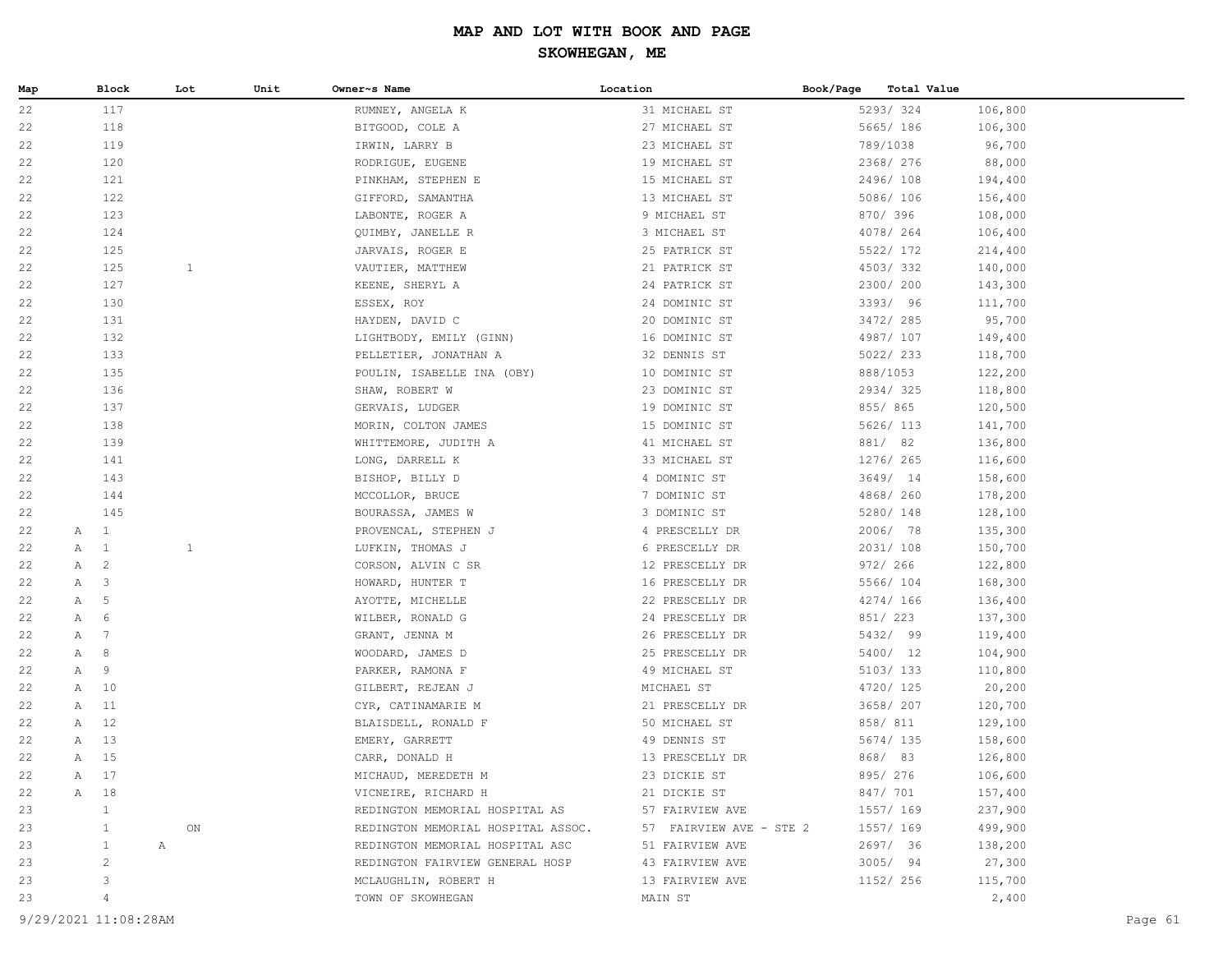# MAP AND LOT WITH BOOK AND PAGE

## SKOWHEGAN, ME

| Map | Block | Lot | Unit | Owner~s Name | Location | Book/Page | Total Value |
|---|---|---|---|---|---|---|---|
| 22 | 117 | | | RUMNEY, ANGELA K | 31 MICHAEL ST | 5293/ 324 | 106,800 |
| 22 | 118 | | | BITGOOD, COLE A | 27 MICHAEL ST | 5665/ 186 | 106,300 |
| 22 | 119 | | | IRWIN, LARRY B | 23 MICHAEL ST | 789/1038 | 96,700 |
| 22 | 120 | | | RODRIGUE, EUGENE | 19 MICHAEL ST | 2368/ 276 | 88,000 |
| 22 | 121 | | | PINKHAM, STEPHEN E | 15 MICHAEL ST | 2496/ 108 | 194,400 |
| 22 | 122 | | | GIFFORD, SAMANTHA | 13 MICHAEL ST | 5086/ 106 | 156,400 |
| 22 | 123 | | | LABONTE, ROGER A | 9 MICHAEL ST | 870/ 396 | 108,000 |
| 22 | 124 | | | QUIMBY, JANELLE R | 3 MICHAEL ST | 4078/ 264 | 106,400 |
| 22 | 125 | | | JARVAIS, ROGER E | 25 PATRICK ST | 5522/ 172 | 214,400 |
| 22 | 125 | 1 | | VAUTIER, MATTHEW | 21 PATRICK ST | 4503/ 332 | 140,000 |
| 22 | 127 | | | KEENE, SHERYL A | 24 PATRICK ST | 2300/ 200 | 143,300 |
| 22 | 130 | | | ESSEX, ROY | 24 DOMINIC ST | 3393/ 96 | 111,700 |
| 22 | 131 | | | HAYDEN, DAVID C | 20 DOMINIC ST | 3472/ 285 | 95,700 |
| 22 | 132 | | | LIGHTBODY, EMILY (GINN) | 16 DOMINIC ST | 4987/ 107 | 149,400 |
| 22 | 133 | | | PELLETIER, JONATHAN A | 32 DENNIS ST | 5022/ 233 | 118,700 |
| 22 | 135 | | | POULIN, ISABELLE INA (OBY) | 10 DOMINIC ST | 888/1053 | 122,200 |
| 22 | 136 | | | SHAW, ROBERT W | 23 DOMINIC ST | 2934/ 325 | 118,800 |
| 22 | 137 | | | GERVAIS, LUDGER | 19 DOMINIC ST | 855/ 865 | 120,500 |
| 22 | 138 | | | MORIN, COLTON JAMES | 15 DOMINIC ST | 5626/ 113 | 141,700 |
| 22 | 139 | | | WHITTEMORE, JUDITH A | 41 MICHAEL ST | 881/ 82 | 136,800 |
| 22 | 141 | | | LONG, DARRELL K | 33 MICHAEL ST | 1276/ 265 | 116,600 |
| 22 | 143 | | | BISHOP, BILLY D | 4 DOMINIC ST | 3649/ 14 | 158,600 |
| 22 | 144 | | | MCCOLLOR, BRUCE | 7 DOMINIC ST | 4868/ 260 | 178,200 |
| 22 | 145 | | | BOURASSA, JAMES W | 3 DOMINIC ST | 5280/ 148 | 128,100 |
| 22 | A 1 | | | PROVENCAL, STEPHEN J | 4 PRESCELLY DR | 2006/ 78 | 135,300 |
| 22 | A 1 | 1 | | LUFKIN, THOMAS J | 6 PRESCELLY DR | 2031/ 108 | 150,700 |
| 22 | A 2 | | | CORSON, ALVIN C SR | 12 PRESCELLY DR | 972/ 266 | 122,800 |
| 22 | A 3 | | | HOWARD, HUNTER T | 16 PRESCELLY DR | 5566/ 104 | 168,300 |
| 22 | A 5 | | | AYOTTE, MICHELLE | 22 PRESCELLY DR | 4274/ 166 | 136,400 |
| 22 | A 6 | | | WILBER, RONALD G | 24 PRESCELLY DR | 851/ 223 | 137,300 |
| 22 | A 7 | | | GRANT, JENNA M | 26 PRESCELLY DR | 5432/ 99 | 119,400 |
| 22 | A 8 | | | WOODARD, JAMES D | 25 PRESCELLY DR | 5400/ 12 | 104,900 |
| 22 | A 9 | | | PARKER, RAMONA F | 49 MICHAEL ST | 5103/ 133 | 110,800 |
| 22 | A 10 | | | GILBERT, REJEAN J | MICHAEL ST | 4720/ 125 | 20,200 |
| 22 | A 11 | | | CYR, CATINAMARIE M | 21 PRESCELLY DR | 3658/ 207 | 120,700 |
| 22 | A 12 | | | BLAISDELL, RONALD F | 50 MICHAEL ST | 858/ 811 | 129,100 |
| 22 | A 13 | | | EMERY, GARRETT | 49 DENNIS ST | 5674/ 135 | 158,600 |
| 22 | A 15 | | | CARR, DONALD H | 13 PRESCELLY DR | 868/ 83 | 126,800 |
| 22 | A 17 | | | MICHAUD, MEREDETH M | 23 DICKIE ST | 895/ 276 | 106,600 |
| 22 | A 18 | | | VICNEIRE, RICHARD H | 21 DICKIE ST | 847/ 701 | 157,400 |
| 23 | 1 | | | REDINGTON MEMORIAL HOSPITAL AS | 57 FAIRVIEW AVE | 1557/ 169 | 237,900 |
| 23 | 1 | | ON | REDINGTON MEMORIAL HOSPITAL ASSOC. | 57 FAIRVIEW AVE - STE 2 | 1557/ 169 | 499,900 |
| 23 | 1 | A | | REDINGTON MEMORIAL HOSPITAL ASC | 51 FAIRVIEW AVE | 2697/ 36 | 138,200 |
| 23 | 2 | | | REDINGTON FAIRVIEW GENERAL HOSP | 43 FAIRVIEW AVE | 3005/ 94 | 27,300 |
| 23 | 3 | | | MCLAUGHLIN, ROBERT H | 13 FAIRVIEW AVE | 1152/ 256 | 115,700 |
| 23 | 4 | | | TOWN OF SKOWHEGAN | MAIN ST | | 2,400 |

9/29/2021 11:08:28AM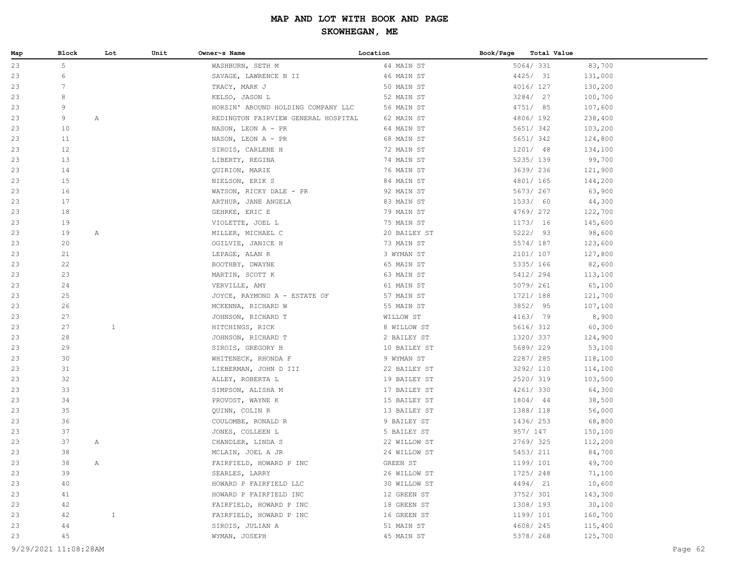# MAP AND LOT WITH BOOK AND PAGE

## SKOWHEGAN, ME

| Map | Block | Lot | Unit | Owner~s Name | Location | Book/Page | Total Value |
|---|---|---|---|---|---|---|---|
| 23 | 5 | | | WASHBURN, SETH M | 44 MAIN ST | 5064/ 331 | 83,700 |
| 23 | 6 | | | SAVAGE, LAWRENCE N II | 46 MAIN ST | 4425/ 31 | 131,000 |
| 23 | 7 | | | TRACY, MARK J | 50 MAIN ST | 4016/ 127 | 130,200 |
| 23 | 8 | | | KELSO, JASON L | 52 MAIN ST | 3284/ 27 | 100,700 |
| 23 | 9 | | | HORSIN' AROUND HOLDING COMPANY LLC | 56 MAIN ST | 4751/ 85 | 107,600 |
| 23 | 9 | A | | REDINGTON FAIRVIEW GENERAL HOSPITAL | 62 MAIN ST | 4806/ 192 | 238,400 |
| 23 | 10 | | | NASON, LEON A - PR | 64 MAIN ST | 5651/ 342 | 103,200 |
| 23 | 11 | | | NASON, LEON A - PR | 68 MAIN ST | 5651/ 342 | 124,800 |
| 23 | 12 | | | SIROIS, CARLENE H | 72 MAIN ST | 1201/ 48 | 134,100 |
| 23 | 13 | | | LIBERTY, REGINA | 74 MAIN ST | 5235/ 139 | 99,700 |
| 23 | 14 | | | QUIRION, MARIE | 76 MAIN ST | 3639/ 236 | 121,900 |
| 23 | 15 | | | NIELSON, ERIK S | 84 MAIN ST | 4801/ 165 | 144,200 |
| 23 | 16 | | | WATSON, RICKY DALE - PR | 92 MAIN ST | 5673/ 267 | 63,900 |
| 23 | 17 | | | ARTHUR, JANE ANGELA | 83 MAIN ST | 1533/ 60 | 44,300 |
| 23 | 18 | | | GEHRKE, ERIC E | 79 MAIN ST | 4769/ 272 | 122,700 |
| 23 | 19 | | | VIOLETTE, JOEL L | 75 MAIN ST | 1173/ 16 | 145,600 |
| 23 | 19 | A | | MILLER, MICHAEL C | 20 BAILEY ST | 5222/ 93 | 98,600 |
| 23 | 20 | | | OGILVIE, JANICE H | 73 MAIN ST | 5574/ 187 | 123,600 |
| 23 | 21 | | | LEPAGE, ALAN R | 3 WYMAN ST | 2101/ 107 | 127,800 |
| 23 | 22 | | | BOOTHBY, DWAYNE | 65 MAIN ST | 5335/ 166 | 82,600 |
| 23 | 23 | | | MARTIN, SCOTT K | 63 MAIN ST | 5412/ 294 | 113,100 |
| 23 | 24 | | | VERVILLE, AMY | 61 MAIN ST | 5079/ 261 | 65,100 |
| 23 | 25 | | | JOYCE, RAYMOND A - ESTATE OF | 57 MAIN ST | 1721/ 188 | 121,700 |
| 23 | 26 | | | MCKENNA, RICHARD W | 55 MAIN ST | 3852/ 95 | 107,100 |
| 23 | 27 | | | JOHNSON, RICHARD T | WILLOW ST | 4163/ 79 | 8,900 |
| 23 | 27 | 1 | | HITCHINGS, RICK | 8 WILLOW ST | 5616/ 312 | 60,300 |
| 23 | 28 | | | JOHNSON, RICHARD T | 2 BAILEY ST | 1320/ 337 | 124,900 |
| 23 | 29 | | | SIROIS, GREGORY H | 10 BAILEY ST | 5689/ 229 | 53,100 |
| 23 | 30 | | | WHITENECK, RHONDA F | 9 WYMAN ST | 2287/ 285 | 118,100 |
| 23 | 31 | | | LIEBERMAN, JOHN D III | 22 BAILEY ST | 3292/ 110 | 114,100 |
| 23 | 32 | | | ALLEY, ROBERTA L | 19 BAILEY ST | 2520/ 319 | 103,500 |
| 23 | 33 | | | SIMPSON, ALISHA M | 17 BAILEY ST | 4261/ 330 | 64,300 |
| 23 | 34 | | | PROVOST, WAYNE K | 15 BAILEY ST | 1804/ 44 | 38,500 |
| 23 | 35 | | | QUINN, COLIN R | 13 BAILEY ST | 1388/ 118 | 56,000 |
| 23 | 36 | | | COULOMBE, RONALD R | 9 BAILEY ST | 1436/ 253 | 68,800 |
| 23 | 37 | | | JONES, COLLEEN L | 5 BAILEY ST | 957/ 147 | 150,100 |
| 23 | 37 | A | | CHANDLER, LINDA S | 22 WILLOW ST | 2769/ 325 | 112,200 |
| 23 | 38 | | | MCLAIN, JOEL A JR | 24 WILLOW ST | 5453/ 211 | 84,700 |
| 23 | 38 | A | | FAIRFIELD, HOWARD P INC | GREEN ST | 1199/ 101 | 49,700 |
| 23 | 39 | | | SEARLES, LARRY | 26 WILLOW ST | 1725/ 248 | 71,100 |
| 23 | 40 | | | HOWARD P FAIRFIELD LLC | 30 WILLOW ST | 4494/ 21 | 10,600 |
| 23 | 41 | | | HOWARD P FAIRFIELD INC | 12 GREEN ST | 3752/ 301 | 143,300 |
| 23 | 42 | | | FAIRFIELD, HOWARD P INC | 18 GREEN ST | 1308/ 193 | 30,100 |
| 23 | 42 | 1 | | FAIRFIELD, HOWARD P INC | 16 GREEN ST | 1199/ 101 | 160,700 |
| 23 | 44 | | | SIROIS, JULIAN A | 51 MAIN ST | 4608/ 245 | 115,400 |
| 23 | 45 | | | WYMAN, JOSEPH | 45 MAIN ST | 5378/ 268 | 125,700 |

9/29/2021 11:08:28AM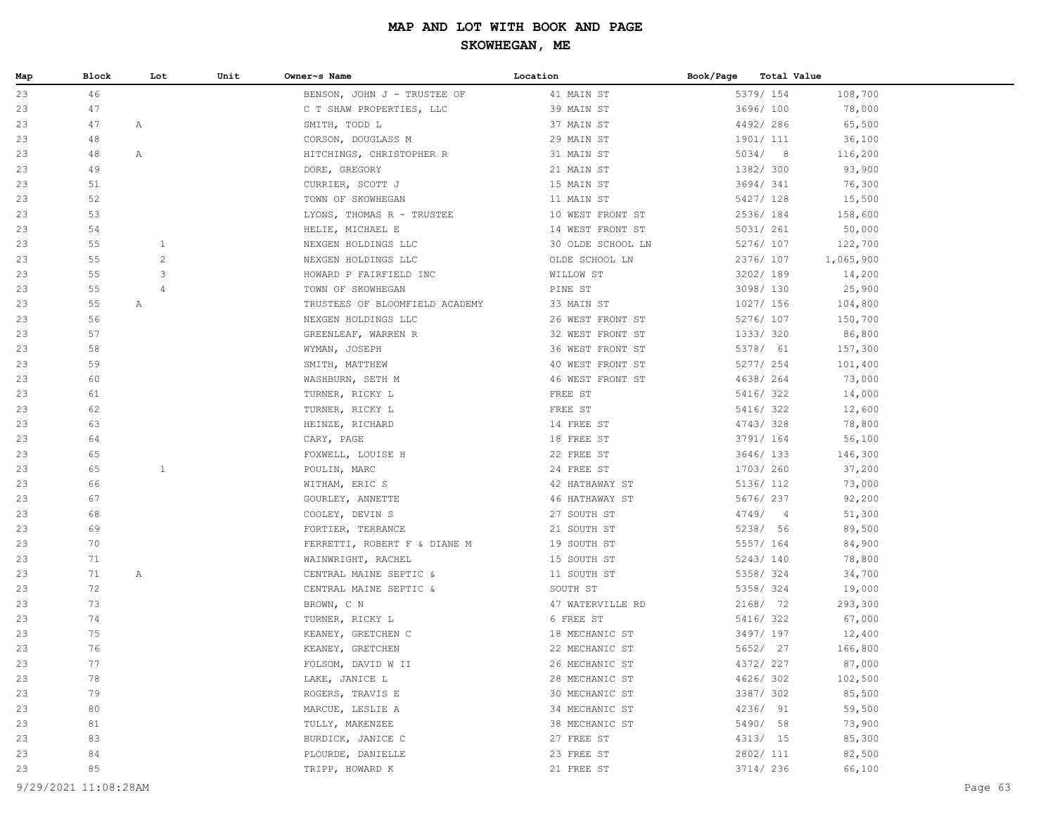# MAP AND LOT WITH BOOK AND PAGE

## SKOWHEGAN, ME

| Map | Block | Lot | Unit | Owner~s Name | Location | Book/Page | Total Value |
|---|---|---|---|---|---|---|---|
| 23 | 46 | | | BENSON, JOHN J - TRUSTEE OF | 41 MAIN ST | 5379/ 154 | 108,700 |
| 23 | 47 | | | C T SHAW PROPERTIES, LLC | 39 MAIN ST | 3696/ 100 | 78,000 |
| 23 | 47 | A | | SMITH, TODD L | 37 MAIN ST | 4492/ 286 | 65,500 |
| 23 | 48 | | | CORSON, DOUGLASS M | 29 MAIN ST | 1901/ 111 | 36,100 |
| 23 | 48 | A | | HITCHINGS, CHRISTOPHER R | 31 MAIN ST | 5034/ 8 | 116,200 |
| 23 | 49 | | | DORE, GREGORY | 21 MAIN ST | 1382/ 300 | 93,900 |
| 23 | 51 | | | CURRIER, SCOTT J | 15 MAIN ST | 3694/ 341 | 76,300 |
| 23 | 52 | | | TOWN OF SKOWHEGAN | 11 MAIN ST | 5427/ 128 | 15,500 |
| 23 | 53 | | | LYONS, THOMAS R - TRUSTEE | 10 WEST FRONT ST | 2536/ 184 | 158,600 |
| 23 | 54 | | | HELIE, MICHAEL E | 14 WEST FRONT ST | 5031/ 261 | 50,000 |
| 23 | 55 | 1 | | NEXGEN HOLDINGS LLC | 30 OLDE SCHOOL LN | 5276/ 107 | 122,700 |
| 23 | 55 | 2 | | NEXGEN HOLDINGS LLC | OLDE SCHOOL LN | 2376/ 107 | 1,065,900 |
| 23 | 55 | 3 | | HOWARD P FAIRFIELD INC | WILLOW ST | 3202/ 189 | 14,200 |
| 23 | 55 | 4 | | TOWN OF SKOWHEGAN | PINE ST | 3098/ 130 | 25,900 |
| 23 | 55 | A | | TRUSTEES OF BLOOMFIELD ACADEMY | 33 MAIN ST | 1027/ 156 | 104,800 |
| 23 | 56 | | | NEXGEN HOLDINGS LLC | 26 WEST FRONT ST | 5276/ 107 | 150,700 |
| 23 | 57 | | | GREENLEAF, WARREN R | 32 WEST FRONT ST | 1333/ 320 | 86,800 |
| 23 | 58 | | | WYMAN, JOSEPH | 36 WEST FRONT ST | 5378/ 61 | 157,300 |
| 23 | 59 | | | SMITH, MATTHEW | 40 WEST FRONT ST | 5277/ 254 | 101,400 |
| 23 | 60 | | | WASHBURN, SETH M | 46 WEST FRONT ST | 4638/ 264 | 73,000 |
| 23 | 61 | | | TURNER, RICKY L | FREE ST | 5416/ 322 | 14,000 |
| 23 | 62 | | | TURNER, RICKY L | FREE ST | 5416/ 322 | 12,600 |
| 23 | 63 | | | HEINZE, RICHARD | 14 FREE ST | 4743/ 328 | 78,800 |
| 23 | 64 | | | CARY, PAGE | 18 FREE ST | 3791/ 164 | 56,100 |
| 23 | 65 | | | FOXWELL, LOUISE H | 22 FREE ST | 3646/ 133 | 146,300 |
| 23 | 65 | 1 | | POULIN, MARC | 24 FREE ST | 1703/ 260 | 37,200 |
| 23 | 66 | | | WITHAM, ERIC S | 42 HATHAWAY ST | 5136/ 112 | 73,000 |
| 23 | 67 | | | GOURLEY, ANNETTE | 46 HATHAWAY ST | 5676/ 237 | 92,200 |
| 23 | 68 | | | COOLEY, DEVIN S | 27 SOUTH ST | 4749/ 4 | 51,300 |
| 23 | 69 | | | FORTIER, TERRANCE | 21 SOUTH ST | 5238/ 56 | 89,500 |
| 23 | 70 | | | FERRETTI, ROBERT F & DIANE M | 19 SOUTH ST | 5557/ 164 | 84,900 |
| 23 | 71 | | | WAINWRIGHT, RACHEL | 15 SOUTH ST | 5243/ 140 | 78,800 |
| 23 | 71 | A | | CENTRAL MAINE SEPTIC & | 11 SOUTH ST | 5358/ 324 | 34,700 |
| 23 | 72 | | | CENTRAL MAINE SEPTIC & | SOUTH ST | 5358/ 324 | 19,000 |
| 23 | 73 | | | BROWN, C N | 47 WATERVILLE RD | 2168/ 72 | 293,300 |
| 23 | 74 | | | TURNER, RICKY L | 6 FREE ST | 5416/ 322 | 67,000 |
| 23 | 75 | | | KEANEY, GRETCHEN C | 18 MECHANIC ST | 3497/ 197 | 12,400 |
| 23 | 76 | | | KEANEY, GRETCHEN | 22 MECHANIC ST | 5652/ 27 | 166,800 |
| 23 | 77 | | | FOLSOM, DAVID W II | 26 MECHANIC ST | 4372/ 227 | 87,000 |
| 23 | 78 | | | LAKE, JANICE L | 28 MECHANIC ST | 4626/ 302 | 102,500 |
| 23 | 79 | | | ROGERS, TRAVIS E | 30 MECHANIC ST | 3387/ 302 | 85,500 |
| 23 | 80 | | | MARCUE, LESLIE A | 34 MECHANIC ST | 4236/ 91 | 59,500 |
| 23 | 81 | | | TULLY, MAKENZEE | 38 MECHANIC ST | 5490/ 58 | 73,900 |
| 23 | 83 | | | BURDICK, JANICE C | 27 FREE ST | 4313/ 15 | 85,300 |
| 23 | 84 | | | PLOURDE, DANIELLE | 23 FREE ST | 2802/ 111 | 82,500 |
| 23 | 85 | | | TRIPP, HOWARD K | 21 FREE ST | 3714/ 236 | 66,100 |

9/29/2021 11:08:28AM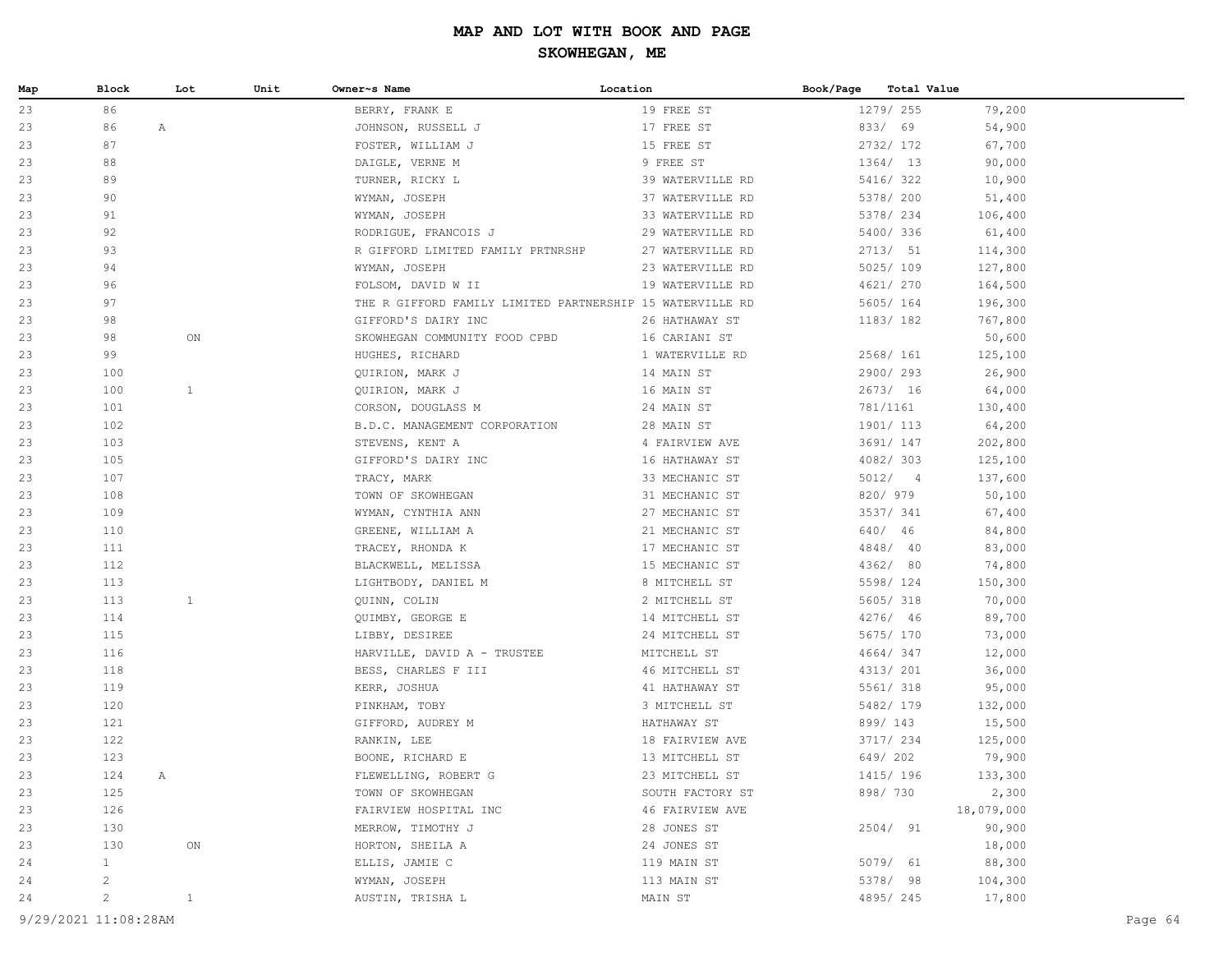# MAP AND LOT WITH BOOK AND PAGE

## SKOWHEGAN, ME

| Map | Block | Lot | Unit | Owner~s Name | Location | Book/Page | Total Value |
|---|---|---|---|---|---|---|---|
| 23 | 86 | | | BERRY, FRANK E | 19 FREE ST | 1279/ 255 | 79,200 |
| 23 | 86 | A | | JOHNSON, RUSSELL J | 17 FREE ST | 833/ 69 | 54,900 |
| 23 | 87 | | | FOSTER, WILLIAM J | 15 FREE ST | 2732/ 172 | 67,700 |
| 23 | 88 | | | DAIGLE, VERNE M | 9 FREE ST | 1364/ 13 | 90,000 |
| 23 | 89 | | | TURNER, RICKY L | 39 WATERVILLE RD | 5416/ 322 | 10,900 |
| 23 | 90 | | | WYMAN, JOSEPH | 37 WATERVILLE RD | 5378/ 200 | 51,400 |
| 23 | 91 | | | WYMAN, JOSEPH | 33 WATERVILLE RD | 5378/ 234 | 106,400 |
| 23 | 92 | | | RODRIGUE, FRANCOIS J | 29 WATERVILLE RD | 5400/ 336 | 61,400 |
| 23 | 93 | | | R GIFFORD LIMITED FAMILY PRTNRSHP | 27 WATERVILLE RD | 2713/ 51 | 114,300 |
| 23 | 94 | | | WYMAN, JOSEPH | 23 WATERVILLE RD | 5025/ 109 | 127,800 |
| 23 | 96 | | | FOLSOM, DAVID W II | 19 WATERVILLE RD | 4621/ 270 | 164,500 |
| 23 | 97 | | | THE R GIFFORD FAMILY LIMITED PARTNERSHIP | 15 WATERVILLE RD | 5605/ 164 | 196,300 |
| 23 | 98 | | | GIFFORD'S DAIRY INC | 26 HATHAWAY ST | 1183/ 182 | 767,800 |
| 23 | 98 | ON | | SKOWHEGAN COMMUNITY FOOD CPBD | 16 CARIANI ST | | 50,600 |
| 23 | 99 | | | HUGHES, RICHARD | 1 WATERVILLE RD | 2568/ 161 | 125,100 |
| 23 | 100 | | | QUIRION, MARK J | 14 MAIN ST | 2900/ 293 | 26,900 |
| 23 | 100 | 1 | | QUIRION, MARK J | 16 MAIN ST | 2673/ 16 | 64,000 |
| 23 | 101 | | | CORSON, DOUGLASS M | 24 MAIN ST | 781/1161 | 130,400 |
| 23 | 102 | | | B.D.C. MANAGEMENT CORPORATION | 28 MAIN ST | 1901/ 113 | 64,200 |
| 23 | 103 | | | STEVENS, KENT A | 4 FAIRVIEW AVE | 3691/ 147 | 202,800 |
| 23 | 105 | | | GIFFORD'S DAIRY INC | 16 HATHAWAY ST | 4082/ 303 | 125,100 |
| 23 | 107 | | | TRACY, MARK | 33 MECHANIC ST | 5012/ 4 | 137,600 |
| 23 | 108 | | | TOWN OF SKOWHEGAN | 31 MECHANIC ST | 820/ 979 | 50,100 |
| 23 | 109 | | | WYMAN, CYNTHIA ANN | 27 MECHANIC ST | 3537/ 341 | 67,400 |
| 23 | 110 | | | GREENE, WILLIAM A | 21 MECHANIC ST | 640/ 46 | 84,800 |
| 23 | 111 | | | TRACEY, RHONDA K | 17 MECHANIC ST | 4848/ 40 | 83,000 |
| 23 | 112 | | | BLACKWELL, MELISSA | 15 MECHANIC ST | 4362/ 80 | 74,800 |
| 23 | 113 | | | LIGHTBODY, DANIEL M | 8 MITCHELL ST | 5598/ 124 | 150,300 |
| 23 | 113 | 1 | | QUINN, COLIN | 2 MITCHELL ST | 5605/ 318 | 70,000 |
| 23 | 114 | | | QUIMBY, GEORGE E | 14 MITCHELL ST | 4276/ 46 | 89,700 |
| 23 | 115 | | | LIBBY, DESIREE | 24 MITCHELL ST | 5675/ 170 | 73,000 |
| 23 | 116 | | | HARVILLE, DAVID A - TRUSTEE | MITCHELL ST | 4664/ 347 | 12,000 |
| 23 | 118 | | | BESS, CHARLES F III | 46 MITCHELL ST | 4313/ 201 | 36,000 |
| 23 | 119 | | | KERR, JOSHUA | 41 HATHAWAY ST | 5561/ 318 | 95,000 |
| 23 | 120 | | | PINKHAM, TOBY | 3 MITCHELL ST | 5482/ 179 | 132,000 |
| 23 | 121 | | | GIFFORD, AUDREY M | HATHAWAY ST | 899/ 143 | 15,500 |
| 23 | 122 | | | RANKIN, LEE | 18 FAIRVIEW AVE | 3717/ 234 | 125,000 |
| 23 | 123 | | | BOONE, RICHARD E | 13 MITCHELL ST | 649/ 202 | 79,900 |
| 23 | 124 | A | | FLEWELLING, ROBERT G | 23 MITCHELL ST | 1415/ 196 | 133,300 |
| 23 | 125 | | | TOWN OF SKOWHEGAN | SOUTH FACTORY ST | 898/ 730 | 2,300 |
| 23 | 126 | | | FAIRVIEW HOSPITAL INC | 46 FAIRVIEW AVE | | 18,079,000 |
| 23 | 130 | | | MERROW, TIMOTHY J | 28 JONES ST | 2504/ 91 | 90,900 |
| 23 | 130 | ON | | HORTON, SHEILA A | 24 JONES ST | | 18,000 |
| 24 | 1 | | | ELLIS, JAMIE C | 119 MAIN ST | 5079/ 61 | 88,300 |
| 24 | 2 | | | WYMAN, JOSEPH | 113 MAIN ST | 5378/ 98 | 104,300 |
| 24 | 2 | 1 | | AUSTIN, TRISHA L | MAIN ST | 4895/ 245 | 17,800 |

9/29/2021 11:08:28AM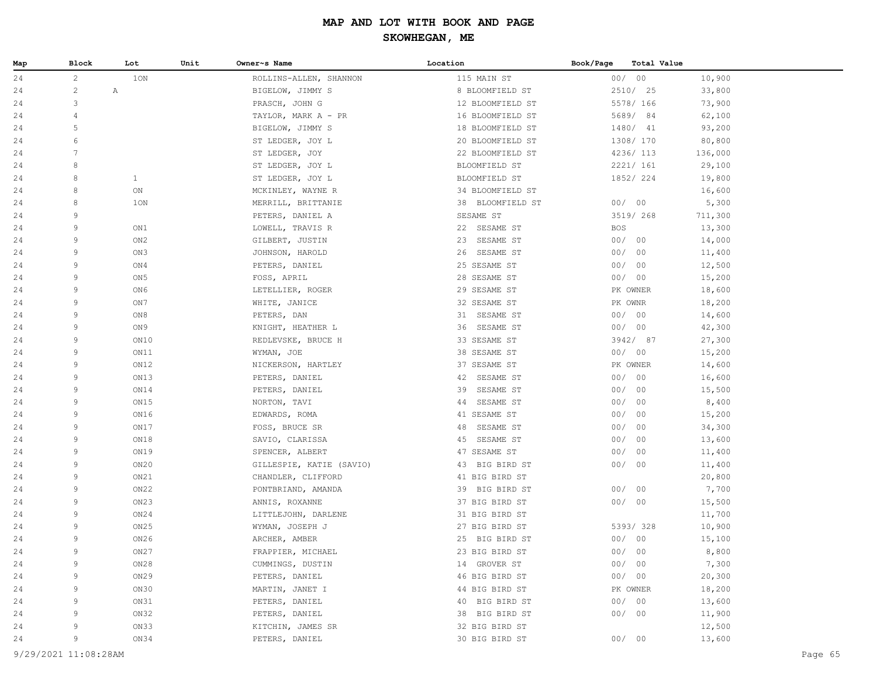# MAP AND LOT WITH BOOK AND PAGE

## SKOWHEGAN, ME

| Map | Block | Lot | Unit | Owner~s Name | Location | Book/Page | Total Value |
|---|---|---|---|---|---|---|---|
| 24 | 2 | 1ON | | ROLLINS-ALLEN, SHANNON | 115 MAIN ST | 00/ 00 | 10,900 |
| 24 | 2 | A | | BIGELOW, JIMMY S | 8 BLOOMFIELD ST | 2510/ 25 | 33,800 |
| 24 | 3 | | | PRASCH, JOHN G | 12 BLOOMFIELD ST | 5578/ 166 | 73,900 |
| 24 | 4 | | | TAYLOR, MARK A - PR | 16 BLOOMFIELD ST | 5689/ 84 | 62,100 |
| 24 | 5 | | | BIGELOW, JIMMY S | 18 BLOOMFIELD ST | 1480/ 41 | 93,200 |
| 24 | 6 | | | ST LEDGER, JOY L | 20 BLOOMFIELD ST | 1308/ 170 | 80,800 |
| 24 | 7 | | | ST LEDGER, JOY | 22 BLOOMFIELD ST | 4236/ 113 | 136,000 |
| 24 | 8 | | | ST LEDGER, JOY L | BLOOMFIELD ST | 2221/ 161 | 29,100 |
| 24 | 8 | 1 | | ST LEDGER, JOY L | BLOOMFIELD ST | 1852/ 224 | 19,800 |
| 24 | 8 | ON | | MCKINLEY, WAYNE R | 34 BLOOMFIELD ST | | 16,600 |
| 24 | 8 | 1ON | | MERRILL, BRITTANIE | 38 BLOOMFIELD ST | 00/ 00 | 5,300 |
| 24 | 9 | | | PETERS, DANIEL A | SESAME ST | 3519/ 268 | 711,300 |
| 24 | 9 | ON1 | | LOWELL, TRAVIS R | 22 SESAME ST | BOS | 13,300 |
| 24 | 9 | ON2 | | GILBERT, JUSTIN | 23 SESAME ST | 00/ 00 | 14,000 |
| 24 | 9 | ON3 | | JOHNSON, HAROLD | 26 SESAME ST | 00/ 00 | 11,400 |
| 24 | 9 | ON4 | | PETERS, DANIEL | 25 SESAME ST | 00/ 00 | 12,500 |
| 24 | 9 | ON5 | | FOSS, APRIL | 28 SESAME ST | 00/ 00 | 15,200 |
| 24 | 9 | ON6 | | LETELLIER, ROGER | 29 SESAME ST | PK OWNER | 18,600 |
| 24 | 9 | ON7 | | WHITE, JANICE | 32 SESAME ST | PK OWNR | 18,200 |
| 24 | 9 | ON8 | | PETERS, DAN | 31 SESAME ST | 00/ 00 | 14,600 |
| 24 | 9 | ON9 | | KNIGHT, HEATHER L | 36 SESAME ST | 00/ 00 | 42,300 |
| 24 | 9 | ON10 | | REDLEVSKE, BRUCE H | 33 SESAME ST | 3942/ 87 | 27,300 |
| 24 | 9 | ON11 | | WYMAN, JOE | 38 SESAME ST | 00/ 00 | 15,200 |
| 24 | 9 | ON12 | | NICKERSON, HARTLEY | 37 SESAME ST | PK OWNER | 14,600 |
| 24 | 9 | ON13 | | PETERS, DANIEL | 42 SESAME ST | 00/ 00 | 16,600 |
| 24 | 9 | ON14 | | PETERS, DANIEL | 39 SESAME ST | 00/ 00 | 15,500 |
| 24 | 9 | ON15 | | NORTON, TAVI | 44 SESAME ST | 00/ 00 | 8,400 |
| 24 | 9 | ON16 | | EDWARDS, ROMA | 41 SESAME ST | 00/ 00 | 15,200 |
| 24 | 9 | ON17 | | FOSS, BRUCE SR | 48 SESAME ST | 00/ 00 | 34,300 |
| 24 | 9 | ON18 | | SAVIO, CLARISSA | 45 SESAME ST | 00/ 00 | 13,600 |
| 24 | 9 | ON19 | | SPENCER, ALBERT | 47 SESAME ST | 00/ 00 | 11,400 |
| 24 | 9 | ON20 | | GILLESPIE, KATIE (SAVIO) | 43 BIG BIRD ST | 00/ 00 | 11,400 |
| 24 | 9 | ON21 | | CHANDLER, CLIFFORD | 41 BIG BIRD ST | | 20,800 |
| 24 | 9 | ON22 | | PONTBRIAND, AMANDA | 39 BIG BIRD ST | 00/ 00 | 7,700 |
| 24 | 9 | ON23 | | ANNIS, ROXANNE | 37 BIG BIRD ST | 00/ 00 | 15,500 |
| 24 | 9 | ON24 | | LITTLEJOHN, DARLENE | 31 BIG BIRD ST | | 11,700 |
| 24 | 9 | ON25 | | WYMAN, JOSEPH J | 27 BIG BIRD ST | 5393/ 328 | 10,900 |
| 24 | 9 | ON26 | | ARCHER, AMBER | 25 BIG BIRD ST | 00/ 00 | 15,100 |
| 24 | 9 | ON27 | | FRAPPIER, MICHAEL | 23 BIG BIRD ST | 00/ 00 | 8,800 |
| 24 | 9 | ON28 | | CUMMINGS, DUSTIN | 14 GROVER ST | 00/ 00 | 7,300 |
| 24 | 9 | ON29 | | PETERS, DANIEL | 46 BIG BIRD ST | 00/ 00 | 20,300 |
| 24 | 9 | ON30 | | MARTIN, JANET I | 44 BIG BIRD ST | PK OWNER | 18,200 |
| 24 | 9 | ON31 | | PETERS, DANIEL | 40 BIG BIRD ST | 00/ 00 | 13,600 |
| 24 | 9 | ON32 | | PETERS, DANIEL | 38 BIG BIRD ST | 00/ 00 | 11,900 |
| 24 | 9 | ON33 | | KITCHIN, JAMES SR | 32 BIG BIRD ST | | 12,500 |
| 24 | 9 | ON34 | | PETERS, DANIEL | 30 BIG BIRD ST | 00/ 00 | 13,600 |

9/29/2021 11:08:28AM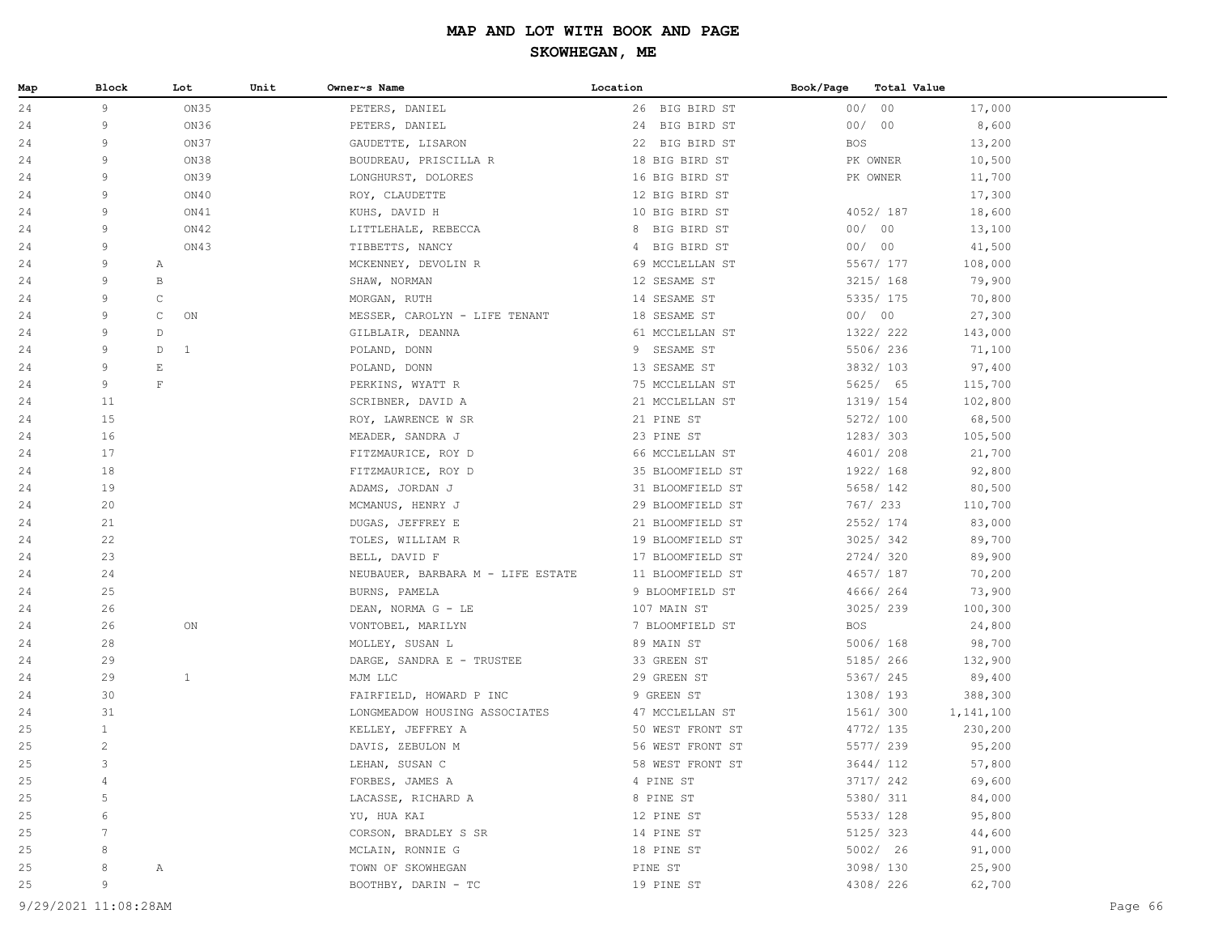# MAP AND LOT WITH BOOK AND PAGE

## SKOWHEGAN, ME

| Map | Block | Lot | Unit | Owner~s Name | Location | Book/Page | Total Value |
|---|---|---|---|---|---|---|---|
| 24 | 9 | ON35 | | PETERS, DANIEL | 26 BIG BIRD ST | 00/ 00 | 17,000 |
| 24 | 9 | ON36 | | PETERS, DANIEL | 24 BIG BIRD ST | 00/ 00 | 8,600 |
| 24 | 9 | ON37 | | GAUDETTE, LISARON | 22 BIG BIRD ST | BOS | 13,200 |
| 24 | 9 | ON38 | | BOUDREAU, PRISCILLA R | 18 BIG BIRD ST | PK OWNER | 10,500 |
| 24 | 9 | ON39 | | LONGHURST, DOLORES | 16 BIG BIRD ST | PK OWNER | 11,700 |
| 24 | 9 | ON40 | | ROY, CLAUDETTE | 12 BIG BIRD ST | | 17,300 |
| 24 | 9 | ON41 | | KUHS, DAVID H | 10 BIG BIRD ST | 4052/ 187 | 18,600 |
| 24 | 9 | ON42 | | LITTLEHALE, REBECCA | 8 BIG BIRD ST | 00/ 00 | 13,100 |
| 24 | 9 | ON43 | | TIBBETTS, NANCY | 4 BIG BIRD ST | 00/ 00 | 41,500 |
| 24 | 9 A | | | MCKENNEY, DEVOLIN R | 69 MCCLELLAN ST | 5567/ 177 | 108,000 |
| 24 | 9 B | | | SHAW, NORMAN | 12 SESAME ST | 3215/ 168 | 79,900 |
| 24 | 9 C | | | MORGAN, RUTH | 14 SESAME ST | 5335/ 175 | 70,800 |
| 24 | 9 C | ON | | MESSER, CAROLYN - LIFE TENANT | 18 SESAME ST | 00/ 00 | 27,300 |
| 24 | 9 D | | | GILBLAIR, DEANNA | 61 MCCLELLAN ST | 1322/ 222 | 143,000 |
| 24 | 9 D | 1 | | POLAND, DONN | 9 SESAME ST | 5506/ 236 | 71,100 |
| 24 | 9 E | | | POLAND, DONN | 13 SESAME ST | 3832/ 103 | 97,400 |
| 24 | 9 F | | | PERKINS, WYATT R | 75 MCCLELLAN ST | 5625/ 65 | 115,700 |
| 24 | 11 | | | SCRIBNER, DAVID A | 21 MCCLELLAN ST | 1319/ 154 | 102,800 |
| 24 | 15 | | | ROY, LAWRENCE W SR | 21 PINE ST | 5272/ 100 | 68,500 |
| 24 | 16 | | | MEADER, SANDRA J | 23 PINE ST | 1283/ 303 | 105,500 |
| 24 | 17 | | | FITZMAURICE, ROY D | 66 MCCLELLAN ST | 4601/ 208 | 21,700 |
| 24 | 18 | | | FITZMAURICE, ROY D | 35 BLOOMFIELD ST | 1922/ 168 | 92,800 |
| 24 | 19 | | | ADAMS, JORDAN J | 31 BLOOMFIELD ST | 5658/ 142 | 80,500 |
| 24 | 20 | | | MCMANUS, HENRY J | 29 BLOOMFIELD ST | 767/ 233 | 110,700 |
| 24 | 21 | | | DUGAS, JEFFREY E | 21 BLOOMFIELD ST | 2552/ 174 | 83,000 |
| 24 | 22 | | | TOLES, WILLIAM R | 19 BLOOMFIELD ST | 3025/ 342 | 89,700 |
| 24 | 23 | | | BELL, DAVID F | 17 BLOOMFIELD ST | 2724/ 320 | 89,900 |
| 24 | 24 | | | NEUBAUER, BARBARA M - LIFE ESTATE | 11 BLOOMFIELD ST | 4657/ 187 | 70,200 |
| 24 | 25 | | | BURNS, PAMELA | 9 BLOOMFIELD ST | 4666/ 264 | 73,900 |
| 24 | 26 | | | DEAN, NORMA G - LE | 107 MAIN ST | 3025/ 239 | 100,300 |
| 24 | 26 | ON | | VONTOBEL, MARILYN | 7 BLOOMFIELD ST | BOS | 24,800 |
| 24 | 28 | | | MOLLEY, SUSAN L | 89 MAIN ST | 5006/ 168 | 98,700 |
| 24 | 29 | | | DARGE, SANDRA E - TRUSTEE | 33 GREEN ST | 5185/ 266 | 132,900 |
| 24 | 29 | 1 | | MJM LLC | 29 GREEN ST | 5367/ 245 | 89,400 |
| 24 | 30 | | | FAIRFIELD, HOWARD P INC | 9 GREEN ST | 1308/ 193 | 388,300 |
| 24 | 31 | | | LONGMEADOW HOUSING ASSOCIATES | 47 MCCLELLAN ST | 1561/ 300 | 1,141,100 |
| 25 | 1 | | | KELLEY, JEFFREY A | 50 WEST FRONT ST | 4772/ 135 | 230,200 |
| 25 | 2 | | | DAVIS, ZEBULON M | 56 WEST FRONT ST | 5577/ 239 | 95,200 |
| 25 | 3 | | | LEHAN, SUSAN C | 58 WEST FRONT ST | 3644/ 112 | 57,800 |
| 25 | 4 | | | FORBES, JAMES A | 4 PINE ST | 3717/ 242 | 69,600 |
| 25 | 5 | | | LACASSE, RICHARD A | 8 PINE ST | 5380/ 311 | 84,000 |
| 25 | 6 | | | YU, HUA KAI | 12 PINE ST | 5533/ 128 | 95,800 |
| 25 | 7 | | | CORSON, BRADLEY S SR | 14 PINE ST | 5125/ 323 | 44,600 |
| 25 | 8 | | | MCLAIN, RONNIE G | 18 PINE ST | 5002/ 26 | 91,000 |
| 25 | 8 A | | | TOWN OF SKOWHEGAN | PINE ST | 3098/ 130 | 25,900 |
| 25 | 9 | | | BOOTHBY, DARIN - TC | 19 PINE ST | 4308/ 226 | 62,700 |

9/29/2021 11:08:28AM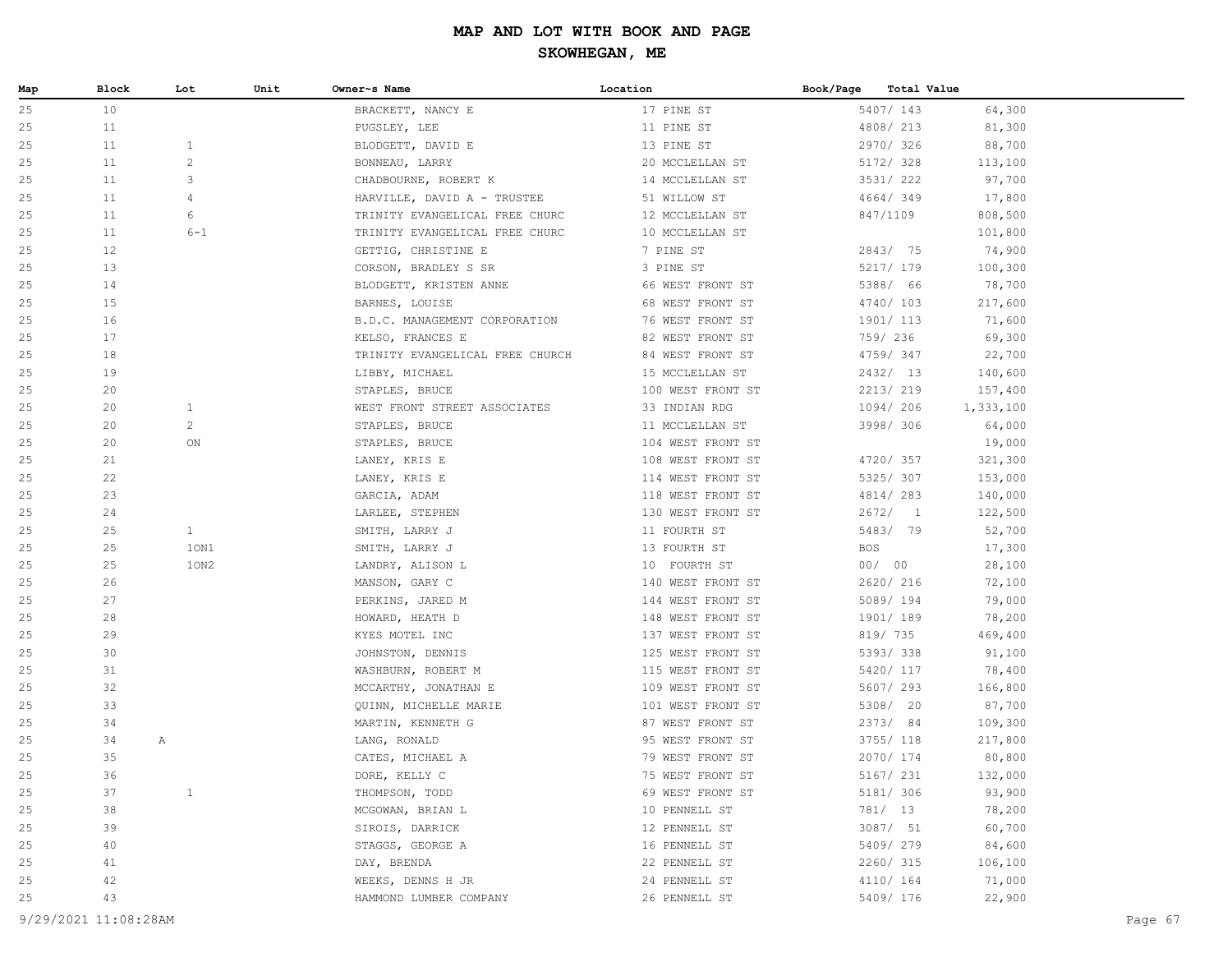# MAP AND LOT WITH BOOK AND PAGE

## SKOWHEGAN, ME

| Map | Block | Lot | Unit | Owner~s Name | Location | Book/Page | Total Value |
|---|---|---|---|---|---|---|---|
| 25 | 10 | | | BRACKETT, NANCY E | 17 PINE ST | 5407/ 143 | 64,300 |
| 25 | 11 | | | PUGSLEY, LEE | 11 PINE ST | 4808/ 213 | 81,300 |
| 25 | 11 | 1 | | BLODGETT, DAVID E | 13 PINE ST | 2970/ 326 | 88,700 |
| 25 | 11 | 2 | | BONNEAU, LARRY | 20 MCCLELLAN ST | 5172/ 328 | 113,100 |
| 25 | 11 | 3 | | CHADBOURNE, ROBERT K | 14 MCCLELLAN ST | 3531/ 222 | 97,700 |
| 25 | 11 | 4 | | HARVILLE, DAVID A - TRUSTEE | 51 WILLOW ST | 4664/ 349 | 17,800 |
| 25 | 11 | 6 | | TRINITY EVANGELICAL FREE CHURC | 12 MCCLELLAN ST | 847/1109 | 808,500 |
| 25 | 11 | 6-1 | | TRINITY EVANGELICAL FREE CHURC | 10 MCCLELLAN ST | | 101,800 |
| 25 | 12 | | | GETTIG, CHRISTINE E | 7 PINE ST | 2843/ 75 | 74,900 |
| 25 | 13 | | | CORSON, BRADLEY S SR | 3 PINE ST | 5217/ 179 | 100,300 |
| 25 | 14 | | | BLODGETT, KRISTEN ANNE | 66 WEST FRONT ST | 5388/ 66 | 78,700 |
| 25 | 15 | | | BARNES, LOUISE | 68 WEST FRONT ST | 4740/ 103 | 217,600 |
| 25 | 16 | | | B.D.C. MANAGEMENT CORPORATION | 76 WEST FRONT ST | 1901/ 113 | 71,600 |
| 25 | 17 | | | KELSO, FRANCES E | 82 WEST FRONT ST | 759/ 236 | 69,300 |
| 25 | 18 | | | TRINITY EVANGELICAL FREE CHURCH | 84 WEST FRONT ST | 4759/ 347 | 22,700 |
| 25 | 19 | | | LIBBY, MICHAEL | 15 MCCLELLAN ST | 2432/ 13 | 140,600 |
| 25 | 20 | | | STAPLES, BRUCE | 100 WEST FRONT ST | 2213/ 219 | 157,400 |
| 25 | 20 | 1 | | WEST FRONT STREET ASSOCIATES | 33 INDIAN RDG | 1094/ 206 | 1,333,100 |
| 25 | 20 | 2 | | STAPLES, BRUCE | 11 MCCLELLAN ST | 3998/ 306 | 64,000 |
| 25 | 20 | ON | | STAPLES, BRUCE | 104 WEST FRONT ST | | 19,000 |
| 25 | 21 | | | LANEY, KRIS E | 108 WEST FRONT ST | 4720/ 357 | 321,300 |
| 25 | 22 | | | LANEY, KRIS E | 114 WEST FRONT ST | 5325/ 307 | 153,000 |
| 25 | 23 | | | GARCIA, ADAM | 118 WEST FRONT ST | 4814/ 283 | 140,000 |
| 25 | 24 | | | LARLEE, STEPHEN | 130 WEST FRONT ST | 2672/ 1 | 122,500 |
| 25 | 25 | 1 | | SMITH, LARRY J | 11 FOURTH ST | 5483/ 79 | 52,700 |
| 25 | 25 | 1ON1 | | SMITH, LARRY J | 13 FOURTH ST | BOS | 17,300 |
| 25 | 25 | 1ON2 | | LANDRY, ALISON L | 10 FOURTH ST | 00/ 00 | 28,100 |
| 25 | 26 | | | MANSON, GARY C | 140 WEST FRONT ST | 2620/ 216 | 72,100 |
| 25 | 27 | | | PERKINS, JARED M | 144 WEST FRONT ST | 5089/ 194 | 79,000 |
| 25 | 28 | | | HOWARD, HEATH D | 148 WEST FRONT ST | 1901/ 189 | 78,200 |
| 25 | 29 | | | KYES MOTEL INC | 137 WEST FRONT ST | 819/ 735 | 469,400 |
| 25 | 30 | | | JOHNSTON, DENNIS | 125 WEST FRONT ST | 5393/ 338 | 91,100 |
| 25 | 31 | | | WASHBURN, ROBERT M | 115 WEST FRONT ST | 5420/ 117 | 78,400 |
| 25 | 32 | | | MCCARTHY, JONATHAN E | 109 WEST FRONT ST | 5607/ 293 | 166,800 |
| 25 | 33 | | | QUINN, MICHELLE MARIE | 101 WEST FRONT ST | 5308/ 20 | 87,700 |
| 25 | 34 | | | MARTIN, KENNETH G | 87 WEST FRONT ST | 2373/ 84 | 109,300 |
| 25 | 34 | A | | LANG, RONALD | 95 WEST FRONT ST | 3755/ 118 | 217,800 |
| 25 | 35 | | | CATES, MICHAEL A | 79 WEST FRONT ST | 2070/ 174 | 80,800 |
| 25 | 36 | | | DORE, KELLY C | 75 WEST FRONT ST | 5167/ 231 | 132,000 |
| 25 | 37 | 1 | | THOMPSON, TODD | 69 WEST FRONT ST | 5181/ 306 | 93,900 |
| 25 | 38 | | | MCGOWAN, BRIAN L | 10 PENNELL ST | 781/ 13 | 78,200 |
| 25 | 39 | | | SIROIS, DARRICK | 12 PENNELL ST | 3087/ 51 | 60,700 |
| 25 | 40 | | | STAGGS, GEORGE A | 16 PENNELL ST | 5409/ 279 | 84,600 |
| 25 | 41 | | | DAY, BRENDA | 22 PENNELL ST | 2260/ 315 | 106,100 |
| 25 | 42 | | | WEEKS, DENNS H JR | 24 PENNELL ST | 4110/ 164 | 71,000 |
| 25 | 43 | | | HAMMOND LUMBER COMPANY | 26 PENNELL ST | 5409/ 176 | 22,900 |

9/29/2021 11:08:28AM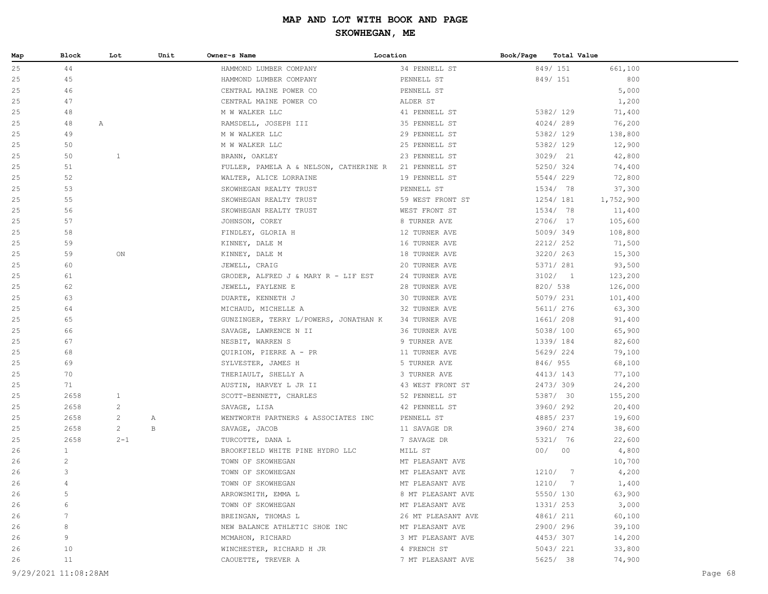# MAP AND LOT WITH BOOK AND PAGE

## SKOWHEGAN, ME

| Map | Block | Lot | Unit | Owner~s Name | Location | Book/Page | Total Value |
|---|---|---|---|---|---|---|---|
| 25 | 44 | | | HAMMOND LUMBER COMPANY | 34 PENNELL ST | 849/ 151 | 661,100 |
| 25 | 45 | | | HAMMOND LUMBER COMPANY | PENNELL ST | 849/ 151 | 800 |
| 25 | 46 | | | CENTRAL MAINE POWER CO | PENNELL ST | | 5,000 |
| 25 | 47 | | | CENTRAL MAINE POWER CO | ALDER ST | | 1,200 |
| 25 | 48 | | | M W WALKER LLC | 41 PENNELL ST | 5382/ 129 | 71,400 |
| 25 | 48 | A | | RAMSDELL, JOSEPH III | 35 PENNELL ST | 4024/ 289 | 76,200 |
| 25 | 49 | | | M W WALKER LLC | 29 PENNELL ST | 5382/ 129 | 138,800 |
| 25 | 50 | | | M W WALKER LLC | 25 PENNELL ST | 5382/ 129 | 12,900 |
| 25 | 50 | 1 | | BRANN, OAKLEY | 23 PENNELL ST | 3029/ 21 | 42,800 |
| 25 | 51 | | | FULLER, PAMELA A & NELSON, CATHERINE R | 21 PENNELL ST | 5250/ 324 | 74,400 |
| 25 | 52 | | | WALTER, ALICE LORRAINE | 19 PENNELL ST | 5544/ 229 | 72,800 |
| 25 | 53 | | | SKOWHEGAN REALTY TRUST | PENNELL ST | 1534/ 78 | 37,300 |
| 25 | 55 | | | SKOWHEGAN REALTY TRUST | 59 WEST FRONT ST | 1254/ 181 | 1,752,900 |
| 25 | 56 | | | SKOWHEGAN REALTY TRUST | WEST FRONT ST | 1534/ 78 | 11,400 |
| 25 | 57 | | | JOHNSON, COREY | 8 TURNER AVE | 2706/ 17 | 105,600 |
| 25 | 58 | | | FINDLEY, GLORIA H | 12 TURNER AVE | 5009/ 349 | 108,800 |
| 25 | 59 | | | KINNEY, DALE M | 16 TURNER AVE | 2212/ 252 | 71,500 |
| 25 | 59 | ON | | KINNEY, DALE M | 18 TURNER AVE | 3220/ 263 | 15,300 |
| 25 | 60 | | | JEWELL, CRAIG | 20 TURNER AVE | 5371/ 281 | 93,500 |
| 25 | 61 | | | GRODER, ALFRED J & MARY R - LIF EST | 24 TURNER AVE | 3102/ 1 | 123,200 |
| 25 | 62 | | | JEWELL, FAYLENE E | 28 TURNER AVE | 820/ 538 | 126,000 |
| 25 | 63 | | | DUARTE, KENNETH J | 30 TURNER AVE | 5079/ 231 | 101,400 |
| 25 | 64 | | | MICHAUD, MICHELLE A | 32 TURNER AVE | 5611/ 276 | 63,300 |
| 25 | 65 | | | GUNZINGER, TERRY L/POWERS, JONATHAN K | 34 TURNER AVE | 1661/ 208 | 91,400 |
| 25 | 66 | | | SAVAGE, LAWRENCE N II | 36 TURNER AVE | 5038/ 100 | 65,900 |
| 25 | 67 | | | NESBIT, WARREN S | 9 TURNER AVE | 1339/ 184 | 82,600 |
| 25 | 68 | | | QUIRION, PIERRE A - PR | 11 TURNER AVE | 5629/ 224 | 79,100 |
| 25 | 69 | | | SYLVESTER, JAMES H | 5 TURNER AVE | 846/ 955 | 68,100 |
| 25 | 70 | | | THERIAULT, SHELLY A | 3 TURNER AVE | 4413/ 143 | 77,100 |
| 25 | 71 | | | AUSTIN, HARVEY L JR II | 43 WEST FRONT ST | 2473/ 309 | 24,200 |
| 25 | 2658 | 1 | | SCOTT-BENNETT, CHARLES | 52 PENNELL ST | 5387/ 30 | 155,200 |
| 25 | 2658 | 2 | | SAVAGE, LISA | 42 PENNELL ST | 3960/ 292 | 20,400 |
| 25 | 2658 | 2 | A | WENTWORTH PARTNERS & ASSOCIATES INC | PENNELL ST | 4885/ 237 | 19,600 |
| 25 | 2658 | 2 | B | SAVAGE, JACOB | 11 SAVAGE DR | 3960/ 274 | 38,600 |
| 25 | 2658 | 2-1 | | TURCOTTE, DANA L | 7 SAVAGE DR | 5321/ 76 | 22,600 |
| 26 | 1 | | | BROOKFIELD WHITE PINE HYDRO LLC | MILL ST | 00/ 00 | 4,800 |
| 26 | 2 | | | TOWN OF SKOWHEGAN | MT PLEASANT AVE | | 10,700 |
| 26 | 3 | | | TOWN OF SKOWHEGAN | MT PLEASANT AVE | 1210/ 7 | 4,200 |
| 26 | 4 | | | TOWN OF SKOWHEGAN | MT PLEASANT AVE | 1210/ 7 | 1,400 |
| 26 | 5 | | | ARROWSMITH, EMMA L | 8 MT PLEASANT AVE | 5550/ 130 | 63,900 |
| 26 | 6 | | | TOWN OF SKOWHEGAN | MT PLEASANT AVE | 1331/ 253 | 3,000 |
| 26 | 7 | | | BREINGAN, THOMAS L | 26 MT PLEASANT AVE | 4861/ 211 | 60,100 |
| 26 | 8 | | | NEW BALANCE ATHLETIC SHOE INC | MT PLEASANT AVE | 2900/ 296 | 39,100 |
| 26 | 9 | | | MCMAHON, RICHARD | 3 MT PLEASANT AVE | 4453/ 307 | 14,200 |
| 26 | 10 | | | WINCHESTER, RICHARD H JR | 4 FRENCH ST | 5043/ 221 | 33,800 |
| 26 | 11 | | | CAOUETTE, TREVER A | 7 MT PLEASANT AVE | 5625/ 38 | 74,900 |

9/29/2021 11:08:28AM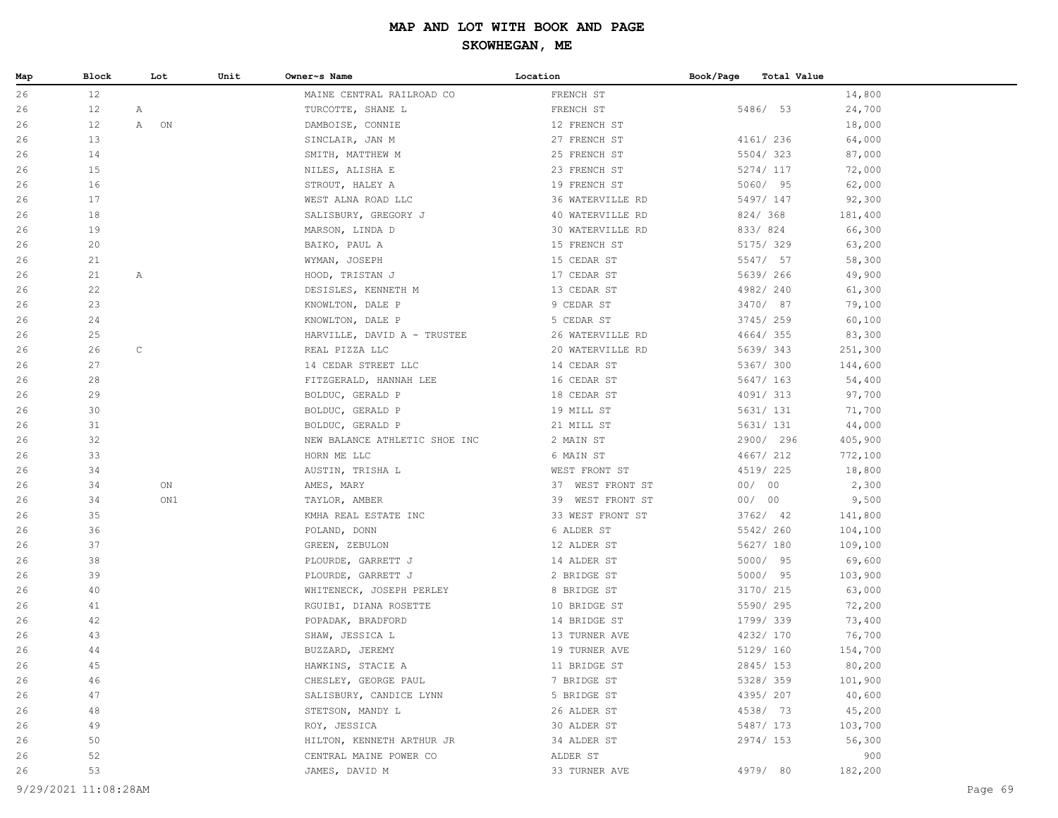# MAP AND LOT WITH BOOK AND PAGE

## SKOWHEGAN, ME

| Map | Block | Lot | Unit | Owner~s Name | Location | Book/Page | Total Value |
|---|---|---|---|---|---|---|---|
| 26 | 12 | | | MAINE CENTRAL RAILROAD CO | FRENCH ST | | 14,800 |
| 26 | 12 | A | | TURCOTTE, SHANE L | FRENCH ST | 5486/ 53 | 24,700 |
| 26 | 12 | A ON | | DAMBOISE, CONNIE | 12 FRENCH ST | | 18,000 |
| 26 | 13 | | | SINCLAIR, JAN M | 27 FRENCH ST | 4161/ 236 | 64,000 |
| 26 | 14 | | | SMITH, MATTHEW M | 25 FRENCH ST | 5504/ 323 | 87,000 |
| 26 | 15 | | | NILES, ALISHA E | 23 FRENCH ST | 5274/ 117 | 72,000 |
| 26 | 16 | | | STROUT, HALEY A | 19 FRENCH ST | 5060/ 95 | 62,000 |
| 26 | 17 | | | WEST ALNA ROAD LLC | 36 WATERVILLE RD | 5497/ 147 | 92,300 |
| 26 | 18 | | | SALISBURY, GREGORY J | 40 WATERVILLE RD | 824/ 368 | 181,400 |
| 26 | 19 | | | MARSON, LINDA D | 30 WATERVILLE RD | 833/ 824 | 66,300 |
| 26 | 20 | | | BAIKO, PAUL A | 15 FRENCH ST | 5175/ 329 | 63,200 |
| 26 | 21 | | | WYMAN, JOSEPH | 15 CEDAR ST | 5547/ 57 | 58,300 |
| 26 | 21 | A | | HOOD, TRISTAN J | 17 CEDAR ST | 5639/ 266 | 49,900 |
| 26 | 22 | | | DESISLES, KENNETH M | 13 CEDAR ST | 4982/ 240 | 61,300 |
| 26 | 23 | | | KNOWLTON, DALE P | 9 CEDAR ST | 3470/ 87 | 79,100 |
| 26 | 24 | | | KNOWLTON, DALE P | 5 CEDAR ST | 3745/ 259 | 60,100 |
| 26 | 25 | | | HARVILLE, DAVID A - TRUSTEE | 26 WATERVILLE RD | 4664/ 355 | 83,300 |
| 26 | 26 | C | | REAL PIZZA LLC | 20 WATERVILLE RD | 5639/ 343 | 251,300 |
| 26 | 27 | | | 14 CEDAR STREET LLC | 14 CEDAR ST | 5367/ 300 | 144,600 |
| 26 | 28 | | | FITZGERALD, HANNAH LEE | 16 CEDAR ST | 5647/ 163 | 54,400 |
| 26 | 29 | | | BOLDUC, GERALD P | 18 CEDAR ST | 4091/ 313 | 97,700 |
| 26 | 30 | | | BOLDUC, GERALD P | 19 MILL ST | 5631/ 131 | 71,700 |
| 26 | 31 | | | BOLDUC, GERALD P | 21 MILL ST | 5631/ 131 | 44,000 |
| 26 | 32 | | | NEW BALANCE ATHLETIC SHOE INC | 2 MAIN ST | 2900/ 296 | 405,900 |
| 26 | 33 | | | HORN ME LLC | 6 MAIN ST | 4667/ 212 | 772,100 |
| 26 | 34 | | | AUSTIN, TRISHA L | WEST FRONT ST | 4519/ 225 | 18,800 |
| 26 | 34 | ON | | AMES, MARY | 37 WEST FRONT ST | 00/ 00 | 2,300 |
| 26 | 34 | ON1 | | TAYLOR, AMBER | 39 WEST FRONT ST | 00/ 00 | 9,500 |
| 26 | 35 | | | KMHA REAL ESTATE INC | 33 WEST FRONT ST | 3762/ 42 | 141,800 |
| 26 | 36 | | | POLAND, DONN | 6 ALDER ST | 5542/ 260 | 104,100 |
| 26 | 37 | | | GREEN, ZEBULON | 12 ALDER ST | 5627/ 180 | 109,100 |
| 26 | 38 | | | PLOURDE, GARRETT J | 14 ALDER ST | 5000/ 95 | 69,600 |
| 26 | 39 | | | PLOURDE, GARRETT J | 2 BRIDGE ST | 5000/ 95 | 103,900 |
| 26 | 40 | | | WHITENECK, JOSEPH PERLEY | 8 BRIDGE ST | 3170/ 215 | 63,000 |
| 26 | 41 | | | RGUIBI, DIANA ROSETTE | 10 BRIDGE ST | 5590/ 295 | 72,200 |
| 26 | 42 | | | POPADAK, BRADFORD | 14 BRIDGE ST | 1799/ 339 | 73,400 |
| 26 | 43 | | | SHAW, JESSICA L | 13 TURNER AVE | 4232/ 170 | 76,700 |
| 26 | 44 | | | BUZZARD, JEREMY | 19 TURNER AVE | 5129/ 160 | 154,700 |
| 26 | 45 | | | HAWKINS, STACIE A | 11 BRIDGE ST | 2845/ 153 | 80,200 |
| 26 | 46 | | | CHESLEY, GEORGE PAUL | 7 BRIDGE ST | 5328/ 359 | 101,900 |
| 26 | 47 | | | SALISBURY, CANDICE LYNN | 5 BRIDGE ST | 4395/ 207 | 40,600 |
| 26 | 48 | | | STETSON, MANDY L | 26 ALDER ST | 4538/ 73 | 45,200 |
| 26 | 49 | | | ROY, JESSICA | 30 ALDER ST | 5487/ 173 | 103,700 |
| 26 | 50 | | | HILTON, KENNETH ARTHUR JR | 34 ALDER ST | 2974/ 153 | 56,300 |
| 26 | 52 | | | CENTRAL MAINE POWER CO | ALDER ST | | 900 |
| 26 | 53 | | | JAMES, DAVID M | 33 TURNER AVE | 4979/ 80 | 182,200 |

9/29/2021 11:08:28AM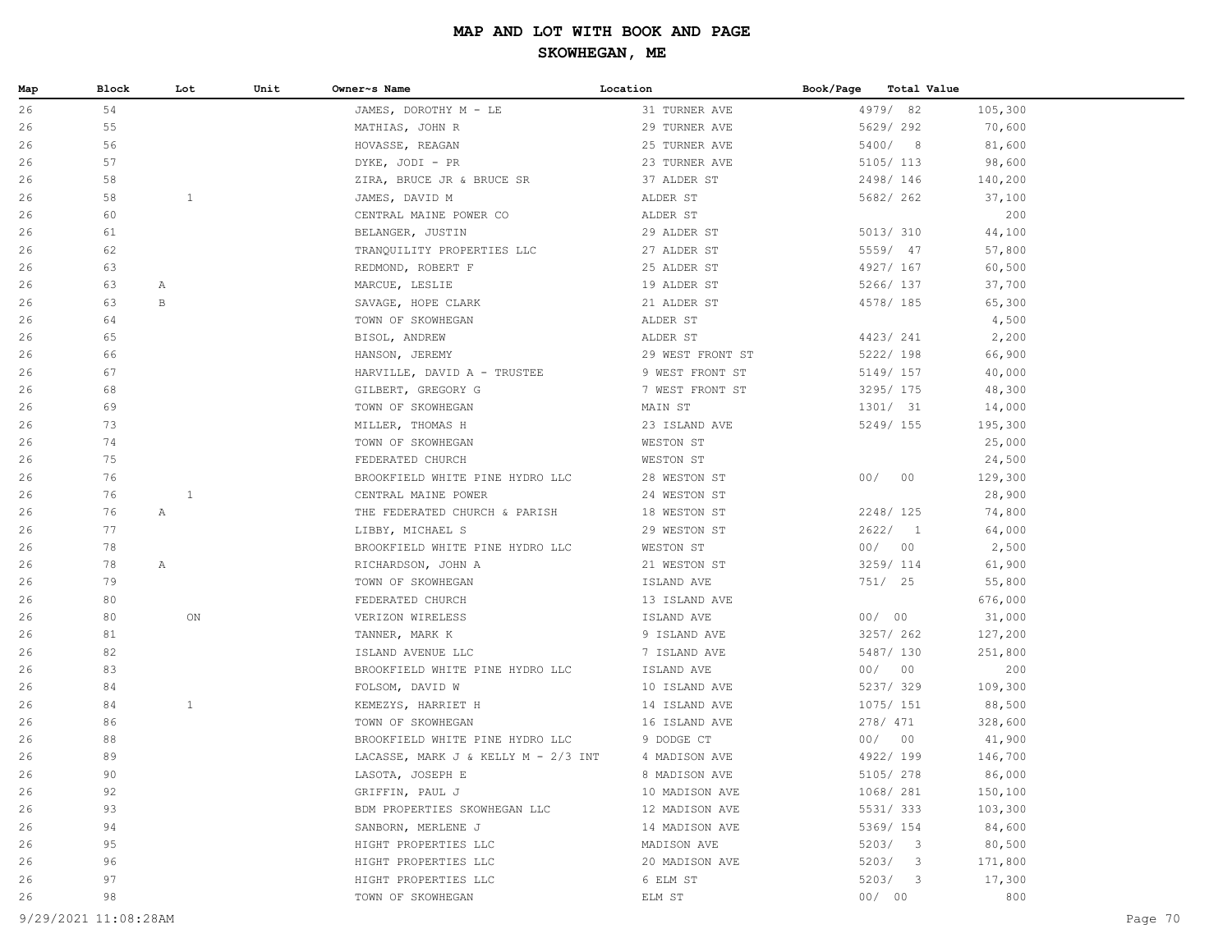# MAP AND LOT WITH BOOK AND PAGE

## SKOWHEGAN, ME

| Map | Block | Lot | Unit | Owner~s Name | Location | Book/Page | Total Value |
|---|---|---|---|---|---|---|---|
| 26 | 54 | | | JAMES, DOROTHY M - LE | 31 TURNER AVE | 4979/ 82 | 105,300 |
| 26 | 55 | | | MATHIAS, JOHN R | 29 TURNER AVE | 5629/ 292 | 70,600 |
| 26 | 56 | | | HOVASSE, REAGAN | 25 TURNER AVE | 5400/ 8 | 81,600 |
| 26 | 57 | | | DYKE, JODI - PR | 23 TURNER AVE | 5105/ 113 | 98,600 |
| 26 | 58 | | | ZIRA, BRUCE JR & BRUCE SR | 37 ALDER ST | 2498/ 146 | 140,200 |
| 26 | 58 | 1 | | JAMES, DAVID M | ALDER ST | 5682/ 262 | 37,100 |
| 26 | 60 | | | CENTRAL MAINE POWER CO | ALDER ST | | 200 |
| 26 | 61 | | | BELANGER, JUSTIN | 29 ALDER ST | 5013/ 310 | 44,100 |
| 26 | 62 | | | TRANQUILITY PROPERTIES LLC | 27 ALDER ST | 5559/ 47 | 57,800 |
| 26 | 63 | | | REDMOND, ROBERT F | 25 ALDER ST | 4927/ 167 | 60,500 |
| 26 | 63 | A | | MARCUE, LESLIE | 19 ALDER ST | 5266/ 137 | 37,700 |
| 26 | 63 | B | | SAVAGE, HOPE CLARK | 21 ALDER ST | 4578/ 185 | 65,300 |
| 26 | 64 | | | TOWN OF SKOWHEGAN | ALDER ST | | 4,500 |
| 26 | 65 | | | BISOL, ANDREW | ALDER ST | 4423/ 241 | 2,200 |
| 26 | 66 | | | HANSON, JEREMY | 29 WEST FRONT ST | 5222/ 198 | 66,900 |
| 26 | 67 | | | HARVILLE, DAVID A - TRUSTEE | 9 WEST FRONT ST | 5149/ 157 | 40,000 |
| 26 | 68 | | | GILBERT, GREGORY G | 7 WEST FRONT ST | 3295/ 175 | 48,300 |
| 26 | 69 | | | TOWN OF SKOWHEGAN | MAIN ST | 1301/ 31 | 14,000 |
| 26 | 73 | | | MILLER, THOMAS H | 23 ISLAND AVE | 5249/ 155 | 195,300 |
| 26 | 74 | | | TOWN OF SKOWHEGAN | WESTON ST | | 25,000 |
| 26 | 75 | | | FEDERATED CHURCH | WESTON ST | | 24,500 |
| 26 | 76 | | | BROOKFIELD WHITE PINE HYDRO LLC | 28 WESTON ST | 00/ 00 | 129,300 |
| 26 | 76 | 1 | | CENTRAL MAINE POWER | 24 WESTON ST | | 28,900 |
| 26 | 76 | A | | THE FEDERATED CHURCH & PARISH | 18 WESTON ST | 2248/ 125 | 74,800 |
| 26 | 77 | | | LIBBY, MICHAEL S | 29 WESTON ST | 2622/ 1 | 64,000 |
| 26 | 78 | | | BROOKFIELD WHITE PINE HYDRO LLC | WESTON ST | 00/ 00 | 2,500 |
| 26 | 78 | A | | RICHARDSON, JOHN A | 21 WESTON ST | 3259/ 114 | 61,900 |
| 26 | 79 | | | TOWN OF SKOWHEGAN | ISLAND AVE | 751/ 25 | 55,800 |
| 26 | 80 | | | FEDERATED CHURCH | 13 ISLAND AVE | | 676,000 |
| 26 | 80 | ON | | VERIZON WIRELESS | ISLAND AVE | 00/ 00 | 31,000 |
| 26 | 81 | | | TANNER, MARK K | 9 ISLAND AVE | 3257/ 262 | 127,200 |
| 26 | 82 | | | ISLAND AVENUE LLC | 7 ISLAND AVE | 5487/ 130 | 251,800 |
| 26 | 83 | | | BROOKFIELD WHITE PINE HYDRO LLC | ISLAND AVE | 00/ 00 | 200 |
| 26 | 84 | | | FOLSOM, DAVID W | 10 ISLAND AVE | 5237/ 329 | 109,300 |
| 26 | 84 | 1 | | KEMEZYS, HARRIET H | 14 ISLAND AVE | 1075/ 151 | 88,500 |
| 26 | 86 | | | TOWN OF SKOWHEGAN | 16 ISLAND AVE | 278/ 471 | 328,600 |
| 26 | 88 | | | BROOKFIELD WHITE PINE HYDRO LLC | 9 DODGE CT | 00/ 00 | 41,900 |
| 26 | 89 | | | LACASSE, MARK J & KELLY M - 2/3 INT | 4 MADISON AVE | 4922/ 199 | 146,700 |
| 26 | 90 | | | LASOTA, JOSEPH E | 8 MADISON AVE | 5105/ 278 | 86,000 |
| 26 | 92 | | | GRIFFIN, PAUL J | 10 MADISON AVE | 1068/ 281 | 150,100 |
| 26 | 93 | | | BDM PROPERTIES SKOWHEGAN LLC | 12 MADISON AVE | 5531/ 333 | 103,300 |
| 26 | 94 | | | SANBORN, MERLENE J | 14 MADISON AVE | 5369/ 154 | 84,600 |
| 26 | 95 | | | HIGHT PROPERTIES LLC | MADISON AVE | 5203/ 3 | 80,500 |
| 26 | 96 | | | HIGHT PROPERTIES LLC | 20 MADISON AVE | 5203/ 3 | 171,800 |
| 26 | 97 | | | HIGHT PROPERTIES LLC | 6 ELM ST | 5203/ 3 | 17,300 |
| 26 | 98 | | | TOWN OF SKOWHEGAN | ELM ST | 00/ 00 | 800 |

9/29/2021 11:08:28AM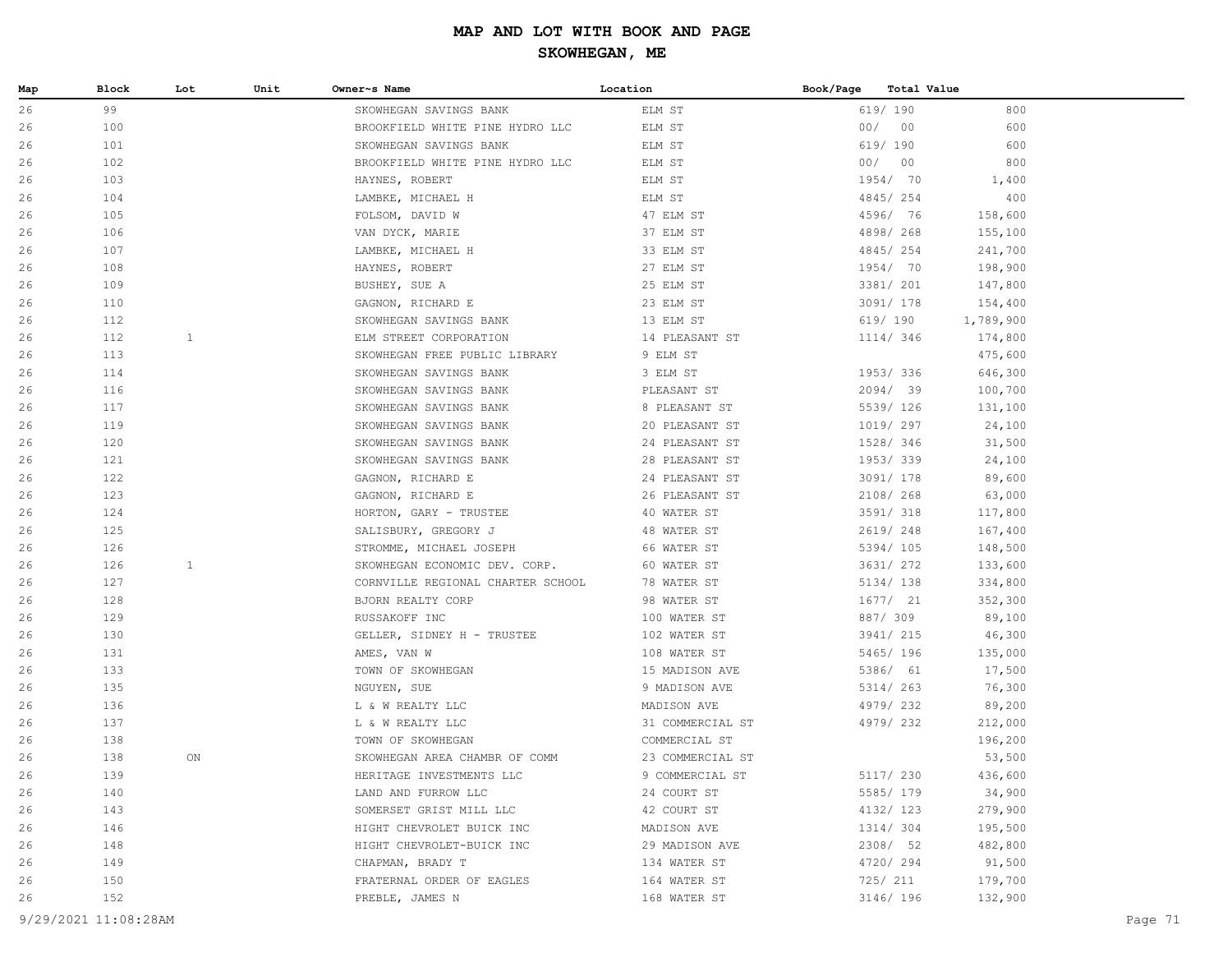# MAP AND LOT WITH BOOK AND PAGE

## SKOWHEGAN, ME

| Map | Block | Lot | Unit | Owner~s Name | Location | Book/Page | Total Value |
|---|---|---|---|---|---|---|---|
| 26 | 99 | | | SKOWHEGAN SAVINGS BANK | ELM ST | 619/ 190 | 800 |
| 26 | 100 | | | BROOKFIELD WHITE PINE HYDRO LLC | ELM ST | 00/ 00 | 600 |
| 26 | 101 | | | SKOWHEGAN SAVINGS BANK | ELM ST | 619/ 190 | 600 |
| 26 | 102 | | | BROOKFIELD WHITE PINE HYDRO LLC | ELM ST | 00/ 00 | 800 |
| 26 | 103 | | | HAYNES, ROBERT | ELM ST | 1954/ 70 | 1,400 |
| 26 | 104 | | | LAMBKE, MICHAEL H | ELM ST | 4845/ 254 | 400 |
| 26 | 105 | | | FOLSOM, DAVID W | 47 ELM ST | 4596/ 76 | 158,600 |
| 26 | 106 | | | VAN DYCK, MARIE | 37 ELM ST | 4898/ 268 | 155,100 |
| 26 | 107 | | | LAMBKE, MICHAEL H | 33 ELM ST | 4845/ 254 | 241,700 |
| 26 | 108 | | | HAYNES, ROBERT | 27 ELM ST | 1954/ 70 | 198,900 |
| 26 | 109 | | | BUSHEY, SUE A | 25 ELM ST | 3381/ 201 | 147,800 |
| 26 | 110 | | | GAGNON, RICHARD E | 23 ELM ST | 3091/ 178 | 154,400 |
| 26 | 112 | | | SKOWHEGAN SAVINGS BANK | 13 ELM ST | 619/ 190 | 1,789,900 |
| 26 | 112 | 1 | | ELM STREET CORPORATION | 14 PLEASANT ST | 1114/ 346 | 174,800 |
| 26 | 113 | | | SKOWHEGAN FREE PUBLIC LIBRARY | 9 ELM ST | | 475,600 |
| 26 | 114 | | | SKOWHEGAN SAVINGS BANK | 3 ELM ST | 1953/ 336 | 646,300 |
| 26 | 116 | | | SKOWHEGAN SAVINGS BANK | PLEASANT ST | 2094/ 39 | 100,700 |
| 26 | 117 | | | SKOWHEGAN SAVINGS BANK | 8 PLEASANT ST | 5539/ 126 | 131,100 |
| 26 | 119 | | | SKOWHEGAN SAVINGS BANK | 20 PLEASANT ST | 1019/ 297 | 24,100 |
| 26 | 120 | | | SKOWHEGAN SAVINGS BANK | 24 PLEASANT ST | 1528/ 346 | 31,500 |
| 26 | 121 | | | SKOWHEGAN SAVINGS BANK | 28 PLEASANT ST | 1953/ 339 | 24,100 |
| 26 | 122 | | | GAGNON, RICHARD E | 24 PLEASANT ST | 3091/ 178 | 89,600 |
| 26 | 123 | | | GAGNON, RICHARD E | 26 PLEASANT ST | 2108/ 268 | 63,000 |
| 26 | 124 | | | HORTON, GARY - TRUSTEE | 40 WATER ST | 3591/ 318 | 117,800 |
| 26 | 125 | | | SALISBURY, GREGORY J | 48 WATER ST | 2619/ 248 | 167,400 |
| 26 | 126 | | | STROMME, MICHAEL JOSEPH | 66 WATER ST | 5394/ 105 | 148,500 |
| 26 | 126 | 1 | | SKOWHEGAN ECONOMIC DEV. CORP. | 60 WATER ST | 3631/ 272 | 133,600 |
| 26 | 127 | | | CORNVILLE REGIONAL CHARTER SCHOOL | 78 WATER ST | 5134/ 138 | 334,800 |
| 26 | 128 | | | BJORN REALTY CORP | 98 WATER ST | 1677/ 21 | 352,300 |
| 26 | 129 | | | RUSSAKOFF INC | 100 WATER ST | 887/ 309 | 89,100 |
| 26 | 130 | | | GELLER, SIDNEY H - TRUSTEE | 102 WATER ST | 3941/ 215 | 46,300 |
| 26 | 131 | | | AMES, VAN W | 108 WATER ST | 5465/ 196 | 135,000 |
| 26 | 133 | | | TOWN OF SKOWHEGAN | 15 MADISON AVE | 5386/ 61 | 17,500 |
| 26 | 135 | | | NGUYEN, SUE | 9 MADISON AVE | 5314/ 263 | 76,300 |
| 26 | 136 | | | L & W REALTY LLC | MADISON AVE | 4979/ 232 | 89,200 |
| 26 | 137 | | | L & W REALTY LLC | 31 COMMERCIAL ST | 4979/ 232 | 212,000 |
| 26 | 138 | | | TOWN OF SKOWHEGAN | COMMERCIAL ST | | 196,200 |
| 26 | 138 | ON | | SKOWHEGAN AREA CHAMBR OF COMM | 23 COMMERCIAL ST | | 53,500 |
| 26 | 139 | | | HERITAGE INVESTMENTS LLC | 9 COMMERCIAL ST | 5117/ 230 | 436,600 |
| 26 | 140 | | | LAND AND FURROW LLC | 24 COURT ST | 5585/ 179 | 34,900 |
| 26 | 143 | | | SOMERSET GRIST MILL LLC | 42 COURT ST | 4132/ 123 | 279,900 |
| 26 | 146 | | | HIGHT CHEVROLET BUICK INC | MADISON AVE | 1314/ 304 | 195,500 |
| 26 | 148 | | | HIGHT CHEVROLET-BUICK INC | 29 MADISON AVE | 2308/ 52 | 482,800 |
| 26 | 149 | | | CHAPMAN, BRADY T | 134 WATER ST | 4720/ 294 | 91,500 |
| 26 | 150 | | | FRATERNAL ORDER OF EAGLES | 164 WATER ST | 725/ 211 | 179,700 |
| 26 | 152 | | | PREBLE, JAMES N | 168 WATER ST | 3146/ 196 | 132,900 |

9/29/2021 11:08:28AM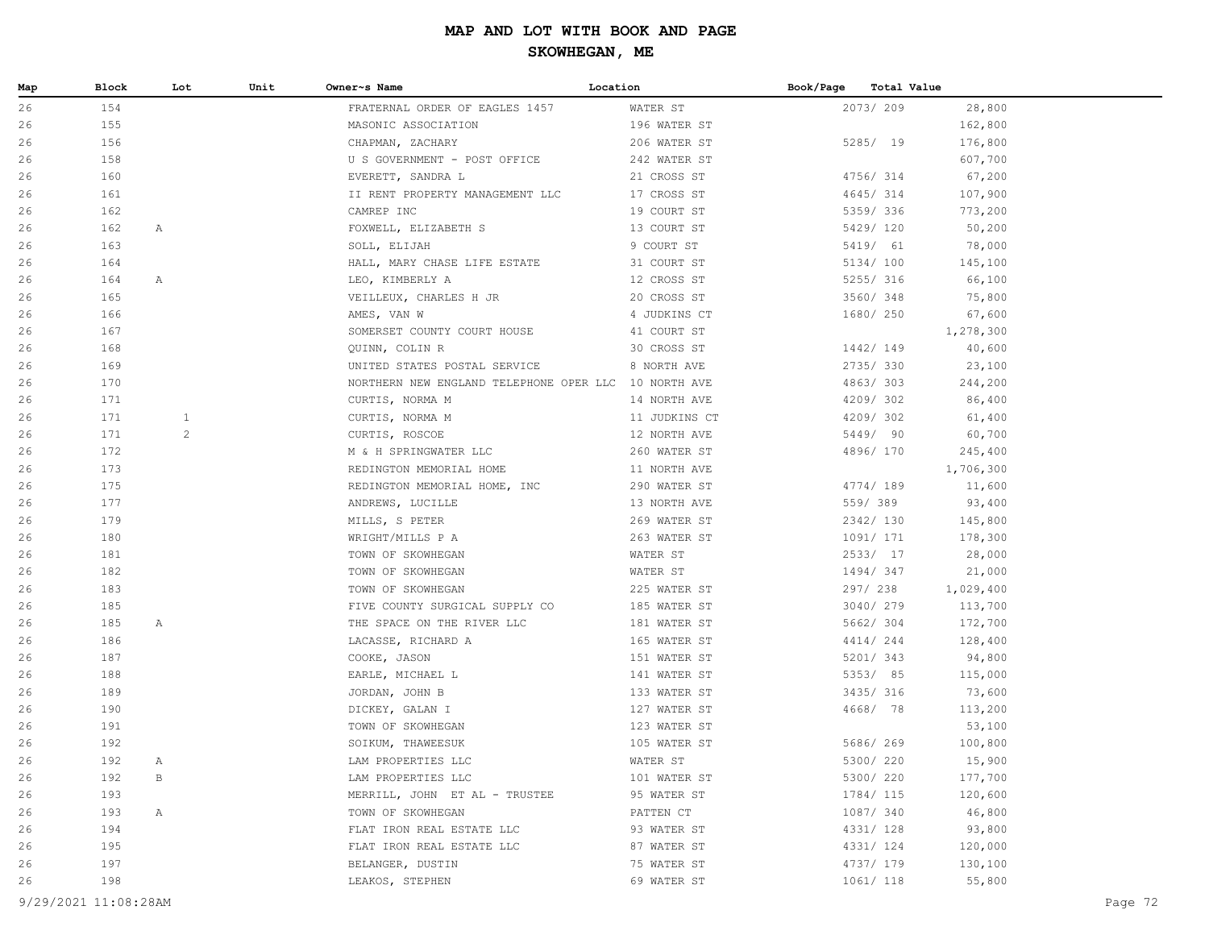# MAP AND LOT WITH BOOK AND PAGE

## SKOWHEGAN, ME

| Map | Block | Lot | Unit | Owner~s Name | Location | Book/Page | Total Value |
|---|---|---|---|---|---|---|---|
| 26 | 154 | | | FRATERNAL ORDER OF EAGLES 1457 | WATER ST | 2073/ 209 | 28,800 |
| 26 | 155 | | | MASONIC ASSOCIATION | 196 WATER ST | | 162,800 |
| 26 | 156 | | | CHAPMAN, ZACHARY | 206 WATER ST | 5285/ 19 | 176,800 |
| 26 | 158 | | | U S GOVERNMENT - POST OFFICE | 242 WATER ST | | 607,700 |
| 26 | 160 | | | EVERETT, SANDRA L | 21 CROSS ST | 4756/ 314 | 67,200 |
| 26 | 161 | | | II RENT PROPERTY MANAGEMENT LLC | 17 CROSS ST | 4645/ 314 | 107,900 |
| 26 | 162 | | | CAMREP INC | 19 COURT ST | 5359/ 336 | 773,200 |
| 26 | 162 | A | | FOXWELL, ELIZABETH S | 13 COURT ST | 5429/ 120 | 50,200 |
| 26 | 163 | | | SOLL, ELIJAH | 9 COURT ST | 5419/ 61 | 78,000 |
| 26 | 164 | | | HALL, MARY CHASE LIFE ESTATE | 31 COURT ST | 5134/ 100 | 145,100 |
| 26 | 164 | A | | LEO, KIMBERLY A | 12 CROSS ST | 5255/ 316 | 66,100 |
| 26 | 165 | | | VEILLEUX, CHARLES H JR | 20 CROSS ST | 3560/ 348 | 75,800 |
| 26 | 166 | | | AMES, VAN W | 4 JUDKINS CT | 1680/ 250 | 67,600 |
| 26 | 167 | | | SOMERSET COUNTY COURT HOUSE | 41 COURT ST | | 1,278,300 |
| 26 | 168 | | | QUINN, COLIN R | 30 CROSS ST | 1442/ 149 | 40,600 |
| 26 | 169 | | | UNITED STATES POSTAL SERVICE | 8 NORTH AVE | 2735/ 330 | 23,100 |
| 26 | 170 | | | NORTHERN NEW ENGLAND TELEPHONE OPER LLC | 10 NORTH AVE | 4863/ 303 | 244,200 |
| 26 | 171 | | | CURTIS, NORMA M | 14 NORTH AVE | 4209/ 302 | 86,400 |
| 26 | 171 | 1 | | CURTIS, NORMA M | 11 JUDKINS CT | 4209/ 302 | 61,400 |
| 26 | 171 | 2 | | CURTIS, ROSCOE | 12 NORTH AVE | 5449/ 90 | 60,700 |
| 26 | 172 | | | M & H SPRINGWATER LLC | 260 WATER ST | 4896/ 170 | 245,400 |
| 26 | 173 | | | REDINGTON MEMORIAL HOME | 11 NORTH AVE | | 1,706,300 |
| 26 | 175 | | | REDINGTON MEMORIAL HOME, INC | 290 WATER ST | 4774/ 189 | 11,600 |
| 26 | 177 | | | ANDREWS, LUCILLE | 13 NORTH AVE | 559/ 389 | 93,400 |
| 26 | 179 | | | MILLS, S PETER | 269 WATER ST | 2342/ 130 | 145,800 |
| 26 | 180 | | | WRIGHT/MILLS P A | 263 WATER ST | 1091/ 171 | 178,300 |
| 26 | 181 | | | TOWN OF SKOWHEGAN | WATER ST | 2533/ 17 | 28,000 |
| 26 | 182 | | | TOWN OF SKOWHEGAN | WATER ST | 1494/ 347 | 21,000 |
| 26 | 183 | | | TOWN OF SKOWHEGAN | 225 WATER ST | 297/ 238 | 1,029,400 |
| 26 | 185 | | | FIVE COUNTY SURGICAL SUPPLY CO | 185 WATER ST | 3040/ 279 | 113,700 |
| 26 | 185 | A | | THE SPACE ON THE RIVER LLC | 181 WATER ST | 5662/ 304 | 172,700 |
| 26 | 186 | | | LACASSE, RICHARD A | 165 WATER ST | 4414/ 244 | 128,400 |
| 26 | 187 | | | COOKE, JASON | 151 WATER ST | 5201/ 343 | 94,800 |
| 26 | 188 | | | EARLE, MICHAEL L | 141 WATER ST | 5353/ 85 | 115,000 |
| 26 | 189 | | | JORDAN, JOHN B | 133 WATER ST | 3435/ 316 | 73,600 |
| 26 | 190 | | | DICKEY, GALAN I | 127 WATER ST | 4668/ 78 | 113,200 |
| 26 | 191 | | | TOWN OF SKOWHEGAN | 123 WATER ST | | 53,100 |
| 26 | 192 | | | SOIKUM, THAWEESUK | 105 WATER ST | 5686/ 269 | 100,800 |
| 26 | 192 | A | | LAM PROPERTIES LLC | WATER ST | 5300/ 220 | 15,900 |
| 26 | 192 | B | | LAM PROPERTIES LLC | 101 WATER ST | 5300/ 220 | 177,700 |
| 26 | 193 | | | MERRILL, JOHN ET AL - TRUSTEE | 95 WATER ST | 1784/ 115 | 120,600 |
| 26 | 193 | A | | TOWN OF SKOWHEGAN | PATTEN CT | 1087/ 340 | 46,800 |
| 26 | 194 | | | FLAT IRON REAL ESTATE LLC | 93 WATER ST | 4331/ 128 | 93,800 |
| 26 | 195 | | | FLAT IRON REAL ESTATE LLC | 87 WATER ST | 4331/ 124 | 120,000 |
| 26 | 197 | | | BELANGER, DUSTIN | 75 WATER ST | 4737/ 179 | 130,100 |
| 26 | 198 | | | LEAKOS, STEPHEN | 69 WATER ST | 1061/ 118 | 55,800 |

9/29/2021 11:08:28AM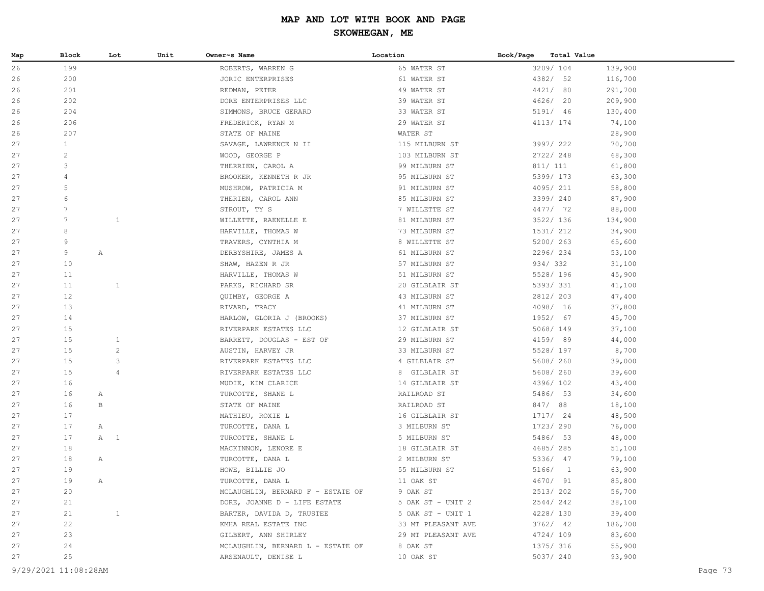# MAP AND LOT WITH BOOK AND PAGE

## SKOWHEGAN, ME

| Map | Block | Lot | Unit | Owner~s Name | Location | Book/Page | Total Value |
|---|---|---|---|---|---|---|---|
| 26 | 199 | | | ROBERTS, WARREN G | 65 WATER ST | 3209/ 104 | 139,900 |
| 26 | 200 | | | JORIC ENTERPRISES | 61 WATER ST | 4382/ 52 | 116,700 |
| 26 | 201 | | | REDMAN, PETER | 49 WATER ST | 4421/ 80 | 291,700 |
| 26 | 202 | | | DORE ENTERPRISES LLC | 39 WATER ST | 4626/ 20 | 209,900 |
| 26 | 204 | | | SIMMONS, BRUCE GERARD | 33 WATER ST | 5191/ 46 | 130,400 |
| 26 | 206 | | | FREDERICK, RYAN M | 29 WATER ST | 4113/ 174 | 74,100 |
| 26 | 207 | | | STATE OF MAINE | WATER ST | | 28,900 |
| 27 | 1 | | | SAVAGE, LAWRENCE N II | 115 MILBURN ST | 3997/ 222 | 70,700 |
| 27 | 2 | | | WOOD, GEORGE P | 103 MILBURN ST | 2722/ 248 | 68,300 |
| 27 | 3 | | | THERRIEN, CAROL A | 99 MILBURN ST | 811/ 111 | 61,800 |
| 27 | 4 | | | BROOKER, KENNETH R JR | 95 MILBURN ST | 5399/ 173 | 63,300 |
| 27 | 5 | | | MUSHROW, PATRICIA M | 91 MILBURN ST | 4095/ 211 | 58,800 |
| 27 | 6 | | | THERIEN, CAROL ANN | 85 MILBURN ST | 3399/ 240 | 87,900 |
| 27 | 7 | | | STROUT, TY S | 7 WILLETTE ST | 4477/ 72 | 88,000 |
| 27 | 7 | 1 | | WILLETTE, RAENELLE E | 81 MILBURN ST | 3522/ 136 | 134,900 |
| 27 | 8 | | | HARVILLE, THOMAS W | 73 MILBURN ST | 1531/ 212 | 34,900 |
| 27 | 9 | | | TRAVERS, CYNTHIA M | 8 WILLETTE ST | 5200/ 263 | 65,600 |
| 27 | 9 | A | | DERBYSHIRE, JAMES A | 61 MILBURN ST | 2296/ 234 | 53,100 |
| 27 | 10 | | | SHAW, HAZEN R JR | 57 MILBURN ST | 934/ 332 | 31,100 |
| 27 | 11 | | | HARVILLE, THOMAS W | 51 MILBURN ST | 5528/ 196 | 45,900 |
| 27 | 11 | 1 | | PARKS, RICHARD SR | 20 GILBLAIR ST | 5393/ 331 | 41,100 |
| 27 | 12 | | | QUIMBY, GEORGE A | 43 MILBURN ST | 2812/ 203 | 47,400 |
| 27 | 13 | | | RIVARD, TRACY | 41 MILBURN ST | 4098/ 16 | 37,800 |
| 27 | 14 | | | HARLOW, GLORIA J (BROOKS) | 37 MILBURN ST | 1952/ 67 | 45,700 |
| 27 | 15 | | | RIVERPARK ESTATES LLC | 12 GILBLAIR ST | 5068/ 149 | 37,100 |
| 27 | 15 | 1 | | BARRETT, DOUGLAS - EST OF | 29 MILBURN ST | 4159/ 89 | 44,000 |
| 27 | 15 | 2 | | AUSTIN, HARVEY JR | 33 MILBURN ST | 5528/ 197 | 8,700 |
| 27 | 15 | 3 | | RIVERPARK ESTATES LLC | 4 GILBLAIR ST | 5608/ 260 | 39,000 |
| 27 | 15 | 4 | | RIVERPARK ESTATES LLC | 8 GILBLAIR ST | 5608/ 260 | 39,600 |
| 27 | 16 | | | MUDIE, KIM CLARICE | 14 GILBLAIR ST | 4396/ 102 | 43,400 |
| 27 | 16 | A | | TURCOTTE, SHANE L | RAILROAD ST | 5486/ 53 | 34,600 |
| 27 | 16 | B | | STATE OF MAINE | RAILROAD ST | 847/ 88 | 18,100 |
| 27 | 17 | | | MATHIEU, ROXIE L | 16 GILBLAIR ST | 1717/ 24 | 48,500 |
| 27 | 17 | A | | TURCOTTE, DANA L | 3 MILBURN ST | 1723/ 290 | 76,000 |
| 27 | 17 | A 1 | | TURCOTTE, SHANE L | 5 MILBURN ST | 5486/ 53 | 48,000 |
| 27 | 18 | | | MACKINNON, LENORE E | 18 GILBLAIR ST | 4685/ 285 | 51,100 |
| 27 | 18 | A | | TURCOTTE, DANA L | 2 MILBURN ST | 5336/ 47 | 79,100 |
| 27 | 19 | | | HOWE, BILLIE JO | 55 MILBURN ST | 5166/ 1 | 63,900 |
| 27 | 19 | A | | TURCOTTE, DANA L | 11 OAK ST | 4670/ 91 | 85,800 |
| 27 | 20 | | | MCLAUGHLIN, BERNARD F - ESTATE OF | 9 OAK ST | 2513/ 202 | 56,700 |
| 27 | 21 | | | DORE, JOANNE D - LIFE ESTATE | 5 OAK ST - UNIT 2 | 2544/ 242 | 38,100 |
| 27 | 21 | 1 | | BARTER, DAVIDA D, TRUSTEE | 5 OAK ST - UNIT 1 | 4228/ 130 | 39,400 |
| 27 | 22 | | | KMHA REAL ESTATE INC | 33 MT PLEASANT AVE | 3762/ 42 | 186,700 |
| 27 | 23 | | | GILBERT, ANN SHIRLEY | 29 MT PLEASANT AVE | 4724/ 109 | 83,600 |
| 27 | 24 | | | MCLAUGHLIN, BERNARD L - ESTATE OF | 8 OAK ST | 1375/ 316 | 55,900 |
| 27 | 25 | | | ARSENAULT, DENISE L | 10 OAK ST | 5037/ 240 | 93,900 |

9/29/2021 11:08:28AM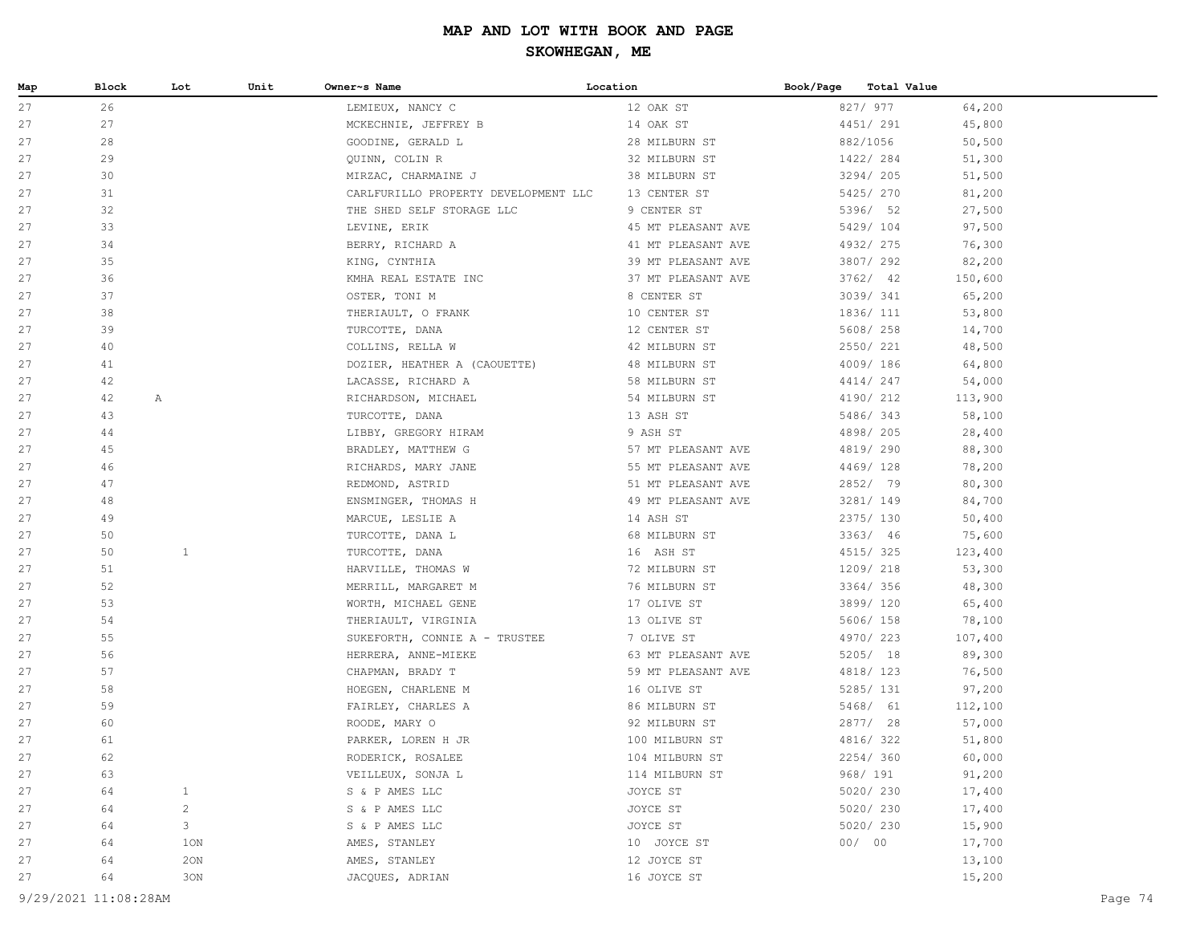# MAP AND LOT WITH BOOK AND PAGE

## SKOWHEGAN, ME

| Map | Block | Lot | Unit | Owner~s Name | Location | Book/Page | Total Value |
|---|---|---|---|---|---|---|---|
| 27 | 26 | | | LEMIEUX, NANCY C | 12 OAK ST | 827/ 977 | 64,200 |
| 27 | 27 | | | MCKECHNIE, JEFFREY B | 14 OAK ST | 4451/ 291 | 45,800 |
| 27 | 28 | | | GOODINE, GERALD L | 28 MILBURN ST | 882/1056 | 50,500 |
| 27 | 29 | | | QUINN, COLIN R | 32 MILBURN ST | 1422/ 284 | 51,300 |
| 27 | 30 | | | MIRZAC, CHARMAINE J | 38 MILBURN ST | 3294/ 205 | 51,500 |
| 27 | 31 | | | CARLFURILLO PROPERTY DEVELOPMENT LLC | 13 CENTER ST | 5425/ 270 | 81,200 |
| 27 | 32 | | | THE SHED SELF STORAGE LLC | 9 CENTER ST | 5396/ 52 | 27,500 |
| 27 | 33 | | | LEVINE, ERIK | 45 MT PLEASANT AVE | 5429/ 104 | 97,500 |
| 27 | 34 | | | BERRY, RICHARD A | 41 MT PLEASANT AVE | 4932/ 275 | 76,300 |
| 27 | 35 | | | KING, CYNTHIA | 39 MT PLEASANT AVE | 3807/ 292 | 82,200 |
| 27 | 36 | | | KMHA REAL ESTATE INC | 37 MT PLEASANT AVE | 3762/ 42 | 150,600 |
| 27 | 37 | | | OSTER, TONI M | 8 CENTER ST | 3039/ 341 | 65,200 |
| 27 | 38 | | | THERIAULT, O FRANK | 10 CENTER ST | 1836/ 111 | 53,800 |
| 27 | 39 | | | TURCOTTE, DANA | 12 CENTER ST | 5608/ 258 | 14,700 |
| 27 | 40 | | | COLLINS, RELLA W | 42 MILBURN ST | 2550/ 221 | 48,500 |
| 27 | 41 | | | DOZIER, HEATHER A (CAOUETTE) | 48 MILBURN ST | 4009/ 186 | 64,800 |
| 27 | 42 | | | LACASSE, RICHARD A | 58 MILBURN ST | 4414/ 247 | 54,000 |
| 27 | 42 | A | | RICHARDSON, MICHAEL | 54 MILBURN ST | 4190/ 212 | 113,900 |
| 27 | 43 | | | TURCOTTE, DANA | 13 ASH ST | 5486/ 343 | 58,100 |
| 27 | 44 | | | LIBBY, GREGORY HIRAM | 9 ASH ST | 4898/ 205 | 28,400 |
| 27 | 45 | | | BRADLEY, MATTHEW G | 57 MT PLEASANT AVE | 4819/ 290 | 88,300 |
| 27 | 46 | | | RICHARDS, MARY JANE | 55 MT PLEASANT AVE | 4469/ 128 | 78,200 |
| 27 | 47 | | | REDMOND, ASTRID | 51 MT PLEASANT AVE | 2852/ 79 | 80,300 |
| 27 | 48 | | | ENSMINGER, THOMAS H | 49 MT PLEASANT AVE | 3281/ 149 | 84,700 |
| 27 | 49 | | | MARCUE, LESLIE A | 14 ASH ST | 2375/ 130 | 50,400 |
| 27 | 50 | | | TURCOTTE, DANA L | 68 MILBURN ST | 3363/ 46 | 75,600 |
| 27 | 50 | 1 | | TURCOTTE, DANA | 16 ASH ST | 4515/ 325 | 123,400 |
| 27 | 51 | | | HARVILLE, THOMAS W | 72 MILBURN ST | 1209/ 218 | 53,300 |
| 27 | 52 | | | MERRILL, MARGARET M | 76 MILBURN ST | 3364/ 356 | 48,300 |
| 27 | 53 | | | WORTH, MICHAEL GENE | 17 OLIVE ST | 3899/ 120 | 65,400 |
| 27 | 54 | | | THERIAULT, VIRGINIA | 13 OLIVE ST | 5606/ 158 | 78,100 |
| 27 | 55 | | | SUKEFORTH, CONNIE A - TRUSTEE | 7 OLIVE ST | 4970/ 223 | 107,400 |
| 27 | 56 | | | HERRERA, ANNE-MIEKE | 63 MT PLEASANT AVE | 5205/ 18 | 89,300 |
| 27 | 57 | | | CHAPMAN, BRADY T | 59 MT PLEASANT AVE | 4818/ 123 | 76,500 |
| 27 | 58 | | | HOEGEN, CHARLENE M | 16 OLIVE ST | 5285/ 131 | 97,200 |
| 27 | 59 | | | FAIRLEY, CHARLES A | 86 MILBURN ST | 5468/ 61 | 112,100 |
| 27 | 60 | | | ROODE, MARY O | 92 MILBURN ST | 2877/ 28 | 57,000 |
| 27 | 61 | | | PARKER, LOREN H JR | 100 MILBURN ST | 4816/ 322 | 51,800 |
| 27 | 62 | | | RODERICK, ROSALEE | 104 MILBURN ST | 2254/ 360 | 60,000 |
| 27 | 63 | | | VEILLEUX, SONJA L | 114 MILBURN ST | 968/ 191 | 91,200 |
| 27 | 64 | 1 | | S & P AMES LLC | JOYCE ST | 5020/ 230 | 17,400 |
| 27 | 64 | 2 | | S & P AMES LLC | JOYCE ST | 5020/ 230 | 17,400 |
| 27 | 64 | 3 | | S & P AMES LLC | JOYCE ST | 5020/ 230 | 15,900 |
| 27 | 64 | 1ON | | AMES, STANLEY | 10 JOYCE ST | 00/ 00 | 17,700 |
| 27 | 64 | 2ON | | AMES, STANLEY | 12 JOYCE ST | | 13,100 |
| 27 | 64 | 3ON | | JACQUES, ADRIAN | 16 JOYCE ST | | 15,200 |

9/29/2021 11:08:28AM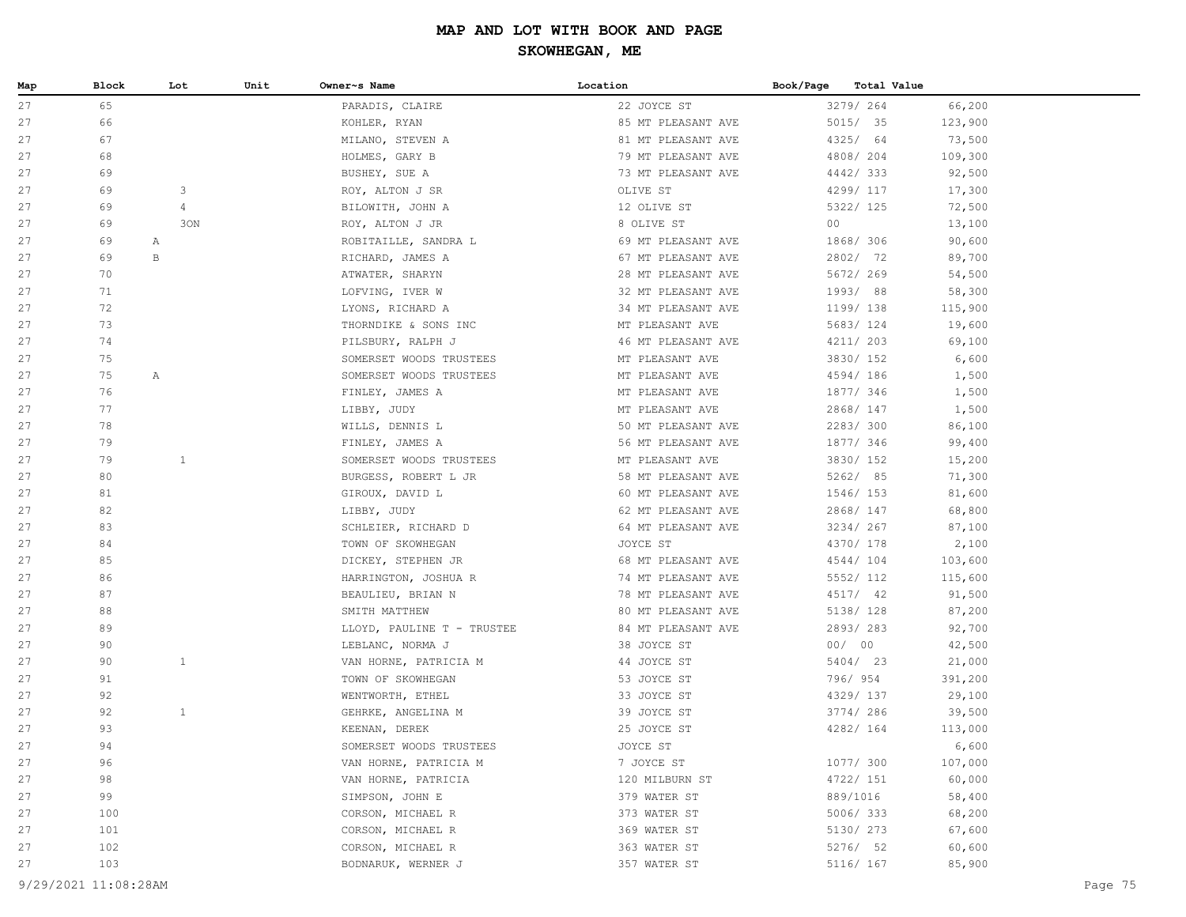# MAP AND LOT WITH BOOK AND PAGE

## SKOWHEGAN, ME

| Map | Block | Lot | Unit | Owner~s Name | Location | Book/Page | Total Value |
|---|---|---|---|---|---|---|---|
| 27 | 65 | | | PARADIS, CLAIRE | 22 JOYCE ST | 3279/ 264 | 66,200 |
| 27 | 66 | | | KOHLER, RYAN | 85 MT PLEASANT AVE | 5015/ 35 | 123,900 |
| 27 | 67 | | | MILANO, STEVEN A | 81 MT PLEASANT AVE | 4325/ 64 | 73,500 |
| 27 | 68 | | | HOLMES, GARY B | 79 MT PLEASANT AVE | 4808/ 204 | 109,300 |
| 27 | 69 | | | BUSHEY, SUE A | 73 MT PLEASANT AVE | 4442/ 333 | 92,500 |
| 27 | 69 | 3 | | ROY, ALTON J SR | OLIVE ST | 4299/ 117 | 17,300 |
| 27 | 69 | 4 | | BILOWITH, JOHN A | 12 OLIVE ST | 5322/ 125 | 72,500 |
| 27 | 69 | 3ON | | ROY, ALTON J JR | 8 OLIVE ST | 00 | 13,100 |
| 27 | 69 | A | | ROBITAILLE, SANDRA L | 69 MT PLEASANT AVE | 1868/ 306 | 90,600 |
| 27 | 69 | B | | RICHARD, JAMES A | 67 MT PLEASANT AVE | 2802/ 72 | 89,700 |
| 27 | 70 | | | ATWATER, SHARYN | 28 MT PLEASANT AVE | 5672/ 269 | 54,500 |
| 27 | 71 | | | LOFVING, IVER W | 32 MT PLEASANT AVE | 1993/ 88 | 58,300 |
| 27 | 72 | | | LYONS, RICHARD A | 34 MT PLEASANT AVE | 1199/ 138 | 115,900 |
| 27 | 73 | | | THORNDIKE & SONS INC | MT PLEASANT AVE | 5683/ 124 | 19,600 |
| 27 | 74 | | | PILSBURY, RALPH J | 46 MT PLEASANT AVE | 4211/ 203 | 69,100 |
| 27 | 75 | | | SOMERSET WOODS TRUSTEES | MT PLEASANT AVE | 3830/ 152 | 6,600 |
| 27 | 75 | A | | SOMERSET WOODS TRUSTEES | MT PLEASANT AVE | 4594/ 186 | 1,500 |
| 27 | 76 | | | FINLEY, JAMES A | MT PLEASANT AVE | 1877/ 346 | 1,500 |
| 27 | 77 | | | LIBBY, JUDY | MT PLEASANT AVE | 2868/ 147 | 1,500 |
| 27 | 78 | | | WILLS, DENNIS L | 50 MT PLEASANT AVE | 2283/ 300 | 86,100 |
| 27 | 79 | | | FINLEY, JAMES A | 56 MT PLEASANT AVE | 1877/ 346 | 99,400 |
| 27 | 79 | 1 | | SOMERSET WOODS TRUSTEES | MT PLEASANT AVE | 3830/ 152 | 15,200 |
| 27 | 80 | | | BURGESS, ROBERT L JR | 58 MT PLEASANT AVE | 5262/ 85 | 71,300 |
| 27 | 81 | | | GIROUX, DAVID L | 60 MT PLEASANT AVE | 1546/ 153 | 81,600 |
| 27 | 82 | | | LIBBY, JUDY | 62 MT PLEASANT AVE | 2868/ 147 | 68,800 |
| 27 | 83 | | | SCHLEIER, RICHARD D | 64 MT PLEASANT AVE | 3234/ 267 | 87,100 |
| 27 | 84 | | | TOWN OF SKOWHEGAN | JOYCE ST | 4370/ 178 | 2,100 |
| 27 | 85 | | | DICKEY, STEPHEN JR | 68 MT PLEASANT AVE | 4544/ 104 | 103,600 |
| 27 | 86 | | | HARRINGTON, JOSHUA R | 74 MT PLEASANT AVE | 5552/ 112 | 115,600 |
| 27 | 87 | | | BEAULIEU, BRIAN N | 78 MT PLEASANT AVE | 4517/ 42 | 91,500 |
| 27 | 88 | | | SMITH MATTHEW | 80 MT PLEASANT AVE | 5138/ 128 | 87,200 |
| 27 | 89 | | | LLOYD, PAULINE T - TRUSTEE | 84 MT PLEASANT AVE | 2893/ 283 | 92,700 |
| 27 | 90 | | | LEBLANC, NORMA J | 38 JOYCE ST | 00/ 00 | 42,500 |
| 27 | 90 | 1 | | VAN HORNE, PATRICIA M | 44 JOYCE ST | 5404/ 23 | 21,000 |
| 27 | 91 | | | TOWN OF SKOWHEGAN | 53 JOYCE ST | 796/ 954 | 391,200 |
| 27 | 92 | | | WENTWORTH, ETHEL | 33 JOYCE ST | 4329/ 137 | 29,100 |
| 27 | 92 | 1 | | GEHRKE, ANGELINA M | 39 JOYCE ST | 3774/ 286 | 39,500 |
| 27 | 93 | | | KEENAN, DEREK | 25 JOYCE ST | 4282/ 164 | 113,000 |
| 27 | 94 | | | SOMERSET WOODS TRUSTEES | JOYCE ST | | 6,600 |
| 27 | 96 | | | VAN HORNE, PATRICIA M | 7 JOYCE ST | 1077/ 300 | 107,000 |
| 27 | 98 | | | VAN HORNE, PATRICIA | 120 MILBURN ST | 4722/ 151 | 60,000 |
| 27 | 99 | | | SIMPSON, JOHN E | 379 WATER ST | 889/1016 | 58,400 |
| 27 | 100 | | | CORSON, MICHAEL R | 373 WATER ST | 5006/ 333 | 68,200 |
| 27 | 101 | | | CORSON, MICHAEL R | 369 WATER ST | 5130/ 273 | 67,600 |
| 27 | 102 | | | CORSON, MICHAEL R | 363 WATER ST | 5276/ 52 | 60,600 |
| 27 | 103 | | | BODNARUK, WERNER J | 357 WATER ST | 5116/ 167 | 85,900 |

9/29/2021 11:08:28AM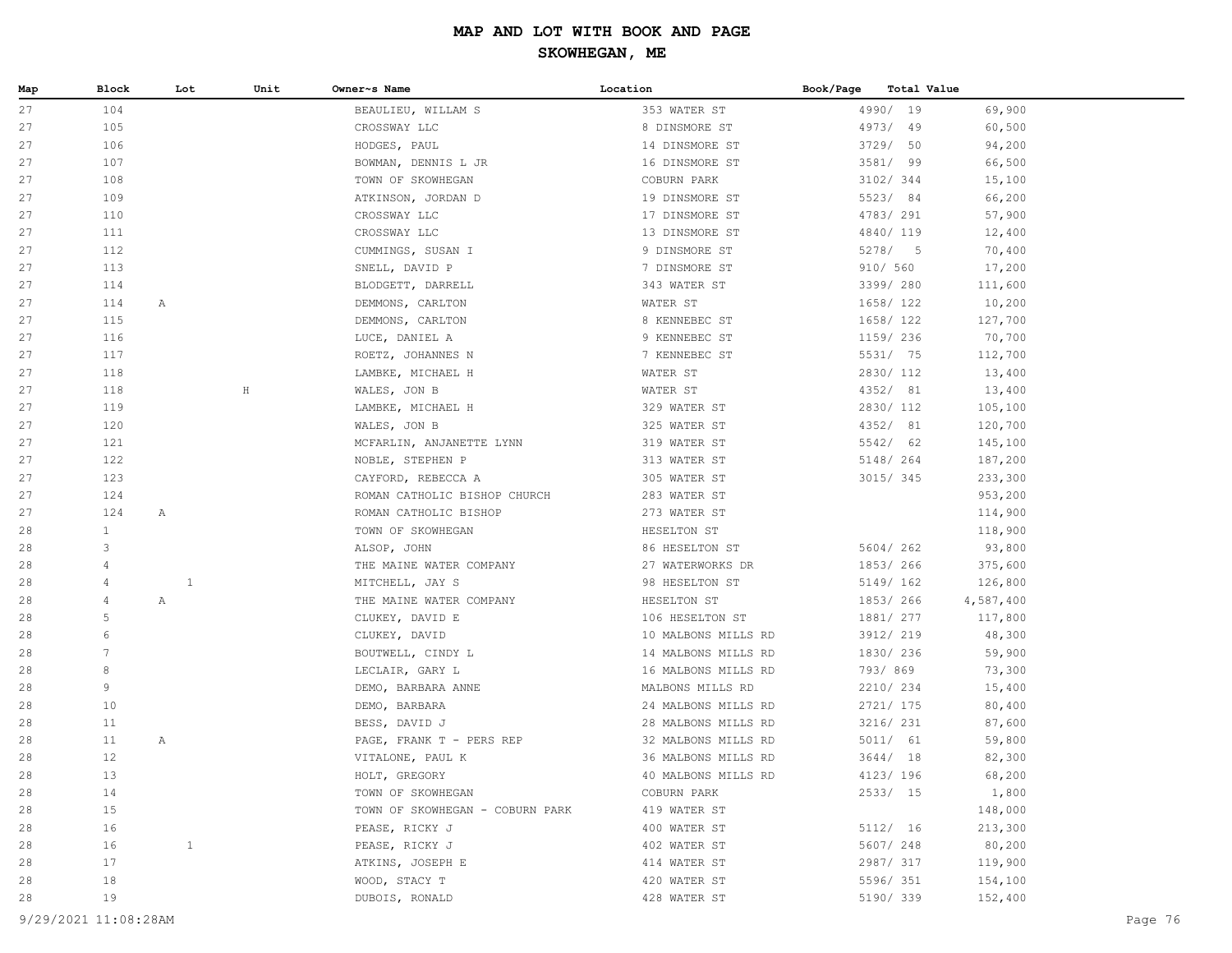# MAP AND LOT WITH BOOK AND PAGE

## SKOWHEGAN, ME

| Map | Block | Lot | Unit | Owner~s Name | Location | Book/Page | Total Value |
|---|---|---|---|---|---|---|---|
| 27 | 104 | | | BEAULIEU, WILLAM S | 353 WATER ST | 4990/ 19 | 69,900 |
| 27 | 105 | | | CROSSWAY LLC | 8 DINSMORE ST | 4973/ 49 | 60,500 |
| 27 | 106 | | | HODGES, PAUL | 14 DINSMORE ST | 3729/ 50 | 94,200 |
| 27 | 107 | | | BOWMAN, DENNIS L JR | 16 DINSMORE ST | 3581/ 99 | 66,500 |
| 27 | 108 | | | TOWN OF SKOWHEGAN | COBURN PARK | 3102/ 344 | 15,100 |
| 27 | 109 | | | ATKINSON, JORDAN D | 19 DINSMORE ST | 5523/ 84 | 66,200 |
| 27 | 110 | | | CROSSWAY LLC | 17 DINSMORE ST | 4783/ 291 | 57,900 |
| 27 | 111 | | | CROSSWAY LLC | 13 DINSMORE ST | 4840/ 119 | 12,400 |
| 27 | 112 | | | CUMMINGS, SUSAN I | 9 DINSMORE ST | 5278/ 5 | 70,400 |
| 27 | 113 | | | SNELL, DAVID P | 7 DINSMORE ST | 910/ 560 | 17,200 |
| 27 | 114 | | | BLODGETT, DARRELL | 343 WATER ST | 3399/ 280 | 111,600 |
| 27 | 114 | A | | DEMMONS, CARLTON | WATER ST | 1658/ 122 | 10,200 |
| 27 | 115 | | | DEMMONS, CARLTON | 8 KENNEBEC ST | 1658/ 122 | 127,700 |
| 27 | 116 | | | LUCE, DANIEL A | 9 KENNEBEC ST | 1159/ 236 | 70,700 |
| 27 | 117 | | | ROETZ, JOHANNES N | 7 KENNEBEC ST | 5531/ 75 | 112,700 |
| 27 | 118 | | | LAMBKE, MICHAEL H | WATER ST | 2830/ 112 | 13,400 |
| 27 | 118 | | H | WALES, JON B | WATER ST | 4352/ 81 | 13,400 |
| 27 | 119 | | | LAMBKE, MICHAEL H | 329 WATER ST | 2830/ 112 | 105,100 |
| 27 | 120 | | | WALES, JON B | 325 WATER ST | 4352/ 81 | 120,700 |
| 27 | 121 | | | MCFARLIN, ANJANETTE LYNN | 319 WATER ST | 5542/ 62 | 145,100 |
| 27 | 122 | | | NOBLE, STEPHEN P | 313 WATER ST | 5148/ 264 | 187,200 |
| 27 | 123 | | | CAYFORD, REBECCA A | 305 WATER ST | 3015/ 345 | 233,300 |
| 27 | 124 | | | ROMAN CATHOLIC BISHOP CHURCH | 283 WATER ST | | 953,200 |
| 27 | 124 | A | | ROMAN CATHOLIC BISHOP | 273 WATER ST | | 114,900 |
| 28 | 1 | | | TOWN OF SKOWHEGAN | HESELTON ST | | 118,900 |
| 28 | 3 | | | ALSOP, JOHN | 86 HESELTON ST | 5604/ 262 | 93,800 |
| 28 | 4 | | | THE MAINE WATER COMPANY | 27 WATERWORKS DR | 1853/ 266 | 375,600 |
| 28 | 4 | 1 | | MITCHELL, JAY S | 98 HESELTON ST | 5149/ 162 | 126,800 |
| 28 | 4 | A | | THE MAINE WATER COMPANY | HESELTON ST | 1853/ 266 | 4,587,400 |
| 28 | 5 | | | CLUKEY, DAVID E | 106 HESELTON ST | 1881/ 277 | 117,800 |
| 28 | 6 | | | CLUKEY, DAVID | 10 MALBONS MILLS RD | 3912/ 219 | 48,300 |
| 28 | 7 | | | BOUTWELL, CINDY L | 14 MALBONS MILLS RD | 1830/ 236 | 59,900 |
| 28 | 8 | | | LECLAIR, GARY L | 16 MALBONS MILLS RD | 793/ 869 | 73,300 |
| 28 | 9 | | | DEMO, BARBARA ANNE | MALBONS MILLS RD | 2210/ 234 | 15,400 |
| 28 | 10 | | | DEMO, BARBARA | 24 MALBONS MILLS RD | 2721/ 175 | 80,400 |
| 28 | 11 | | | BESS, DAVID J | 28 MALBONS MILLS RD | 3216/ 231 | 87,600 |
| 28 | 11 | A | | PAGE, FRANK T - PERS REP | 32 MALBONS MILLS RD | 5011/ 61 | 59,800 |
| 28 | 12 | | | VITALONE, PAUL K | 36 MALBONS MILLS RD | 3644/ 18 | 82,300 |
| 28 | 13 | | | HOLT, GREGORY | 40 MALBONS MILLS RD | 4123/ 196 | 68,200 |
| 28 | 14 | | | TOWN OF SKOWHEGAN | COBURN PARK | 2533/ 15 | 1,800 |
| 28 | 15 | | | TOWN OF SKOWHEGAN - COBURN PARK | 419 WATER ST | | 148,000 |
| 28 | 16 | | | PEASE, RICKY J | 400 WATER ST | 5112/ 16 | 213,300 |
| 28 | 16 | 1 | | PEASE, RICKY J | 402 WATER ST | 5607/ 248 | 80,200 |
| 28 | 17 | | | ATKINS, JOSEPH E | 414 WATER ST | 2987/ 317 | 119,900 |
| 28 | 18 | | | WOOD, STACY T | 420 WATER ST | 5596/ 351 | 154,100 |
| 28 | 19 | | | DUBOIS, RONALD | 428 WATER ST | 5190/ 339 | 152,400 |

9/29/2021 11:08:28AM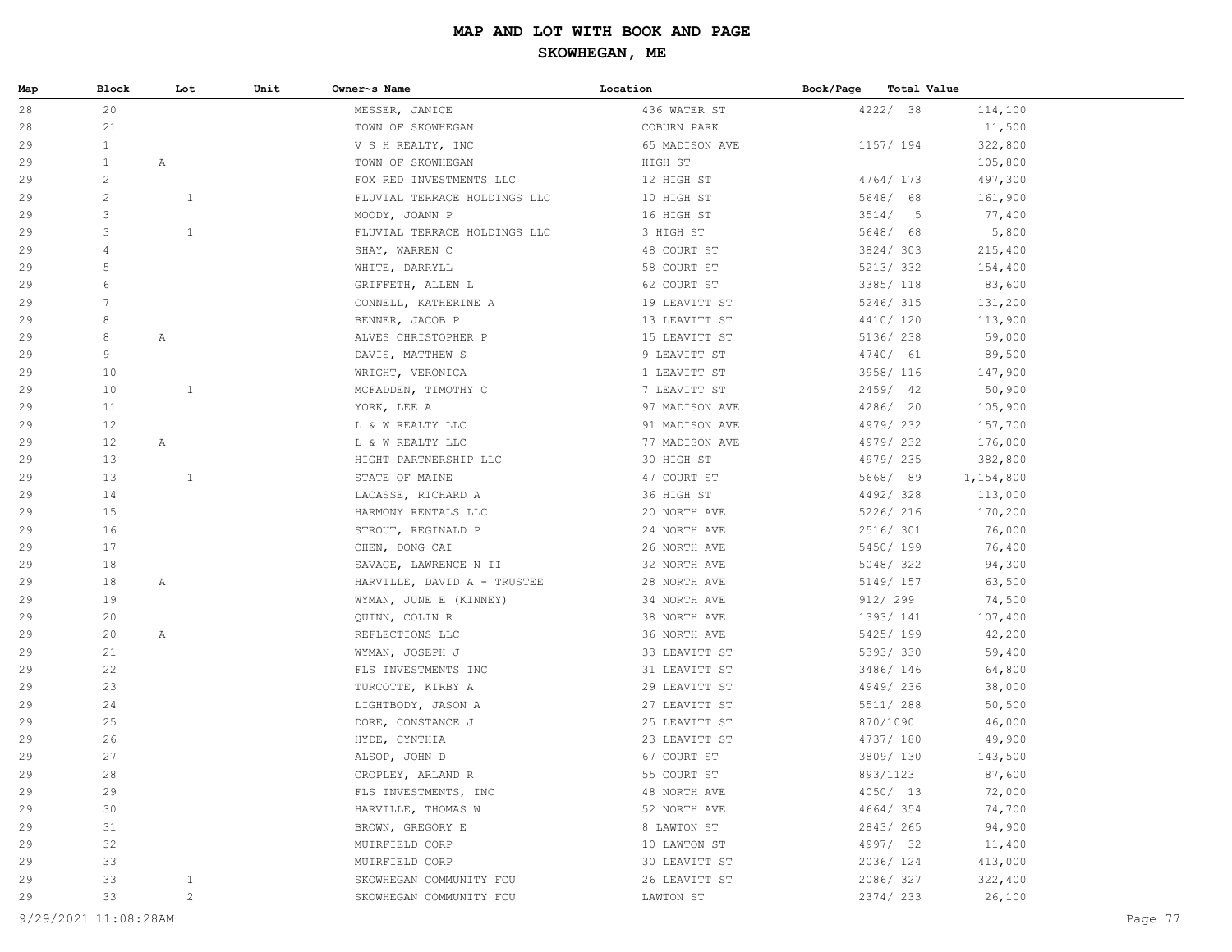# MAP AND LOT WITH BOOK AND PAGE

## SKOWHEGAN, ME

| Map | Block | Lot | Unit | Owner~s Name | Location | Book/Page | Total Value |
|---|---|---|---|---|---|---|---|
| 28 | 20 | | | MESSER, JANICE | 436 WATER ST | 4222/ 38 | 114,100 |
| 28 | 21 | | | TOWN OF SKOWHEGAN | COBURN PARK | | 11,500 |
| 29 | 1 | | | V S H REALTY, INC | 65 MADISON AVE | 1157/ 194 | 322,800 |
| 29 | 1 | A | | TOWN OF SKOWHEGAN | HIGH ST | | 105,800 |
| 29 | 2 | | | FOX RED INVESTMENTS LLC | 12 HIGH ST | 4764/ 173 | 497,300 |
| 29 | 2 | 1 | | FLUVIAL TERRACE HOLDINGS LLC | 10 HIGH ST | 5648/ 68 | 161,900 |
| 29 | 3 | | | MOODY, JOANN P | 16 HIGH ST | 3514/ 5 | 77,400 |
| 29 | 3 | 1 | | FLUVIAL TERRACE HOLDINGS LLC | 3 HIGH ST | 5648/ 68 | 5,800 |
| 29 | 4 | | | SHAY, WARREN C | 48 COURT ST | 3824/ 303 | 215,400 |
| 29 | 5 | | | WHITE, DARRYLL | 58 COURT ST | 5213/ 332 | 154,400 |
| 29 | 6 | | | GRIFFETH, ALLEN L | 62 COURT ST | 3385/ 118 | 83,600 |
| 29 | 7 | | | CONNELL, KATHERINE A | 19 LEAVITT ST | 5246/ 315 | 131,200 |
| 29 | 8 | | | BENNER, JACOB P | 13 LEAVITT ST | 4410/ 120 | 113,900 |
| 29 | 8 | A | | ALVES CHRISTOPHER P | 15 LEAVITT ST | 5136/ 238 | 59,000 |
| 29 | 9 | | | DAVIS, MATTHEW S | 9 LEAVITT ST | 4740/ 61 | 89,500 |
| 29 | 10 | | | WRIGHT, VERONICA | 1 LEAVITT ST | 3958/ 116 | 147,900 |
| 29 | 10 | 1 | | MCFADDEN, TIMOTHY C | 7 LEAVITT ST | 2459/ 42 | 50,900 |
| 29 | 11 | | | YORK, LEE A | 97 MADISON AVE | 4286/ 20 | 105,900 |
| 29 | 12 | | | L & W REALTY LLC | 91 MADISON AVE | 4979/ 232 | 157,700 |
| 29 | 12 | A | | L & W REALTY LLC | 77 MADISON AVE | 4979/ 232 | 176,000 |
| 29 | 13 | | | HIGHT PARTNERSHIP LLC | 30 HIGH ST | 4979/ 235 | 382,800 |
| 29 | 13 | 1 | | STATE OF MAINE | 47 COURT ST | 5668/ 89 | 1,154,800 |
| 29 | 14 | | | LACASSE, RICHARD A | 36 HIGH ST | 4492/ 328 | 113,000 |
| 29 | 15 | | | HARMONY RENTALS LLC | 20 NORTH AVE | 5226/ 216 | 170,200 |
| 29 | 16 | | | STROUT, REGINALD P | 24 NORTH AVE | 2516/ 301 | 76,000 |
| 29 | 17 | | | CHEN, DONG CAI | 26 NORTH AVE | 5450/ 199 | 76,400 |
| 29 | 18 | | | SAVAGE, LAWRENCE N II | 32 NORTH AVE | 5048/ 322 | 94,300 |
| 29 | 18 | A | | HARVILLE, DAVID A - TRUSTEE | 28 NORTH AVE | 5149/ 157 | 63,500 |
| 29 | 19 | | | WYMAN, JUNE E (KINNEY) | 34 NORTH AVE | 912/ 299 | 74,500 |
| 29 | 20 | | | QUINN, COLIN R | 38 NORTH AVE | 1393/ 141 | 107,400 |
| 29 | 20 | A | | REFLECTIONS LLC | 36 NORTH AVE | 5425/ 199 | 42,200 |
| 29 | 21 | | | WYMAN, JOSEPH J | 33 LEAVITT ST | 5393/ 330 | 59,400 |
| 29 | 22 | | | FLS INVESTMENTS INC | 31 LEAVITT ST | 3486/ 146 | 64,800 |
| 29 | 23 | | | TURCOTTE, KIRBY A | 29 LEAVITT ST | 4949/ 236 | 38,000 |
| 29 | 24 | | | LIGHTBODY, JASON A | 27 LEAVITT ST | 5511/ 288 | 50,500 |
| 29 | 25 | | | DORE, CONSTANCE J | 25 LEAVITT ST | 870/1090 | 46,000 |
| 29 | 26 | | | HYDE, CYNTHIA | 23 LEAVITT ST | 4737/ 180 | 49,900 |
| 29 | 27 | | | ALSOP, JOHN D | 67 COURT ST | 3809/ 130 | 143,500 |
| 29 | 28 | | | CROPLEY, ARLAND R | 55 COURT ST | 893/1123 | 87,600 |
| 29 | 29 | | | FLS INVESTMENTS, INC | 48 NORTH AVE | 4050/ 13 | 72,000 |
| 29 | 30 | | | HARVILLE, THOMAS W | 52 NORTH AVE | 4664/ 354 | 74,700 |
| 29 | 31 | | | BROWN, GREGORY E | 8 LAWTON ST | 2843/ 265 | 94,900 |
| 29 | 32 | | | MUIRFIELD CORP | 10 LAWTON ST | 4997/ 32 | 11,400 |
| 29 | 33 | | | MUIRFIELD CORP | 30 LEAVITT ST | 2036/ 124 | 413,000 |
| 29 | 33 | 1 | | SKOWHEGAN COMMUNITY FCU | 26 LEAVITT ST | 2086/ 327 | 322,400 |
| 29 | 33 | 2 | | SKOWHEGAN COMMUNITY FCU | LAWTON ST | 2374/ 233 | 26,100 |

9/29/2021 11:08:28AM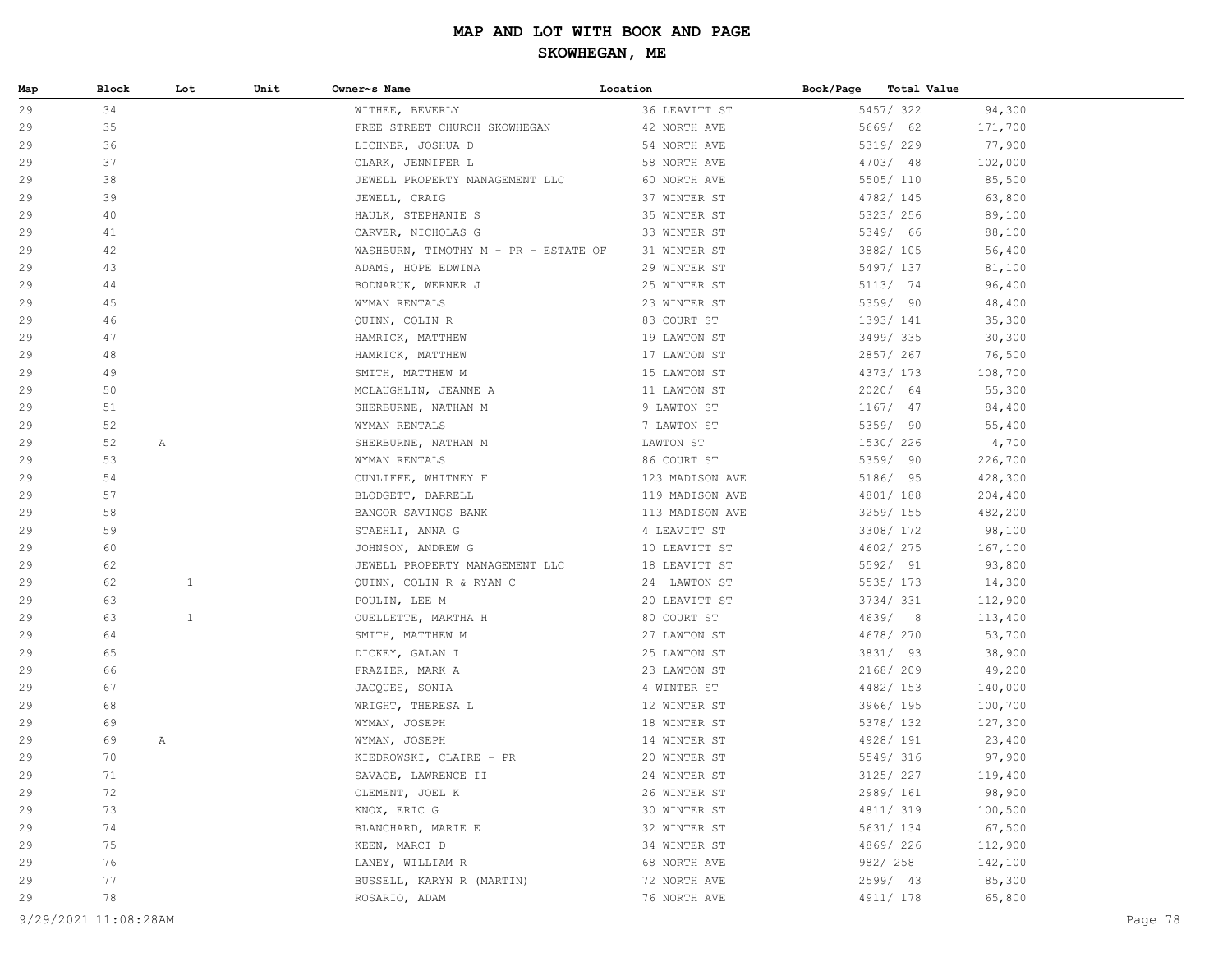# MAP AND LOT WITH BOOK AND PAGE

## SKOWHEGAN, ME

| Map | Block | Lot | Unit | Owner~s Name | Location | Book/Page | Total Value |
|---|---|---|---|---|---|---|---|
| 29 | 34 | | | WITHEE, BEVERLY | 36 LEAVITT ST | 5457/ 322 | 94,300 |
| 29 | 35 | | | FREE STREET CHURCH SKOWHEGAN | 42 NORTH AVE | 5669/ 62 | 171,700 |
| 29 | 36 | | | LICHNER, JOSHUA D | 54 NORTH AVE | 5319/ 229 | 77,900 |
| 29 | 37 | | | CLARK, JENNIFER L | 58 NORTH AVE | 4703/ 48 | 102,000 |
| 29 | 38 | | | JEWELL PROPERTY MANAGEMENT LLC | 60 NORTH AVE | 5505/ 110 | 85,500 |
| 29 | 39 | | | JEWELL, CRAIG | 37 WINTER ST | 4782/ 145 | 63,800 |
| 29 | 40 | | | HAULK, STEPHANIE S | 35 WINTER ST | 5323/ 256 | 89,100 |
| 29 | 41 | | | CARVER, NICHOLAS G | 33 WINTER ST | 5349/ 66 | 88,100 |
| 29 | 42 | | | WASHBURN, TIMOTHY M - PR - ESTATE OF | 31 WINTER ST | 3882/ 105 | 56,400 |
| 29 | 43 | | | ADAMS, HOPE EDWINA | 29 WINTER ST | 5497/ 137 | 81,100 |
| 29 | 44 | | | BODNARUK, WERNER J | 25 WINTER ST | 5113/ 74 | 96,400 |
| 29 | 45 | | | WYMAN RENTALS | 23 WINTER ST | 5359/ 90 | 48,400 |
| 29 | 46 | | | QUINN, COLIN R | 83 COURT ST | 1393/ 141 | 35,300 |
| 29 | 47 | | | HAMRICK, MATTHEW | 19 LAWTON ST | 3499/ 335 | 30,300 |
| 29 | 48 | | | HAMRICK, MATTHEW | 17 LAWTON ST | 2857/ 267 | 76,500 |
| 29 | 49 | | | SMITH, MATTHEW M | 15 LAWTON ST | 4373/ 173 | 108,700 |
| 29 | 50 | | | MCLAUGHLIN, JEANNE A | 11 LAWTON ST | 2020/ 64 | 55,300 |
| 29 | 51 | | | SHERBURNE, NATHAN M | 9 LAWTON ST | 1167/ 47 | 84,400 |
| 29 | 52 | | | WYMAN RENTALS | 7 LAWTON ST | 5359/ 90 | 55,400 |
| 29 | 52 | A | | SHERBURNE, NATHAN M | LAWTON ST | 1530/ 226 | 4,700 |
| 29 | 53 | | | WYMAN RENTALS | 86 COURT ST | 5359/ 90 | 226,700 |
| 29 | 54 | | | CUNLIFFE, WHITNEY F | 123 MADISON AVE | 5186/ 95 | 428,300 |
| 29 | 57 | | | BLODGETT, DARRELL | 119 MADISON AVE | 4801/ 188 | 204,400 |
| 29 | 58 | | | BANGOR SAVINGS BANK | 113 MADISON AVE | 3259/ 155 | 482,200 |
| 29 | 59 | | | STAEHLI, ANNA G | 4 LEAVITT ST | 3308/ 172 | 98,100 |
| 29 | 60 | | | JOHNSON, ANDREW G | 10 LEAVITT ST | 4602/ 275 | 167,100 |
| 29 | 62 | | | JEWELL PROPERTY MANAGEMENT LLC | 18 LEAVITT ST | 5592/ 91 | 93,800 |
| 29 | 62 | 1 | | QUINN, COLIN R & RYAN C | 24 LAWTON ST | 5535/ 173 | 14,300 |
| 29 | 63 | | | POULIN, LEE M | 20 LEAVITT ST | 3734/ 331 | 112,900 |
| 29 | 63 | 1 | | OUELLETTE, MARTHA H | 80 COURT ST | 4639/ 8 | 113,400 |
| 29 | 64 | | | SMITH, MATTHEW M | 27 LAWTON ST | 4678/ 270 | 53,700 |
| 29 | 65 | | | DICKEY, GALAN I | 25 LAWTON ST | 3831/ 93 | 38,900 |
| 29 | 66 | | | FRAZIER, MARK A | 23 LAWTON ST | 2168/ 209 | 49,200 |
| 29 | 67 | | | JACQUES, SONIA | 4 WINTER ST | 4482/ 153 | 140,000 |
| 29 | 68 | | | WRIGHT, THERESA L | 12 WINTER ST | 3966/ 195 | 100,700 |
| 29 | 69 | | | WYMAN, JOSEPH | 18 WINTER ST | 5378/ 132 | 127,300 |
| 29 | 69 | A | | WYMAN, JOSEPH | 14 WINTER ST | 4928/ 191 | 23,400 |
| 29 | 70 | | | KIEDROWSKI, CLAIRE - PR | 20 WINTER ST | 5549/ 316 | 97,900 |
| 29 | 71 | | | SAVAGE, LAWRENCE II | 24 WINTER ST | 3125/ 227 | 119,400 |
| 29 | 72 | | | CLEMENT, JOEL K | 26 WINTER ST | 2989/ 161 | 98,900 |
| 29 | 73 | | | KNOX, ERIC G | 30 WINTER ST | 4811/ 319 | 100,500 |
| 29 | 74 | | | BLANCHARD, MARIE E | 32 WINTER ST | 5631/ 134 | 67,500 |
| 29 | 75 | | | KEEN, MARCI D | 34 WINTER ST | 4869/ 226 | 112,900 |
| 29 | 76 | | | LANEY, WILLIAM R | 68 NORTH AVE | 982/ 258 | 142,100 |
| 29 | 77 | | | BUSSELL, KARYN R (MARTIN) | 72 NORTH AVE | 2599/ 43 | 85,300 |
| 29 | 78 | | | ROSARIO, ADAM | 76 NORTH AVE | 4911/ 178 | 65,800 |

9/29/2021 11:08:28AM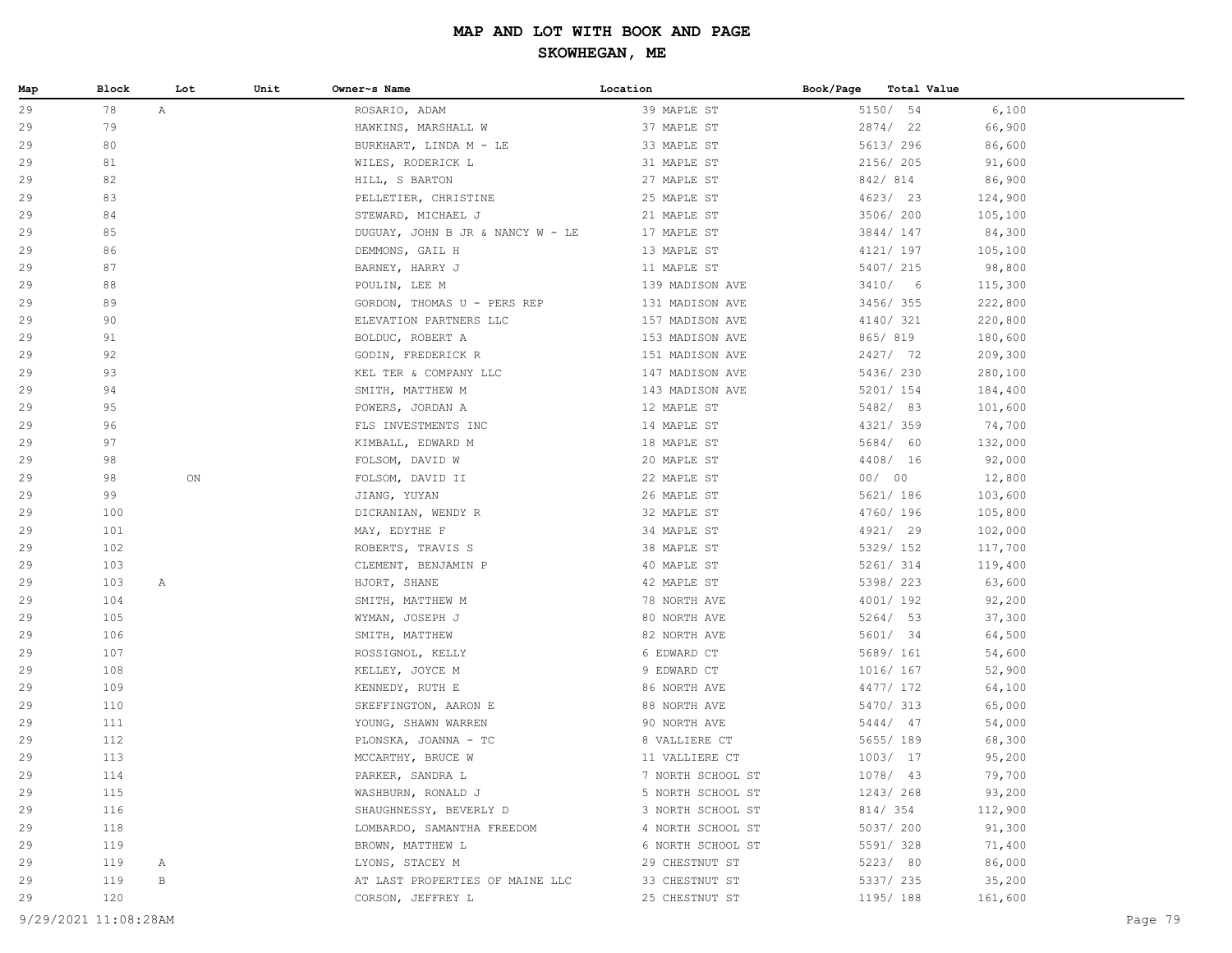# MAP AND LOT WITH BOOK AND PAGE

## SKOWHEGAN, ME

| Map | Block | Lot | Unit | Owner~s Name | Location | Book/Page | Total Value |
|---|---|---|---|---|---|---|---|
| 29 | 78 | A | | ROSARIO, ADAM | 39 MAPLE ST | 5150/ 54 | 6,100 |
| 29 | 79 | | | HAWKINS, MARSHALL W | 37 MAPLE ST | 2874/ 22 | 66,900 |
| 29 | 80 | | | BURKHART, LINDA M - LE | 33 MAPLE ST | 5613/ 296 | 86,600 |
| 29 | 81 | | | WILES, RODERICK L | 31 MAPLE ST | 2156/ 205 | 91,600 |
| 29 | 82 | | | HILL, S BARTON | 27 MAPLE ST | 842/ 814 | 86,900 |
| 29 | 83 | | | PELLETIER, CHRISTINE | 25 MAPLE ST | 4623/ 23 | 124,900 |
| 29 | 84 | | | STEWARD, MICHAEL J | 21 MAPLE ST | 3506/ 200 | 105,100 |
| 29 | 85 | | | DUGUAY, JOHN B JR & NANCY W - LE | 17 MAPLE ST | 3844/ 147 | 84,300 |
| 29 | 86 | | | DEMMONS, GAIL H | 13 MAPLE ST | 4121/ 197 | 105,100 |
| 29 | 87 | | | BARNEY, HARRY J | 11 MAPLE ST | 5407/ 215 | 98,800 |
| 29 | 88 | | | POULIN, LEE M | 139 MADISON AVE | 3410/ 6 | 115,300 |
| 29 | 89 | | | GORDON, THOMAS U - PERS REP | 131 MADISON AVE | 3456/ 355 | 222,800 |
| 29 | 90 | | | ELEVATION PARTNERS LLC | 157 MADISON AVE | 4140/ 321 | 220,800 |
| 29 | 91 | | | BOLDUC, ROBERT A | 153 MADISON AVE | 865/ 819 | 180,600 |
| 29 | 92 | | | GODIN, FREDERICK R | 151 MADISON AVE | 2427/ 72 | 209,300 |
| 29 | 93 | | | KEL TER & COMPANY LLC | 147 MADISON AVE | 5436/ 230 | 280,100 |
| 29 | 94 | | | SMITH, MATTHEW M | 143 MADISON AVE | 5201/ 154 | 184,400 |
| 29 | 95 | | | POWERS, JORDAN A | 12 MAPLE ST | 5482/ 83 | 101,600 |
| 29 | 96 | | | FLS INVESTMENTS INC | 14 MAPLE ST | 4321/ 359 | 74,700 |
| 29 | 97 | | | KIMBALL, EDWARD M | 18 MAPLE ST | 5684/ 60 | 132,000 |
| 29 | 98 | | | FOLSOM, DAVID W | 20 MAPLE ST | 4408/ 16 | 92,000 |
| 29 | 98 | ON | | FOLSOM, DAVID II | 22 MAPLE ST | 00/ 00 | 12,800 |
| 29 | 99 | | | JIANG, YUYAN | 26 MAPLE ST | 5621/ 186 | 103,600 |
| 29 | 100 | | | DICRANIAN, WENDY R | 32 MAPLE ST | 4760/ 196 | 105,800 |
| 29 | 101 | | | MAY, EDYTHE F | 34 MAPLE ST | 4921/ 29 | 102,000 |
| 29 | 102 | | | ROBERTS, TRAVIS S | 38 MAPLE ST | 5329/ 152 | 117,700 |
| 29 | 103 | | | CLEMENT, BENJAMIN P | 40 MAPLE ST | 5261/ 314 | 119,400 |
| 29 | 103 | A | | HJORT, SHANE | 42 MAPLE ST | 5398/ 223 | 63,600 |
| 29 | 104 | | | SMITH, MATTHEW M | 78 NORTH AVE | 4001/ 192 | 92,200 |
| 29 | 105 | | | WYMAN, JOSEPH J | 80 NORTH AVE | 5264/ 53 | 37,300 |
| 29 | 106 | | | SMITH, MATTHEW | 82 NORTH AVE | 5601/ 34 | 64,500 |
| 29 | 107 | | | ROSSIGNOL, KELLY | 6 EDWARD CT | 5689/ 161 | 54,600 |
| 29 | 108 | | | KELLEY, JOYCE M | 9 EDWARD CT | 1016/ 167 | 52,900 |
| 29 | 109 | | | KENNEDY, RUTH E | 86 NORTH AVE | 4477/ 172 | 64,100 |
| 29 | 110 | | | SKEFFINGTON, AARON E | 88 NORTH AVE | 5470/ 313 | 65,000 |
| 29 | 111 | | | YOUNG, SHAWN WARREN | 90 NORTH AVE | 5444/ 47 | 54,000 |
| 29 | 112 | | | PLONSKA, JOANNA - TC | 8 VALLIERE CT | 5655/ 189 | 68,300 |
| 29 | 113 | | | MCCARTHY, BRUCE W | 11 VALLIERE CT | 1003/ 17 | 95,200 |
| 29 | 114 | | | PARKER, SANDRA L | 7 NORTH SCHOOL ST | 1078/ 43 | 79,700 |
| 29 | 115 | | | WASHBURN, RONALD J | 5 NORTH SCHOOL ST | 1243/ 268 | 93,200 |
| 29 | 116 | | | SHAUGHNESSY, BEVERLY D | 3 NORTH SCHOOL ST | 814/ 354 | 112,900 |
| 29 | 118 | | | LOMBARDO, SAMANTHA FREEDOM | 4 NORTH SCHOOL ST | 5037/ 200 | 91,300 |
| 29 | 119 | | | BROWN, MATTHEW L | 6 NORTH SCHOOL ST | 5591/ 328 | 71,400 |
| 29 | 119 | A | | LYONS, STACEY M | 29 CHESTNUT ST | 5223/ 80 | 86,000 |
| 29 | 119 | B | | AT LAST PROPERTIES OF MAINE LLC | 33 CHESTNUT ST | 5337/ 235 | 35,200 |
| 29 | 120 | | | CORSON, JEFFREY L | 25 CHESTNUT ST | 1195/ 188 | 161,600 |

9/29/2021 11:08:28AM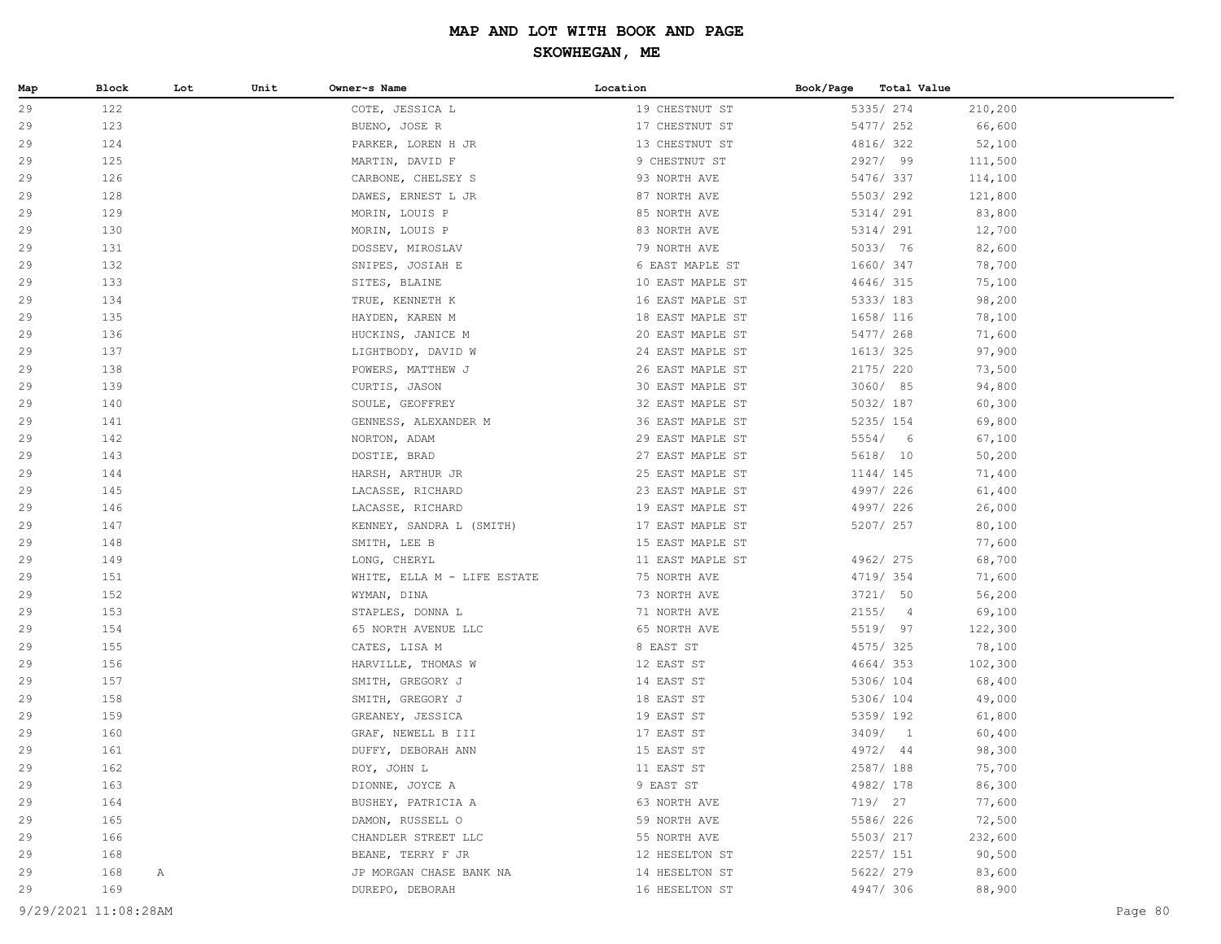# MAP AND LOT WITH BOOK AND PAGE

## SKOWHEGAN, ME

| Map | Block | Lot | Unit | Owner~s Name | Location | Book/Page | Total Value |
|---|---|---|---|---|---|---|---|
| 29 | 122 | | | COTE, JESSICA L | 19 CHESTNUT ST | 5335/ 274 | 210,200 |
| 29 | 123 | | | BUENO, JOSE R | 17 CHESTNUT ST | 5477/ 252 | 66,600 |
| 29 | 124 | | | PARKER, LOREN H JR | 13 CHESTNUT ST | 4816/ 322 | 52,100 |
| 29 | 125 | | | MARTIN, DAVID F | 9 CHESTNUT ST | 2927/ 99 | 111,500 |
| 29 | 126 | | | CARBONE, CHELSEY S | 93 NORTH AVE | 5476/ 337 | 114,100 |
| 29 | 128 | | | DAWES, ERNEST L JR | 87 NORTH AVE | 5503/ 292 | 121,800 |
| 29 | 129 | | | MORIN, LOUIS P | 85 NORTH AVE | 5314/ 291 | 83,800 |
| 29 | 130 | | | MORIN, LOUIS P | 83 NORTH AVE | 5314/ 291 | 12,700 |
| 29 | 131 | | | DOSSEV, MIROSLAV | 79 NORTH AVE | 5033/ 76 | 82,600 |
| 29 | 132 | | | SNIPES, JOSIAH E | 6 EAST MAPLE ST | 1660/ 347 | 78,700 |
| 29 | 133 | | | SITES, BLAINE | 10 EAST MAPLE ST | 4646/ 315 | 75,100 |
| 29 | 134 | | | TRUE, KENNETH K | 16 EAST MAPLE ST | 5333/ 183 | 98,200 |
| 29 | 135 | | | HAYDEN, KAREN M | 18 EAST MAPLE ST | 1658/ 116 | 78,100 |
| 29 | 136 | | | HUCKINS, JANICE M | 20 EAST MAPLE ST | 5477/ 268 | 71,600 |
| 29 | 137 | | | LIGHTBODY, DAVID W | 24 EAST MAPLE ST | 1613/ 325 | 97,900 |
| 29 | 138 | | | POWERS, MATTHEW J | 26 EAST MAPLE ST | 2175/ 220 | 73,500 |
| 29 | 139 | | | CURTIS, JASON | 30 EAST MAPLE ST | 3060/ 85 | 94,800 |
| 29 | 140 | | | SOULE, GEOFFREY | 32 EAST MAPLE ST | 5032/ 187 | 60,300 |
| 29 | 141 | | | GENNESS, ALEXANDER M | 36 EAST MAPLE ST | 5235/ 154 | 69,800 |
| 29 | 142 | | | NORTON, ADAM | 29 EAST MAPLE ST | 5554/ 6 | 67,100 |
| 29 | 143 | | | DOSTIE, BRAD | 27 EAST MAPLE ST | 5618/ 10 | 50,200 |
| 29 | 144 | | | HARSH, ARTHUR JR | 25 EAST MAPLE ST | 1144/ 145 | 71,400 |
| 29 | 145 | | | LACASSE, RICHARD | 23 EAST MAPLE ST | 4997/ 226 | 61,400 |
| 29 | 146 | | | LACASSE, RICHARD | 19 EAST MAPLE ST | 4997/ 226 | 26,000 |
| 29 | 147 | | | KENNEY, SANDRA L (SMITH) | 17 EAST MAPLE ST | 5207/ 257 | 80,100 |
| 29 | 148 | | | SMITH, LEE B | 15 EAST MAPLE ST | | 77,600 |
| 29 | 149 | | | LONG, CHERYL | 11 EAST MAPLE ST | 4962/ 275 | 68,700 |
| 29 | 151 | | | WHITE, ELLA M - LIFE ESTATE | 75 NORTH AVE | 4719/ 354 | 71,600 |
| 29 | 152 | | | WYMAN, DINA | 73 NORTH AVE | 3721/ 50 | 56,200 |
| 29 | 153 | | | STAPLES, DONNA L | 71 NORTH AVE | 2155/ 4 | 69,100 |
| 29 | 154 | | | 65 NORTH AVENUE LLC | 65 NORTH AVE | 5519/ 97 | 122,300 |
| 29 | 155 | | | CATES, LISA M | 8 EAST ST | 4575/ 325 | 78,100 |
| 29 | 156 | | | HARVILLE, THOMAS W | 12 EAST ST | 4664/ 353 | 102,300 |
| 29 | 157 | | | SMITH, GREGORY J | 14 EAST ST | 5306/ 104 | 68,400 |
| 29 | 158 | | | SMITH, GREGORY J | 18 EAST ST | 5306/ 104 | 49,000 |
| 29 | 159 | | | GREANEY, JESSICA | 19 EAST ST | 5359/ 192 | 61,800 |
| 29 | 160 | | | GRAF, NEWELL B III | 17 EAST ST | 3409/ 1 | 60,400 |
| 29 | 161 | | | DUFFY, DEBORAH ANN | 15 EAST ST | 4972/ 44 | 98,300 |
| 29 | 162 | | | ROY, JOHN L | 11 EAST ST | 2587/ 188 | 75,700 |
| 29 | 163 | | | DIONNE, JOYCE A | 9 EAST ST | 4982/ 178 | 86,300 |
| 29 | 164 | | | BUSHEY, PATRICIA A | 63 NORTH AVE | 719/ 27 | 77,600 |
| 29 | 165 | | | DAMON, RUSSELL O | 59 NORTH AVE | 5586/ 226 | 72,500 |
| 29 | 166 | | | CHANDLER STREET LLC | 55 NORTH AVE | 5503/ 217 | 232,600 |
| 29 | 168 | | | BEANE, TERRY F JR | 12 HESELTON ST | 2257/ 151 | 90,500 |
| 29 | 168 | A | | JP MORGAN CHASE BANK NA | 14 HESELTON ST | 5622/ 279 | 83,600 |
| 29 | 169 | | | DUREPO, DEBORAH | 16 HESELTON ST | 4947/ 306 | 88,900 |

9/29/2021 11:08:28AM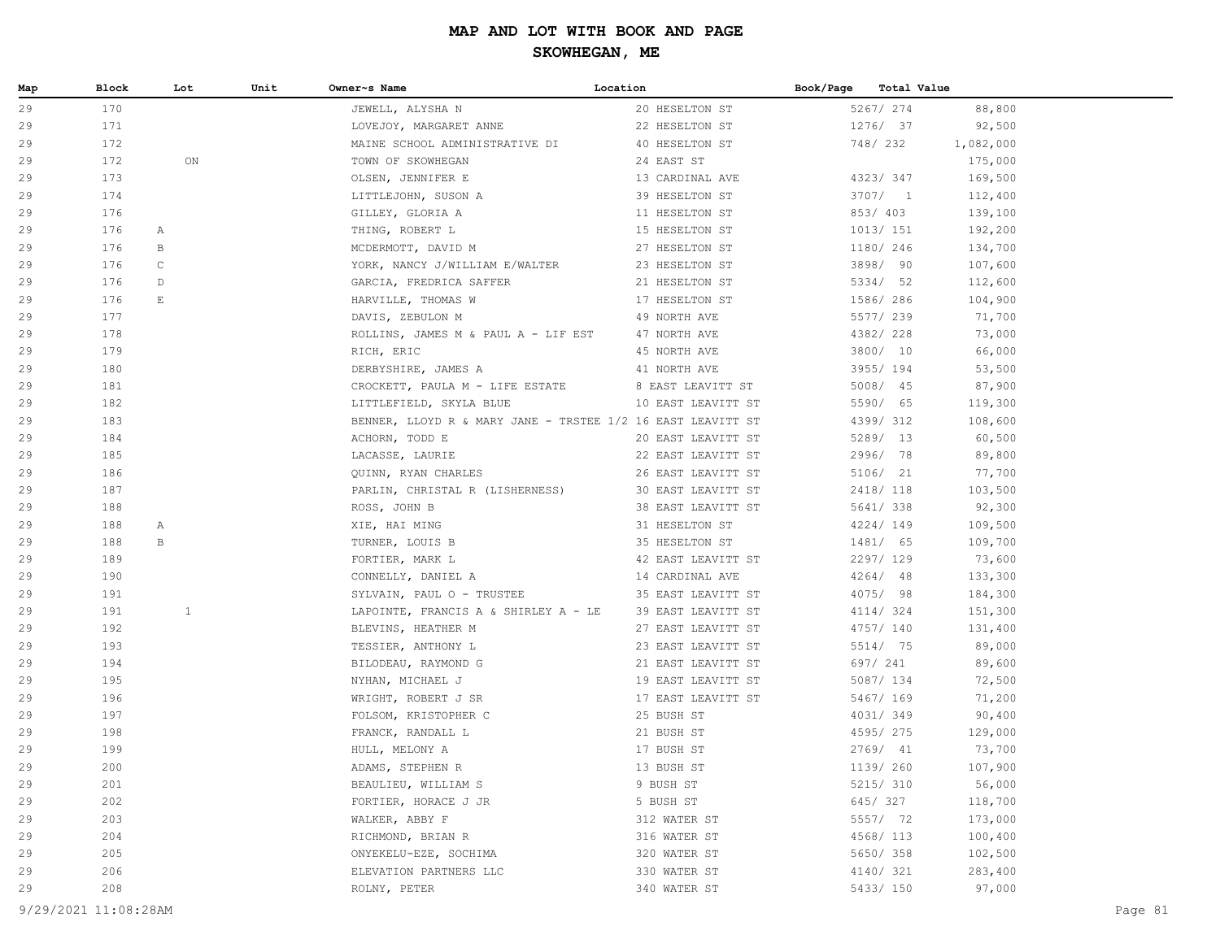# MAP AND LOT WITH BOOK AND PAGE

## SKOWHEGAN, ME

| Map | Block | Lot | Unit | Owner~s Name | Location | Book/Page | Total Value |
|---|---|---|---|---|---|---|---|
| 29 | 170 | | | JEWELL, ALYSHA N | 20 HESELTON ST | 5267/ 274 | 88,800 |
| 29 | 171 | | | LOVEJOY, MARGARET ANNE | 22 HESELTON ST | 1276/ 37 | 92,500 |
| 29 | 172 | | | MAINE SCHOOL ADMINISTRATIVE DI | 40 HESELTON ST | 748/ 232 | 1,082,000 |
| 29 | 172 | ON | | TOWN OF SKOWHEGAN | 24 EAST ST | | 175,000 |
| 29 | 173 | | | OLSEN, JENNIFER E | 13 CARDINAL AVE | 4323/ 347 | 169,500 |
| 29 | 174 | | | LITTLEJOHN, SUSON A | 39 HESELTON ST | 3707/ 1 | 112,400 |
| 29 | 176 | | | GILLEY, GLORIA A | 11 HESELTON ST | 853/ 403 | 139,100 |
| 29 | 176 | A | | THING, ROBERT L | 15 HESELTON ST | 1013/ 151 | 192,200 |
| 29 | 176 | B | | MCDERMOTT, DAVID M | 27 HESELTON ST | 1180/ 246 | 134,700 |
| 29 | 176 | C | | YORK, NANCY J/WILLIAM E/WALTER | 23 HESELTON ST | 3898/ 90 | 107,600 |
| 29 | 176 | D | | GARCIA, FREDRICA SAFFER | 21 HESELTON ST | 5334/ 52 | 112,600 |
| 29 | 176 | E | | HARVILLE, THOMAS W | 17 HESELTON ST | 1586/ 286 | 104,900 |
| 29 | 177 | | | DAVIS, ZEBULON M | 49 NORTH AVE | 5577/ 239 | 71,700 |
| 29 | 178 | | | ROLLINS, JAMES M & PAUL A - LIF EST | 47 NORTH AVE | 4382/ 228 | 73,000 |
| 29 | 179 | | | RICH, ERIC | 45 NORTH AVE | 3800/ 10 | 66,000 |
| 29 | 180 | | | DERBYSHIRE, JAMES A | 41 NORTH AVE | 3955/ 194 | 53,500 |
| 29 | 181 | | | CROCKETT, PAULA M - LIFE ESTATE | 8 EAST LEAVITT ST | 5008/ 45 | 87,900 |
| 29 | 182 | | | LITTLEFIELD, SKYLA BLUE | 10 EAST LEAVITT ST | 5590/ 65 | 119,300 |
| 29 | 183 | | | BENNER, LLOYD R & MARY JANE - TRSTEE 1/2 | 16 EAST LEAVITT ST | 4399/ 312 | 108,600 |
| 29 | 184 | | | ACHORN, TODD E | 20 EAST LEAVITT ST | 5289/ 13 | 60,500 |
| 29 | 185 | | | LACASSE, LAURIE | 22 EAST LEAVITT ST | 2996/ 78 | 89,800 |
| 29 | 186 | | | QUINN, RYAN CHARLES | 26 EAST LEAVITT ST | 5106/ 21 | 77,700 |
| 29 | 187 | | | PARLIN, CHRISTAL R (LISHERNESS) | 30 EAST LEAVITT ST | 2418/ 118 | 103,500 |
| 29 | 188 | | | ROSS, JOHN B | 38 EAST LEAVITT ST | 5641/ 338 | 92,300 |
| 29 | 188 | A | | XIE, HAI MING | 31 HESELTON ST | 4224/ 149 | 109,500 |
| 29 | 188 | B | | TURNER, LOUIS B | 35 HESELTON ST | 1481/ 65 | 109,700 |
| 29 | 189 | | | FORTIER, MARK L | 42 EAST LEAVITT ST | 2297/ 129 | 73,600 |
| 29 | 190 | | | CONNELLY, DANIEL A | 14 CARDINAL AVE | 4264/ 48 | 133,300 |
| 29 | 191 | | | SYLVAIN, PAUL O - TRUSTEE | 35 EAST LEAVITT ST | 4075/ 98 | 184,300 |
| 29 | 191 | 1 | | LAPOINTE, FRANCIS A & SHIRLEY A - LE | 39 EAST LEAVITT ST | 4114/ 324 | 151,300 |
| 29 | 192 | | | BLEVINS, HEATHER M | 27 EAST LEAVITT ST | 4757/ 140 | 131,400 |
| 29 | 193 | | | TESSIER, ANTHONY L | 23 EAST LEAVITT ST | 5514/ 75 | 89,000 |
| 29 | 194 | | | BILODEAU, RAYMOND G | 21 EAST LEAVITT ST | 697/ 241 | 89,600 |
| 29 | 195 | | | NYHAN, MICHAEL J | 19 EAST LEAVITT ST | 5087/ 134 | 72,500 |
| 29 | 196 | | | WRIGHT, ROBERT J SR | 17 EAST LEAVITT ST | 5467/ 169 | 71,200 |
| 29 | 197 | | | FOLSOM, KRISTOPHER C | 25 BUSH ST | 4031/ 349 | 90,400 |
| 29 | 198 | | | FRANCK, RANDALL L | 21 BUSH ST | 4595/ 275 | 129,000 |
| 29 | 199 | | | HULL, MELONY A | 17 BUSH ST | 2769/ 41 | 73,700 |
| 29 | 200 | | | ADAMS, STEPHEN R | 13 BUSH ST | 1139/ 260 | 107,900 |
| 29 | 201 | | | BEAULIEU, WILLIAM S | 9 BUSH ST | 5215/ 310 | 56,000 |
| 29 | 202 | | | FORTIER, HORACE J JR | 5 BUSH ST | 645/ 327 | 118,700 |
| 29 | 203 | | | WALKER, ABBY F | 312 WATER ST | 5557/ 72 | 173,000 |
| 29 | 204 | | | RICHMOND, BRIAN R | 316 WATER ST | 4568/ 113 | 100,400 |
| 29 | 205 | | | ONYEKELU-EZE, SOCHIMA | 320 WATER ST | 5650/ 358 | 102,500 |
| 29 | 206 | | | ELEVATION PARTNERS LLC | 330 WATER ST | 4140/ 321 | 283,400 |
| 29 | 208 | | | ROLNY, PETER | 340 WATER ST | 5433/ 150 | 97,000 |

9/29/2021 11:08:28AM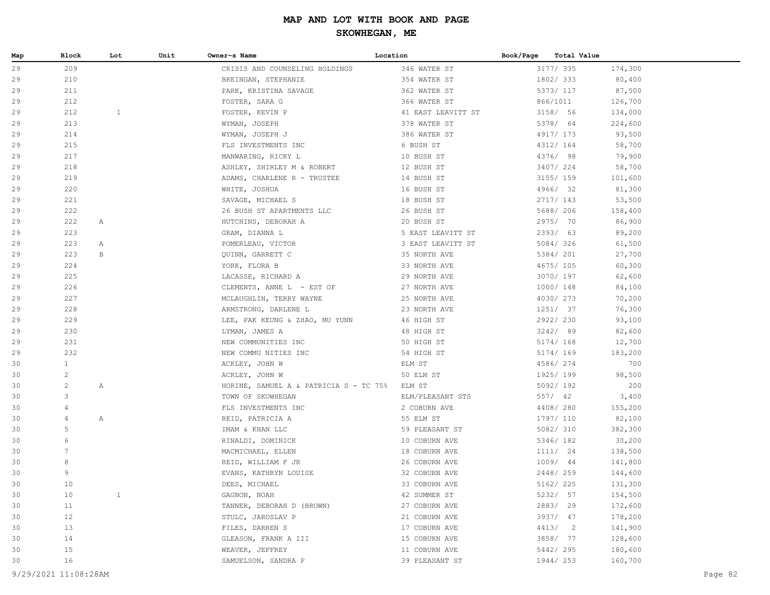# MAP AND LOT WITH BOOK AND PAGE

## SKOWHEGAN, ME

| Map | Block | Lot | Unit | Owner~s Name | Location | Book/Page | Total Value |
|---|---|---|---|---|---|---|---|
| 29 | 209 | | | CRISIS AND COUNSELING HOLDINGS | 346 WATER ST | 3177/ 335 | 174,300 |
| 29 | 210 | | | BREINGAN, STEPHANIE | 354 WATER ST | 1802/ 333 | 80,400 |
| 29 | 211 | | | PARK, KRISTINA SAVAGE | 362 WATER ST | 5373/ 117 | 87,500 |
| 29 | 212 | | | FOSTER, SARA G | 366 WATER ST | 866/1011 | 126,700 |
| 29 | 212 | 1 | | FOSTER, KEVIN P | 41 EAST LEAVITT ST | 3158/ 56 | 134,000 |
| 29 | 213 | | | WYMAN, JOSEPH | 378 WATER ST | 5378/ 64 | 224,600 |
| 29 | 214 | | | WYMAN, JOSEPH J | 386 WATER ST | 4917/ 173 | 93,500 |
| 29 | 215 | | | FLS INVESTMENTS INC | 6 BUSH ST | 4312/ 164 | 58,700 |
| 29 | 217 | | | MANWARING, RICKY L | 10 BUSH ST | 4376/ 98 | 79,900 |
| 29 | 218 | | | ASHLEY, SHIRLEY M & ROBERT | 12 BUSH ST | 3407/ 224 | 58,700 |
| 29 | 219 | | | ADAMS, CHARLENE R - TRUSTEE | 14 BUSH ST | 3155/ 159 | 101,600 |
| 29 | 220 | | | WHITE, JOSHUA | 16 BUSH ST | 4966/ 32 | 81,300 |
| 29 | 221 | | | SAVAGE, MICHAEL S | 18 BUSH ST | 2717/ 143 | 53,500 |
| 29 | 222 | | | 26 BUSH ST APARTMENTS LLC | 26 BUSH ST | 5688/ 206 | 158,400 |
| 29 | 222 | A | | HUTCHINS, DEBORAH A | 20 BUSH ST | 2975/ 70 | 86,900 |
| 29 | 223 | | | GRAM, DIANNA L | 5 EAST LEAVITT ST | 2393/ 63 | 89,200 |
| 29 | 223 | A | | POMERLEAU, VICTOR | 3 EAST LEAVITT ST | 5084/ 326 | 61,500 |
| 29 | 223 | B | | QUINN, GARRETT C | 35 NORTH AVE | 5384/ 201 | 27,700 |
| 29 | 224 | | | YORK, FLORA B | 33 NORTH AVE | 4675/ 105 | 60,300 |
| 29 | 225 | | | LACASSE, RICHARD A | 29 NORTH AVE | 3070/ 197 | 62,600 |
| 29 | 226 | | | CLEMENTS, ANNE L - EST OF | 27 NORTH AVE | 1000/ 148 | 84,100 |
| 29 | 227 | | | MCLAUGHLIN, TERRY WAYNE | 25 NORTH AVE | 4030/ 273 | 70,200 |
| 29 | 228 | | | ARMSTRONG, DARLENE L | 23 NORTH AVE | 1251/ 37 | 76,300 |
| 29 | 229 | | | LEE, PAK KEUNG & ZHAO, MU YUNN | 46 HIGH ST | 2922/ 230 | 93,100 |
| 29 | 230 | | | LYMAN, JAMES A | 48 HIGH ST | 3242/ 89 | 82,600 |
| 29 | 231 | | | NEW COMMUNITIES INC | 50 HIGH ST | 5174/ 168 | 12,700 |
| 29 | 232 | | | NEW COMMU NITIES INC | 54 HIGH ST | 5174/ 169 | 183,200 |
| 30 | 1 | | | ACKLEY, JOHN W | ELM ST | 4586/ 274 | 700 |
| 30 | 2 | | | ACKLEY, JOHN W | 50 ELM ST | 1925/ 199 | 98,500 |
| 30 | 2 | A | | HORINE, SAMUEL A & PATRICIA S - TC 75% | ELM ST | 5092/ 192 | 200 |
| 30 | 3 | | | TOWN OF SKOWHEGAN | ELM/PLEASANT STS | 557/ 42 | 3,400 |
| 30 | 4 | | | FLS INVESTMENTS INC | 2 COBURN AVE | 4408/ 280 | 155,200 |
| 30 | 4 | A | | REID, PATRICIA A | 55 ELM ST | 1797/ 110 | 82,100 |
| 30 | 5 | | | IMAM & KHAN LLC | 59 PLEASANT ST | 5082/ 310 | 382,300 |
| 30 | 6 | | | RINALDI, DOMINICK | 10 COBURN AVE | 5346/ 182 | 30,200 |
| 30 | 7 | | | MACMICHAEL, ELLEN | 18 COBURN AVE | 1111/ 24 | 138,500 |
| 30 | 8 | | | REID, WILLIAM F JR | 26 COBURN AVE | 1009/ 44 | 141,800 |
| 30 | 9 | | | EVANS, KATHRYN LOUISE | 32 COBURN AVE | 2448/ 259 | 144,600 |
| 30 | 10 | | | DEES, MICHAEL | 33 COBURN AVE | 5162/ 225 | 131,300 |
| 30 | 10 | 1 | | GAGNON, NOAH | 42 SUMMER ST | 5232/ 57 | 154,500 |
| 30 | 11 | | | TANNER, DEBORAH D (BROWN) | 27 COBURN AVE | 2883/ 29 | 172,600 |
| 30 | 12 | | | STULC, JAROSLAV P | 21 COBURN AVE | 3937/ 47 | 178,200 |
| 30 | 13 | | | FILES, DARREN S | 17 COBURN AVE | 4413/ 2 | 141,900 |
| 30 | 14 | | | GLEASON, FRANK A III | 15 COBURN AVE | 3858/ 77 | 128,600 |
| 30 | 15 | | | WEAVER, JEFFREY | 11 COBURN AVE | 5442/ 295 | 180,600 |
| 30 | 16 | | | SAMUELSON, SANDRA P | 39 PLEASANT ST | 1944/ 253 | 160,700 |

9/29/2021 11:08:28AM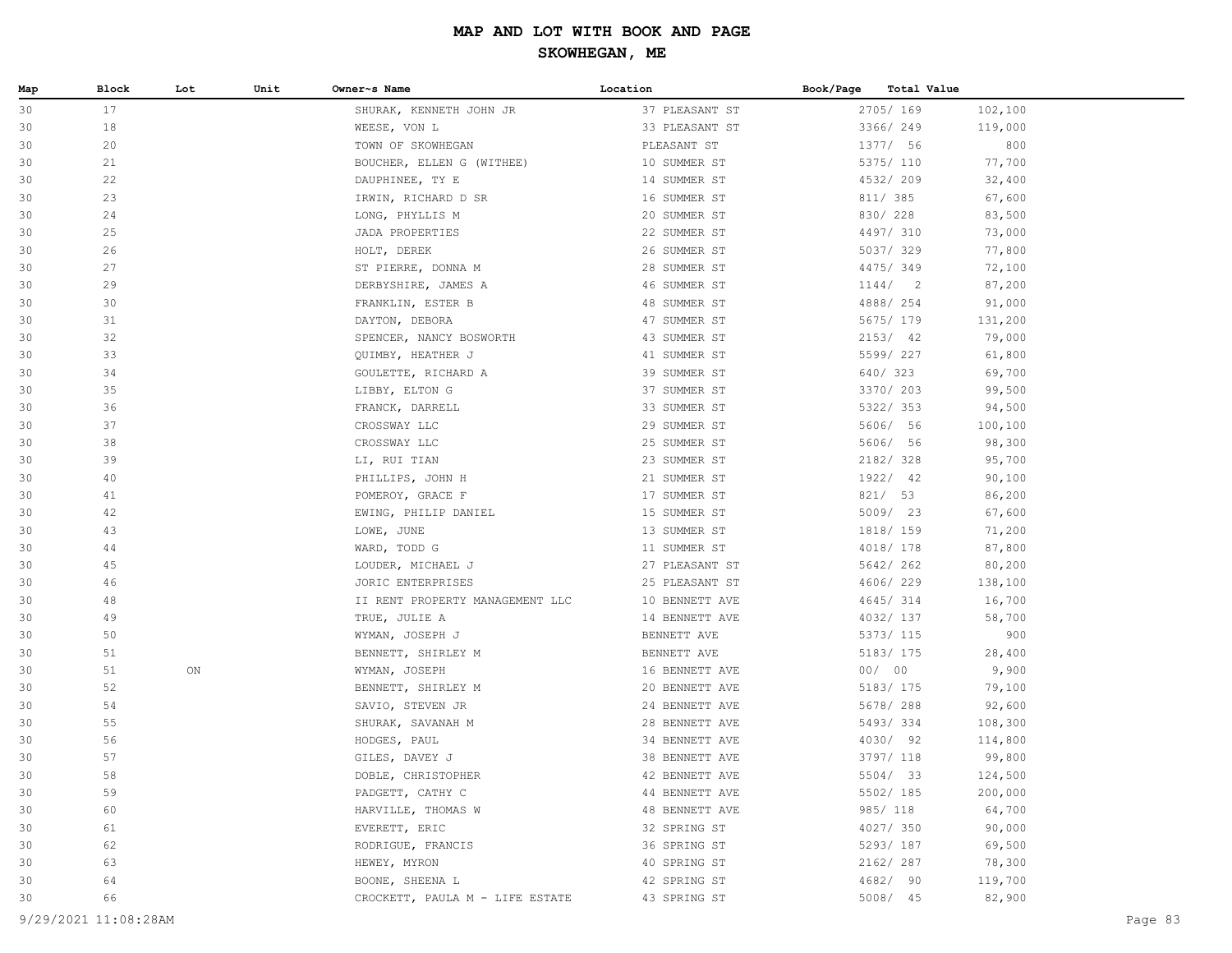# MAP AND LOT WITH BOOK AND PAGE

## SKOWHEGAN, ME

| Map | Block | Lot | Unit | Owner~s Name | Location | Book/Page | Total Value |
|---|---|---|---|---|---|---|---|
| 30 | 17 | | | SHURAK, KENNETH JOHN JR | 37 PLEASANT ST | 2705/ 169 | 102,100 |
| 30 | 18 | | | WEESE, VON L | 33 PLEASANT ST | 3366/ 249 | 119,000 |
| 30 | 20 | | | TOWN OF SKOWHEGAN | PLEASANT ST | 1377/ 56 | 800 |
| 30 | 21 | | | BOUCHER, ELLEN G (WITHEE) | 10 SUMMER ST | 5375/ 110 | 77,700 |
| 30 | 22 | | | DAUPHINEE, TY E | 14 SUMMER ST | 4532/ 209 | 32,400 |
| 30 | 23 | | | IRWIN, RICHARD D SR | 16 SUMMER ST | 811/ 385 | 67,600 |
| 30 | 24 | | | LONG, PHYLLIS M | 20 SUMMER ST | 830/ 228 | 83,500 |
| 30 | 25 | | | JADA PROPERTIES | 22 SUMMER ST | 4497/ 310 | 73,000 |
| 30 | 26 | | | HOLT, DEREK | 26 SUMMER ST | 5037/ 329 | 77,800 |
| 30 | 27 | | | ST PIERRE, DONNA M | 28 SUMMER ST | 4475/ 349 | 72,100 |
| 30 | 29 | | | DERBYSHIRE, JAMES A | 46 SUMMER ST | 1144/ 2 | 87,200 |
| 30 | 30 | | | FRANKLIN, ESTER B | 48 SUMMER ST | 4888/ 254 | 91,000 |
| 30 | 31 | | | DAYTON, DEBORA | 47 SUMMER ST | 5675/ 179 | 131,200 |
| 30 | 32 | | | SPENCER, NANCY BOSWORTH | 43 SUMMER ST | 2153/ 42 | 79,000 |
| 30 | 33 | | | QUIMBY, HEATHER J | 41 SUMMER ST | 5599/ 227 | 61,800 |
| 30 | 34 | | | GOULETTE, RICHARD A | 39 SUMMER ST | 640/ 323 | 69,700 |
| 30 | 35 | | | LIBBY, ELTON G | 37 SUMMER ST | 3370/ 203 | 99,500 |
| 30 | 36 | | | FRANCK, DARRELL | 33 SUMMER ST | 5322/ 353 | 94,500 |
| 30 | 37 | | | CROSSWAY LLC | 29 SUMMER ST | 5606/ 56 | 100,100 |
| 30 | 38 | | | CROSSWAY LLC | 25 SUMMER ST | 5606/ 56 | 98,300 |
| 30 | 39 | | | LI, RUI TIAN | 23 SUMMER ST | 2182/ 328 | 95,700 |
| 30 | 40 | | | PHILLIPS, JOHN H | 21 SUMMER ST | 1922/ 42 | 90,100 |
| 30 | 41 | | | POMEROY, GRACE F | 17 SUMMER ST | 821/ 53 | 86,200 |
| 30 | 42 | | | EWING, PHILIP DANIEL | 15 SUMMER ST | 5009/ 23 | 67,600 |
| 30 | 43 | | | LOWE, JUNE | 13 SUMMER ST | 1818/ 159 | 71,200 |
| 30 | 44 | | | WARD, TODD G | 11 SUMMER ST | 4018/ 178 | 87,800 |
| 30 | 45 | | | LOUDER, MICHAEL J | 27 PLEASANT ST | 5642/ 262 | 80,200 |
| 30 | 46 | | | JORIC ENTERPRISES | 25 PLEASANT ST | 4606/ 229 | 138,100 |
| 30 | 48 | | | II RENT PROPERTY MANAGEMENT LLC | 10 BENNETT AVE | 4645/ 314 | 16,700 |
| 30 | 49 | | | TRUE, JULIE A | 14 BENNETT AVE | 4032/ 137 | 58,700 |
| 30 | 50 | | | WYMAN, JOSEPH J | BENNETT AVE | 5373/ 115 | 900 |
| 30 | 51 | | | BENNETT, SHIRLEY M | BENNETT AVE | 5183/ 175 | 28,400 |
| 30 | 51 | ON | | WYMAN, JOSEPH | 16 BENNETT AVE | 00/ 00 | 9,900 |
| 30 | 52 | | | BENNETT, SHIRLEY M | 20 BENNETT AVE | 5183/ 175 | 79,100 |
| 30 | 54 | | | SAVIO, STEVEN JR | 24 BENNETT AVE | 5678/ 288 | 92,600 |
| 30 | 55 | | | SHURAK, SAVANAH M | 28 BENNETT AVE | 5493/ 334 | 108,300 |
| 30 | 56 | | | HODGES, PAUL | 34 BENNETT AVE | 4030/ 92 | 114,800 |
| 30 | 57 | | | GILES, DAVEY J | 38 BENNETT AVE | 3797/ 118 | 99,800 |
| 30 | 58 | | | DOBLE, CHRISTOPHER | 42 BENNETT AVE | 5504/ 33 | 124,500 |
| 30 | 59 | | | PADGETT, CATHY C | 44 BENNETT AVE | 5502/ 185 | 200,000 |
| 30 | 60 | | | HARVILLE, THOMAS W | 48 BENNETT AVE | 985/ 118 | 64,700 |
| 30 | 61 | | | EVERETT, ERIC | 32 SPRING ST | 4027/ 350 | 90,000 |
| 30 | 62 | | | RODRIGUE, FRANCIS | 36 SPRING ST | 5293/ 187 | 69,500 |
| 30 | 63 | | | HEWEY, MYRON | 40 SPRING ST | 2162/ 287 | 78,300 |
| 30 | 64 | | | BOONE, SHEENA L | 42 SPRING ST | 4682/ 90 | 119,700 |
| 30 | 66 | | | CROCKETT, PAULA M - LIFE ESTATE | 43 SPRING ST | 5008/ 45 | 82,900 |

9/29/2021 11:08:28AM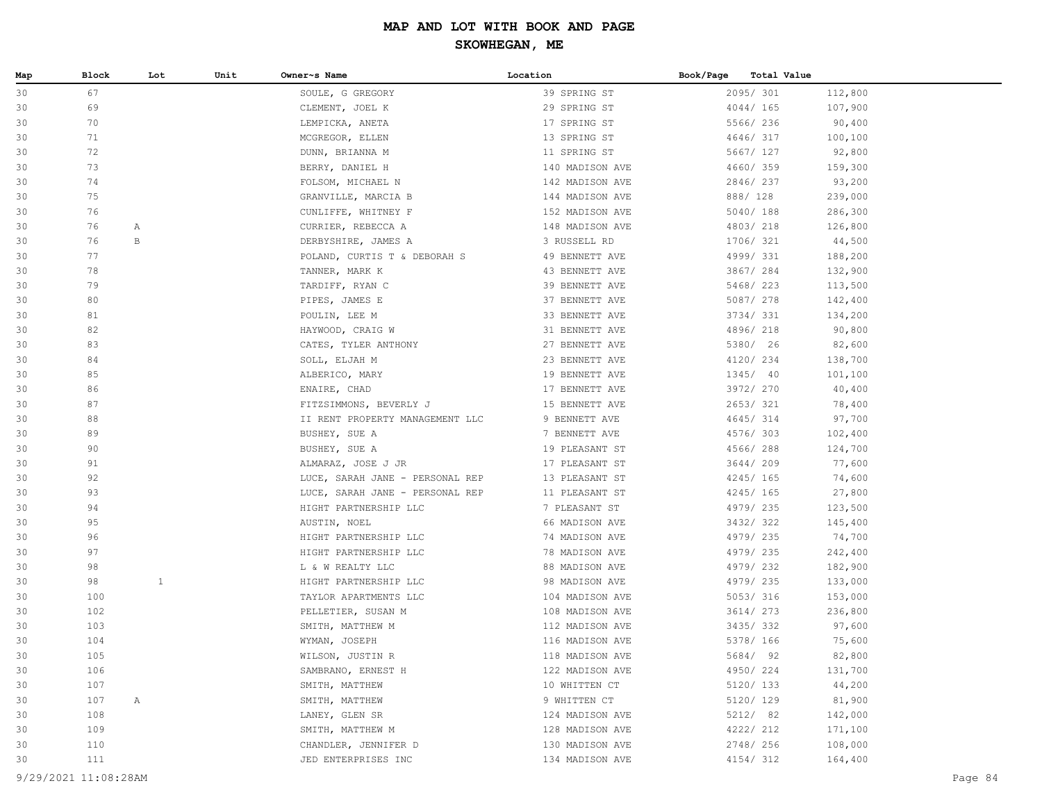# MAP AND LOT WITH BOOK AND PAGE

## SKOWHEGAN, ME

| Map | Block | Lot | Unit | Owner~s Name | Location | Book/Page | Total Value |
|---|---|---|---|---|---|---|---|
| 30 | 67 | | | SOULE, G GREGORY | 39 SPRING ST | 2095/ 301 | 112,800 |
| 30 | 69 | | | CLEMENT, JOEL K | 29 SPRING ST | 4044/ 165 | 107,900 |
| 30 | 70 | | | LEMPICKA, ANETA | 17 SPRING ST | 5566/ 236 | 90,400 |
| 30 | 71 | | | MCGREGOR, ELLEN | 13 SPRING ST | 4646/ 317 | 100,100 |
| 30 | 72 | | | DUNN, BRIANNA M | 11 SPRING ST | 5667/ 127 | 92,800 |
| 30 | 73 | | | BERRY, DANIEL H | 140 MADISON AVE | 4660/ 359 | 159,300 |
| 30 | 74 | | | FOLSOM, MICHAEL N | 142 MADISON AVE | 2846/ 237 | 93,200 |
| 30 | 75 | | | GRANVILLE, MARCIA B | 144 MADISON AVE | 888/ 128 | 239,000 |
| 30 | 76 | | | CUNLIFFE, WHITNEY F | 152 MADISON AVE | 5040/ 188 | 286,300 |
| 30 | 76 | A | | CURRIER, REBECCA A | 148 MADISON AVE | 4803/ 218 | 126,800 |
| 30 | 76 | B | | DERBYSHIRE, JAMES A | 3 RUSSELL RD | 1706/ 321 | 44,500 |
| 30 | 77 | | | POLAND, CURTIS T & DEBORAH S | 49 BENNETT AVE | 4999/ 331 | 188,200 |
| 30 | 78 | | | TANNER, MARK K | 43 BENNETT AVE | 3867/ 284 | 132,900 |
| 30 | 79 | | | TARDIFF, RYAN C | 39 BENNETT AVE | 5468/ 223 | 113,500 |
| 30 | 80 | | | PIPES, JAMES E | 37 BENNETT AVE | 5087/ 278 | 142,400 |
| 30 | 81 | | | POULIN, LEE M | 33 BENNETT AVE | 3734/ 331 | 134,200 |
| 30 | 82 | | | HAYWOOD, CRAIG W | 31 BENNETT AVE | 4896/ 218 | 90,800 |
| 30 | 83 | | | CATES, TYLER ANTHONY | 27 BENNETT AVE | 5380/ 26 | 82,600 |
| 30 | 84 | | | SOLL, ELJAH M | 23 BENNETT AVE | 4120/ 234 | 138,700 |
| 30 | 85 | | | ALBERICO, MARY | 19 BENNETT AVE | 1345/ 40 | 101,100 |
| 30 | 86 | | | ENAIRE, CHAD | 17 BENNETT AVE | 3972/ 270 | 40,400 |
| 30 | 87 | | | FITZSIMMONS, BEVERLY J | 15 BENNETT AVE | 2653/ 321 | 78,400 |
| 30 | 88 | | | II RENT PROPERTY MANAGEMENT LLC | 9 BENNETT AVE | 4645/ 314 | 97,700 |
| 30 | 89 | | | BUSHEY, SUE A | 7 BENNETT AVE | 4576/ 303 | 102,400 |
| 30 | 90 | | | BUSHEY, SUE A | 19 PLEASANT ST | 4566/ 288 | 124,700 |
| 30 | 91 | | | ALMARAZ, JOSE J JR | 17 PLEASANT ST | 3644/ 209 | 77,600 |
| 30 | 92 | | | LUCE, SARAH JANE - PERSONAL REP | 13 PLEASANT ST | 4245/ 165 | 74,600 |
| 30 | 93 | | | LUCE, SARAH JANE - PERSONAL REP | 11 PLEASANT ST | 4245/ 165 | 27,800 |
| 30 | 94 | | | HIGHT PARTNERSHIP LLC | 7 PLEASANT ST | 4979/ 235 | 123,500 |
| 30 | 95 | | | AUSTIN, NOEL | 66 MADISON AVE | 3432/ 322 | 145,400 |
| 30 | 96 | | | HIGHT PARTNERSHIP LLC | 74 MADISON AVE | 4979/ 235 | 74,700 |
| 30 | 97 | | | HIGHT PARTNERSHIP LLC | 78 MADISON AVE | 4979/ 235 | 242,400 |
| 30 | 98 | | | L & W REALTY LLC | 88 MADISON AVE | 4979/ 232 | 182,900 |
| 30 | 98 | 1 | | HIGHT PARTNERSHIP LLC | 98 MADISON AVE | 4979/ 235 | 133,000 |
| 30 | 100 | | | TAYLOR APARTMENTS LLC | 104 MADISON AVE | 5053/ 316 | 153,000 |
| 30 | 102 | | | PELLETIER, SUSAN M | 108 MADISON AVE | 3614/ 273 | 236,800 |
| 30 | 103 | | | SMITH, MATTHEW M | 112 MADISON AVE | 3435/ 332 | 97,600 |
| 30 | 104 | | | WYMAN, JOSEPH | 116 MADISON AVE | 5378/ 166 | 75,600 |
| 30 | 105 | | | WILSON, JUSTIN R | 118 MADISON AVE | 5684/ 92 | 82,800 |
| 30 | 106 | | | SAMBRANO, ERNEST H | 122 MADISON AVE | 4950/ 224 | 131,700 |
| 30 | 107 | | | SMITH, MATTHEW | 10 WHITTEN CT | 5120/ 133 | 44,200 |
| 30 | 107 | A | | SMITH, MATTHEW | 9 WHITTEN CT | 5120/ 129 | 81,900 |
| 30 | 108 | | | LANEY, GLEN SR | 124 MADISON AVE | 5212/ 82 | 142,000 |
| 30 | 109 | | | SMITH, MATTHEW M | 128 MADISON AVE | 4222/ 212 | 171,100 |
| 30 | 110 | | | CHANDLER, JENNIFER D | 130 MADISON AVE | 2748/ 256 | 108,000 |
| 30 | 111 | | | JED ENTERPRISES INC | 134 MADISON AVE | 4154/ 312 | 164,400 |

9/29/2021 11:08:28AM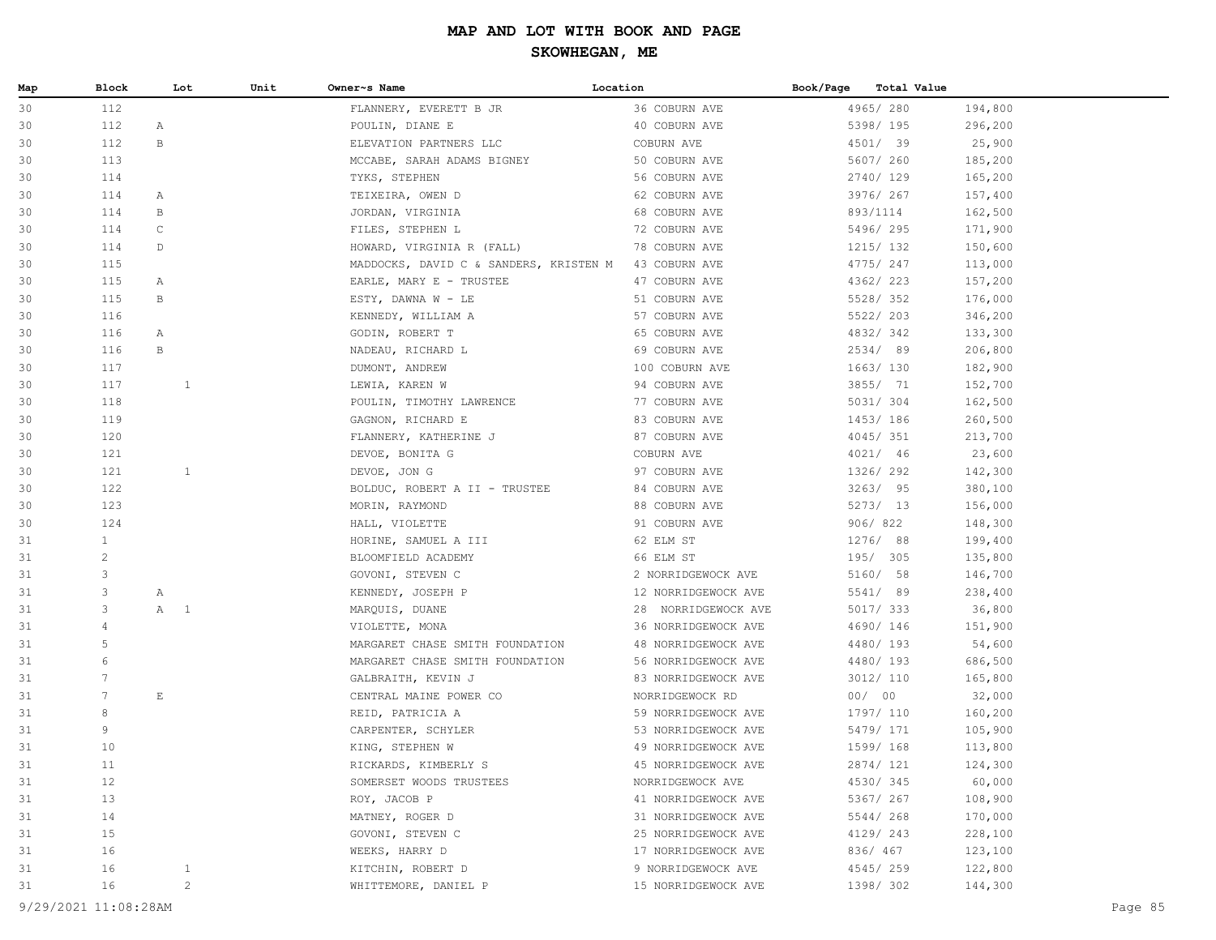# MAP AND LOT WITH BOOK AND PAGE

## SKOWHEGAN, ME

| Map | Block | Lot | Unit | Owner~s Name | Location | Book/Page | Total Value |
|---|---|---|---|---|---|---|---|
| 30 | 112 | | | FLANNERY, EVERETT B JR | 36 COBURN AVE | 4965/ 280 | 194,800 |
| 30 | 112 | A | | POULIN, DIANE E | 40 COBURN AVE | 5398/ 195 | 296,200 |
| 30 | 112 | B | | ELEVATION PARTNERS LLC | COBURN AVE | 4501/ 39 | 25,900 |
| 30 | 113 | | | MCCABE, SARAH ADAMS BIGNEY | 50 COBURN AVE | 5607/ 260 | 185,200 |
| 30 | 114 | | | TYKS, STEPHEN | 56 COBURN AVE | 2740/ 129 | 165,200 |
| 30 | 114 | A | | TEIXEIRA, OWEN D | 62 COBURN AVE | 3976/ 267 | 157,400 |
| 30 | 114 | B | | JORDAN, VIRGINIA | 68 COBURN AVE | 893/1114 | 162,500 |
| 30 | 114 | C | | FILES, STEPHEN L | 72 COBURN AVE | 5496/ 295 | 171,900 |
| 30 | 114 | D | | HOWARD, VIRGINIA R (FALL) | 78 COBURN AVE | 1215/ 132 | 150,600 |
| 30 | 115 | | | MADDOCKS, DAVID C & SANDERS, KRISTEN M | 43 COBURN AVE | 4775/ 247 | 113,000 |
| 30 | 115 | A | | EARLE, MARY E - TRUSTEE | 47 COBURN AVE | 4362/ 223 | 157,200 |
| 30 | 115 | B | | ESTY, DAWNA W - LE | 51 COBURN AVE | 5528/ 352 | 176,000 |
| 30 | 116 | | | KENNEDY, WILLIAM A | 57 COBURN AVE | 5522/ 203 | 346,200 |
| 30 | 116 | A | | GODIN, ROBERT T | 65 COBURN AVE | 4832/ 342 | 133,300 |
| 30 | 116 | B | | NADEAU, RICHARD L | 69 COBURN AVE | 2534/ 89 | 206,800 |
| 30 | 117 | | | DUMONT, ANDREW | 100 COBURN AVE | 1663/ 130 | 182,900 |
| 30 | 117 | 1 | | LEWIA, KAREN W | 94 COBURN AVE | 3855/ 71 | 152,700 |
| 30 | 118 | | | POULIN, TIMOTHY LAWRENCE | 77 COBURN AVE | 5031/ 304 | 162,500 |
| 30 | 119 | | | GAGNON, RICHARD E | 83 COBURN AVE | 1453/ 186 | 260,500 |
| 30 | 120 | | | FLANNERY, KATHERINE J | 87 COBURN AVE | 4045/ 351 | 213,700 |
| 30 | 121 | | | DEVOE, BONITA G | COBURN AVE | 4021/ 46 | 23,600 |
| 30 | 121 | 1 | | DEVOE, JON G | 97 COBURN AVE | 1326/ 292 | 142,300 |
| 30 | 122 | | | BOLDUC, ROBERT A II - TRUSTEE | 84 COBURN AVE | 3263/ 95 | 380,100 |
| 30 | 123 | | | MORIN, RAYMOND | 88 COBURN AVE | 5273/ 13 | 156,000 |
| 30 | 124 | | | HALL, VIOLETTE | 91 COBURN AVE | 906/ 822 | 148,300 |
| 31 | 1 | | | HORINE, SAMUEL A III | 62 ELM ST | 1276/ 88 | 199,400 |
| 31 | 2 | | | BLOOMFIELD ACADEMY | 66 ELM ST | 195/ 305 | 135,800 |
| 31 | 3 | | | GOVONI, STEVEN C | 2 NORRIDGEWOCK AVE | 5160/ 58 | 146,700 |
| 31 | 3 | A | | KENNEDY, JOSEPH P | 12 NORRIDGEWOCK AVE | 5541/ 89 | 238,400 |
| 31 | 3 | A 1 | | MARQUIS, DUANE | 28 NORRIDGEWOCK AVE | 5017/ 333 | 36,800 |
| 31 | 4 | | | VIOLETTE, MONA | 36 NORRIDGEWOCK AVE | 4690/ 146 | 151,900 |
| 31 | 5 | | | MARGARET CHASE SMITH FOUNDATION | 48 NORRIDGEWOCK AVE | 4480/ 193 | 54,600 |
| 31 | 6 | | | MARGARET CHASE SMITH FOUNDATION | 56 NORRIDGEWOCK AVE | 4480/ 193 | 686,500 |
| 31 | 7 | | | GALBRAITH, KEVIN J | 83 NORRIDGEWOCK AVE | 3012/ 110 | 165,800 |
| 31 | 7 | E | | CENTRAL MAINE POWER CO | NORRIDGEWOCK RD | 00/ 00 | 32,000 |
| 31 | 8 | | | REID, PATRICIA A | 59 NORRIDGEWOCK AVE | 1797/ 110 | 160,200 |
| 31 | 9 | | | CARPENTER, SCHYLER | 53 NORRIDGEWOCK AVE | 5479/ 171 | 105,900 |
| 31 | 10 | | | KING, STEPHEN W | 49 NORRIDGEWOCK AVE | 1599/ 168 | 113,800 |
| 31 | 11 | | | RICKARDS, KIMBERLY S | 45 NORRIDGEWOCK AVE | 2874/ 121 | 124,300 |
| 31 | 12 | | | SOMERSET WOODS TRUSTEES | NORRIDGEWOCK AVE | 4530/ 345 | 60,000 |
| 31 | 13 | | | ROY, JACOB P | 41 NORRIDGEWOCK AVE | 5367/ 267 | 108,900 |
| 31 | 14 | | | MATNEY, ROGER D | 31 NORRIDGEWOCK AVE | 5544/ 268 | 170,000 |
| 31 | 15 | | | GOVONI, STEVEN C | 25 NORRIDGEWOCK AVE | 4129/ 243 | 228,100 |
| 31 | 16 | | | WEEKS, HARRY D | 17 NORRIDGEWOCK AVE | 836/ 467 | 123,100 |
| 31 | 16 | 1 | | KITCHIN, ROBERT D | 9 NORRIDGEWOCK AVE | 4545/ 259 | 122,800 |
| 31 | 16 | 2 | | WHITTEMORE, DANIEL P | 15 NORRIDGEWOCK AVE | 1398/ 302 | 144,300 |

9/29/2021 11:08:28AM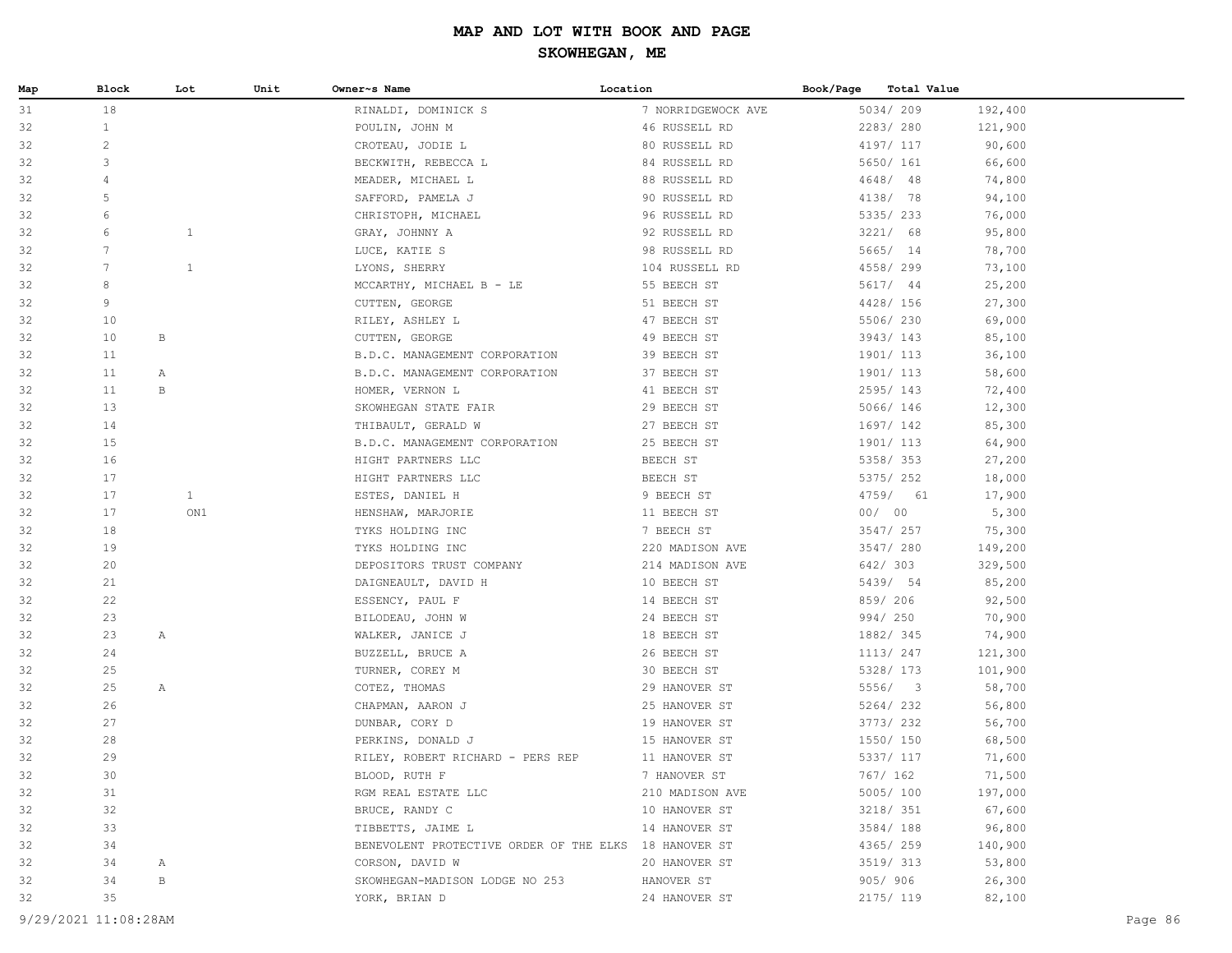# MAP AND LOT WITH BOOK AND PAGE

## SKOWHEGAN, ME

| Map | Block | Lot | Unit | Owner~s Name | Location | Book/Page | Total Value |
|---|---|---|---|---|---|---|---|
| 31 | 18 | | | RINALDI, DOMINICK S | 7 NORRIDGEWOCK AVE | 5034/ 209 | 192,400 |
| 32 | 1 | | | POULIN, JOHN M | 46 RUSSELL RD | 2283/ 280 | 121,900 |
| 32 | 2 | | | CROTEAU, JODIE L | 80 RUSSELL RD | 4197/ 117 | 90,600 |
| 32 | 3 | | | BECKWITH, REBECCA L | 84 RUSSELL RD | 5650/ 161 | 66,600 |
| 32 | 4 | | | MEADER, MICHAEL L | 88 RUSSELL RD | 4648/ 48 | 74,800 |
| 32 | 5 | | | SAFFORD, PAMELA J | 90 RUSSELL RD | 4138/ 78 | 94,100 |
| 32 | 6 | | | CHRISTOPH, MICHAEL | 96 RUSSELL RD | 5335/ 233 | 76,000 |
| 32 | 6 | 1 | | GRAY, JOHNNY A | 92 RUSSELL RD | 3221/ 68 | 95,800 |
| 32 | 7 | | | LUCE, KATIE S | 98 RUSSELL RD | 5665/ 14 | 78,700 |
| 32 | 7 | 1 | | LYONS, SHERRY | 104 RUSSELL RD | 4558/ 299 | 73,100 |
| 32 | 8 | | | MCCARTHY, MICHAEL B - LE | 55 BEECH ST | 5617/ 44 | 25,200 |
| 32 | 9 | | | CUTTEN, GEORGE | 51 BEECH ST | 4428/ 156 | 27,300 |
| 32 | 10 | | | RILEY, ASHLEY L | 47 BEECH ST | 5506/ 230 | 69,000 |
| 32 | 10 | B | | CUTTEN, GEORGE | 49 BEECH ST | 3943/ 143 | 85,100 |
| 32 | 11 | | | B.D.C. MANAGEMENT CORPORATION | 39 BEECH ST | 1901/ 113 | 36,100 |
| 32 | 11 | A | | B.D.C. MANAGEMENT CORPORATION | 37 BEECH ST | 1901/ 113 | 58,600 |
| 32 | 11 | B | | HOMER, VERNON L | 41 BEECH ST | 2595/ 143 | 72,400 |
| 32 | 13 | | | SKOWHEGAN STATE FAIR | 29 BEECH ST | 5066/ 146 | 12,300 |
| 32 | 14 | | | THIBAULT, GERALD W | 27 BEECH ST | 1697/ 142 | 85,300 |
| 32 | 15 | | | B.D.C. MANAGEMENT CORPORATION | 25 BEECH ST | 1901/ 113 | 64,900 |
| 32 | 16 | | | HIGHT PARTNERS LLC | BEECH ST | 5358/ 353 | 27,200 |
| 32 | 17 | | | HIGHT PARTNERS LLC | BEECH ST | 5375/ 252 | 18,000 |
| 32 | 17 | 1 | | ESTES, DANIEL H | 9 BEECH ST | 4759/ 61 | 17,900 |
| 32 | 17 | ON1 | | HENSHAW, MARJORIE | 11 BEECH ST | 00/ 00 | 5,300 |
| 32 | 18 | | | TYKS HOLDING INC | 7 BEECH ST | 3547/ 257 | 75,300 |
| 32 | 19 | | | TYKS HOLDING INC | 220 MADISON AVE | 3547/ 280 | 149,200 |
| 32 | 20 | | | DEPOSITORS TRUST COMPANY | 214 MADISON AVE | 642/ 303 | 329,500 |
| 32 | 21 | | | DAIGNEAULT, DAVID H | 10 BEECH ST | 5439/ 54 | 85,200 |
| 32 | 22 | | | ESSENCY, PAUL F | 14 BEECH ST | 859/ 206 | 92,500 |
| 32 | 23 | | | BILODEAU, JOHN W | 24 BEECH ST | 994/ 250 | 70,900 |
| 32 | 23 | A | | WALKER, JANICE J | 18 BEECH ST | 1882/ 345 | 74,900 |
| 32 | 24 | | | BUZZELL, BRUCE A | 26 BEECH ST | 1113/ 247 | 121,300 |
| 32 | 25 | | | TURNER, COREY M | 30 BEECH ST | 5328/ 173 | 101,900 |
| 32 | 25 | A | | COTEZ, THOMAS | 29 HANOVER ST | 5556/ 3 | 58,700 |
| 32 | 26 | | | CHAPMAN, AARON J | 25 HANOVER ST | 5264/ 232 | 56,800 |
| 32 | 27 | | | DUNBAR, CORY D | 19 HANOVER ST | 3773/ 232 | 56,700 |
| 32 | 28 | | | PERKINS, DONALD J | 15 HANOVER ST | 1550/ 150 | 68,500 |
| 32 | 29 | | | RILEY, ROBERT RICHARD - PERS REP | 11 HANOVER ST | 5337/ 117 | 71,600 |
| 32 | 30 | | | BLOOD, RUTH F | 7 HANOVER ST | 767/ 162 | 71,500 |
| 32 | 31 | | | RGM REAL ESTATE LLC | 210 MADISON AVE | 5005/ 100 | 197,000 |
| 32 | 32 | | | BRUCE, RANDY C | 10 HANOVER ST | 3218/ 351 | 67,600 |
| 32 | 33 | | | TIBBETTS, JAIME L | 14 HANOVER ST | 3584/ 188 | 96,800 |
| 32 | 34 | | | BENEVOLENT PROTECTIVE ORDER OF THE ELKS | 18 HANOVER ST | 4365/ 259 | 140,900 |
| 32 | 34 | A | | CORSON, DAVID W | 20 HANOVER ST | 3519/ 313 | 53,800 |
| 32 | 34 | B | | SKOWHEGAN-MADISON LODGE NO 253 | HANOVER ST | 905/ 906 | 26,300 |
| 32 | 35 | | | YORK, BRIAN D | 24 HANOVER ST | 2175/ 119 | 82,100 |

9/29/2021 11:08:28AM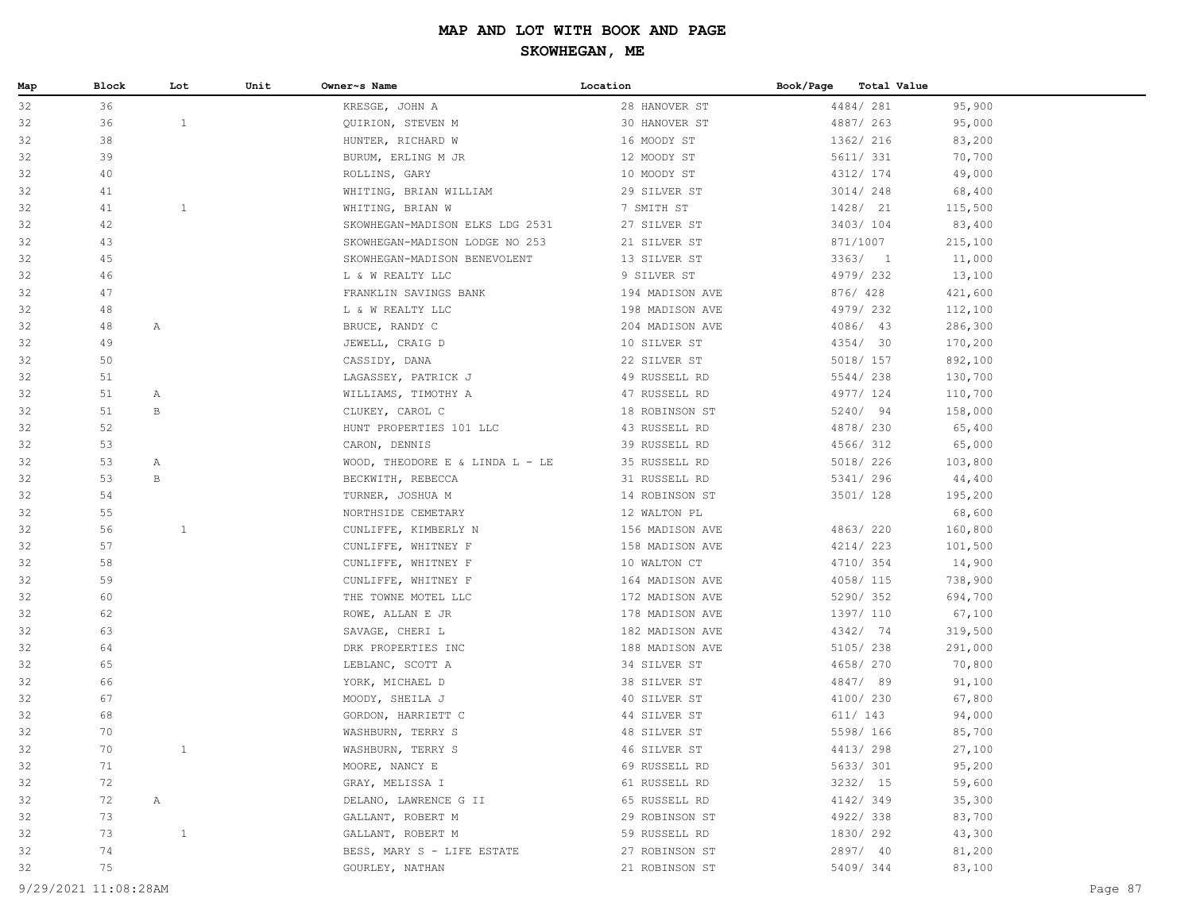# MAP AND LOT WITH BOOK AND PAGE

## SKOWHEGAN, ME

| Map | Block | Lot | Unit | Owner~s Name | Location | Book/Page | Total Value |
|---|---|---|---|---|---|---|---|
| 32 | 36 | | | KRESGE, JOHN A | 28 HANOVER ST | 4484/ 281 | 95,900 |
| 32 | 36 | 1 | | QUIRION, STEVEN M | 30 HANOVER ST | 4887/ 263 | 95,000 |
| 32 | 38 | | | HUNTER, RICHARD W | 16 MOODY ST | 1362/ 216 | 83,200 |
| 32 | 39 | | | BURUM, ERLING M JR | 12 MOODY ST | 5611/ 331 | 70,700 |
| 32 | 40 | | | ROLLINS, GARY | 10 MOODY ST | 4312/ 174 | 49,000 |
| 32 | 41 | | | WHITING, BRIAN WILLIAM | 29 SILVER ST | 3014/ 248 | 68,400 |
| 32 | 41 | 1 | | WHITING, BRIAN W | 7 SMITH ST | 1428/ 21 | 115,500 |
| 32 | 42 | | | SKOWHEGAN-MADISON ELKS LDG 2531 | 27 SILVER ST | 3403/ 104 | 83,400 |
| 32 | 43 | | | SKOWHEGAN-MADISON LODGE NO 253 | 21 SILVER ST | 871/1007 | 215,100 |
| 32 | 45 | | | SKOWHEGAN-MADISON BENEVOLENT | 13 SILVER ST | 3363/ 1 | 11,000 |
| 32 | 46 | | | L & W REALTY LLC | 9 SILVER ST | 4979/ 232 | 13,100 |
| 32 | 47 | | | FRANKLIN SAVINGS BANK | 194 MADISON AVE | 876/ 428 | 421,600 |
| 32 | 48 | | | L & W REALTY LLC | 198 MADISON AVE | 4979/ 232 | 112,100 |
| 32 | 48 | A | | BRUCE, RANDY C | 204 MADISON AVE | 4086/ 43 | 286,300 |
| 32 | 49 | | | JEWELL, CRAIG D | 10 SILVER ST | 4354/ 30 | 170,200 |
| 32 | 50 | | | CASSIDY, DANA | 22 SILVER ST | 5018/ 157 | 892,100 |
| 32 | 51 | | | LAGASSEY, PATRICK J | 49 RUSSELL RD | 5544/ 238 | 130,700 |
| 32 | 51 | A | | WILLIAMS, TIMOTHY A | 47 RUSSELL RD | 4977/ 124 | 110,700 |
| 32 | 51 | B | | CLUKEY, CAROL C | 18 ROBINSON ST | 5240/ 94 | 158,000 |
| 32 | 52 | | | HUNT PROPERTIES 101 LLC | 43 RUSSELL RD | 4878/ 230 | 65,400 |
| 32 | 53 | | | CARON, DENNIS | 39 RUSSELL RD | 4566/ 312 | 65,000 |
| 32 | 53 | A | | WOOD, THEODORE E & LINDA L - LE | 35 RUSSELL RD | 5018/ 226 | 103,800 |
| 32 | 53 | B | | BECKWITH, REBECCA | 31 RUSSELL RD | 5341/ 296 | 44,400 |
| 32 | 54 | | | TURNER, JOSHUA M | 14 ROBINSON ST | 3501/ 128 | 195,200 |
| 32 | 55 | | | NORTHSIDE CEMETARY | 12 WALTON PL | | 68,600 |
| 32 | 56 | 1 | | CUNLIFFE, KIMBERLY N | 156 MADISON AVE | 4863/ 220 | 160,800 |
| 32 | 57 | | | CUNLIFFE, WHITNEY F | 158 MADISON AVE | 4214/ 223 | 101,500 |
| 32 | 58 | | | CUNLIFFE, WHITNEY F | 10 WALTON CT | 4710/ 354 | 14,900 |
| 32 | 59 | | | CUNLIFFE, WHITNEY F | 164 MADISON AVE | 4058/ 115 | 738,900 |
| 32 | 60 | | | THE TOWNE MOTEL LLC | 172 MADISON AVE | 5290/ 352 | 694,700 |
| 32 | 62 | | | ROWE, ALLAN E JR | 178 MADISON AVE | 1397/ 110 | 67,100 |
| 32 | 63 | | | SAVAGE, CHERI L | 182 MADISON AVE | 4342/ 74 | 319,500 |
| 32 | 64 | | | DRK PROPERTIES INC | 188 MADISON AVE | 5105/ 238 | 291,000 |
| 32 | 65 | | | LEBLANC, SCOTT A | 34 SILVER ST | 4658/ 270 | 70,800 |
| 32 | 66 | | | YORK, MICHAEL D | 38 SILVER ST | 4847/ 89 | 91,100 |
| 32 | 67 | | | MOODY, SHEILA J | 40 SILVER ST | 4100/ 230 | 67,800 |
| 32 | 68 | | | GORDON, HARRIETT C | 44 SILVER ST | 611/ 143 | 94,000 |
| 32 | 70 | | | WASHBURN, TERRY S | 48 SILVER ST | 5598/ 166 | 85,700 |
| 32 | 70 | 1 | | WASHBURN, TERRY S | 46 SILVER ST | 4413/ 298 | 27,100 |
| 32 | 71 | | | MOORE, NANCY E | 69 RUSSELL RD | 5633/ 301 | 95,200 |
| 32 | 72 | | | GRAY, MELISSA I | 61 RUSSELL RD | 3232/ 15 | 59,600 |
| 32 | 72 | A | | DELANO, LAWRENCE G II | 65 RUSSELL RD | 4142/ 349 | 35,300 |
| 32 | 73 | | | GALLANT, ROBERT M | 29 ROBINSON ST | 4922/ 338 | 83,700 |
| 32 | 73 | 1 | | GALLANT, ROBERT M | 59 RUSSELL RD | 1830/ 292 | 43,300 |
| 32 | 74 | | | BESS, MARY S - LIFE ESTATE | 27 ROBINSON ST | 2897/ 40 | 81,200 |
| 32 | 75 | | | GOURLEY, NATHAN | 21 ROBINSON ST | 5409/ 344 | 83,100 |

9/29/2021 11:08:28AM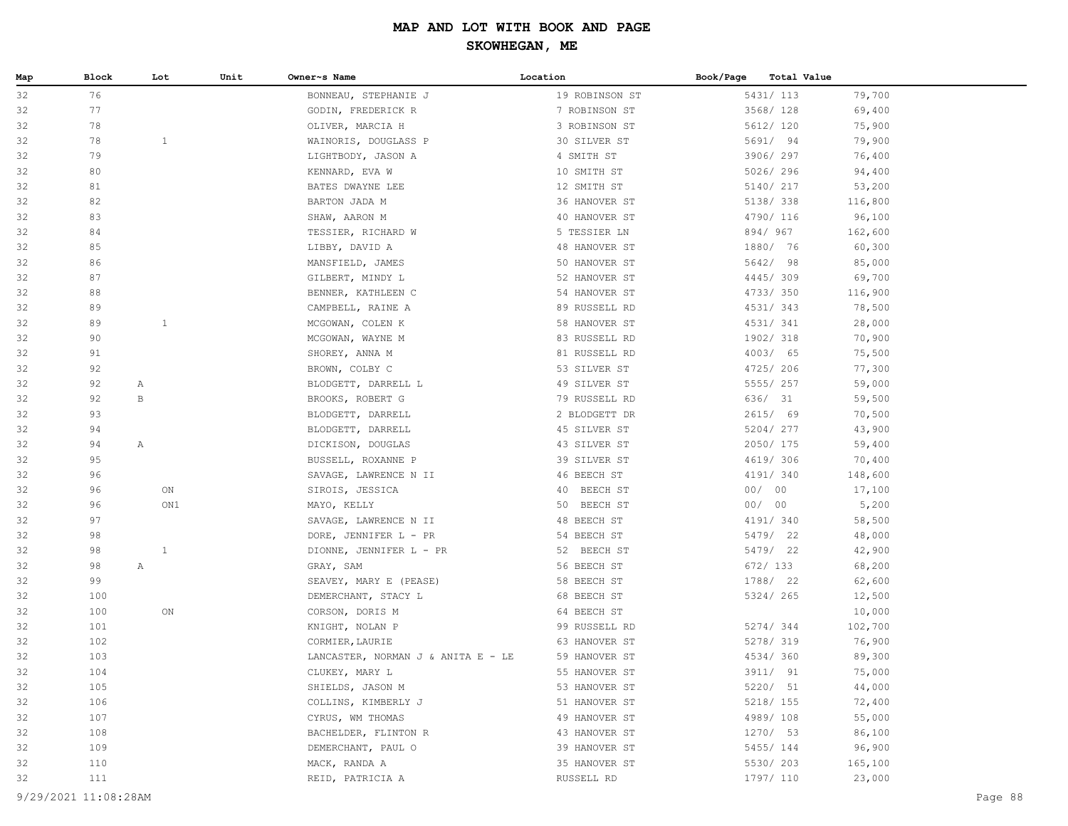# MAP AND LOT WITH BOOK AND PAGE

## SKOWHEGAN, ME

| Map | Block | Lot | Unit | Owner~s Name | Location | Book/Page | Total Value |
|---|---|---|---|---|---|---|---|
| 32 | 76 | | | BONNEAU, STEPHANIE J | 19 ROBINSON ST | 5431/ 113 | 79,700 |
| 32 | 77 | | | GODIN, FREDERICK R | 7 ROBINSON ST | 3568/ 128 | 69,400 |
| 32 | 78 | | | OLIVER, MARCIA H | 3 ROBINSON ST | 5612/ 120 | 75,900 |
| 32 | 78 | 1 | | WAINORIS, DOUGLASS P | 30 SILVER ST | 5691/ 94 | 79,900 |
| 32 | 79 | | | LIGHTBODY, JASON A | 4 SMITH ST | 3906/ 297 | 76,400 |
| 32 | 80 | | | KENNARD, EVA W | 10 SMITH ST | 5026/ 296 | 94,400 |
| 32 | 81 | | | BATES DWAYNE LEE | 12 SMITH ST | 5140/ 217 | 53,200 |
| 32 | 82 | | | BARTON JADA M | 36 HANOVER ST | 5138/ 338 | 116,800 |
| 32 | 83 | | | SHAW, AARON M | 40 HANOVER ST | 4790/ 116 | 96,100 |
| 32 | 84 | | | TESSIER, RICHARD W | 5 TESSIER LN | 894/ 967 | 162,600 |
| 32 | 85 | | | LIBBY, DAVID A | 48 HANOVER ST | 1880/ 76 | 60,300 |
| 32 | 86 | | | MANSFIELD, JAMES | 50 HANOVER ST | 5642/ 98 | 85,000 |
| 32 | 87 | | | GILBERT, MINDY L | 52 HANOVER ST | 4445/ 309 | 69,700 |
| 32 | 88 | | | BENNER, KATHLEEN C | 54 HANOVER ST | 4733/ 350 | 116,900 |
| 32 | 89 | | | CAMPBELL, RAINE A | 89 RUSSELL RD | 4531/ 343 | 78,500 |
| 32 | 89 | 1 | | MCGOWAN, COLEN K | 58 HANOVER ST | 4531/ 341 | 28,000 |
| 32 | 90 | | | MCGOWAN, WAYNE M | 83 RUSSELL RD | 1902/ 318 | 70,900 |
| 32 | 91 | | | SHOREY, ANNA M | 81 RUSSELL RD | 4003/ 65 | 75,500 |
| 32 | 92 | | | BROWN, COLBY C | 53 SILVER ST | 4725/ 206 | 77,300 |
| 32 | 92 | A | | BLODGETT, DARRELL L | 49 SILVER ST | 5555/ 257 | 59,000 |
| 32 | 92 | B | | BROOKS, ROBERT G | 79 RUSSELL RD | 636/ 31 | 59,500 |
| 32 | 93 | | | BLODGETT, DARRELL | 2 BLODGETT DR | 2615/ 69 | 70,500 |
| 32 | 94 | | | BLODGETT, DARRELL | 45 SILVER ST | 5204/ 277 | 43,900 |
| 32 | 94 | A | | DICKISON, DOUGLAS | 43 SILVER ST | 2050/ 175 | 59,400 |
| 32 | 95 | | | BUSSELL, ROXANNE P | 39 SILVER ST | 4619/ 306 | 70,400 |
| 32 | 96 | | | SAVAGE, LAWRENCE N II | 46 BEECH ST | 4191/ 340 | 148,600 |
| 32 | 96 | ON | | SIROIS, JESSICA | 40 BEECH ST | 00/ 00 | 17,100 |
| 32 | 96 | ON1 | | MAYO, KELLY | 50 BEECH ST | 00/ 00 | 5,200 |
| 32 | 97 | | | SAVAGE, LAWRENCE N II | 48 BEECH ST | 4191/ 340 | 58,500 |
| 32 | 98 | | | DORE, JENNIFER L - PR | 54 BEECH ST | 5479/ 22 | 48,000 |
| 32 | 98 | 1 | | DIONNE, JENNIFER L - PR | 52 BEECH ST | 5479/ 22 | 42,900 |
| 32 | 98 | A | | GRAY, SAM | 56 BEECH ST | 672/ 133 | 68,200 |
| 32 | 99 | | | SEAVEY, MARY E (PEASE) | 58 BEECH ST | 1788/ 22 | 62,600 |
| 32 | 100 | | | DEMERCHANT, STACY L | 68 BEECH ST | 5324/ 265 | 12,500 |
| 32 | 100 | ON | | CORSON, DORIS M | 64 BEECH ST | | 10,000 |
| 32 | 101 | | | KNIGHT, NOLAN P | 99 RUSSELL RD | 5274/ 344 | 102,700 |
| 32 | 102 | | | CORMIER,LAURIE | 63 HANOVER ST | 5278/ 319 | 76,900 |
| 32 | 103 | | | LANCASTER, NORMAN J & ANITA E - LE | 59 HANOVER ST | 4534/ 360 | 89,300 |
| 32 | 104 | | | CLUKEY, MARY L | 55 HANOVER ST | 3911/ 91 | 75,000 |
| 32 | 105 | | | SHIELDS, JASON M | 53 HANOVER ST | 5220/ 51 | 44,000 |
| 32 | 106 | | | COLLINS, KIMBERLY J | 51 HANOVER ST | 5218/ 155 | 72,400 |
| 32 | 107 | | | CYRUS, WM THOMAS | 49 HANOVER ST | 4989/ 108 | 55,000 |
| 32 | 108 | | | BACHELDER, FLINTON R | 43 HANOVER ST | 1270/ 53 | 86,100 |
| 32 | 109 | | | DEMERCHANT, PAUL O | 39 HANOVER ST | 5455/ 144 | 96,900 |
| 32 | 110 | | | MACK, RANDA A | 35 HANOVER ST | 5530/ 203 | 165,100 |
| 32 | 111 | | | REID, PATRICIA A | RUSSELL RD | 1797/ 110 | 23,000 |

9/29/2021 11:08:28AM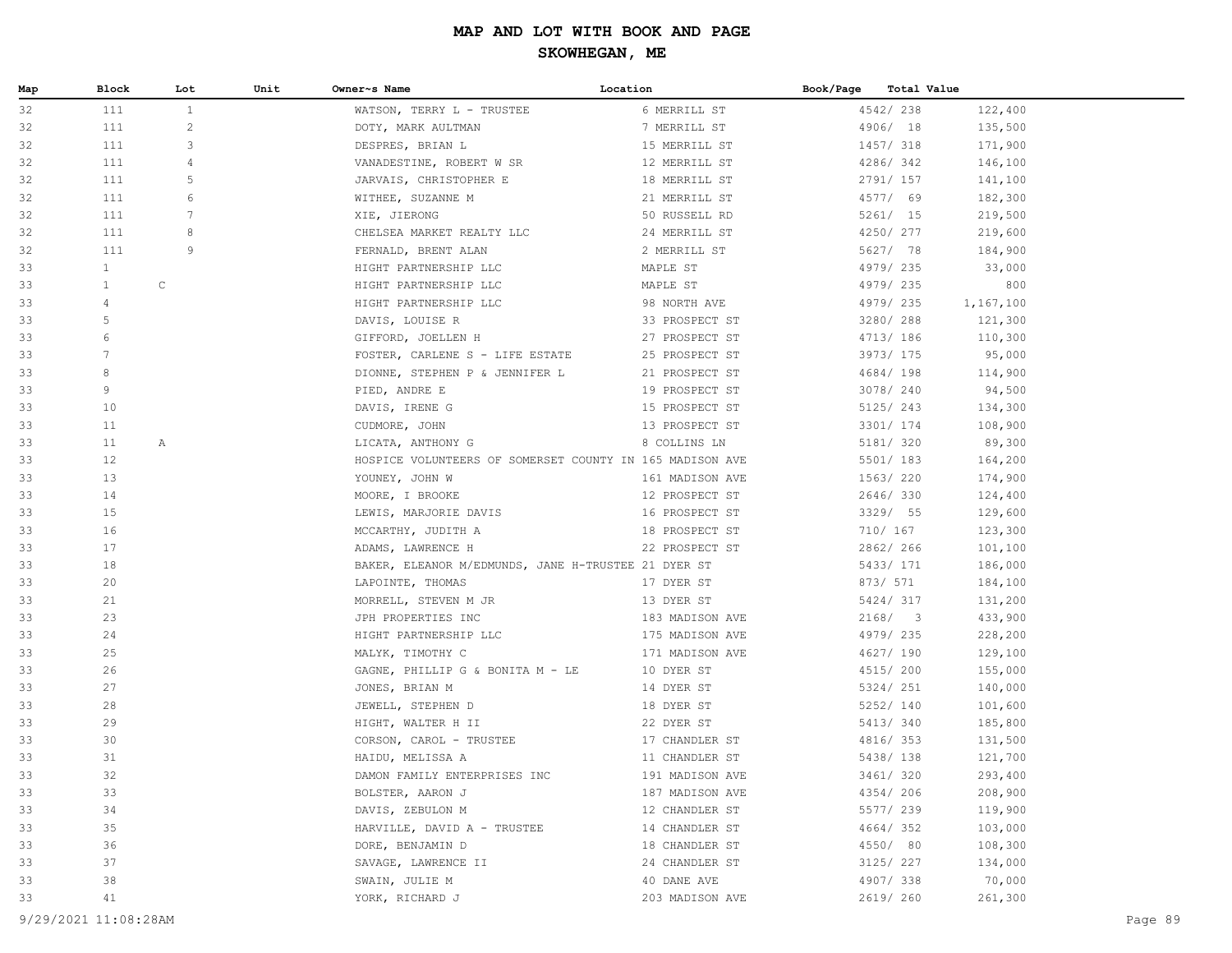# MAP AND LOT WITH BOOK AND PAGE

## SKOWHEGAN, ME

| Map | Block | Lot | Unit | Owner~s Name | Location | Book/Page | Total Value |
|---|---|---|---|---|---|---|---|
| 32 | 111 | 1 | | WATSON, TERRY L - TRUSTEE | 6 MERRILL ST | 4542/ 238 | 122,400 |
| 32 | 111 | 2 | | DOTY, MARK AULTMAN | 7 MERRILL ST | 4906/ 18 | 135,500 |
| 32 | 111 | 3 | | DESPRES, BRIAN L | 15 MERRILL ST | 1457/ 318 | 171,900 |
| 32 | 111 | 4 | | VANADESTINE, ROBERT W SR | 12 MERRILL ST | 4286/ 342 | 146,100 |
| 32 | 111 | 5 | | JARVAIS, CHRISTOPHER E | 18 MERRILL ST | 2791/ 157 | 141,100 |
| 32 | 111 | 6 | | WITHEE, SUZANNE M | 21 MERRILL ST | 4577/ 69 | 182,300 |
| 32 | 111 | 7 | | XIE, JIERONG | 50 RUSSELL RD | 5261/ 15 | 219,500 |
| 32 | 111 | 8 | | CHELSEA MARKET REALTY LLC | 24 MERRILL ST | 4250/ 277 | 219,600 |
| 32 | 111 | 9 | | FERNALD, BRENT ALAN | 2 MERRILL ST | 5627/ 78 | 184,900 |
| 33 | 1 | | | HIGHT PARTNERSHIP LLC | MAPLE ST | 4979/ 235 | 33,000 |
| 33 | 1 | C | | HIGHT PARTNERSHIP LLC | MAPLE ST | 4979/ 235 | 800 |
| 33 | 4 | | | HIGHT PARTNERSHIP LLC | 98 NORTH AVE | 4979/ 235 | 1,167,100 |
| 33 | 5 | | | DAVIS, LOUISE R | 33 PROSPECT ST | 3280/ 288 | 121,300 |
| 33 | 6 | | | GIFFORD, JOELLEN H | 27 PROSPECT ST | 4713/ 186 | 110,300 |
| 33 | 7 | | | FOSTER, CARLENE S - LIFE ESTATE | 25 PROSPECT ST | 3973/ 175 | 95,000 |
| 33 | 8 | | | DIONNE, STEPHEN P & JENNIFER L | 21 PROSPECT ST | 4684/ 198 | 114,900 |
| 33 | 9 | | | PIED, ANDRE E | 19 PROSPECT ST | 3078/ 240 | 94,500 |
| 33 | 10 | | | DAVIS, IRENE G | 15 PROSPECT ST | 5125/ 243 | 134,300 |
| 33 | 11 | | | CUDMORE, JOHN | 13 PROSPECT ST | 3301/ 174 | 108,900 |
| 33 | 11 | A | | LICATA, ANTHONY G | 8 COLLINS LN | 5181/ 320 | 89,300 |
| 33 | 12 | | | HOSPICE VOLUNTEERS OF SOMERSET COUNTY IN | 165 MADISON AVE | 5501/ 183 | 164,200 |
| 33 | 13 | | | YOUNEY, JOHN W | 161 MADISON AVE | 1563/ 220 | 174,900 |
| 33 | 14 | | | MOORE, I BROOKE | 12 PROSPECT ST | 2646/ 330 | 124,400 |
| 33 | 15 | | | LEWIS, MARJORIE DAVIS | 16 PROSPECT ST | 3329/ 55 | 129,600 |
| 33 | 16 | | | MCCARTHY, JUDITH A | 18 PROSPECT ST | 710/ 167 | 123,300 |
| 33 | 17 | | | ADAMS, LAWRENCE H | 22 PROSPECT ST | 2862/ 266 | 101,100 |
| 33 | 18 | | | BAKER, ELEANOR M/EDMUNDS, JANE H-TRUSTEE | 21 DYER ST | 5433/ 171 | 186,000 |
| 33 | 20 | | | LAPOINTE, THOMAS | 17 DYER ST | 873/ 571 | 184,100 |
| 33 | 21 | | | MORRELL, STEVEN M JR | 13 DYER ST | 5424/ 317 | 131,200 |
| 33 | 23 | | | JPH PROPERTIES INC | 183 MADISON AVE | 2168/ 3 | 433,900 |
| 33 | 24 | | | HIGHT PARTNERSHIP LLC | 175 MADISON AVE | 4979/ 235 | 228,200 |
| 33 | 25 | | | MALYK, TIMOTHY C | 171 MADISON AVE | 4627/ 190 | 129,100 |
| 33 | 26 | | | GAGNE, PHILLIP G & BONITA M - LE | 10 DYER ST | 4515/ 200 | 155,000 |
| 33 | 27 | | | JONES, BRIAN M | 14 DYER ST | 5324/ 251 | 140,000 |
| 33 | 28 | | | JEWELL, STEPHEN D | 18 DYER ST | 5252/ 140 | 101,600 |
| 33 | 29 | | | HIGHT, WALTER H II | 22 DYER ST | 5413/ 340 | 185,800 |
| 33 | 30 | | | CORSON, CAROL - TRUSTEE | 17 CHANDLER ST | 4816/ 353 | 131,500 |
| 33 | 31 | | | HAIDU, MELISSA A | 11 CHANDLER ST | 5438/ 138 | 121,700 |
| 33 | 32 | | | DAMON FAMILY ENTERPRISES INC | 191 MADISON AVE | 3461/ 320 | 293,400 |
| 33 | 33 | | | BOLSTER, AARON J | 187 MADISON AVE | 4354/ 206 | 208,900 |
| 33 | 34 | | | DAVIS, ZEBULON M | 12 CHANDLER ST | 5577/ 239 | 119,900 |
| 33 | 35 | | | HARVILLE, DAVID A - TRUSTEE | 14 CHANDLER ST | 4664/ 352 | 103,000 |
| 33 | 36 | | | DORE, BENJAMIN D | 18 CHANDLER ST | 4550/ 80 | 108,300 |
| 33 | 37 | | | SAVAGE, LAWRENCE II | 24 CHANDLER ST | 3125/ 227 | 134,000 |
| 33 | 38 | | | SWAIN, JULIE M | 40 DANE AVE | 4907/ 338 | 70,000 |
| 33 | 41 | | | YORK, RICHARD J | 203 MADISON AVE | 2619/ 260 | 261,300 |

9/29/2021 11:08:28AM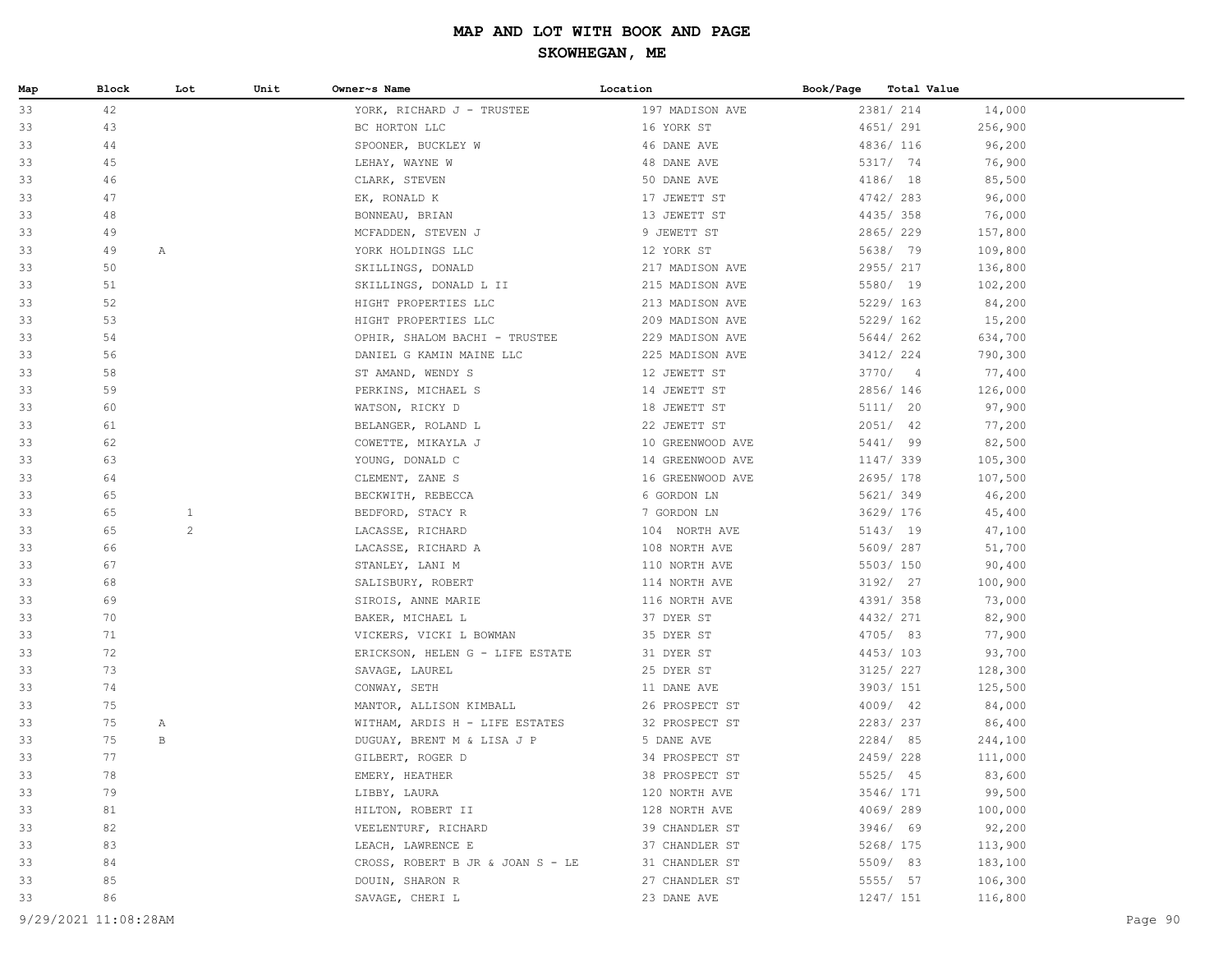# MAP AND LOT WITH BOOK AND PAGE

## SKOWHEGAN, ME

| Map | Block | Lot | Unit | Owner~s Name | Location | Book/Page | Total Value |
|---|---|---|---|---|---|---|---|
| 33 | 42 | | | YORK, RICHARD J - TRUSTEE | 197 MADISON AVE | 2381/ 214 | 14,000 |
| 33 | 43 | | | BC HORTON LLC | 16 YORK ST | 4651/ 291 | 256,900 |
| 33 | 44 | | | SPOONER, BUCKLEY W | 46 DANE AVE | 4836/ 116 | 96,200 |
| 33 | 45 | | | LEHAY, WAYNE W | 48 DANE AVE | 5317/ 74 | 76,900 |
| 33 | 46 | | | CLARK, STEVEN | 50 DANE AVE | 4186/ 18 | 85,500 |
| 33 | 47 | | | EK, RONALD K | 17 JEWETT ST | 4742/ 283 | 96,000 |
| 33 | 48 | | | BONNEAU, BRIAN | 13 JEWETT ST | 4435/ 358 | 76,000 |
| 33 | 49 | | | MCFADDEN, STEVEN J | 9 JEWETT ST | 2865/ 229 | 157,800 |
| 33 | 49 | A | | YORK HOLDINGS LLC | 12 YORK ST | 5638/ 79 | 109,800 |
| 33 | 50 | | | SKILLINGS, DONALD | 217 MADISON AVE | 2955/ 217 | 136,800 |
| 33 | 51 | | | SKILLINGS, DONALD L II | 215 MADISON AVE | 5580/ 19 | 102,200 |
| 33 | 52 | | | HIGHT PROPERTIES LLC | 213 MADISON AVE | 5229/ 163 | 84,200 |
| 33 | 53 | | | HIGHT PROPERTIES LLC | 209 MADISON AVE | 5229/ 162 | 15,200 |
| 33 | 54 | | | OPHIR, SHALOM BACHI - TRUSTEE | 229 MADISON AVE | 5644/ 262 | 634,700 |
| 33 | 56 | | | DANIEL G KAMIN MAINE LLC | 225 MADISON AVE | 3412/ 224 | 790,300 |
| 33 | 58 | | | ST AMAND, WENDY S | 12 JEWETT ST | 3770/ 4 | 77,400 |
| 33 | 59 | | | PERKINS, MICHAEL S | 14 JEWETT ST | 2856/ 146 | 126,000 |
| 33 | 60 | | | WATSON, RICKY D | 18 JEWETT ST | 5111/ 20 | 97,900 |
| 33 | 61 | | | BELANGER, ROLAND L | 22 JEWETT ST | 2051/ 42 | 77,200 |
| 33 | 62 | | | COWETTE, MIKAYLA J | 10 GREENWOOD AVE | 5441/ 99 | 82,500 |
| 33 | 63 | | | YOUNG, DONALD C | 14 GREENWOOD AVE | 1147/ 339 | 105,300 |
| 33 | 64 | | | CLEMENT, ZANE S | 16 GREENWOOD AVE | 2695/ 178 | 107,500 |
| 33 | 65 | | | BECKWITH, REBECCA | 6 GORDON LN | 5621/ 349 | 46,200 |
| 33 | 65 | 1 | | BEDFORD, STACY R | 7 GORDON LN | 3629/ 176 | 45,400 |
| 33 | 65 | 2 | | LACASSE, RICHARD | 104 NORTH AVE | 5143/ 19 | 47,100 |
| 33 | 66 | | | LACASSE, RICHARD A | 108 NORTH AVE | 5609/ 287 | 51,700 |
| 33 | 67 | | | STANLEY, LANI M | 110 NORTH AVE | 5503/ 150 | 90,400 |
| 33 | 68 | | | SALISBURY, ROBERT | 114 NORTH AVE | 3192/ 27 | 100,900 |
| 33 | 69 | | | SIROIS, ANNE MARIE | 116 NORTH AVE | 4391/ 358 | 73,000 |
| 33 | 70 | | | BAKER, MICHAEL L | 37 DYER ST | 4432/ 271 | 82,900 |
| 33 | 71 | | | VICKERS, VICKI L BOWMAN | 35 DYER ST | 4705/ 83 | 77,900 |
| 33 | 72 | | | ERICKSON, HELEN G - LIFE ESTATE | 31 DYER ST | 4453/ 103 | 93,700 |
| 33 | 73 | | | SAVAGE, LAUREL | 25 DYER ST | 3125/ 227 | 128,300 |
| 33 | 74 | | | CONWAY, SETH | 11 DANE AVE | 3903/ 151 | 125,500 |
| 33 | 75 | | | MANTOR, ALLISON KIMBALL | 26 PROSPECT ST | 4009/ 42 | 84,000 |
| 33 | 75 | A | | WITHAM, ARDIS H - LIFE ESTATES | 32 PROSPECT ST | 2283/ 237 | 86,400 |
| 33 | 75 | B | | DUGUAY, BRENT M & LISA J P | 5 DANE AVE | 2284/ 85 | 244,100 |
| 33 | 77 | | | GILBERT, ROGER D | 34 PROSPECT ST | 2459/ 228 | 111,000 |
| 33 | 78 | | | EMERY, HEATHER | 38 PROSPECT ST | 5525/ 45 | 83,600 |
| 33 | 79 | | | LIBBY, LAURA | 120 NORTH AVE | 3546/ 171 | 99,500 |
| 33 | 81 | | | HILTON, ROBERT II | 128 NORTH AVE | 4069/ 289 | 100,000 |
| 33 | 82 | | | VEELENTURF, RICHARD | 39 CHANDLER ST | 3946/ 69 | 92,200 |
| 33 | 83 | | | LEACH, LAWRENCE E | 37 CHANDLER ST | 5268/ 175 | 113,900 |
| 33 | 84 | | | CROSS, ROBERT B JR & JOAN S - LE | 31 CHANDLER ST | 5509/ 83 | 183,100 |
| 33 | 85 | | | DOUIN, SHARON R | 27 CHANDLER ST | 5555/ 57 | 106,300 |
| 33 | 86 | | | SAVAGE, CHERI L | 23 DANE AVE | 1247/ 151 | 116,800 |

9/29/2021 11:08:28AM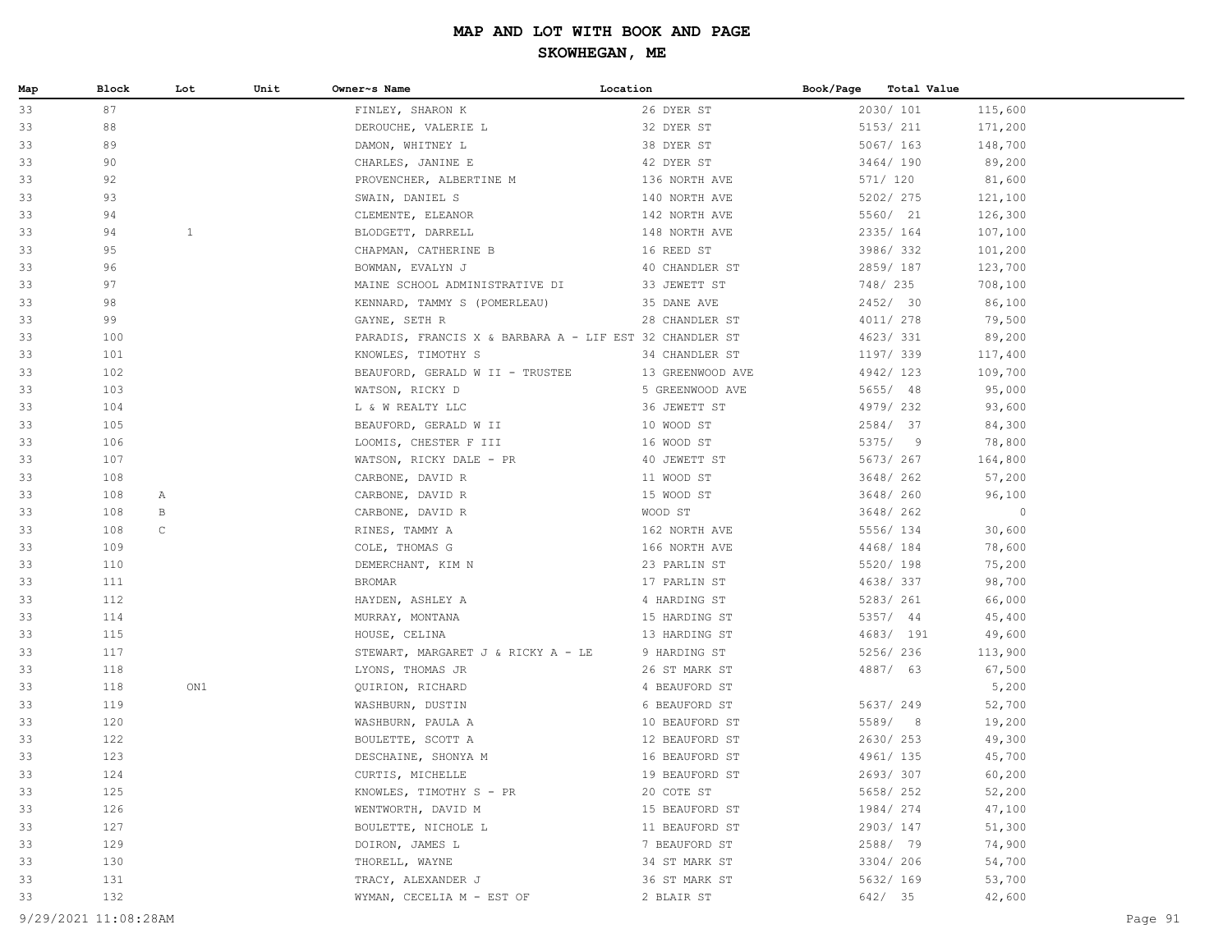# MAP AND LOT WITH BOOK AND PAGE

## SKOWHEGAN, ME

| Map | Block | Lot | Unit | Owner~s Name | Location | Book/Page | Total Value |
|---|---|---|---|---|---|---|---|
| 33 | 87 | | | FINLEY, SHARON K | 26 DYER ST | 2030/ 101 | 115,600 |
| 33 | 88 | | | DEROUCHE, VALERIE L | 32 DYER ST | 5153/ 211 | 171,200 |
| 33 | 89 | | | DAMON, WHITNEY L | 38 DYER ST | 5067/ 163 | 148,700 |
| 33 | 90 | | | CHARLES, JANINE E | 42 DYER ST | 3464/ 190 | 89,200 |
| 33 | 92 | | | PROVENCHER, ALBERTINE M | 136 NORTH AVE | 571/ 120 | 81,600 |
| 33 | 93 | | | SWAIN, DANIEL S | 140 NORTH AVE | 5202/ 275 | 121,100 |
| 33 | 94 | | | CLEMENTE, ELEANOR | 142 NORTH AVE | 5560/ 21 | 126,300 |
| 33 | 94 | | 1 | BLODGETT, DARRELL | 148 NORTH AVE | 2335/ 164 | 107,100 |
| 33 | 95 | | | CHAPMAN, CATHERINE B | 16 REED ST | 3986/ 332 | 101,200 |
| 33 | 96 | | | BOWMAN, EVALYN J | 40 CHANDLER ST | 2859/ 187 | 123,700 |
| 33 | 97 | | | MAINE SCHOOL ADMINISTRATIVE DI | 33 JEWETT ST | 748/ 235 | 708,100 |
| 33 | 98 | | | KENNARD, TAMMY S (POMERLEAU) | 35 DANE AVE | 2452/ 30 | 86,100 |
| 33 | 99 | | | GAYNE, SETH R | 28 CHANDLER ST | 4011/ 278 | 79,500 |
| 33 | 100 | | | PARADIS, FRANCIS X & BARBARA A - LIF EST | 32 CHANDLER ST | 4623/ 331 | 89,200 |
| 33 | 101 | | | KNOWLES, TIMOTHY S | 34 CHANDLER ST | 1197/ 339 | 117,400 |
| 33 | 102 | | | BEAUFORD, GERALD W II - TRUSTEE | 13 GREENWOOD AVE | 4942/ 123 | 109,700 |
| 33 | 103 | | | WATSON, RICKY D | 5 GREENWOOD AVE | 5655/ 48 | 95,000 |
| 33 | 104 | | | L & W REALTY LLC | 36 JEWETT ST | 4979/ 232 | 93,600 |
| 33 | 105 | | | BEAUFORD, GERALD W II | 10 WOOD ST | 2584/ 37 | 84,300 |
| 33 | 106 | | | LOOMIS, CHESTER F III | 16 WOOD ST | 5375/ 9 | 78,800 |
| 33 | 107 | | | WATSON, RICKY DALE - PR | 40 JEWETT ST | 5673/ 267 | 164,800 |
| 33 | 108 | | | CARBONE, DAVID R | 11 WOOD ST | 3648/ 262 | 57,200 |
| 33 | 108 | A | | CARBONE, DAVID R | 15 WOOD ST | 3648/ 260 | 96,100 |
| 33 | 108 | B | | CARBONE, DAVID R | WOOD ST | 3648/ 262 | 0 |
| 33 | 108 | C | | RINES, TAMMY A | 162 NORTH AVE | 5556/ 134 | 30,600 |
| 33 | 109 | | | COLE, THOMAS G | 166 NORTH AVE | 4468/ 184 | 78,600 |
| 33 | 110 | | | DEMERCHANT, KIM N | 23 PARLIN ST | 5520/ 198 | 75,200 |
| 33 | 111 | | | BROMAR | 17 PARLIN ST | 4638/ 337 | 98,700 |
| 33 | 112 | | | HAYDEN, ASHLEY A | 4 HARDING ST | 5283/ 261 | 66,000 |
| 33 | 114 | | | MURRAY, MONTANA | 15 HARDING ST | 5357/ 44 | 45,400 |
| 33 | 115 | | | HOUSE, CELINA | 13 HARDING ST | 4683/ 191 | 49,600 |
| 33 | 117 | | | STEWART, MARGARET J & RICKY A - LE | 9 HARDING ST | 5256/ 236 | 113,900 |
| 33 | 118 | | | LYONS, THOMAS JR | 26 ST MARK ST | 4887/ 63 | 67,500 |
| 33 | 118 | | ON1 | QUIRION, RICHARD | 4 BEAUFORD ST | | 5,200 |
| 33 | 119 | | | WASHBURN, DUSTIN | 6 BEAUFORD ST | 5637/ 249 | 52,700 |
| 33 | 120 | | | WASHBURN, PAULA A | 10 BEAUFORD ST | 5589/ 8 | 19,200 |
| 33 | 122 | | | BOULETTE, SCOTT A | 12 BEAUFORD ST | 2630/ 253 | 49,300 |
| 33 | 123 | | | DESCHAINE, SHONYA M | 16 BEAUFORD ST | 4961/ 135 | 45,700 |
| 33 | 124 | | | CURTIS, MICHELLE | 19 BEAUFORD ST | 2693/ 307 | 60,200 |
| 33 | 125 | | | KNOWLES, TIMOTHY S - PR | 20 COTE ST | 5658/ 252 | 52,200 |
| 33 | 126 | | | WENTWORTH, DAVID M | 15 BEAUFORD ST | 1984/ 274 | 47,100 |
| 33 | 127 | | | BOULETTE, NICHOLE L | 11 BEAUFORD ST | 2903/ 147 | 51,300 |
| 33 | 129 | | | DOIRON, JAMES L | 7 BEAUFORD ST | 2588/ 79 | 74,900 |
| 33 | 130 | | | THORELL, WAYNE | 34 ST MARK ST | 3304/ 206 | 54,700 |
| 33 | 131 | | | TRACY, ALEXANDER J | 36 ST MARK ST | 5632/ 169 | 53,700 |
| 33 | 132 | | | WYMAN, CECELIA M - EST OF | 2 BLAIR ST | 642/ 35 | 42,600 |

9/29/2021 11:08:28AM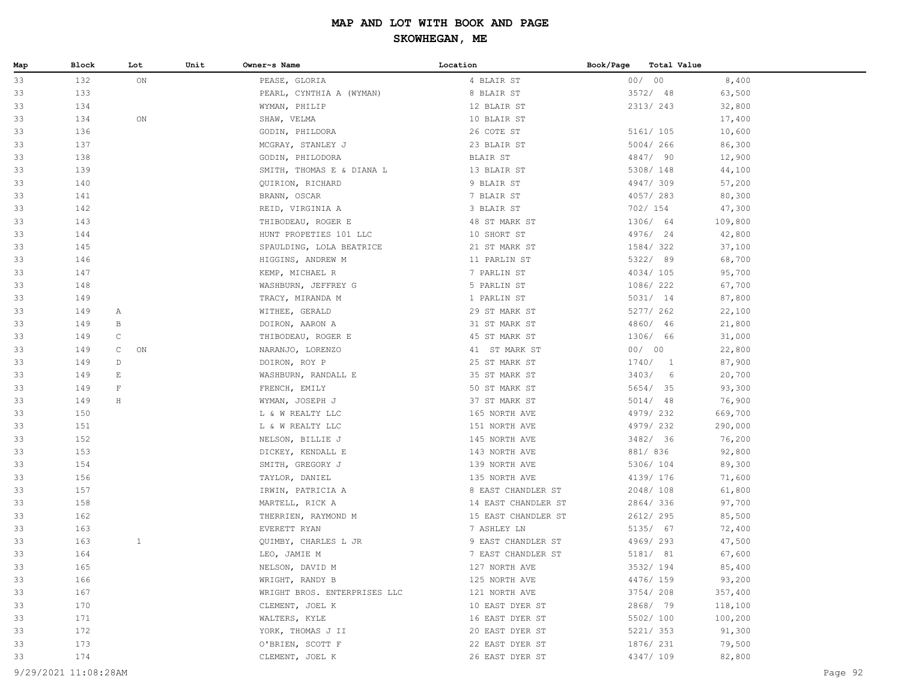# MAP AND LOT WITH BOOK AND PAGE

## SKOWHEGAN, ME

| Map | Block | Lot | Unit | Owner~s Name | Location | Book/Page | Total Value |
|---|---|---|---|---|---|---|---|
| 33 | 132 | ON | | PEASE, GLORIA | 4 BLAIR ST | 00/ 00 | 8,400 |
| 33 | 133 | | | PEARL, CYNTHIA A (WYMAN) | 8 BLAIR ST | 3572/ 48 | 63,500 |
| 33 | 134 | | | WYMAN, PHILIP | 12 BLAIR ST | 2313/ 243 | 32,800 |
| 33 | 134 | ON | | SHAW, VELMA | 10 BLAIR ST | | 17,400 |
| 33 | 136 | | | GODIN, PHILDORA | 26 COTE ST | 5161/ 105 | 10,600 |
| 33 | 137 | | | MCGRAY, STANLEY J | 23 BLAIR ST | 5004/ 266 | 86,300 |
| 33 | 138 | | | GODIN, PHILODORA | BLAIR ST | 4847/ 90 | 12,900 |
| 33 | 139 | | | SMITH, THOMAS E & DIANA L | 13 BLAIR ST | 5308/ 148 | 44,100 |
| 33 | 140 | | | QUIRION, RICHARD | 9 BLAIR ST | 4947/ 309 | 57,200 |
| 33 | 141 | | | BRANN, OSCAR | 7 BLAIR ST | 4057/ 283 | 80,300 |
| 33 | 142 | | | REID, VIRGINIA A | 3 BLAIR ST | 702/ 154 | 47,300 |
| 33 | 143 | | | THIBODEAU, ROGER E | 48 ST MARK ST | 1306/ 64 | 109,800 |
| 33 | 144 | | | HUNT PROPETIES 101 LLC | 10 SHORT ST | 4976/ 24 | 42,800 |
| 33 | 145 | | | SPAULDING, LOLA BEATRICE | 21 ST MARK ST | 1584/ 322 | 37,100 |
| 33 | 146 | | | HIGGINS, ANDREW M | 11 PARLIN ST | 5322/ 89 | 68,700 |
| 33 | 147 | | | KEMP, MICHAEL R | 7 PARLIN ST | 4034/ 105 | 95,700 |
| 33 | 148 | | | WASHBURN, JEFFREY G | 5 PARLIN ST | 1086/ 222 | 67,700 |
| 33 | 149 | | | TRACY, MIRANDA M | 1 PARLIN ST | 5031/ 14 | 87,800 |
| 33 | 149 | A | | WITHEE, GERALD | 29 ST MARK ST | 5277/ 262 | 22,100 |
| 33 | 149 | B | | DOIRON, AARON A | 31 ST MARK ST | 4860/ 46 | 21,800 |
| 33 | 149 | C | | THIBODEAU, ROGER E | 45 ST MARK ST | 1306/ 66 | 31,000 |
| 33 | 149 | C ON | | NARANJO, LORENZO | 41 ST MARK ST | 00/ 00 | 22,800 |
| 33 | 149 | D | | DOIRON, ROY P | 25 ST MARK ST | 1740/ 1 | 87,900 |
| 33 | 149 | E | | WASHBURN, RANDALL E | 35 ST MARK ST | 3403/ 6 | 20,700 |
| 33 | 149 | F | | FRENCH, EMILY | 50 ST MARK ST | 5654/ 35 | 93,300 |
| 33 | 149 | H | | WYMAN, JOSEPH J | 37 ST MARK ST | 5014/ 48 | 76,900 |
| 33 | 150 | | | L & W REALTY LLC | 165 NORTH AVE | 4979/ 232 | 669,700 |
| 33 | 151 | | | L & W REALTY LLC | 151 NORTH AVE | 4979/ 232 | 290,000 |
| 33 | 152 | | | NELSON, BILLIE J | 145 NORTH AVE | 3482/ 36 | 76,200 |
| 33 | 153 | | | DICKEY, KENDALL E | 143 NORTH AVE | 881/ 836 | 92,800 |
| 33 | 154 | | | SMITH, GREGORY J | 139 NORTH AVE | 5306/ 104 | 89,300 |
| 33 | 156 | | | TAYLOR, DANIEL | 135 NORTH AVE | 4139/ 176 | 71,600 |
| 33 | 157 | | | IRWIN, PATRICIA A | 8 EAST CHANDLER ST | 2048/ 108 | 61,800 |
| 33 | 158 | | | MARTELL, RICK A | 14 EAST CHANDLER ST | 2864/ 336 | 97,700 |
| 33 | 162 | | | THERRIEN, RAYMOND M | 15 EAST CHANDLER ST | 2612/ 295 | 85,500 |
| 33 | 163 | | | EVERETT RYAN | 7 ASHLEY LN | 5135/ 67 | 72,400 |
| 33 | 163 | 1 | | QUIMBY, CHARLES L JR | 9 EAST CHANDLER ST | 4969/ 293 | 47,500 |
| 33 | 164 | | | LEO, JAMIE M | 7 EAST CHANDLER ST | 5181/ 81 | 67,600 |
| 33 | 165 | | | NELSON, DAVID M | 127 NORTH AVE | 3532/ 194 | 85,400 |
| 33 | 166 | | | WRIGHT, RANDY B | 125 NORTH AVE | 4476/ 159 | 93,200 |
| 33 | 167 | | | WRIGHT BROS. ENTERPRISES LLC | 121 NORTH AVE | 3754/ 208 | 357,400 |
| 33 | 170 | | | CLEMENT, JOEL K | 10 EAST DYER ST | 2868/ 79 | 118,100 |
| 33 | 171 | | | WALTERS, KYLE | 16 EAST DYER ST | 5502/ 100 | 100,200 |
| 33 | 172 | | | YORK, THOMAS J II | 20 EAST DYER ST | 5221/ 353 | 91,300 |
| 33 | 173 | | | O'BRIEN, SCOTT F | 22 EAST DYER ST | 1876/ 231 | 79,500 |
| 33 | 174 | | | CLEMENT, JOEL K | 26 EAST DYER ST | 4347/ 109 | 82,800 |

9/29/2021 11:08:28AM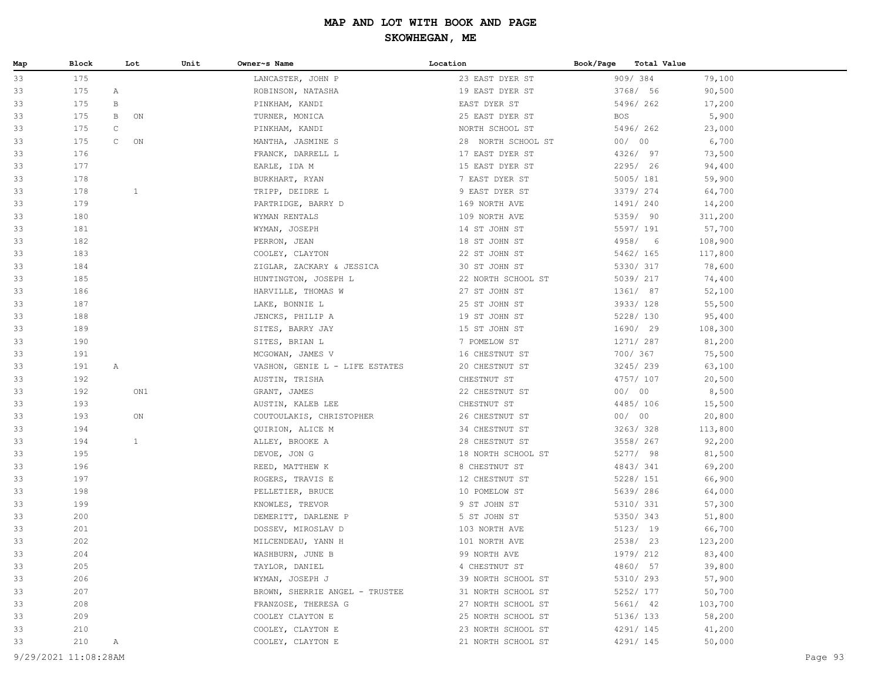# MAP AND LOT WITH BOOK AND PAGE

## SKOWHEGAN, ME

| Map | Block | Lot | Unit | Owner~s Name | Location | Book/Page | Total Value |
|---|---|---|---|---|---|---|---|
| 33 | 175 | | | LANCASTER, JOHN P | 23 EAST DYER ST | 909/ 384 | 79,100 |
| 33 | 175 | A | | ROBINSON, NATASHA | 19 EAST DYER ST | 3768/ 56 | 90,500 |
| 33 | 175 | B | | PINKHAM, KANDI | EAST DYER ST | 5496/ 262 | 17,200 |
| 33 | 175 | B ON | | TURNER, MONICA | 25 EAST DYER ST | BOS | 5,900 |
| 33 | 175 | C | | PINKHAM, KANDI | NORTH SCHOOL ST | 5496/ 262 | 23,000 |
| 33 | 175 | C ON | | MANTHA, JASMINE S | 28 NORTH SCHOOL ST | 00/ 00 | 6,700 |
| 33 | 176 | | | FRANCK, DARRELL L | 17 EAST DYER ST | 4326/ 97 | 73,500 |
| 33 | 177 | | | EARLE, IDA M | 15 EAST DYER ST | 2295/ 26 | 94,400 |
| 33 | 178 | | | BURKHART, RYAN | 7 EAST DYER ST | 5005/ 181 | 59,900 |
| 33 | 178 | 1 | | TRIPP, DEIDRE L | 9 EAST DYER ST | 3379/ 274 | 64,700 |
| 33 | 179 | | | PARTRIDGE, BARRY D | 169 NORTH AVE | 1491/ 240 | 14,200 |
| 33 | 180 | | | WYMAN RENTALS | 109 NORTH AVE | 5359/ 90 | 311,200 |
| 33 | 181 | | | WYMAN, JOSEPH | 14 ST JOHN ST | 5597/ 191 | 57,700 |
| 33 | 182 | | | PERRON, JEAN | 18 ST JOHN ST | 4958/ 6 | 108,900 |
| 33 | 183 | | | COOLEY, CLAYTON | 22 ST JOHN ST | 5462/ 165 | 117,800 |
| 33 | 184 | | | ZIGLAR, ZACKARY & JESSICA | 30 ST JOHN ST | 5330/ 317 | 78,600 |
| 33 | 185 | | | HUNTINGTON, JOSEPH L | 22 NORTH SCHOOL ST | 5039/ 217 | 74,400 |
| 33 | 186 | | | HARVILLE, THOMAS W | 27 ST JOHN ST | 1361/ 87 | 52,100 |
| 33 | 187 | | | LAKE, BONNIE L | 25 ST JOHN ST | 3933/ 128 | 55,500 |
| 33 | 188 | | | JENCKS, PHILIP A | 19 ST JOHN ST | 5228/ 130 | 95,400 |
| 33 | 189 | | | SITES, BARRY JAY | 15 ST JOHN ST | 1690/ 29 | 108,300 |
| 33 | 190 | | | SITES, BRIAN L | 7 POMELOW ST | 1271/ 287 | 81,200 |
| 33 | 191 | | | MCGOWAN, JAMES V | 16 CHESTNUT ST | 700/ 367 | 75,500 |
| 33 | 191 | A | | VASHON, GENIE L - LIFE ESTATES | 20 CHESTNUT ST | 3245/ 239 | 63,100 |
| 33 | 192 | | | AUSTIN, TRISHA | CHESTNUT ST | 4757/ 107 | 20,500 |
| 33 | 192 | ON1 | | GRANT, JAMES | 22 CHESTNUT ST | 00/ 00 | 8,500 |
| 33 | 193 | | | AUSTIN, KALEB LEE | CHESTNUT ST | 4485/ 106 | 15,500 |
| 33 | 193 | ON | | COUTOULAKIS, CHRISTOPHER | 26 CHESTNUT ST | 00/ 00 | 20,800 |
| 33 | 194 | | | QUIRION, ALICE M | 34 CHESTNUT ST | 3263/ 328 | 113,800 |
| 33 | 194 | 1 | | ALLEY, BROOKE A | 28 CHESTNUT ST | 3558/ 267 | 92,200 |
| 33 | 195 | | | DEVOE, JON G | 18 NORTH SCHOOL ST | 5277/ 98 | 81,500 |
| 33 | 196 | | | REED, MATTHEW K | 8 CHESTNUT ST | 4843/ 341 | 69,200 |
| 33 | 197 | | | ROGERS, TRAVIS E | 12 CHESTNUT ST | 5228/ 151 | 66,900 |
| 33 | 198 | | | PELLETIER, BRUCE | 10 POMELOW ST | 5639/ 286 | 64,000 |
| 33 | 199 | | | KNOWLES, TREVOR | 9 ST JOHN ST | 5310/ 331 | 57,300 |
| 33 | 200 | | | DEMERITT, DARLENE P | 5 ST JOHN ST | 5350/ 343 | 51,800 |
| 33 | 201 | | | DOSSEV, MIROSLAV D | 103 NORTH AVE | 5123/ 19 | 66,700 |
| 33 | 202 | | | MILCENDEAU, YANN H | 101 NORTH AVE | 2538/ 23 | 123,200 |
| 33 | 204 | | | WASHBURN, JUNE B | 99 NORTH AVE | 1979/ 212 | 83,400 |
| 33 | 205 | | | TAYLOR, DANIEL | 4 CHESTNUT ST | 4860/ 57 | 39,800 |
| 33 | 206 | | | WYMAN, JOSEPH J | 39 NORTH SCHOOL ST | 5310/ 293 | 57,900 |
| 33 | 207 | | | BROWN, SHERRIE ANGEL - TRUSTEE | 31 NORTH SCHOOL ST | 5252/ 177 | 50,700 |
| 33 | 208 | | | FRANZOSE, THERESA G | 27 NORTH SCHOOL ST | 5661/ 42 | 103,700 |
| 33 | 209 | | | COOLEY CLAYTON E | 25 NORTH SCHOOL ST | 5136/ 133 | 58,200 |
| 33 | 210 | | | COOLEY, CLAYTON E | 23 NORTH SCHOOL ST | 4291/ 145 | 41,200 |
| 33 | 210 | A | | COOLEY, CLAYTON E | 21 NORTH SCHOOL ST | 4291/ 145 | 50,000 |

9/29/2021 11:08:28AM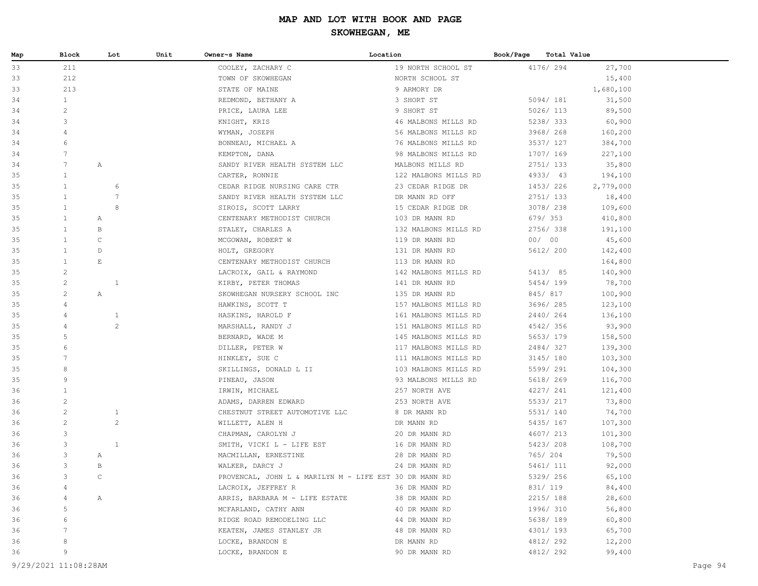# MAP AND LOT WITH BOOK AND PAGE

## SKOWHEGAN, ME

| Map | Block | Lot | Unit | Owner~s Name | Location | Book/Page | Total Value |
|---|---|---|---|---|---|---|---|
| 33 | 211 | | | COOLEY, ZACHARY C | 19 NORTH SCHOOL ST | 4176/ 294 | 27,700 |
| 33 | 212 | | | TOWN OF SKOWHEGAN | NORTH SCHOOL ST | | 15,400 |
| 33 | 213 | | | STATE OF MAINE | 9 ARMORY DR | | 1,680,100 |
| 34 | 1 | | | REDMOND, BETHANY A | 3 SHORT ST | 5094/ 181 | 31,500 |
| 34 | 2 | | | PRICE, LAURA LEE | 9 SHORT ST | 5026/ 113 | 89,500 |
| 34 | 3 | | | KNIGHT, KRIS | 46 MALBONS MILLS RD | 5238/ 333 | 60,900 |
| 34 | 4 | | | WYMAN, JOSEPH | 56 MALBONS MILLS RD | 3968/ 268 | 160,200 |
| 34 | 6 | | | BONNEAU, MICHAEL A | 76 MALBONS MILLS RD | 3537/ 127 | 384,700 |
| 34 | 7 | | | KEMPTON, DANA | 98 MALBONS MILLS RD | 1707/ 169 | 227,100 |
| 34 | 7 | A | | SANDY RIVER HEALTH SYSTEM LLC | MALBONS MILLS RD | 2751/ 133 | 35,800 |
| 35 | 1 | | | CARTER, RONNIE | 122 MALBONS MILLS RD | 4933/ 43 | 194,100 |
| 35 | 1 | 6 | | CEDAR RIDGE NURSING CARE CTR | 23 CEDAR RIDGE DR | 1453/ 226 | 2,779,000 |
| 35 | 1 | 7 | | SANDY RIVER HEALTH SYSTEM LLC | DR MANN RD OFF | 2751/ 133 | 18,400 |
| 35 | 1 | 8 | | SIROIS, SCOTT LARRY | 15 CEDAR RIDGE DR | 3078/ 238 | 109,600 |
| 35 | 1 | A | | CENTENARY METHODIST CHURCH | 103 DR MANN RD | 679/ 353 | 410,800 |
| 35 | 1 | B | | STALEY, CHARLES A | 132 MALBONS MILLS RD | 2756/ 338 | 191,100 |
| 35 | 1 | C | | MCGOWAN, ROBERT W | 119 DR MANN RD | 00/ 00 | 45,600 |
| 35 | 1 | D | | HOLT, GREGORY | 131 DR MANN RD | 5612/ 200 | 142,400 |
| 35 | 1 | E | | CENTENARY METHODIST CHURCH | 113 DR MANN RD | | 164,800 |
| 35 | 2 | | | LACROIX, GAIL & RAYMOND | 142 MALBONS MILLS RD | 5413/ 85 | 140,900 |
| 35 | 2 | 1 | | KIRBY, PETER THOMAS | 141 DR MANN RD | 5454/ 199 | 78,700 |
| 35 | 2 | A | | SKOWHEGAN NURSERY SCHOOL INC | 135 DR MANN RD | 845/ 817 | 100,900 |
| 35 | 4 | | | HAWKINS, SCOTT T | 157 MALBONS MILLS RD | 3696/ 285 | 123,100 |
| 35 | 4 | 1 | | HASKINS, HAROLD F | 161 MALBONS MILLS RD | 2440/ 264 | 136,100 |
| 35 | 4 | 2 | | MARSHALL, RANDY J | 151 MALBONS MILLS RD | 4542/ 356 | 93,900 |
| 35 | 5 | | | BERNARD, WADE M | 145 MALBONS MILLS RD | 5653/ 179 | 158,500 |
| 35 | 6 | | | DILLER, PETER W | 117 MALBONS MILLS RD | 2484/ 327 | 139,300 |
| 35 | 7 | | | HINKLEY, SUE C | 111 MALBONS MILLS RD | 3145/ 180 | 103,300 |
| 35 | 8 | | | SKILLINGS, DONALD L II | 103 MALBONS MILLS RD | 5599/ 291 | 104,300 |
| 35 | 9 | | | PINEAU, JASON | 93 MALBONS MILLS RD | 5618/ 269 | 116,700 |
| 36 | 1 | | | IRWIN, MICHAEL | 257 NORTH AVE | 4227/ 241 | 121,400 |
| 36 | 2 | | | ADAMS, DARREN EDWARD | 253 NORTH AVE | 5533/ 217 | 73,800 |
| 36 | 2 | 1 | | CHESTNUT STREET AUTOMOTIVE LLC | 8 DR MANN RD | 5531/ 140 | 74,700 |
| 36 | 2 | 2 | | WILLETT, ALEN H | DR MANN RD | 5435/ 167 | 107,300 |
| 36 | 3 | | | CHAPMAN, CAROLYN J | 20 DR MANN RD | 4607/ 213 | 101,300 |
| 36 | 3 | 1 | | SMITH, VICKI L - LIFE EST | 16 DR MANN RD | 5423/ 208 | 108,700 |
| 36 | 3 | A | | MACMILLAN, ERNESTINE | 28 DR MANN RD | 765/ 204 | 79,500 |
| 36 | 3 | B | | WALKER, DARCY J | 24 DR MANN RD | 5461/ 111 | 92,000 |
| 36 | 3 | C | | PROVENCAL, JOHN L & MARILYN M - LIFE EST | 30 DR MANN RD | 5329/ 256 | 65,100 |
| 36 | 4 | | | LACROIX, JEFFREY R | 36 DR MANN RD | 831/ 119 | 84,400 |
| 36 | 4 | A | | ARRIS, BARBARA M - LIFE ESTATE | 38 DR MANN RD | 2215/ 188 | 28,600 |
| 36 | 5 | | | MCFARLAND, CATHY ANN | 40 DR MANN RD | 1996/ 310 | 56,800 |
| 36 | 6 | | | RIDGE ROAD REMODELING LLC | 44 DR MANN RD | 5638/ 189 | 60,800 |
| 36 | 7 | | | KEATEN, JAMES STANLEY JR | 48 DR MANN RD | 4301/ 193 | 65,700 |
| 36 | 8 | | | LOCKE, BRANDON E | DR MANN RD | 4812/ 292 | 12,200 |
| 36 | 9 | | | LOCKE, BRANDON E | 90 DR MANN RD | 4812/ 292 | 99,400 |

9/29/2021 11:08:28AM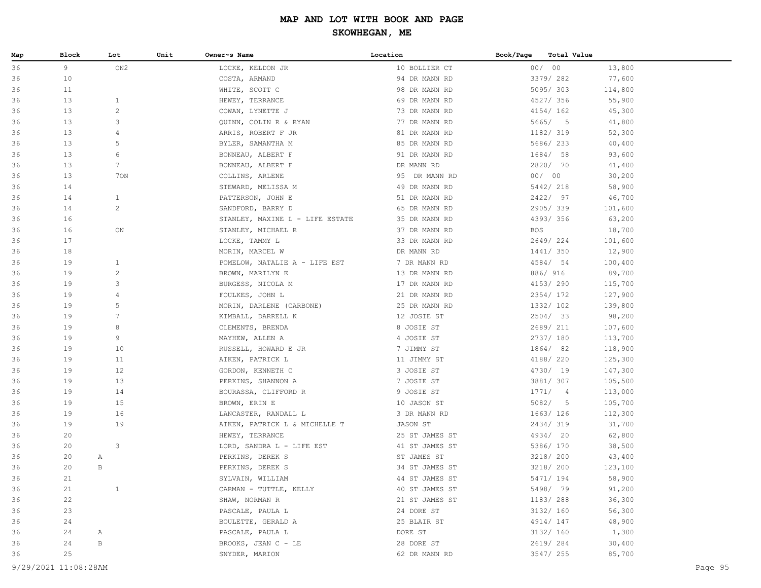# MAP AND LOT WITH BOOK AND PAGE

## SKOWHEGAN, ME

| Map | Block | Lot | Unit | Owner~s Name | Location | Book/Page | Total Value |
|---|---|---|---|---|---|---|---|
| 36 | 9 | ON2 | | LOCKE, KELDON JR | 10 BOLLIER CT | 00/ 00 | 13,800 |
| 36 | 10 | | | COSTA, ARMAND | 94 DR MANN RD | 3379/ 282 | 77,600 |
| 36 | 11 | | | WHITE, SCOTT C | 98 DR MANN RD | 5095/ 303 | 114,800 |
| 36 | 13 | 1 | | HEWEY, TERRANCE | 69 DR MANN RD | 4527/ 356 | 55,900 |
| 36 | 13 | 2 | | COWAN, LYNETTE J | 73 DR MANN RD | 4154/ 162 | 45,300 |
| 36 | 13 | 3 | | QUINN, COLIN R & RYAN | 77 DR MANN RD | 5665/ 5 | 41,800 |
| 36 | 13 | 4 | | ARRIS, ROBERT F JR | 81 DR MANN RD | 1182/ 319 | 52,300 |
| 36 | 13 | 5 | | BYLER, SAMANTHA M | 85 DR MANN RD | 5686/ 233 | 40,400 |
| 36 | 13 | 6 | | BONNEAU, ALBERT F | 91 DR MANN RD | 1684/ 58 | 93,600 |
| 36 | 13 | 7 | | BONNEAU, ALBERT F | DR MANN RD | 2820/ 70 | 41,400 |
| 36 | 13 | 7ON | | COLLINS, ARLENE | 95 DR MANN RD | 00/ 00 | 30,200 |
| 36 | 14 | | | STEWARD, MELISSA M | 49 DR MANN RD | 5442/ 218 | 58,900 |
| 36 | 14 | 1 | | PATTERSON, JOHN E | 51 DR MANN RD | 2422/ 97 | 46,700 |
| 36 | 14 | 2 | | SANDFORD, BARRY D | 65 DR MANN RD | 2905/ 339 | 101,600 |
| 36 | 16 | | | STANLEY, MAXINE L - LIFE ESTATE | 35 DR MANN RD | 4393/ 356 | 63,200 |
| 36 | 16 | ON | | STANLEY, MICHAEL R | 37 DR MANN RD | BOS | 18,700 |
| 36 | 17 | | | LOCKE, TAMMY L | 33 DR MANN RD | 2649/ 224 | 101,600 |
| 36 | 18 | | | MORIN, MARCEL W | DR MANN RD | 1441/ 350 | 12,900 |
| 36 | 19 | 1 | | POMELOW, NATALIE A - LIFE EST | 7 DR MANN RD | 4584/ 54 | 100,400 |
| 36 | 19 | 2 | | BROWN, MARILYN E | 13 DR MANN RD | 886/ 916 | 89,700 |
| 36 | 19 | 3 | | BURGESS, NICOLA M | 17 DR MANN RD | 4153/ 290 | 115,700 |
| 36 | 19 | 4 | | FOULKES, JOHN L | 21 DR MANN RD | 2354/ 172 | 127,900 |
| 36 | 19 | 5 | | MORIN, DARLENE (CARBONE) | 25 DR MANN RD | 1332/ 102 | 139,800 |
| 36 | 19 | 7 | | KIMBALL, DARRELL K | 12 JOSIE ST | 2504/ 33 | 98,200 |
| 36 | 19 | 8 | | CLEMENTS, BRENDA | 8 JOSIE ST | 2689/ 211 | 107,600 |
| 36 | 19 | 9 | | MAYHEW, ALLEN A | 4 JOSIE ST | 2737/ 180 | 113,700 |
| 36 | 19 | 10 | | RUSSELL, HOWARD E JR | 7 JIMMY ST | 1864/ 82 | 118,900 |
| 36 | 19 | 11 | | AIKEN, PATRICK L | 11 JIMMY ST | 4188/ 220 | 125,300 |
| 36 | 19 | 12 | | GORDON, KENNETH C | 3 JOSIE ST | 4730/ 19 | 147,300 |
| 36 | 19 | 13 | | PERKINS, SHANNON A | 7 JOSIE ST | 3881/ 307 | 105,500 |
| 36 | 19 | 14 | | BOURASSA, CLIFFORD R | 9 JOSIE ST | 1771/ 4 | 113,000 |
| 36 | 19 | 15 | | BROWN, ERIN E | 10 JASON ST | 5082/ 5 | 105,700 |
| 36 | 19 | 16 | | LANCASTER, RANDALL L | 3 DR MANN RD | 1663/ 126 | 112,300 |
| 36 | 19 | 19 | | AIKEN, PATRICK L & MICHELLE T | JASON ST | 2434/ 319 | 31,700 |
| 36 | 20 | | | HEWEY, TERRANCE | 25 ST JAMES ST | 4934/ 20 | 62,800 |
| 36 | 20 | 3 | | LORD, SANDRA L - LIFE EST | 41 ST JAMES ST | 5386/ 170 | 38,500 |
| 36 | 20 | A | | PERKINS, DEREK S | ST JAMES ST | 3218/ 200 | 43,400 |
| 36 | 20 | B | | PERKINS, DEREK S | 34 ST JAMES ST | 3218/ 200 | 123,100 |
| 36 | 21 | | | SYLVAIN, WILLIAM | 44 ST JAMES ST | 5471/ 194 | 58,900 |
| 36 | 21 | 1 | | CARMAN - TUTTLE, KELLY | 40 ST JAMES ST | 5498/ 79 | 91,200 |
| 36 | 22 | | | SHAW, NORMAN R | 21 ST JAMES ST | 1183/ 288 | 36,300 |
| 36 | 23 | | | PASCALE, PAULA L | 24 DORE ST | 3132/ 160 | 56,300 |
| 36 | 24 | | | BOULETTE, GERALD A | 25 BLAIR ST | 4914/ 147 | 48,900 |
| 36 | 24 | A | | PASCALE, PAULA L | DORE ST | 3132/ 160 | 1,300 |
| 36 | 24 | B | | BROOKS, JEAN C - LE | 28 DORE ST | 2619/ 284 | 30,400 |
| 36 | 25 | | | SNYDER, MARION | 62 DR MANN RD | 3547/ 255 | 85,700 |

9/29/2021 11:08:28AM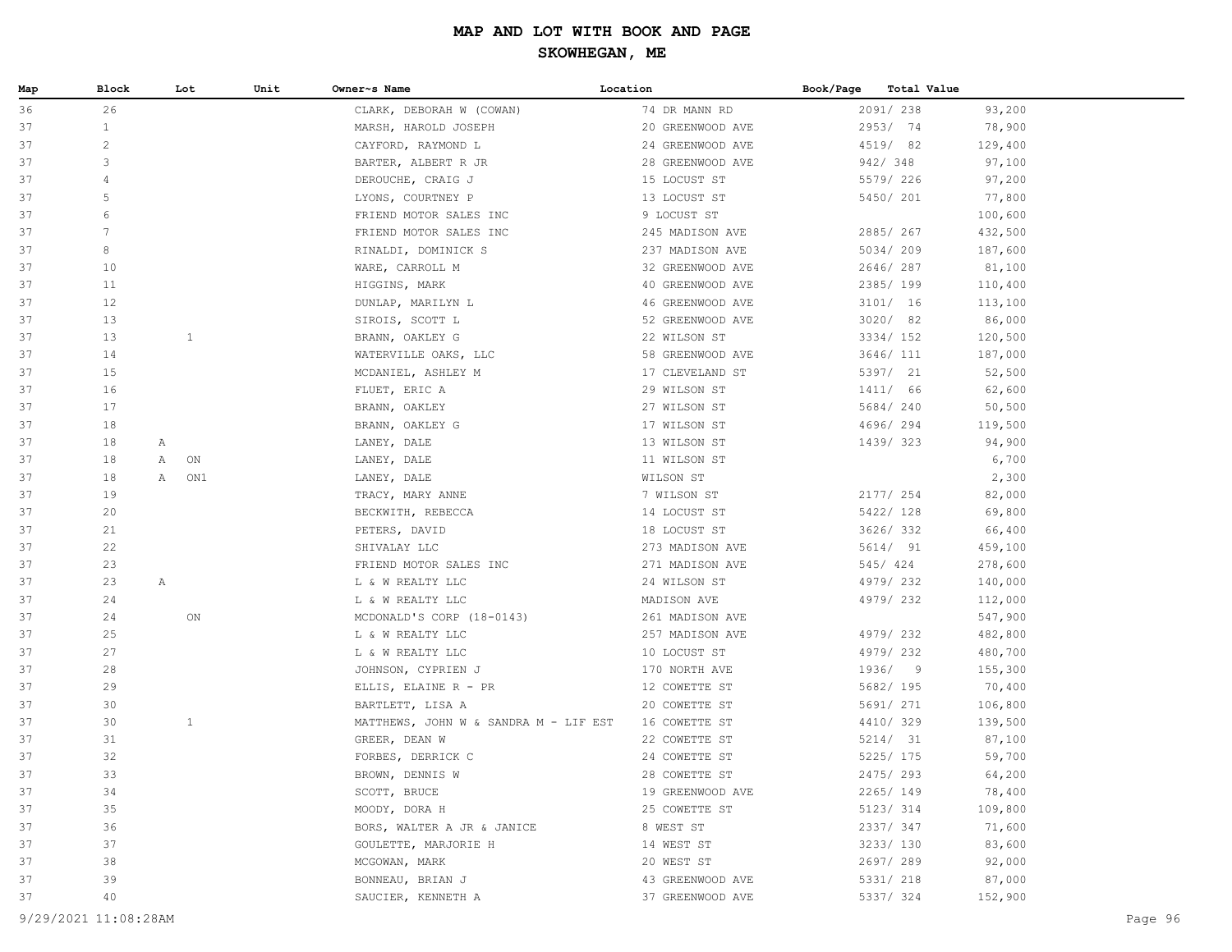# MAP AND LOT WITH BOOK AND PAGE

## SKOWHEGAN, ME

| Map | Block | Lot | Unit | Owner~s Name | Location | Book/Page | Total Value |
|---|---|---|---|---|---|---|---|
| 36 | 26 | | | CLARK, DEBORAH W (COWAN) | 74 DR MANN RD | 2091/ 238 | 93,200 |
| 37 | 1 | | | MARSH, HAROLD JOSEPH | 20 GREENWOOD AVE | 2953/ 74 | 78,900 |
| 37 | 2 | | | CAYFORD, RAYMOND L | 24 GREENWOOD AVE | 4519/ 82 | 129,400 |
| 37 | 3 | | | BARTER, ALBERT R JR | 28 GREENWOOD AVE | 942/ 348 | 97,100 |
| 37 | 4 | | | DEROUCHE, CRAIG J | 15 LOCUST ST | 5579/ 226 | 97,200 |
| 37 | 5 | | | LYONS, COURTNEY P | 13 LOCUST ST | 5450/ 201 | 77,800 |
| 37 | 6 | | | FRIEND MOTOR SALES INC | 9 LOCUST ST | | 100,600 |
| 37 | 7 | | | FRIEND MOTOR SALES INC | 245 MADISON AVE | 2885/ 267 | 432,500 |
| 37 | 8 | | | RINALDI, DOMINICK S | 237 MADISON AVE | 5034/ 209 | 187,600 |
| 37 | 10 | | | WARE, CARROLL M | 32 GREENWOOD AVE | 2646/ 287 | 81,100 |
| 37 | 11 | | | HIGGINS, MARK | 40 GREENWOOD AVE | 2385/ 199 | 110,400 |
| 37 | 12 | | | DUNLAP, MARILYN L | 46 GREENWOOD AVE | 3101/ 16 | 113,100 |
| 37 | 13 | | | SIROIS, SCOTT L | 52 GREENWOOD AVE | 3020/ 82 | 86,000 |
| 37 | 13 | 1 | | BRANN, OAKLEY G | 22 WILSON ST | 3334/ 152 | 120,500 |
| 37 | 14 | | | WATERVILLE OAKS, LLC | 58 GREENWOOD AVE | 3646/ 111 | 187,000 |
| 37 | 15 | | | MCDANIEL, ASHLEY M | 17 CLEVELAND ST | 5397/ 21 | 52,500 |
| 37 | 16 | | | FLUET, ERIC A | 29 WILSON ST | 1411/ 66 | 62,600 |
| 37 | 17 | | | BRANN, OAKLEY | 27 WILSON ST | 5684/ 240 | 50,500 |
| 37 | 18 | | | BRANN, OAKLEY G | 17 WILSON ST | 4696/ 294 | 119,500 |
| 37 | 18 | A | | LANEY, DALE | 13 WILSON ST | 1439/ 323 | 94,900 |
| 37 | 18 | A | ON | LANEY, DALE | 11 WILSON ST | | 6,700 |
| 37 | 18 | A | ON1 | LANEY, DALE | WILSON ST | | 2,300 |
| 37 | 19 | | | TRACY, MARY ANNE | 7 WILSON ST | 2177/ 254 | 82,000 |
| 37 | 20 | | | BECKWITH, REBECCA | 14 LOCUST ST | 5422/ 128 | 69,800 |
| 37 | 21 | | | PETERS, DAVID | 18 LOCUST ST | 3626/ 332 | 66,400 |
| 37 | 22 | | | SHIVALAY LLC | 273 MADISON AVE | 5614/ 91 | 459,100 |
| 37 | 23 | | | FRIEND MOTOR SALES INC | 271 MADISON AVE | 545/ 424 | 278,600 |
| 37 | 23 | A | | L & W REALTY LLC | 24 WILSON ST | 4979/ 232 | 140,000 |
| 37 | 24 | | | L & W REALTY LLC | MADISON AVE | 4979/ 232 | 112,000 |
| 37 | 24 | ON | | MCDONALD'S CORP (18-0143) | 261 MADISON AVE | | 547,900 |
| 37 | 25 | | | L & W REALTY LLC | 257 MADISON AVE | 4979/ 232 | 482,800 |
| 37 | 27 | | | L & W REALTY LLC | 10 LOCUST ST | 4979/ 232 | 480,700 |
| 37 | 28 | | | JOHNSON, CYPRIEN J | 170 NORTH AVE | 1936/ 9 | 155,300 |
| 37 | 29 | | | ELLIS, ELAINE R - PR | 12 COWETTE ST | 5682/ 195 | 70,400 |
| 37 | 30 | | | BARTLETT, LISA A | 20 COWETTE ST | 5691/ 271 | 106,800 |
| 37 | 30 | 1 | | MATTHEWS, JOHN W & SANDRA M - LIF EST | 16 COWETTE ST | 4410/ 329 | 139,500 |
| 37 | 31 | | | GREER, DEAN W | 22 COWETTE ST | 5214/ 31 | 87,100 |
| 37 | 32 | | | FORBES, DERRICK C | 24 COWETTE ST | 5225/ 175 | 59,700 |
| 37 | 33 | | | BROWN, DENNIS W | 28 COWETTE ST | 2475/ 293 | 64,200 |
| 37 | 34 | | | SCOTT, BRUCE | 19 GREENWOOD AVE | 2265/ 149 | 78,400 |
| 37 | 35 | | | MOODY, DORA H | 25 COWETTE ST | 5123/ 314 | 109,800 |
| 37 | 36 | | | BORS, WALTER A JR & JANICE | 8 WEST ST | 2337/ 347 | 71,600 |
| 37 | 37 | | | GOULETTE, MARJORIE H | 14 WEST ST | 3233/ 130 | 83,600 |
| 37 | 38 | | | MCGOWAN, MARK | 20 WEST ST | 2697/ 289 | 92,000 |
| 37 | 39 | | | BONNEAU, BRIAN J | 43 GREENWOOD AVE | 5331/ 218 | 87,000 |
| 37 | 40 | | | SAUCIER, KENNETH A | 37 GREENWOOD AVE | 5337/ 324 | 152,900 |

9/29/2021 11:08:28AM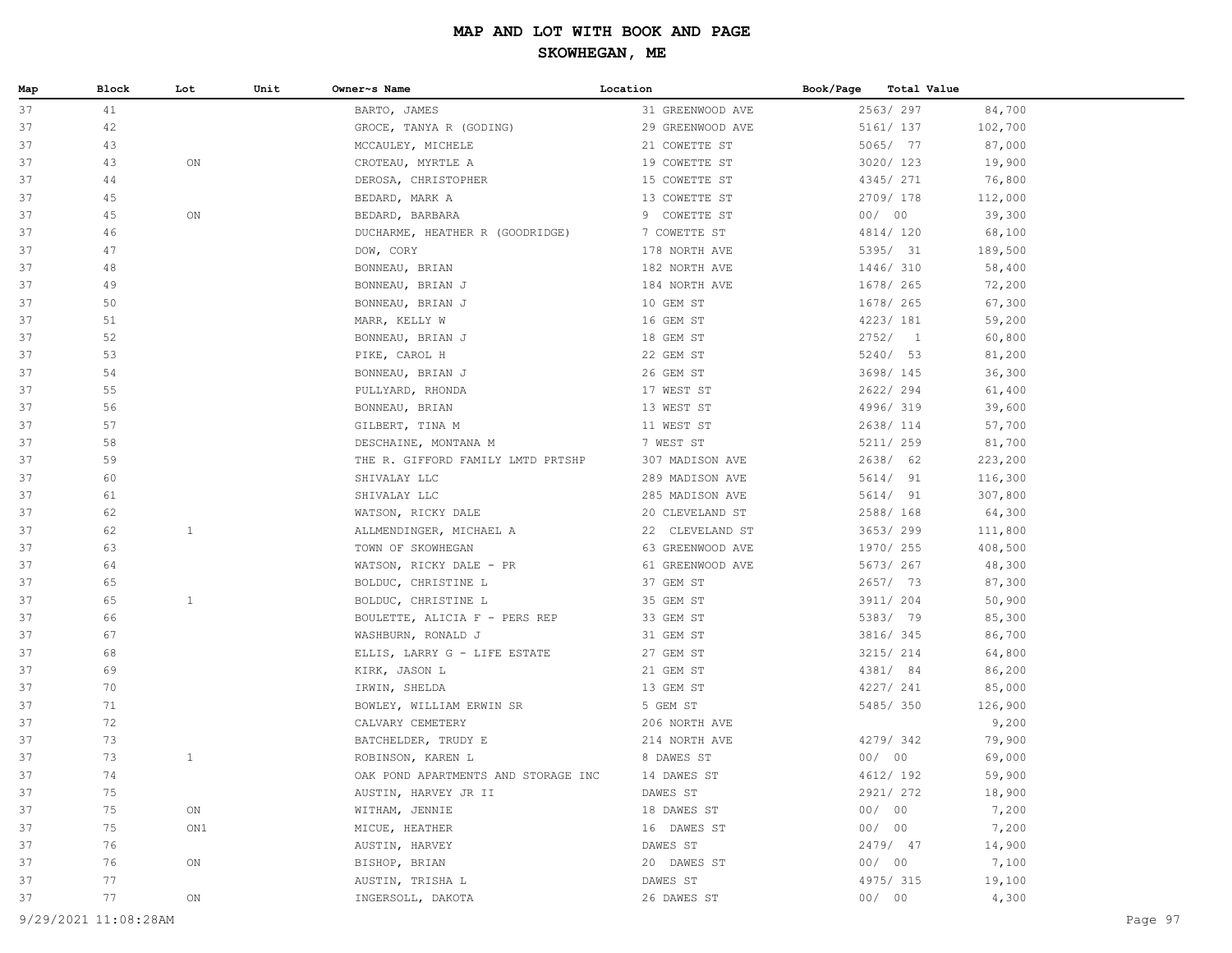# MAP AND LOT WITH BOOK AND PAGE

## SKOWHEGAN, ME

| Map | Block | Lot | Unit | Owner~s Name | Location | Book/Page | Total Value |
|---|---|---|---|---|---|---|---|
| 37 | 41 | | | BARTO, JAMES | 31 GREENWOOD AVE | 2563/ 297 | 84,700 |
| 37 | 42 | | | GROCE, TANYA R (GODING) | 29 GREENWOOD AVE | 5161/ 137 | 102,700 |
| 37 | 43 | | | MCCAULEY, MICHELE | 21 COWETTE ST | 5065/ 77 | 87,000 |
| 37 | 43 | ON | | CROTEAU, MYRTLE A | 19 COWETTE ST | 3020/ 123 | 19,900 |
| 37 | 44 | | | DEROSA, CHRISTOPHER | 15 COWETTE ST | 4345/ 271 | 76,800 |
| 37 | 45 | | | BEDARD, MARK A | 13 COWETTE ST | 2709/ 178 | 112,000 |
| 37 | 45 | ON | | BEDARD, BARBARA | 9 COWETTE ST | 00/ 00 | 39,300 |
| 37 | 46 | | | DUCHARME, HEATHER R (GOODRIDGE) | 7 COWETTE ST | 4814/ 120 | 68,100 |
| 37 | 47 | | | DOW, CORY | 178 NORTH AVE | 5395/ 31 | 189,500 |
| 37 | 48 | | | BONNEAU, BRIAN | 182 NORTH AVE | 1446/ 310 | 58,400 |
| 37 | 49 | | | BONNEAU, BRIAN J | 184 NORTH AVE | 1678/ 265 | 72,200 |
| 37 | 50 | | | BONNEAU, BRIAN J | 10 GEM ST | 1678/ 265 | 67,300 |
| 37 | 51 | | | MARR, KELLY W | 16 GEM ST | 4223/ 181 | 59,200 |
| 37 | 52 | | | BONNEAU, BRIAN J | 18 GEM ST | 2752/ 1 | 60,800 |
| 37 | 53 | | | PIKE, CAROL H | 22 GEM ST | 5240/ 53 | 81,200 |
| 37 | 54 | | | BONNEAU, BRIAN J | 26 GEM ST | 3698/ 145 | 36,300 |
| 37 | 55 | | | PULLYARD, RHONDA | 17 WEST ST | 2622/ 294 | 61,400 |
| 37 | 56 | | | BONNEAU, BRIAN | 13 WEST ST | 4996/ 319 | 39,600 |
| 37 | 57 | | | GILBERT, TINA M | 11 WEST ST | 2638/ 114 | 57,700 |
| 37 | 58 | | | DESCHAINE, MONTANA M | 7 WEST ST | 5211/ 259 | 81,700 |
| 37 | 59 | | | THE R. GIFFORD FAMILY LMTD PRTSHP | 307 MADISON AVE | 2638/ 62 | 223,200 |
| 37 | 60 | | | SHIVALAY LLC | 289 MADISON AVE | 5614/ 91 | 116,300 |
| 37 | 61 | | | SHIVALAY LLC | 285 MADISON AVE | 5614/ 91 | 307,800 |
| 37 | 62 | | | WATSON, RICKY DALE | 20 CLEVELAND ST | 2588/ 168 | 64,300 |
| 37 | 62 | 1 | | ALLMENDINGER, MICHAEL A | 22 CLEVELAND ST | 3653/ 299 | 111,800 |
| 37 | 63 | | | TOWN OF SKOWHEGAN | 63 GREENWOOD AVE | 1970/ 255 | 408,500 |
| 37 | 64 | | | WATSON, RICKY DALE - PR | 61 GREENWOOD AVE | 5673/ 267 | 48,300 |
| 37 | 65 | | | BOLDUC, CHRISTINE L | 37 GEM ST | 2657/ 73 | 87,300 |
| 37 | 65 | 1 | | BOLDUC, CHRISTINE L | 35 GEM ST | 3911/ 204 | 50,900 |
| 37 | 66 | | | BOULETTE, ALICIA F - PERS REP | 33 GEM ST | 5383/ 79 | 85,300 |
| 37 | 67 | | | WASHBURN, RONALD J | 31 GEM ST | 3816/ 345 | 86,700 |
| 37 | 68 | | | ELLIS, LARRY G - LIFE ESTATE | 27 GEM ST | 3215/ 214 | 64,800 |
| 37 | 69 | | | KIRK, JASON L | 21 GEM ST | 4381/ 84 | 86,200 |
| 37 | 70 | | | IRWIN, SHELDA | 13 GEM ST | 4227/ 241 | 85,000 |
| 37 | 71 | | | BOWLEY, WILLIAM ERWIN SR | 5 GEM ST | 5485/ 350 | 126,900 |
| 37 | 72 | | | CALVARY CEMETERY | 206 NORTH AVE | | 9,200 |
| 37 | 73 | | | BATCHELDER, TRUDY E | 214 NORTH AVE | 4279/ 342 | 79,900 |
| 37 | 73 | 1 | | ROBINSON, KAREN L | 8 DAWES ST | 00/ 00 | 69,000 |
| 37 | 74 | | | OAK POND APARTMENTS AND STORAGE INC | 14 DAWES ST | 4612/ 192 | 59,900 |
| 37 | 75 | | | AUSTIN, HARVEY JR II | DAWES ST | 2921/ 272 | 18,900 |
| 37 | 75 | ON | | WITHAM, JENNIE | 18 DAWES ST | 00/ 00 | 7,200 |
| 37 | 75 | ON1 | | MICUE, HEATHER | 16 DAWES ST | 00/ 00 | 7,200 |
| 37 | 76 | | | AUSTIN, HARVEY | DAWES ST | 2479/ 47 | 14,900 |
| 37 | 76 | ON | | BISHOP, BRIAN | 20 DAWES ST | 00/ 00 | 7,100 |
| 37 | 77 | | | AUSTIN, TRISHA L | DAWES ST | 4975/ 315 | 19,100 |
| 37 | 77 | ON | | INGERSOLL, DAKOTA | 26 DAWES ST | 00/ 00 | 4,300 |

9/29/2021 11:08:28AM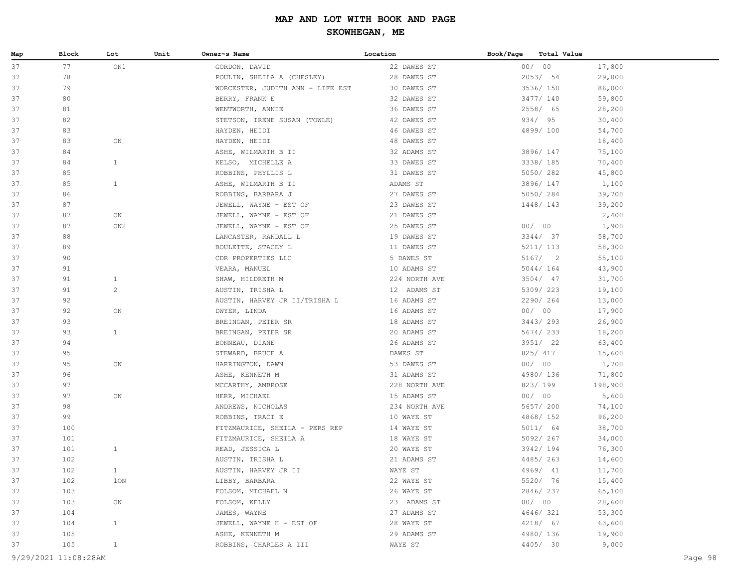# MAP AND LOT WITH BOOK AND PAGE

## SKOWHEGAN, ME

| Map | Block | Lot | Unit | Owner~s Name | Location | Book/Page | Total Value |
|---|---|---|---|---|---|---|---|
| 37 | 77 | ON1 | | GORDON, DAVID | 22 DAWES ST | 00/ 00 | 17,800 |
| 37 | 78 | | | POULIN, SHEILA A (CHESLEY) | 28 DAWES ST | 2053/ 54 | 29,000 |
| 37 | 79 | | | WORCESTER, JUDITH ANN - LIFE EST | 30 DAWES ST | 3536/ 150 | 86,000 |
| 37 | 80 | | | BERRY, FRANK E | 32 DAWES ST | 3477/ 140 | 59,800 |
| 37 | 81 | | | WENTWORTH, ANNIE | 36 DAWES ST | 2558/ 65 | 28,200 |
| 37 | 82 | | | STETSON, IRENE SUSAN (TOWLE) | 42 DAWES ST | 934/ 95 | 30,400 |
| 37 | 83 | | | HAYDEN, HEIDI | 46 DAWES ST | 4899/ 100 | 54,700 |
| 37 | 83 | ON | | HAYDEN, HEIDI | 48 DAWES ST | | 18,400 |
| 37 | 84 | | | ASHE, WILMARTH B II | 32 ADAMS ST | 3896/ 147 | 75,100 |
| 37 | 84 | 1 | | KELSO, MICHELLE A | 33 DAWES ST | 3338/ 185 | 70,400 |
| 37 | 85 | | | ROBBINS, PHYLLIS L | 31 DAWES ST | 5050/ 282 | 45,800 |
| 37 | 85 | 1 | | ASHE, WILMARTH B II | ADAMS ST | 3896/ 147 | 1,100 |
| 37 | 86 | | | ROBBINS, BARBARA J | 27 DAWES ST | 5050/ 284 | 39,700 |
| 37 | 87 | | | JEWELL, WAYNE - EST OF | 23 DAWES ST | 1448/ 143 | 39,200 |
| 37 | 87 | ON | | JEWELL, WAYNE - EST OF | 21 DAWES ST | | 2,400 |
| 37 | 87 | ON2 | | JEWELL, WAYNE - EST OF | 25 DAWES ST | 00/ 00 | 1,900 |
| 37 | 88 | | | LANCASTER, RANDALL L | 19 DAWES ST | 3344/ 37 | 58,700 |
| 37 | 89 | | | BOULETTE, STACEY L | 11 DAWES ST | 5211/ 113 | 58,300 |
| 37 | 90 | | | CDR PROPERTIES LLC | 5 DAWES ST | 5167/ 2 | 55,100 |
| 37 | 91 | | | VEARA, MANUEL | 10 ADAMS ST | 5044/ 164 | 43,900 |
| 37 | 91 | 1 | | SHAW, HILDRETH M | 224 NORTH AVE | 3504/ 47 | 31,700 |
| 37 | 91 | 2 | | AUSTIN, TRISHA L | 12 ADAMS ST | 5309/ 223 | 19,100 |
| 37 | 92 | | | AUSTIN, HARVEY JR II/TRISHA L | 16 ADAMS ST | 2290/ 264 | 13,000 |
| 37 | 92 | ON | | DWYER, LINDA | 16 ADAMS ST | 00/ 00 | 17,900 |
| 37 | 93 | | | BREINGAN, PETER SR | 18 ADAMS ST | 3443/ 293 | 26,900 |
| 37 | 93 | 1 | | BREINGAN, PETER SR | 20 ADAMS ST | 5674/ 233 | 18,200 |
| 37 | 94 | | | BONNEAU, DIANE | 26 ADAMS ST | 3951/ 22 | 63,400 |
| 37 | 95 | | | STEWARD, BRUCE A | DAWES ST | 825/ 417 | 15,600 |
| 37 | 95 | ON | | HARRINGTON, DAWN | 53 DAWES ST | 00/ 00 | 1,700 |
| 37 | 96 | | | ASHE, KENNETH M | 31 ADAMS ST | 4980/ 136 | 71,800 |
| 37 | 97 | | | MCCARTHY, AMBROSE | 228 NORTH AVE | 823/ 199 | 198,900 |
| 37 | 97 | ON | | HERR, MICHAEL | 15 ADAMS ST | 00/ 00 | 5,600 |
| 37 | 98 | | | ANDREWS, NICHOLAS | 234 NORTH AVE | 5657/ 200 | 74,100 |
| 37 | 99 | | | ROBBINS, TRACI E | 10 WAYE ST | 4868/ 152 | 96,200 |
| 37 | 100 | | | FITZMAURICE, SHEILA - PERS REP | 14 WAYE ST | 5011/ 64 | 38,700 |
| 37 | 101 | | | FITZMAURICE, SHEILA A | 18 WAYE ST | 5092/ 267 | 34,000 |
| 37 | 101 | 1 | | READ, JESSICA L | 20 WAYE ST | 3942/ 194 | 76,300 |
| 37 | 102 | | | AUSTIN, TRISHA L | 21 ADAMS ST | 4485/ 263 | 14,600 |
| 37 | 102 | 1 | | AUSTIN, HARVEY JR II | WAYE ST | 4969/ 41 | 11,700 |
| 37 | 102 | 1ON | | LIBBY, BARBARA | 22 WAYE ST | 5520/ 76 | 15,400 |
| 37 | 103 | | | FOLSOM, MICHAEL N | 26 WAYE ST | 2846/ 237 | 65,100 |
| 37 | 103 | ON | | FOLSOM, KELLY | 23 ADAMS ST | 00/ 00 | 28,600 |
| 37 | 104 | | | JAMES, WAYNE | 27 ADAMS ST | 4646/ 321 | 53,300 |
| 37 | 104 | 1 | | JEWELL, WAYNE H - EST OF | 28 WAYE ST | 4218/ 67 | 63,600 |
| 37 | 105 | | | ASHE, KENNETH M | 29 ADAMS ST | 4980/ 136 | 19,900 |
| 37 | 105 | 1 | | ROBBINS, CHARLES A III | WAYE ST | 4405/ 30 | 9,000 |

9/29/2021 11:08:28AM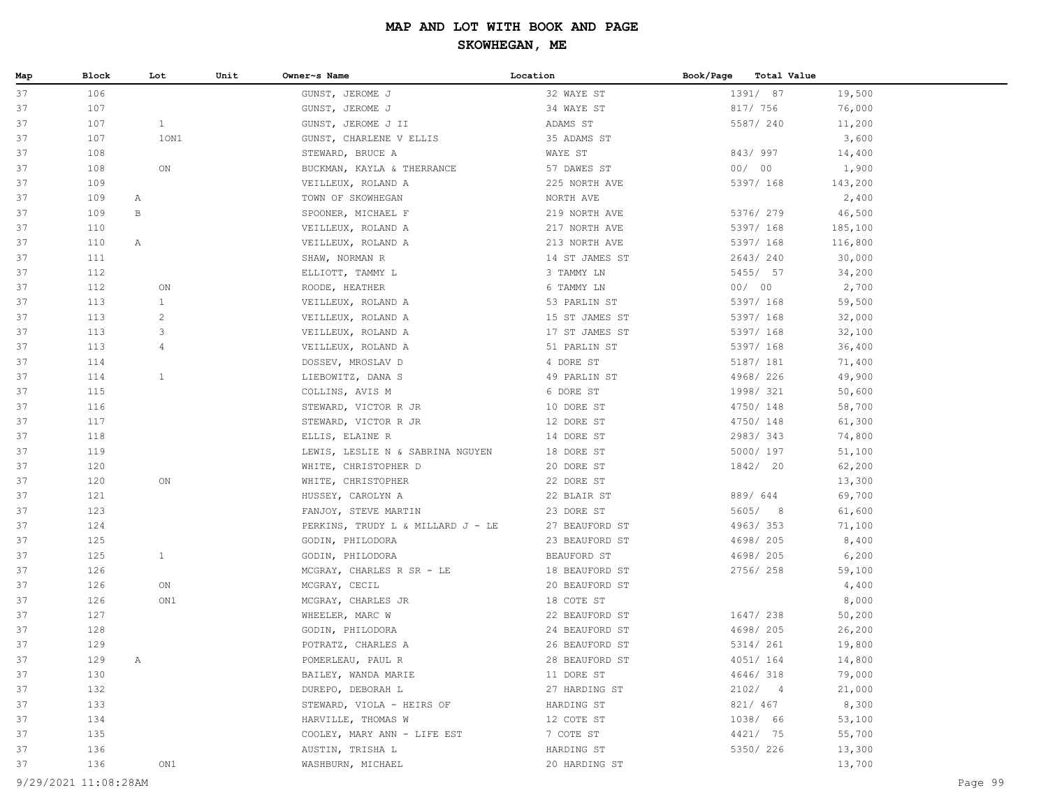# MAP AND LOT WITH BOOK AND PAGE

## SKOWHEGAN, ME

| Map | Block | Lot | Unit | Owner~s Name | Location | Book/Page | Total Value |
|---|---|---|---|---|---|---|---|
| 37 | 106 | | | GUNST, JEROME J | 32 WAYE ST | 1391/ 87 | 19,500 |
| 37 | 107 | | | GUNST, JEROME J | 34 WAYE ST | 817/ 756 | 76,000 |
| 37 | 107 | 1 | | GUNST, JEROME J II | ADAMS ST | 5587/ 240 | 11,200 |
| 37 | 107 | 1ON1 | | GUNST, CHARLENE V ELLIS | 35 ADAMS ST | | 3,600 |
| 37 | 108 | | | STEWARD, BRUCE A | WAYE ST | 843/ 997 | 14,400 |
| 37 | 108 | ON | | BUCKMAN, KAYLA & THERRANCE | 57 DAWES ST | 00/ 00 | 1,900 |
| 37 | 109 | | | VEILLEUX, ROLAND A | 225 NORTH AVE | 5397/ 168 | 143,200 |
| 37 | 109 | A | | TOWN OF SKOWHEGAN | NORTH AVE | | 2,400 |
| 37 | 109 | B | | SPOONER, MICHAEL F | 219 NORTH AVE | 5376/ 279 | 46,500 |
| 37 | 110 | | | VEILLEUX, ROLAND A | 217 NORTH AVE | 5397/ 168 | 185,100 |
| 37 | 110 | A | | VEILLEUX, ROLAND A | 213 NORTH AVE | 5397/ 168 | 116,800 |
| 37 | 111 | | | SHAW, NORMAN R | 14 ST JAMES ST | 2643/ 240 | 30,000 |
| 37 | 112 | | | ELLIOTT, TAMMY L | 3 TAMMY LN | 5455/ 57 | 34,200 |
| 37 | 112 | ON | | ROODE, HEATHER | 6 TAMMY LN | 00/ 00 | 2,700 |
| 37 | 113 | 1 | | VEILLEUX, ROLAND A | 53 PARLIN ST | 5397/ 168 | 59,500 |
| 37 | 113 | 2 | | VEILLEUX, ROLAND A | 15 ST JAMES ST | 5397/ 168 | 32,000 |
| 37 | 113 | 3 | | VEILLEUX, ROLAND A | 17 ST JAMES ST | 5397/ 168 | 32,100 |
| 37 | 113 | 4 | | VEILLEUX, ROLAND A | 51 PARLIN ST | 5397/ 168 | 36,400 |
| 37 | 114 | | | DOSSEV, MROSLAV D | 4 DORE ST | 5187/ 181 | 71,400 |
| 37 | 114 | 1 | | LIEBOWITZ, DANA S | 49 PARLIN ST | 4968/ 226 | 49,900 |
| 37 | 115 | | | COLLINS, AVIS M | 6 DORE ST | 1998/ 321 | 50,600 |
| 37 | 116 | | | STEWARD, VICTOR R JR | 10 DORE ST | 4750/ 148 | 58,700 |
| 37 | 117 | | | STEWARD, VICTOR R JR | 12 DORE ST | 4750/ 148 | 61,300 |
| 37 | 118 | | | ELLIS, ELAINE R | 14 DORE ST | 2983/ 343 | 74,800 |
| 37 | 119 | | | LEWIS, LESLIE N & SABRINA NGUYEN | 18 DORE ST | 5000/ 197 | 51,100 |
| 37 | 120 | | | WHITE, CHRISTOPHER D | 20 DORE ST | 1842/ 20 | 62,200 |
| 37 | 120 | ON | | WHITE, CHRISTOPHER | 22 DORE ST | | 13,300 |
| 37 | 121 | | | HUSSEY, CAROLYN A | 22 BLAIR ST | 889/ 644 | 69,700 |
| 37 | 123 | | | FANJOY, STEVE MARTIN | 23 DORE ST | 5605/ 8 | 61,600 |
| 37 | 124 | | | PERKINS, TRUDY L & MILLARD J - LE | 27 BEAUFORD ST | 4963/ 353 | 71,100 |
| 37 | 125 | | | GODIN, PHILODORA | 23 BEAUFORD ST | 4698/ 205 | 8,400 |
| 37 | 125 | 1 | | GODIN, PHILODORA | BEAUFORD ST | 4698/ 205 | 6,200 |
| 37 | 126 | | | MCGRAY, CHARLES R SR - LE | 18 BEAUFORD ST | 2756/ 258 | 59,100 |
| 37 | 126 | ON | | MCGRAY, CECIL | 20 BEAUFORD ST | | 4,400 |
| 37 | 126 | ON1 | | MCGRAY, CHARLES JR | 18 COTE ST | | 8,000 |
| 37 | 127 | | | WHEELER, MARC W | 22 BEAUFORD ST | 1647/ 238 | 50,200 |
| 37 | 128 | | | GODIN, PHILODORA | 24 BEAUFORD ST | 4698/ 205 | 26,200 |
| 37 | 129 | | | POTRATZ, CHARLES A | 26 BEAUFORD ST | 5314/ 261 | 19,800 |
| 37 | 129 | A | | POMERLEAU, PAUL R | 28 BEAUFORD ST | 4051/ 164 | 14,800 |
| 37 | 130 | | | BAILEY, WANDA MARIE | 11 DORE ST | 4646/ 318 | 79,000 |
| 37 | 132 | | | DUREPO, DEBORAH L | 27 HARDING ST | 2102/ 4 | 21,000 |
| 37 | 133 | | | STEWARD, VIOLA - HEIRS OF | HARDING ST | 821/ 467 | 8,300 |
| 37 | 134 | | | HARVILLE, THOMAS W | 12 COTE ST | 1038/ 66 | 53,100 |
| 37 | 135 | | | COOLEY, MARY ANN - LIFE EST | 7 COTE ST | 4421/ 75 | 55,700 |
| 37 | 136 | | | AUSTIN, TRISHA L | HARDING ST | 5350/ 226 | 13,300 |
| 37 | 136 | ON1 | | WASHBURN, MICHAEL | 20 HARDING ST | | 13,700 |

9/29/2021 11:08:28AM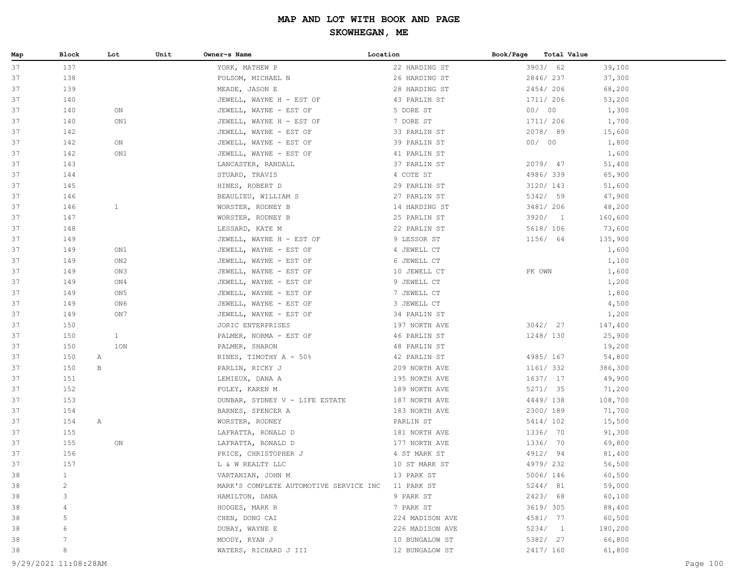# MAP AND LOT WITH BOOK AND PAGE
## SKOWHEGAN, ME

| Map | Block | Lot | Unit | Owner~s Name | Location | Book/Page | Total Value |
|---|---|---|---|---|---|---|---|
| 37 | 137 | | | YORK, MATHEW P | 22 HARDING ST | 3903/ 62 | 39,100 |
| 37 | 138 | | | FOLSOM, MICHAEL N | 26 HARDING ST | 2846/ 237 | 37,300 |
| 37 | 139 | | | MEADE, JASON E | 28 HARDING ST | 2454/ 206 | 68,200 |
| 37 | 140 | | | JEWELL, WAYNE H - EST OF | 43 PARLIN ST | 1711/ 206 | 53,200 |
| 37 | 140 | ON | | JEWELL, WAYNE - EST OF | 5 DORE ST | 00/ 00 | 1,300 |
| 37 | 140 | ON1 | | JEWELL, WAYNE H - EST OF | 7 DORE ST | 1711/ 206 | 1,700 |
| 37 | 142 | | | JEWELL, WAYNE - EST OF | 33 PARLIN ST | 2078/ 89 | 15,600 |
| 37 | 142 | ON | | JEWELL, WAYNE - EST OF | 39 PARLIN ST | 00/ 00 | 1,800 |
| 37 | 142 | ON1 | | JEWELL, WAYNE - EST OF | 41 PARLIN ST | | 1,600 |
| 37 | 143 | | | LANCASTER, RANDALL | 37 PARLIN ST | 2079/ 47 | 51,400 |
| 37 | 144 | | | STUARD, TRAVIS | 4 COTE ST | 4986/ 339 | 65,900 |
| 37 | 145 | | | HINES, ROBERT D | 29 PARLIN ST | 3120/ 143 | 51,600 |
| 37 | 146 | | | BEAULIEU, WILLIAM S | 27 PARLIN ST | 5342/ 59 | 47,900 |
| 37 | 146 | 1 | | WORSTER, RODNEY B | 14 HARDING ST | 3481/ 206 | 48,200 |
| 37 | 147 | | | WORSTER, RODNEY B | 25 PARLIN ST | 3920/ 1 | 160,600 |
| 37 | 148 | | | LESSARD, KATE M | 22 PARLIN ST | 5618/ 106 | 73,600 |
| 37 | 149 | | | JEWELL, WAYNE H - EST OF | 9 LESSOR ST | 1156/ 64 | 135,900 |
| 37 | 149 | ON1 | | JEWELL, WAYNE - EST OF | 4 JEWELL CT | | 1,600 |
| 37 | 149 | ON2 | | JEWELL, WAYNE - EST OF | 6 JEWELL CT | | 1,100 |
| 37 | 149 | ON3 | | JEWELL, WAYNE - EST OF | 10 JEWELL CT | PK OWN | 1,600 |
| 37 | 149 | ON4 | | JEWELL, WAYNE - EST OF | 9 JEWELL CT | | 1,200 |
| 37 | 149 | ON5 | | JEWELL, WAYNE - EST OF | 7 JEWELL CT | | 1,800 |
| 37 | 149 | ON6 | | JEWELL, WAYNE - EST OF | 3 JEWELL CT | | 4,500 |
| 37 | 149 | ON7 | | JEWELL, WAYNE - EST OF | 34 PARLIN ST | | 1,200 |
| 37 | 150 | | | JORIC ENTERPRISES | 197 NORTH AVE | 3042/ 27 | 147,400 |
| 37 | 150 | 1 | | PALMER, NORMA - EST OF | 46 PARLIN ST | 1248/ 130 | 25,900 |
| 37 | 150 | 1ON | | PALMER, SHARON | 48 PARLIN ST | | 19,200 |
| 37 | 150 A | | | RINES, TIMOTHY A - 50% | 42 PARLIN ST | 4985/ 167 | 54,800 |
| 37 | 150 B | | | PARLIN, RICKY J | 209 NORTH AVE | 1161/ 332 | 386,300 |
| 37 | 151 | | | LEMIEUX, DANA A | 195 NORTH AVE | 1637/ 17 | 49,900 |
| 37 | 152 | | | FOLEY, KAREN M | 189 NORTH AVE | 5271/ 35 | 71,200 |
| 37 | 153 | | | DUNBAR, SYDNEY V - LIFE ESTATE | 187 NORTH AVE | 4449/ 138 | 108,700 |
| 37 | 154 | | | BARNES, SPENCER A | 183 NORTH AVE | 2300/ 189 | 71,700 |
| 37 | 154 A | | | WORSTER, RODNEY | PARLIN ST | 5414/ 102 | 15,500 |
| 37 | 155 | | | LAFRATTA, RONALD D | 181 NORTH AVE | 1336/ 70 | 91,300 |
| 37 | 155 | ON | | LAFRATTA, RONALD D | 177 NORTH AVE | 1336/ 70 | 69,800 |
| 37 | 156 | | | PRICE, CHRISTOPHER J | 4 ST MARK ST | 4912/ 94 | 81,400 |
| 37 | 157 | | | L & W REALTY LLC | 10 ST MARK ST | 4979/ 232 | 56,500 |
| 38 | 1 | | | VARTANIAN, JOHN M | 13 PARK ST | 5006/ 146 | 60,500 |
| 38 | 2 | | | MARK'S COMPLETE AUTOMOTIVE SERVICE INC | 11 PARK ST | 5244/ 81 | 59,000 |
| 38 | 3 | | | HAMILTON, DANA | 9 PARK ST | 2423/ 68 | 60,100 |
| 38 | 4 | | | HODGES, MARK R | 7 PARK ST | 3619/ 305 | 88,400 |
| 38 | 5 | | | CHEN, DONG CAI | 224 MADISON AVE | 4581/ 77 | 60,500 |
| 38 | 6 | | | DUBAY, WAYNE E | 226 MADISON AVE | 5234/ 1 | 180,200 |
| 38 | 7 | | | MOODY, RYAN J | 10 BUNGALOW ST | 5382/ 27 | 66,800 |
| 38 | 8 | | | WATERS, RICHARD J III | 12 BUNGALOW ST | 2417/ 160 | 61,800 |

9/29/2021 11:08:28AM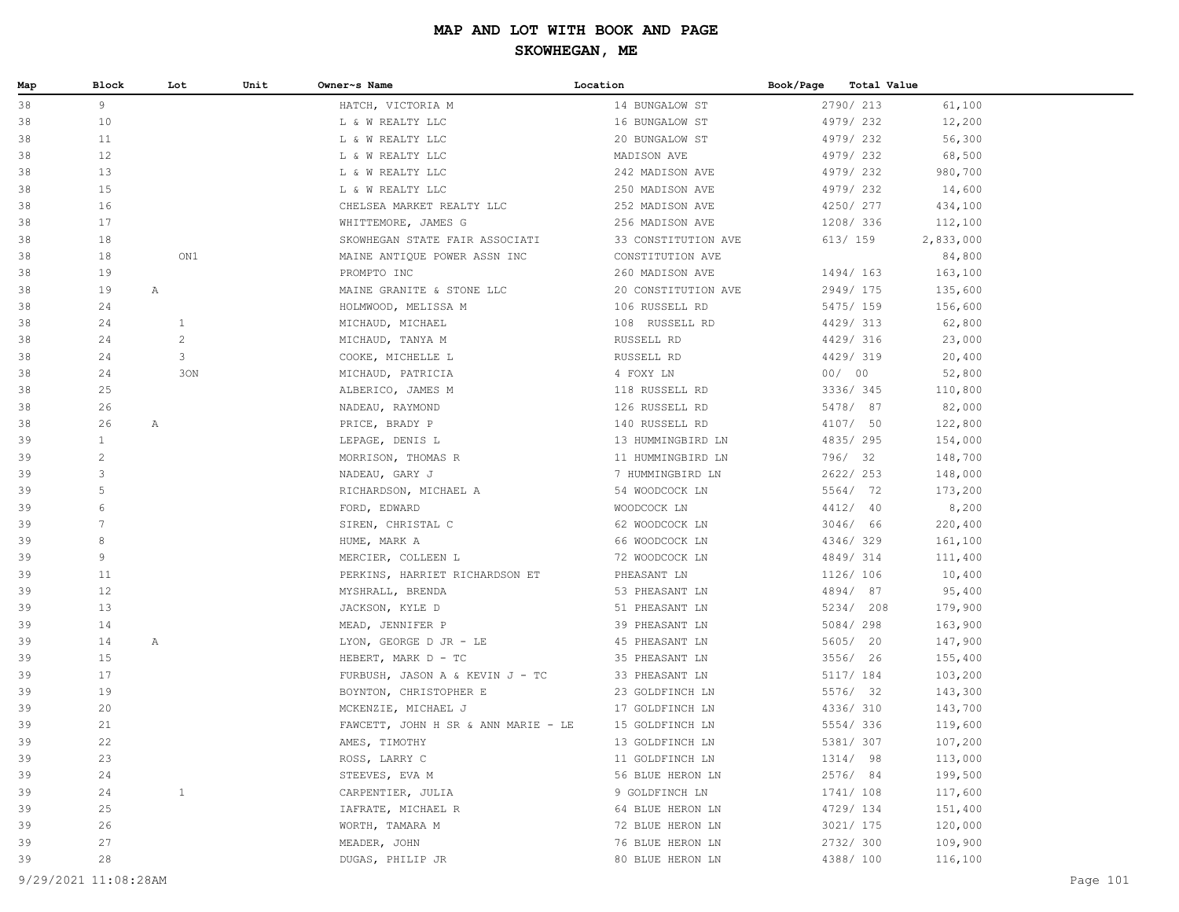# MAP AND LOT WITH BOOK AND PAGE

## SKOWHEGAN, ME

| Map | Block | Lot | Unit | Owner~s Name | Location | Book/Page | Total Value |
|---|---|---|---|---|---|---|---|
| 38 | 9 | | | HATCH, VICTORIA M | 14 BUNGALOW ST | 2790/ 213 | 61,100 |
| 38 | 10 | | | L & W REALTY LLC | 16 BUNGALOW ST | 4979/ 232 | 12,200 |
| 38 | 11 | | | L & W REALTY LLC | 20 BUNGALOW ST | 4979/ 232 | 56,300 |
| 38 | 12 | | | L & W REALTY LLC | MADISON AVE | 4979/ 232 | 68,500 |
| 38 | 13 | | | L & W REALTY LLC | 242 MADISON AVE | 4979/ 232 | 980,700 |
| 38 | 15 | | | L & W REALTY LLC | 250 MADISON AVE | 4979/ 232 | 14,600 |
| 38 | 16 | | | CHELSEA MARKET REALTY LLC | 252 MADISON AVE | 4250/ 277 | 434,100 |
| 38 | 17 | | | WHITTEMORE, JAMES G | 256 MADISON AVE | 1208/ 336 | 112,100 |
| 38 | 18 | | | SKOWHEGAN STATE FAIR ASSOCIATI | 33 CONSTITUTION AVE | 613/ 159 | 2,833,000 |
| 38 | 18 | ON1 | | MAINE ANTIQUE POWER ASSN INC | CONSTITUTION AVE | | 84,800 |
| 38 | 19 | | | PROMPTO INC | 260 MADISON AVE | 1494/ 163 | 163,100 |
| 38 | 19 | A | | MAINE GRANITE & STONE LLC | 20 CONSTITUTION AVE | 2949/ 175 | 135,600 |
| 38 | 24 | | | HOLMWOOD, MELISSA M | 106 RUSSELL RD | 5475/ 159 | 156,600 |
| 38 | 24 | 1 | | MICHAUD, MICHAEL | 108 RUSSELL RD | 4429/ 313 | 62,800 |
| 38 | 24 | 2 | | MICHAUD, TANYA M | RUSSELL RD | 4429/ 316 | 23,000 |
| 38 | 24 | 3 | | COOKE, MICHELLE L | RUSSELL RD | 4429/ 319 | 20,400 |
| 38 | 24 | 3ON | | MICHAUD, PATRICIA | 4 FOXY LN | 00/ 00 | 52,800 |
| 38 | 25 | | | ALBERICO, JAMES M | 118 RUSSELL RD | 3336/ 345 | 110,800 |
| 38 | 26 | | | NADEAU, RAYMOND | 126 RUSSELL RD | 5478/ 87 | 82,000 |
| 38 | 26 | A | | PRICE, BRADY P | 140 RUSSELL RD | 4107/ 50 | 122,800 |
| 39 | 1 | | | LEPAGE, DENIS L | 13 HUMMINGBIRD LN | 4835/ 295 | 154,000 |
| 39 | 2 | | | MORRISON, THOMAS R | 11 HUMMINGBIRD LN | 796/ 32 | 148,700 |
| 39 | 3 | | | NADEAU, GARY J | 7 HUMMINGBIRD LN | 2622/ 253 | 148,000 |
| 39 | 5 | | | RICHARDSON, MICHAEL A | 54 WOODCOCK LN | 5564/ 72 | 173,200 |
| 39 | 6 | | | FORD, EDWARD | WOODCOCK LN | 4412/ 40 | 8,200 |
| 39 | 7 | | | SIREN, CHRISTAL C | 62 WOODCOCK LN | 3046/ 66 | 220,400 |
| 39 | 8 | | | HUME, MARK A | 66 WOODCOCK LN | 4346/ 329 | 161,100 |
| 39 | 9 | | | MERCIER, COLLEEN L | 72 WOODCOCK LN | 4849/ 314 | 111,400 |
| 39 | 11 | | | PERKINS, HARRIET RICHARDSON ET | PHEASANT LN | 1126/ 106 | 10,400 |
| 39 | 12 | | | MYSHRALL, BRENDA | 53 PHEASANT LN | 4894/ 87 | 95,400 |
| 39 | 13 | | | JACKSON, KYLE D | 51 PHEASANT LN | 5234/ 208 | 179,900 |
| 39 | 14 | | | MEAD, JENNIFER P | 39 PHEASANT LN | 5084/ 298 | 163,900 |
| 39 | 14 | A | | LYON, GEORGE D JR - LE | 45 PHEASANT LN | 5605/ 20 | 147,900 |
| 39 | 15 | | | HEBERT, MARK D - TC | 35 PHEASANT LN | 3556/ 26 | 155,400 |
| 39 | 17 | | | FURBUSH, JASON A & KEVIN J - TC | 33 PHEASANT LN | 5117/ 184 | 103,200 |
| 39 | 19 | | | BOYNTON, CHRISTOPHER E | 23 GOLDFINCH LN | 5576/ 32 | 143,300 |
| 39 | 20 | | | MCKENZIE, MICHAEL J | 17 GOLDFINCH LN | 4336/ 310 | 143,700 |
| 39 | 21 | | | FAWCETT, JOHN H SR & ANN MARIE - LE | 15 GOLDFINCH LN | 5554/ 336 | 119,600 |
| 39 | 22 | | | AMES, TIMOTHY | 13 GOLDFINCH LN | 5381/ 307 | 107,200 |
| 39 | 23 | | | ROSS, LARRY C | 11 GOLDFINCH LN | 1314/ 98 | 113,000 |
| 39 | 24 | | | STEEVES, EVA M | 56 BLUE HERON LN | 2576/ 84 | 199,500 |
| 39 | 24 | 1 | | CARPENTIER, JULIA | 9 GOLDFINCH LN | 1741/ 108 | 117,600 |
| 39 | 25 | | | IAFRATE, MICHAEL R | 64 BLUE HERON LN | 4729/ 134 | 151,400 |
| 39 | 26 | | | WORTH, TAMARA M | 72 BLUE HERON LN | 3021/ 175 | 120,000 |
| 39 | 27 | | | MEADER, JOHN | 76 BLUE HERON LN | 2732/ 300 | 109,900 |
| 39 | 28 | | | DUGAS, PHILIP JR | 80 BLUE HERON LN | 4388/ 100 | 116,100 |

9/29/2021 11:08:28AM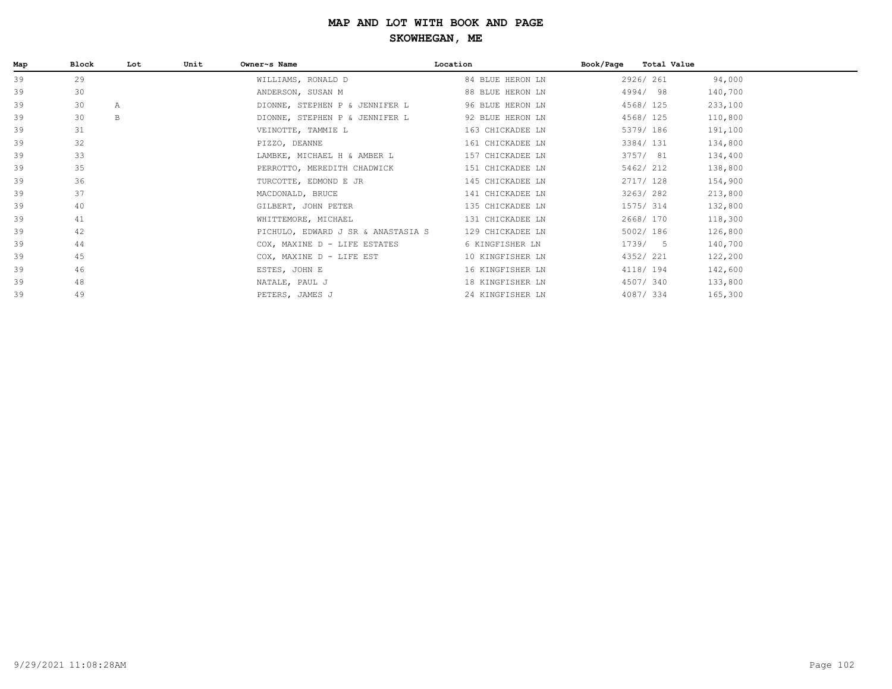# MAP AND LOT WITH BOOK AND PAGE

## SKOWHEGAN, ME

| Map | Block | Lot | Unit | Owner~s Name | Location | Book/Page | Total Value |
|---|---|---|---|---|---|---|---|
| 39 | 29 | | | WILLIAMS, RONALD D | 84 BLUE HERON LN | 2926/ 261 | 94,000 |
| 39 | 30 | | | ANDERSON, SUSAN M | 88 BLUE HERON LN | 4994/ 98 | 140,700 |
| 39 | 30 | A | | DIONNE, STEPHEN P & JENNIFER L | 96 BLUE HERON LN | 4568/ 125 | 233,100 |
| 39 | 30 | B | | DIONNE, STEPHEN P & JENNIFER L | 92 BLUE HERON LN | 4568/ 125 | 110,800 |
| 39 | 31 | | | VEINOTTE, TAMMIE L | 163 CHICKADEE LN | 5379/ 186 | 191,100 |
| 39 | 32 | | | PIZZO, DEANNE | 161 CHICKADEE LN | 3384/ 131 | 134,800 |
| 39 | 33 | | | LAMBKE, MICHAEL H & AMBER L | 157 CHICKADEE LN | 3757/ 81 | 134,400 |
| 39 | 35 | | | PERROTTO, MEREDITH CHADWICK | 151 CHICKADEE LN | 5462/ 212 | 138,800 |
| 39 | 36 | | | TURCOTTE, EDMOND E JR | 145 CHICKADEE LN | 2717/ 128 | 154,900 |
| 39 | 37 | | | MACDONALD, BRUCE | 141 CHICKADEE LN | 3263/ 282 | 213,800 |
| 39 | 40 | | | GILBERT, JOHN PETER | 135 CHICKADEE LN | 1575/ 314 | 132,800 |
| 39 | 41 | | | WHITTEMORE, MICHAEL | 131 CHICKADEE LN | 2668/ 170 | 118,300 |
| 39 | 42 | | | PICHULO, EDWARD J SR & ANASTASIA S | 129 CHICKADEE LN | 5002/ 186 | 126,800 |
| 39 | 44 | | | COX, MAXINE D - LIFE ESTATES | 6 KINGFISHER LN | 1739/ 5 | 140,700 |
| 39 | 45 | | | COX, MAXINE D - LIFE EST | 10 KINGFISHER LN | 4352/ 221 | 122,200 |
| 39 | 46 | | | ESTES, JOHN E | 16 KINGFISHER LN | 4118/ 194 | 142,600 |
| 39 | 48 | | | NATALE, PAUL J | 18 KINGFISHER LN | 4507/ 340 | 133,800 |
| 39 | 49 | | | PETERS, JAMES J | 24 KINGFISHER LN | 4087/ 334 | 165,300 |

9/29/2021 11:08:28AM